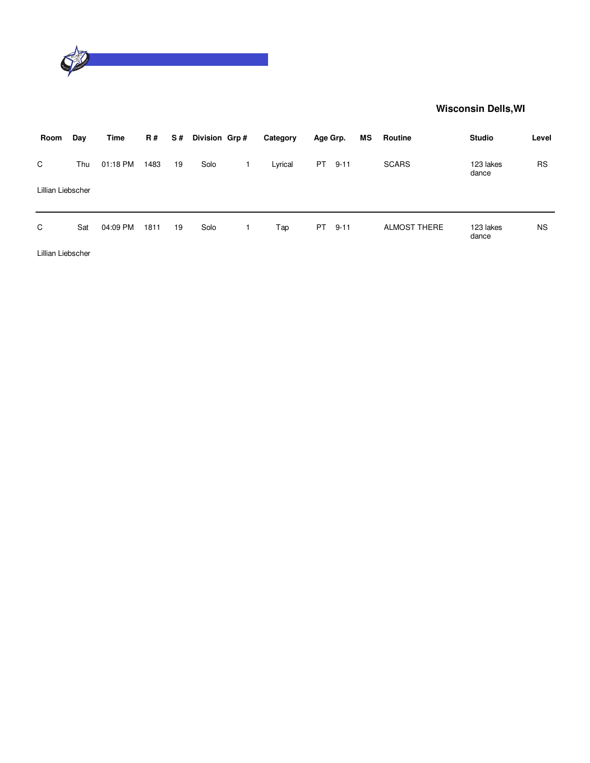**Wisconsin Dells,WI**

| Room | Day | Time | R # | S # | Division | Grp # | Category | Age Grp. | | MS | Routine | Studio | Level |
|---|---|---|---|---|---|---|---|---|---|---|---|---|---|
| C | Thu | 01:18 PM | 1483 | 19 | Solo | 1 | Lyrical | PT | 9-11 | | SCARS | 123 lakes dance | RS |
| Lillian Liebscher | | | | | | | | | | | | | |
| C | Sat | 04:09 PM | 1811 | 19 | Solo | 1 | Tap | PT | 9-11 | | ALMOST THERE | 123 lakes dance | NS |
| Lillian Liebscher | | | | | | | | | | | | | |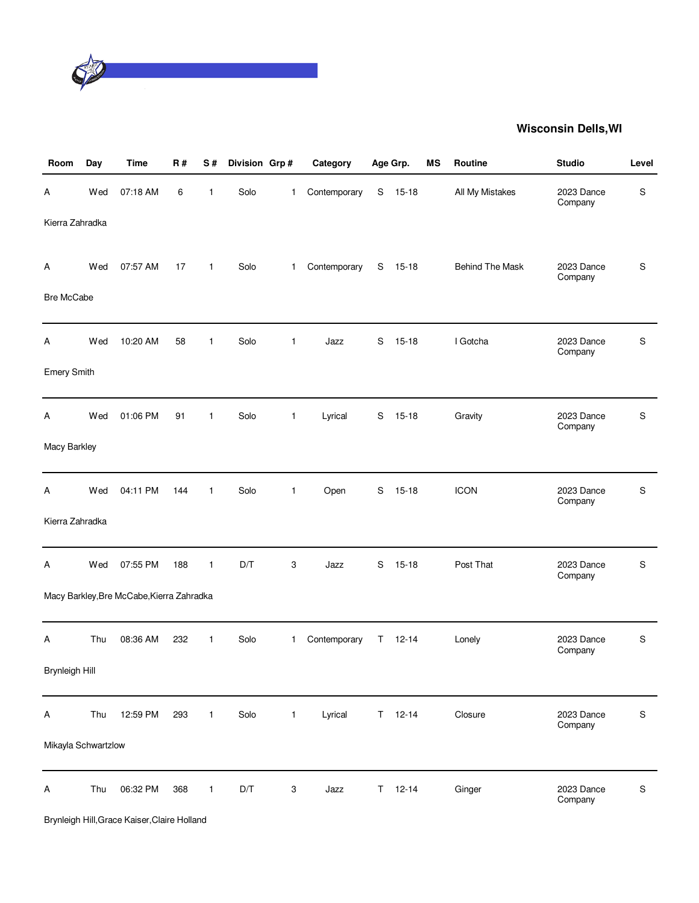**Wisconsin Dells,WI**

| Room | Day | Time | R # | S # | Division | Grp # | Category | Age Grp. | | MS | Routine | Studio | Level |
|---|---|---|---|---|---|---|---|---|---|---|---|---|---|
| A | Wed | 07:18 AM | 6 | 1 | Solo | 1 | Contemporary | S | 15-18 | | All My Mistakes | 2023 Dance Company | S |
| Kierra Zahradka | | | | | | | | | | | | | |
| A | Wed | 07:57 AM | 17 | 1 | Solo | 1 | Contemporary | S | 15-18 | | Behind The Mask | 2023 Dance Company | S |
| Bre McCabe | | | | | | | | | | | | | |
| A | Wed | 10:20 AM | 58 | 1 | Solo | 1 | Jazz | S | 15-18 | | I Gotcha | 2023 Dance Company | S |
| Emery Smith | | | | | | | | | | | | | |
| A | Wed | 01:06 PM | 91 | 1 | Solo | 1 | Lyrical | S | 15-18 | | Gravity | 2023 Dance Company | S |
| Macy Barkley | | | | | | | | | | | | | |
| A | Wed | 04:11 PM | 144 | 1 | Solo | 1 | Open | S | 15-18 | | ICON | 2023 Dance Company | S |
| Kierra Zahradka | | | | | | | | | | | | | |
| A | Wed | 07:55 PM | 188 | 1 | D/T | 3 | Jazz | S | 15-18 | | Post That | 2023 Dance Company | S |
| Macy Barkley,Bre McCabe,Kierra Zahradka | | | | | | | | | | | | | |
| A | Thu | 08:36 AM | 232 | 1 | Solo | 1 | Contemporary | T | 12-14 | | Lonely | 2023 Dance Company | S |
| Brynleigh Hill | | | | | | | | | | | | | |
| A | Thu | 12:59 PM | 293 | 1 | Solo | 1 | Lyrical | T | 12-14 | | Closure | 2023 Dance Company | S |
| Mikayla Schwartzlow | | | | | | | | | | | | | |
| A | Thu | 06:32 PM | 368 | 1 | D/T | 3 | Jazz | T | 12-14 | | Ginger | 2023 Dance Company | S |
| Brynleigh Hill,Grace Kaiser,Claire Holland | | | | | | | | | | | | | |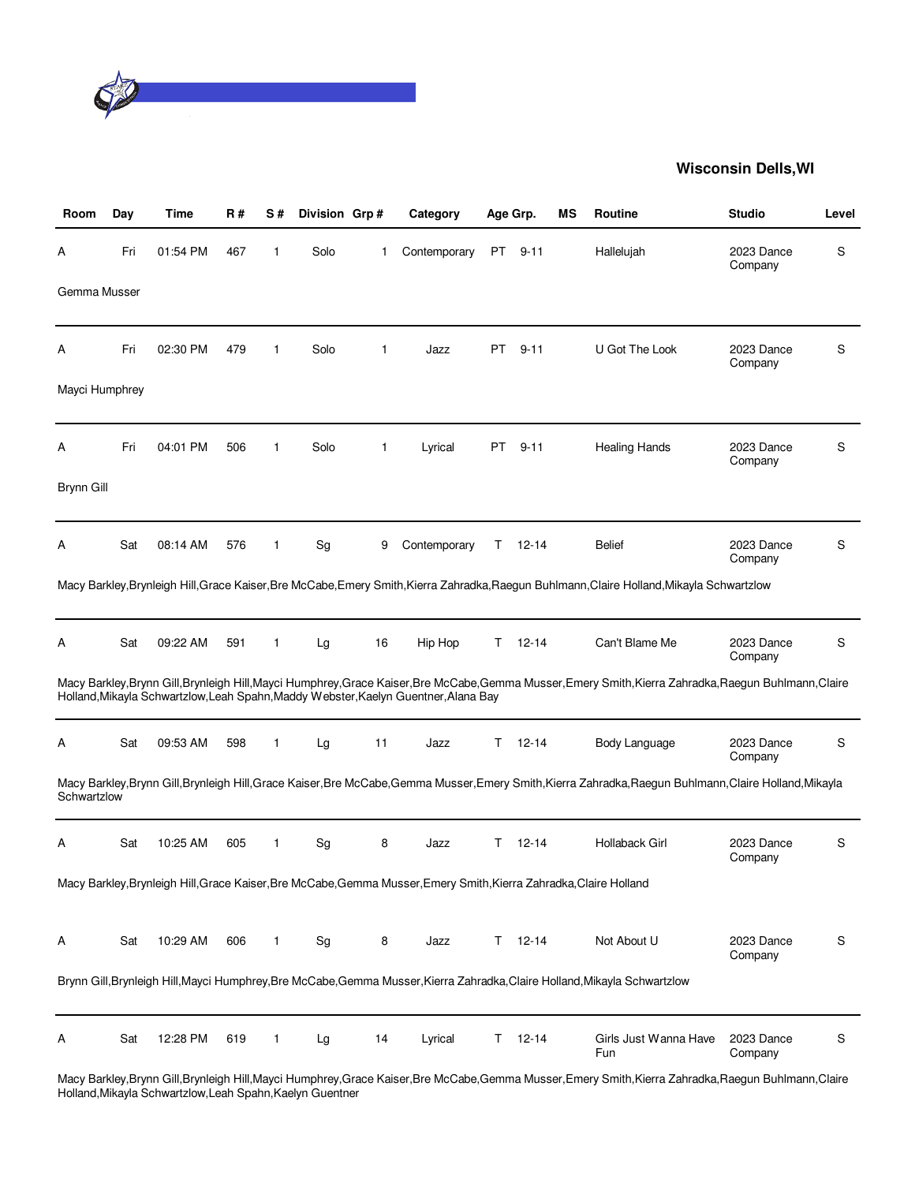**Wisconsin Dells,WI**

| Room | Day | Time | R # | S # | Division | Grp # | Category | Age Grp. | | MS | Routine | Studio | Level |
|---|---|---|---|---|---|---|---|---|---|---|---|---|---|
| A | Fri | 01:54 PM | 467 | 1 | Solo | 1 | Contemporary | PT | 9-11 | | Hallelujah | 2023 Dance Company | S |
| Gemma Musser | | | | | | | | | | | | | |
| A | Fri | 02:30 PM | 479 | 1 | Solo | 1 | Jazz | PT | 9-11 | | U Got The Look | 2023 Dance Company | S |
| Mayci Humphrey | | | | | | | | | | | | | |
| A | Fri | 04:01 PM | 506 | 1 | Solo | 1 | Lyrical | PT | 9-11 | | Healing Hands | 2023 Dance Company | S |
| Brynn Gill | | | | | | | | | | | | | |
| A | Sat | 08:14 AM | 576 | 1 | Sg | 9 | Contemporary | T | 12-14 | | Belief | 2023 Dance Company | S |
| Macy Barkley,Brynleigh Hill,Grace Kaiser,Bre McCabe,Emery Smith,Kierra Zahradka,Raegun Buhlmann,Claire Holland,Mikayla Schwartzlow | | | | | | | | | | | | | |
| A | Sat | 09:22 AM | 591 | 1 | Lg | 16 | Hip Hop | T | 12-14 | | Can't Blame Me | 2023 Dance Company | S |
| Macy Barkley,Brynn Gill,Brynleigh Hill,Mayci Humphrey,Grace Kaiser,Bre McCabe,Gemma Musser,Emery Smith,Kierra Zahradka,Raegun Buhlmann,Claire Holland,Mikayla Schwartzlow,Leah Spahn,Maddy Webster,Kaelyn Guentner,Alana Bay | | | | | | | | | | | | | |
| A | Sat | 09:53 AM | 598 | 1 | Lg | 11 | Jazz | T | 12-14 | | Body Language | 2023 Dance Company | S |
| Macy Barkley,Brynn Gill,Brynleigh Hill,Grace Kaiser,Bre McCabe,Gemma Musser,Emery Smith,Kierra Zahradka,Raegun Buhlmann,Claire Holland,Mikayla Schwartzlow | | | | | | | | | | | | | |
| A | Sat | 10:25 AM | 605 | 1 | Sg | 8 | Jazz | T | 12-14 | | Hollaback Girl | 2023 Dance Company | S |
| Macy Barkley,Brynleigh Hill,Grace Kaiser,Bre McCabe,Gemma Musser,Emery Smith,Kierra Zahradka,Claire Holland | | | | | | | | | | | | | |
| A | Sat | 10:29 AM | 606 | 1 | Sg | 8 | Jazz | T | 12-14 | | Not About U | 2023 Dance Company | S |
| Brynn Gill,Brynleigh Hill,Mayci Humphrey,Bre McCabe,Gemma Musser,Kierra Zahradka,Claire Holland,Mikayla Schwartzlow | | | | | | | | | | | | | |
| A | Sat | 12:28 PM | 619 | 1 | Lg | 14 | Lyrical | T | 12-14 | | Girls Just Wanna Have Fun | 2023 Dance Company | S |
| Macy Barkley,Brynn Gill,Brynleigh Hill,Mayci Humphrey,Grace Kaiser,Bre McCabe,Gemma Musser,Emery Smith,Kierra Zahradka,Raegun Buhlmann,Claire Holland,Mikayla Schwartzlow,Leah Spahn,Kaelyn Guentner | | | | | | | | | | | | | |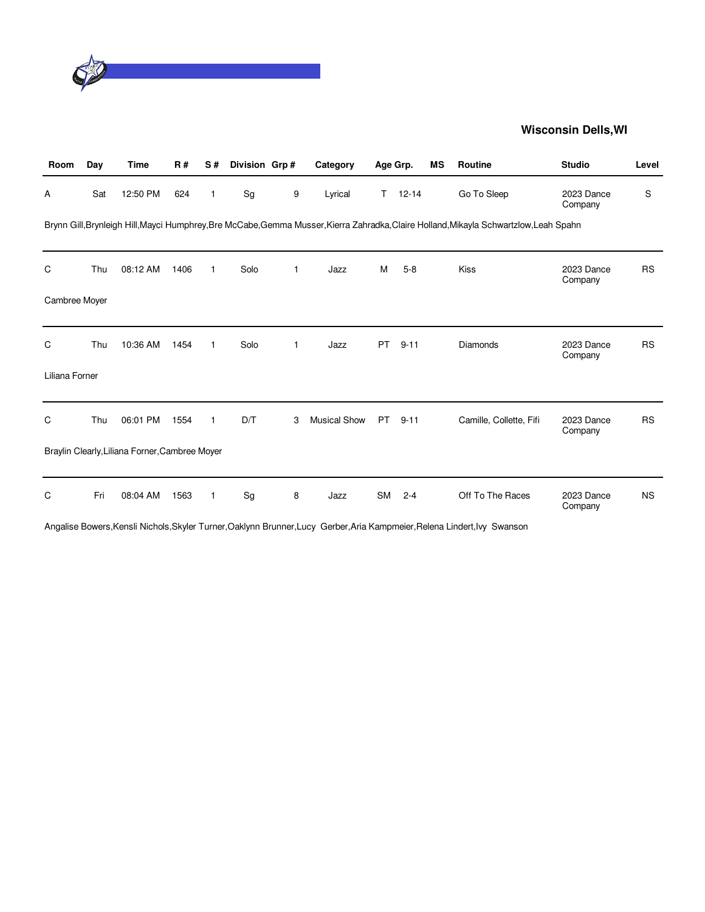**Wisconsin Dells,WI**

| Room | Day | Time | R # | S # | Division | Grp # | Category | Age Grp. | | MS | Routine | Studio | Level |
|---|---|---|---|---|---|---|---|---|---|---|---|---|---|
| A | Sat | 12:50 PM | 624 | 1 | Sg | 9 | Lyrical | T | 12-14 | | Go To Sleep | 2023 Dance Company | S |
| Brynn Gill,Brynleigh Hill,Mayci Humphrey,Bre McCabe,Gemma Musser,Kierra Zahradka,Claire Holland,Mikayla Schwartzlow,Leah Spahn | | | | | | | | | | | | | |
| C | Thu | 08:12 AM | 1406 | 1 | Solo | 1 | Jazz | M | 5-8 | | Kiss | 2023 Dance Company | RS |
| Cambree Moyer | | | | | | | | | | | | | |
| C | Thu | 10:36 AM | 1454 | 1 | Solo | 1 | Jazz | PT | 9-11 | | Diamonds | 2023 Dance Company | RS |
| Liliana Forner | | | | | | | | | | | | | |
| C | Thu | 06:01 PM | 1554 | 1 | D/T | 3 | Musical Show | PT | 9-11 | | Camille, Collette, Fifi | 2023 Dance Company | RS |
| Braylin Clearly,Liliana Forner,Cambree Moyer | | | | | | | | | | | | | |
| C | Fri | 08:04 AM | 1563 | 1 | Sg | 8 | Jazz | SM | 2-4 | | Off To The Races | 2023 Dance Company | NS |
| Angalise Bowers,Kensli Nichols,Skyler Turner,Oaklynn Brunner,Lucy Gerber,Aria Kampmeier,Relena Lindert,Ivy Swanson | | | | | | | | | | | | | |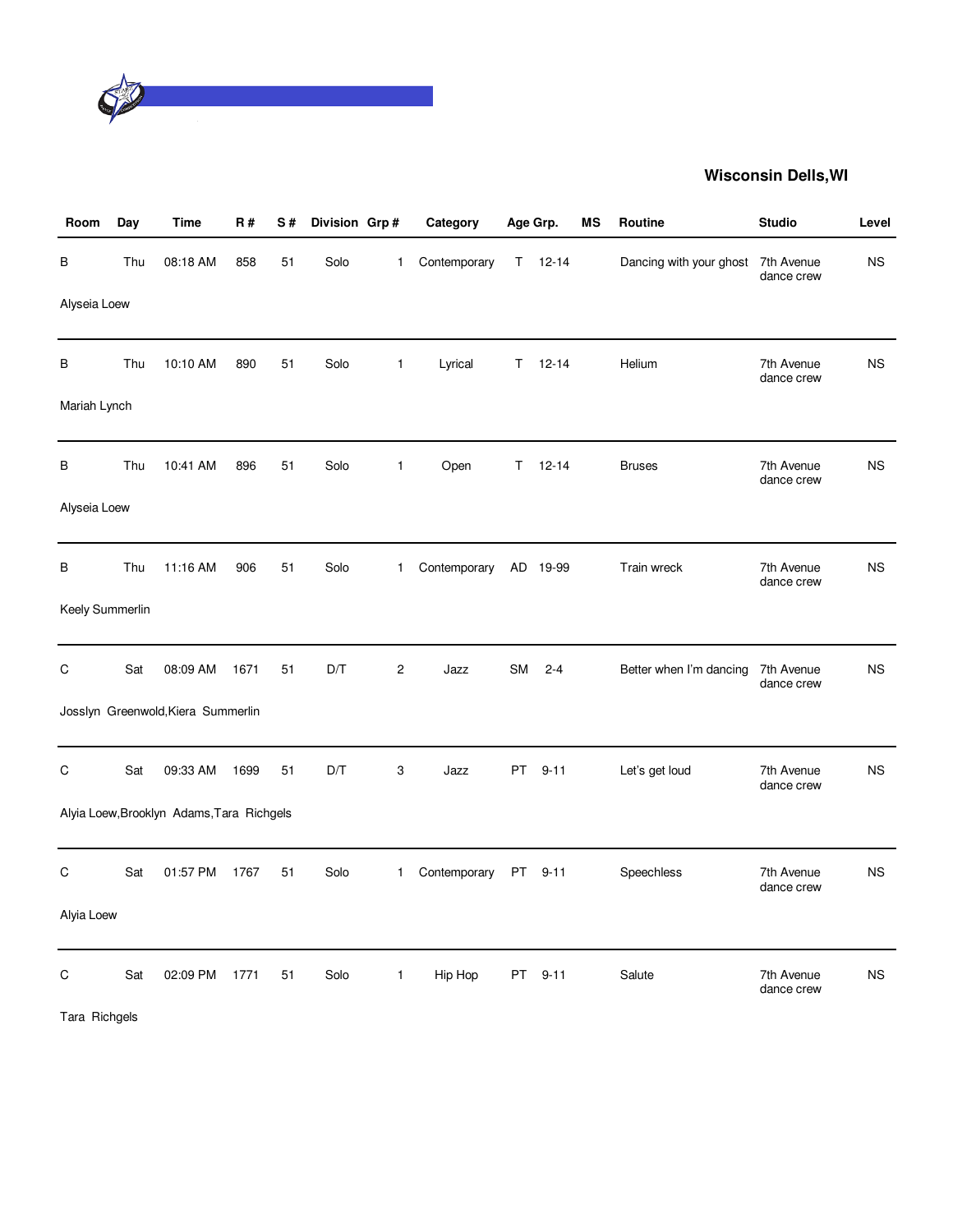## Wisconsin Dells,WI

| Room | Day | Time | R # | S # | Division | Grp # | Category | Age Grp. | | MS | Routine | Studio | Level |
|---|---|---|---|---|---|---|---|---|---|---|---|---|---|
| B | Thu | 08:18 AM | 858 | 51 | Solo | 1 | Contemporary | T | 12-14 | | Dancing with your ghost | 7th Avenue dance crew | NS |
| Alyseia Loew | | | | | | | | | | | | | |
| B | Thu | 10:10 AM | 890 | 51 | Solo | 1 | Lyrical | T | 12-14 | | Helium | 7th Avenue dance crew | NS |
| Mariah Lynch | | | | | | | | | | | | | |
| B | Thu | 10:41 AM | 896 | 51 | Solo | 1 | Open | T | 12-14 | | Bruses | 7th Avenue dance crew | NS |
| Alyseia Loew | | | | | | | | | | | | | |
| B | Thu | 11:16 AM | 906 | 51 | Solo | 1 | Contemporary | AD | 19-99 | | Train wreck | 7th Avenue dance crew | NS |
| Keely Summerlin | | | | | | | | | | | | | |
| C | Sat | 08:09 AM | 1671 | 51 | D/T | 2 | Jazz | SM | 2-4 | | Better when I'm dancing | 7th Avenue dance crew | NS |
| Josslyn Greenwold,Kiera Summerlin | | | | | | | | | | | | | |
| C | Sat | 09:33 AM | 1699 | 51 | D/T | 3 | Jazz | PT | 9-11 | | Let's get loud | 7th Avenue dance crew | NS |
| Alyia Loew,Brooklyn Adams,Tara Richgels | | | | | | | | | | | | | |
| C | Sat | 01:57 PM | 1767 | 51 | Solo | 1 | Contemporary | PT | 9-11 | | Speechless | 7th Avenue dance crew | NS |
| Alyia Loew | | | | | | | | | | | | | |
| C | Sat | 02:09 PM | 1771 | 51 | Solo | 1 | Hip Hop | PT | 9-11 | | Salute | 7th Avenue dance crew | NS |
| Tara Richgels | | | | | | | | | | | | | |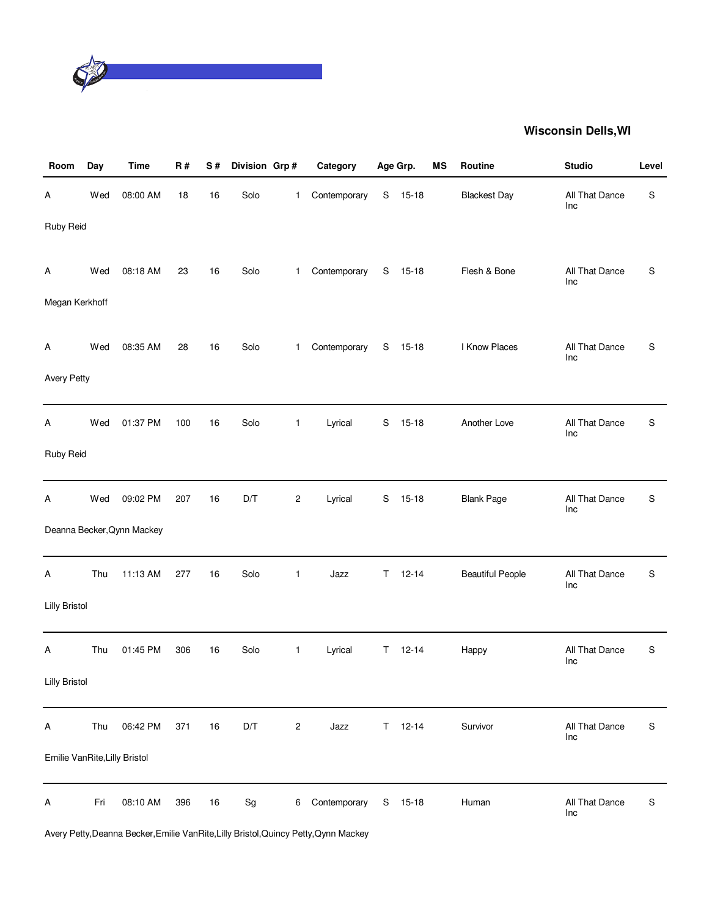## Wisconsin Dells,WI

| Room | Day | Time | R # | S # | Division | Grp # | Category | Age Grp. | | MS | Routine | Studio | Level |
|---|---|---|---|---|---|---|---|---|---|---|---|---|---|
| A | Wed | 08:00 AM | 18 | 16 | Solo | 1 | Contemporary | S | 15-18 | | Blackest Day | All That Dance Inc | S |
| Ruby Reid | | | | | | | | | | | | | |
| A | Wed | 08:18 AM | 23 | 16 | Solo | 1 | Contemporary | S | 15-18 | | Flesh & Bone | All That Dance Inc | S |
| Megan Kerkhoff | | | | | | | | | | | | | |
| A | Wed | 08:35 AM | 28 | 16 | Solo | 1 | Contemporary | S | 15-18 | | I Know Places | All That Dance Inc | S |
| Avery Petty | | | | | | | | | | | | | |
| A | Wed | 01:37 PM | 100 | 16 | Solo | 1 | Lyrical | S | 15-18 | | Another Love | All That Dance Inc | S |
| Ruby Reid | | | | | | | | | | | | | |
| A | Wed | 09:02 PM | 207 | 16 | D/T | 2 | Lyrical | S | 15-18 | | Blank Page | All That Dance Inc | S |
| Deanna Becker,Qynn Mackey | | | | | | | | | | | | | |
| A | Thu | 11:13 AM | 277 | 16 | Solo | 1 | Jazz | T | 12-14 | | Beautiful People | All That Dance Inc | S |
| Lilly Bristol | | | | | | | | | | | | | |
| A | Thu | 01:45 PM | 306 | 16 | Solo | 1 | Lyrical | T | 12-14 | | Happy | All That Dance Inc | S |
| Lilly Bristol | | | | | | | | | | | | | |
| A | Thu | 06:42 PM | 371 | 16 | D/T | 2 | Jazz | T | 12-14 | | Survivor | All That Dance Inc | S |
| Emilie VanRite,Lilly Bristol | | | | | | | | | | | | | |
| A | Fri | 08:10 AM | 396 | 16 | Sg | 6 | Contemporary | S | 15-18 | | Human | All That Dance Inc | S |
| Avery Petty,Deanna Becker,Emilie VanRite,Lilly Bristol,Quincy Petty,Qynn Mackey | | | | | | | | | | | | | |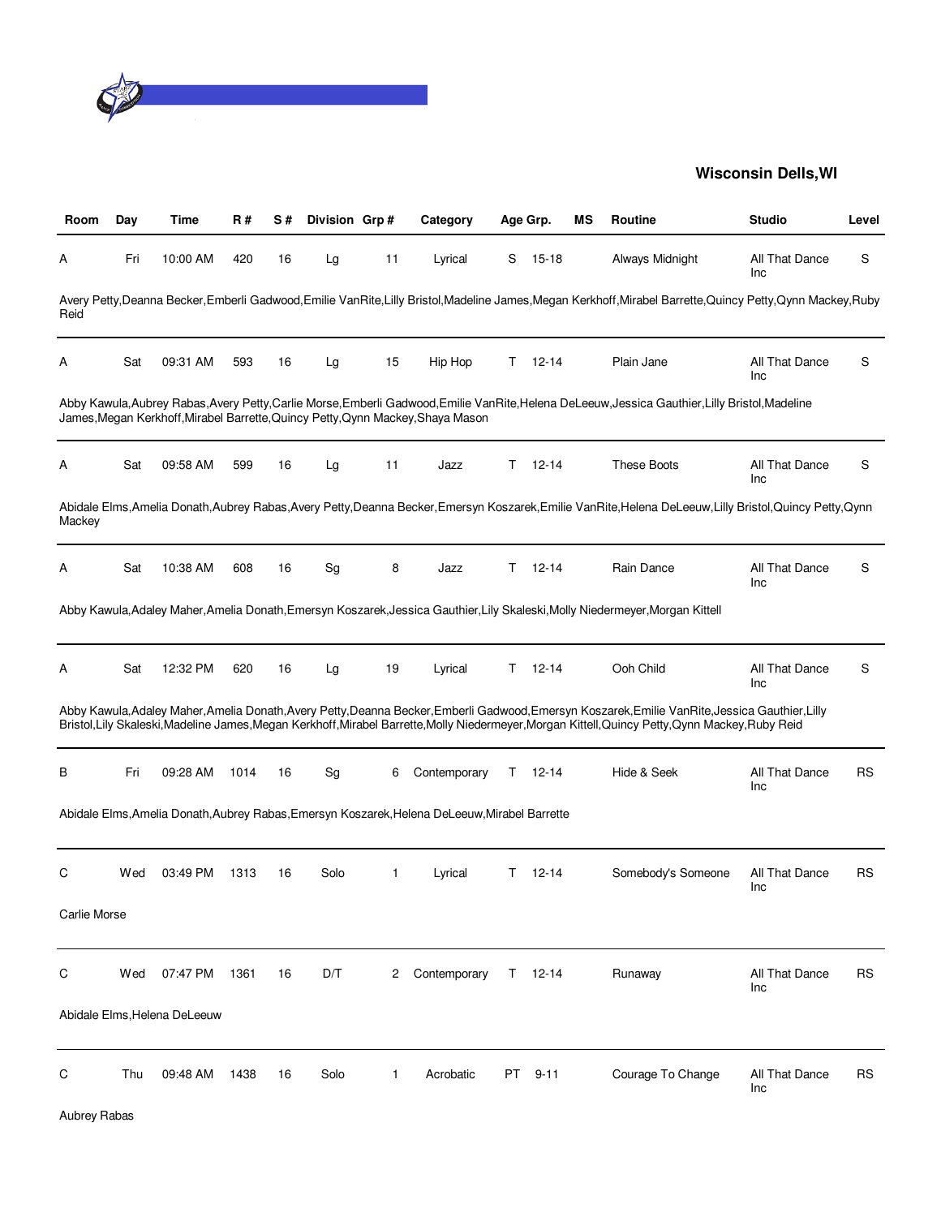**Wisconsin Dells,WI**

| Room | Day | Time | R # | S # | Division | Grp # | Category | Age Grp. | | MS | Routine | Studio | Level |
|---|---|---|---|---|---|---|---|---|---|---|---|---|---|
| A | Fri | 10:00 AM | 420 | 16 | Lg | 11 | Lyrical | S | 15-18 | | Always Midnight | All That Dance Inc | S |
| Avery Petty,Deanna Becker,Emberli Gadwood,Emilie VanRite,Lilly Bristol,Madeline James,Megan Kerkhoff,Mirabel Barrette,Quincy Petty,Qynn Mackey,Ruby Reid | | | | | | | | | | | | | |
| A | Sat | 09:31 AM | 593 | 16 | Lg | 15 | Hip Hop | T | 12-14 | | Plain Jane | All That Dance Inc | S |
| Abby Kawula,Aubrey Rabas,Avery Petty,Carlie Morse,Emberli Gadwood,Emilie VanRite,Helena DeLeeuw,Jessica Gauthier,Lilly Bristol,Madeline James,Megan Kerkhoff,Mirabel Barrette,Quincy Petty,Qynn Mackey,Shaya Mason | | | | | | | | | | | | | |
| A | Sat | 09:58 AM | 599 | 16 | Lg | 11 | Jazz | T | 12-14 | | These Boots | All That Dance Inc | S |
| Abidale Elms,Amelia Donath,Aubrey Rabas,Avery Petty,Deanna Becker,Emersyn Koszarek,Emilie VanRite,Helena DeLeeuw,Lilly Bristol,Quincy Petty,Qynn Mackey | | | | | | | | | | | | | |
| A | Sat | 10:38 AM | 608 | 16 | Sg | 8 | Jazz | T | 12-14 | | Rain Dance | All That Dance Inc | S |
| Abby Kawula,Adaley Maher,Amelia Donath,Emersyn Koszarek,Jessica Gauthier,Lily Skaleski,Molly Niedermeyer,Morgan Kittell | | | | | | | | | | | | | |
| A | Sat | 12:32 PM | 620 | 16 | Lg | 19 | Lyrical | T | 12-14 | | Ooh Child | All That Dance Inc | S |
| Abby Kawula,Adaley Maher,Amelia Donath,Avery Petty,Deanna Becker,Emberli Gadwood,Emersyn Koszarek,Emilie VanRite,Jessica Gauthier,Lilly Bristol,Lily Skaleski,Madeline James,Megan Kerkhoff,Mirabel Barrette,Molly Niedermeyer,Morgan Kittell,Quincy Petty,Qynn Mackey,Ruby Reid | | | | | | | | | | | | | |
| B | Fri | 09:28 AM | 1014 | 16 | Sg | 6 | Contemporary | T | 12-14 | | Hide & Seek | All That Dance Inc | RS |
| Abidale Elms,Amelia Donath,Aubrey Rabas,Emersyn Koszarek,Helena DeLeeuw,Mirabel Barrette | | | | | | | | | | | | | |
| C | Wed | 03:49 PM | 1313 | 16 | Solo | 1 | Lyrical | T | 12-14 | | Somebody's Someone | All That Dance Inc | RS |
| Carlie Morse | | | | | | | | | | | | | |
| C | Wed | 07:47 PM | 1361 | 16 | D/T | 2 | Contemporary | T | 12-14 | | Runaway | All That Dance Inc | RS |
| Abidale Elms,Helena DeLeeuw | | | | | | | | | | | | | |
| C | Thu | 09:48 AM | 1438 | 16 | Solo | 1 | Acrobatic | PT | 9-11 | | Courage To Change | All That Dance Inc | RS |
| Aubrey Rabas | | | | | | | | | | | | | |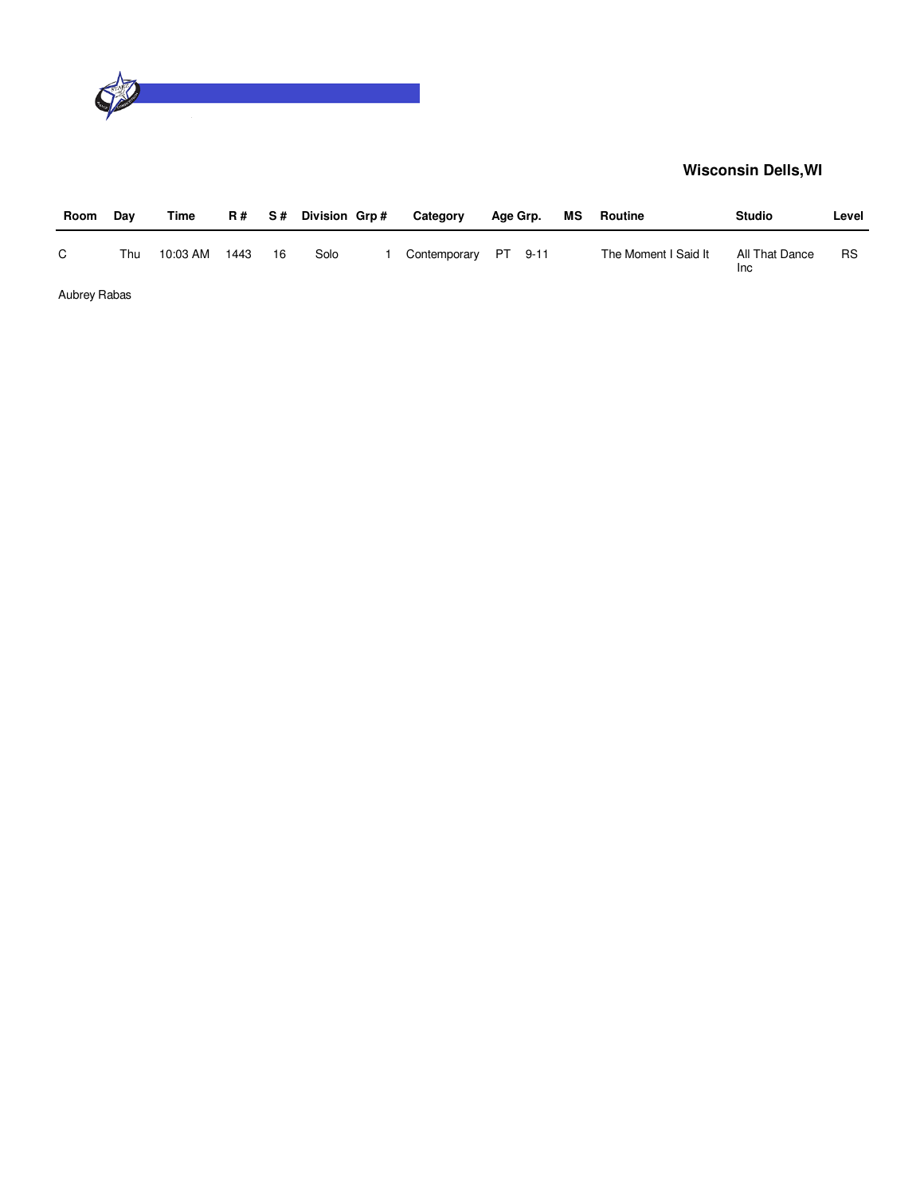**Wisconsin Dells,WI**

| Room | Day | Time | R # | S # | Division | Grp # | Category | Age Grp. | MS | Routine | Studio | Level |
|---|---|---|---|---|---|---|---|---|---|---|---|---|
| C | Thu | 10:03 AM | 1443 | 16 | Solo | 1 | Contemporary | PT 9-11 | | The Moment I Said It | All That Dance Inc | RS |

Aubrey Rabas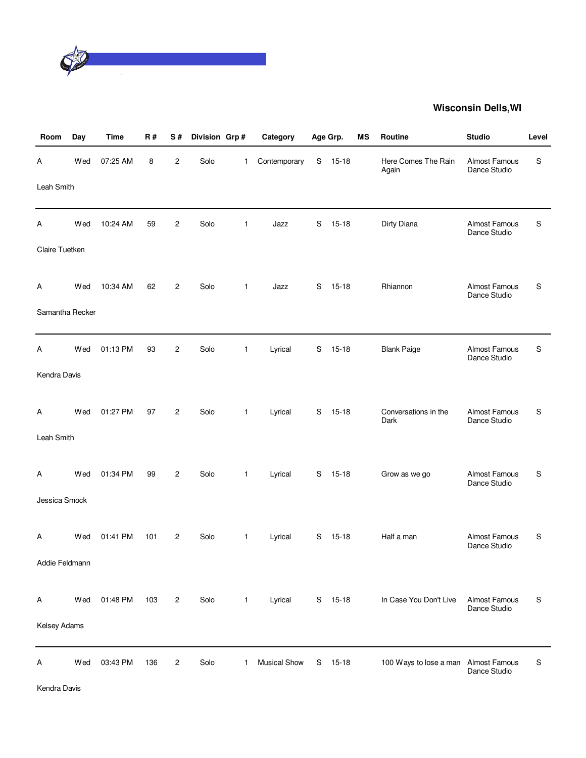## Wisconsin Dells,WI

| Room | Day | Time | R # | S # | Division | Grp # | Category | Age Grp. | | MS | Routine | Studio | Level |
|---|---|---|---|---|---|---|---|---|---|---|---|---|---|
| A | Wed | 07:25 AM | 8 | 2 | Solo | 1 | Contemporary | S | 15-18 | | Here Comes The Rain Again | Almost Famous Dance Studio | S |
| Leah Smith | | | | | | | | | | | | | |
| A | Wed | 10:24 AM | 59 | 2 | Solo | 1 | Jazz | S | 15-18 | | Dirty Diana | Almost Famous Dance Studio | S |
| Claire Tuetken | | | | | | | | | | | | | |
| A | Wed | 10:34 AM | 62 | 2 | Solo | 1 | Jazz | S | 15-18 | | Rhiannon | Almost Famous Dance Studio | S |
| Samantha Recker | | | | | | | | | | | | | |
| A | Wed | 01:13 PM | 93 | 2 | Solo | 1 | Lyrical | S | 15-18 | | Blank Paige | Almost Famous Dance Studio | S |
| Kendra Davis | | | | | | | | | | | | | |
| A | Wed | 01:27 PM | 97 | 2 | Solo | 1 | Lyrical | S | 15-18 | | Conversations in the Dark | Almost Famous Dance Studio | S |
| Leah Smith | | | | | | | | | | | | | |
| A | Wed | 01:34 PM | 99 | 2 | Solo | 1 | Lyrical | S | 15-18 | | Grow as we go | Almost Famous Dance Studio | S |
| Jessica Smock | | | | | | | | | | | | | |
| A | Wed | 01:41 PM | 101 | 2 | Solo | 1 | Lyrical | S | 15-18 | | Half a man | Almost Famous Dance Studio | S |
| Addie Feldmann | | | | | | | | | | | | | |
| A | Wed | 01:48 PM | 103 | 2 | Solo | 1 | Lyrical | S | 15-18 | | In Case You Don't Live | Almost Famous Dance Studio | S |
| Kelsey Adams | | | | | | | | | | | | | |
| A | Wed | 03:43 PM | 136 | 2 | Solo | 1 | Musical Show | S | 15-18 | | 100 Ways to lose a man | Almost Famous Dance Studio | S |
| Kendra Davis | | | | | | | | | | | | | |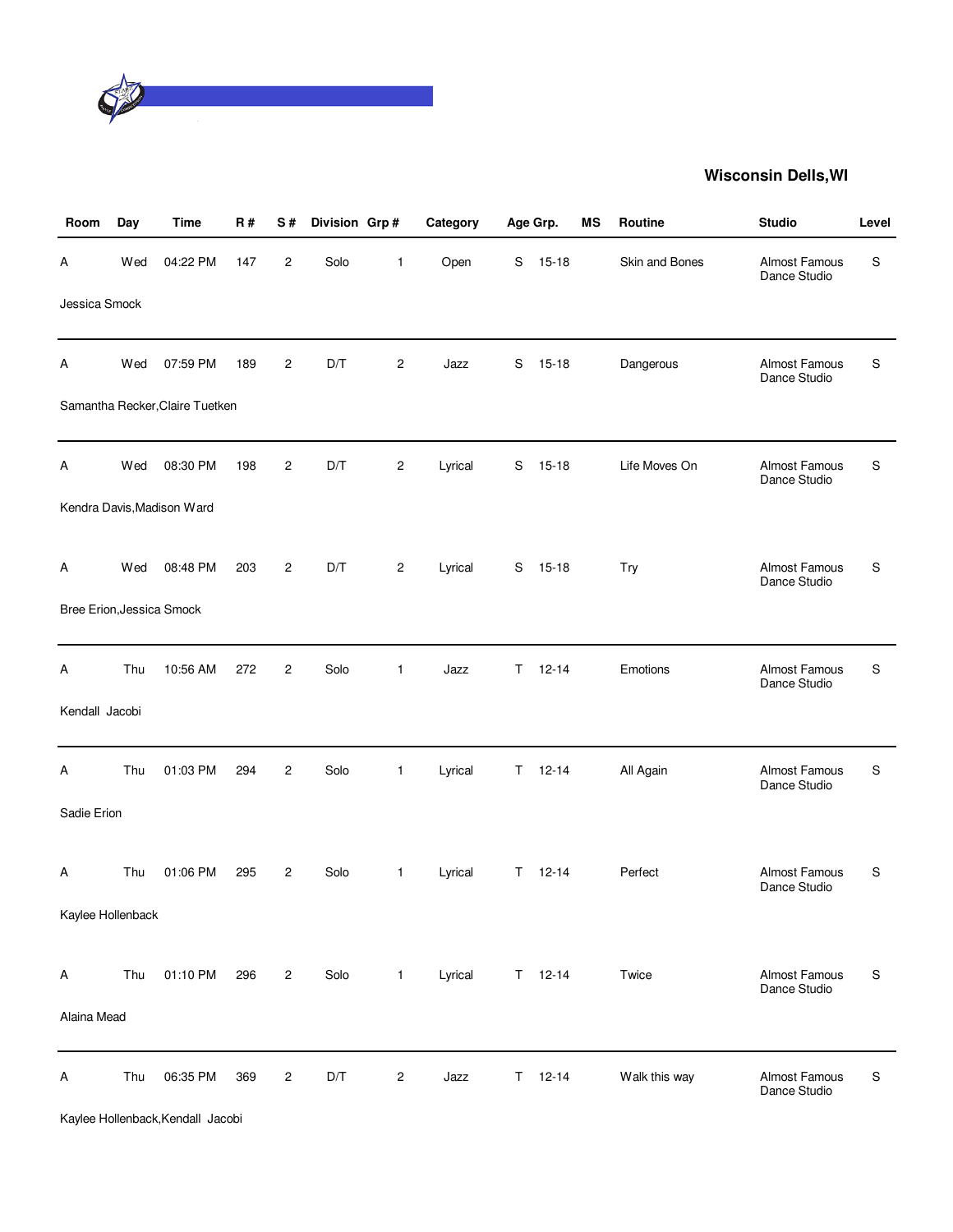## Wisconsin Dells,WI

| Room | Day | Time | R # | S # | Division | Grp # | Category | Age Grp. | | MS | Routine | Studio | Level |
|---|---|---|---|---|---|---|---|---|---|---|---|---|---|
| A | Wed | 04:22 PM | 147 | 2 | Solo | 1 | Open | S | 15-18 | | Skin and Bones | Almost Famous Dance Studio | S |
| Jessica Smock | | | | | | | | | | | | | |
| A | Wed | 07:59 PM | 189 | 2 | D/T | 2 | Jazz | S | 15-18 | | Dangerous | Almost Famous Dance Studio | S |
| Samantha Recker,Claire Tuetken | | | | | | | | | | | | | |
| A | Wed | 08:30 PM | 198 | 2 | D/T | 2 | Lyrical | S | 15-18 | | Life Moves On | Almost Famous Dance Studio | S |
| Kendra Davis,Madison Ward | | | | | | | | | | | | | |
| A | Wed | 08:48 PM | 203 | 2 | D/T | 2 | Lyrical | S | 15-18 | | Try | Almost Famous Dance Studio | S |
| Bree Erion,Jessica Smock | | | | | | | | | | | | | |
| A | Thu | 10:56 AM | 272 | 2 | Solo | 1 | Jazz | T | 12-14 | | Emotions | Almost Famous Dance Studio | S |
| Kendall Jacobi | | | | | | | | | | | | | |
| A | Thu | 01:03 PM | 294 | 2 | Solo | 1 | Lyrical | T | 12-14 | | All Again | Almost Famous Dance Studio | S |
| Sadie Erion | | | | | | | | | | | | | |
| A | Thu | 01:06 PM | 295 | 2 | Solo | 1 | Lyrical | T | 12-14 | | Perfect | Almost Famous Dance Studio | S |
| Kaylee Hollenback | | | | | | | | | | | | | |
| A | Thu | 01:10 PM | 296 | 2 | Solo | 1 | Lyrical | T | 12-14 | | Twice | Almost Famous Dance Studio | S |
| Alaina Mead | | | | | | | | | | | | | |
| A | Thu | 06:35 PM | 369 | 2 | D/T | 2 | Jazz | T | 12-14 | | Walk this way | Almost Famous Dance Studio | S |
| Kaylee Hollenback,Kendall Jacobi | | | | | | | | | | | | | |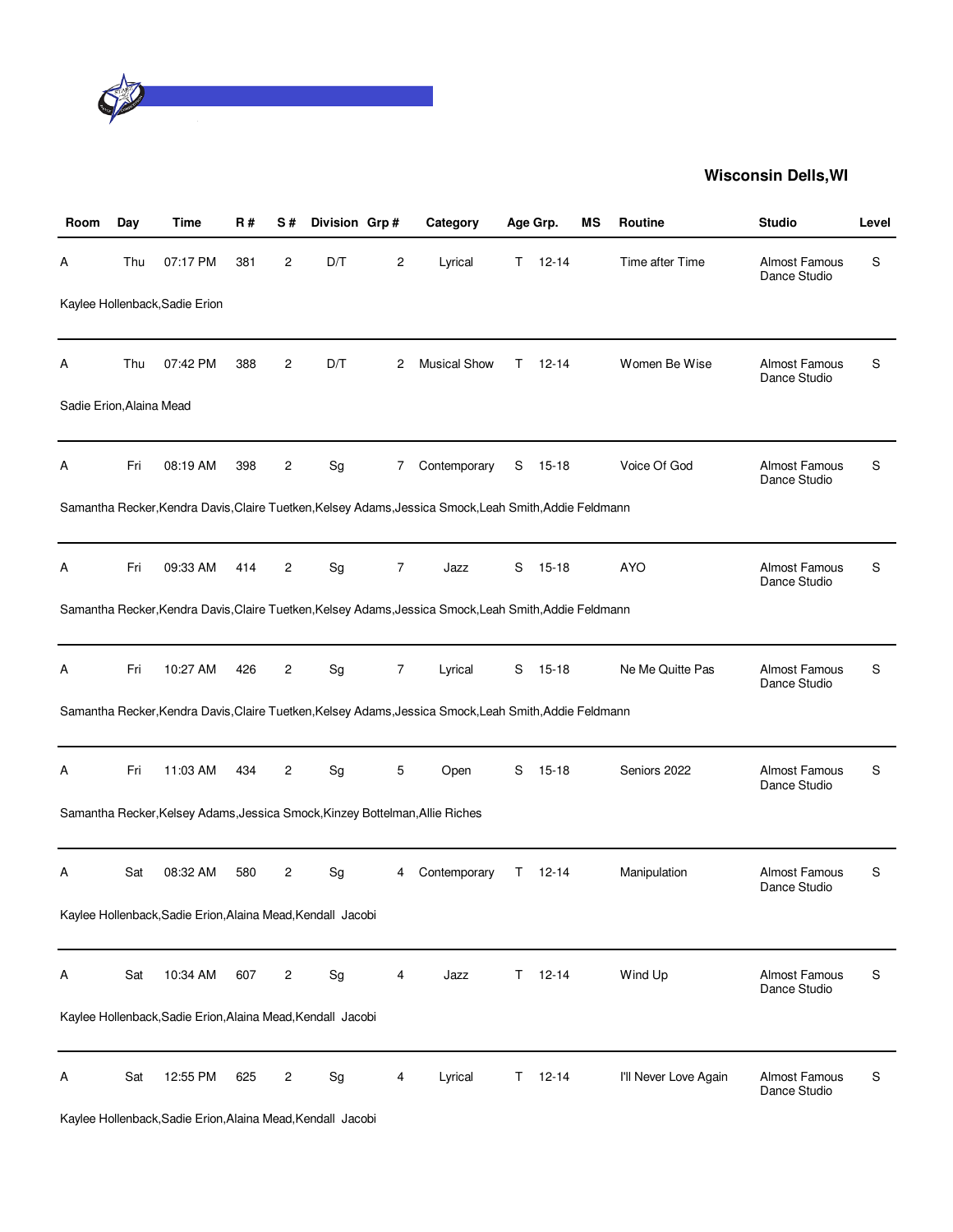## Wisconsin Dells,WI

| Room | Day | Time | R # | S # | Division | Grp # | Category | Age Grp. | | MS | Routine | Studio | Level |
|---|---|---|---|---|---|---|---|---|---|---|---|---|---|
| A | Thu | 07:17 PM | 381 | 2 | D/T | 2 | Lyrical | T | 12-14 | | Time after Time | Almost Famous Dance Studio | S |
| Kaylee Hollenback,Sadie Erion | | | | | | | | | | | | | |
| A | Thu | 07:42 PM | 388 | 2 | D/T | 2 | Musical Show | T | 12-14 | | Women Be Wise | Almost Famous Dance Studio | S |
| Sadie Erion,Alaina Mead | | | | | | | | | | | | | |
| A | Fri | 08:19 AM | 398 | 2 | Sg | 7 | Contemporary | S | 15-18 | | Voice Of God | Almost Famous Dance Studio | S |
| Samantha Recker,Kendra Davis,Claire Tuetken,Kelsey Adams,Jessica Smock,Leah Smith,Addie Feldmann | | | | | | | | | | | | | |
| A | Fri | 09:33 AM | 414 | 2 | Sg | 7 | Jazz | S | 15-18 | | AYO | Almost Famous Dance Studio | S |
| Samantha Recker,Kendra Davis,Claire Tuetken,Kelsey Adams,Jessica Smock,Leah Smith,Addie Feldmann | | | | | | | | | | | | | |
| A | Fri | 10:27 AM | 426 | 2 | Sg | 7 | Lyrical | S | 15-18 | | Ne Me Quitte Pas | Almost Famous Dance Studio | S |
| Samantha Recker,Kendra Davis,Claire Tuetken,Kelsey Adams,Jessica Smock,Leah Smith,Addie Feldmann | | | | | | | | | | | | | |
| A | Fri | 11:03 AM | 434 | 2 | Sg | 5 | Open | S | 15-18 | | Seniors 2022 | Almost Famous Dance Studio | S |
| Samantha Recker,Kelsey Adams,Jessica Smock,Kinzey Bottelman,Allie Riches | | | | | | | | | | | | | |
| A | Sat | 08:32 AM | 580 | 2 | Sg | 4 | Contemporary | T | 12-14 | | Manipulation | Almost Famous Dance Studio | S |
| Kaylee Hollenback,Sadie Erion,Alaina Mead,Kendall Jacobi | | | | | | | | | | | | | |
| A | Sat | 10:34 AM | 607 | 2 | Sg | 4 | Jazz | T | 12-14 | | Wind Up | Almost Famous Dance Studio | S |
| Kaylee Hollenback,Sadie Erion,Alaina Mead,Kendall Jacobi | | | | | | | | | | | | | |
| A | Sat | 12:55 PM | 625 | 2 | Sg | 4 | Lyrical | T | 12-14 | | I'll Never Love Again | Almost Famous Dance Studio | S |
| Kaylee Hollenback,Sadie Erion,Alaina Mead,Kendall Jacobi | | | | | | | | | | | | | |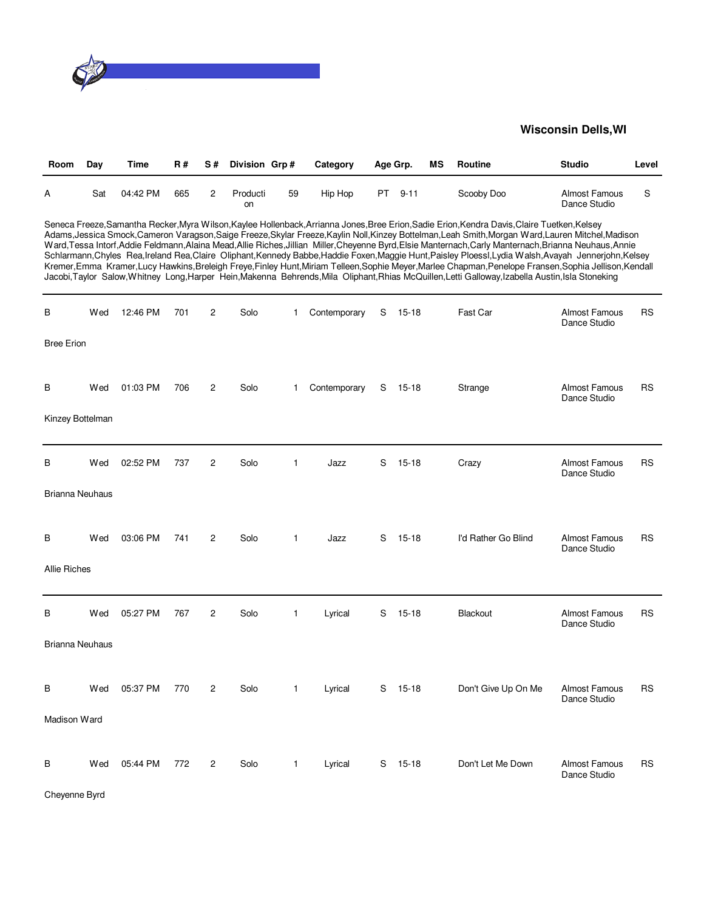**Wisconsin Dells,WI**

| Room | Day | Time | R # | S # | Division | Grp # | Category | Age Grp. | MS | Routine | Studio | Level |
|---|---|---|---|---|---|---|---|---|---|---|---|---|
| A | Sat | 04:42 PM | 665 | 2 | Production | 59 | Hip Hop | PT 9-11 | | Scooby Doo | Almost Famous Dance Studio | S |

Seneca Freeze,Samantha Recker,Myra Wilson,Kaylee Hollenback,Arrianna Jones,Bree Erion,Sadie Erion,Kendra Davis,Claire Tuetken,Kelsey Adams,Jessica Smock,Cameron Varagson,Saige Freeze,Skylar Freeze,Kaylin Noll,Kinzey Bottelman,Leah Smith,Morgan Ward,Lauren Mitchel,Madison Ward,Tessa Intorf,Addie Feldmann,Alaina Mead,Allie Riches,Jillian Miller,Cheyenne Byrd,Elsie Manternach,Carly Manternach,Brianna Neuhaus,Annie Schlarmann,Chyles Rea,Ireland Rea,Claire Oliphant,Kennedy Babbe,Haddie Foxen,Maggie Hunt,Paisley Ploessl,Lydia Walsh,Avayah Jennerjohn,Kelsey Kremer,Emma Kramer,Lucy Hawkins,Breleigh Freye,Finley Hunt,Miriam Telleen,Sophie Meyer,Marlee Chapman,Penelope Fransen,Sophia Jellison,Kendall Jacobi,Taylor Salow,Whitney Long,Harper Hein,Makenna Behrends,Mila Oliphant,Rhias McQuillen,Letti Galloway,Izabella Austin,Isla Stoneking

| Room | Day | Time | R # | S # | Division | Grp # | Category | Age Grp. | MS | Routine | Studio | Level |
|---|---|---|---|---|---|---|---|---|---|---|---|---|
| B | Wed | 12:46 PM | 701 | 2 | Solo | 1 | Contemporary | S 15-18 | | Fast Car | Almost Famous Dance Studio | RS |

Bree Erion

| Room | Day | Time | R # | S # | Division | Grp # | Category | Age Grp. | MS | Routine | Studio | Level |
|---|---|---|---|---|---|---|---|---|---|---|---|---|
| B | Wed | 01:03 PM | 706 | 2 | Solo | 1 | Contemporary | S 15-18 | | Strange | Almost Famous Dance Studio | RS |

Kinzey Bottelman

| Room | Day | Time | R # | S # | Division | Grp # | Category | Age Grp. | MS | Routine | Studio | Level |
|---|---|---|---|---|---|---|---|---|---|---|---|---|
| B | Wed | 02:52 PM | 737 | 2 | Solo | 1 | Jazz | S 15-18 | | Crazy | Almost Famous Dance Studio | RS |

Brianna Neuhaus

| Room | Day | Time | R # | S # | Division | Grp # | Category | Age Grp. | MS | Routine | Studio | Level |
|---|---|---|---|---|---|---|---|---|---|---|---|---|
| B | Wed | 03:06 PM | 741 | 2 | Solo | 1 | Jazz | S 15-18 | | I'd Rather Go Blind | Almost Famous Dance Studio | RS |

Allie Riches

| Room | Day | Time | R # | S # | Division | Grp # | Category | Age Grp. | MS | Routine | Studio | Level |
|---|---|---|---|---|---|---|---|---|---|---|---|---|
| B | Wed | 05:27 PM | 767 | 2 | Solo | 1 | Lyrical | S 15-18 | | Blackout | Almost Famous Dance Studio | RS |

Brianna Neuhaus

| Room | Day | Time | R # | S # | Division | Grp # | Category | Age Grp. | MS | Routine | Studio | Level |
|---|---|---|---|---|---|---|---|---|---|---|---|---|
| B | Wed | 05:37 PM | 770 | 2 | Solo | 1 | Lyrical | S 15-18 | | Don't Give Up On Me | Almost Famous Dance Studio | RS |

Madison Ward

| Room | Day | Time | R # | S # | Division | Grp # | Category | Age Grp. | MS | Routine | Studio | Level |
|---|---|---|---|---|---|---|---|---|---|---|---|---|
| B | Wed | 05:44 PM | 772 | 2 | Solo | 1 | Lyrical | S 15-18 | | Don't Let Me Down | Almost Famous Dance Studio | RS |

Cheyenne Byrd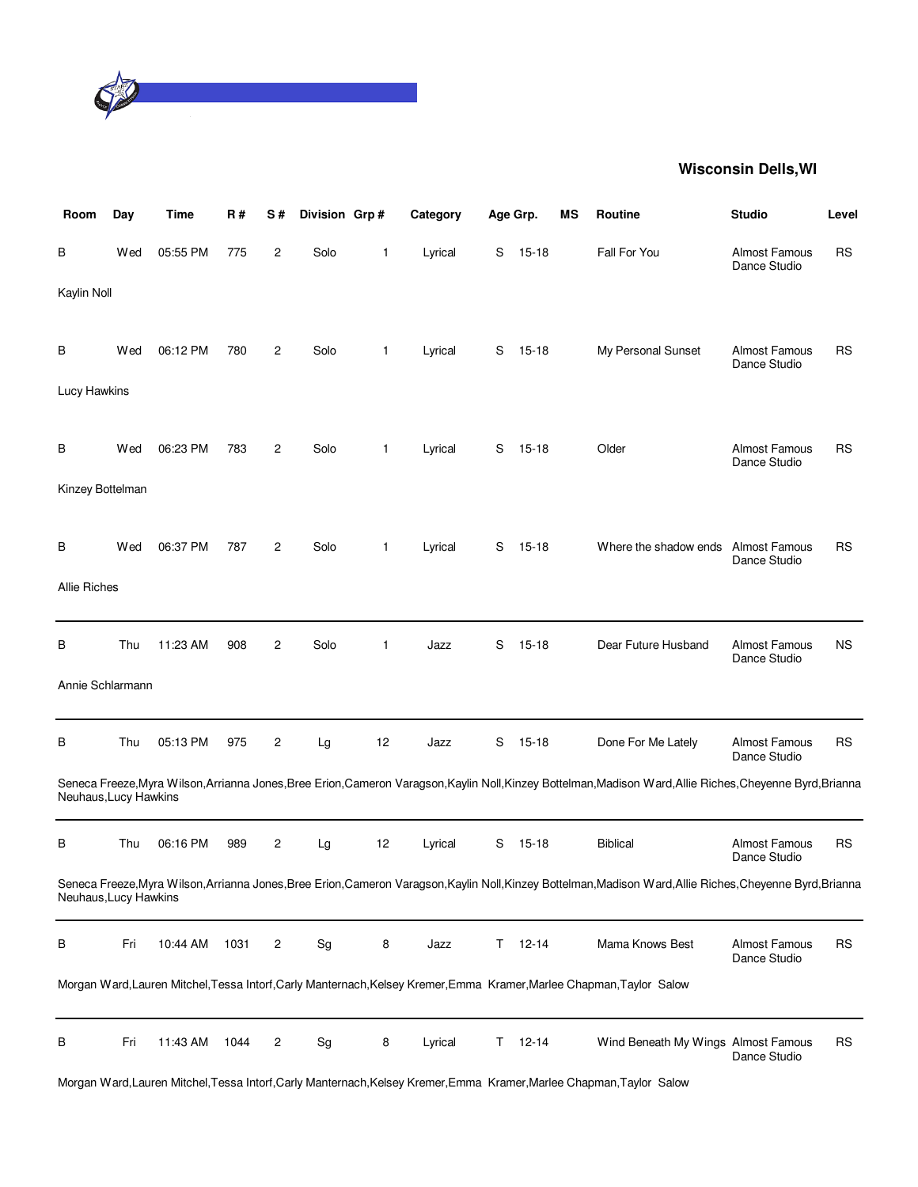**Wisconsin Dells,WI**

| Room | Day | Time | R # | S # | Division | Grp # | Category | Age Grp. | | MS | Routine | Studio | Level |
|---|---|---|---|---|---|---|---|---|---|---|---|---|---|
| B | Wed | 05:55 PM | 775 | 2 | Solo | 1 | Lyrical | S | 15-18 | | Fall For You | Almost Famous Dance Studio | RS |
| Kaylin Noll | | | | | | | | | | | | | |
| B | Wed | 06:12 PM | 780 | 2 | Solo | 1 | Lyrical | S | 15-18 | | My Personal Sunset | Almost Famous Dance Studio | RS |
| Lucy Hawkins | | | | | | | | | | | | | |
| B | Wed | 06:23 PM | 783 | 2 | Solo | 1 | Lyrical | S | 15-18 | | Older | Almost Famous Dance Studio | RS |
| Kinzey Bottelman | | | | | | | | | | | | | |
| B | Wed | 06:37 PM | 787 | 2 | Solo | 1 | Lyrical | S | 15-18 | | Where the shadow ends | Almost Famous Dance Studio | RS |
| Allie Riches | | | | | | | | | | | | | |
| B | Thu | 11:23 AM | 908 | 2 | Solo | 1 | Jazz | S | 15-18 | | Dear Future Husband | Almost Famous Dance Studio | NS |
| Annie Schlarmann | | | | | | | | | | | | | |
| B | Thu | 05:13 PM | 975 | 2 | Lg | 12 | Jazz | S | 15-18 | | Done For Me Lately | Almost Famous Dance Studio | RS |
| Seneca Freeze,Myra Wilson,Arrianna Jones,Bree Erion,Cameron Varagson,Kaylin Noll,Kinzey Bottelman,Madison Ward,Allie Riches,Cheyenne Byrd,Brianna Neuhaus,Lucy Hawkins | | | | | | | | | | | | | |
| B | Thu | 06:16 PM | 989 | 2 | Lg | 12 | Lyrical | S | 15-18 | | Biblical | Almost Famous Dance Studio | RS |
| Seneca Freeze,Myra Wilson,Arrianna Jones,Bree Erion,Cameron Varagson,Kaylin Noll,Kinzey Bottelman,Madison Ward,Allie Riches,Cheyenne Byrd,Brianna Neuhaus,Lucy Hawkins | | | | | | | | | | | | | |
| B | Fri | 10:44 AM | 1031 | 2 | Sg | 8 | Jazz | T | 12-14 | | Mama Knows Best | Almost Famous Dance Studio | RS |
| Morgan Ward,Lauren Mitchel,Tessa Intorf,Carly Manternach,Kelsey Kremer,Emma Kramer,Marlee Chapman,Taylor Salow | | | | | | | | | | | | | |
| B | Fri | 11:43 AM | 1044 | 2 | Sg | 8 | Lyrical | T | 12-14 | | Wind Beneath My Wings | Almost Famous Dance Studio | RS |
| Morgan Ward,Lauren Mitchel,Tessa Intorf,Carly Manternach,Kelsey Kremer,Emma Kramer,Marlee Chapman,Taylor Salow | | | | | | | | | | | | | |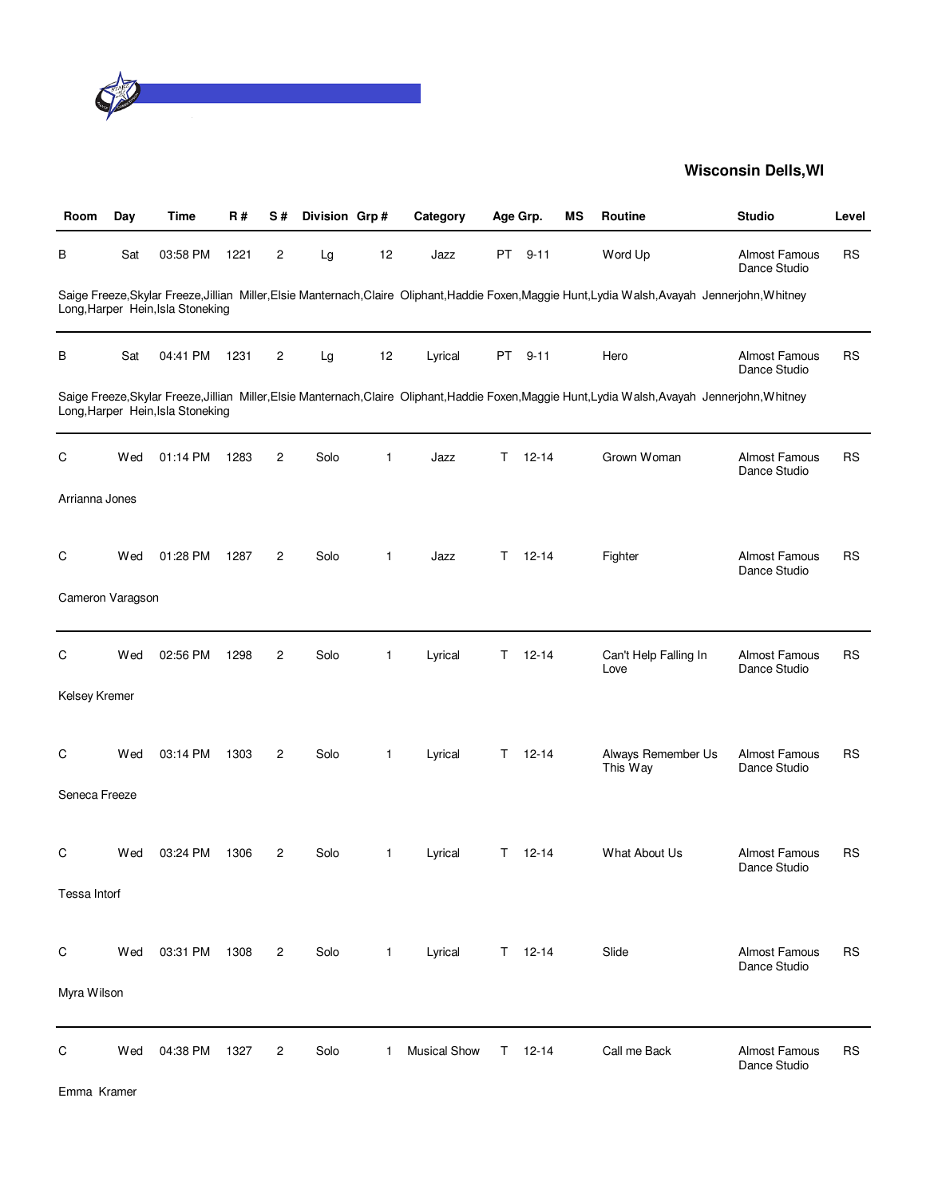**Wisconsin Dells,WI**

| Room | Day | Time | R # | S # | Division | Grp # | Category | Age Grp. | MS | Routine | Studio | Level |
|---|---|---|---|---|---|---|---|---|---|---|---|---|
| B | Sat | 03:58 PM | 1221 | 2 | Lg | 12 | Jazz | PT 9-11 | | Word Up | Almost Famous Dance Studio | RS |
| Saige Freeze,Skylar Freeze,Jillian Miller,Elsie Manternach,Claire Oliphant,Haddie Foxen,Maggie Hunt,Lydia Walsh,Avayah Jennerjohn,Whitney Long,Harper Hein,Isla Stoneking | | | | | | | | | | | | |
| B | Sat | 04:41 PM | 1231 | 2 | Lg | 12 | Lyrical | PT 9-11 | | Hero | Almost Famous Dance Studio | RS |
| Saige Freeze,Skylar Freeze,Jillian Miller,Elsie Manternach,Claire Oliphant,Haddie Foxen,Maggie Hunt,Lydia Walsh,Avayah Jennerjohn,Whitney Long,Harper Hein,Isla Stoneking | | | | | | | | | | | | |
| C | Wed | 01:14 PM | 1283 | 2 | Solo | 1 | Jazz | T 12-14 | | Grown Woman | Almost Famous Dance Studio | RS |
| Arrianna Jones | | | | | | | | | | | | |
| C | Wed | 01:28 PM | 1287 | 2 | Solo | 1 | Jazz | T 12-14 | | Fighter | Almost Famous Dance Studio | RS |
| Cameron Varagson | | | | | | | | | | | | |
| C | Wed | 02:56 PM | 1298 | 2 | Solo | 1 | Lyrical | T 12-14 | | Can't Help Falling In Love | Almost Famous Dance Studio | RS |
| Kelsey Kremer | | | | | | | | | | | | |
| C | Wed | 03:14 PM | 1303 | 2 | Solo | 1 | Lyrical | T 12-14 | | Always Remember Us This Way | Almost Famous Dance Studio | RS |
| Seneca Freeze | | | | | | | | | | | | |
| C | Wed | 03:24 PM | 1306 | 2 | Solo | 1 | Lyrical | T 12-14 | | What About Us | Almost Famous Dance Studio | RS |
| Tessa Intorf | | | | | | | | | | | | |
| C | Wed | 03:31 PM | 1308 | 2 | Solo | 1 | Lyrical | T 12-14 | | Slide | Almost Famous Dance Studio | RS |
| Myra Wilson | | | | | | | | | | | | |
| C | Wed | 04:38 PM | 1327 | 2 | Solo | 1 | Musical Show | T 12-14 | | Call me Back | Almost Famous Dance Studio | RS |
| Emma Kramer | | | | | | | | | | | | |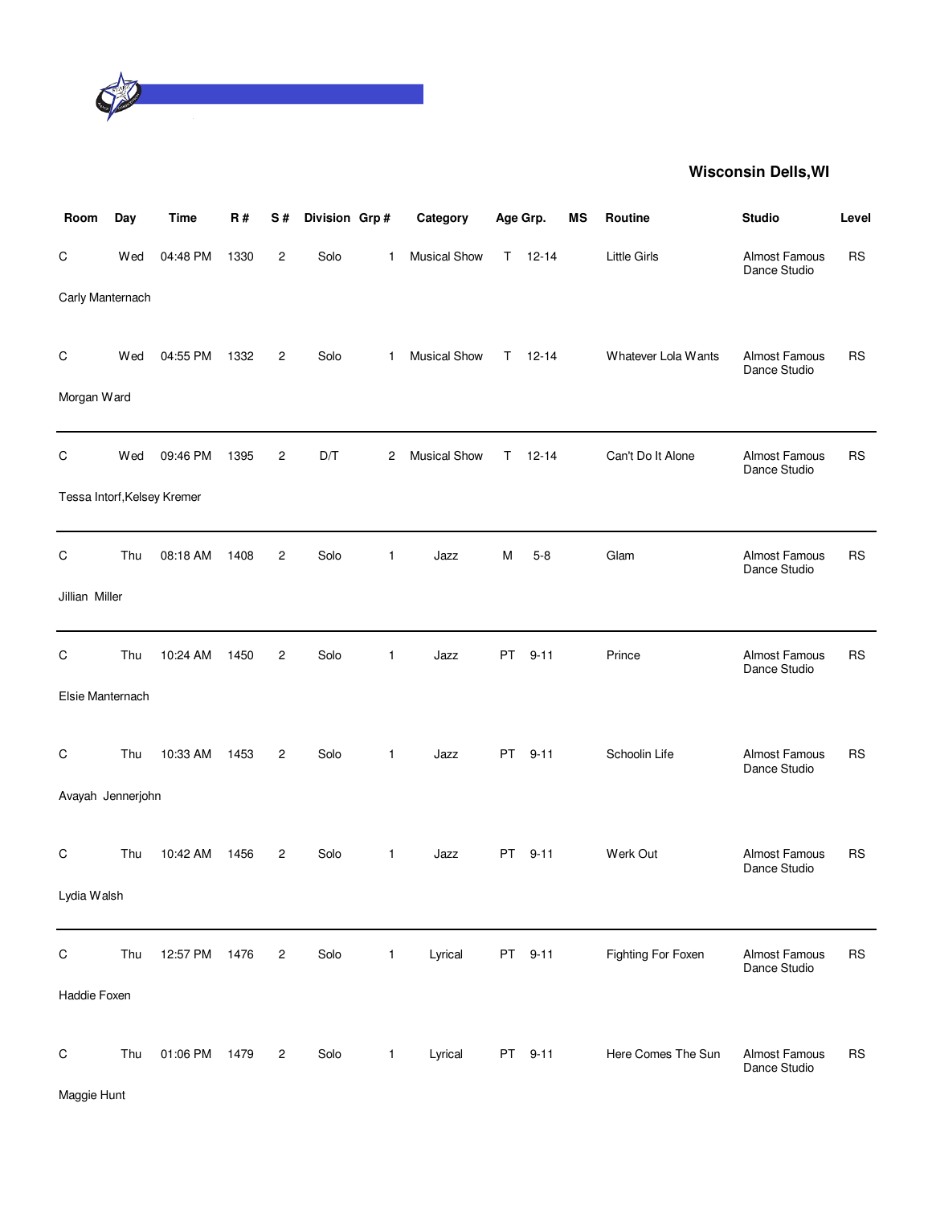**Wisconsin Dells,WI**

| Room | Day | Time | R # | S # | Division | Grp # | Category | Age Grp. | | MS | Routine | Studio | Level |
|---|---|---|---|---|---|---|---|---|---|---|---|---|---|
| C | Wed | 04:48 PM | 1330 | 2 | Solo | 1 | Musical Show | T | 12-14 | | Little Girls | Almost Famous Dance Studio | RS |
| Carly Manternach | | | | | | | | | | | | | |
| C | Wed | 04:55 PM | 1332 | 2 | Solo | 1 | Musical Show | T | 12-14 | | Whatever Lola Wants | Almost Famous Dance Studio | RS |
| Morgan Ward | | | | | | | | | | | | | |
| C | Wed | 09:46 PM | 1395 | 2 | D/T | 2 | Musical Show | T | 12-14 | | Can't Do It Alone | Almost Famous Dance Studio | RS |
| Tessa Intorf,Kelsey Kremer | | | | | | | | | | | | | |
| C | Thu | 08:18 AM | 1408 | 2 | Solo | 1 | Jazz | M | 5-8 | | Glam | Almost Famous Dance Studio | RS |
| Jillian Miller | | | | | | | | | | | | | |
| C | Thu | 10:24 AM | 1450 | 2 | Solo | 1 | Jazz | PT | 9-11 | | Prince | Almost Famous Dance Studio | RS |
| Elsie Manternach | | | | | | | | | | | | | |
| C | Thu | 10:33 AM | 1453 | 2 | Solo | 1 | Jazz | PT | 9-11 | | Schoolin Life | Almost Famous Dance Studio | RS |
| Avayah Jennerjohn | | | | | | | | | | | | | |
| C | Thu | 10:42 AM | 1456 | 2 | Solo | 1 | Jazz | PT | 9-11 | | Werk Out | Almost Famous Dance Studio | RS |
| Lydia Walsh | | | | | | | | | | | | | |
| C | Thu | 12:57 PM | 1476 | 2 | Solo | 1 | Lyrical | PT | 9-11 | | Fighting For Foxen | Almost Famous Dance Studio | RS |
| Haddie Foxen | | | | | | | | | | | | | |
| C | Thu | 01:06 PM | 1479 | 2 | Solo | 1 | Lyrical | PT | 9-11 | | Here Comes The Sun | Almost Famous Dance Studio | RS |
| Maggie Hunt | | | | | | | | | | | | | |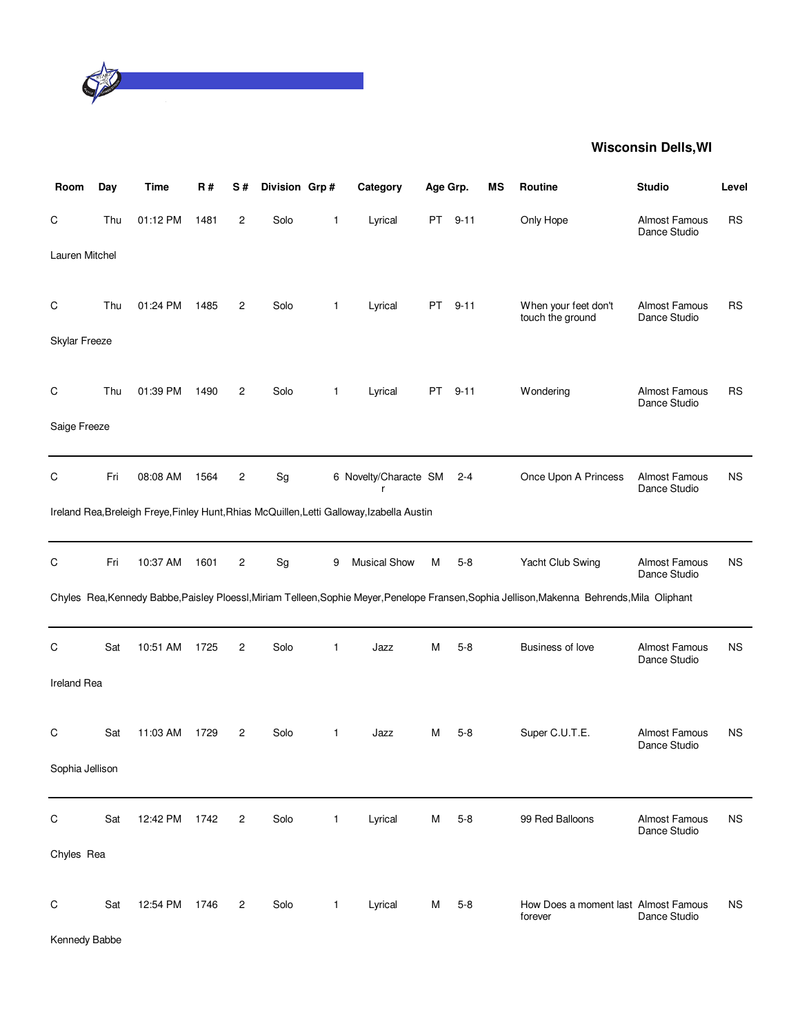**Wisconsin Dells,WI**

| Room | Day | Time | R # | S # | Division | Grp # | Category | Age Grp. | | MS | Routine | Studio | Level |
|---|---|---|---|---|---|---|---|---|---|---|---|---|---|
| C | Thu | 01:12 PM | 1481 | 2 | Solo | 1 | Lyrical | PT | 9-11 | | Only Hope | Almost Famous Dance Studio | RS |
| Lauren Mitchel | | | | | | | | | | | | | |
| C | Thu | 01:24 PM | 1485 | 2 | Solo | 1 | Lyrical | PT | 9-11 | | When your feet don't touch the ground | Almost Famous Dance Studio | RS |
| Skylar Freeze | | | | | | | | | | | | | |
| C | Thu | 01:39 PM | 1490 | 2 | Solo | 1 | Lyrical | PT | 9-11 | | Wondering | Almost Famous Dance Studio | RS |
| Saige Freeze | | | | | | | | | | | | | |
| C | Fri | 08:08 AM | 1564 | 2 | Sg | 6 | Novelty/Character | SM | 2-4 | | Once Upon A Princess | Almost Famous Dance Studio | NS |
| Ireland Rea,Breleigh Freye,Finley Hunt,Rhias McQuillen,Letti Galloway,Izabella Austin | | | | | | | | | | | | | |
| C | Fri | 10:37 AM | 1601 | 2 | Sg | 9 | Musical Show | M | 5-8 | | Yacht Club Swing | Almost Famous Dance Studio | NS |
| Chyles Rea,Kennedy Babbe,Paisley Ploessl,Miriam Telleen,Sophie Meyer,Penelope Fransen,Sophia Jellison,Makenna Behrends,Mila Oliphant | | | | | | | | | | | | | |
| C | Sat | 10:51 AM | 1725 | 2 | Solo | 1 | Jazz | M | 5-8 | | Business of love | Almost Famous Dance Studio | NS |
| Ireland Rea | | | | | | | | | | | | | |
| C | Sat | 11:03 AM | 1729 | 2 | Solo | 1 | Jazz | M | 5-8 | | Super C.U.T.E. | Almost Famous Dance Studio | NS |
| Sophia Jellison | | | | | | | | | | | | | |
| C | Sat | 12:42 PM | 1742 | 2 | Solo | 1 | Lyrical | M | 5-8 | | 99 Red Balloons | Almost Famous Dance Studio | NS |
| Chyles Rea | | | | | | | | | | | | | |
| C | Sat | 12:54 PM | 1746 | 2 | Solo | 1 | Lyrical | M | 5-8 | | How Does a moment last forever | Almost Famous Dance Studio | NS |
| Kennedy Babbe | | | | | | | | | | | | | |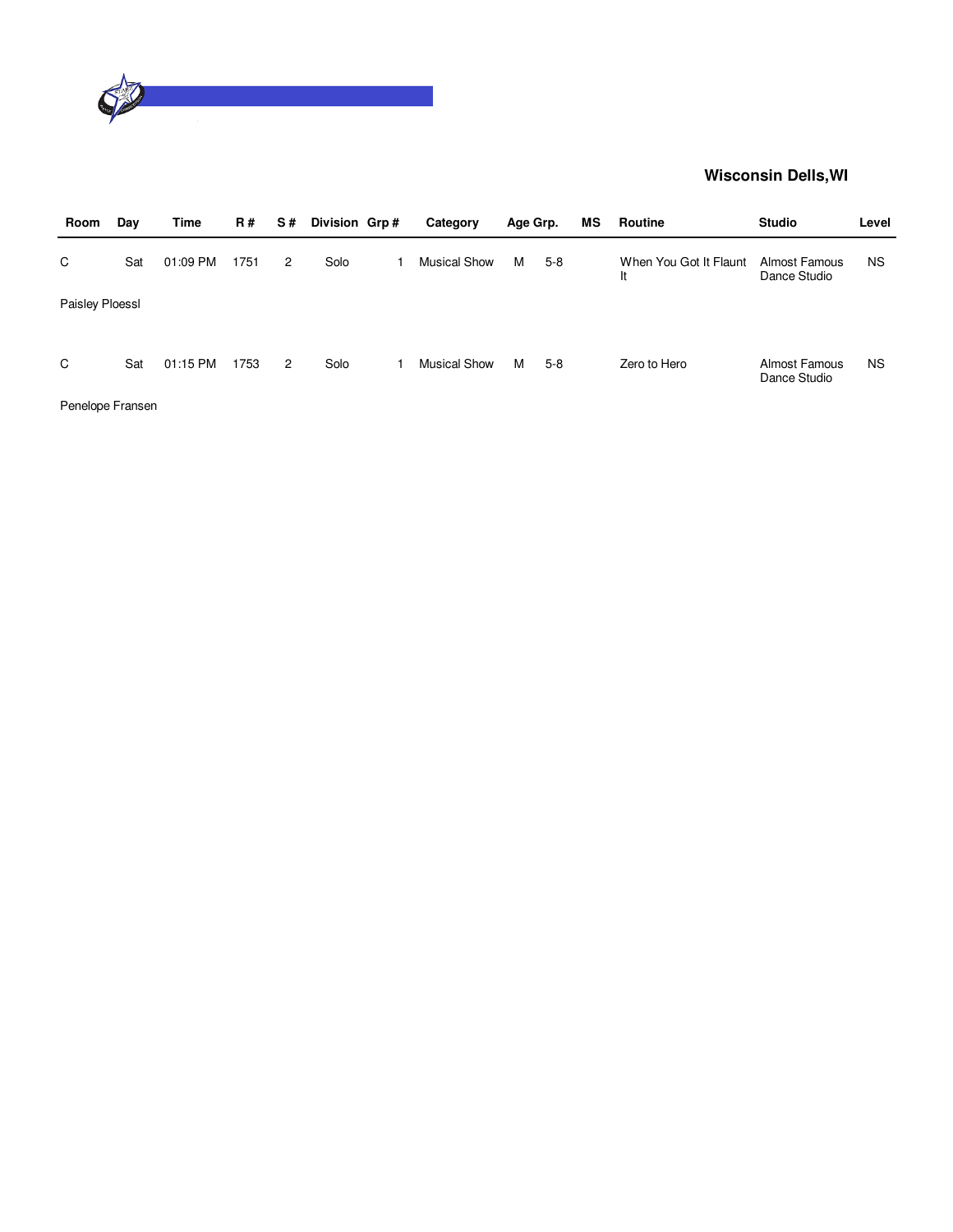**Wisconsin Dells,WI**

| Room | Day | Time | R # | S # | Division | Grp # | Category | Age Grp. | | MS | Routine | Studio | Level |
|---|---|---|---|---|---|---|---|---|---|---|---|---|---|
| C | Sat | 01:09 PM | 1751 | 2 | Solo | 1 | Musical Show | M | 5-8 | | When You Got It Flaunt It | Almost Famous Dance Studio | NS |
| Paisley Ploessl | | | | | | | | | | | | | |
| C | Sat | 01:15 PM | 1753 | 2 | Solo | 1 | Musical Show | M | 5-8 | | Zero to Hero | Almost Famous Dance Studio | NS |
| Penelope Fransen | | | | | | | | | | | | | |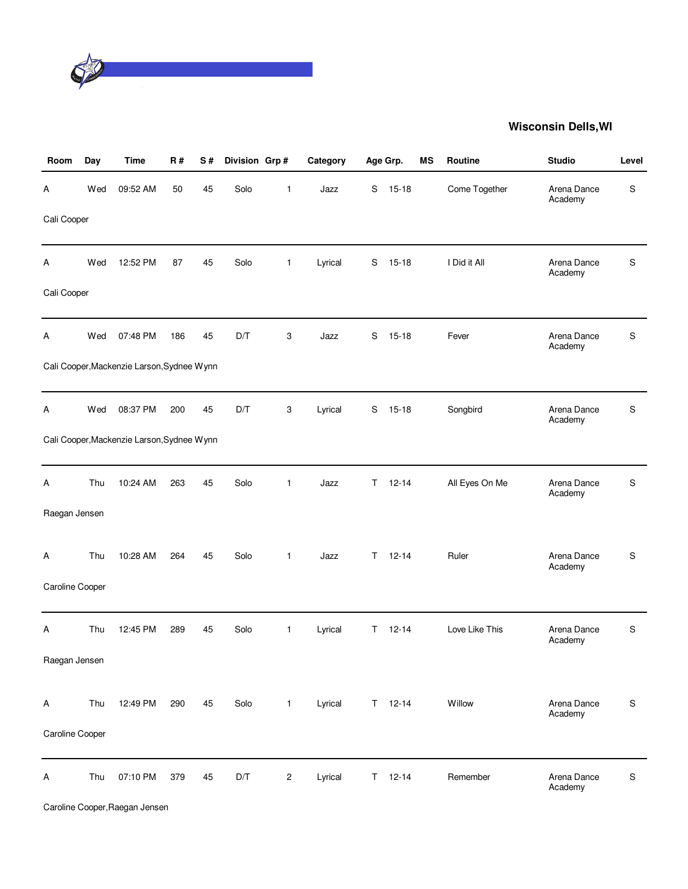## Wisconsin Dells,WI

| Room | Day | Time | R # | S # | Division | Grp # | Category | Age Grp. | | MS | Routine | Studio | Level |
|---|---|---|---|---|---|---|---|---|---|---|---|---|---|
| A | Wed | 09:52 AM | 50 | 45 | Solo | 1 | Jazz | S | 15-18 | | Come Together | Arena Dance Academy | S |
| Cali Cooper | | | | | | | | | | | | | |
| A | Wed | 12:52 PM | 87 | 45 | Solo | 1 | Lyrical | S | 15-18 | | I Did it All | Arena Dance Academy | S |
| Cali Cooper | | | | | | | | | | | | | |
| A | Wed | 07:48 PM | 186 | 45 | D/T | 3 | Jazz | S | 15-18 | | Fever | Arena Dance Academy | S |
| Cali Cooper,Mackenzie Larson,Sydnee Wynn | | | | | | | | | | | | | |
| A | Wed | 08:37 PM | 200 | 45 | D/T | 3 | Lyrical | S | 15-18 | | Songbird | Arena Dance Academy | S |
| Cali Cooper,Mackenzie Larson,Sydnee Wynn | | | | | | | | | | | | | |
| A | Thu | 10:24 AM | 263 | 45 | Solo | 1 | Jazz | T | 12-14 | | All Eyes On Me | Arena Dance Academy | S |
| Raegan Jensen | | | | | | | | | | | | | |
| A | Thu | 10:28 AM | 264 | 45 | Solo | 1 | Jazz | T | 12-14 | | Ruler | Arena Dance Academy | S |
| Caroline Cooper | | | | | | | | | | | | | |
| A | Thu | 12:45 PM | 289 | 45 | Solo | 1 | Lyrical | T | 12-14 | | Love Like This | Arena Dance Academy | S |
| Raegan Jensen | | | | | | | | | | | | | |
| A | Thu | 12:49 PM | 290 | 45 | Solo | 1 | Lyrical | T | 12-14 | | Willow | Arena Dance Academy | S |
| Caroline Cooper | | | | | | | | | | | | | |
| A | Thu | 07:10 PM | 379 | 45 | D/T | 2 | Lyrical | T | 12-14 | | Remember | Arena Dance Academy | S |
| Caroline Cooper,Raegan Jensen | | | | | | | | | | | | | |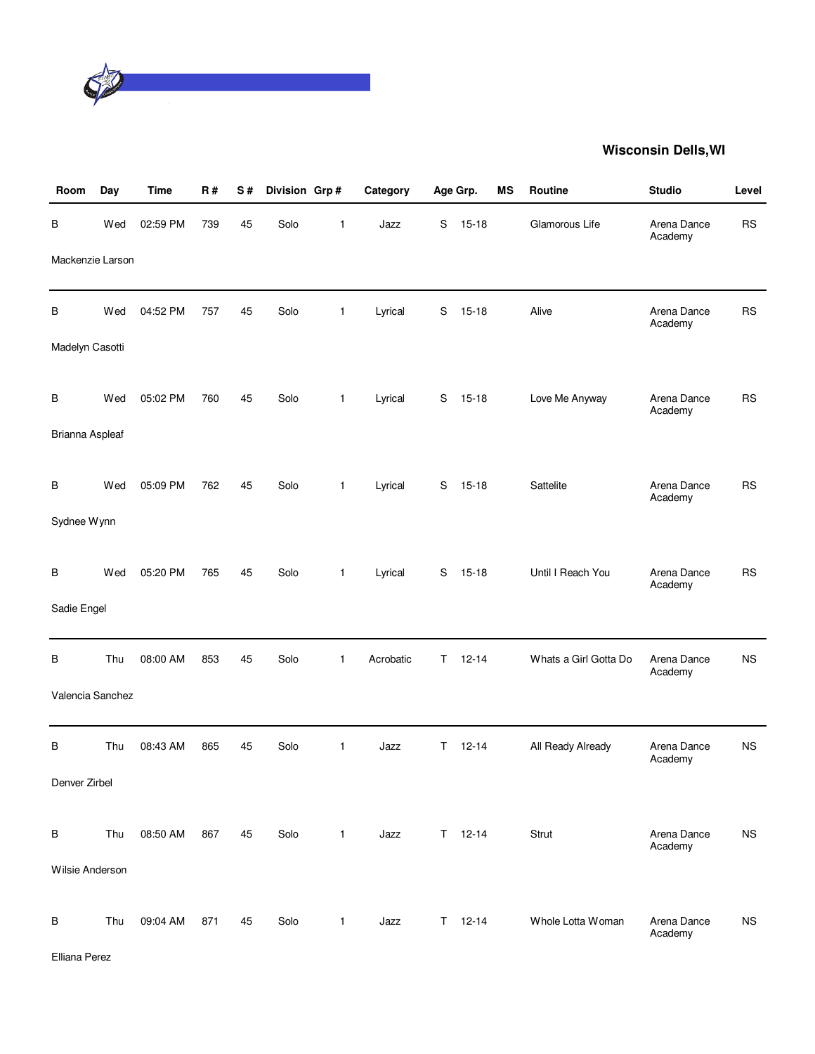**Wisconsin Dells,WI**

| Room | Day | Time | R # | S # | Division | Grp # | Category | Age Grp. | | MS | Routine | Studio | Level |
|---|---|---|---|---|---|---|---|---|---|---|---|---|---|
| B | Wed | 02:59 PM | 739 | 45 | Solo | 1 | Jazz | S | 15-18 | | Glamorous Life | Arena Dance Academy | RS |
| Mackenzie Larson | | | | | | | | | | | | | |
| B | Wed | 04:52 PM | 757 | 45 | Solo | 1 | Lyrical | S | 15-18 | | Alive | Arena Dance Academy | RS |
| Madelyn Casotti | | | | | | | | | | | | | |
| B | Wed | 05:02 PM | 760 | 45 | Solo | 1 | Lyrical | S | 15-18 | | Love Me Anyway | Arena Dance Academy | RS |
| Brianna Aspleaf | | | | | | | | | | | | | |
| B | Wed | 05:09 PM | 762 | 45 | Solo | 1 | Lyrical | S | 15-18 | | Sattelite | Arena Dance Academy | RS |
| Sydnee Wynn | | | | | | | | | | | | | |
| B | Wed | 05:20 PM | 765 | 45 | Solo | 1 | Lyrical | S | 15-18 | | Until I Reach You | Arena Dance Academy | RS |
| Sadie Engel | | | | | | | | | | | | | |
| B | Thu | 08:00 AM | 853 | 45 | Solo | 1 | Acrobatic | T | 12-14 | | Whats a Girl Gotta Do | Arena Dance Academy | NS |
| Valencia Sanchez | | | | | | | | | | | | | |
| B | Thu | 08:43 AM | 865 | 45 | Solo | 1 | Jazz | T | 12-14 | | All Ready Already | Arena Dance Academy | NS |
| Denver Zirbel | | | | | | | | | | | | | |
| B | Thu | 08:50 AM | 867 | 45 | Solo | 1 | Jazz | T | 12-14 | | Strut | Arena Dance Academy | NS |
| Wilsie Anderson | | | | | | | | | | | | | |
| B | Thu | 09:04 AM | 871 | 45 | Solo | 1 | Jazz | T | 12-14 | | Whole Lotta Woman | Arena Dance Academy | NS |
| Elliana Perez | | | | | | | | | | | | | |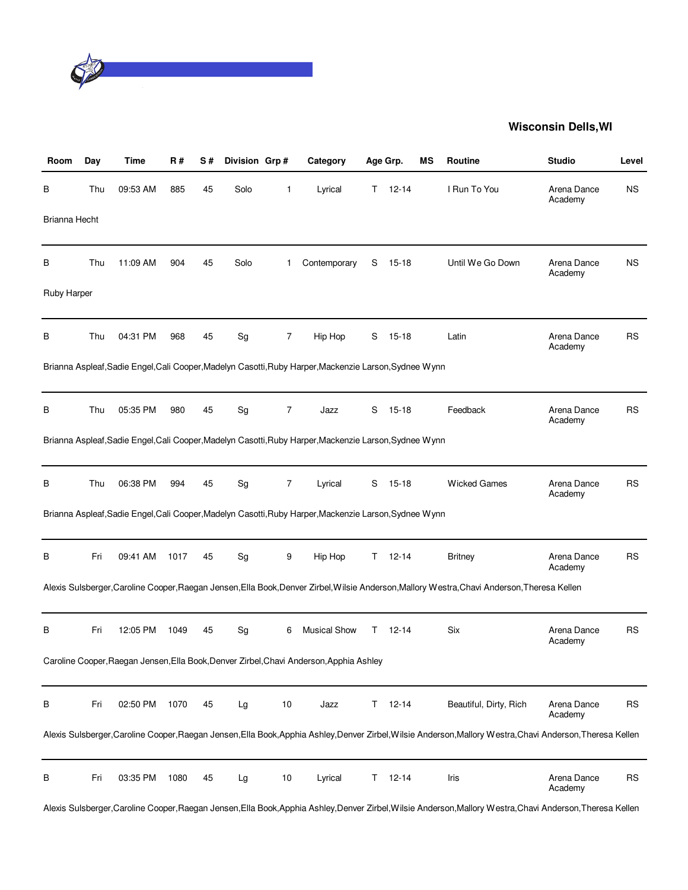**Wisconsin Dells,WI**

| Room | Day | Time | R # | S # | Division | Grp # | Category | Age Grp. | | MS | Routine | Studio | Level |
|---|---|---|---|---|---|---|---|---|---|---|---|---|---|
| B | Thu | 09:53 AM | 885 | 45 | Solo | 1 | Lyrical | T | 12-14 | | I Run To You | Arena Dance Academy | NS |
| Brianna Hecht | | | | | | | | | | | | | |
| B | Thu | 11:09 AM | 904 | 45 | Solo | 1 | Contemporary | S | 15-18 | | Until We Go Down | Arena Dance Academy | NS |
| Ruby Harper | | | | | | | | | | | | | |
| B | Thu | 04:31 PM | 968 | 45 | Sg | 7 | Hip Hop | S | 15-18 | | Latin | Arena Dance Academy | RS |
| Brianna Aspleaf,Sadie Engel,Cali Cooper,Madelyn Casotti,Ruby Harper,Mackenzie Larson,Sydnee Wynn | | | | | | | | | | | | | |
| B | Thu | 05:35 PM | 980 | 45 | Sg | 7 | Jazz | S | 15-18 | | Feedback | Arena Dance Academy | RS |
| Brianna Aspleaf,Sadie Engel,Cali Cooper,Madelyn Casotti,Ruby Harper,Mackenzie Larson,Sydnee Wynn | | | | | | | | | | | | | |
| B | Thu | 06:38 PM | 994 | 45 | Sg | 7 | Lyrical | S | 15-18 | | Wicked Games | Arena Dance Academy | RS |
| Brianna Aspleaf,Sadie Engel,Cali Cooper,Madelyn Casotti,Ruby Harper,Mackenzie Larson,Sydnee Wynn | | | | | | | | | | | | | |
| B | Fri | 09:41 AM | 1017 | 45 | Sg | 9 | Hip Hop | T | 12-14 | | Britney | Arena Dance Academy | RS |
| Alexis Sulsberger,Caroline Cooper,Raegan Jensen,Ella Book,Denver Zirbel,Wilsie Anderson,Mallory Westra,Chavi Anderson,Theresa Kellen | | | | | | | | | | | | | |
| B | Fri | 12:05 PM | 1049 | 45 | Sg | 6 | Musical Show | T | 12-14 | | Six | Arena Dance Academy | RS |
| Caroline Cooper,Raegan Jensen,Ella Book,Denver Zirbel,Chavi Anderson,Apphia Ashley | | | | | | | | | | | | | |
| B | Fri | 02:50 PM | 1070 | 45 | Lg | 10 | Jazz | T | 12-14 | | Beautiful, Dirty, Rich | Arena Dance Academy | RS |
| Alexis Sulsberger,Caroline Cooper,Raegan Jensen,Ella Book,Apphia Ashley,Denver Zirbel,Wilsie Anderson,Mallory Westra,Chavi Anderson,Theresa Kellen | | | | | | | | | | | | | |
| B | Fri | 03:35 PM | 1080 | 45 | Lg | 10 | Lyrical | T | 12-14 | | Iris | Arena Dance Academy | RS |
| Alexis Sulsberger,Caroline Cooper,Raegan Jensen,Ella Book,Apphia Ashley,Denver Zirbel,Wilsie Anderson,Mallory Westra,Chavi Anderson,Theresa Kellen | | | | | | | | | | | | | |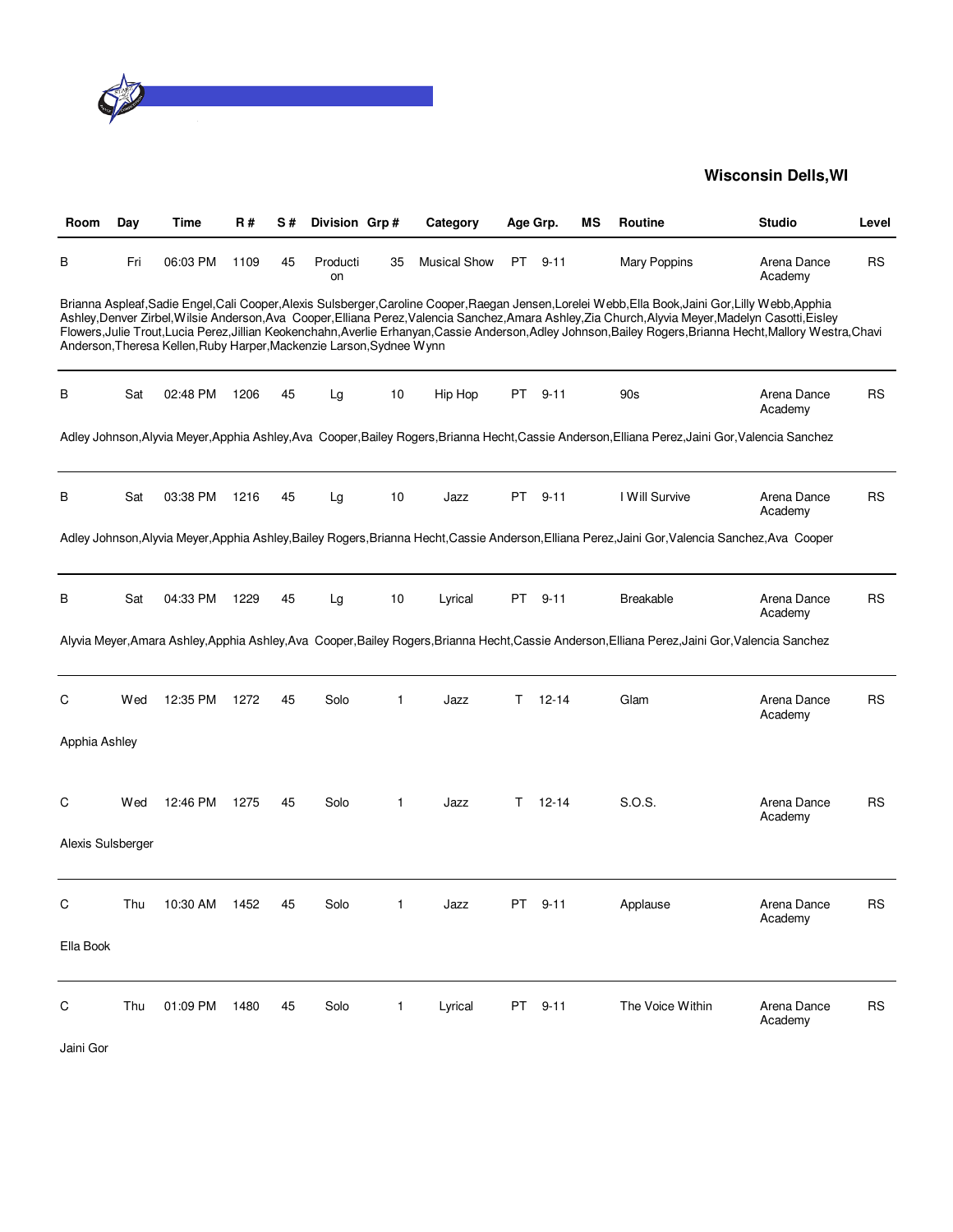**Wisconsin Dells,WI**

| Room | Day | Time | R # | S # | Division | Grp # | Category | Age Grp. | MS | Routine | Studio | Level |
|---|---|---|---|---|---|---|---|---|---|---|---|---|
| B | Fri | 06:03 PM | 1109 | 45 | Production | 35 | Musical Show | PT 9-11 | | Mary Poppins | Arena Dance Academy | RS |
| Brianna Aspleaf,Sadie Engel,Cali Cooper,Alexis Sulsberger,Caroline Cooper,Raegan Jensen,Lorelei Webb,Ella Book,Jaini Gor,Lilly Webb,Apphia Ashley,Denver Zirbel,Wilsie Anderson,Ava Cooper,Elliana Perez,Valencia Sanchez,Amara Ashley,Zia Church,Alyvia Meyer,Madelyn Casotti,Eisley Flowers,Julie Trout,Lucia Perez,Jillian Keokenchahn,Averlie Erhanyan,Cassie Anderson,Adley Johnson,Bailey Rogers,Brianna Hecht,Mallory Westra,Chavi Anderson,Theresa Kellen,Ruby Harper,Mackenzie Larson,Sydnee Wynn | | | | | | | | | | | | |
| B | Sat | 02:48 PM | 1206 | 45 | Lg | 10 | Hip Hop | PT 9-11 | | 90s | Arena Dance Academy | RS |
| Adley Johnson,Alyvia Meyer,Apphia Ashley,Ava Cooper,Bailey Rogers,Brianna Hecht,Cassie Anderson,Elliana Perez,Jaini Gor,Valencia Sanchez | | | | | | | | | | | | |
| B | Sat | 03:38 PM | 1216 | 45 | Lg | 10 | Jazz | PT 9-11 | | I Will Survive | Arena Dance Academy | RS |
| Adley Johnson,Alyvia Meyer,Apphia Ashley,Bailey Rogers,Brianna Hecht,Cassie Anderson,Elliana Perez,Jaini Gor,Valencia Sanchez,Ava Cooper | | | | | | | | | | | | |
| B | Sat | 04:33 PM | 1229 | 45 | Lg | 10 | Lyrical | PT 9-11 | | Breakable | Arena Dance Academy | RS |
| Alyvia Meyer,Amara Ashley,Apphia Ashley,Ava Cooper,Bailey Rogers,Brianna Hecht,Cassie Anderson,Elliana Perez,Jaini Gor,Valencia Sanchez | | | | | | | | | | | | |
| C | Wed | 12:35 PM | 1272 | 45 | Solo | 1 | Jazz | T 12-14 | | Glam | Arena Dance Academy | RS |
| Apphia Ashley | | | | | | | | | | | | |
| C | Wed | 12:46 PM | 1275 | 45 | Solo | 1 | Jazz | T 12-14 | | S.O.S. | Arena Dance Academy | RS |
| Alexis Sulsberger | | | | | | | | | | | | |
| C | Thu | 10:30 AM | 1452 | 45 | Solo | 1 | Jazz | PT 9-11 | | Applause | Arena Dance Academy | RS |
| Ella Book | | | | | | | | | | | | |
| C | Thu | 01:09 PM | 1480 | 45 | Solo | 1 | Lyrical | PT 9-11 | | The Voice Within | Arena Dance Academy | RS |
| Jaini Gor | | | | | | | | | | | | |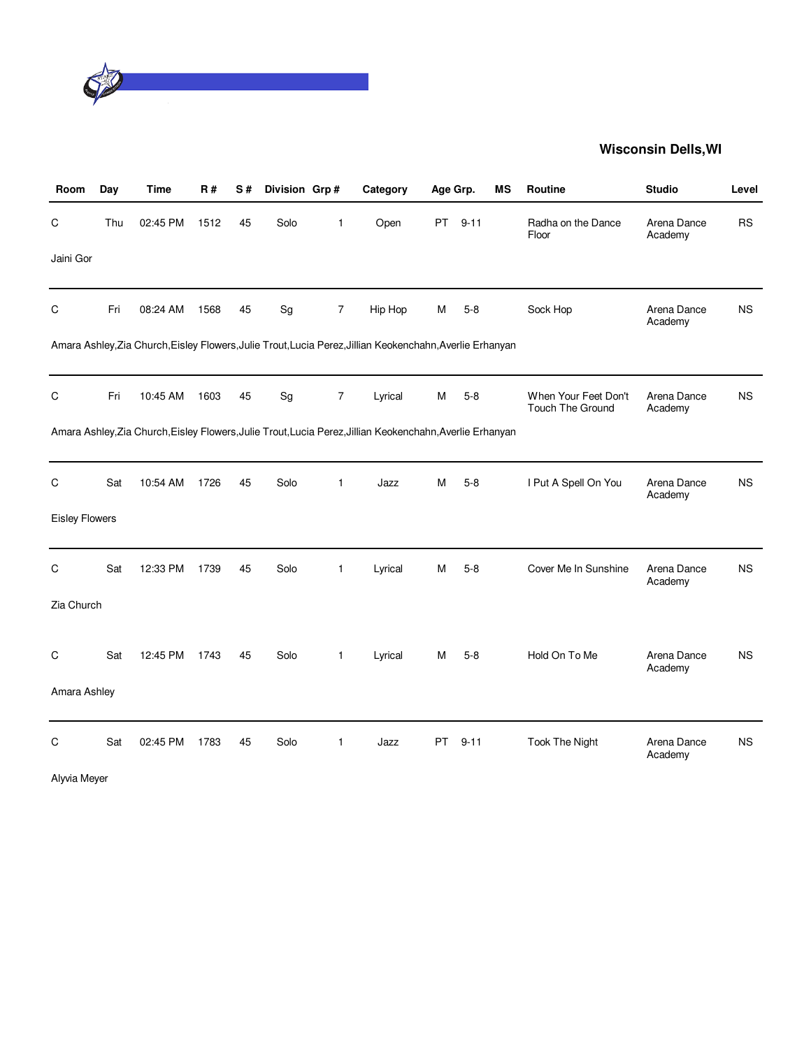**Wisconsin Dells,WI**

| Room | Day | Time | R # | S # | Division | Grp # | Category | Age Grp. | | MS | Routine | Studio | Level |
|---|---|---|---|---|---|---|---|---|---|---|---|---|---|
| C | Thu | 02:45 PM | 1512 | 45 | Solo | 1 | Open | PT | 9-11 | | Radha on the Dance Floor | Arena Dance Academy | RS |
| Jaini Gor | | | | | | | | | | | | | |
| C | Fri | 08:24 AM | 1568 | 45 | Sg | 7 | Hip Hop | M | 5-8 | | Sock Hop | Arena Dance Academy | NS |
| Amara Ashley,Zia Church,Eisley Flowers,Julie Trout,Lucia Perez,Jillian Keokenchahn,Averlie Erhanyan | | | | | | | | | | | | | |
| C | Fri | 10:45 AM | 1603 | 45 | Sg | 7 | Lyrical | M | 5-8 | | When Your Feet Don't Touch The Ground | Arena Dance Academy | NS |
| Amara Ashley,Zia Church,Eisley Flowers,Julie Trout,Lucia Perez,Jillian Keokenchahn,Averlie Erhanyan | | | | | | | | | | | | | |
| C | Sat | 10:54 AM | 1726 | 45 | Solo | 1 | Jazz | M | 5-8 | | I Put A Spell On You | Arena Dance Academy | NS |
| Eisley Flowers | | | | | | | | | | | | | |
| C | Sat | 12:33 PM | 1739 | 45 | Solo | 1 | Lyrical | M | 5-8 | | Cover Me In Sunshine | Arena Dance Academy | NS |
| Zia Church | | | | | | | | | | | | | |
| C | Sat | 12:45 PM | 1743 | 45 | Solo | 1 | Lyrical | M | 5-8 | | Hold On To Me | Arena Dance Academy | NS |
| Amara Ashley | | | | | | | | | | | | | |
| C | Sat | 02:45 PM | 1783 | 45 | Solo | 1 | Jazz | PT | 9-11 | | Took The Night | Arena Dance Academy | NS |
| Alyvia Meyer | | | | | | | | | | | | | |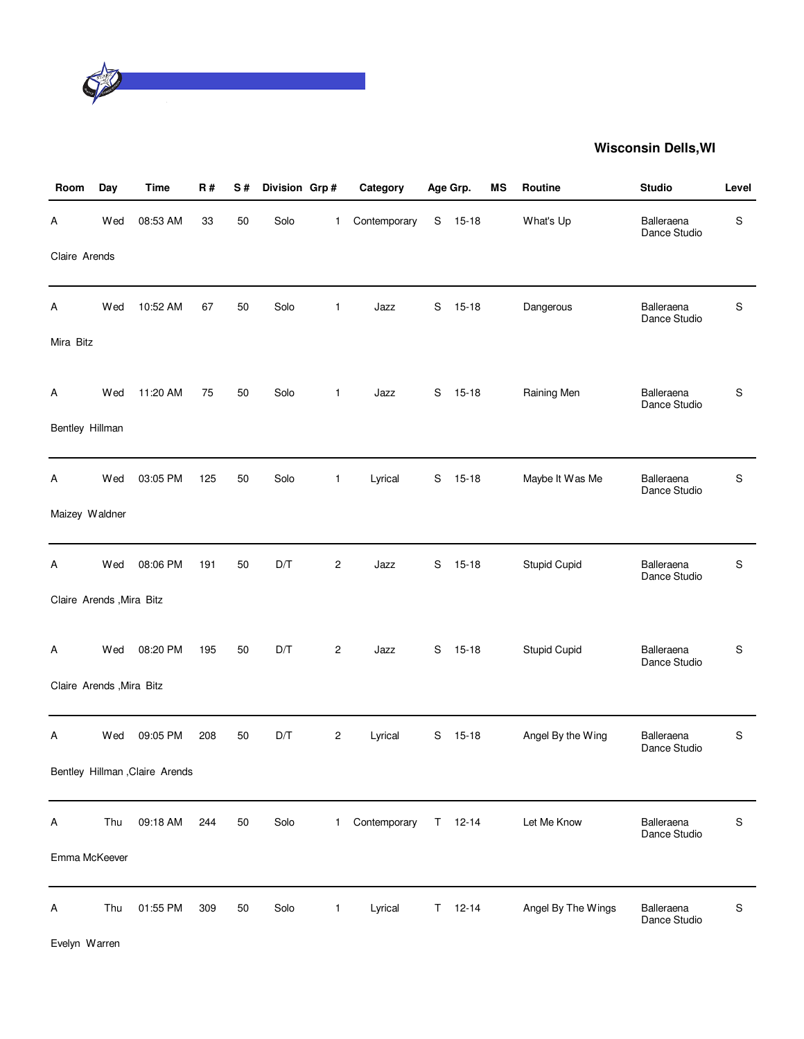**Wisconsin Dells,WI**

| Room | Day | Time | R # | S # | Division | Grp # | Category | Age Grp. | | MS | Routine | Studio | Level |
|---|---|---|---|---|---|---|---|---|---|---|---|---|---|
| A | Wed | 08:53 AM | 33 | 50 | Solo | 1 | Contemporary | S | 15-18 | | What's Up | Balleraena Dance Studio | S |
| Claire Arends | | | | | | | | | | | | | |
| A | Wed | 10:52 AM | 67 | 50 | Solo | 1 | Jazz | S | 15-18 | | Dangerous | Balleraena Dance Studio | S |
| Mira Bitz | | | | | | | | | | | | | |
| A | Wed | 11:20 AM | 75 | 50 | Solo | 1 | Jazz | S | 15-18 | | Raining Men | Balleraena Dance Studio | S |
| Bentley Hillman | | | | | | | | | | | | | |
| A | Wed | 03:05 PM | 125 | 50 | Solo | 1 | Lyrical | S | 15-18 | | Maybe It Was Me | Balleraena Dance Studio | S |
| Maizey Waldner | | | | | | | | | | | | | |
| A | Wed | 08:06 PM | 191 | 50 | D/T | 2 | Jazz | S | 15-18 | | Stupid Cupid | Balleraena Dance Studio | S |
| Claire Arends ,Mira Bitz | | | | | | | | | | | | | |
| A | Wed | 08:20 PM | 195 | 50 | D/T | 2 | Jazz | S | 15-18 | | Stupid Cupid | Balleraena Dance Studio | S |
| Claire Arends ,Mira Bitz | | | | | | | | | | | | | |
| A | Wed | 09:05 PM | 208 | 50 | D/T | 2 | Lyrical | S | 15-18 | | Angel By the Wing | Balleraena Dance Studio | S |
| Bentley Hillman ,Claire Arends | | | | | | | | | | | | | |
| A | Thu | 09:18 AM | 244 | 50 | Solo | 1 | Contemporary | T | 12-14 | | Let Me Know | Balleraena Dance Studio | S |
| Emma McKeever | | | | | | | | | | | | | |
| A | Thu | 01:55 PM | 309 | 50 | Solo | 1 | Lyrical | T | 12-14 | | Angel By The Wings | Balleraena Dance Studio | S |
| Evelyn Warren | | | | | | | | | | | | | |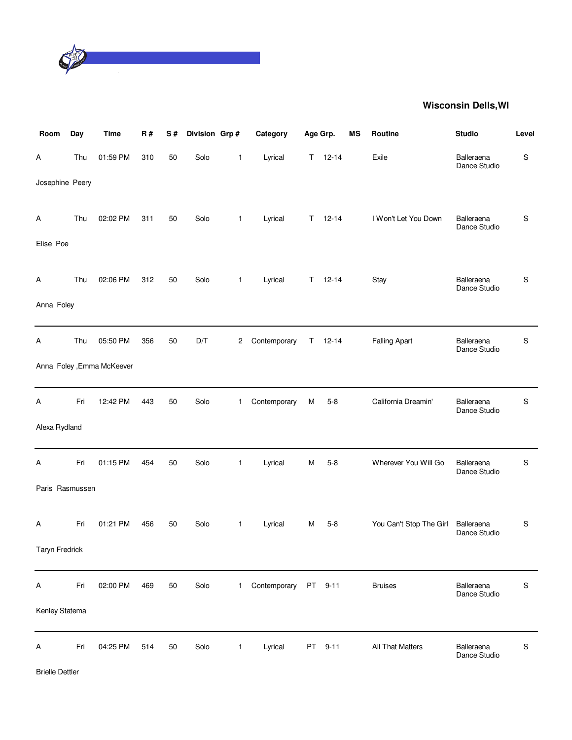**Wisconsin Dells,WI**

| Room | Day | Time | R # | S # | Division | Grp # | Category | Age Grp. | | MS | Routine | Studio | Level |
|---|---|---|---|---|---|---|---|---|---|---|---|---|---|
| A | Thu | 01:59 PM | 310 | 50 | Solo | 1 | Lyrical | T | 12-14 | | Exile | Balleraena Dance Studio | S |
| Josephine Peery | | | | | | | | | | | | | |
| A | Thu | 02:02 PM | 311 | 50 | Solo | 1 | Lyrical | T | 12-14 | | I Won't Let You Down | Balleraena Dance Studio | S |
| Elise Poe | | | | | | | | | | | | | |
| A | Thu | 02:06 PM | 312 | 50 | Solo | 1 | Lyrical | T | 12-14 | | Stay | Balleraena Dance Studio | S |
| Anna Foley | | | | | | | | | | | | | |
| A | Thu | 05:50 PM | 356 | 50 | D/T | 2 | Contemporary | T | 12-14 | | Falling Apart | Balleraena Dance Studio | S |
| Anna Foley ,Emma McKeever | | | | | | | | | | | | | |
| A | Fri | 12:42 PM | 443 | 50 | Solo | 1 | Contemporary | M | 5-8 | | California Dreamin' | Balleraena Dance Studio | S |
| Alexa Rydland | | | | | | | | | | | | | |
| A | Fri | 01:15 PM | 454 | 50 | Solo | 1 | Lyrical | M | 5-8 | | Wherever You Will Go | Balleraena Dance Studio | S |
| Paris Rasmussen | | | | | | | | | | | | | |
| A | Fri | 01:21 PM | 456 | 50 | Solo | 1 | Lyrical | M | 5-8 | | You Can't Stop The Girl | Balleraena Dance Studio | S |
| Taryn Fredrick | | | | | | | | | | | | | |
| A | Fri | 02:00 PM | 469 | 50 | Solo | 1 | Contemporary | PT | 9-11 | | Bruises | Balleraena Dance Studio | S |
| Kenley Statema | | | | | | | | | | | | | |
| A | Fri | 04:25 PM | 514 | 50 | Solo | 1 | Lyrical | PT | 9-11 | | All That Matters | Balleraena Dance Studio | S |
| Brielle Dettler | | | | | | | | | | | | | |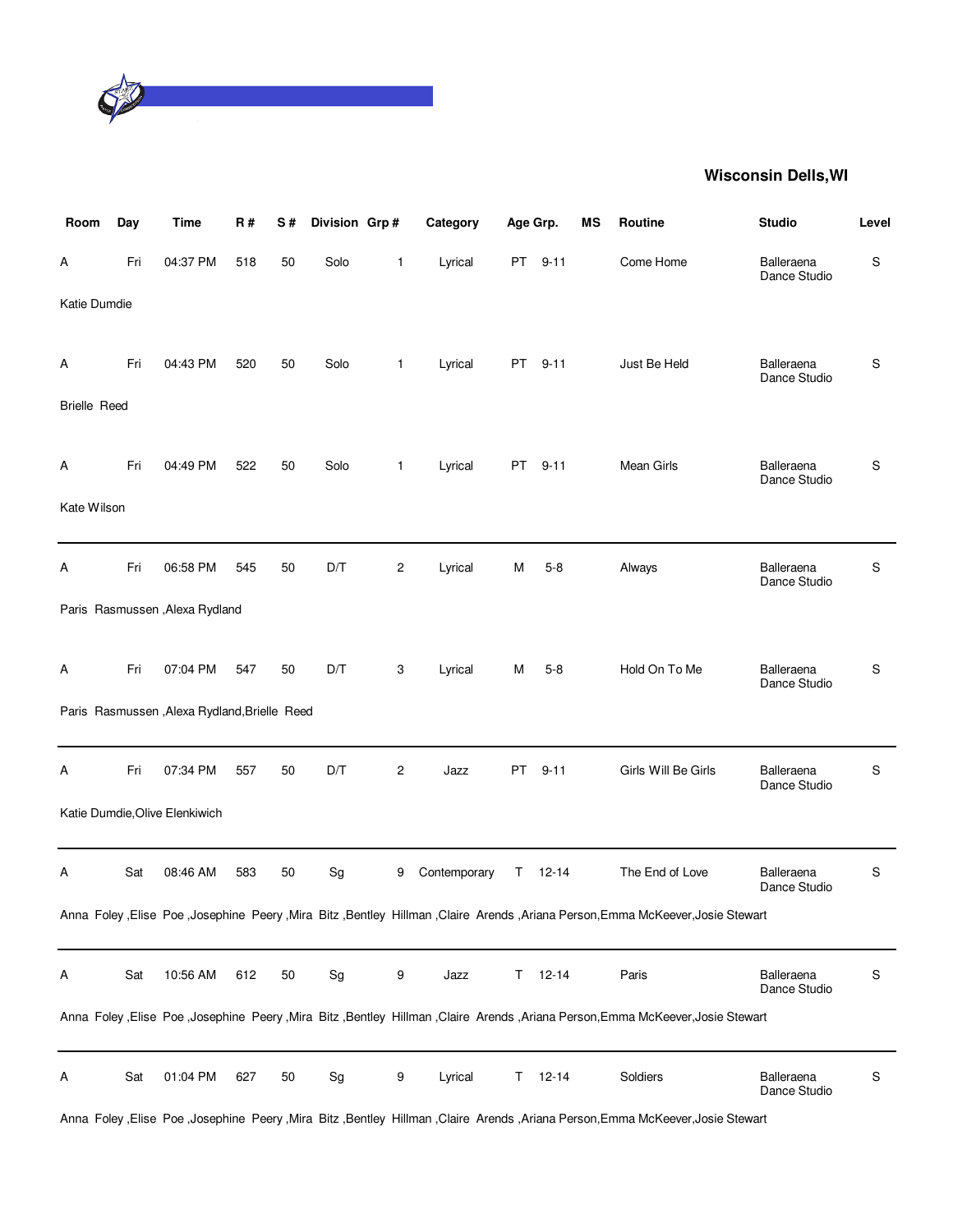**Wisconsin Dells,WI**

| Room | Day | Time | R # | S # | Division | Grp # | Category | Age Grp. | | MS | Routine | Studio | Level |
|---|---|---|---|---|---|---|---|---|---|---|---|---|---|
| A | Fri | 04:37 PM | 518 | 50 | Solo | 1 | Lyrical | PT | 9-11 | | Come Home | Balleraena Dance Studio | S |
| Katie Dumdie | | | | | | | | | | | | | |
| A | Fri | 04:43 PM | 520 | 50 | Solo | 1 | Lyrical | PT | 9-11 | | Just Be Held | Balleraena Dance Studio | S |
| Brielle Reed | | | | | | | | | | | | | |
| A | Fri | 04:49 PM | 522 | 50 | Solo | 1 | Lyrical | PT | 9-11 | | Mean Girls | Balleraena Dance Studio | S |
| Kate Wilson | | | | | | | | | | | | | |
| A | Fri | 06:58 PM | 545 | 50 | D/T | 2 | Lyrical | M | 5-8 | | Always | Balleraena Dance Studio | S |
| Paris Rasmussen ,Alexa Rydland | | | | | | | | | | | | | |
| A | Fri | 07:04 PM | 547 | 50 | D/T | 3 | Lyrical | M | 5-8 | | Hold On To Me | Balleraena Dance Studio | S |
| Paris Rasmussen ,Alexa Rydland,Brielle Reed | | | | | | | | | | | | | |
| A | Fri | 07:34 PM | 557 | 50 | D/T | 2 | Jazz | PT | 9-11 | | Girls Will Be Girls | Balleraena Dance Studio | S |
| Katie Dumdie,Olive Elenkiwich | | | | | | | | | | | | | |
| A | Sat | 08:46 AM | 583 | 50 | Sg | 9 | Contemporary | T | 12-14 | | The End of Love | Balleraena Dance Studio | S |
| Anna Foley ,Elise Poe ,Josephine Peery ,Mira Bitz ,Bentley Hillman ,Claire Arends ,Ariana Person,Emma McKeever,Josie Stewart | | | | | | | | | | | | | |
| A | Sat | 10:56 AM | 612 | 50 | Sg | 9 | Jazz | T | 12-14 | | Paris | Balleraena Dance Studio | S |
| Anna Foley ,Elise Poe ,Josephine Peery ,Mira Bitz ,Bentley Hillman ,Claire Arends ,Ariana Person,Emma McKeever,Josie Stewart | | | | | | | | | | | | | |
| A | Sat | 01:04 PM | 627 | 50 | Sg | 9 | Lyrical | T | 12-14 | | Soldiers | Balleraena Dance Studio | S |
| Anna Foley ,Elise Poe ,Josephine Peery ,Mira Bitz ,Bentley Hillman ,Claire Arends ,Ariana Person,Emma McKeever,Josie Stewart | | | | | | | | | | | | | |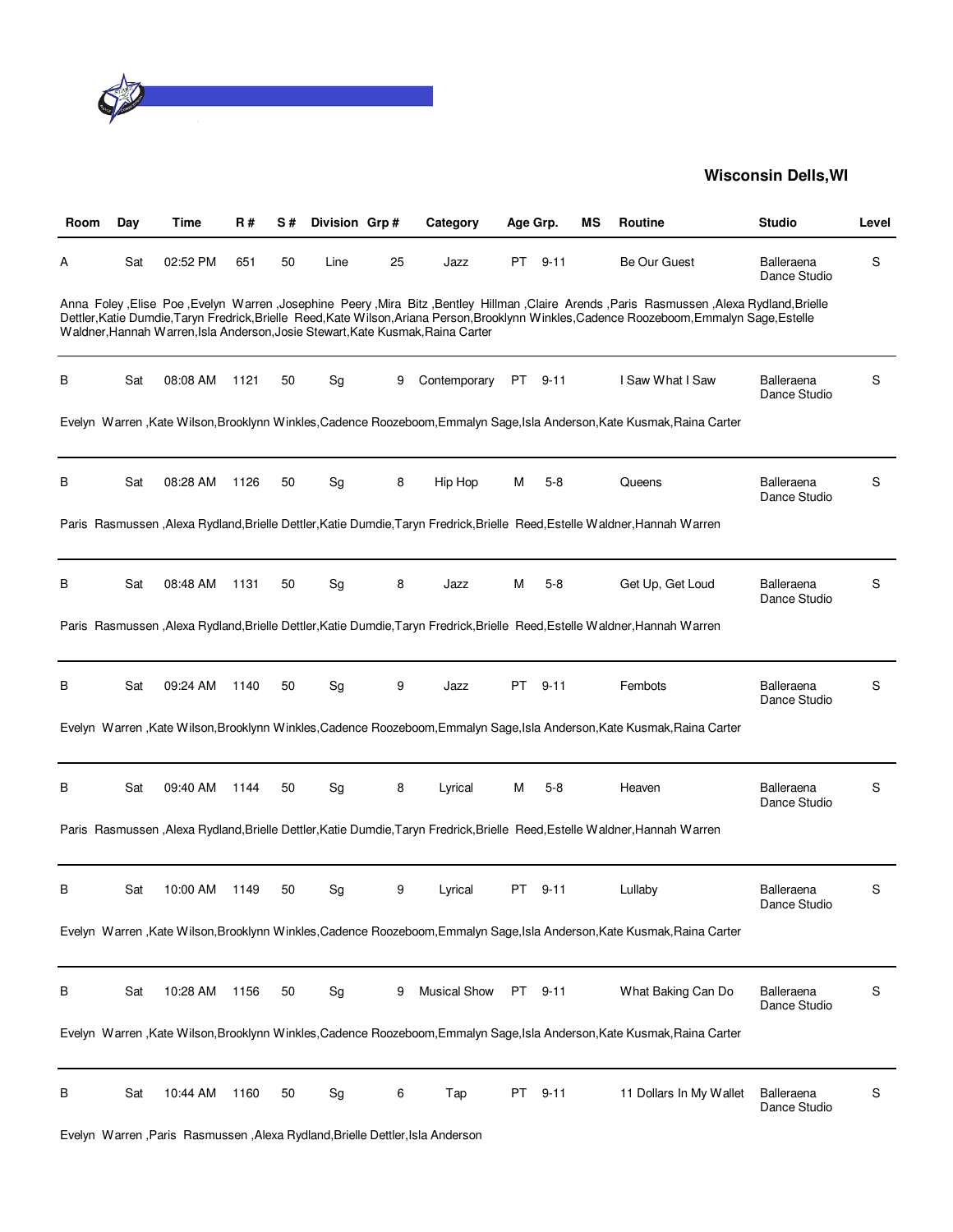**Wisconsin Dells,WI**

| Room | Day | Time | R # | S # | Division | Grp # | Category | Age Grp. | | MS | Routine | Studio | Level |
|---|---|---|---|---|---|---|---|---|---|---|---|---|---|
| A | Sat | 02:52 PM | 651 | 50 | Line | 25 | Jazz | PT | 9-11 | | Be Our Guest | Balleraena Dance Studio | S |

Anna Foley ,Elise Poe ,Evelyn Warren ,Josephine Peery ,Mira Bitz ,Bentley Hillman ,Claire Arends ,Paris Rasmussen ,Alexa Rydland,Brielle Dettler,Katie Dumdie,Taryn Fredrick,Brielle Reed,Kate Wilson,Ariana Person,Brooklynn Winkles,Cadence Roozeboom,Emmalyn Sage,Estelle Waldner,Hannah Warren,Isla Anderson,Josie Stewart,Kate Kusmak,Raina Carter

| Room | Day | Time | R # | S # | Division | Grp # | Category | Age Grp. | | MS | Routine | Studio | Level |
|---|---|---|---|---|---|---|---|---|---|---|---|---|---|
| B | Sat | 08:08 AM | 1121 | 50 | Sg | 9 | Contemporary | PT | 9-11 | | I Saw What I Saw | Balleraena Dance Studio | S |

Evelyn Warren ,Kate Wilson,Brooklynn Winkles,Cadence Roozeboom,Emmalyn Sage,Isla Anderson,Kate Kusmak,Raina Carter

| Room | Day | Time | R # | S # | Division | Grp # | Category | Age Grp. | | MS | Routine | Studio | Level |
|---|---|---|---|---|---|---|---|---|---|---|---|---|---|
| B | Sat | 08:28 AM | 1126 | 50 | Sg | 8 | Hip Hop | M | 5-8 | | Queens | Balleraena Dance Studio | S |

Paris Rasmussen ,Alexa Rydland,Brielle Dettler,Katie Dumdie,Taryn Fredrick,Brielle Reed,Estelle Waldner,Hannah Warren

| Room | Day | Time | R # | S # | Division | Grp # | Category | Age Grp. | | MS | Routine | Studio | Level |
|---|---|---|---|---|---|---|---|---|---|---|---|---|---|
| B | Sat | 08:48 AM | 1131 | 50 | Sg | 8 | Jazz | M | 5-8 | | Get Up, Get Loud | Balleraena Dance Studio | S |

Paris Rasmussen ,Alexa Rydland,Brielle Dettler,Katie Dumdie,Taryn Fredrick,Brielle Reed,Estelle Waldner,Hannah Warren

| Room | Day | Time | R # | S # | Division | Grp # | Category | Age Grp. | | MS | Routine | Studio | Level |
|---|---|---|---|---|---|---|---|---|---|---|---|---|---|
| B | Sat | 09:24 AM | 1140 | 50 | Sg | 9 | Jazz | PT | 9-11 | | Fembots | Balleraena Dance Studio | S |

Evelyn Warren ,Kate Wilson,Brooklynn Winkles,Cadence Roozeboom,Emmalyn Sage,Isla Anderson,Kate Kusmak,Raina Carter

| Room | Day | Time | R # | S # | Division | Grp # | Category | Age Grp. | | MS | Routine | Studio | Level |
|---|---|---|---|---|---|---|---|---|---|---|---|---|---|
| B | Sat | 09:40 AM | 1144 | 50 | Sg | 8 | Lyrical | M | 5-8 | | Heaven | Balleraena Dance Studio | S |

Paris Rasmussen ,Alexa Rydland,Brielle Dettler,Katie Dumdie,Taryn Fredrick,Brielle Reed,Estelle Waldner,Hannah Warren

| Room | Day | Time | R # | S # | Division | Grp # | Category | Age Grp. | | MS | Routine | Studio | Level |
|---|---|---|---|---|---|---|---|---|---|---|---|---|---|
| B | Sat | 10:00 AM | 1149 | 50 | Sg | 9 | Lyrical | PT | 9-11 | | Lullaby | Balleraena Dance Studio | S |

Evelyn Warren ,Kate Wilson,Brooklynn Winkles,Cadence Roozeboom,Emmalyn Sage,Isla Anderson,Kate Kusmak,Raina Carter

| Room | Day | Time | R # | S # | Division | Grp # | Category | Age Grp. | | MS | Routine | Studio | Level |
|---|---|---|---|---|---|---|---|---|---|---|---|---|---|
| B | Sat | 10:28 AM | 1156 | 50 | Sg | 9 | Musical Show | PT | 9-11 | | What Baking Can Do | Balleraena Dance Studio | S |

Evelyn Warren ,Kate Wilson,Brooklynn Winkles,Cadence Roozeboom,Emmalyn Sage,Isla Anderson,Kate Kusmak,Raina Carter

| Room | Day | Time | R # | S # | Division | Grp # | Category | Age Grp. | | MS | Routine | Studio | Level |
|---|---|---|---|---|---|---|---|---|---|---|---|---|---|
| B | Sat | 10:44 AM | 1160 | 50 | Sg | 6 | Tap | PT | 9-11 | | 11 Dollars In My Wallet | Balleraena Dance Studio | S |

Evelyn Warren ,Paris Rasmussen ,Alexa Rydland,Brielle Dettler,Isla Anderson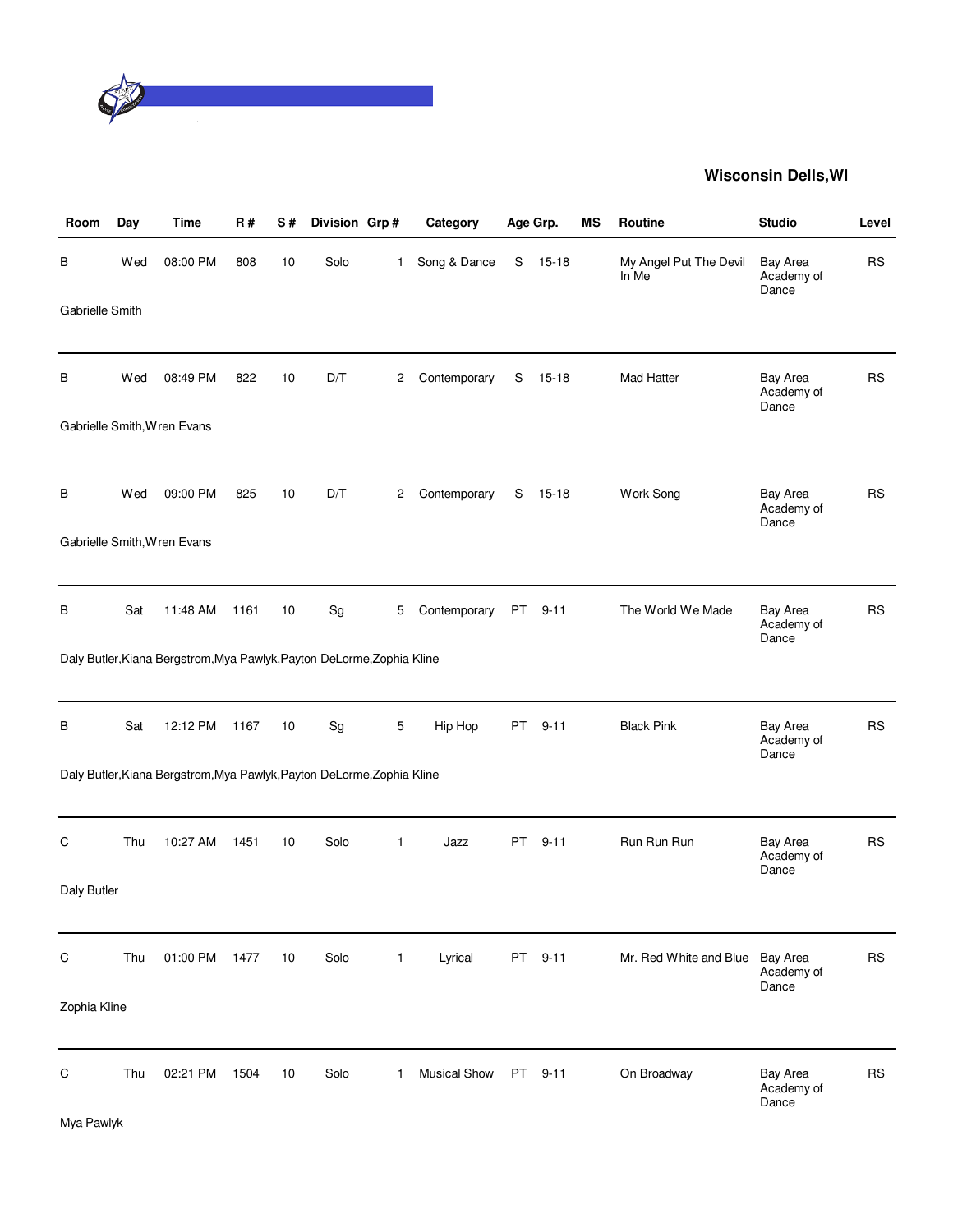**Wisconsin Dells,WI**

| Room | Day | Time | R # | S # | Division | Grp # | Category | Age Grp. | | MS | Routine | Studio | Level |
|---|---|---|---|---|---|---|---|---|---|---|---|---|---|
| B | Wed | 08:00 PM | 808 | 10 | Solo | 1 | Song & Dance | S | 15-18 | | My Angel Put The Devil In Me | Bay Area Academy of Dance | RS |
| Gabrielle Smith | | | | | | | | | | | | | |
| B | Wed | 08:49 PM | 822 | 10 | D/T | 2 | Contemporary | S | 15-18 | | Mad Hatter | Bay Area Academy of Dance | RS |
| Gabrielle Smith,Wren Evans | | | | | | | | | | | | | |
| B | Wed | 09:00 PM | 825 | 10 | D/T | 2 | Contemporary | S | 15-18 | | Work Song | Bay Area Academy of Dance | RS |
| Gabrielle Smith,Wren Evans | | | | | | | | | | | | | |
| B | Sat | 11:48 AM | 1161 | 10 | Sg | 5 | Contemporary | PT | 9-11 | | The World We Made | Bay Area Academy of Dance | RS |
| Daly Butler,Kiana Bergstrom,Mya Pawlyk,Payton DeLorme,Zophia Kline | | | | | | | | | | | | | |
| B | Sat | 12:12 PM | 1167 | 10 | Sg | 5 | Hip Hop | PT | 9-11 | | Black Pink | Bay Area Academy of Dance | RS |
| Daly Butler,Kiana Bergstrom,Mya Pawlyk,Payton DeLorme,Zophia Kline | | | | | | | | | | | | | |
| C | Thu | 10:27 AM | 1451 | 10 | Solo | 1 | Jazz | PT | 9-11 | | Run Run Run | Bay Area Academy of Dance | RS |
| Daly Butler | | | | | | | | | | | | | |
| C | Thu | 01:00 PM | 1477 | 10 | Solo | 1 | Lyrical | PT | 9-11 | | Mr. Red White and Blue | Bay Area Academy of Dance | RS |
| Zophia Kline | | | | | | | | | | | | | |
| C | Thu | 02:21 PM | 1504 | 10 | Solo | 1 | Musical Show | PT | 9-11 | | On Broadway | Bay Area Academy of Dance | RS |
| Mya Pawlyk | | | | | | | | | | | | | |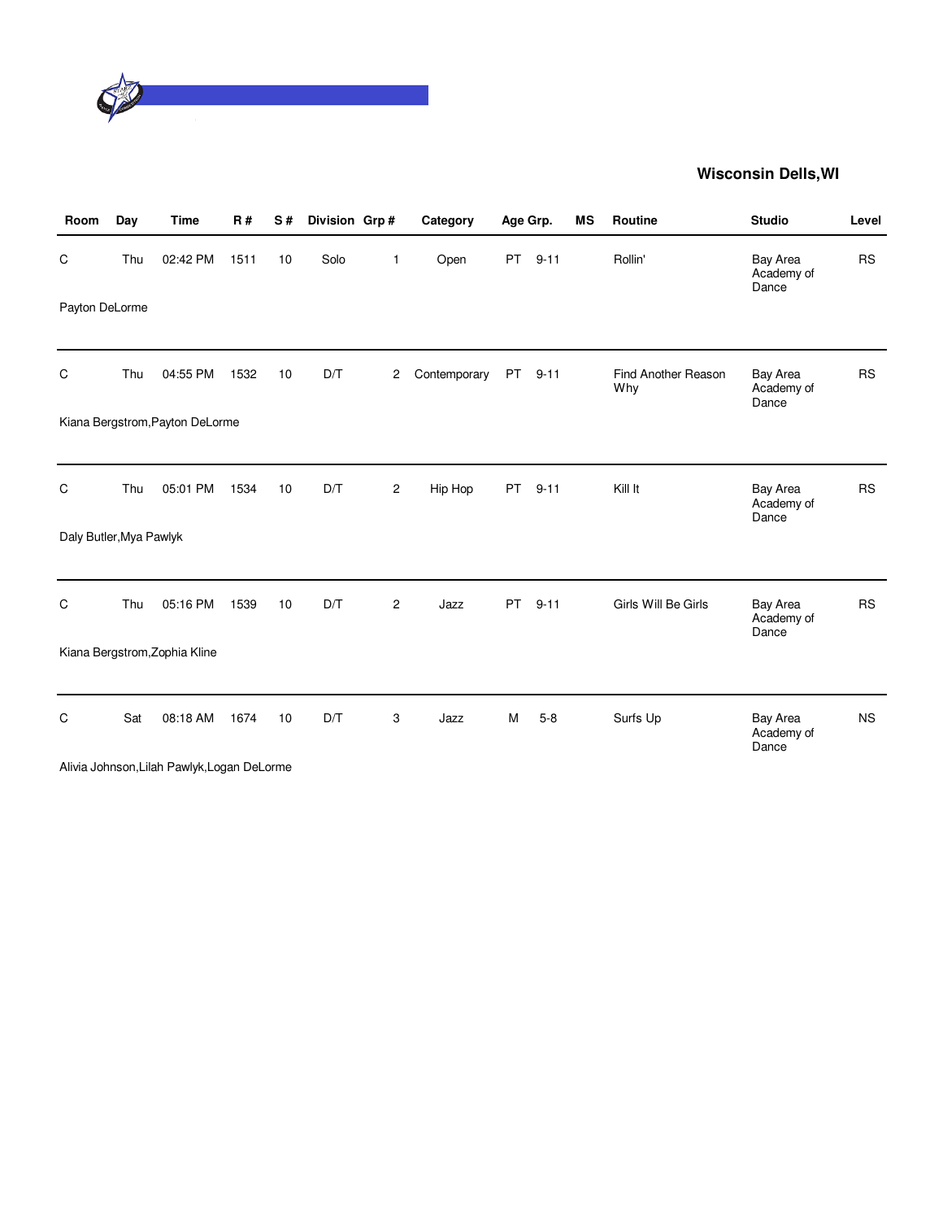## Wisconsin Dells,WI

| Room | Day | Time | R # | S # | Division | Grp # | Category | Age Grp. | | MS | Routine | Studio | Level |
|---|---|---|---|---|---|---|---|---|---|---|---|---|---|
| C | Thu | 02:42 PM | 1511 | 10 | Solo | 1 | Open | PT | 9-11 | | Rollin' | Bay Area Academy of Dance | RS |
| Payton DeLorme | | | | | | | | | | | | | |
| C | Thu | 04:55 PM | 1532 | 10 | D/T | 2 | Contemporary | PT | 9-11 | | Find Another Reason Why | Bay Area Academy of Dance | RS |
| Kiana Bergstrom,Payton DeLorme | | | | | | | | | | | | | |
| C | Thu | 05:01 PM | 1534 | 10 | D/T | 2 | Hip Hop | PT | 9-11 | | Kill It | Bay Area Academy of Dance | RS |
| Daly Butler,Mya Pawlyk | | | | | | | | | | | | | |
| C | Thu | 05:16 PM | 1539 | 10 | D/T | 2 | Jazz | PT | 9-11 | | Girls Will Be Girls | Bay Area Academy of Dance | RS |
| Kiana Bergstrom,Zophia Kline | | | | | | | | | | | | | |
| C | Sat | 08:18 AM | 1674 | 10 | D/T | 3 | Jazz | M | 5-8 | | Surfs Up | Bay Area Academy of Dance | NS |
| Alivia Johnson,Lilah Pawlyk,Logan DeLorme | | | | | | | | | | | | | |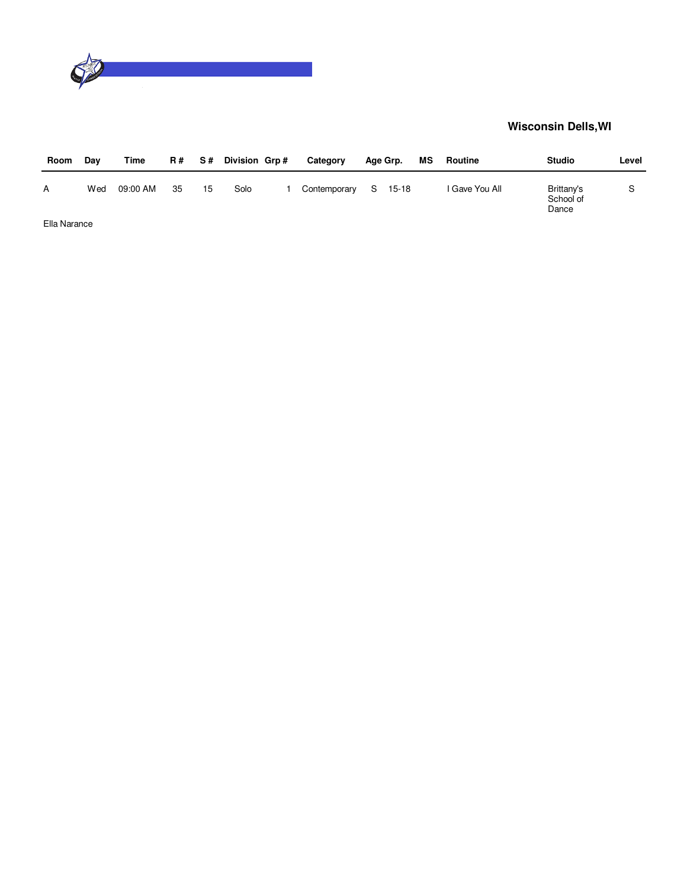**Wisconsin Dells,WI**

| Room | Day | Time | R # | S # | Division | Grp # | Category | Age Grp. | | MS | Routine | Studio | Level |
|---|---|---|---|---|---|---|---|---|---|---|---|---|---|
| A | Wed | 09:00 AM | 35 | 15 | Solo | 1 | Contemporary | S | 15-18 | | I Gave You All | Brittany's School of Dance | S |

Ella Narance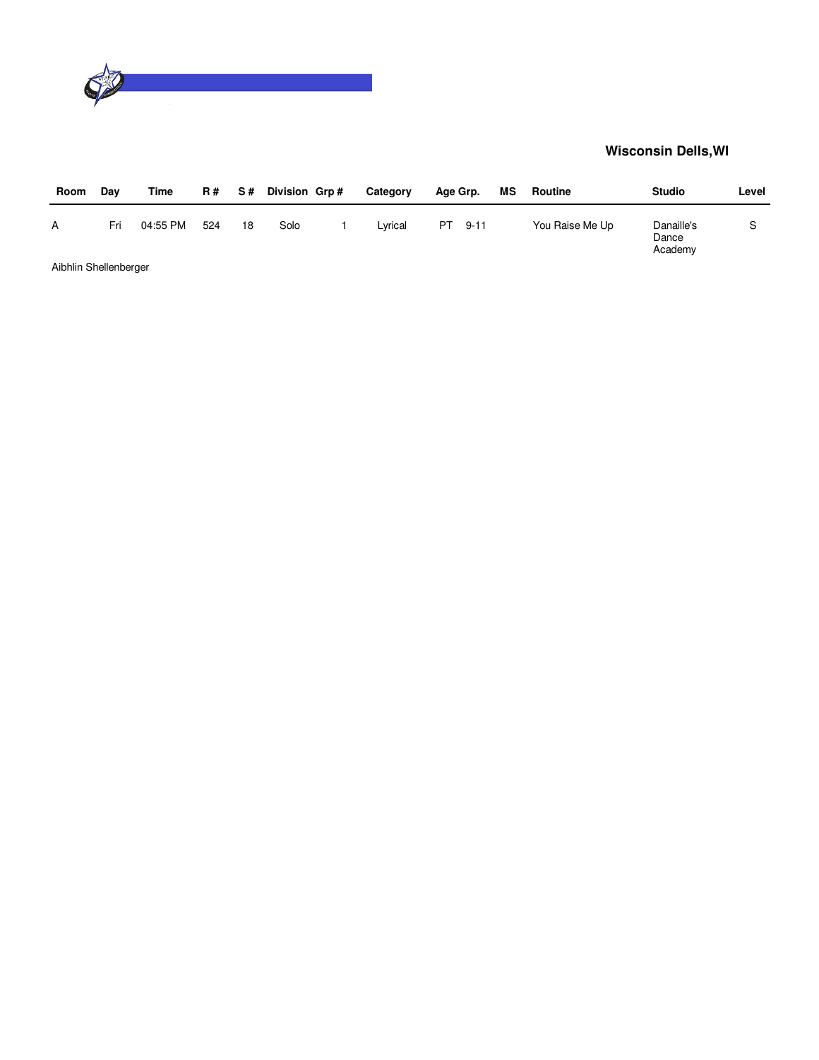**Wisconsin Dells,WI**

| Room | Day | Time | R # | S # | Division | Grp # | Category | Age Grp. | MS | Routine | Studio | Level |
|---|---|---|---|---|---|---|---|---|---|---|---|---|
| A | Fri | 04:55 PM | 524 | 18 | Solo | 1 | Lyrical | PT 9-11 | | You Raise Me Up | Danaille's Dance Academy | S |

Aibhlin Shellenberger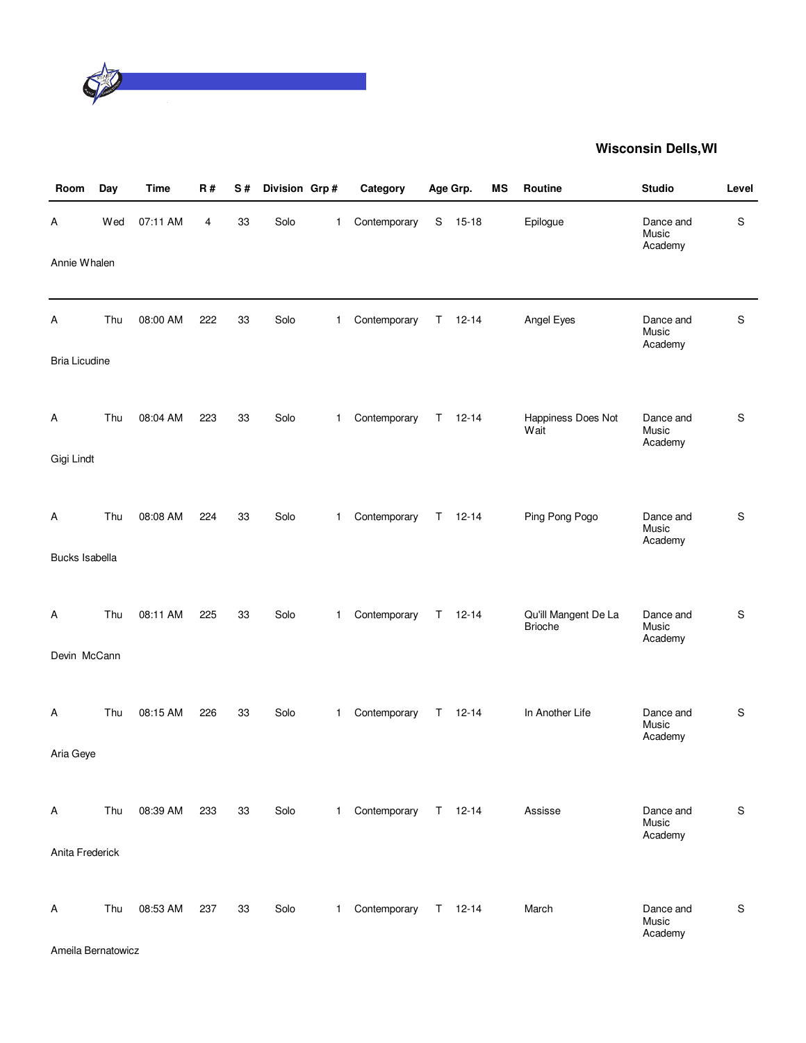## Wisconsin Dells,WI

| Room | Day | Time | R # | S # | Division | Grp # | Category | Age Grp. | | MS | Routine | Studio | Level |
|---|---|---|---|---|---|---|---|---|---|---|---|---|---|
| A | Wed | 07:11 AM | 4 | 33 | Solo | 1 | Contemporary | S | 15-18 | | Epilogue | Dance and Music Academy | S |
| Annie Whalen | | | | | | | | | | | | | |
| A | Thu | 08:00 AM | 222 | 33 | Solo | 1 | Contemporary | T | 12-14 | | Angel Eyes | Dance and Music Academy | S |
| Bria Licudine | | | | | | | | | | | | | |
| A | Thu | 08:04 AM | 223 | 33 | Solo | 1 | Contemporary | T | 12-14 | | Happiness Does Not Wait | Dance and Music Academy | S |
| Gigi Lindt | | | | | | | | | | | | | |
| A | Thu | 08:08 AM | 224 | 33 | Solo | 1 | Contemporary | T | 12-14 | | Ping Pong Pogo | Dance and Music Academy | S |
| Bucks Isabella | | | | | | | | | | | | | |
| A | Thu | 08:11 AM | 225 | 33 | Solo | 1 | Contemporary | T | 12-14 | | Qu'ill Mangent De La Brioche | Dance and Music Academy | S |
| Devin McCann | | | | | | | | | | | | | |
| A | Thu | 08:15 AM | 226 | 33 | Solo | 1 | Contemporary | T | 12-14 | | In Another Life | Dance and Music Academy | S |
| Aria Geye | | | | | | | | | | | | | |
| A | Thu | 08:39 AM | 233 | 33 | Solo | 1 | Contemporary | T | 12-14 | | Assisse | Dance and Music Academy | S |
| Anita Frederick | | | | | | | | | | | | | |
| A | Thu | 08:53 AM | 237 | 33 | Solo | 1 | Contemporary | T | 12-14 | | March | Dance and Music Academy | S |
| Ameila Bernatowicz | | | | | | | | | | | | | |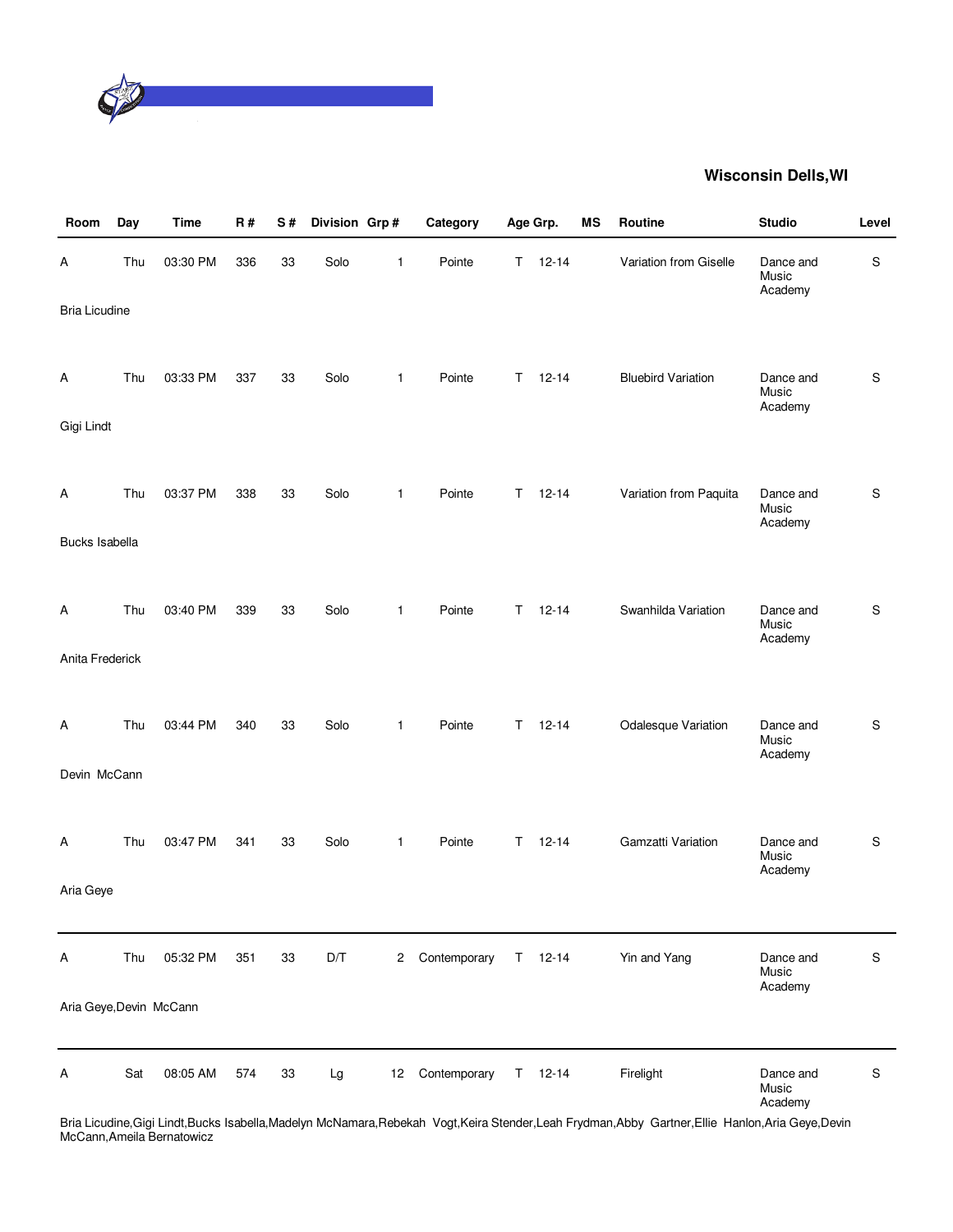**Wisconsin Dells,WI**

| Room | Day | Time | R # | S # | Division | Grp # | Category | Age Grp. | | MS | Routine | Studio | Level |
|---|---|---|---|---|---|---|---|---|---|---|---|---|---|
| A | Thu | 03:30 PM | 336 | 33 | Solo | 1 | Pointe | T | 12-14 | | Variation from Giselle | Dance and Music Academy | S |
| Bria Licudine | | | | | | | | | | | | | |
| A | Thu | 03:33 PM | 337 | 33 | Solo | 1 | Pointe | T | 12-14 | | Bluebird Variation | Dance and Music Academy | S |
| Gigi Lindt | | | | | | | | | | | | | |
| A | Thu | 03:37 PM | 338 | 33 | Solo | 1 | Pointe | T | 12-14 | | Variation from Paquita | Dance and Music Academy | S |
| Bucks Isabella | | | | | | | | | | | | | |
| A | Thu | 03:40 PM | 339 | 33 | Solo | 1 | Pointe | T | 12-14 | | Swanhilda Variation | Dance and Music Academy | S |
| Anita Frederick | | | | | | | | | | | | | |
| A | Thu | 03:44 PM | 340 | 33 | Solo | 1 | Pointe | T | 12-14 | | Odalesque Variation | Dance and Music Academy | S |
| Devin McCann | | | | | | | | | | | | | |
| A | Thu | 03:47 PM | 341 | 33 | Solo | 1 | Pointe | T | 12-14 | | Gamzatti Variation | Dance and Music Academy | S |
| Aria Geye | | | | | | | | | | | | | |
| A | Thu | 05:32 PM | 351 | 33 | D/T | 2 | Contemporary | T | 12-14 | | Yin and Yang | Dance and Music Academy | S |
| Aria Geye,Devin McCann | | | | | | | | | | | | | |
| A | Sat | 08:05 AM | 574 | 33 | Lg | 12 | Contemporary | T | 12-14 | | Firelight | Dance and Music Academy | S |
| Bria Licudine,Gigi Lindt,Bucks Isabella,Madelyn McNamara,Rebekah Vogt,Keira Stender,Leah Frydman,Abby Gartner,Ellie Hanlon,Aria Geye,Devin McCann,Ameila Bernatowicz | | | | | | | | | | | | | |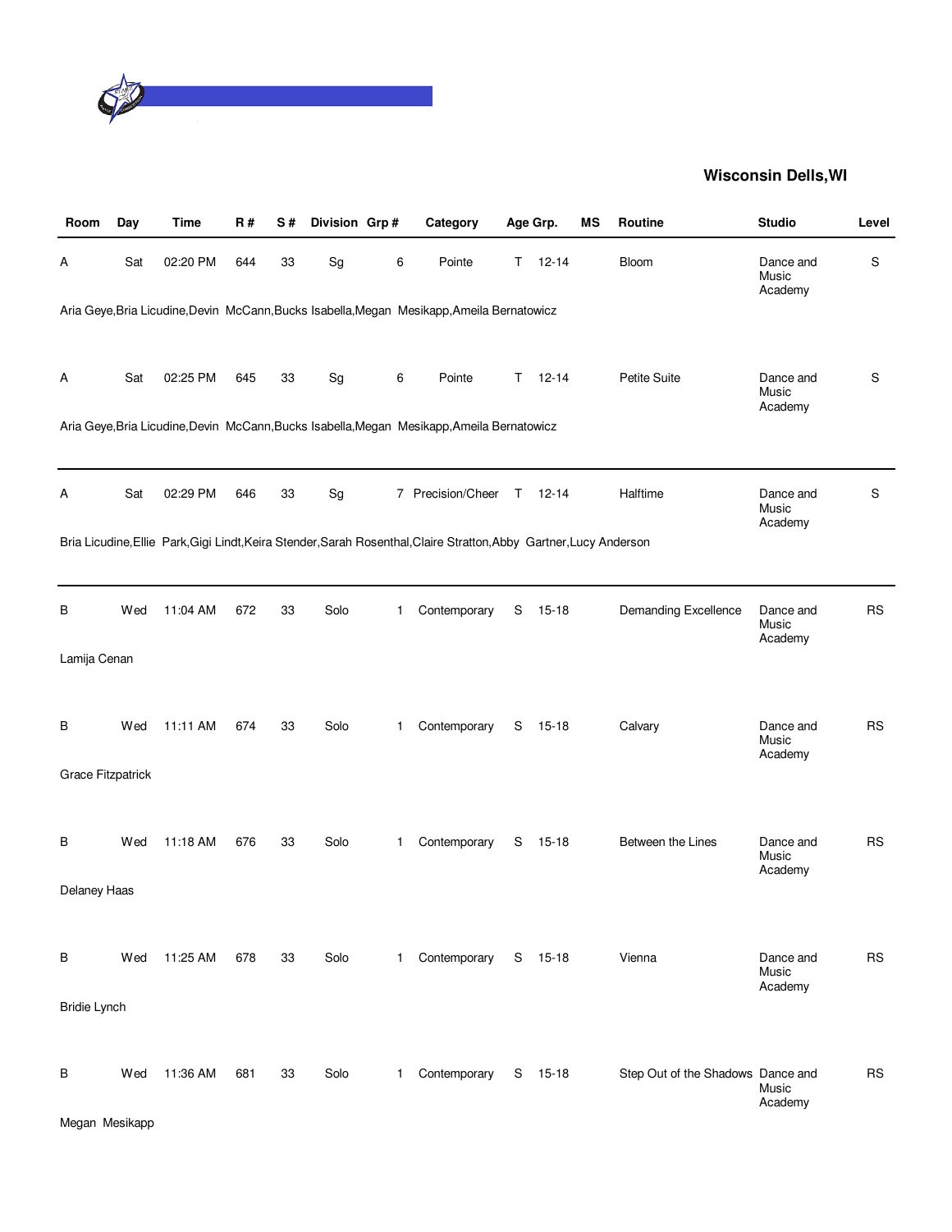## Wisconsin Dells,WI

| Room | Day | Time | R # | S # | Division | Grp # | Category | Age Grp. | | MS | Routine | Studio | Level |
|---|---|---|---|---|---|---|---|---|---|---|---|---|---|
| A | Sat | 02:20 PM | 644 | 33 | Sg | 6 | Pointe | T | 12-14 | | Bloom | Dance and Music Academy | S |
| Aria Geye,Bria Licudine,Devin McCann,Bucks Isabella,Megan Mesikapp,Ameila Bernatowicz | | | | | | | | | | | | | |
| A | Sat | 02:25 PM | 645 | 33 | Sg | 6 | Pointe | T | 12-14 | | Petite Suite | Dance and Music Academy | S |
| Aria Geye,Bria Licudine,Devin McCann,Bucks Isabella,Megan Mesikapp,Ameila Bernatowicz | | | | | | | | | | | | | |
| A | Sat | 02:29 PM | 646 | 33 | Sg | 7 | Precision/Cheer | T | 12-14 | | Halftime | Dance and Music Academy | S |
| Bria Licudine,Ellie Park,Gigi Lindt,Keira Stender,Sarah Rosenthal,Claire Stratton,Abby Gartner,Lucy Anderson | | | | | | | | | | | | | |
| B | Wed | 11:04 AM | 672 | 33 | Solo | 1 | Contemporary | S | 15-18 | | Demanding Excellence | Dance and Music Academy | RS |
| Lamija Cenan | | | | | | | | | | | | | |
| B | Wed | 11:11 AM | 674 | 33 | Solo | 1 | Contemporary | S | 15-18 | | Calvary | Dance and Music Academy | RS |
| Grace Fitzpatrick | | | | | | | | | | | | | |
| B | Wed | 11:18 AM | 676 | 33 | Solo | 1 | Contemporary | S | 15-18 | | Between the Lines | Dance and Music Academy | RS |
| Delaney Haas | | | | | | | | | | | | | |
| B | Wed | 11:25 AM | 678 | 33 | Solo | 1 | Contemporary | S | 15-18 | | Vienna | Dance and Music Academy | RS |
| Bridie Lynch | | | | | | | | | | | | | |
| B | Wed | 11:36 AM | 681 | 33 | Solo | 1 | Contemporary | S | 15-18 | | Step Out of the Shadows | Dance and Music Academy | RS |
| Megan Mesikapp | | | | | | | | | | | | | |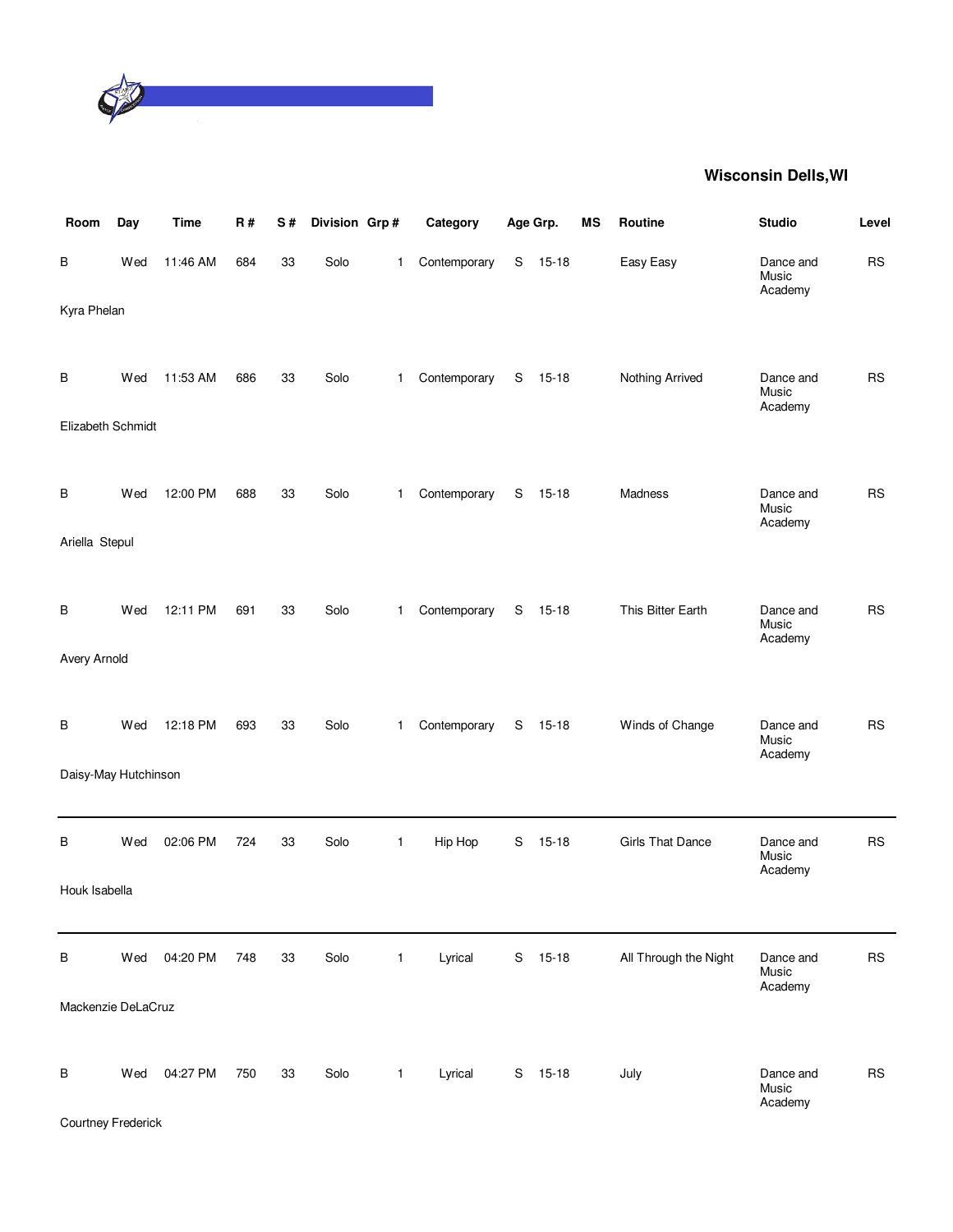## Wisconsin Dells,WI

| Room | Day | Time | R # | S # | Division | Grp # | Category | Age Grp. | | MS | Routine | Studio | Level |
|---|---|---|---|---|---|---|---|---|---|---|---|---|---|
| B | Wed | 11:46 AM | 684 | 33 | Solo | 1 | Contemporary | S | 15-18 | | Easy Easy | Dance and Music Academy | RS |
| Kyra Phelan | | | | | | | | | | | | | |
| B | Wed | 11:53 AM | 686 | 33 | Solo | 1 | Contemporary | S | 15-18 | | Nothing Arrived | Dance and Music Academy | RS |
| Elizabeth Schmidt | | | | | | | | | | | | | |
| B | Wed | 12:00 PM | 688 | 33 | Solo | 1 | Contemporary | S | 15-18 | | Madness | Dance and Music Academy | RS |
| Ariella Stepul | | | | | | | | | | | | | |
| B | Wed | 12:11 PM | 691 | 33 | Solo | 1 | Contemporary | S | 15-18 | | This Bitter Earth | Dance and Music Academy | RS |
| Avery Arnold | | | | | | | | | | | | | |
| B | Wed | 12:18 PM | 693 | 33 | Solo | 1 | Contemporary | S | 15-18 | | Winds of Change | Dance and Music Academy | RS |
| Daisy-May Hutchinson | | | | | | | | | | | | | |
| B | Wed | 02:06 PM | 724 | 33 | Solo | 1 | Hip Hop | S | 15-18 | | Girls That Dance | Dance and Music Academy | RS |
| Houk Isabella | | | | | | | | | | | | | |
| B | Wed | 04:20 PM | 748 | 33 | Solo | 1 | Lyrical | S | 15-18 | | All Through the Night | Dance and Music Academy | RS |
| Mackenzie DeLaCruz | | | | | | | | | | | | | |
| B | Wed | 04:27 PM | 750 | 33 | Solo | 1 | Lyrical | S | 15-18 | | July | Dance and Music Academy | RS |
| Courtney Frederick | | | | | | | | | | | | | |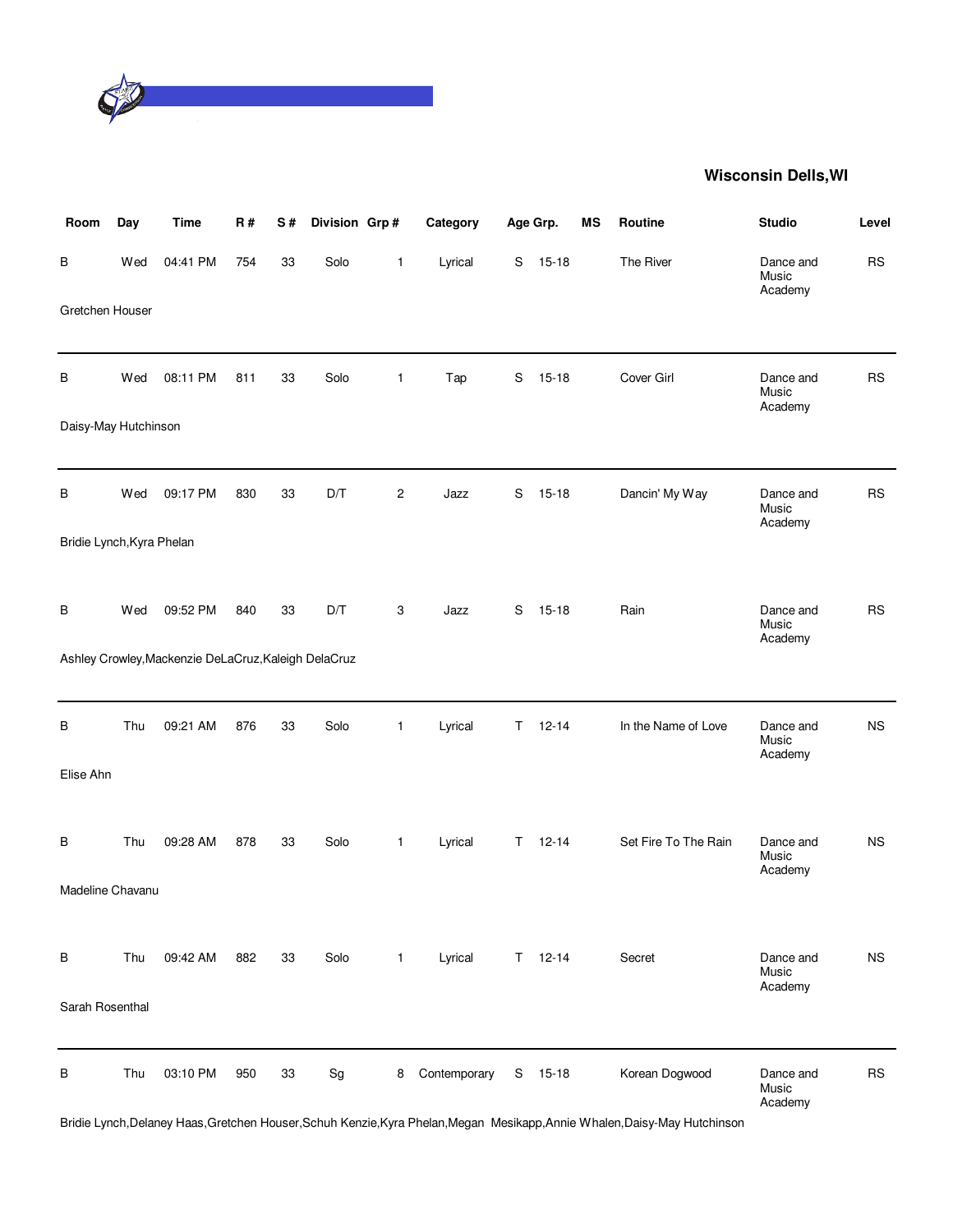## Wisconsin Dells,WI

| Room | Day | Time | R # | S # | Division | Grp # | Category | Age Grp. | | MS | Routine | Studio | Level |
|---|---|---|---|---|---|---|---|---|---|---|---|---|---|
| B | Wed | 04:41 PM | 754 | 33 | Solo | 1 | Lyrical | S | 15-18 | | The River | Dance and Music Academy | RS |
| Gretchen Houser | | | | | | | | | | | | | |
| B | Wed | 08:11 PM | 811 | 33 | Solo | 1 | Tap | S | 15-18 | | Cover Girl | Dance and Music Academy | RS |
| Daisy-May Hutchinson | | | | | | | | | | | | | |
| B | Wed | 09:17 PM | 830 | 33 | D/T | 2 | Jazz | S | 15-18 | | Dancin' My Way | Dance and Music Academy | RS |
| Bridie Lynch,Kyra Phelan | | | | | | | | | | | | | |
| B | Wed | 09:52 PM | 840 | 33 | D/T | 3 | Jazz | S | 15-18 | | Rain | Dance and Music Academy | RS |
| Ashley Crowley,Mackenzie DeLaCruz,Kaleigh DelaCruz | | | | | | | | | | | | | |
| B | Thu | 09:21 AM | 876 | 33 | Solo | 1 | Lyrical | T | 12-14 | | In the Name of Love | Dance and Music Academy | NS |
| Elise Ahn | | | | | | | | | | | | | |
| B | Thu | 09:28 AM | 878 | 33 | Solo | 1 | Lyrical | T | 12-14 | | Set Fire To The Rain | Dance and Music Academy | NS |
| Madeline Chavanu | | | | | | | | | | | | | |
| B | Thu | 09:42 AM | 882 | 33 | Solo | 1 | Lyrical | T | 12-14 | | Secret | Dance and Music Academy | NS |
| Sarah Rosenthal | | | | | | | | | | | | | |
| B | Thu | 03:10 PM | 950 | 33 | Sg | 8 | Contemporary | S | 15-18 | | Korean Dogwood | Dance and Music Academy | RS |
| Bridie Lynch,Delaney Haas,Gretchen Houser,Schuh Kenzie,Kyra Phelan,Megan Mesikapp,Annie Whalen,Daisy-May Hutchinson | | | | | | | | | | | | | |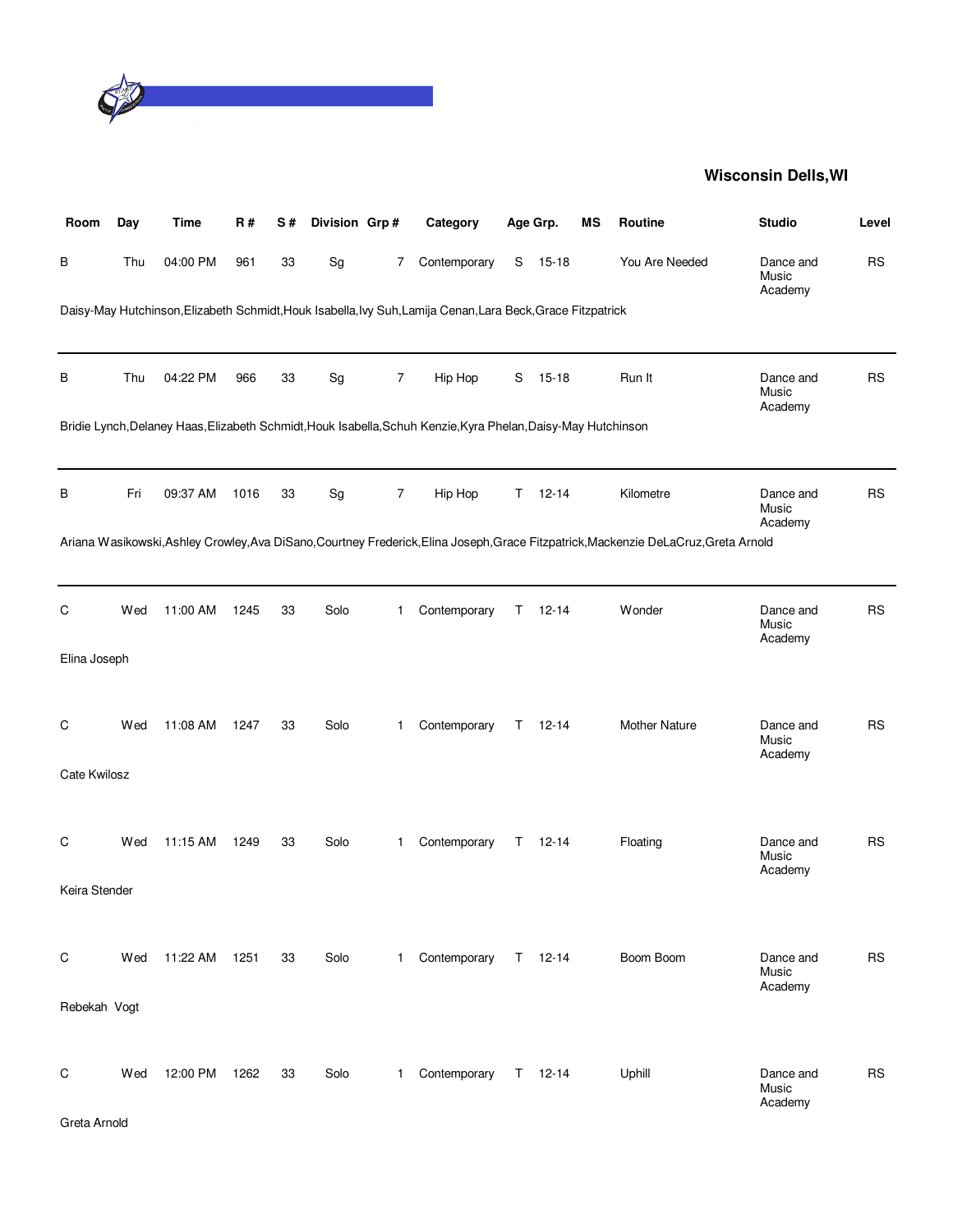**Wisconsin Dells,WI**

| Room | Day | Time | R # | S # | Division | Grp # | Category | Age Grp. | | MS | Routine | Studio | Level |
|---|---|---|---|---|---|---|---|---|---|---|---|---|---|
| B | Thu | 04:00 PM | 961 | 33 | Sg | 7 | Contemporary | S | 15-18 | | You Are Needed | Dance and Music Academy | RS |
| Daisy-May Hutchinson,Elizabeth Schmidt,Houk Isabella,Ivy Suh,Lamija Cenan,Lara Beck,Grace Fitzpatrick | | | | | | | | | | | | | |
| B | Thu | 04:22 PM | 966 | 33 | Sg | 7 | Hip Hop | S | 15-18 | | Run It | Dance and Music Academy | RS |
| Bridie Lynch,Delaney Haas,Elizabeth Schmidt,Houk Isabella,Schuh Kenzie,Kyra Phelan,Daisy-May Hutchinson | | | | | | | | | | | | | |
| B | Fri | 09:37 AM | 1016 | 33 | Sg | 7 | Hip Hop | T | 12-14 | | Kilometre | Dance and Music Academy | RS |
| Ariana Wasikowski,Ashley Crowley,Ava DiSano,Courtney Frederick,Elina Joseph,Grace Fitzpatrick,Mackenzie DeLaCruz,Greta Arnold | | | | | | | | | | | | | |
| C | Wed | 11:00 AM | 1245 | 33 | Solo | 1 | Contemporary | T | 12-14 | | Wonder | Dance and Music Academy | RS |
| Elina Joseph | | | | | | | | | | | | | |
| C | Wed | 11:08 AM | 1247 | 33 | Solo | 1 | Contemporary | T | 12-14 | | Mother Nature | Dance and Music Academy | RS |
| Cate Kwilosz | | | | | | | | | | | | | |
| C | Wed | 11:15 AM | 1249 | 33 | Solo | 1 | Contemporary | T | 12-14 | | Floating | Dance and Music Academy | RS |
| Keira Stender | | | | | | | | | | | | | |
| C | Wed | 11:22 AM | 1251 | 33 | Solo | 1 | Contemporary | T | 12-14 | | Boom Boom | Dance and Music Academy | RS |
| Rebekah Vogt | | | | | | | | | | | | | |
| C | Wed | 12:00 PM | 1262 | 33 | Solo | 1 | Contemporary | T | 12-14 | | Uphill | Dance and Music Academy | RS |
| Greta Arnold | | | | | | | | | | | | | |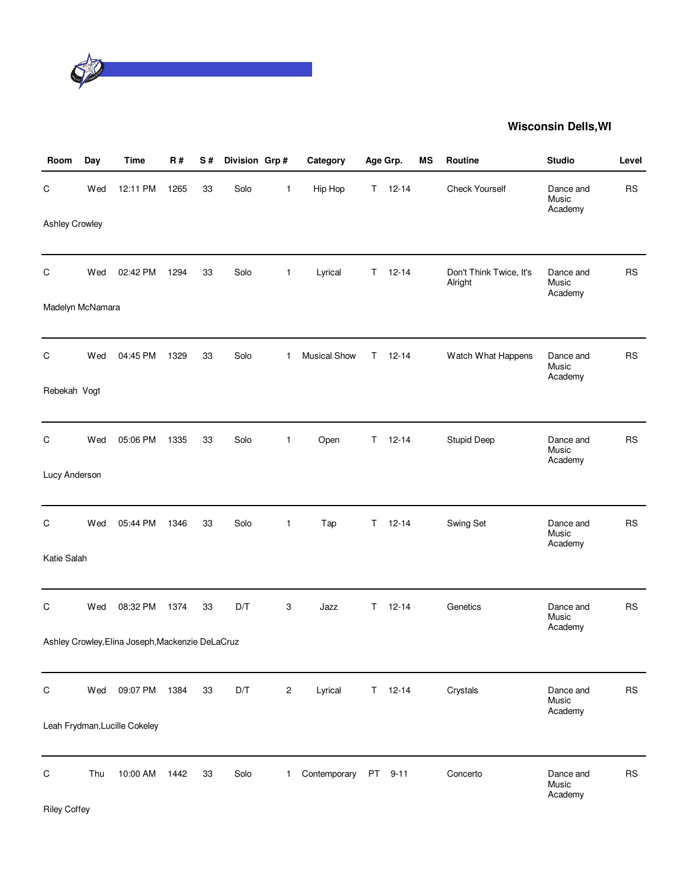**Wisconsin Dells,WI**

| Room | Day | Time | R # | S # | Division | Grp # | Category | Age Grp. | | MS | Routine | Studio | Level |
|---|---|---|---|---|---|---|---|---|---|---|---|---|---|
| C | Wed | 12:11 PM | 1265 | 33 | Solo | 1 | Hip Hop | T | 12-14 | | Check Yourself | Dance and Music Academy | RS |
| Ashley Crowley | | | | | | | | | | | | | |
| C | Wed | 02:42 PM | 1294 | 33 | Solo | 1 | Lyrical | T | 12-14 | | Don't Think Twice, It's Alright | Dance and Music Academy | RS |
| Madelyn McNamara | | | | | | | | | | | | | |
| C | Wed | 04:45 PM | 1329 | 33 | Solo | 1 | Musical Show | T | 12-14 | | Watch What Happens | Dance and Music Academy | RS |
| Rebekah Vogt | | | | | | | | | | | | | |
| C | Wed | 05:06 PM | 1335 | 33 | Solo | 1 | Open | T | 12-14 | | Stupid Deep | Dance and Music Academy | RS |
| Lucy Anderson | | | | | | | | | | | | | |
| C | Wed | 05:44 PM | 1346 | 33 | Solo | 1 | Tap | T | 12-14 | | Swing Set | Dance and Music Academy | RS |
| Katie Salah | | | | | | | | | | | | | |
| C | Wed | 08:32 PM | 1374 | 33 | D/T | 3 | Jazz | T | 12-14 | | Genetics | Dance and Music Academy | RS |
| Ashley Crowley,Elina Joseph,Mackenzie DeLaCruz | | | | | | | | | | | | | |
| C | Wed | 09:07 PM | 1384 | 33 | D/T | 2 | Lyrical | T | 12-14 | | Crystals | Dance and Music Academy | RS |
| Leah Frydman,Lucille Cokeley | | | | | | | | | | | | | |
| C | Thu | 10:00 AM | 1442 | 33 | Solo | 1 | Contemporary | PT | 9-11 | | Concerto | Dance and Music Academy | RS |
| Riley Coffey | | | | | | | | | | | | | |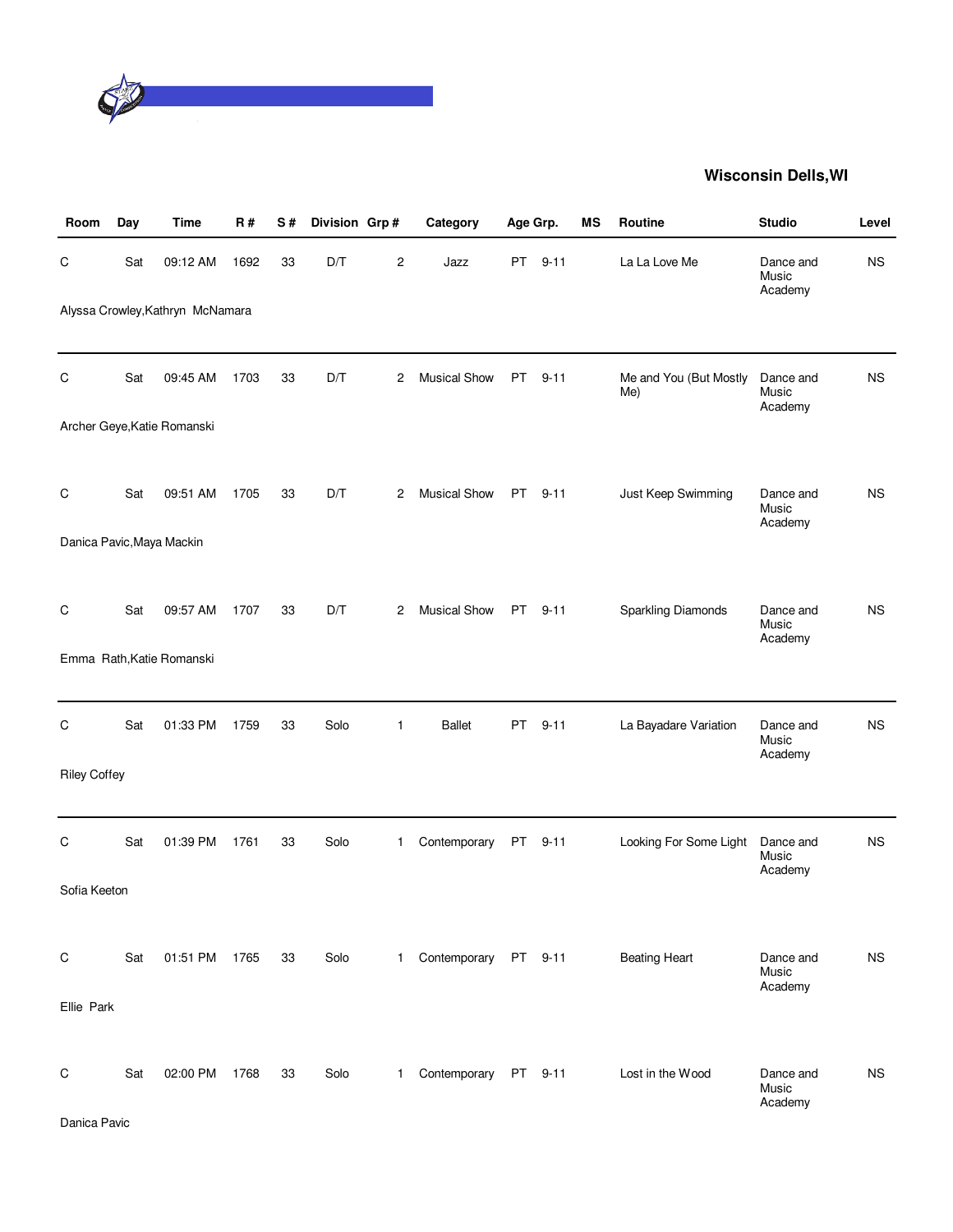## Wisconsin Dells,WI

| Room | Day | Time | R # | S # | Division | Grp # | Category | Age Grp. | | MS | Routine | Studio | Level |
|---|---|---|---|---|---|---|---|---|---|---|---|---|---|
| C | Sat | 09:12 AM | 1692 | 33 | D/T | 2 | Jazz | PT | 9-11 | | La La Love Me | Dance and Music Academy | NS |
| Alyssa Crowley,Kathryn McNamara | | | | | | | | | | | | | |
| C | Sat | 09:45 AM | 1703 | 33 | D/T | 2 | Musical Show | PT | 9-11 | | Me and You (But Mostly Me) | Dance and Music Academy | NS |
| Archer Geye,Katie Romanski | | | | | | | | | | | | | |
| C | Sat | 09:51 AM | 1705 | 33 | D/T | 2 | Musical Show | PT | 9-11 | | Just Keep Swimming | Dance and Music Academy | NS |
| Danica Pavic,Maya Mackin | | | | | | | | | | | | | |
| C | Sat | 09:57 AM | 1707 | 33 | D/T | 2 | Musical Show | PT | 9-11 | | Sparkling Diamonds | Dance and Music Academy | NS |
| Emma Rath,Katie Romanski | | | | | | | | | | | | | |
| C | Sat | 01:33 PM | 1759 | 33 | Solo | 1 | Ballet | PT | 9-11 | | La Bayadare Variation | Dance and Music Academy | NS |
| Riley Coffey | | | | | | | | | | | | | |
| C | Sat | 01:39 PM | 1761 | 33 | Solo | 1 | Contemporary | PT | 9-11 | | Looking For Some Light | Dance and Music Academy | NS |
| Sofia Keeton | | | | | | | | | | | | | |
| C | Sat | 01:51 PM | 1765 | 33 | Solo | 1 | Contemporary | PT | 9-11 | | Beating Heart | Dance and Music Academy | NS |
| Ellie Park | | | | | | | | | | | | | |
| C | Sat | 02:00 PM | 1768 | 33 | Solo | 1 | Contemporary | PT | 9-11 | | Lost in the Wood | Dance and Music Academy | NS |
| Danica Pavic | | | | | | | | | | | | | |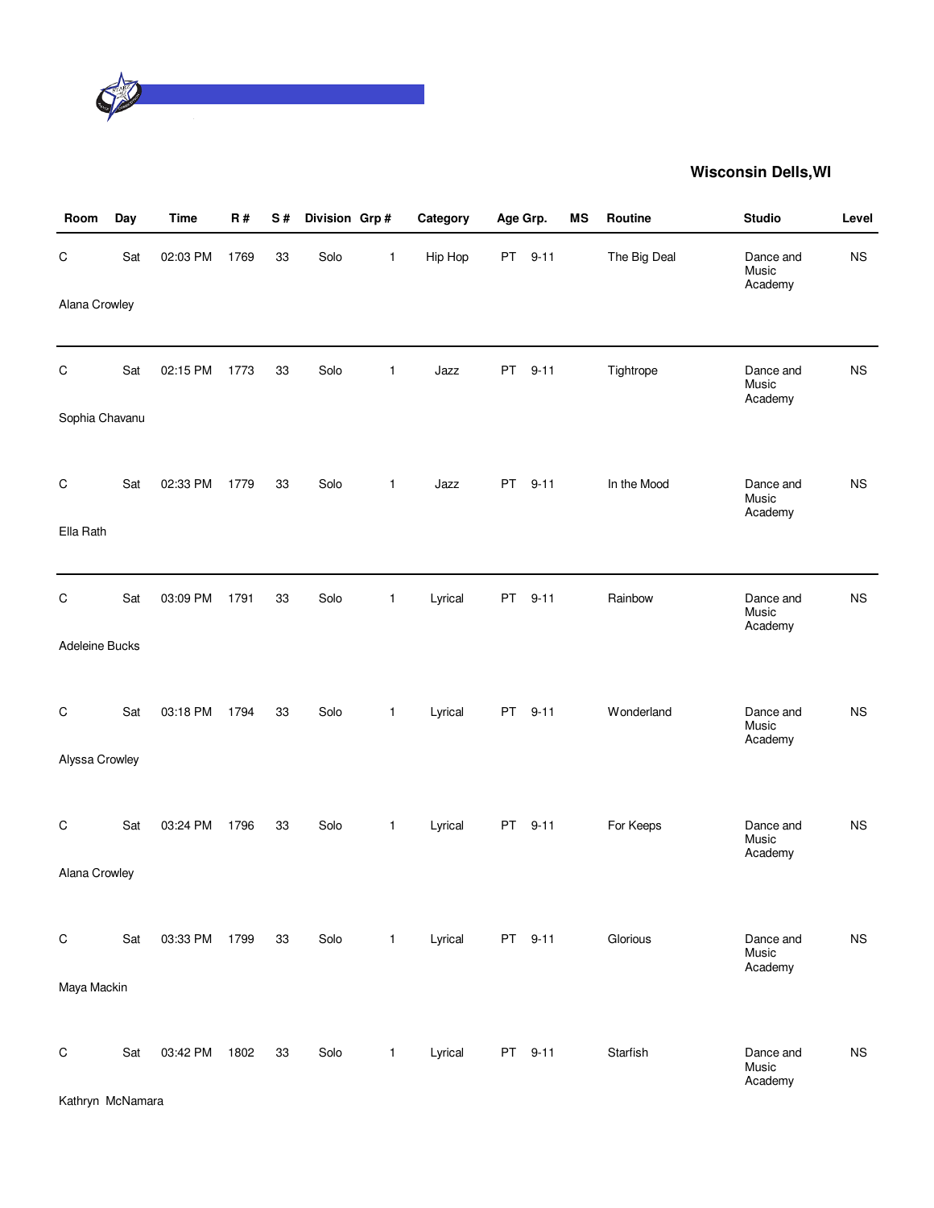**Wisconsin Dells,WI**

| Room | Day | Time | R # | S # | Division | Grp # | Category | Age Grp. | | MS | Routine | Studio | Level |
|---|---|---|---|---|---|---|---|---|---|---|---|---|---|
| C | Sat | 02:03 PM | 1769 | 33 | Solo | 1 | Hip Hop | PT | 9-11 | | The Big Deal | Dance and Music Academy | NS |
| Alana Crowley | | | | | | | | | | | | | |
| C | Sat | 02:15 PM | 1773 | 33 | Solo | 1 | Jazz | PT | 9-11 | | Tightrope | Dance and Music Academy | NS |
| Sophia Chavanu | | | | | | | | | | | | | |
| C | Sat | 02:33 PM | 1779 | 33 | Solo | 1 | Jazz | PT | 9-11 | | In the Mood | Dance and Music Academy | NS |
| Ella Rath | | | | | | | | | | | | | |
| C | Sat | 03:09 PM | 1791 | 33 | Solo | 1 | Lyrical | PT | 9-11 | | Rainbow | Dance and Music Academy | NS |
| Adeleine Bucks | | | | | | | | | | | | | |
| C | Sat | 03:18 PM | 1794 | 33 | Solo | 1 | Lyrical | PT | 9-11 | | Wonderland | Dance and Music Academy | NS |
| Alyssa Crowley | | | | | | | | | | | | | |
| C | Sat | 03:24 PM | 1796 | 33 | Solo | 1 | Lyrical | PT | 9-11 | | For Keeps | Dance and Music Academy | NS |
| Alana Crowley | | | | | | | | | | | | | |
| C | Sat | 03:33 PM | 1799 | 33 | Solo | 1 | Lyrical | PT | 9-11 | | Glorious | Dance and Music Academy | NS |
| Maya Mackin | | | | | | | | | | | | | |
| C | Sat | 03:42 PM | 1802 | 33 | Solo | 1 | Lyrical | PT | 9-11 | | Starfish | Dance and Music Academy | NS |
| Kathryn McNamara | | | | | | | | | | | | | |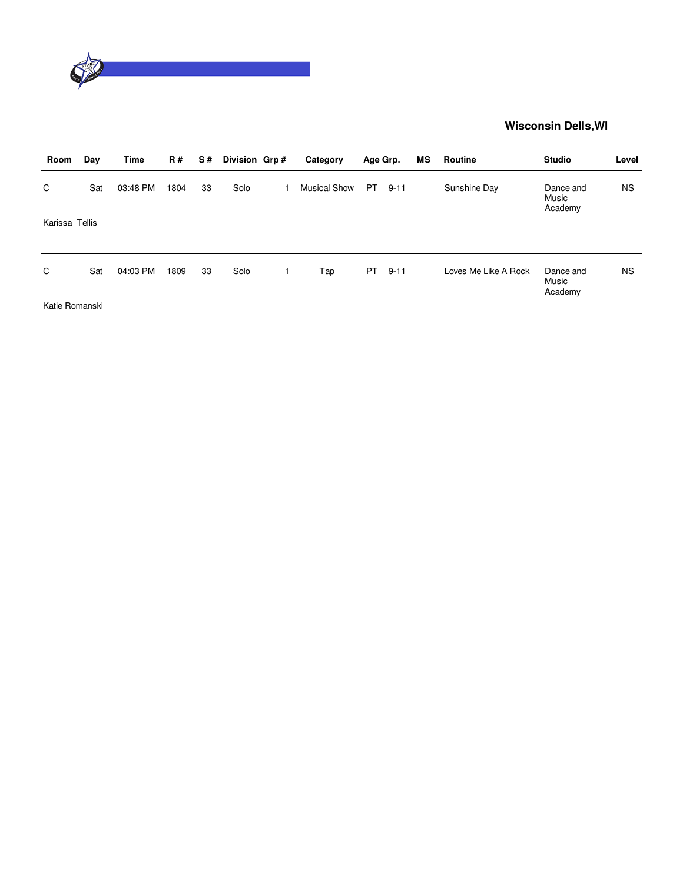**Wisconsin Dells,WI**

| Room | Day | Time | R # | S # | Division | Grp # | Category | Age Grp. | | MS | Routine | Studio | Level |
|---|---|---|---|---|---|---|---|---|---|---|---|---|---|
| C | Sat | 03:48 PM | 1804 | 33 | Solo | 1 | Musical Show | PT | 9-11 | | Sunshine Day | Dance and Music Academy | NS |
| Karissa Tellis | | | | | | | | | | | | | |
| C | Sat | 04:03 PM | 1809 | 33 | Solo | 1 | Tap | PT | 9-11 | | Loves Me Like A Rock | Dance and Music Academy | NS |
| Katie Romanski | | | | | | | | | | | | | |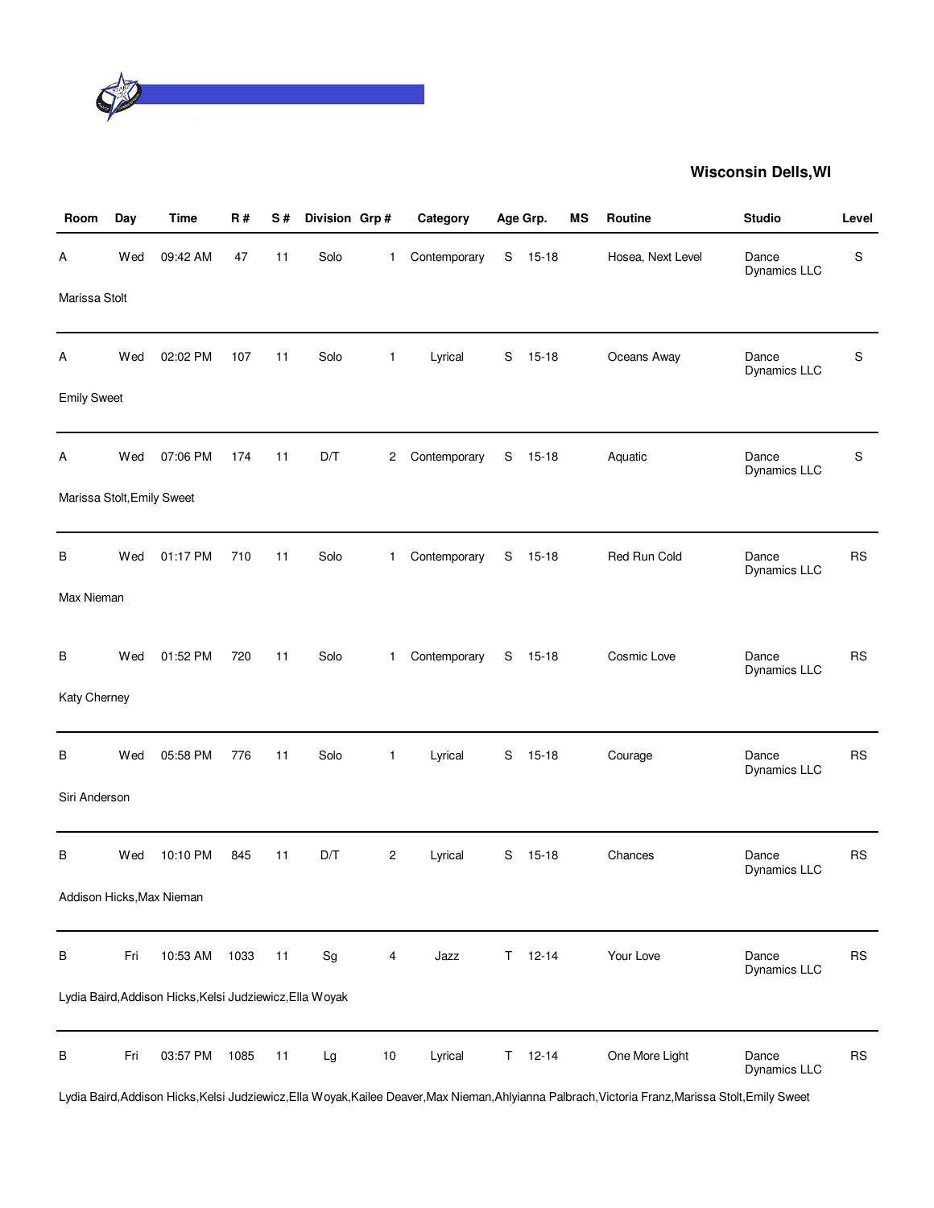## Wisconsin Dells,WI

| Room | Day | Time | R # | S # | Division | Grp # | Category | Age Grp. | | MS | Routine | Studio | Level |
|---|---|---|---|---|---|---|---|---|---|---|---|---|---|
| A | Wed | 09:42 AM | 47 | 11 | Solo | 1 | Contemporary | S | 15-18 | | Hosea, Next Level | Dance Dynamics LLC | S |
| Marissa Stolt | | | | | | | | | | | | | |
| A | Wed | 02:02 PM | 107 | 11 | Solo | 1 | Lyrical | S | 15-18 | | Oceans Away | Dance Dynamics LLC | S |
| Emily Sweet | | | | | | | | | | | | | |
| A | Wed | 07:06 PM | 174 | 11 | D/T | 2 | Contemporary | S | 15-18 | | Aquatic | Dance Dynamics LLC | S |
| Marissa Stolt,Emily Sweet | | | | | | | | | | | | | |
| B | Wed | 01:17 PM | 710 | 11 | Solo | 1 | Contemporary | S | 15-18 | | Red Run Cold | Dance Dynamics LLC | RS |
| Max Nieman | | | | | | | | | | | | | |
| B | Wed | 01:52 PM | 720 | 11 | Solo | 1 | Contemporary | S | 15-18 | | Cosmic Love | Dance Dynamics LLC | RS |
| Katy Cherney | | | | | | | | | | | | | |
| B | Wed | 05:58 PM | 776 | 11 | Solo | 1 | Lyrical | S | 15-18 | | Courage | Dance Dynamics LLC | RS |
| Siri Anderson | | | | | | | | | | | | | |
| B | Wed | 10:10 PM | 845 | 11 | D/T | 2 | Lyrical | S | 15-18 | | Chances | Dance Dynamics LLC | RS |
| Addison Hicks,Max Nieman | | | | | | | | | | | | | |
| B | Fri | 10:53 AM | 1033 | 11 | Sg | 4 | Jazz | T | 12-14 | | Your Love | Dance Dynamics LLC | RS |
| Lydia Baird,Addison Hicks,Kelsi Judziewicz,Ella Woyak | | | | | | | | | | | | | |
| B | Fri | 03:57 PM | 1085 | 11 | Lg | 10 | Lyrical | T | 12-14 | | One More Light | Dance Dynamics LLC | RS |
| Lydia Baird,Addison Hicks,Kelsi Judziewicz,Ella Woyak,Kailee Deaver,Max Nieman,Ahlyianna Palbrach,Victoria Franz,Marissa Stolt,Emily Sweet | | | | | | | | | | | | | |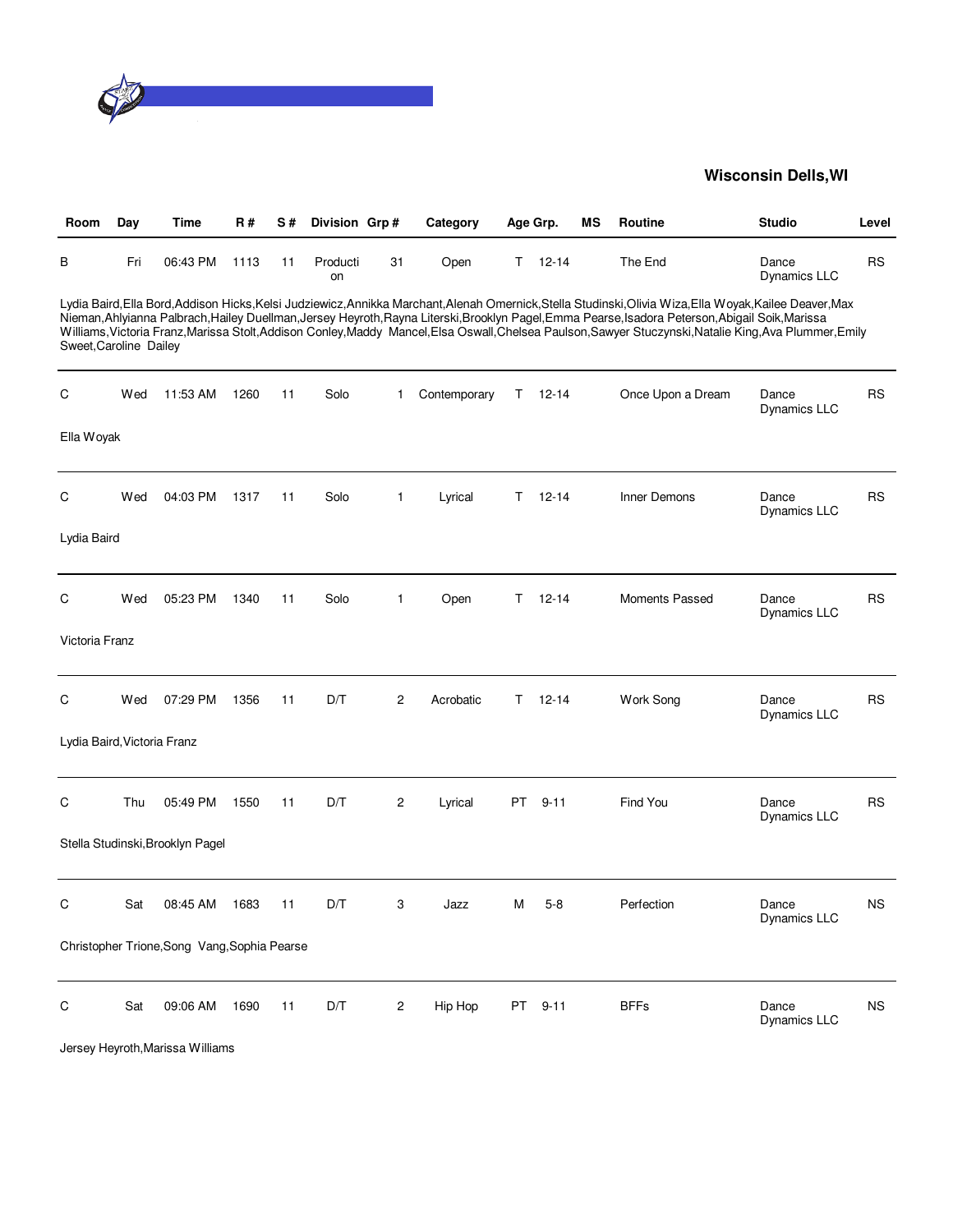## Wisconsin Dells,WI

| Room | Day | Time | R # | S # | Division | Grp # | Category | Age Grp. | | MS | Routine | Studio | Level |
|---|---|---|---|---|---|---|---|---|---|---|---|---|---|
| B | Fri | 06:43 PM | 1113 | 11 | Production | 31 | Open | T | 12-14 | | The End | Dance Dynamics LLC | RS |
| Lydia Baird,Ella Bord,Addison Hicks,Kelsi Judziewicz,Annikka Marchant,Alenah Omernick,Stella Studinski,Olivia Wiza,Ella Woyak,Kailee Deaver,Max Nieman,Ahlyianna Palbrach,Hailey Duellman,Jersey Heyroth,Rayna Literski,Brooklyn Pagel,Emma Pearse,Isadora Peterson,Abigail Soik,Marissa Williams,Victoria Franz,Marissa Stolt,Addison Conley,Maddy Mancel,Elsa Oswall,Chelsea Paulson,Sawyer Stuczynski,Natalie King,Ava Plummer,Emily Sweet,Caroline Dailey | | | | | | | | | | | | | |
| C | Wed | 11:53 AM | 1260 | 11 | Solo | 1 | Contemporary | T | 12-14 | | Once Upon a Dream | Dance Dynamics LLC | RS |
| Ella Woyak | | | | | | | | | | | | | |
| C | Wed | 04:03 PM | 1317 | 11 | Solo | 1 | Lyrical | T | 12-14 | | Inner Demons | Dance Dynamics LLC | RS |
| Lydia Baird | | | | | | | | | | | | | |
| C | Wed | 05:23 PM | 1340 | 11 | Solo | 1 | Open | T | 12-14 | | Moments Passed | Dance Dynamics LLC | RS |
| Victoria Franz | | | | | | | | | | | | | |
| C | Wed | 07:29 PM | 1356 | 11 | D/T | 2 | Acrobatic | T | 12-14 | | Work Song | Dance Dynamics LLC | RS |
| Lydia Baird,Victoria Franz | | | | | | | | | | | | | |
| C | Thu | 05:49 PM | 1550 | 11 | D/T | 2 | Lyrical | PT | 9-11 | | Find You | Dance Dynamics LLC | RS |
| Stella Studinski,Brooklyn Pagel | | | | | | | | | | | | | |
| C | Sat | 08:45 AM | 1683 | 11 | D/T | 3 | Jazz | M | 5-8 | | Perfection | Dance Dynamics LLC | NS |
| Christopher Trione,Song Vang,Sophia Pearse | | | | | | | | | | | | | |
| C | Sat | 09:06 AM | 1690 | 11 | D/T | 2 | Hip Hop | PT | 9-11 | | BFFs | Dance Dynamics LLC | NS |
| Jersey Heyroth,Marissa Williams | | | | | | | | | | | | | |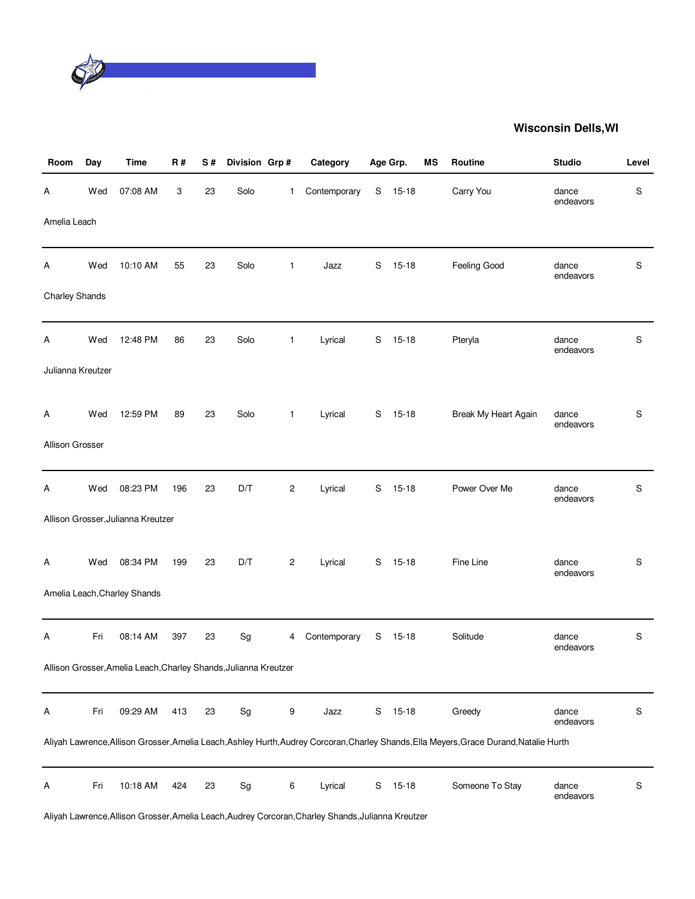**Wisconsin Dells,WI**

| Room | Day | Time | R # | S # | Division | Grp # | Category | Age Grp. | | MS | Routine | Studio | Level |
|---|---|---|---|---|---|---|---|---|---|---|---|---|---|
| A | Wed | 07:08 AM | 3 | 23 | Solo | 1 | Contemporary | S | 15-18 | | Carry You | dance endeavors | S |
| Amelia Leach | | | | | | | | | | | | | |
| A | Wed | 10:10 AM | 55 | 23 | Solo | 1 | Jazz | S | 15-18 | | Feeling Good | dance endeavors | S |
| Charley Shands | | | | | | | | | | | | | |
| A | Wed | 12:48 PM | 86 | 23 | Solo | 1 | Lyrical | S | 15-18 | | Pteryla | dance endeavors | S |
| Julianna Kreutzer | | | | | | | | | | | | | |
| A | Wed | 12:59 PM | 89 | 23 | Solo | 1 | Lyrical | S | 15-18 | | Break My Heart Again | dance endeavors | S |
| Allison Grosser | | | | | | | | | | | | | |
| A | Wed | 08:23 PM | 196 | 23 | D/T | 2 | Lyrical | S | 15-18 | | Power Over Me | dance endeavors | S |
| Allison Grosser,Julianna Kreutzer | | | | | | | | | | | | | |
| A | Wed | 08:34 PM | 199 | 23 | D/T | 2 | Lyrical | S | 15-18 | | Fine Line | dance endeavors | S |
| Amelia Leach,Charley Shands | | | | | | | | | | | | | |
| A | Fri | 08:14 AM | 397 | 23 | Sg | 4 | Contemporary | S | 15-18 | | Solitude | dance endeavors | S |
| Allison Grosser,Amelia Leach,Charley Shands,Julianna Kreutzer | | | | | | | | | | | | | |
| A | Fri | 09:29 AM | 413 | 23 | Sg | 9 | Jazz | S | 15-18 | | Greedy | dance endeavors | S |
| Aliyah Lawrence,Allison Grosser,Amelia Leach,Ashley Hurth,Audrey Corcoran,Charley Shands,Ella Meyers,Grace Durand,Natalie Hurth | | | | | | | | | | | | | |
| A | Fri | 10:18 AM | 424 | 23 | Sg | 6 | Lyrical | S | 15-18 | | Someone To Stay | dance endeavors | S |
| Aliyah Lawrence,Allison Grosser,Amelia Leach,Audrey Corcoran,Charley Shands,Julianna Kreutzer | | | | | | | | | | | | | |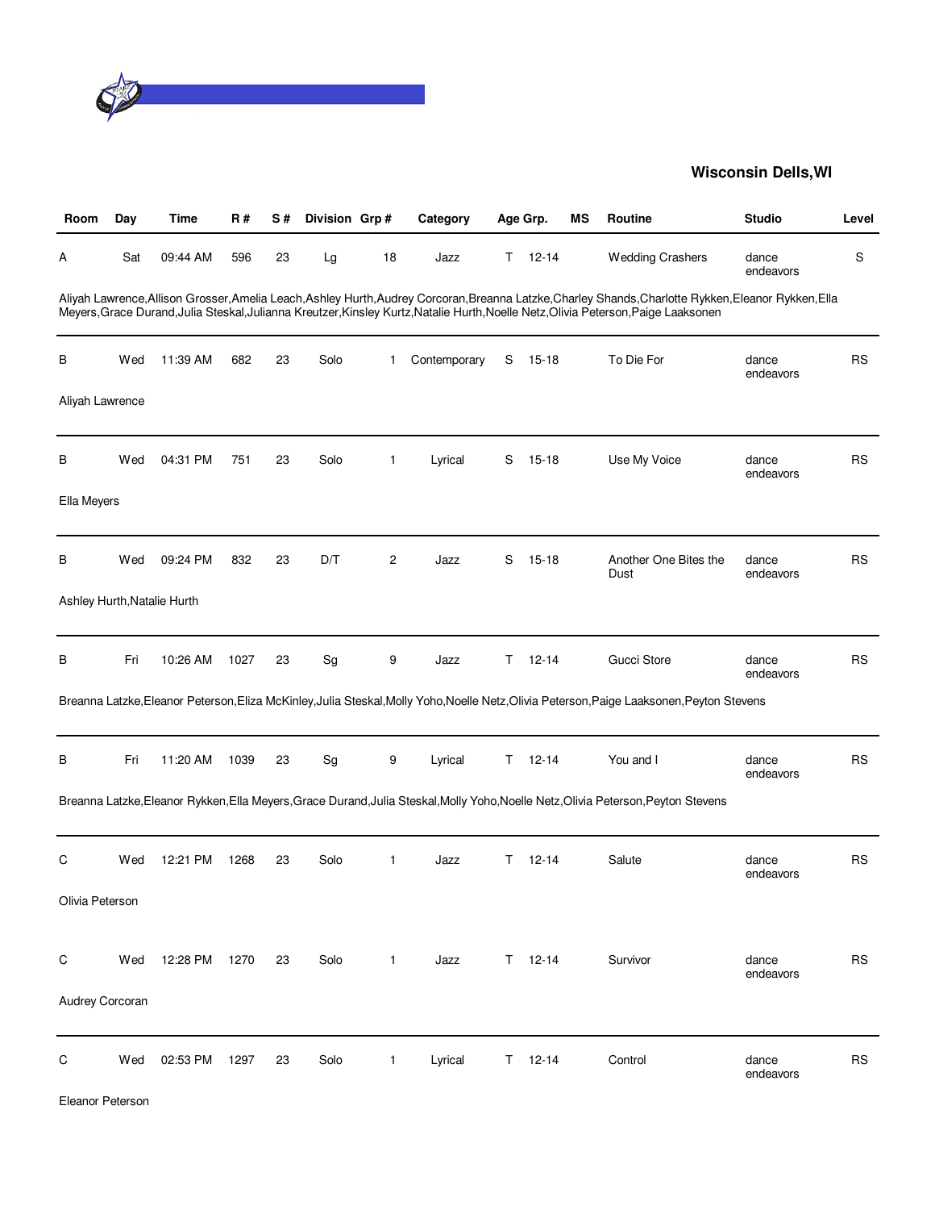**Wisconsin Dells,WI**

| Room | Day | Time | R # | S # | Division | Grp # | Category | Age Grp. | MS | Routine | Studio | Level |
|---|---|---|---|---|---|---|---|---|---|---|---|---|
| A | Sat | 09:44 AM | 596 | 23 | Lg | 18 | Jazz | T 12-14 | | Wedding Crashers | dance endeavors | S |
| Aliyah Lawrence,Allison Grosser,Amelia Leach,Ashley Hurth,Audrey Corcoran,Breanna Latzke,Charley Shands,Charlotte Rykken,Eleanor Rykken,Ella Meyers,Grace Durand,Julia Steskal,Julianna Kreutzer,Kinsley Kurtz,Natalie Hurth,Noelle Netz,Olivia Peterson,Paige Laaksonen | | | | | | | | | | | | |
| B | Wed | 11:39 AM | 682 | 23 | Solo | 1 | Contemporary | S 15-18 | | To Die For | dance endeavors | RS |
| Aliyah Lawrence | | | | | | | | | | | | |
| B | Wed | 04:31 PM | 751 | 23 | Solo | 1 | Lyrical | S 15-18 | | Use My Voice | dance endeavors | RS |
| Ella Meyers | | | | | | | | | | | | |
| B | Wed | 09:24 PM | 832 | 23 | D/T | 2 | Jazz | S 15-18 | | Another One Bites the Dust | dance endeavors | RS |
| Ashley Hurth,Natalie Hurth | | | | | | | | | | | | |
| B | Fri | 10:26 AM | 1027 | 23 | Sg | 9 | Jazz | T 12-14 | | Gucci Store | dance endeavors | RS |
| Breanna Latzke,Eleanor Peterson,Eliza McKinley,Julia Steskal,Molly Yoho,Noelle Netz,Olivia Peterson,Paige Laaksonen,Peyton Stevens | | | | | | | | | | | | |
| B | Fri | 11:20 AM | 1039 | 23 | Sg | 9 | Lyrical | T 12-14 | | You and I | dance endeavors | RS |
| Breanna Latzke,Eleanor Rykken,Ella Meyers,Grace Durand,Julia Steskal,Molly Yoho,Noelle Netz,Olivia Peterson,Peyton Stevens | | | | | | | | | | | | |
| C | Wed | 12:21 PM | 1268 | 23 | Solo | 1 | Jazz | T 12-14 | | Salute | dance endeavors | RS |
| Olivia Peterson | | | | | | | | | | | | |
| C | Wed | 12:28 PM | 1270 | 23 | Solo | 1 | Jazz | T 12-14 | | Survivor | dance endeavors | RS |
| Audrey Corcoran | | | | | | | | | | | | |
| C | Wed | 02:53 PM | 1297 | 23 | Solo | 1 | Lyrical | T 12-14 | | Control | dance endeavors | RS |
| Eleanor Peterson | | | | | | | | | | | | |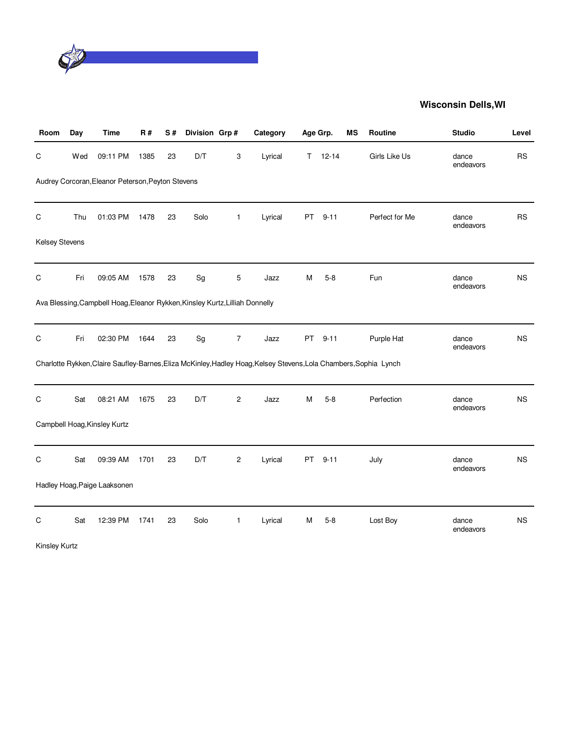**Wisconsin Dells,WI**

| Room | Day | Time | R # | S # | Division | Grp # | Category | Age Grp. | | MS | Routine | Studio | Level |
|---|---|---|---|---|---|---|---|---|---|---|---|---|---|
| C | Wed | 09:11 PM | 1385 | 23 | D/T | 3 | Lyrical | T | 12-14 | | Girls Like Us | dance endeavors | RS |
| Audrey Corcoran,Eleanor Peterson,Peyton Stevens | | | | | | | | | | | | | |
| C | Thu | 01:03 PM | 1478 | 23 | Solo | 1 | Lyrical | PT | 9-11 | | Perfect for Me | dance endeavors | RS |
| Kelsey Stevens | | | | | | | | | | | | | |
| C | Fri | 09:05 AM | 1578 | 23 | Sg | 5 | Jazz | M | 5-8 | | Fun | dance endeavors | NS |
| Ava Blessing,Campbell Hoag,Eleanor Rykken,Kinsley Kurtz,Lilliah Donnelly | | | | | | | | | | | | | |
| C | Fri | 02:30 PM | 1644 | 23 | Sg | 7 | Jazz | PT | 9-11 | | Purple Hat | dance endeavors | NS |
| Charlotte Rykken,Claire Saufley-Barnes,Eliza McKinley,Hadley Hoag,Kelsey Stevens,Lola Chambers,Sophia Lynch | | | | | | | | | | | | | |
| C | Sat | 08:21 AM | 1675 | 23 | D/T | 2 | Jazz | M | 5-8 | | Perfection | dance endeavors | NS |
| Campbell Hoag,Kinsley Kurtz | | | | | | | | | | | | | |
| C | Sat | 09:39 AM | 1701 | 23 | D/T | 2 | Lyrical | PT | 9-11 | | July | dance endeavors | NS |
| Hadley Hoag,Paige Laaksonen | | | | | | | | | | | | | |
| C | Sat | 12:39 PM | 1741 | 23 | Solo | 1 | Lyrical | M | 5-8 | | Lost Boy | dance endeavors | NS |
| Kinsley Kurtz | | | | | | | | | | | | | |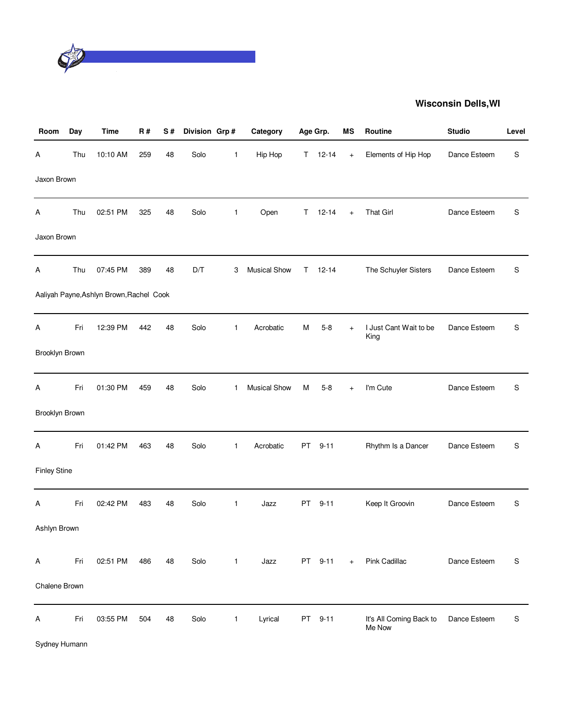## Wisconsin Dells,WI

| Room | Day | Time | R # | S # | Division | Grp # | Category | Age Grp. | | MS | Routine | Studio | Level |
|---|---|---|---|---|---|---|---|---|---|---|---|---|---|
| A | Thu | 10:10 AM | 259 | 48 | Solo | 1 | Hip Hop | T | 12-14 | + | Elements of Hip Hop | Dance Esteem | S |
| Jaxon Brown | | | | | | | | | | | | | |
| A | Thu | 02:51 PM | 325 | 48 | Solo | 1 | Open | T | 12-14 | + | That Girl | Dance Esteem | S |
| Jaxon Brown | | | | | | | | | | | | | |
| A | Thu | 07:45 PM | 389 | 48 | D/T | 3 | Musical Show | T | 12-14 | | The Schuyler Sisters | Dance Esteem | S |
| Aaliyah Payne,Ashlyn Brown,Rachel Cook | | | | | | | | | | | | | |
| A | Fri | 12:39 PM | 442 | 48 | Solo | 1 | Acrobatic | M | 5-8 | + | I Just Cant Wait to be King | Dance Esteem | S |
| Brooklyn Brown | | | | | | | | | | | | | |
| A | Fri | 01:30 PM | 459 | 48 | Solo | 1 | Musical Show | M | 5-8 | + | I'm Cute | Dance Esteem | S |
| Brooklyn Brown | | | | | | | | | | | | | |
| A | Fri | 01:42 PM | 463 | 48 | Solo | 1 | Acrobatic | PT | 9-11 | | Rhythm Is a Dancer | Dance Esteem | S |
| Finley Stine | | | | | | | | | | | | | |
| A | Fri | 02:42 PM | 483 | 48 | Solo | 1 | Jazz | PT | 9-11 | | Keep It Groovin | Dance Esteem | S |
| Ashlyn Brown | | | | | | | | | | | | | |
| A | Fri | 02:51 PM | 486 | 48 | Solo | 1 | Jazz | PT | 9-11 | + | Pink Cadillac | Dance Esteem | S |
| Chalene Brown | | | | | | | | | | | | | |
| A | Fri | 03:55 PM | 504 | 48 | Solo | 1 | Lyrical | PT | 9-11 | | It's All Coming Back to Me Now | Dance Esteem | S |
| Sydney Humann | | | | | | | | | | | | | |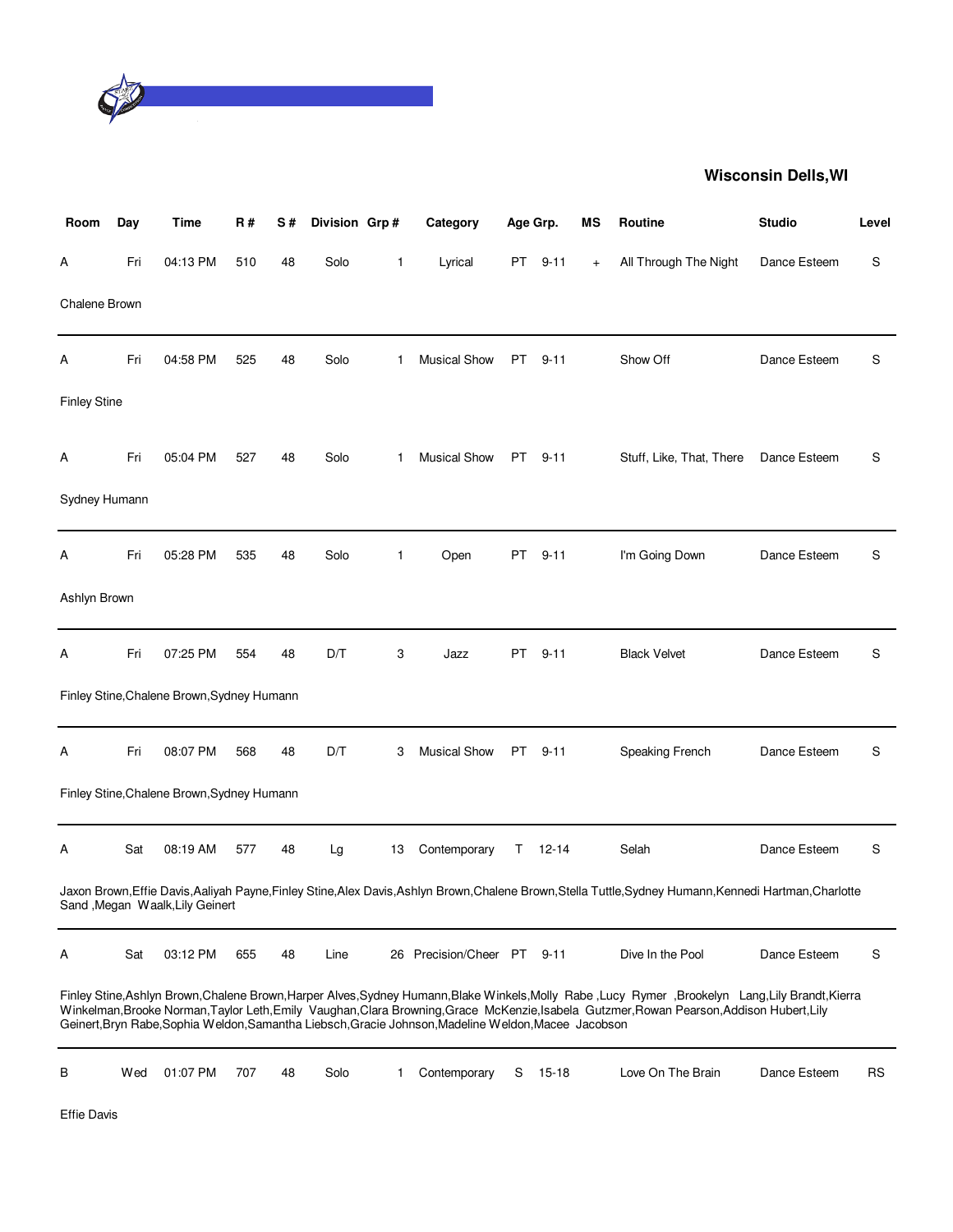**Wisconsin Dells,WI**

| Room | Day | Time | R # | S # | Division | Grp # | Category | Age Grp. | | MS | Routine | Studio | Level |
|---|---|---|---|---|---|---|---|---|---|---|---|---|---|
| A | Fri | 04:13 PM | 510 | 48 | Solo | 1 | Lyrical | PT | 9-11 | + | All Through The Night | Dance Esteem | S |
| Chalene Brown | | | | | | | | | | | | | |
| A | Fri | 04:58 PM | 525 | 48 | Solo | 1 | Musical Show | PT | 9-11 | | Show Off | Dance Esteem | S |
| Finley Stine | | | | | | | | | | | | | |
| A | Fri | 05:04 PM | 527 | 48 | Solo | 1 | Musical Show | PT | 9-11 | | Stuff, Like, That, There | Dance Esteem | S |
| Sydney Humann | | | | | | | | | | | | | |
| A | Fri | 05:28 PM | 535 | 48 | Solo | 1 | Open | PT | 9-11 | | I'm Going Down | Dance Esteem | S |
| Ashlyn Brown | | | | | | | | | | | | | |
| A | Fri | 07:25 PM | 554 | 48 | D/T | 3 | Jazz | PT | 9-11 | | Black Velvet | Dance Esteem | S |
| Finley Stine,Chalene Brown,Sydney Humann | | | | | | | | | | | | | |
| A | Fri | 08:07 PM | 568 | 48 | D/T | 3 | Musical Show | PT | 9-11 | | Speaking French | Dance Esteem | S |
| Finley Stine,Chalene Brown,Sydney Humann | | | | | | | | | | | | | |
| A | Sat | 08:19 AM | 577 | 48 | Lg | 13 | Contemporary | T | 12-14 | | Selah | Dance Esteem | S |
| Jaxon Brown,Effie Davis,Aaliyah Payne,Finley Stine,Alex Davis,Ashlyn Brown,Chalene Brown,Stella Tuttle,Sydney Humann,Kennedi Hartman,Charlotte Sand ,Megan Waalk,Lily Geinert | | | | | | | | | | | | | |
| A | Sat | 03:12 PM | 655 | 48 | Line | 26 | Precision/Cheer | PT | 9-11 | | Dive In the Pool | Dance Esteem | S |
| Finley Stine,Ashlyn Brown,Chalene Brown,Harper Alves,Sydney Humann,Blake Winkels,Molly Rabe ,Lucy Rymer ,Brookelyn Lang,Lily Brandt,Kierra Winkelman,Brooke Norman,Taylor Leth,Emily Vaughan,Clara Browning,Grace McKenzie,Isabela Gutzmer,Rowan Pearson,Addison Hubert,Lily Geinert,Bryn Rabe,Sophia Weldon,Samantha Liebsch,Gracie Johnson,Madeline Weldon,Macee Jacobson | | | | | | | | | | | | | |
| B | Wed | 01:07 PM | 707 | 48 | Solo | 1 | Contemporary | S | 15-18 | | Love On The Brain | Dance Esteem | RS |
| Effie Davis | | | | | | | | | | | | | |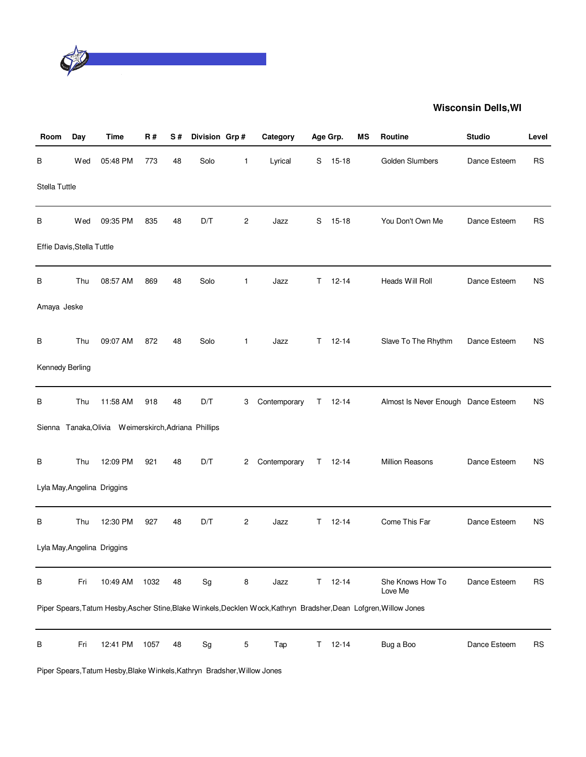**Wisconsin Dells,WI**

| Room | Day | Time | R # | S # | Division | Grp # | Category | Age Grp. | | MS | Routine | Studio | Level |
|---|---|---|---|---|---|---|---|---|---|---|---|---|---|
| B | Wed | 05:48 PM | 773 | 48 | Solo | 1 | Lyrical | S | 15-18 | | Golden Slumbers | Dance Esteem | RS |
| Stella Tuttle | | | | | | | | | | | | | |
| B | Wed | 09:35 PM | 835 | 48 | D/T | 2 | Jazz | S | 15-18 | | You Don't Own Me | Dance Esteem | RS |
| Effie Davis,Stella Tuttle | | | | | | | | | | | | | |
| B | Thu | 08:57 AM | 869 | 48 | Solo | 1 | Jazz | T | 12-14 | | Heads Will Roll | Dance Esteem | NS |
| Amaya Jeske | | | | | | | | | | | | | |
| B | Thu | 09:07 AM | 872 | 48 | Solo | 1 | Jazz | T | 12-14 | | Slave To The Rhythm | Dance Esteem | NS |
| Kennedy Berling | | | | | | | | | | | | | |
| B | Thu | 11:58 AM | 918 | 48 | D/T | 3 | Contemporary | T | 12-14 | | Almost Is Never Enough | Dance Esteem | NS |
| Sienna Tanaka,Olivia Weimerskirch,Adriana Phillips | | | | | | | | | | | | | |
| B | Thu | 12:09 PM | 921 | 48 | D/T | 2 | Contemporary | T | 12-14 | | Million Reasons | Dance Esteem | NS |
| Lyla May,Angelina Driggins | | | | | | | | | | | | | |
| B | Thu | 12:30 PM | 927 | 48 | D/T | 2 | Jazz | T | 12-14 | | Come This Far | Dance Esteem | NS |
| Lyla May,Angelina Driggins | | | | | | | | | | | | | |
| B | Fri | 10:49 AM | 1032 | 48 | Sg | 8 | Jazz | T | 12-14 | | She Knows How To Love Me | Dance Esteem | RS |
| Piper Spears,Tatum Hesby,Ascher Stine,Blake Winkels,Decklen Wock,Kathryn Bradsher,Dean Lofgren,Willow Jones | | | | | | | | | | | | | |
| B | Fri | 12:41 PM | 1057 | 48 | Sg | 5 | Tap | T | 12-14 | | Bug a Boo | Dance Esteem | RS |
| Piper Spears,Tatum Hesby,Blake Winkels,Kathryn Bradsher,Willow Jones | | | | | | | | | | | | | |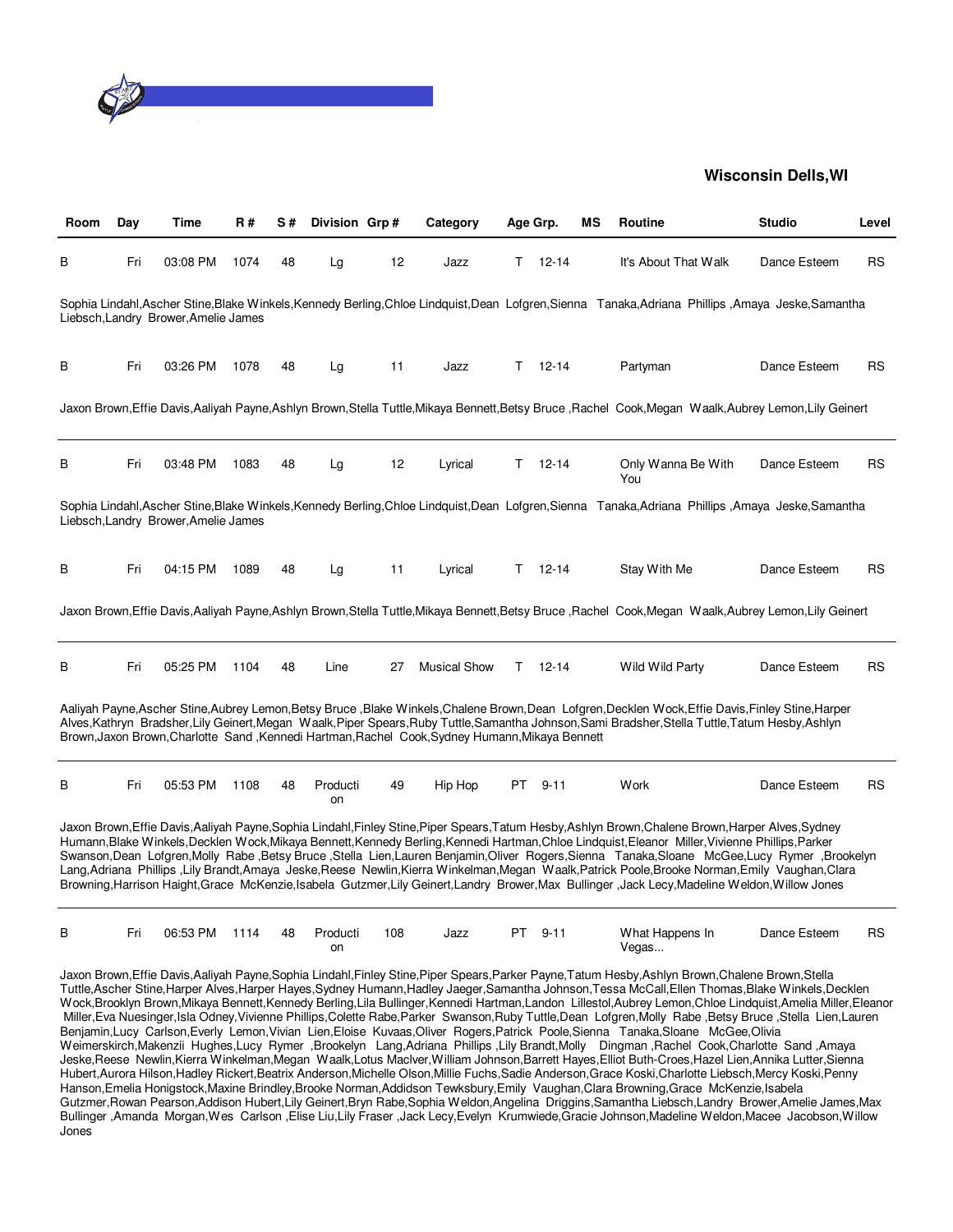**Wisconsin Dells,WI**

| Room | Day | Time | R # | S # | Division | Grp # | Category | Age Grp. | MS | Routine | Studio | Level |
|---|---|---|---|---|---|---|---|---|---|---|---|---|
| B | Fri | 03:08 PM | 1074 | 48 | Lg | 12 | Jazz | T 12-14 | | It's About That Walk | Dance Esteem | RS |

Sophia Lindahl,Ascher Stine,Blake Winkels,Kennedy Berling,Chloe Lindquist,Dean Lofgren,Sienna Tanaka,Adriana Phillips ,Amaya Jeske,Samantha Liebsch,Landry Brower,Amelie James

| Room | Day | Time | R # | S # | Division | Grp # | Category | Age Grp. | MS | Routine | Studio | Level |
|---|---|---|---|---|---|---|---|---|---|---|---|---|
| B | Fri | 03:26 PM | 1078 | 48 | Lg | 11 | Jazz | T 12-14 | | Partyman | Dance Esteem | RS |

Jaxon Brown,Effie Davis,Aaliyah Payne,Ashlyn Brown,Stella Tuttle,Mikaya Bennett,Betsy Bruce ,Rachel Cook,Megan Waalk,Aubrey Lemon,Lily Geinert

| Room | Day | Time | R # | S # | Division | Grp # | Category | Age Grp. | MS | Routine | Studio | Level |
|---|---|---|---|---|---|---|---|---|---|---|---|---|
| B | Fri | 03:48 PM | 1083 | 48 | Lg | 12 | Lyrical | T 12-14 | | Only Wanna Be With You | Dance Esteem | RS |

Sophia Lindahl,Ascher Stine,Blake Winkels,Kennedy Berling,Chloe Lindquist,Dean Lofgren,Sienna Tanaka,Adriana Phillips ,Amaya Jeske,Samantha Liebsch,Landry Brower,Amelie James

| Room | Day | Time | R # | S # | Division | Grp # | Category | Age Grp. | MS | Routine | Studio | Level |
|---|---|---|---|---|---|---|---|---|---|---|---|---|
| B | Fri | 04:15 PM | 1089 | 48 | Lg | 11 | Lyrical | T 12-14 | | Stay With Me | Dance Esteem | RS |

Jaxon Brown,Effie Davis,Aaliyah Payne,Ashlyn Brown,Stella Tuttle,Mikaya Bennett,Betsy Bruce ,Rachel Cook,Megan Waalk,Aubrey Lemon,Lily Geinert

| Room | Day | Time | R # | S # | Division | Grp # | Category | Age Grp. | MS | Routine | Studio | Level |
|---|---|---|---|---|---|---|---|---|---|---|---|---|
| B | Fri | 05:25 PM | 1104 | 48 | Line | 27 | Musical Show | T 12-14 | | Wild Wild Party | Dance Esteem | RS |

Aaliyah Payne,Ascher Stine,Aubrey Lemon,Betsy Bruce ,Blake Winkels,Chalene Brown,Dean Lofgren,Decklen Wock,Effie Davis,Finley Stine,Harper Alves,Kathryn Bradsher,Lily Geinert,Megan Waalk,Piper Spears,Ruby Tuttle,Samantha Johnson,Sami Bradsher,Stella Tuttle,Tatum Hesby,Ashlyn Brown,Jaxon Brown,Charlotte Sand ,Kennedi Hartman,Rachel Cook,Sydney Humann,Mikaya Bennett

| Room | Day | Time | R # | S # | Division | Grp # | Category | Age Grp. | MS | Routine | Studio | Level |
|---|---|---|---|---|---|---|---|---|---|---|---|---|
| B | Fri | 05:53 PM | 1108 | 48 | Production | 49 | Hip Hop | PT 9-11 | | Work | Dance Esteem | RS |

Jaxon Brown,Effie Davis,Aaliyah Payne,Sophia Lindahl,Finley Stine,Piper Spears,Tatum Hesby,Ashlyn Brown,Chalene Brown,Harper Alves,Sydney Humann,Blake Winkels,Decklen Wock,Mikaya Bennett,Kennedy Berling,Kennedi Hartman,Chloe Lindquist,Eleanor Miller,Vivienne Phillips,Parker Swanson,Dean Lofgren,Molly Rabe ,Betsy Bruce ,Stella Lien,Lauren Benjamin,Oliver Rogers,Sienna Tanaka,Sloane McGee,Lucy Rymer ,Brookelyn Lang,Adriana Phillips ,Lily Brandt,Amaya Jeske,Reese Newlin,Kierra Winkelman,Megan Waalk,Patrick Poole,Brooke Norman,Emily Vaughan,Clara Browning,Harrison Haight,Grace McKenzie,Isabela Gutzmer,Lily Geinert,Landry Brower,Max Bullinger ,Jack Lecy,Madeline Weldon,Willow Jones

| Room | Day | Time | R # | S # | Division | Grp # | Category | Age Grp. | MS | Routine | Studio | Level |
|---|---|---|---|---|---|---|---|---|---|---|---|---|
| B | Fri | 06:53 PM | 1114 | 48 | Production | 108 | Jazz | PT 9-11 | | What Happens In Vegas... | Dance Esteem | RS |

Jaxon Brown,Effie Davis,Aaliyah Payne,Sophia Lindahl,Finley Stine,Piper Spears,Parker Payne,Tatum Hesby,Ashlyn Brown,Chalene Brown,Stella Tuttle,Ascher Stine,Harper Alves,Harper Hayes,Sydney Humann,Hadley Jaeger,Samantha Johnson,Tessa McCall,Ellen Thomas,Blake Winkels,Decklen Wock,Brooklyn Brown,Mikaya Bennett,Kennedy Berling,Lila Bullinger,Kennedi Hartman,Landon Lillestol,Aubrey Lemon,Chloe Lindquist,Amelia Miller,Eleanor Miller,Eva Nuesinger,Isla Odney,Vivienne Phillips,Colette Rabe,Parker Swanson,Ruby Tuttle,Dean Lofgren,Molly Rabe ,Betsy Bruce ,Stella Lien,Lauren Benjamin,Lucy Carlson,Everly Lemon,Vivian Lien,Eloise Kuvaas,Oliver Rogers,Patrick Poole,Sienna Tanaka,Sloane McGee,Olivia Weimerskirch,Makenzii Hughes,Lucy Rymer ,Brookelyn Lang,Adriana Phillips ,Lily Brandt,Molly Dingman ,Rachel Cook,Charlotte Sand ,Amaya Jeske,Reese Newlin,Kierra Winkelman,Megan Waalk,Lotus MacIver,William Johnson,Barrett Hayes,Elliot Buth-Croes,Hazel Lien,Annika Lutter,Sienna Hubert,Aurora Hilson,Hadley Rickert,Beatrix Anderson,Michelle Olson,Millie Fuchs,Sadie Anderson,Grace Koski,Charlotte Liebsch,Mercy Koski,Penny Hanson,Emelia Honigstock,Maxine Brindley,Brooke Norman,Addidson Tewksbury,Emily Vaughan,Clara Browning,Grace McKenzie,Isabela Gutzmer,Rowan Pearson,Addison Hubert,Lily Geinert,Bryn Rabe,Sophia Weldon,Angelina Driggins,Samantha Liebsch,Landry Brower,Amelie James,Max Bullinger ,Amanda Morgan,Wes Carlson ,Elise Liu,Lily Fraser ,Jack Lecy,Evelyn Krumwiede,Gracie Johnson,Madeline Weldon,Macee Jacobson,Willow Jones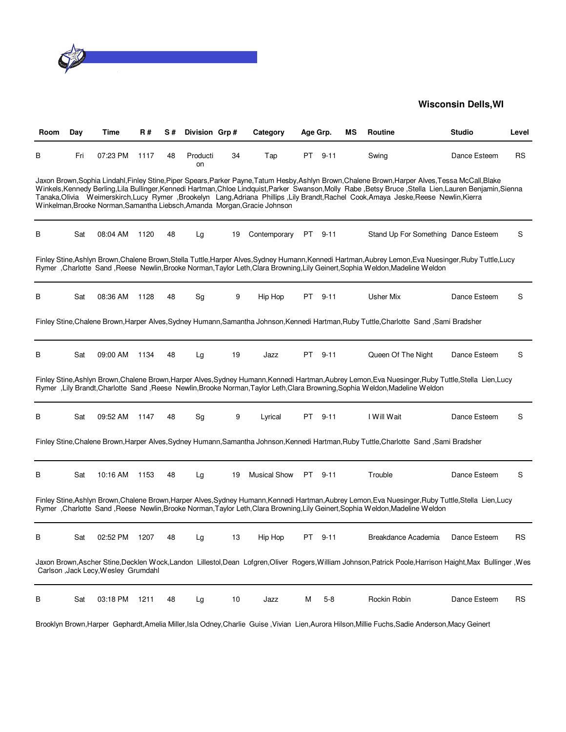## Wisconsin Dells,WI

| Room | Day | Time | R # | S # | Division | Grp # | Category | Age Grp. | MS | Routine | Studio | Level |
|---|---|---|---|---|---|---|---|---|---|---|---|---|
| B | Fri | 07:23 PM | 1117 | 48 | Production | 34 | Tap | PT 9-11 | | Swing | Dance Esteem | RS |

Jaxon Brown,Sophia Lindahl,Finley Stine,Piper Spears,Parker Payne,Tatum Hesby,Ashlyn Brown,Chalene Brown,Harper Alves,Tessa McCall,Blake Winkels,Kennedy Berling,Lila Bullinger,Kennedi Hartman,Chloe Lindquist,Parker Swanson,Molly Rabe ,Betsy Bruce ,Stella Lien,Lauren Benjamin,Sienna Tanaka,Olivia Weimerskirch,Lucy Rymer ,Brookelyn Lang,Adriana Phillips ,Lily Brandt,Rachel Cook,Amaya Jeske,Reese Newlin,Kierra Winkelman,Brooke Norman,Samantha Liebsch,Amanda Morgan,Gracie Johnson

| Room | Day | Time | R # | S # | Division | Grp # | Category | Age Grp. | MS | Routine | Studio | Level |
|---|---|---|---|---|---|---|---|---|---|---|---|---|
| B | Sat | 08:04 AM | 1120 | 48 | Lg | 19 | Contemporary | PT 9-11 | | Stand Up For Something | Dance Esteem | S |

Finley Stine,Ashlyn Brown,Chalene Brown,Stella Tuttle,Harper Alves,Sydney Humann,Kennedi Hartman,Aubrey Lemon,Eva Nuesinger,Ruby Tuttle,Lucy Rymer ,Charlotte Sand ,Reese Newlin,Brooke Norman,Taylor Leth,Clara Browning,Lily Geinert,Sophia Weldon,Madeline Weldon

| Room | Day | Time | R # | S # | Division | Grp # | Category | Age Grp. | MS | Routine | Studio | Level |
|---|---|---|---|---|---|---|---|---|---|---|---|---|
| B | Sat | 08:36 AM | 1128 | 48 | Sg | 9 | Hip Hop | PT 9-11 | | Usher Mix | Dance Esteem | S |

Finley Stine,Chalene Brown,Harper Alves,Sydney Humann,Samantha Johnson,Kennedi Hartman,Ruby Tuttle,Charlotte Sand ,Sami Bradsher

| Room | Day | Time | R # | S # | Division | Grp # | Category | Age Grp. | MS | Routine | Studio | Level |
|---|---|---|---|---|---|---|---|---|---|---|---|---|
| B | Sat | 09:00 AM | 1134 | 48 | Lg | 19 | Jazz | PT 9-11 | | Queen Of The Night | Dance Esteem | S |

Finley Stine,Ashlyn Brown,Chalene Brown,Harper Alves,Sydney Humann,Kennedi Hartman,Aubrey Lemon,Eva Nuesinger,Ruby Tuttle,Stella Lien,Lucy Rymer ,Lily Brandt,Charlotte Sand ,Reese Newlin,Brooke Norman,Taylor Leth,Clara Browning,Sophia Weldon,Madeline Weldon

| Room | Day | Time | R # | S # | Division | Grp # | Category | Age Grp. | MS | Routine | Studio | Level |
|---|---|---|---|---|---|---|---|---|---|---|---|---|
| B | Sat | 09:52 AM | 1147 | 48 | Sg | 9 | Lyrical | PT 9-11 | | I Will Wait | Dance Esteem | S |

Finley Stine,Chalene Brown,Harper Alves,Sydney Humann,Samantha Johnson,Kennedi Hartman,Ruby Tuttle,Charlotte Sand ,Sami Bradsher

| Room | Day | Time | R # | S # | Division | Grp # | Category | Age Grp. | MS | Routine | Studio | Level |
|---|---|---|---|---|---|---|---|---|---|---|---|---|
| B | Sat | 10:16 AM | 1153 | 48 | Lg | 19 | Musical Show | PT 9-11 | | Trouble | Dance Esteem | S |

Finley Stine,Ashlyn Brown,Chalene Brown,Harper Alves,Sydney Humann,Kennedi Hartman,Aubrey Lemon,Eva Nuesinger,Ruby Tuttle,Stella Lien,Lucy Rymer ,Charlotte Sand ,Reese Newlin,Brooke Norman,Taylor Leth,Clara Browning,Lily Geinert,Sophia Weldon,Madeline Weldon

| Room | Day | Time | R # | S # | Division | Grp # | Category | Age Grp. | MS | Routine | Studio | Level |
|---|---|---|---|---|---|---|---|---|---|---|---|---|
| B | Sat | 02:52 PM | 1207 | 48 | Lg | 13 | Hip Hop | PT 9-11 | | Breakdance Academia | Dance Esteem | RS |

Jaxon Brown,Ascher Stine,Decklen Wock,Landon Lillestol,Dean Lofgren,Oliver Rogers,William Johnson,Patrick Poole,Harrison Haight,Max Bullinger ,Wes Carlson ,Jack Lecy,Wesley Grumdahl

| Room | Day | Time | R # | S # | Division | Grp # | Category | Age Grp. | MS | Routine | Studio | Level |
|---|---|---|---|---|---|---|---|---|---|---|---|---|
| B | Sat | 03:18 PM | 1211 | 48 | Lg | 10 | Jazz | M 5-8 | | Rockin Robin | Dance Esteem | RS |

Brooklyn Brown,Harper Gephardt,Amelia Miller,Isla Odney,Charlie Guise ,Vivian Lien,Aurora Hilson,Millie Fuchs,Sadie Anderson,Macy Geinert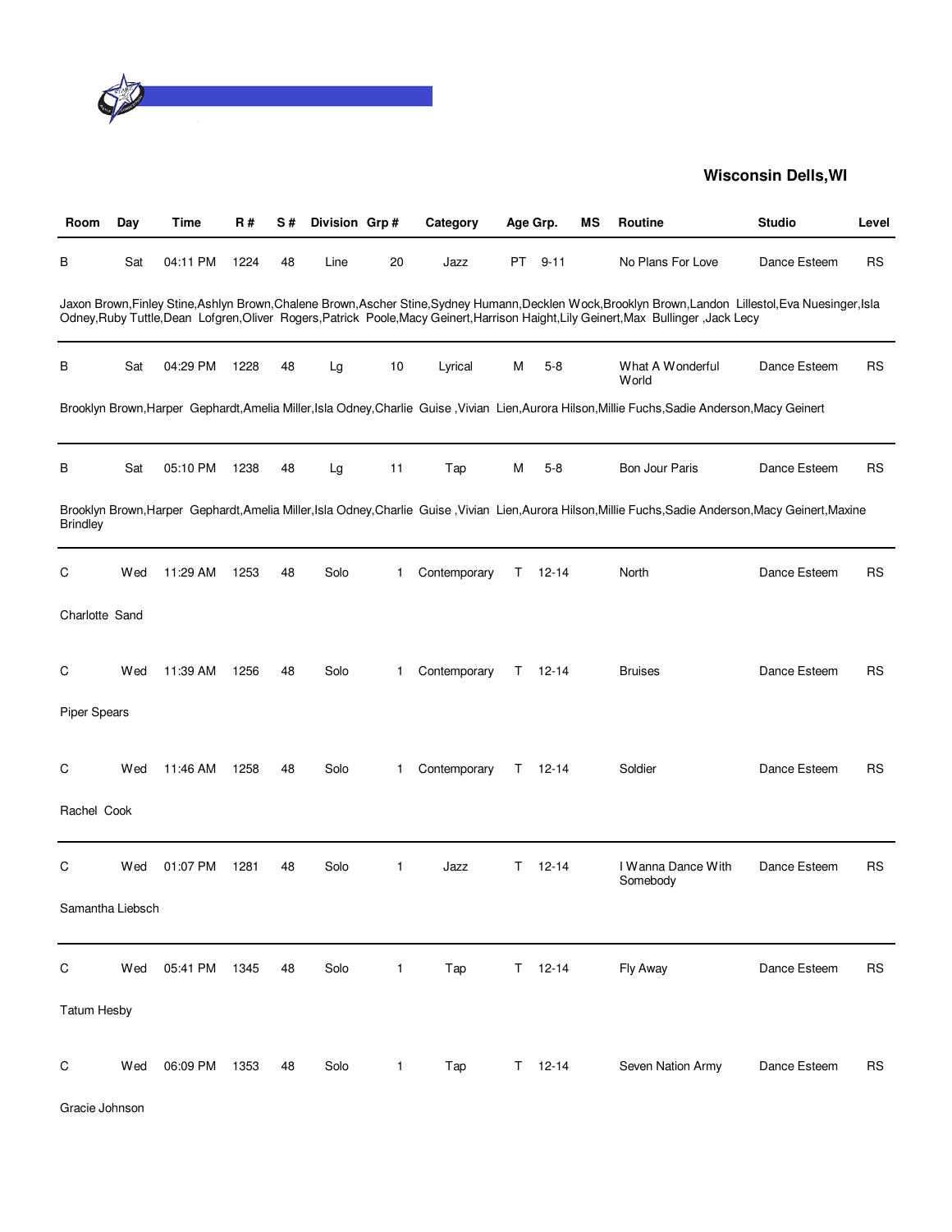## Wisconsin Dells,WI

| Room | Day | Time | R # | S # | Division | Grp # | Category | Age Grp. | | MS | Routine | Studio | Level |
|---|---|---|---|---|---|---|---|---|---|---|---|---|---|
| B | Sat | 04:11 PM | 1224 | 48 | Line | 20 | Jazz | PT | 9-11 | | No Plans For Love | Dance Esteem | RS |

Jaxon Brown,Finley Stine,Ashlyn Brown,Chalene Brown,Ascher Stine,Sydney Humann,Decklen Wock,Brooklyn Brown,Landon Lillestol,Eva Nuesinger,Isla Odney,Ruby Tuttle,Dean Lofgren,Oliver Rogers,Patrick Poole,Macy Geinert,Harrison Haight,Lily Geinert,Max Bullinger ,Jack Lecy

| Room | Day | Time | R # | S # | Division | Grp # | Category | Age Grp. | | MS | Routine | Studio | Level |
|---|---|---|---|---|---|---|---|---|---|---|---|---|---|
| B | Sat | 04:29 PM | 1228 | 48 | Lg | 10 | Lyrical | M | 5-8 | | What A Wonderful World | Dance Esteem | RS |

Brooklyn Brown,Harper Gephardt,Amelia Miller,Isla Odney,Charlie Guise ,Vivian Lien,Aurora Hilson,Millie Fuchs,Sadie Anderson,Macy Geinert

| Room | Day | Time | R # | S # | Division | Grp # | Category | Age Grp. | | MS | Routine | Studio | Level |
|---|---|---|---|---|---|---|---|---|---|---|---|---|---|
| B | Sat | 05:10 PM | 1238 | 48 | Lg | 11 | Tap | M | 5-8 | | Bon Jour Paris | Dance Esteem | RS |

Brooklyn Brown,Harper Gephardt,Amelia Miller,Isla Odney,Charlie Guise ,Vivian Lien,Aurora Hilson,Millie Fuchs,Sadie Anderson,Macy Geinert,Maxine Brindley

| Room | Day | Time | R # | S # | Division | Grp # | Category | Age Grp. | | MS | Routine | Studio | Level |
|---|---|---|---|---|---|---|---|---|---|---|---|---|---|
| C | Wed | 11:29 AM | 1253 | 48 | Solo | 1 | Contemporary | T | 12-14 | | North | Dance Esteem | RS |

Charlotte Sand

| Room | Day | Time | R # | S # | Division | Grp # | Category | Age Grp. | | MS | Routine | Studio | Level |
|---|---|---|---|---|---|---|---|---|---|---|---|---|---|
| C | Wed | 11:39 AM | 1256 | 48 | Solo | 1 | Contemporary | T | 12-14 | | Bruises | Dance Esteem | RS |

Piper Spears

| Room | Day | Time | R # | S # | Division | Grp # | Category | Age Grp. | | MS | Routine | Studio | Level |
|---|---|---|---|---|---|---|---|---|---|---|---|---|---|
| C | Wed | 11:46 AM | 1258 | 48 | Solo | 1 | Contemporary | T | 12-14 | | Soldier | Dance Esteem | RS |

Rachel Cook

| Room | Day | Time | R # | S # | Division | Grp # | Category | Age Grp. | | MS | Routine | Studio | Level |
|---|---|---|---|---|---|---|---|---|---|---|---|---|---|
| C | Wed | 01:07 PM | 1281 | 48 | Solo | 1 | Jazz | T | 12-14 | | I Wanna Dance With Somebody | Dance Esteem | RS |

Samantha Liebsch

| Room | Day | Time | R # | S # | Division | Grp # | Category | Age Grp. | | MS | Routine | Studio | Level |
|---|---|---|---|---|---|---|---|---|---|---|---|---|---|
| C | Wed | 05:41 PM | 1345 | 48 | Solo | 1 | Tap | T | 12-14 | | Fly Away | Dance Esteem | RS |

Tatum Hesby

| Room | Day | Time | R # | S # | Division | Grp # | Category | Age Grp. | | MS | Routine | Studio | Level |
|---|---|---|---|---|---|---|---|---|---|---|---|---|---|
| C | Wed | 06:09 PM | 1353 | 48 | Solo | 1 | Tap | T | 12-14 | | Seven Nation Army | Dance Esteem | RS |

Gracie Johnson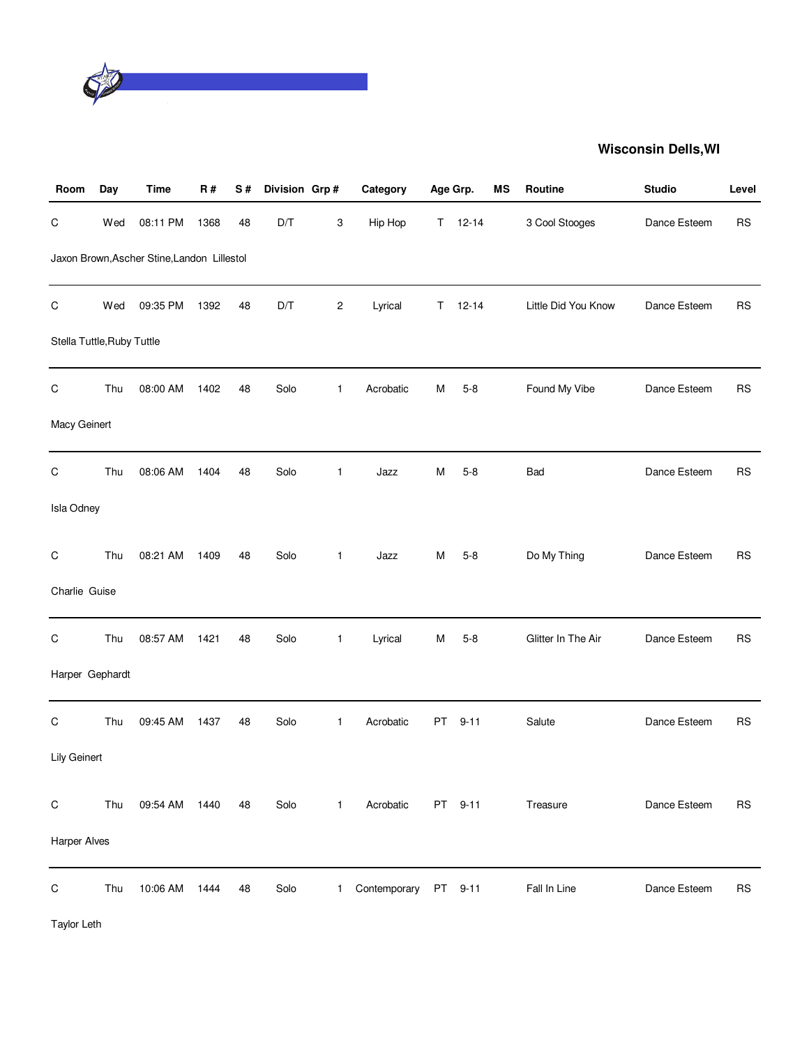**Wisconsin Dells,WI**

| Room | Day | Time | R # | S # | Division | Grp # | Category | Age Grp. | | MS | Routine | Studio | Level |
|---|---|---|---|---|---|---|---|---|---|---|---|---|---|
| C | Wed | 08:11 PM | 1368 | 48 | D/T | 3 | Hip Hop | T | 12-14 | | 3 Cool Stooges | Dance Esteem | RS |
| Jaxon Brown,Ascher Stine,Landon Lillestol | | | | | | | | | | | | | |
| C | Wed | 09:35 PM | 1392 | 48 | D/T | 2 | Lyrical | T | 12-14 | | Little Did You Know | Dance Esteem | RS |
| Stella Tuttle,Ruby Tuttle | | | | | | | | | | | | | |
| C | Thu | 08:00 AM | 1402 | 48 | Solo | 1 | Acrobatic | M | 5-8 | | Found My Vibe | Dance Esteem | RS |
| Macy Geinert | | | | | | | | | | | | | |
| C | Thu | 08:06 AM | 1404 | 48 | Solo | 1 | Jazz | M | 5-8 | | Bad | Dance Esteem | RS |
| Isla Odney | | | | | | | | | | | | | |
| C | Thu | 08:21 AM | 1409 | 48 | Solo | 1 | Jazz | M | 5-8 | | Do My Thing | Dance Esteem | RS |
| Charlie Guise | | | | | | | | | | | | | |
| C | Thu | 08:57 AM | 1421 | 48 | Solo | 1 | Lyrical | M | 5-8 | | Glitter In The Air | Dance Esteem | RS |
| Harper Gephardt | | | | | | | | | | | | | |
| C | Thu | 09:45 AM | 1437 | 48 | Solo | 1 | Acrobatic | PT | 9-11 | | Salute | Dance Esteem | RS |
| Lily Geinert | | | | | | | | | | | | | |
| C | Thu | 09:54 AM | 1440 | 48 | Solo | 1 | Acrobatic | PT | 9-11 | | Treasure | Dance Esteem | RS |
| Harper Alves | | | | | | | | | | | | | |
| C | Thu | 10:06 AM | 1444 | 48 | Solo | 1 | Contemporary | PT | 9-11 | | Fall In Line | Dance Esteem | RS |
| Taylor Leth | | | | | | | | | | | | | |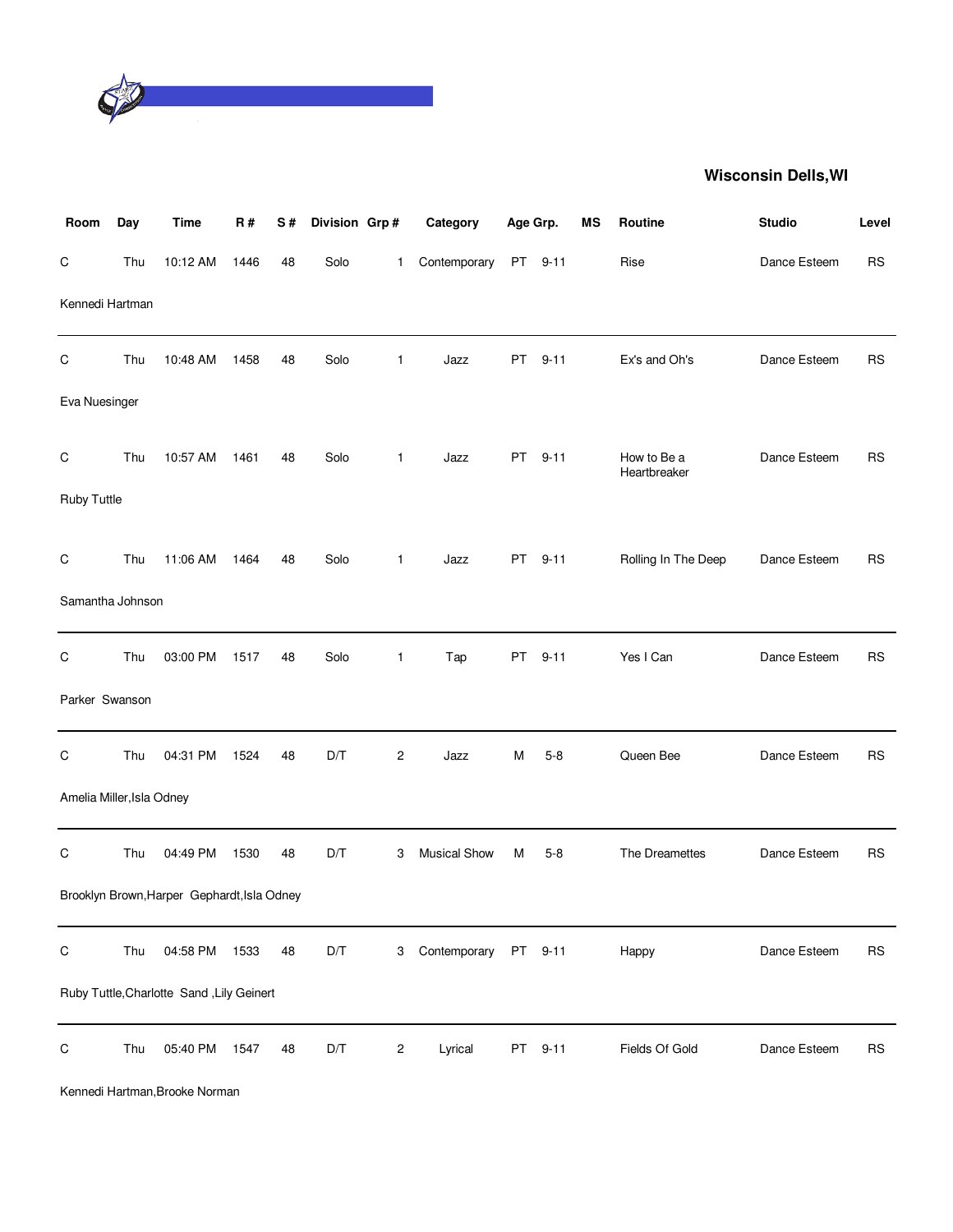**Wisconsin Dells,WI**

| Room | Day | Time | R # | S # | Division | Grp # | Category | Age Grp. | | MS | Routine | Studio | Level |
|---|---|---|---|---|---|---|---|---|---|---|---|---|---|
| C | Thu | 10:12 AM | 1446 | 48 | Solo | 1 | Contemporary | PT | 9-11 | | Rise | Dance Esteem | RS |
| Kennedi Hartman | | | | | | | | | | | | | |
| C | Thu | 10:48 AM | 1458 | 48 | Solo | 1 | Jazz | PT | 9-11 | | Ex's and Oh's | Dance Esteem | RS |
| Eva Nuesinger | | | | | | | | | | | | | |
| C | Thu | 10:57 AM | 1461 | 48 | Solo | 1 | Jazz | PT | 9-11 | | How to Be a Heartbreaker | Dance Esteem | RS |
| Ruby Tuttle | | | | | | | | | | | | | |
| C | Thu | 11:06 AM | 1464 | 48 | Solo | 1 | Jazz | PT | 9-11 | | Rolling In The Deep | Dance Esteem | RS |
| Samantha Johnson | | | | | | | | | | | | | |
| C | Thu | 03:00 PM | 1517 | 48 | Solo | 1 | Tap | PT | 9-11 | | Yes I Can | Dance Esteem | RS |
| Parker Swanson | | | | | | | | | | | | | |
| C | Thu | 04:31 PM | 1524 | 48 | D/T | 2 | Jazz | M | 5-8 | | Queen Bee | Dance Esteem | RS |
| Amelia Miller,Isla Odney | | | | | | | | | | | | | |
| C | Thu | 04:49 PM | 1530 | 48 | D/T | 3 | Musical Show | M | 5-8 | | The Dreamettes | Dance Esteem | RS |
| Brooklyn Brown,Harper Gephardt,Isla Odney | | | | | | | | | | | | | |
| C | Thu | 04:58 PM | 1533 | 48 | D/T | 3 | Contemporary | PT | 9-11 | | Happy | Dance Esteem | RS |
| Ruby Tuttle,Charlotte Sand ,Lily Geinert | | | | | | | | | | | | | |
| C | Thu | 05:40 PM | 1547 | 48 | D/T | 2 | Lyrical | PT | 9-11 | | Fields Of Gold | Dance Esteem | RS |
| Kennedi Hartman,Brooke Norman | | | | | | | | | | | | | |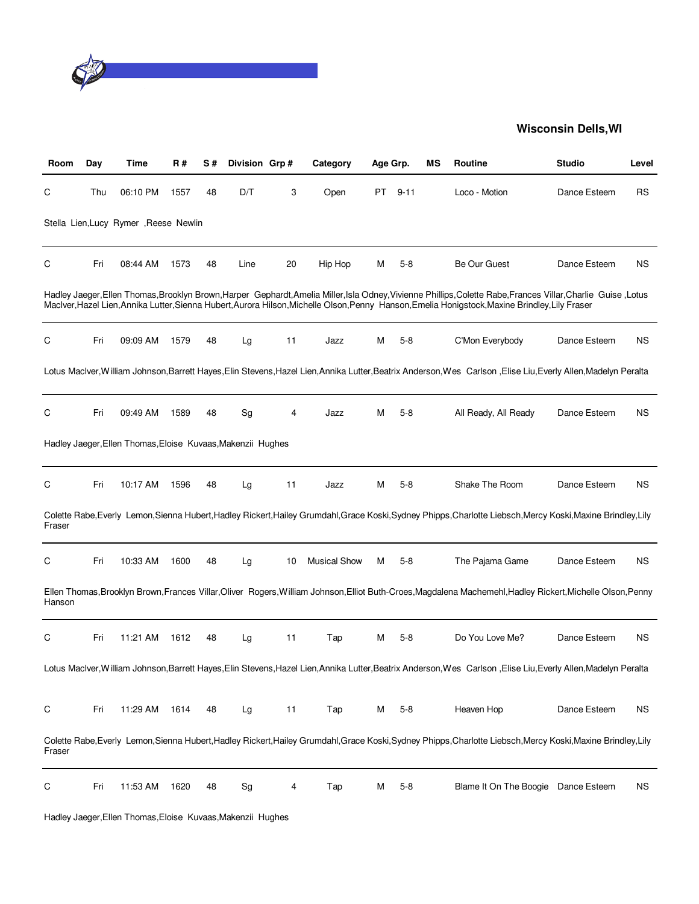## Wisconsin Dells,WI

| Room | Day | Time | R # | S # | Division | Grp # | Category | Age Grp. | | MS | Routine | Studio | Level |
|---|---|---|---|---|---|---|---|---|---|---|---|---|---|
| C | Thu | 06:10 PM | 1557 | 48 | D/T | 3 | Open | PT | 9-11 | | Loco - Motion | Dance Esteem | RS |

Stella Lien,Lucy Rymer ,Reese Newlin

| Room | Day | Time | R # | S # | Division | Grp # | Category | Age Grp. | | MS | Routine | Studio | Level |
|---|---|---|---|---|---|---|---|---|---|---|---|---|---|
| C | Fri | 08:44 AM | 1573 | 48 | Line | 20 | Hip Hop | M | 5-8 | | Be Our Guest | Dance Esteem | NS |

Hadley Jaeger,Ellen Thomas,Brooklyn Brown,Harper Gephardt,Amelia Miller,Isla Odney,Vivienne Phillips,Colette Rabe,Frances Villar,Charlie Guise ,Lotus MacIver,Hazel Lien,Annika Lutter,Sienna Hubert,Aurora Hilson,Michelle Olson,Penny Hanson,Emelia Honigstock,Maxine Brindley,Lily Fraser

| Room | Day | Time | R # | S # | Division | Grp # | Category | Age Grp. | | MS | Routine | Studio | Level |
|---|---|---|---|---|---|---|---|---|---|---|---|---|---|
| C | Fri | 09:09 AM | 1579 | 48 | Lg | 11 | Jazz | M | 5-8 | | C'Mon Everybody | Dance Esteem | NS |

Lotus MacIver,William Johnson,Barrett Hayes,Elin Stevens,Hazel Lien,Annika Lutter,Beatrix Anderson,Wes Carlson ,Elise Liu,Everly Allen,Madelyn Peralta

| Room | Day | Time | R # | S # | Division | Grp # | Category | Age Grp. | | MS | Routine | Studio | Level |
|---|---|---|---|---|---|---|---|---|---|---|---|---|---|
| C | Fri | 09:49 AM | 1589 | 48 | Sg | 4 | Jazz | M | 5-8 | | All Ready, All Ready | Dance Esteem | NS |

Hadley Jaeger,Ellen Thomas,Eloise Kuvaas,Makenzii Hughes

| Room | Day | Time | R # | S # | Division | Grp # | Category | Age Grp. | | MS | Routine | Studio | Level |
|---|---|---|---|---|---|---|---|---|---|---|---|---|---|
| C | Fri | 10:17 AM | 1596 | 48 | Lg | 11 | Jazz | M | 5-8 | | Shake The Room | Dance Esteem | NS |

Colette Rabe,Everly Lemon,Sienna Hubert,Hadley Rickert,Hailey Grumdahl,Grace Koski,Sydney Phipps,Charlotte Liebsch,Mercy Koski,Maxine Brindley,Lily Fraser

| Room | Day | Time | R # | S # | Division | Grp # | Category | Age Grp. | | MS | Routine | Studio | Level |
|---|---|---|---|---|---|---|---|---|---|---|---|---|---|
| C | Fri | 10:33 AM | 1600 | 48 | Lg | 10 | Musical Show | M | 5-8 | | The Pajama Game | Dance Esteem | NS |

Ellen Thomas,Brooklyn Brown,Frances Villar,Oliver Rogers,William Johnson,Elliot Buth-Croes,Magdalena Machemehl,Hadley Rickert,Michelle Olson,Penny Hanson

| Room | Day | Time | R # | S # | Division | Grp # | Category | Age Grp. | | MS | Routine | Studio | Level |
|---|---|---|---|---|---|---|---|---|---|---|---|---|---|
| C | Fri | 11:21 AM | 1612 | 48 | Lg | 11 | Tap | M | 5-8 | | Do You Love Me? | Dance Esteem | NS |

Lotus MacIver,William Johnson,Barrett Hayes,Elin Stevens,Hazel Lien,Annika Lutter,Beatrix Anderson,Wes Carlson ,Elise Liu,Everly Allen,Madelyn Peralta

| Room | Day | Time | R # | S # | Division | Grp # | Category | Age Grp. | | MS | Routine | Studio | Level |
|---|---|---|---|---|---|---|---|---|---|---|---|---|---|
| C | Fri | 11:29 AM | 1614 | 48 | Lg | 11 | Tap | M | 5-8 | | Heaven Hop | Dance Esteem | NS |

Colette Rabe,Everly Lemon,Sienna Hubert,Hadley Rickert,Hailey Grumdahl,Grace Koski,Sydney Phipps,Charlotte Liebsch,Mercy Koski,Maxine Brindley,Lily Fraser

| Room | Day | Time | R # | S # | Division | Grp # | Category | Age Grp. | | MS | Routine | Studio | Level |
|---|---|---|---|---|---|---|---|---|---|---|---|---|---|
| C | Fri | 11:53 AM | 1620 | 48 | Sg | 4 | Tap | M | 5-8 | | Blame It On The Boogie | Dance Esteem | NS |

Hadley Jaeger,Ellen Thomas,Eloise Kuvaas,Makenzii Hughes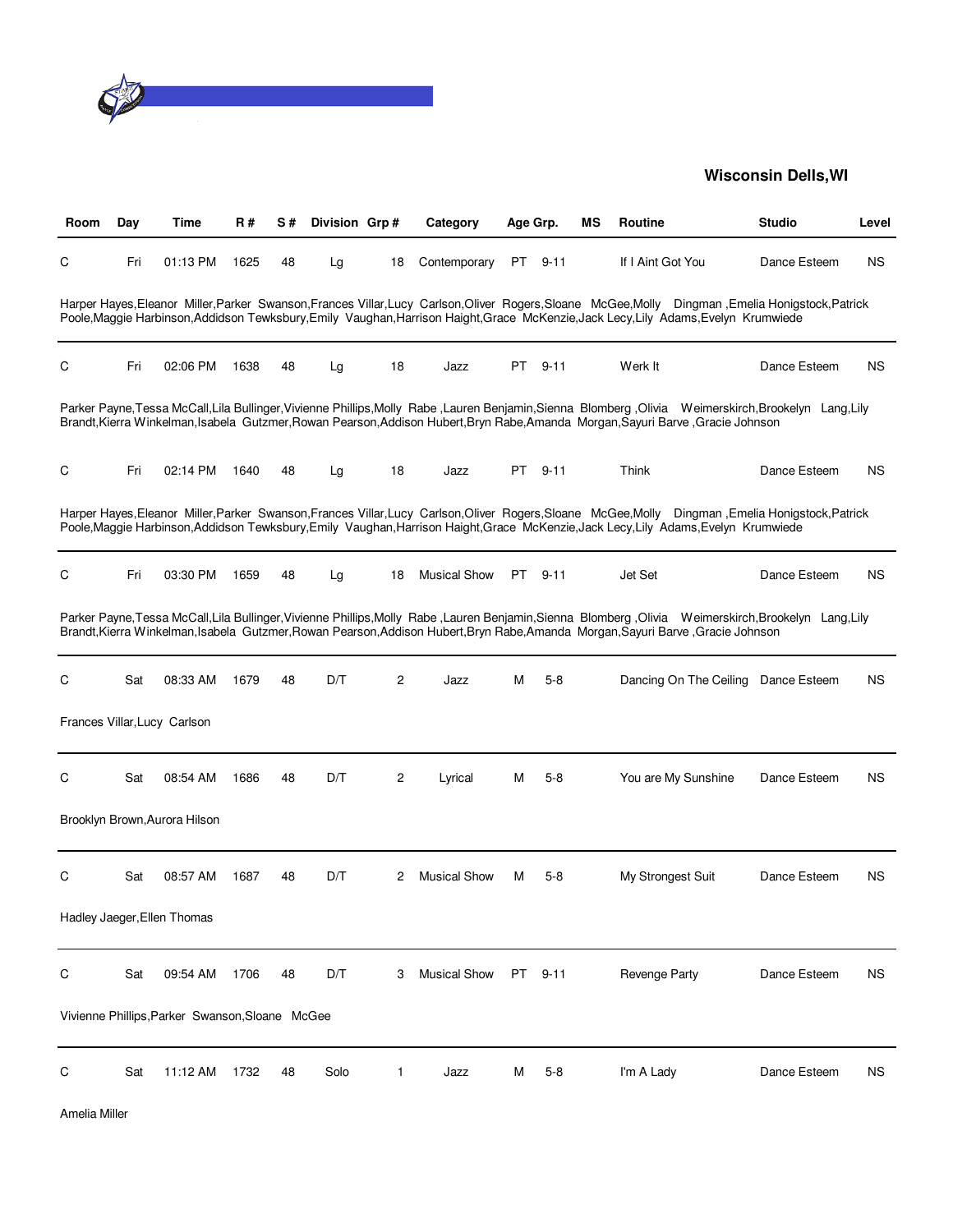**Wisconsin Dells,WI**

| Room | Day | Time | R # | S # | Division | Grp # | Category | Age Grp. | | MS | Routine | Studio | Level |
|---|---|---|---|---|---|---|---|---|---|---|---|---|---|
| C | Fri | 01:13 PM | 1625 | 48 | Lg | 18 | Contemporary | PT | 9-11 | | If I Aint Got You | Dance Esteem | NS |
| Harper Hayes,Eleanor Miller,Parker Swanson,Frances Villar,Lucy Carlson,Oliver Rogers,Sloane McGee,Molly Dingman ,Emelia Honigstock,Patrick Poole,Maggie Harbinson,Addidson Tewksbury,Emily Vaughan,Harrison Haight,Grace McKenzie,Jack Lecy,Lily Adams,Evelyn Krumwiede | | | | | | | | | | | | | |
| C | Fri | 02:06 PM | 1638 | 48 | Lg | 18 | Jazz | PT | 9-11 | | Werk It | Dance Esteem | NS |
| Parker Payne,Tessa McCall,Lila Bullinger,Vivienne Phillips,Molly Rabe ,Lauren Benjamin,Sienna Blomberg ,Olivia Weimerskirch,Brookelyn Lang,Lily Brandt,Kierra Winkelman,Isabela Gutzmer,Rowan Pearson,Addison Hubert,Bryn Rabe,Amanda Morgan,Sayuri Barve ,Gracie Johnson | | | | | | | | | | | | | |
| C | Fri | 02:14 PM | 1640 | 48 | Lg | 18 | Jazz | PT | 9-11 | | Think | Dance Esteem | NS |
| Harper Hayes,Eleanor Miller,Parker Swanson,Frances Villar,Lucy Carlson,Oliver Rogers,Sloane McGee,Molly Dingman ,Emelia Honigstock,Patrick Poole,Maggie Harbinson,Addidson Tewksbury,Emily Vaughan,Harrison Haight,Grace McKenzie,Jack Lecy,Lily Adams,Evelyn Krumwiede | | | | | | | | | | | | | |
| C | Fri | 03:30 PM | 1659 | 48 | Lg | 18 | Musical Show | PT | 9-11 | | Jet Set | Dance Esteem | NS |
| Parker Payne,Tessa McCall,Lila Bullinger,Vivienne Phillips,Molly Rabe ,Lauren Benjamin,Sienna Blomberg ,Olivia Weimerskirch,Brookelyn Lang,Lily Brandt,Kierra Winkelman,Isabela Gutzmer,Rowan Pearson,Addison Hubert,Bryn Rabe,Amanda Morgan,Sayuri Barve ,Gracie Johnson | | | | | | | | | | | | | |
| C | Sat | 08:33 AM | 1679 | 48 | D/T | 2 | Jazz | M | 5-8 | | Dancing On The Ceiling | Dance Esteem | NS |
| Frances Villar,Lucy Carlson | | | | | | | | | | | | | |
| C | Sat | 08:54 AM | 1686 | 48 | D/T | 2 | Lyrical | M | 5-8 | | You are My Sunshine | Dance Esteem | NS |
| Brooklyn Brown,Aurora Hilson | | | | | | | | | | | | | |
| C | Sat | 08:57 AM | 1687 | 48 | D/T | 2 | Musical Show | M | 5-8 | | My Strongest Suit | Dance Esteem | NS |
| Hadley Jaeger,Ellen Thomas | | | | | | | | | | | | | |
| C | Sat | 09:54 AM | 1706 | 48 | D/T | 3 | Musical Show | PT | 9-11 | | Revenge Party | Dance Esteem | NS |
| Vivienne Phillips,Parker Swanson,Sloane McGee | | | | | | | | | | | | | |
| C | Sat | 11:12 AM | 1732 | 48 | Solo | 1 | Jazz | M | 5-8 | | I'm A Lady | Dance Esteem | NS |
| Amelia Miller | | | | | | | | | | | | | |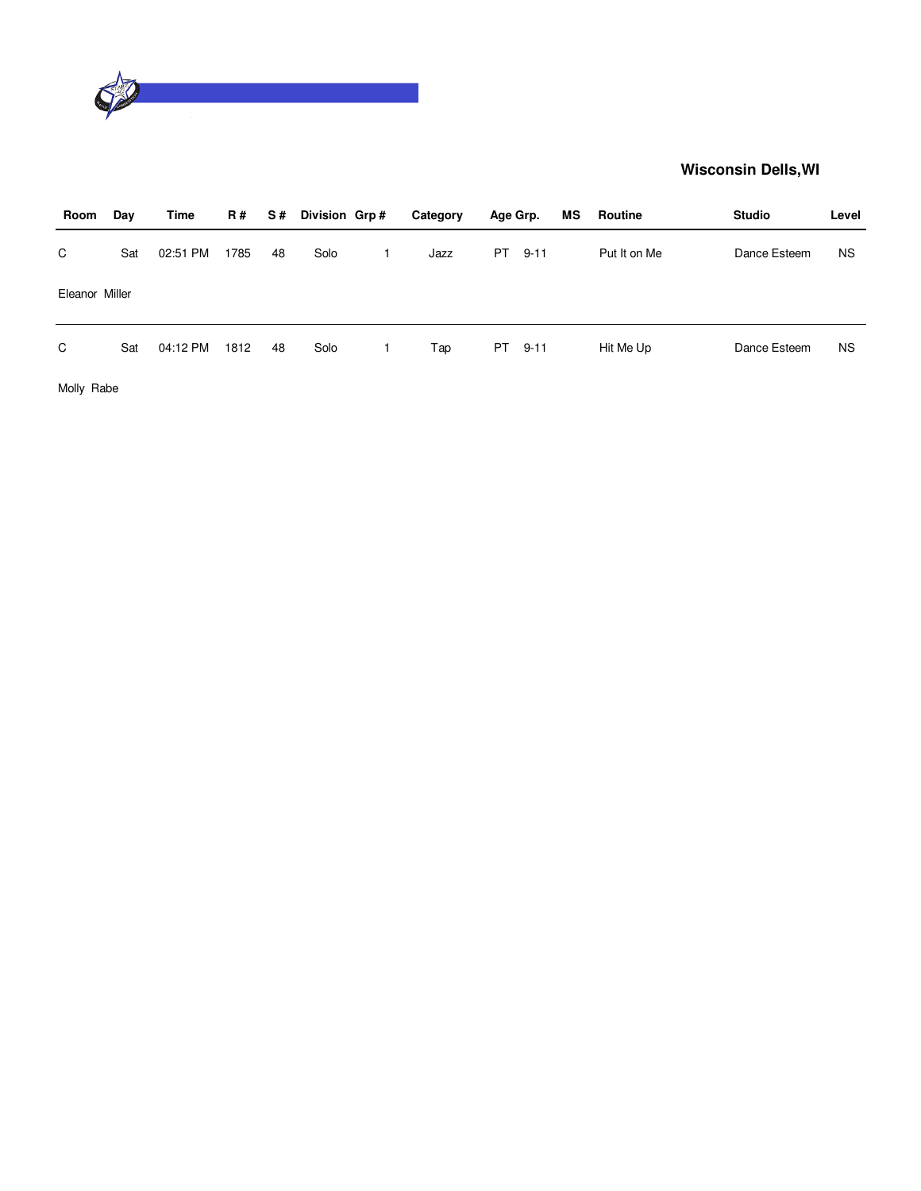**Wisconsin Dells,WI**

| Room | Day | Time | R # | S # | Division | Grp # | Category | Age Grp. | MS | Routine | Studio | Level |
|---|---|---|---|---|---|---|---|---|---|---|---|---|
| C | Sat | 02:51 PM | 1785 | 48 | Solo | 1 | Jazz | PT 9-11 | | Put It on Me | Dance Esteem | NS |
| Eleanor Miller | | | | | | | | | | | | |
| C | Sat | 04:12 PM | 1812 | 48 | Solo | 1 | Tap | PT 9-11 | | Hit Me Up | Dance Esteem | NS |
| Molly Rabe | | | | | | | | | | | | |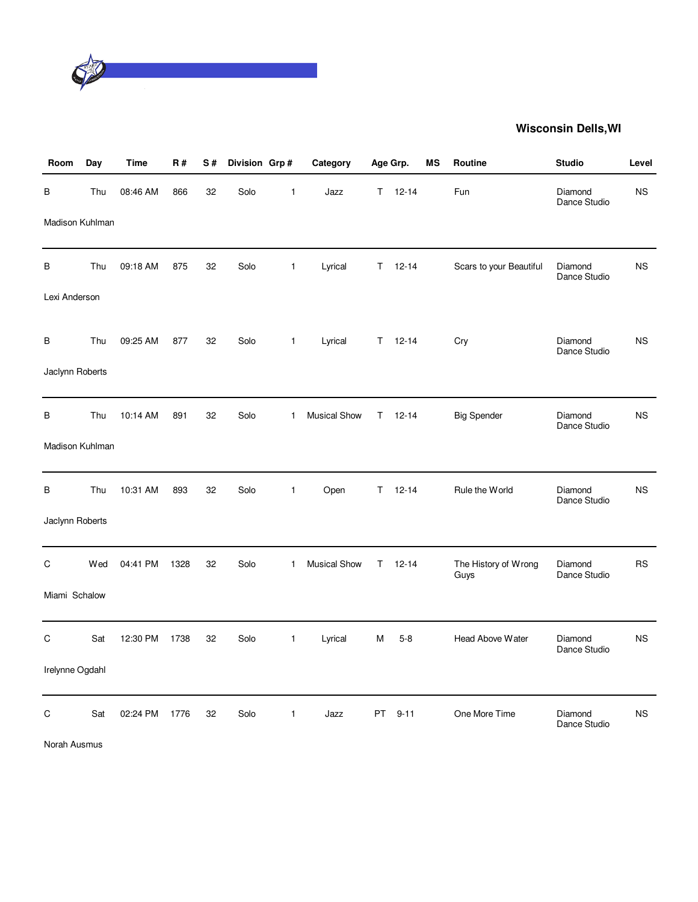**Wisconsin Dells,WI**

| Room | Day | Time | R # | S # | Division | Grp # | Category | Age Grp. | | MS | Routine | Studio | Level |
|---|---|---|---|---|---|---|---|---|---|---|---|---|---|
| B | Thu | 08:46 AM | 866 | 32 | Solo | 1 | Jazz | T | 12-14 | | Fun | Diamond Dance Studio | NS |
| Madison Kuhlman | | | | | | | | | | | | | |
| B | Thu | 09:18 AM | 875 | 32 | Solo | 1 | Lyrical | T | 12-14 | | Scars to your Beautiful | Diamond Dance Studio | NS |
| Lexi Anderson | | | | | | | | | | | | | |
| B | Thu | 09:25 AM | 877 | 32 | Solo | 1 | Lyrical | T | 12-14 | | Cry | Diamond Dance Studio | NS |
| Jaclynn Roberts | | | | | | | | | | | | | |
| B | Thu | 10:14 AM | 891 | 32 | Solo | 1 | Musical Show | T | 12-14 | | Big Spender | Diamond Dance Studio | NS |
| Madison Kuhlman | | | | | | | | | | | | | |
| B | Thu | 10:31 AM | 893 | 32 | Solo | 1 | Open | T | 12-14 | | Rule the World | Diamond Dance Studio | NS |
| Jaclynn Roberts | | | | | | | | | | | | | |
| C | Wed | 04:41 PM | 1328 | 32 | Solo | 1 | Musical Show | T | 12-14 | | The History of Wrong Guys | Diamond Dance Studio | RS |
| Miami Schalow | | | | | | | | | | | | | |
| C | Sat | 12:30 PM | 1738 | 32 | Solo | 1 | Lyrical | M | 5-8 | | Head Above Water | Diamond Dance Studio | NS |
| Irelynne Ogdahl | | | | | | | | | | | | | |
| C | Sat | 02:24 PM | 1776 | 32 | Solo | 1 | Jazz | PT | 9-11 | | One More Time | Diamond Dance Studio | NS |
| Norah Ausmus | | | | | | | | | | | | | |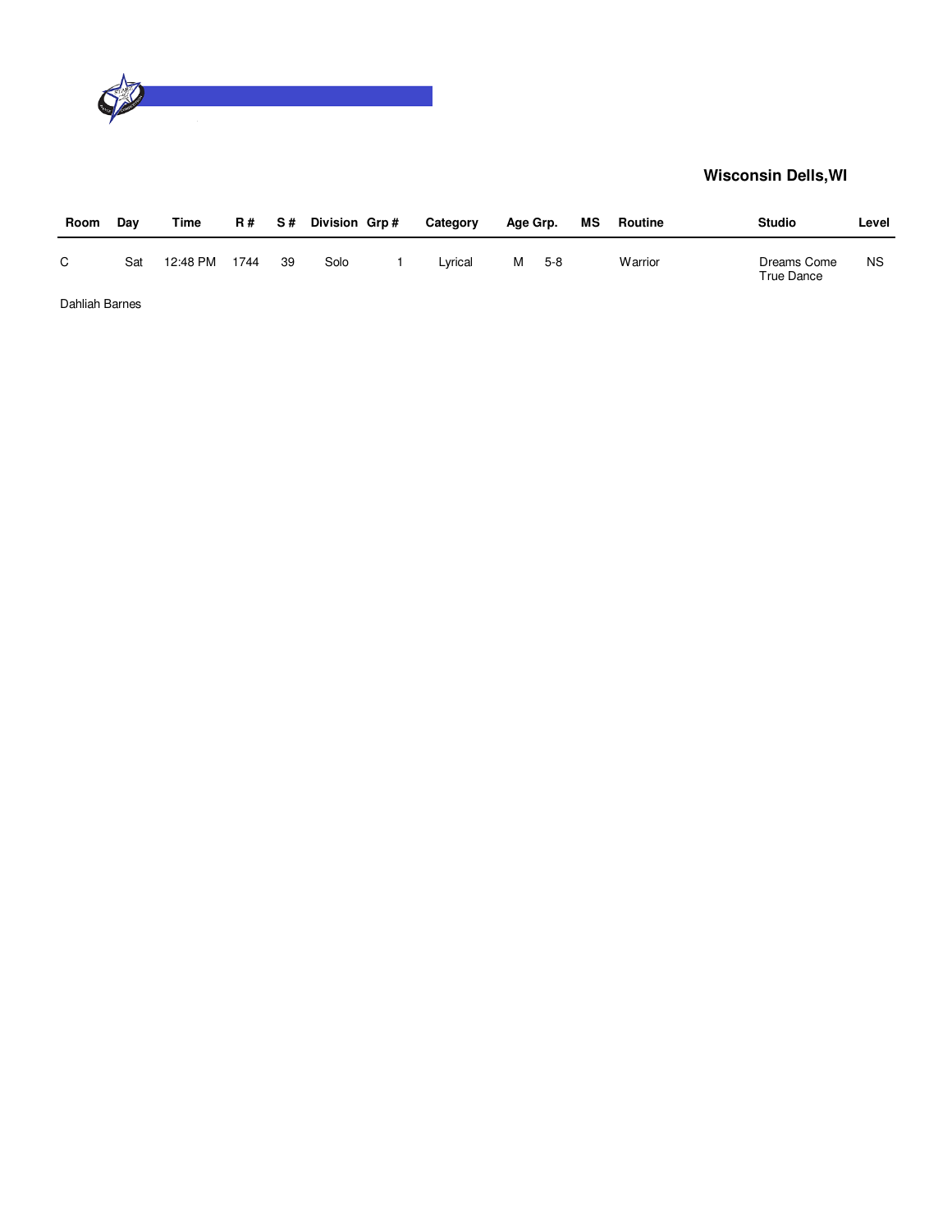**Wisconsin Dells,WI**

| Room | Day | Time | R # | S # | Division | Grp # | Category | Age Grp. | | MS | Routine | Studio | Level |
|---|---|---|---|---|---|---|---|---|---|---|---|---|---|
| C | Sat | 12:48 PM | 1744 | 39 | Solo | 1 | Lyrical | M | 5-8 | | Warrior | Dreams Come True Dance | NS |

Dahliah Barnes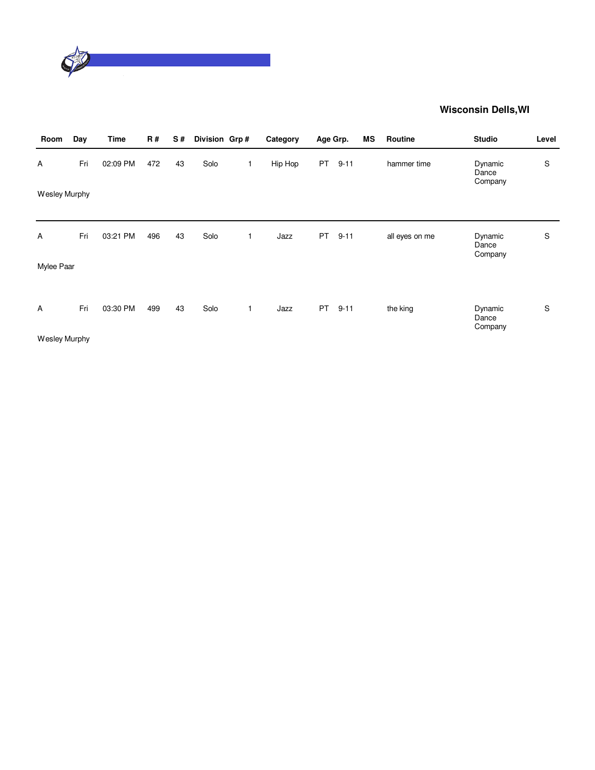**Wisconsin Dells,WI**

| Room | Day | Time | R # | S # | Division | Grp # | Category | Age Grp. | | MS | Routine | Studio | Level |
|---|---|---|---|---|---|---|---|---|---|---|---|---|---|
| A | Fri | 02:09 PM | 472 | 43 | Solo | 1 | Hip Hop | PT | 9-11 | | hammer time | Dynamic Dance Company | S |
| Wesley Murphy | | | | | | | | | | | | | |
| A | Fri | 03:21 PM | 496 | 43 | Solo | 1 | Jazz | PT | 9-11 | | all eyes on me | Dynamic Dance Company | S |
| Mylee Paar | | | | | | | | | | | | | |
| A | Fri | 03:30 PM | 499 | 43 | Solo | 1 | Jazz | PT | 9-11 | | the king | Dynamic Dance Company | S |
| Wesley Murphy | | | | | | | | | | | | | |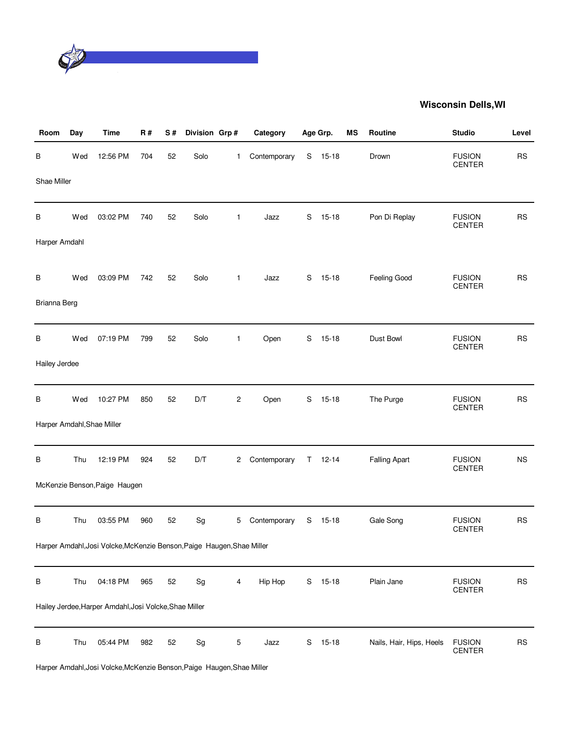**Wisconsin Dells,WI**

| Room | Day | Time | R # | S # | Division | Grp # | Category | Age Grp. | | MS | Routine | Studio | Level |
|---|---|---|---|---|---|---|---|---|---|---|---|---|---|
| B | Wed | 12:56 PM | 704 | 52 | Solo | 1 | Contemporary | S | 15-18 | | Drown | FUSION CENTER | RS |
| Shae Miller | | | | | | | | | | | | | |
| B | Wed | 03:02 PM | 740 | 52 | Solo | 1 | Jazz | S | 15-18 | | Pon Di Replay | FUSION CENTER | RS |
| Harper Amdahl | | | | | | | | | | | | | |
| B | Wed | 03:09 PM | 742 | 52 | Solo | 1 | Jazz | S | 15-18 | | Feeling Good | FUSION CENTER | RS |
| Brianna Berg | | | | | | | | | | | | | |
| B | Wed | 07:19 PM | 799 | 52 | Solo | 1 | Open | S | 15-18 | | Dust Bowl | FUSION CENTER | RS |
| Hailey Jerdee | | | | | | | | | | | | | |
| B | Wed | 10:27 PM | 850 | 52 | D/T | 2 | Open | S | 15-18 | | The Purge | FUSION CENTER | RS |
| Harper Amdahl,Shae Miller | | | | | | | | | | | | | |
| B | Thu | 12:19 PM | 924 | 52 | D/T | 2 | Contemporary | T | 12-14 | | Falling Apart | FUSION CENTER | NS |
| McKenzie Benson,Paige Haugen | | | | | | | | | | | | | |
| B | Thu | 03:55 PM | 960 | 52 | Sg | 5 | Contemporary | S | 15-18 | | Gale Song | FUSION CENTER | RS |
| Harper Amdahl,Josi Volcke,McKenzie Benson,Paige Haugen,Shae Miller | | | | | | | | | | | | | |
| B | Thu | 04:18 PM | 965 | 52 | Sg | 4 | Hip Hop | S | 15-18 | | Plain Jane | FUSION CENTER | RS |
| Hailey Jerdee,Harper Amdahl,Josi Volcke,Shae Miller | | | | | | | | | | | | | |
| B | Thu | 05:44 PM | 982 | 52 | Sg | 5 | Jazz | S | 15-18 | | Nails, Hair, Hips, Heels | FUSION CENTER | RS |
| Harper Amdahl,Josi Volcke,McKenzie Benson,Paige Haugen,Shae Miller | | | | | | | | | | | | | |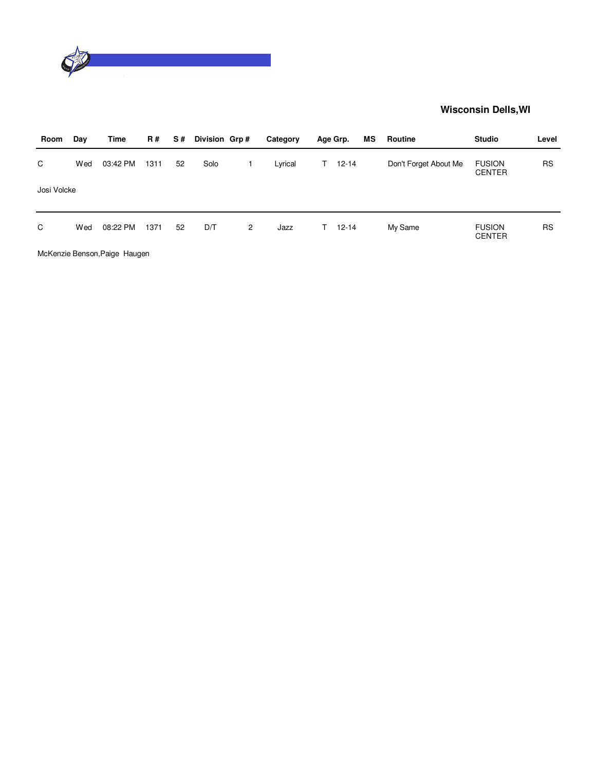## Wisconsin Dells,WI

| Room | Day | Time | R # | S # | Division | Grp # | Category | Age Grp. | | MS | Routine | Studio | Level |
|---|---|---|---|---|---|---|---|---|---|---|---|---|---|
| C | Wed | 03:42 PM | 1311 | 52 | Solo | 1 | Lyrical | T | 12-14 | | Don't Forget About Me | FUSION CENTER | RS |
| Josi Volcke | | | | | | | | | | | | | |
| C | Wed | 08:22 PM | 1371 | 52 | D/T | 2 | Jazz | T | 12-14 | | My Same | FUSION CENTER | RS |
| McKenzie Benson,Paige Haugen | | | | | | | | | | | | | |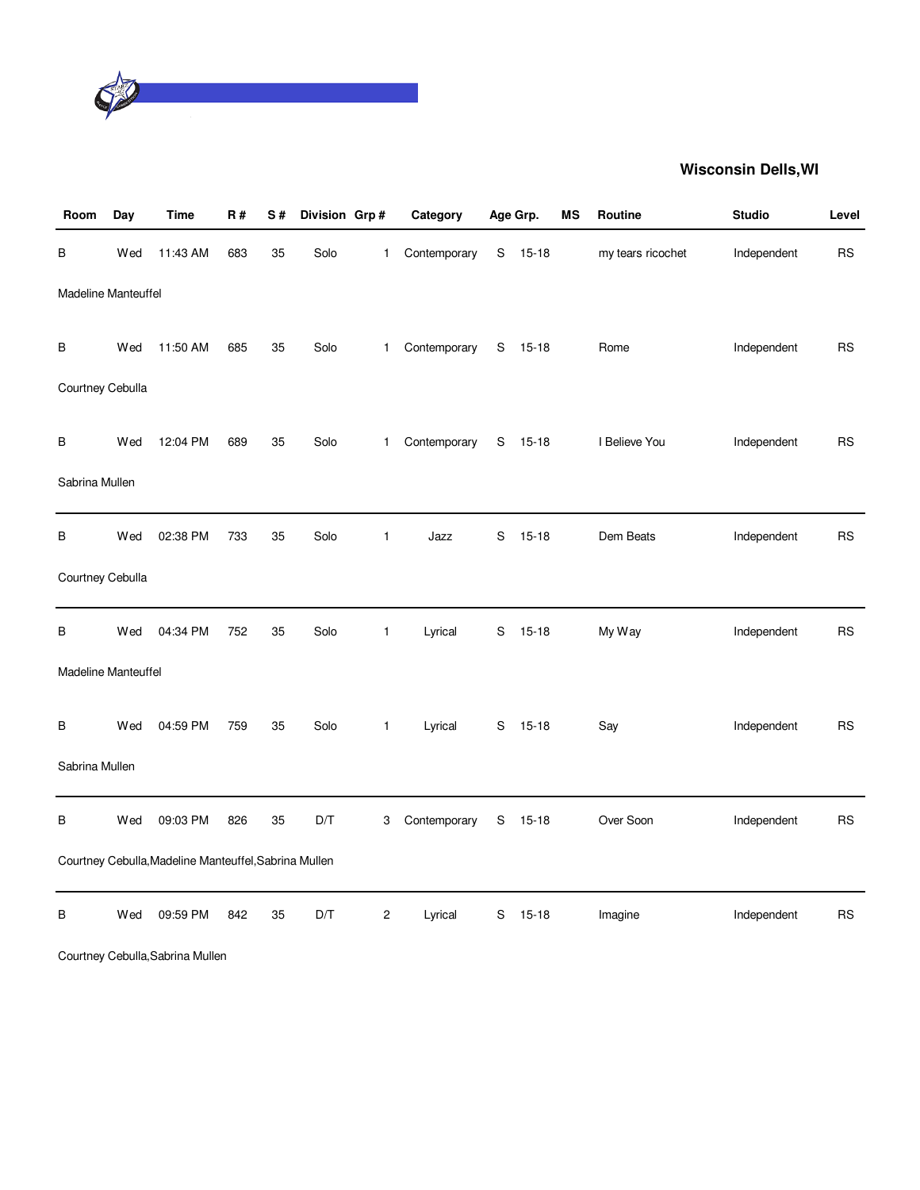**Wisconsin Dells,WI**

| Room | Day | Time | R # | S # | Division | Grp # | Category | Age Grp. | | MS | Routine | Studio | Level |
|---|---|---|---|---|---|---|---|---|---|---|---|---|---|
| B | Wed | 11:43 AM | 683 | 35 | Solo | 1 | Contemporary | S | 15-18 | | my tears ricochet | Independent | RS |
| Madeline Manteuffel | | | | | | | | | | | | | |
| B | Wed | 11:50 AM | 685 | 35 | Solo | 1 | Contemporary | S | 15-18 | | Rome | Independent | RS |
| Courtney Cebulla | | | | | | | | | | | | | |
| B | Wed | 12:04 PM | 689 | 35 | Solo | 1 | Contemporary | S | 15-18 | | I Believe You | Independent | RS |
| Sabrina Mullen | | | | | | | | | | | | | |
| B | Wed | 02:38 PM | 733 | 35 | Solo | 1 | Jazz | S | 15-18 | | Dem Beats | Independent | RS |
| Courtney Cebulla | | | | | | | | | | | | | |
| B | Wed | 04:34 PM | 752 | 35 | Solo | 1 | Lyrical | S | 15-18 | | My Way | Independent | RS |
| Madeline Manteuffel | | | | | | | | | | | | | |
| B | Wed | 04:59 PM | 759 | 35 | Solo | 1 | Lyrical | S | 15-18 | | Say | Independent | RS |
| Sabrina Mullen | | | | | | | | | | | | | |
| B | Wed | 09:03 PM | 826 | 35 | D/T | 3 | Contemporary | S | 15-18 | | Over Soon | Independent | RS |
| Courtney Cebulla,Madeline Manteuffel,Sabrina Mullen | | | | | | | | | | | | | |
| B | Wed | 09:59 PM | 842 | 35 | D/T | 2 | Lyrical | S | 15-18 | | Imagine | Independent | RS |
| Courtney Cebulla,Sabrina Mullen | | | | | | | | | | | | | |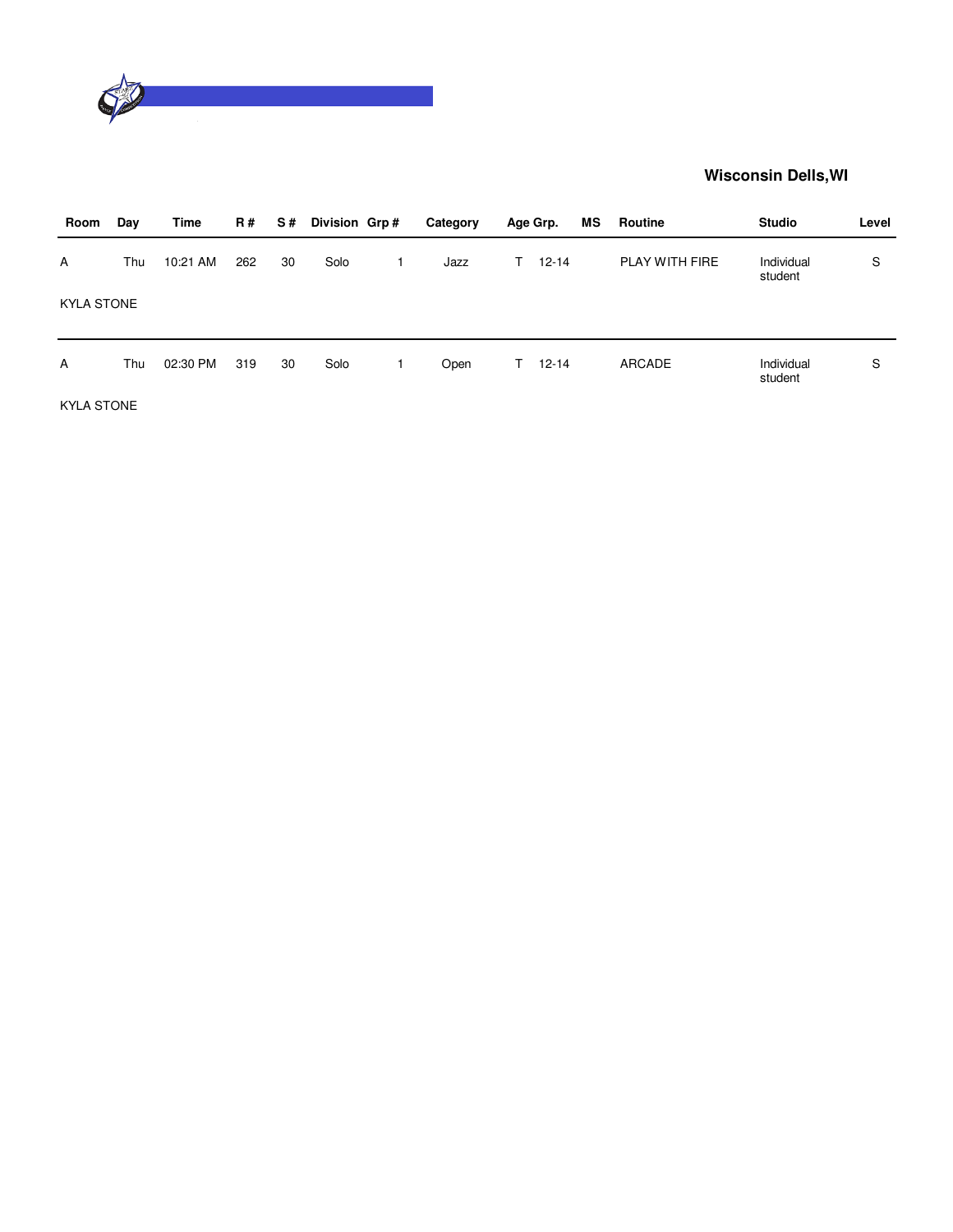**Wisconsin Dells,WI**

| Room | Day | Time | R # | S # | Division | Grp # | Category | Age Grp. | MS | Routine | Studio | Level |
|---|---|---|---|---|---|---|---|---|---|---|---|---|
| A | Thu | 10:21 AM | 262 | 30 | Solo | 1 | Jazz | T 12-14 | | PLAY WITH FIRE | Individual student | S |
| KYLA STONE | | | | | | | | | | | | |
| A | Thu | 02:30 PM | 319 | 30 | Solo | 1 | Open | T 12-14 | | ARCADE | Individual student | S |
| KYLA STONE | | | | | | | | | | | | |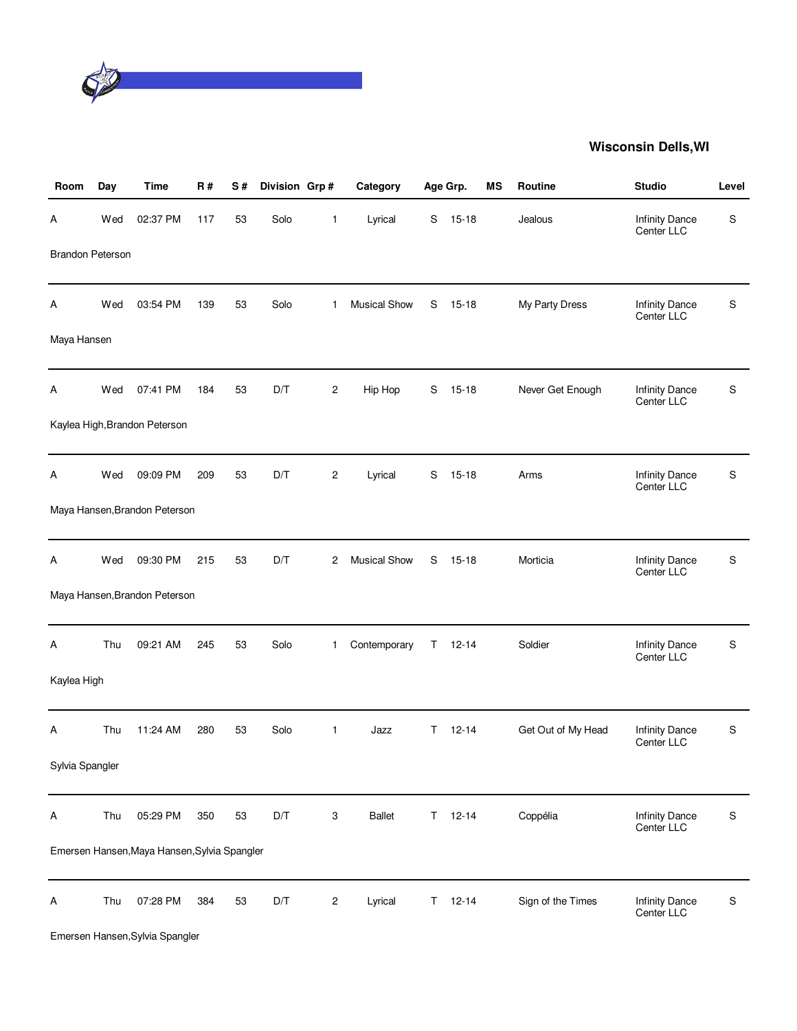**Wisconsin Dells,WI**

| Room | Day | Time | R # | S # | Division | Grp # | Category | Age Grp. | | MS | Routine | Studio | Level |
|---|---|---|---|---|---|---|---|---|---|---|---|---|---|
| A | Wed | 02:37 PM | 117 | 53 | Solo | 1 | Lyrical | S | 15-18 | | Jealous | Infinity Dance Center LLC | S |
| Brandon Peterson | | | | | | | | | | | | | |
| A | Wed | 03:54 PM | 139 | 53 | Solo | 1 | Musical Show | S | 15-18 | | My Party Dress | Infinity Dance Center LLC | S |
| Maya Hansen | | | | | | | | | | | | | |
| A | Wed | 07:41 PM | 184 | 53 | D/T | 2 | Hip Hop | S | 15-18 | | Never Get Enough | Infinity Dance Center LLC | S |
| Kaylea High,Brandon Peterson | | | | | | | | | | | | | |
| A | Wed | 09:09 PM | 209 | 53 | D/T | 2 | Lyrical | S | 15-18 | | Arms | Infinity Dance Center LLC | S |
| Maya Hansen,Brandon Peterson | | | | | | | | | | | | | |
| A | Wed | 09:30 PM | 215 | 53 | D/T | 2 | Musical Show | S | 15-18 | | Morticia | Infinity Dance Center LLC | S |
| Maya Hansen,Brandon Peterson | | | | | | | | | | | | | |
| A | Thu | 09:21 AM | 245 | 53 | Solo | 1 | Contemporary | T | 12-14 | | Soldier | Infinity Dance Center LLC | S |
| Kaylea High | | | | | | | | | | | | | |
| A | Thu | 11:24 AM | 280 | 53 | Solo | 1 | Jazz | T | 12-14 | | Get Out of My Head | Infinity Dance Center LLC | S |
| Sylvia Spangler | | | | | | | | | | | | | |
| A | Thu | 05:29 PM | 350 | 53 | D/T | 3 | Ballet | T | 12-14 | | Coppélia | Infinity Dance Center LLC | S |
| Emersen Hansen,Maya Hansen,Sylvia Spangler | | | | | | | | | | | | | |
| A | Thu | 07:28 PM | 384 | 53 | D/T | 2 | Lyrical | T | 12-14 | | Sign of the Times | Infinity Dance Center LLC | S |
| Emersen Hansen,Sylvia Spangler | | | | | | | | | | | | | |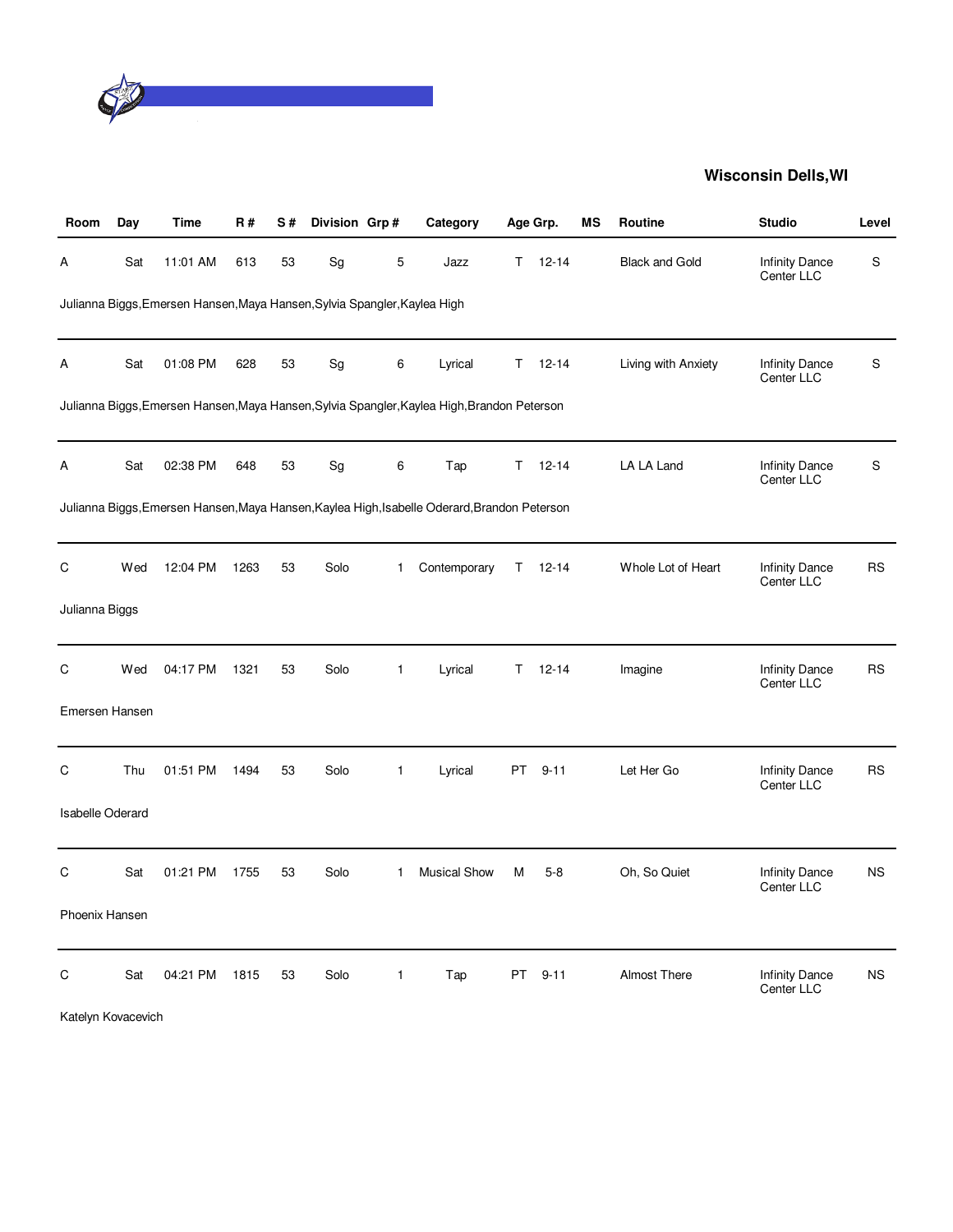## Wisconsin Dells,WI

| Room | Day | Time | R # | S # | Division | Grp # | Category | Age Grp. | | MS | Routine | Studio | Level |
|---|---|---|---|---|---|---|---|---|---|---|---|---|---|
| A | Sat | 11:01 AM | 613 | 53 | Sg | 5 | Jazz | T | 12-14 | | Black and Gold | Infinity Dance Center LLC | S |
| Julianna Biggs,Emersen Hansen,Maya Hansen,Sylvia Spangler,Kaylea High | | | | | | | | | | | | | |
| A | Sat | 01:08 PM | 628 | 53 | Sg | 6 | Lyrical | T | 12-14 | | Living with Anxiety | Infinity Dance Center LLC | S |
| Julianna Biggs,Emersen Hansen,Maya Hansen,Sylvia Spangler,Kaylea High,Brandon Peterson | | | | | | | | | | | | | |
| A | Sat | 02:38 PM | 648 | 53 | Sg | 6 | Tap | T | 12-14 | | LA LA Land | Infinity Dance Center LLC | S |
| Julianna Biggs,Emersen Hansen,Maya Hansen,Kaylea High,Isabelle Oderard,Brandon Peterson | | | | | | | | | | | | | |
| C | Wed | 12:04 PM | 1263 | 53 | Solo | 1 | Contemporary | T | 12-14 | | Whole Lot of Heart | Infinity Dance Center LLC | RS |
| Julianna Biggs | | | | | | | | | | | | | |
| C | Wed | 04:17 PM | 1321 | 53 | Solo | 1 | Lyrical | T | 12-14 | | Imagine | Infinity Dance Center LLC | RS |
| Emersen Hansen | | | | | | | | | | | | | |
| C | Thu | 01:51 PM | 1494 | 53 | Solo | 1 | Lyrical | PT | 9-11 | | Let Her Go | Infinity Dance Center LLC | RS |
| Isabelle Oderard | | | | | | | | | | | | | |
| C | Sat | 01:21 PM | 1755 | 53 | Solo | 1 | Musical Show | M | 5-8 | | Oh, So Quiet | Infinity Dance Center LLC | NS |
| Phoenix Hansen | | | | | | | | | | | | | |
| C | Sat | 04:21 PM | 1815 | 53 | Solo | 1 | Tap | PT | 9-11 | | Almost There | Infinity Dance Center LLC | NS |
| Katelyn Kovacevich | | | | | | | | | | | | | |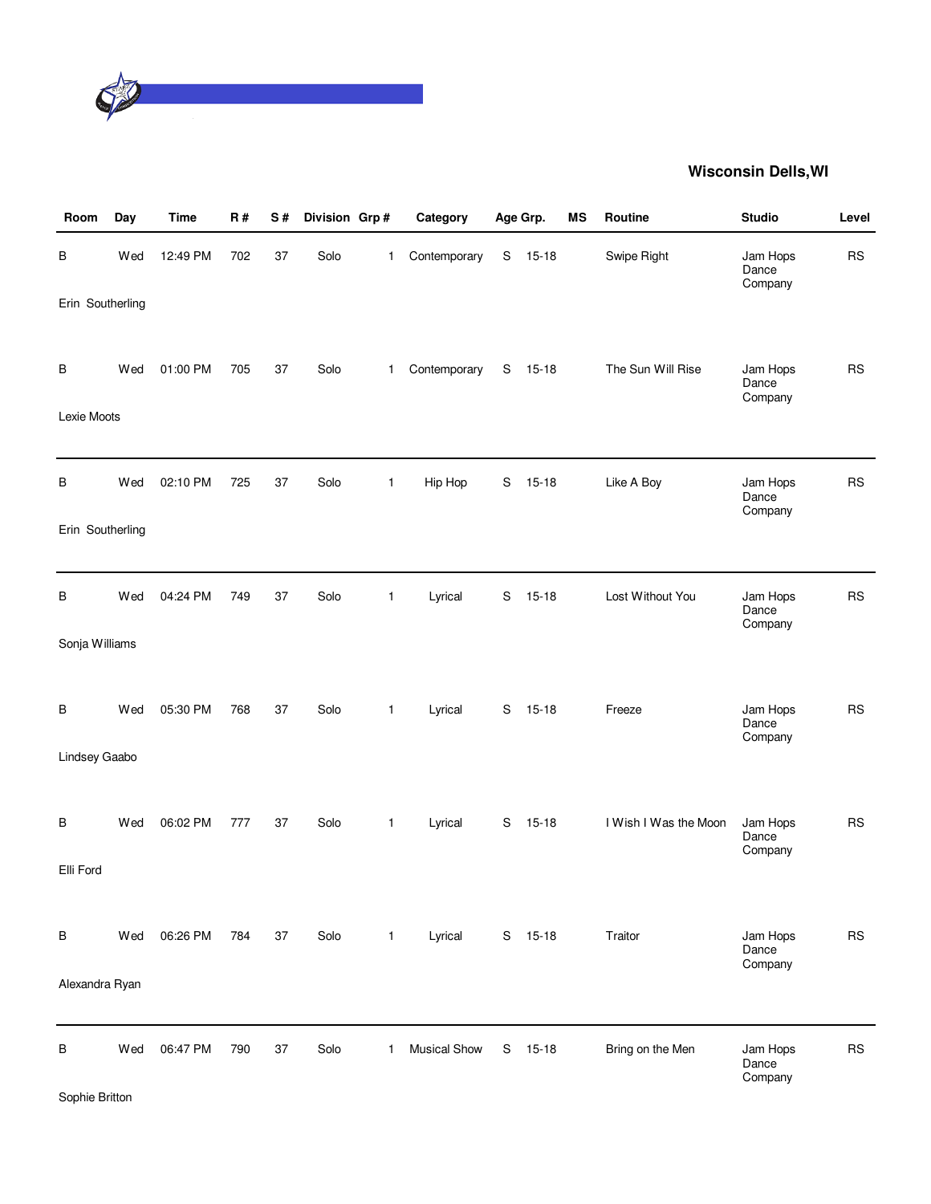## Wisconsin Dells,WI

| Room | Day | Time | R # | S # | Division | Grp # | Category | Age Grp. | | MS | Routine | Studio | Level |
|---|---|---|---|---|---|---|---|---|---|---|---|---|---|
| B | Wed | 12:49 PM | 702 | 37 | Solo | 1 | Contemporary | S | 15-18 | | Swipe Right | Jam Hops Dance Company | RS |
| Erin Southerling | | | | | | | | | | | | | |
| B | Wed | 01:00 PM | 705 | 37 | Solo | 1 | Contemporary | S | 15-18 | | The Sun Will Rise | Jam Hops Dance Company | RS |
| Lexie Moots | | | | | | | | | | | | | |
| B | Wed | 02:10 PM | 725 | 37 | Solo | 1 | Hip Hop | S | 15-18 | | Like A Boy | Jam Hops Dance Company | RS |
| Erin Southerling | | | | | | | | | | | | | |
| B | Wed | 04:24 PM | 749 | 37 | Solo | 1 | Lyrical | S | 15-18 | | Lost Without You | Jam Hops Dance Company | RS |
| Sonja Williams | | | | | | | | | | | | | |
| B | Wed | 05:30 PM | 768 | 37 | Solo | 1 | Lyrical | S | 15-18 | | Freeze | Jam Hops Dance Company | RS |
| Lindsey Gaabo | | | | | | | | | | | | | |
| B | Wed | 06:02 PM | 777 | 37 | Solo | 1 | Lyrical | S | 15-18 | | I Wish I Was the Moon | Jam Hops Dance Company | RS |
| Elli Ford | | | | | | | | | | | | | |
| B | Wed | 06:26 PM | 784 | 37 | Solo | 1 | Lyrical | S | 15-18 | | Traitor | Jam Hops Dance Company | RS |
| Alexandra Ryan | | | | | | | | | | | | | |
| B | Wed | 06:47 PM | 790 | 37 | Solo | 1 | Musical Show | S | 15-18 | | Bring on the Men | Jam Hops Dance Company | RS |
| Sophie Britton | | | | | | | | | | | | | |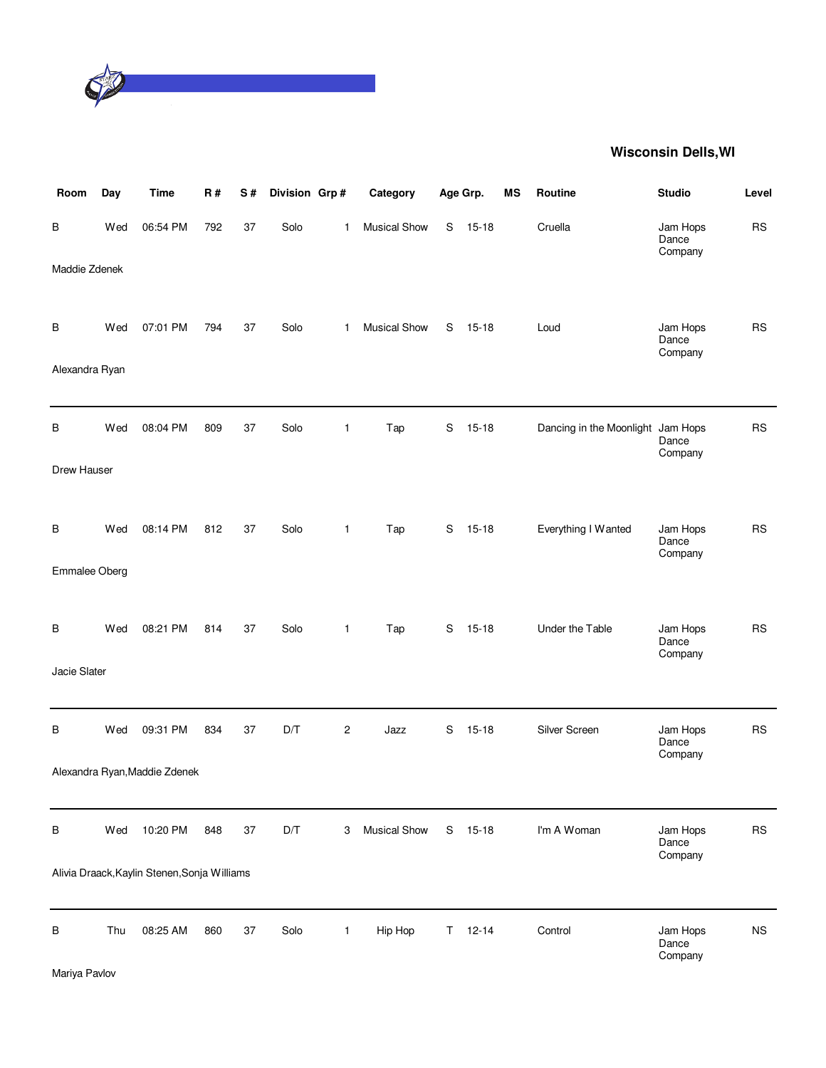## Wisconsin Dells,WI

| Room | Day | Time | R # | S # | Division | Grp # | Category | Age Grp. | | MS | Routine | Studio | Level |
|---|---|---|---|---|---|---|---|---|---|---|---|---|---|
| B | Wed | 06:54 PM | 792 | 37 | Solo | 1 | Musical Show | S | 15-18 | | Cruella | Jam Hops Dance Company | RS |
| Maddie Zdenek | | | | | | | | | | | | | |
| B | Wed | 07:01 PM | 794 | 37 | Solo | 1 | Musical Show | S | 15-18 | | Loud | Jam Hops Dance Company | RS |
| Alexandra Ryan | | | | | | | | | | | | | |
| B | Wed | 08:04 PM | 809 | 37 | Solo | 1 | Tap | S | 15-18 | | Dancing in the Moonlight | Jam Hops Dance Company | RS |
| Drew Hauser | | | | | | | | | | | | | |
| B | Wed | 08:14 PM | 812 | 37 | Solo | 1 | Tap | S | 15-18 | | Everything I Wanted | Jam Hops Dance Company | RS |
| Emmalee Oberg | | | | | | | | | | | | | |
| B | Wed | 08:21 PM | 814 | 37 | Solo | 1 | Tap | S | 15-18 | | Under the Table | Jam Hops Dance Company | RS |
| Jacie Slater | | | | | | | | | | | | | |
| B | Wed | 09:31 PM | 834 | 37 | D/T | 2 | Jazz | S | 15-18 | | Silver Screen | Jam Hops Dance Company | RS |
| Alexandra Ryan,Maddie Zdenek | | | | | | | | | | | | | |
| B | Wed | 10:20 PM | 848 | 37 | D/T | 3 | Musical Show | S | 15-18 | | I'm A Woman | Jam Hops Dance Company | RS |
| Alivia Draack,Kaylin Stenen,Sonja Williams | | | | | | | | | | | | | |
| B | Thu | 08:25 AM | 860 | 37 | Solo | 1 | Hip Hop | T | 12-14 | | Control | Jam Hops Dance Company | NS |
| Mariya Pavlov | | | | | | | | | | | | | |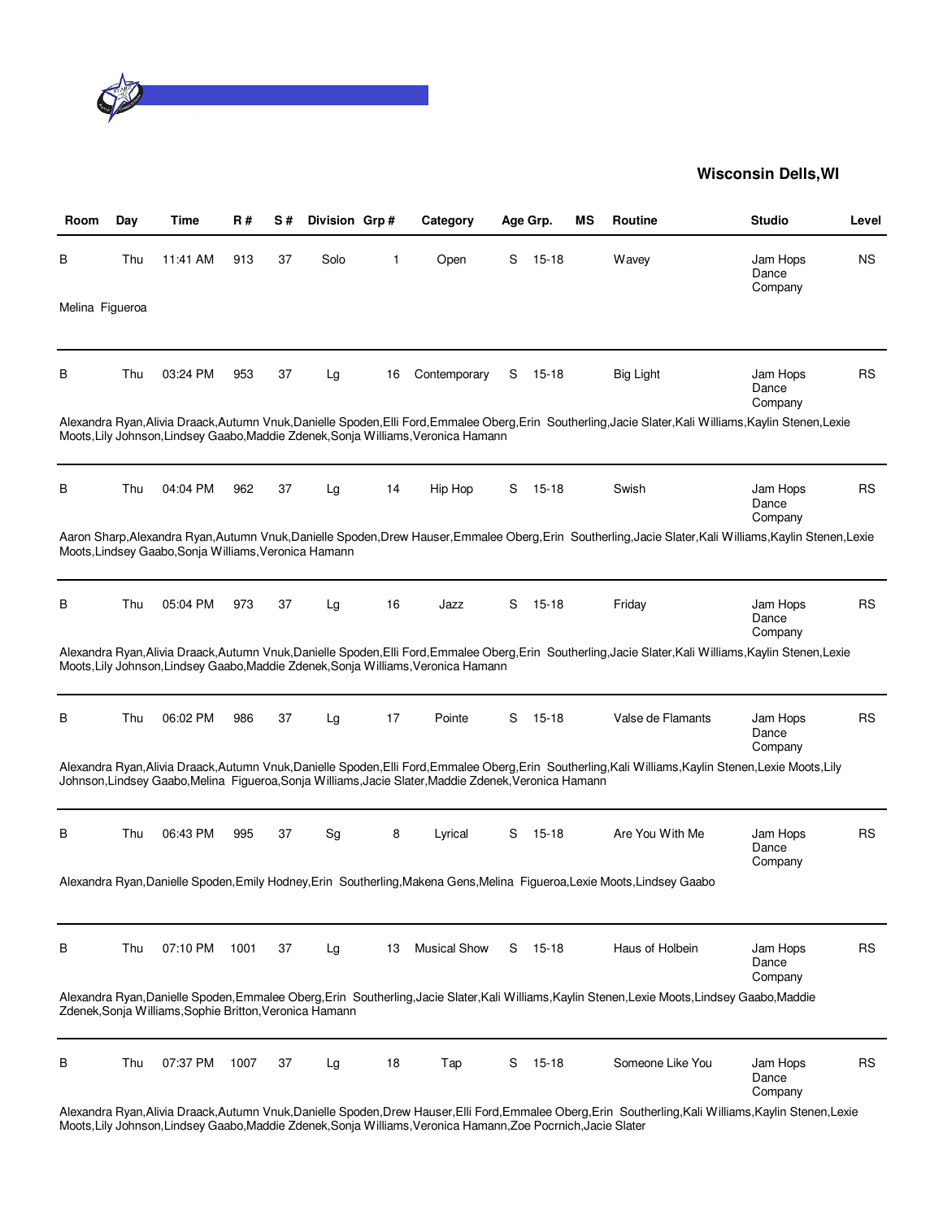**Wisconsin Dells,WI**

| Room | Day | Time | R # | S # | Division | Grp # | Category | Age Grp. | | MS | Routine | Studio | Level |
|---|---|---|---|---|---|---|---|---|---|---|---|---|---|
| B | Thu | 11:41 AM | 913 | 37 | Solo | 1 | Open | S | 15-18 | | Wavey | Jam Hops Dance Company | NS |
| Melina Figueroa | | | | | | | | | | | | | |
| B | Thu | 03:24 PM | 953 | 37 | Lg | 16 | Contemporary | S | 15-18 | | Big Light | Jam Hops Dance Company | RS |
| Alexandra Ryan,Alivia Draack,Autumn Vnuk,Danielle Spoden,Elli Ford,Emmalee Oberg,Erin Southerling,Jacie Slater,Kali Williams,Kaylin Stenen,Lexie Moots,Lily Johnson,Lindsey Gaabo,Maddie Zdenek,Sonja Williams,Veronica Hamann | | | | | | | | | | | | | |
| B | Thu | 04:04 PM | 962 | 37 | Lg | 14 | Hip Hop | S | 15-18 | | Swish | Jam Hops Dance Company | RS |
| Aaron Sharp,Alexandra Ryan,Autumn Vnuk,Danielle Spoden,Drew Hauser,Emmalee Oberg,Erin Southerling,Jacie Slater,Kali Williams,Kaylin Stenen,Lexie Moots,Lindsey Gaabo,Sonja Williams,Veronica Hamann | | | | | | | | | | | | | |
| B | Thu | 05:04 PM | 973 | 37 | Lg | 16 | Jazz | S | 15-18 | | Friday | Jam Hops Dance Company | RS |
| Alexandra Ryan,Alivia Draack,Autumn Vnuk,Danielle Spoden,Elli Ford,Emmalee Oberg,Erin Southerling,Jacie Slater,Kali Williams,Kaylin Stenen,Lexie Moots,Lily Johnson,Lindsey Gaabo,Maddie Zdenek,Sonja Williams,Veronica Hamann | | | | | | | | | | | | | |
| B | Thu | 06:02 PM | 986 | 37 | Lg | 17 | Pointe | S | 15-18 | | Valse de Flamants | Jam Hops Dance Company | RS |
| Alexandra Ryan,Alivia Draack,Autumn Vnuk,Danielle Spoden,Elli Ford,Emmalee Oberg,Erin Southerling,Kali Williams,Kaylin Stenen,Lexie Moots,Lily Johnson,Lindsey Gaabo,Melina Figueroa,Sonja Williams,Jacie Slater,Maddie Zdenek,Veronica Hamann | | | | | | | | | | | | | |
| B | Thu | 06:43 PM | 995 | 37 | Sg | 8 | Lyrical | S | 15-18 | | Are You With Me | Jam Hops Dance Company | RS |
| Alexandra Ryan,Danielle Spoden,Emily Hodney,Erin Southerling,Makena Gens,Melina Figueroa,Lexie Moots,Lindsey Gaabo | | | | | | | | | | | | | |
| B | Thu | 07:10 PM | 1001 | 37 | Lg | 13 | Musical Show | S | 15-18 | | Haus of Holbein | Jam Hops Dance Company | RS |
| Alexandra Ryan,Danielle Spoden,Emmalee Oberg,Erin Southerling,Jacie Slater,Kali Williams,Kaylin Stenen,Lexie Moots,Lindsey Gaabo,Maddie Zdenek,Sonja Williams,Sophie Britton,Veronica Hamann | | | | | | | | | | | | | |
| B | Thu | 07:37 PM | 1007 | 37 | Lg | 18 | Tap | S | 15-18 | | Someone Like You | Jam Hops Dance Company | RS |
| Alexandra Ryan,Alivia Draack,Autumn Vnuk,Danielle Spoden,Drew Hauser,Elli Ford,Emmalee Oberg,Erin Southerling,Kali Williams,Kaylin Stenen,Lexie Moots,Lily Johnson,Lindsey Gaabo,Maddie Zdenek,Sonja Williams,Veronica Hamann,Zoe Pocrnich,Jacie Slater | | | | | | | | | | | | | |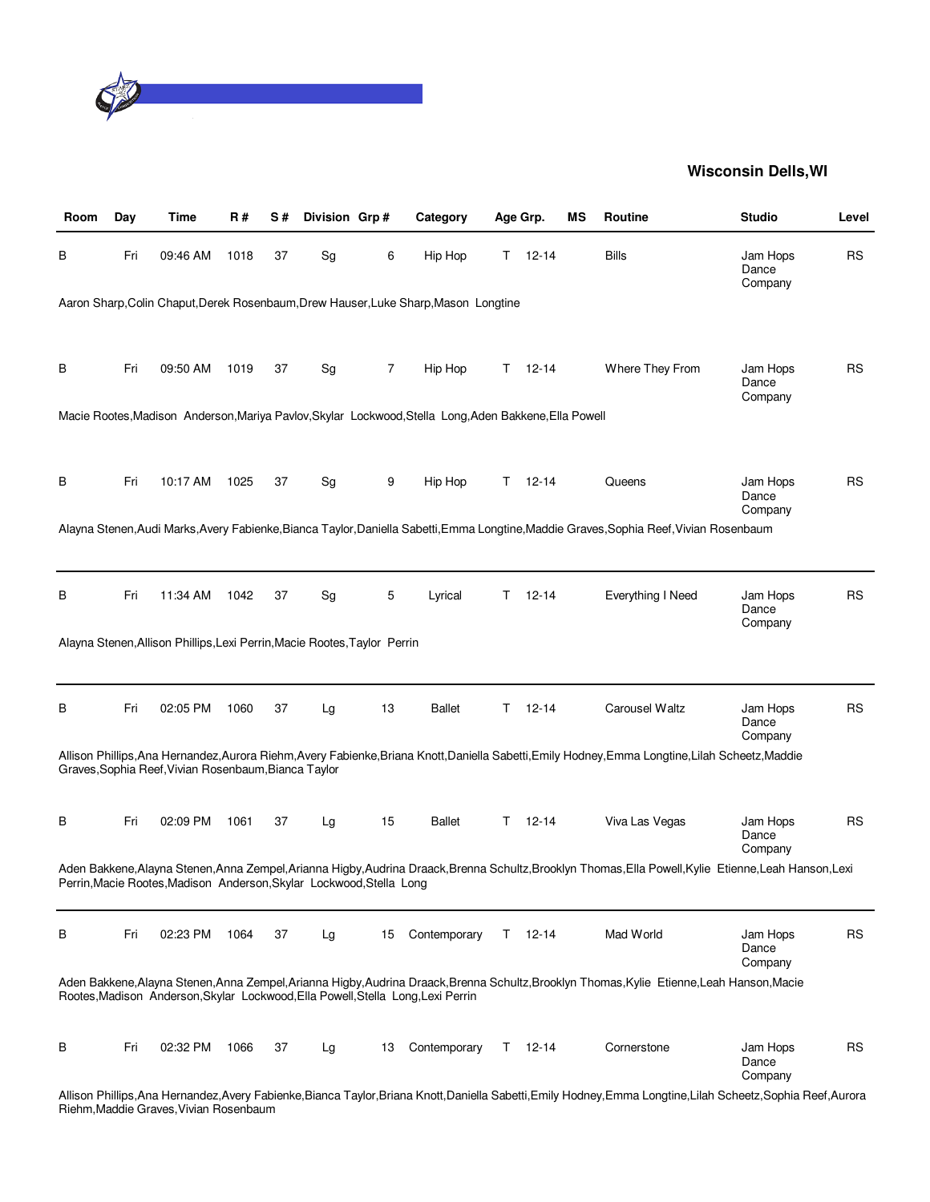**Wisconsin Dells,WI**

| Room | Day | Time | R # | S # | Division | Grp # | Category | Age Grp. | | MS | Routine | Studio | Level |
|---|---|---|---|---|---|---|---|---|---|---|---|---|---|
| B | Fri | 09:46 AM | 1018 | 37 | Sg | 6 | Hip Hop | T | 12-14 | | Bills | Jam Hops Dance Company | RS |

Aaron Sharp,Colin Chaput,Derek Rosenbaum,Drew Hauser,Luke Sharp,Mason Longtine

| Room | Day | Time | R # | S # | Division | Grp # | Category | Age Grp. | | MS | Routine | Studio | Level |
|---|---|---|---|---|---|---|---|---|---|---|---|---|---|
| B | Fri | 09:50 AM | 1019 | 37 | Sg | 7 | Hip Hop | T | 12-14 | | Where They From | Jam Hops Dance Company | RS |

Macie Rootes,Madison Anderson,Mariya Pavlov,Skylar Lockwood,Stella Long,Aden Bakkene,Ella Powell

| Room | Day | Time | R # | S # | Division | Grp # | Category | Age Grp. | | MS | Routine | Studio | Level |
|---|---|---|---|---|---|---|---|---|---|---|---|---|---|
| B | Fri | 10:17 AM | 1025 | 37 | Sg | 9 | Hip Hop | T | 12-14 | | Queens | Jam Hops Dance Company | RS |

Alayna Stenen,Audi Marks,Avery Fabienke,Bianca Taylor,Daniella Sabetti,Emma Longtine,Maddie Graves,Sophia Reef,Vivian Rosenbaum

| Room | Day | Time | R # | S # | Division | Grp # | Category | Age Grp. | | MS | Routine | Studio | Level |
|---|---|---|---|---|---|---|---|---|---|---|---|---|---|
| B | Fri | 11:34 AM | 1042 | 37 | Sg | 5 | Lyrical | T | 12-14 | | Everything I Need | Jam Hops Dance Company | RS |

Alayna Stenen,Allison Phillips,Lexi Perrin,Macie Rootes,Taylor Perrin

| Room | Day | Time | R # | S # | Division | Grp # | Category | Age Grp. | | MS | Routine | Studio | Level |
|---|---|---|---|---|---|---|---|---|---|---|---|---|---|
| B | Fri | 02:05 PM | 1060 | 37 | Lg | 13 | Ballet | T | 12-14 | | Carousel Waltz | Jam Hops Dance Company | RS |

Allison Phillips,Ana Hernandez,Aurora Riehm,Avery Fabienke,Briana Knott,Daniella Sabetti,Emily Hodney,Emma Longtine,Lilah Scheetz,Maddie Graves,Sophia Reef,Vivian Rosenbaum,Bianca Taylor

| Room | Day | Time | R # | S # | Division | Grp # | Category | Age Grp. | | MS | Routine | Studio | Level |
|---|---|---|---|---|---|---|---|---|---|---|---|---|---|
| B | Fri | 02:09 PM | 1061 | 37 | Lg | 15 | Ballet | T | 12-14 | | Viva Las Vegas | Jam Hops Dance Company | RS |

Aden Bakkene,Alayna Stenen,Anna Zempel,Arianna Higby,Audrina Draack,Brenna Schultz,Brooklyn Thomas,Ella Powell,Kylie Etienne,Leah Hanson,Lexi Perrin,Macie Rootes,Madison Anderson,Skylar Lockwood,Stella Long

| Room | Day | Time | R # | S # | Division | Grp # | Category | Age Grp. | | MS | Routine | Studio | Level |
|---|---|---|---|---|---|---|---|---|---|---|---|---|---|
| B | Fri | 02:23 PM | 1064 | 37 | Lg | 15 | Contemporary | T | 12-14 | | Mad World | Jam Hops Dance Company | RS |

Aden Bakkene,Alayna Stenen,Anna Zempel,Arianna Higby,Audrina Draack,Brenna Schultz,Brooklyn Thomas,Kylie Etienne,Leah Hanson,Macie Rootes,Madison Anderson,Skylar Lockwood,Ella Powell,Stella Long,Lexi Perrin

| Room | Day | Time | R # | S # | Division | Grp # | Category | Age Grp. | | MS | Routine | Studio | Level |
|---|---|---|---|---|---|---|---|---|---|---|---|---|---|
| B | Fri | 02:32 PM | 1066 | 37 | Lg | 13 | Contemporary | T | 12-14 | | Cornerstone | Jam Hops Dance Company | RS |

Allison Phillips,Ana Hernandez,Avery Fabienke,Bianca Taylor,Briana Knott,Daniella Sabetti,Emily Hodney,Emma Longtine,Lilah Scheetz,Sophia Reef,Aurora Riehm,Maddie Graves,Vivian Rosenbaum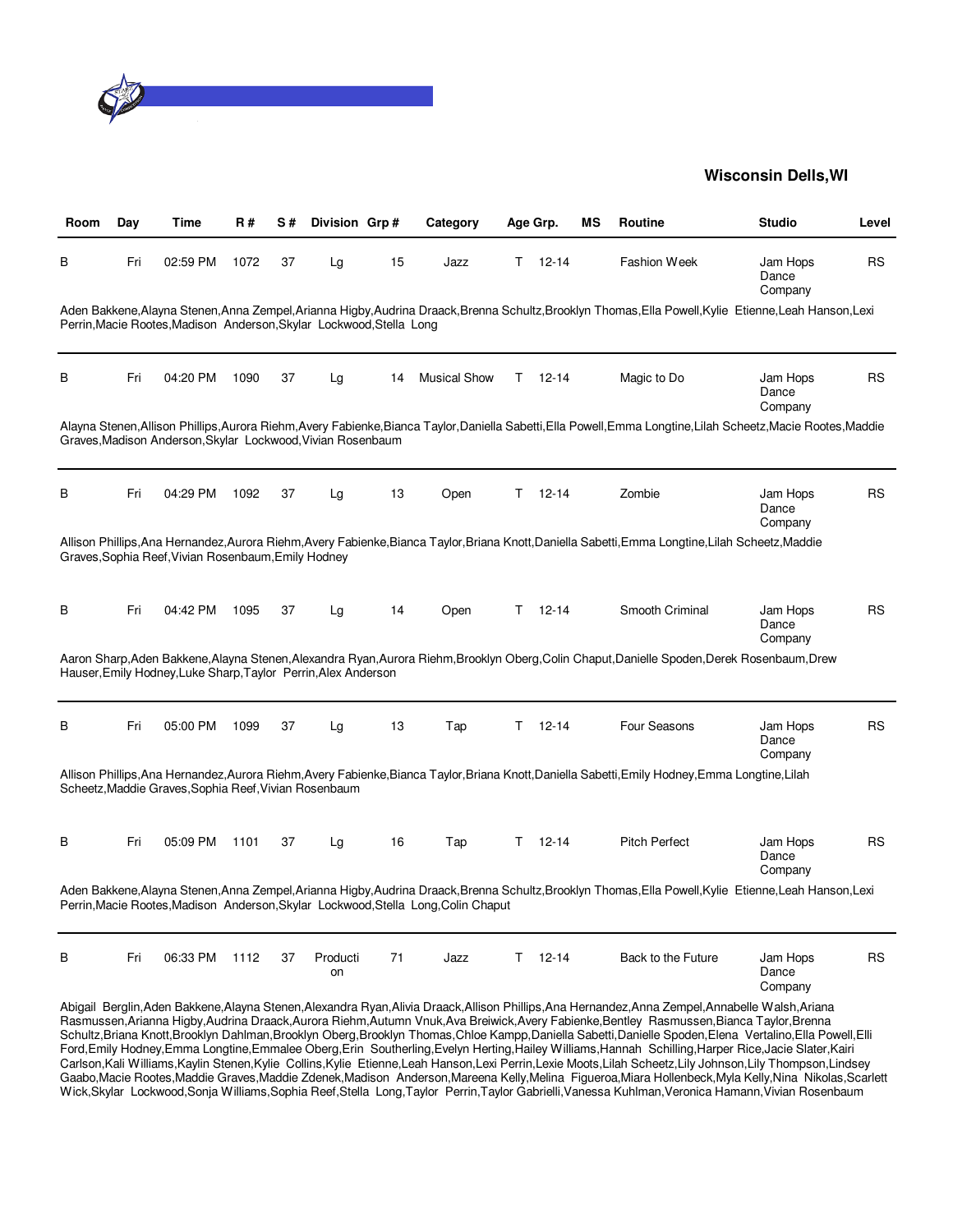**Wisconsin Dells,WI**

| Room | Day | Time | R # | S # | Division | Grp # | Category | Age Grp. | MS | Routine | Studio | Level |
|---|---|---|---|---|---|---|---|---|---|---|---|---|
| B | Fri | 02:59 PM | 1072 | 37 | Lg | 15 | Jazz | T 12-14 | | Fashion Week | Jam Hops Dance Company | RS |

Aden Bakkene,Alayna Stenen,Anna Zempel,Arianna Higby,Audrina Draack,Brenna Schultz,Brooklyn Thomas,Ella Powell,Kylie Etienne,Leah Hanson,Lexi Perrin,Macie Rootes,Madison Anderson,Skylar Lockwood,Stella Long

| Room | Day | Time | R # | S # | Division | Grp # | Category | Age Grp. | MS | Routine | Studio | Level |
|---|---|---|---|---|---|---|---|---|---|---|---|---|
| B | Fri | 04:20 PM | 1090 | 37 | Lg | 14 | Musical Show | T 12-14 | | Magic to Do | Jam Hops Dance Company | RS |

Alayna Stenen,Allison Phillips,Aurora Riehm,Avery Fabienke,Bianca Taylor,Daniella Sabetti,Ella Powell,Emma Longtine,Lilah Scheetz,Macie Rootes,Maddie Graves,Madison Anderson,Skylar Lockwood,Vivian Rosenbaum

| Room | Day | Time | R # | S # | Division | Grp # | Category | Age Grp. | MS | Routine | Studio | Level |
|---|---|---|---|---|---|---|---|---|---|---|---|---|
| B | Fri | 04:29 PM | 1092 | 37 | Lg | 13 | Open | T 12-14 | | Zombie | Jam Hops Dance Company | RS |

Allison Phillips,Ana Hernandez,Aurora Riehm,Avery Fabienke,Bianca Taylor,Briana Knott,Daniella Sabetti,Emma Longtine,Lilah Scheetz,Maddie Graves,Sophia Reef,Vivian Rosenbaum,Emily Hodney

| Room | Day | Time | R # | S # | Division | Grp # | Category | Age Grp. | MS | Routine | Studio | Level |
|---|---|---|---|---|---|---|---|---|---|---|---|---|
| B | Fri | 04:42 PM | 1095 | 37 | Lg | 14 | Open | T 12-14 | | Smooth Criminal | Jam Hops Dance Company | RS |

Aaron Sharp,Aden Bakkene,Alayna Stenen,Alexandra Ryan,Aurora Riehm,Brooklyn Oberg,Colin Chaput,Danielle Spoden,Derek Rosenbaum,Drew Hauser,Emily Hodney,Luke Sharp,Taylor Perrin,Alex Anderson

| Room | Day | Time | R # | S # | Division | Grp # | Category | Age Grp. | MS | Routine | Studio | Level |
|---|---|---|---|---|---|---|---|---|---|---|---|---|
| B | Fri | 05:00 PM | 1099 | 37 | Lg | 13 | Tap | T 12-14 | | Four Seasons | Jam Hops Dance Company | RS |

Allison Phillips,Ana Hernandez,Aurora Riehm,Avery Fabienke,Bianca Taylor,Briana Knott,Daniella Sabetti,Emily Hodney,Emma Longtine,Lilah Scheetz,Maddie Graves,Sophia Reef,Vivian Rosenbaum

| Room | Day | Time | R # | S # | Division | Grp # | Category | Age Grp. | MS | Routine | Studio | Level |
|---|---|---|---|---|---|---|---|---|---|---|---|---|
| B | Fri | 05:09 PM | 1101 | 37 | Lg | 16 | Tap | T 12-14 | | Pitch Perfect | Jam Hops Dance Company | RS |

Aden Bakkene,Alayna Stenen,Anna Zempel,Arianna Higby,Audrina Draack,Brenna Schultz,Brooklyn Thomas,Ella Powell,Kylie Etienne,Leah Hanson,Lexi Perrin,Macie Rootes,Madison Anderson,Skylar Lockwood,Stella Long,Colin Chaput

| Room | Day | Time | R # | S # | Division | Grp # | Category | Age Grp. | MS | Routine | Studio | Level |
|---|---|---|---|---|---|---|---|---|---|---|---|---|
| B | Fri | 06:33 PM | 1112 | 37 | Production | 71 | Jazz | T 12-14 | | Back to the Future | Jam Hops Dance Company | RS |

Abigail Berglin,Aden Bakkene,Alayna Stenen,Alexandra Ryan,Alivia Draack,Allison Phillips,Ana Hernandez,Anna Zempel,Annabelle Walsh,Ariana Rasmussen,Arianna Higby,Audrina Draack,Aurora Riehm,Autumn Vnuk,Ava Breiwick,Avery Fabienke,Bentley Rasmussen,Bianca Taylor,Brenna Schultz,Briana Knott,Brooklyn Dahlman,Brooklyn Oberg,Brooklyn Thomas,Chloe Kampp,Daniella Sabetti,Danielle Spoden,Elena Vertalino,Ella Powell,Elli Ford,Emily Hodney,Emma Longtine,Emmalee Oberg,Erin Southerling,Evelyn Herting,Hailey Williams,Hannah Schilling,Harper Rice,Jacie Slater,Kairi Carlson,Kali Williams,Kaylin Stenen,Kylie Collins,Kylie Etienne,Leah Hanson,Lexi Perrin,Lexie Moots,Lilah Scheetz,Lily Johnson,Lily Thompson,Lindsey Gaabo,Macie Rootes,Maddie Graves,Maddie Zdenek,Madison Anderson,Mareena Kelly,Melina Figueroa,Miara Hollenbeck,Myla Kelly,Nina Nikolas,Scarlett Wick,Skylar Lockwood,Sonja Williams,Sophia Reef,Stella Long,Taylor Perrin,Taylor Gabrielli,Vanessa Kuhlman,Veronica Hamann,Vivian Rosenbaum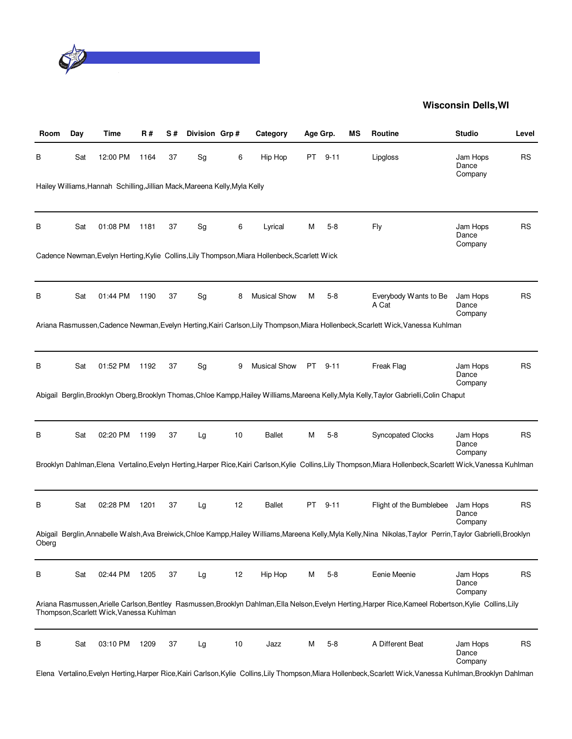**Wisconsin Dells,WI**

| Room | Day | Time | R # | S # | Division | Grp # | Category | Age Grp. | | MS | Routine | Studio | Level |
|---|---|---|---|---|---|---|---|---|---|---|---|---|---|
| B | Sat | 12:00 PM | 1164 | 37 | Sg | 6 | Hip Hop | PT | 9-11 | | Lipgloss | Jam Hops Dance Company | RS |
| Hailey Williams,Hannah Schilling,Jillian Mack,Mareena Kelly,Myla Kelly | | | | | | | | | | | | | |
| B | Sat | 01:08 PM | 1181 | 37 | Sg | 6 | Lyrical | M | 5-8 | | Fly | Jam Hops Dance Company | RS |
| Cadence Newman,Evelyn Herting,Kylie Collins,Lily Thompson,Miara Hollenbeck,Scarlett Wick | | | | | | | | | | | | | |
| B | Sat | 01:44 PM | 1190 | 37 | Sg | 8 | Musical Show | M | 5-8 | | Everybody Wants to Be A Cat | Jam Hops Dance Company | RS |
| Ariana Rasmussen,Cadence Newman,Evelyn Herting,Kairi Carlson,Lily Thompson,Miara Hollenbeck,Scarlett Wick,Vanessa Kuhlman | | | | | | | | | | | | | |
| B | Sat | 01:52 PM | 1192 | 37 | Sg | 9 | Musical Show | PT | 9-11 | | Freak Flag | Jam Hops Dance Company | RS |
| Abigail Berglin,Brooklyn Oberg,Brooklyn Thomas,Chloe Kampp,Hailey Williams,Mareena Kelly,Myla Kelly,Taylor Gabrielli,Colin Chaput | | | | | | | | | | | | | |
| B | Sat | 02:20 PM | 1199 | 37 | Lg | 10 | Ballet | M | 5-8 | | Syncopated Clocks | Jam Hops Dance Company | RS |
| Brooklyn Dahlman,Elena Vertalino,Evelyn Herting,Harper Rice,Kairi Carlson,Kylie Collins,Lily Thompson,Miara Hollenbeck,Scarlett Wick,Vanessa Kuhlman | | | | | | | | | | | | | |
| B | Sat | 02:28 PM | 1201 | 37 | Lg | 12 | Ballet | PT | 9-11 | | Flight of the Bumblebee | Jam Hops Dance Company | RS |
| Abigail Berglin,Annabelle Walsh,Ava Breiwick,Chloe Kampp,Hailey Williams,Mareena Kelly,Myla Kelly,Nina Nikolas,Taylor Perrin,Taylor Gabrielli,Brooklyn Oberg | | | | | | | | | | | | | |
| B | Sat | 02:44 PM | 1205 | 37 | Lg | 12 | Hip Hop | M | 5-8 | | Eenie Meenie | Jam Hops Dance Company | RS |
| Ariana Rasmussen,Arielle Carlson,Bentley Rasmussen,Brooklyn Dahlman,Ella Nelson,Evelyn Herting,Harper Rice,Kameel Robertson,Kylie Collins,Lily Thompson,Scarlett Wick,Vanessa Kuhlman | | | | | | | | | | | | | |
| B | Sat | 03:10 PM | 1209 | 37 | Lg | 10 | Jazz | M | 5-8 | | A Different Beat | Jam Hops Dance Company | RS |
| Elena Vertalino,Evelyn Herting,Harper Rice,Kairi Carlson,Kylie Collins,Lily Thompson,Miara Hollenbeck,Scarlett Wick,Vanessa Kuhlman,Brooklyn Dahlman | | | | | | | | | | | | | |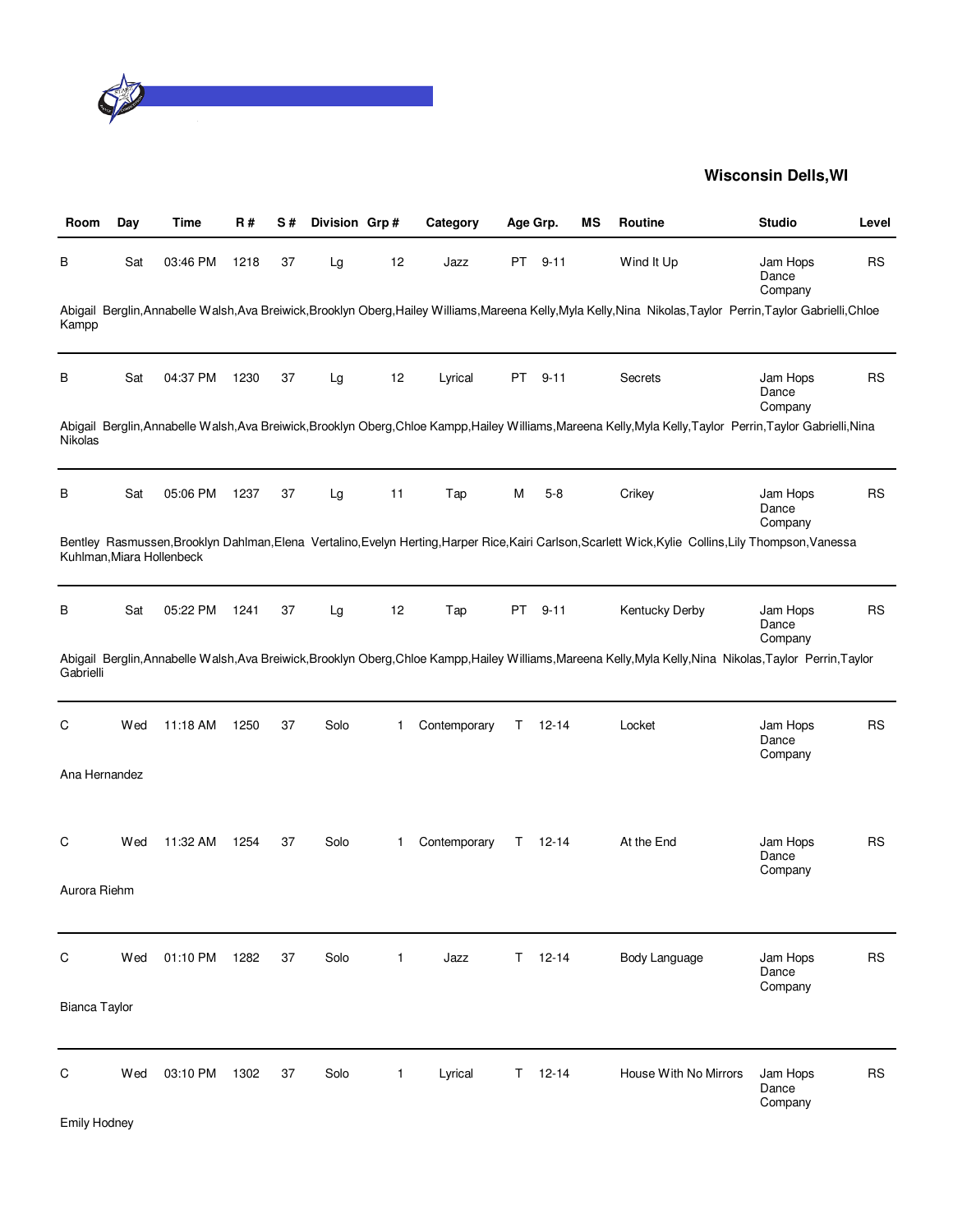## Wisconsin Dells,WI

| Room | Day | Time | R # | S # | Division | Grp # | Category | Age Grp. | | MS | Routine | Studio | Level |
|---|---|---|---|---|---|---|---|---|---|---|---|---|---|
| B | Sat | 03:46 PM | 1218 | 37 | Lg | 12 | Jazz | PT | 9-11 | | Wind It Up | Jam Hops Dance Company | RS |
| Abigail Berglin,Annabelle Walsh,Ava Breiwick,Brooklyn Oberg,Hailey Williams,Mareena Kelly,Myla Kelly,Nina Nikolas,Taylor Perrin,Taylor Gabrielli,Chloe Kampp | | | | | | | | | | | | | |
| B | Sat | 04:37 PM | 1230 | 37 | Lg | 12 | Lyrical | PT | 9-11 | | Secrets | Jam Hops Dance Company | RS |
| Abigail Berglin,Annabelle Walsh,Ava Breiwick,Brooklyn Oberg,Chloe Kampp,Hailey Williams,Mareena Kelly,Myla Kelly,Taylor Perrin,Taylor Gabrielli,Nina Nikolas | | | | | | | | | | | | | |
| B | Sat | 05:06 PM | 1237 | 37 | Lg | 11 | Tap | M | 5-8 | | Crikey | Jam Hops Dance Company | RS |
| Bentley Rasmussen,Brooklyn Dahlman,Elena Vertalino,Evelyn Herting,Harper Rice,Kairi Carlson,Scarlett Wick,Kylie Collins,Lily Thompson,Vanessa Kuhlman,Miara Hollenbeck | | | | | | | | | | | | | |
| B | Sat | 05:22 PM | 1241 | 37 | Lg | 12 | Tap | PT | 9-11 | | Kentucky Derby | Jam Hops Dance Company | RS |
| Abigail Berglin,Annabelle Walsh,Ava Breiwick,Brooklyn Oberg,Chloe Kampp,Hailey Williams,Mareena Kelly,Myla Kelly,Nina Nikolas,Taylor Perrin,Taylor Gabrielli | | | | | | | | | | | | | |
| C | Wed | 11:18 AM | 1250 | 37 | Solo | 1 | Contemporary | T | 12-14 | | Locket | Jam Hops Dance Company | RS |
| Ana Hernandez | | | | | | | | | | | | | |
| C | Wed | 11:32 AM | 1254 | 37 | Solo | 1 | Contemporary | T | 12-14 | | At the End | Jam Hops Dance Company | RS |
| Aurora Riehm | | | | | | | | | | | | | |
| C | Wed | 01:10 PM | 1282 | 37 | Solo | 1 | Jazz | T | 12-14 | | Body Language | Jam Hops Dance Company | RS |
| Bianca Taylor | | | | | | | | | | | | | |
| C | Wed | 03:10 PM | 1302 | 37 | Solo | 1 | Lyrical | T | 12-14 | | House With No Mirrors | Jam Hops Dance Company | RS |
| Emily Hodney | | | | | | | | | | | | | |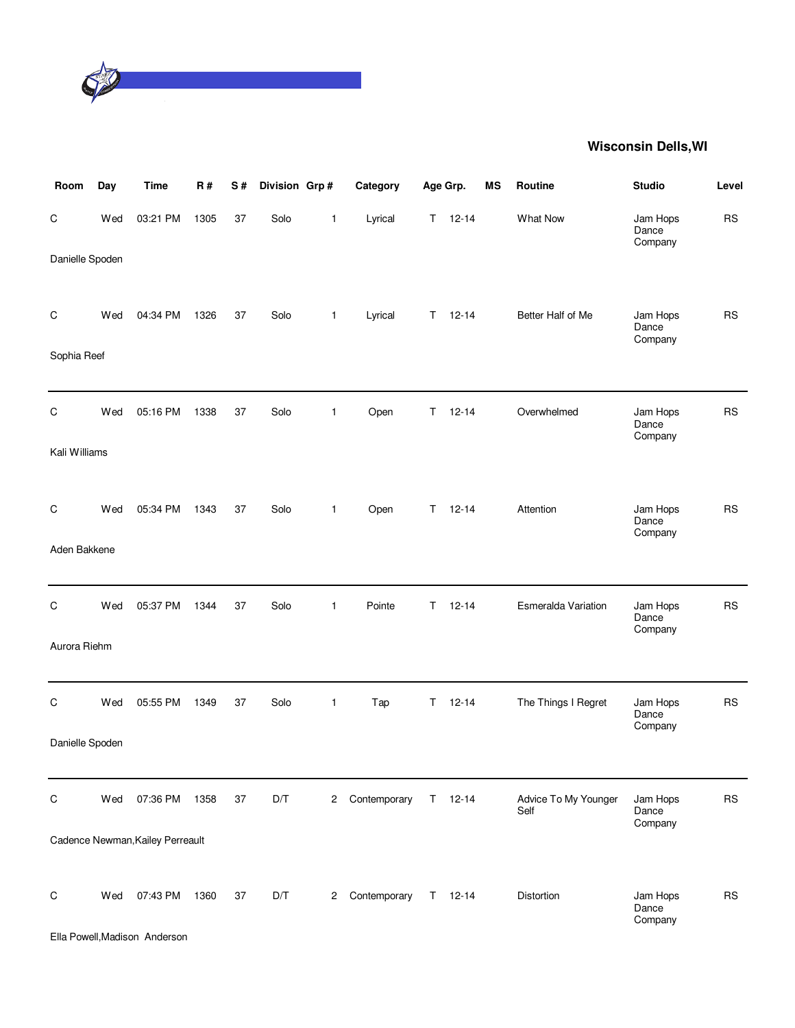**Wisconsin Dells,WI**

| Room | Day | Time | R # | S # | Division | Grp # | Category | Age Grp. | | MS | Routine | Studio | Level |
|---|---|---|---|---|---|---|---|---|---|---|---|---|---|
| C | Wed | 03:21 PM | 1305 | 37 | Solo | 1 | Lyrical | T | 12-14 | | What Now | Jam Hops Dance Company | RS |
| Danielle Spoden | | | | | | | | | | | | | |
| C | Wed | 04:34 PM | 1326 | 37 | Solo | 1 | Lyrical | T | 12-14 | | Better Half of Me | Jam Hops Dance Company | RS |
| Sophia Reef | | | | | | | | | | | | | |
| C | Wed | 05:16 PM | 1338 | 37 | Solo | 1 | Open | T | 12-14 | | Overwhelmed | Jam Hops Dance Company | RS |
| Kali Williams | | | | | | | | | | | | | |
| C | Wed | 05:34 PM | 1343 | 37 | Solo | 1 | Open | T | 12-14 | | Attention | Jam Hops Dance Company | RS |
| Aden Bakkene | | | | | | | | | | | | | |
| C | Wed | 05:37 PM | 1344 | 37 | Solo | 1 | Pointe | T | 12-14 | | Esmeralda Variation | Jam Hops Dance Company | RS |
| Aurora Riehm | | | | | | | | | | | | | |
| C | Wed | 05:55 PM | 1349 | 37 | Solo | 1 | Tap | T | 12-14 | | The Things I Regret | Jam Hops Dance Company | RS |
| Danielle Spoden | | | | | | | | | | | | | |
| C | Wed | 07:36 PM | 1358 | 37 | D/T | 2 | Contemporary | T | 12-14 | | Advice To My Younger Self | Jam Hops Dance Company | RS |
| Cadence Newman,Kailey Perreault | | | | | | | | | | | | | |
| C | Wed | 07:43 PM | 1360 | 37 | D/T | 2 | Contemporary | T | 12-14 | | Distortion | Jam Hops Dance Company | RS |
| Ella Powell,Madison Anderson | | | | | | | | | | | | | |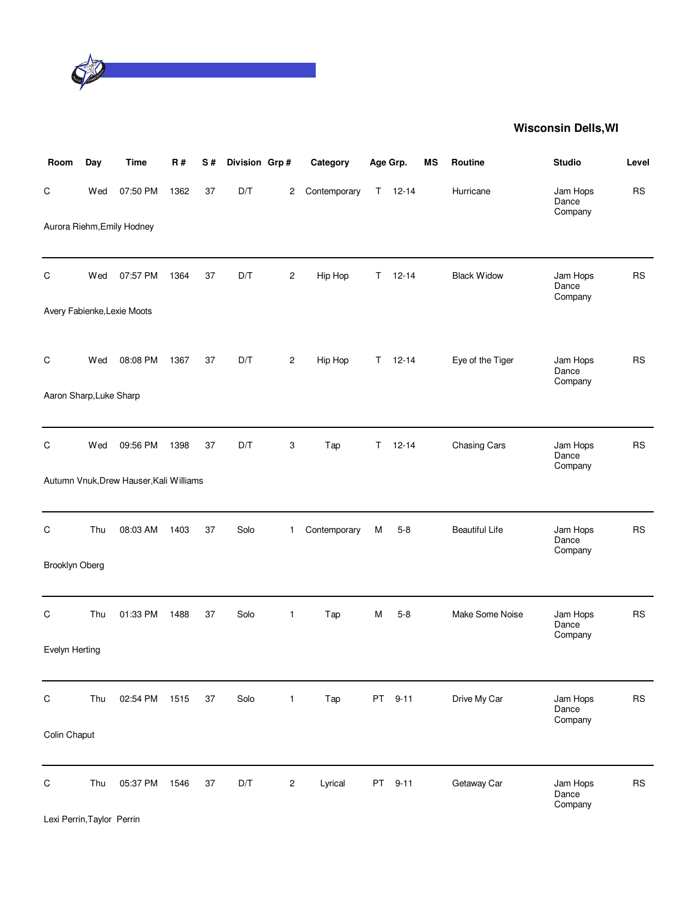## Wisconsin Dells,WI

| Room | Day | Time | R # | S # | Division | Grp # | Category | Age Grp. | | MS | Routine | Studio | Level |
|---|---|---|---|---|---|---|---|---|---|---|---|---|---|
| C | Wed | 07:50 PM | 1362 | 37 | D/T | 2 | Contemporary | T | 12-14 | | Hurricane | Jam Hops Dance Company | RS |
| Aurora Riehm,Emily Hodney | | | | | | | | | | | | | |
| C | Wed | 07:57 PM | 1364 | 37 | D/T | 2 | Hip Hop | T | 12-14 | | Black Widow | Jam Hops Dance Company | RS |
| Avery Fabienke,Lexie Moots | | | | | | | | | | | | | |
| C | Wed | 08:08 PM | 1367 | 37 | D/T | 2 | Hip Hop | T | 12-14 | | Eye of the Tiger | Jam Hops Dance Company | RS |
| Aaron Sharp,Luke Sharp | | | | | | | | | | | | | |
| C | Wed | 09:56 PM | 1398 | 37 | D/T | 3 | Tap | T | 12-14 | | Chasing Cars | Jam Hops Dance Company | RS |
| Autumn Vnuk,Drew Hauser,Kali Williams | | | | | | | | | | | | | |
| C | Thu | 08:03 AM | 1403 | 37 | Solo | 1 | Contemporary | M | 5-8 | | Beautiful Life | Jam Hops Dance Company | RS |
| Brooklyn Oberg | | | | | | | | | | | | | |
| C | Thu | 01:33 PM | 1488 | 37 | Solo | 1 | Tap | M | 5-8 | | Make Some Noise | Jam Hops Dance Company | RS |
| Evelyn Herting | | | | | | | | | | | | | |
| C | Thu | 02:54 PM | 1515 | 37 | Solo | 1 | Tap | PT | 9-11 | | Drive My Car | Jam Hops Dance Company | RS |
| Colin Chaput | | | | | | | | | | | | | |
| C | Thu | 05:37 PM | 1546 | 37 | D/T | 2 | Lyrical | PT | 9-11 | | Getaway Car | Jam Hops Dance Company | RS |
| Lexi Perrin,Taylor Perrin | | | | | | | | | | | | | |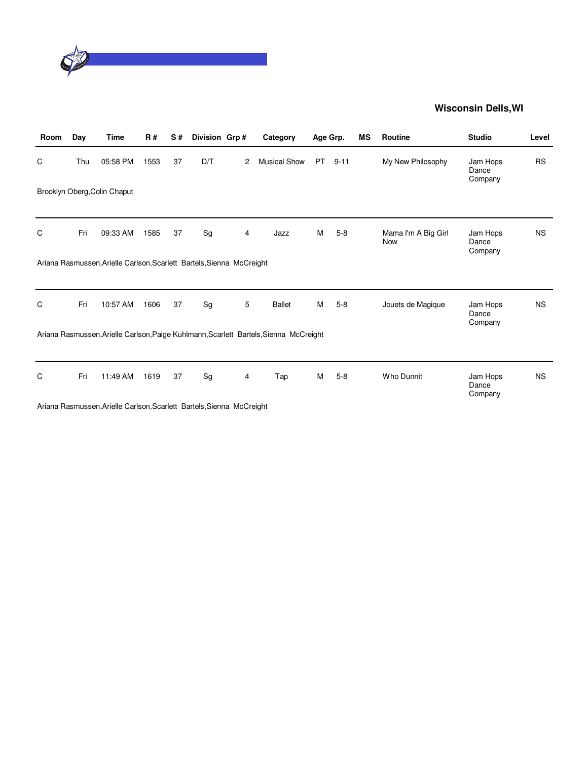**Wisconsin Dells,WI**

| Room | Day | Time | R # | S # | Division | Grp # | Category | Age Grp. | | MS | Routine | Studio | Level |
|---|---|---|---|---|---|---|---|---|---|---|---|---|---|
| C | Thu | 05:58 PM | 1553 | 37 | D/T | 2 | Musical Show | PT | 9-11 | | My New Philosophy | Jam Hops Dance Company | RS |
| Brooklyn Oberg,Colin Chaput | | | | | | | | | | | | | |
| C | Fri | 09:33 AM | 1585 | 37 | Sg | 4 | Jazz | M | 5-8 | | Mama I'm A Big Girl Now | Jam Hops Dance Company | NS |
| Ariana Rasmussen,Arielle Carlson,Scarlett Bartels,Sienna McCreight | | | | | | | | | | | | | |
| C | Fri | 10:57 AM | 1606 | 37 | Sg | 5 | Ballet | M | 5-8 | | Jouets de Magique | Jam Hops Dance Company | NS |
| Ariana Rasmussen,Arielle Carlson,Paige Kuhlmann,Scarlett Bartels,Sienna McCreight | | | | | | | | | | | | | |
| C | Fri | 11:49 AM | 1619 | 37 | Sg | 4 | Tap | M | 5-8 | | Who Dunnit | Jam Hops Dance Company | NS |
| Ariana Rasmussen,Arielle Carlson,Scarlett Bartels,Sienna McCreight | | | | | | | | | | | | | |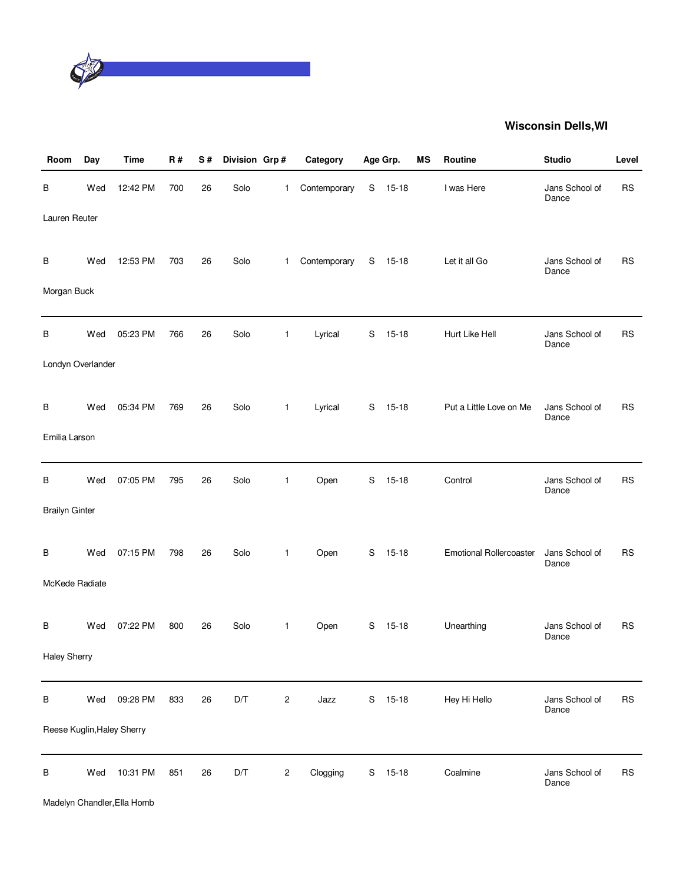## Wisconsin Dells,WI

| Room | Day | Time | R # | S # | Division | Grp # | Category | Age Grp. | | MS | Routine | Studio | Level |
|---|---|---|---|---|---|---|---|---|---|---|---|---|---|
| B | Wed | 12:42 PM | 700 | 26 | Solo | 1 | Contemporary | S | 15-18 | | I was Here | Jans School of Dance | RS |
| Lauren Reuter | | | | | | | | | | | | | |
| B | Wed | 12:53 PM | 703 | 26 | Solo | 1 | Contemporary | S | 15-18 | | Let it all Go | Jans School of Dance | RS |
| Morgan Buck | | | | | | | | | | | | | |
| B | Wed | 05:23 PM | 766 | 26 | Solo | 1 | Lyrical | S | 15-18 | | Hurt Like Hell | Jans School of Dance | RS |
| Londyn Overlander | | | | | | | | | | | | | |
| B | Wed | 05:34 PM | 769 | 26 | Solo | 1 | Lyrical | S | 15-18 | | Put a Little Love on Me | Jans School of Dance | RS |
| Emilia Larson | | | | | | | | | | | | | |
| B | Wed | 07:05 PM | 795 | 26 | Solo | 1 | Open | S | 15-18 | | Control | Jans School of Dance | RS |
| Brailyn Ginter | | | | | | | | | | | | | |
| B | Wed | 07:15 PM | 798 | 26 | Solo | 1 | Open | S | 15-18 | | Emotional Rollercoaster | Jans School of Dance | RS |
| McKede Radiate | | | | | | | | | | | | | |
| B | Wed | 07:22 PM | 800 | 26 | Solo | 1 | Open | S | 15-18 | | Unearthing | Jans School of Dance | RS |
| Haley Sherry | | | | | | | | | | | | | |
| B | Wed | 09:28 PM | 833 | 26 | D/T | 2 | Jazz | S | 15-18 | | Hey Hi Hello | Jans School of Dance | RS |
| Reese Kuglin,Haley Sherry | | | | | | | | | | | | | |
| B | Wed | 10:31 PM | 851 | 26 | D/T | 2 | Clogging | S | 15-18 | | Coalmine | Jans School of Dance | RS |
| Madelyn Chandler,Ella Homb | | | | | | | | | | | | | |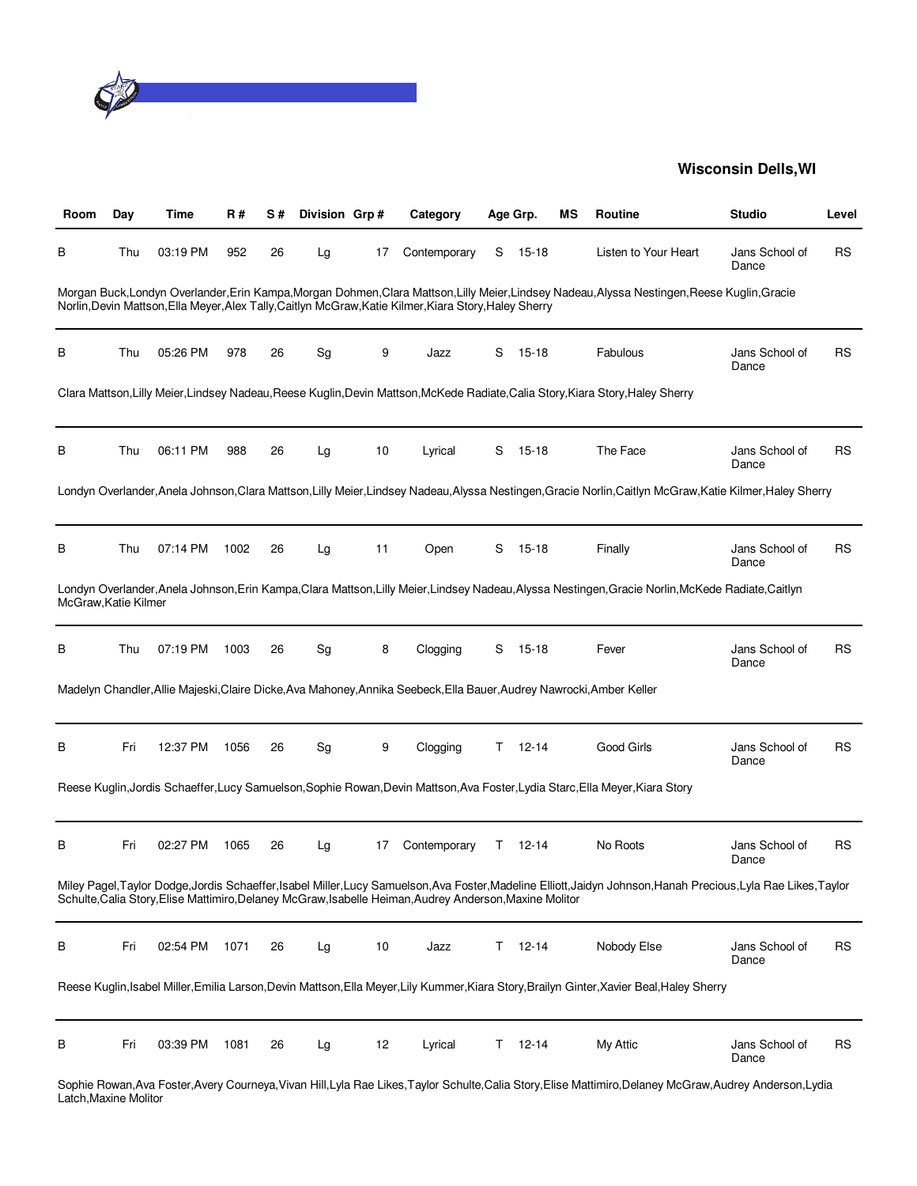## Wisconsin Dells,WI

| Room | Day | Time | R # | S # | Division | Grp # | Category | Age Grp. | | MS | Routine | Studio | Level |
|---|---|---|---|---|---|---|---|---|---|---|---|---|---|
| B | Thu | 03:19 PM | 952 | 26 | Lg | 17 | Contemporary | S | 15-18 | | Listen to Your Heart | Jans School of Dance | RS |
| Morgan Buck,Londyn Overlander,Erin Kampa,Morgan Dohmen,Clara Mattson,Lilly Meier,Lindsey Nadeau,Alyssa Nestingen,Reese Kuglin,Gracie Norlin,Devin Mattson,Ella Meyer,Alex Tally,Caitlyn McGraw,Katie Kilmer,Kiara Story,Haley Sherry | | | | | | | | | | | | | |
| B | Thu | 05:26 PM | 978 | 26 | Sg | 9 | Jazz | S | 15-18 | | Fabulous | Jans School of Dance | RS |
| Clara Mattson,Lilly Meier,Lindsey Nadeau,Reese Kuglin,Devin Mattson,McKede Radiate,Calia Story,Kiara Story,Haley Sherry | | | | | | | | | | | | | |
| B | Thu | 06:11 PM | 988 | 26 | Lg | 10 | Lyrical | S | 15-18 | | The Face | Jans School of Dance | RS |
| Londyn Overlander,Anela Johnson,Clara Mattson,Lilly Meier,Lindsey Nadeau,Alyssa Nestingen,Gracie Norlin,Caitlyn McGraw,Katie Kilmer,Haley Sherry | | | | | | | | | | | | | |
| B | Thu | 07:14 PM | 1002 | 26 | Lg | 11 | Open | S | 15-18 | | Finally | Jans School of Dance | RS |
| Londyn Overlander,Anela Johnson,Erin Kampa,Clara Mattson,Lilly Meier,Lindsey Nadeau,Alyssa Nestingen,Gracie Norlin,McKede Radiate,Caitlyn McGraw,Katie Kilmer | | | | | | | | | | | | | |
| B | Thu | 07:19 PM | 1003 | 26 | Sg | 8 | Clogging | S | 15-18 | | Fever | Jans School of Dance | RS |
| Madelyn Chandler,Allie Majeski,Claire Dicke,Ava Mahoney,Annika Seebeck,Ella Bauer,Audrey Nawrocki,Amber Keller | | | | | | | | | | | | | |
| B | Fri | 12:37 PM | 1056 | 26 | Sg | 9 | Clogging | T | 12-14 | | Good Girls | Jans School of Dance | RS |
| Reese Kuglin,Jordis Schaeffer,Lucy Samuelson,Sophie Rowan,Devin Mattson,Ava Foster,Lydia Starc,Ella Meyer,Kiara Story | | | | | | | | | | | | | |
| B | Fri | 02:27 PM | 1065 | 26 | Lg | 17 | Contemporary | T | 12-14 | | No Roots | Jans School of Dance | RS |
| Miley Pagel,Taylor Dodge,Jordis Schaeffer,Isabel Miller,Lucy Samuelson,Ava Foster,Madeline Elliott,Jaidyn Johnson,Hanah Precious,Lyla Rae Likes,Taylor Schulte,Calia Story,Elise Mattimiro,Delaney McGraw,Isabelle Heiman,Audrey Anderson,Maxine Molitor | | | | | | | | | | | | | |
| B | Fri | 02:54 PM | 1071 | 26 | Lg | 10 | Jazz | T | 12-14 | | Nobody Else | Jans School of Dance | RS |
| Reese Kuglin,Isabel Miller,Emilia Larson,Devin Mattson,Ella Meyer,Lily Kummer,Kiara Story,Brailyn Ginter,Xavier Beal,Haley Sherry | | | | | | | | | | | | | |
| B | Fri | 03:39 PM | 1081 | 26 | Lg | 12 | Lyrical | T | 12-14 | | My Attic | Jans School of Dance | RS |
| Sophie Rowan,Ava Foster,Avery Courneya,Vivan Hill,Lyla Rae Likes,Taylor Schulte,Calia Story,Elise Mattimiro,Delaney McGraw,Audrey Anderson,Lydia Latch,Maxine Molitor | | | | | | | | | | | | | |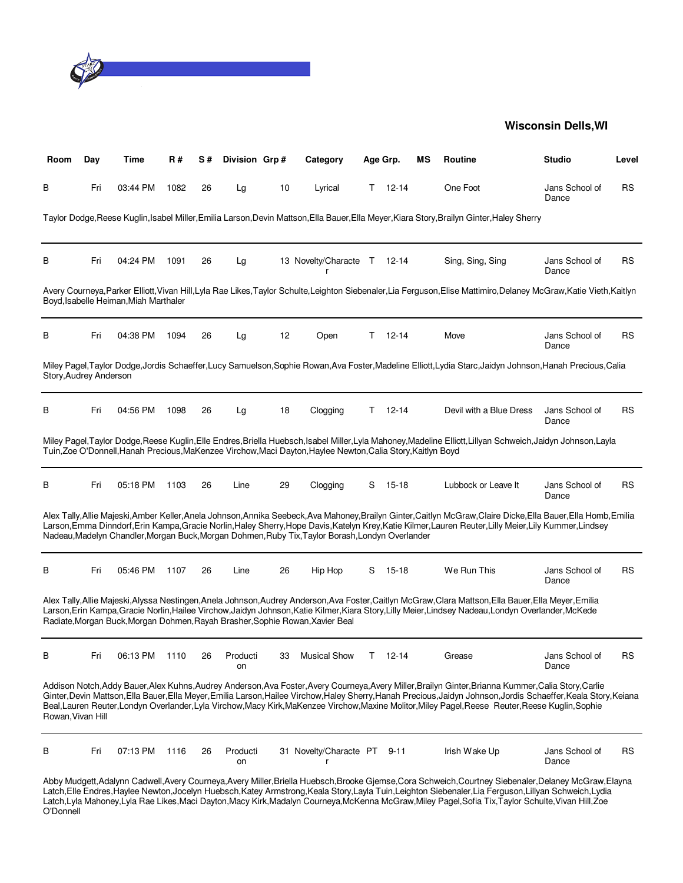**Wisconsin Dells,WI**

| Room | Day | Time | R # | S # | Division | Grp # | Category | Age Grp. | | MS | Routine | Studio | Level |
|---|---|---|---|---|---|---|---|---|---|---|---|---|---|
| B | Fri | 03:44 PM | 1082 | 26 | Lg | 10 | Lyrical | T | 12-14 | | One Foot | Jans School of Dance | RS |

Taylor Dodge,Reese Kuglin,Isabel Miller,Emilia Larson,Devin Mattson,Ella Bauer,Ella Meyer,Kiara Story,Brailyn Ginter,Haley Sherry

| Room | Day | Time | R # | S # | Division | Grp # | Category | Age Grp. | | MS | Routine | Studio | Level |
|---|---|---|---|---|---|---|---|---|---|---|---|---|---|
| B | Fri | 04:24 PM | 1091 | 26 | Lg | 13 | Novelty/Character | T | 12-14 | | Sing, Sing, Sing | Jans School of Dance | RS |

Avery Courneya,Parker Elliott,Vivan Hill,Lyla Rae Likes,Taylor Schulte,Leighton Siebenaler,Lia Ferguson,Elise Mattimiro,Delaney McGraw,Katie Vieth,Kaitlyn Boyd,Isabelle Heiman,Miah Marthaler

| Room | Day | Time | R # | S # | Division | Grp # | Category | Age Grp. | | MS | Routine | Studio | Level |
|---|---|---|---|---|---|---|---|---|---|---|---|---|---|
| B | Fri | 04:38 PM | 1094 | 26 | Lg | 12 | Open | T | 12-14 | | Move | Jans School of Dance | RS |

Miley Pagel,Taylor Dodge,Jordis Schaeffer,Lucy Samuelson,Sophie Rowan,Ava Foster,Madeline Elliott,Lydia Starc,Jaidyn Johnson,Hanah Precious,Calia Story,Audrey Anderson

| Room | Day | Time | R # | S # | Division | Grp # | Category | Age Grp. | | MS | Routine | Studio | Level |
|---|---|---|---|---|---|---|---|---|---|---|---|---|---|
| B | Fri | 04:56 PM | 1098 | 26 | Lg | 18 | Clogging | T | 12-14 | | Devil with a Blue Dress | Jans School of Dance | RS |

Miley Pagel,Taylor Dodge,Reese Kuglin,Elle Endres,Briella Huebsch,Isabel Miller,Lyla Mahoney,Madeline Elliott,Lillyan Schweich,Jaidyn Johnson,Layla Tuin,Zoe O'Donnell,Hanah Precious,MaKenzee Virchow,Maci Dayton,Haylee Newton,Calia Story,Kaitlyn Boyd

| Room | Day | Time | R # | S # | Division | Grp # | Category | Age Grp. | | MS | Routine | Studio | Level |
|---|---|---|---|---|---|---|---|---|---|---|---|---|---|
| B | Fri | 05:18 PM | 1103 | 26 | Line | 29 | Clogging | S | 15-18 | | Lubbock or Leave It | Jans School of Dance | RS |

Alex Tally,Allie Majeski,Amber Keller,Anela Johnson,Annika Seebeck,Ava Mahoney,Brailyn Ginter,Caitlyn McGraw,Claire Dicke,Ella Bauer,Ella Homb,Emilia Larson,Emma Dinndorf,Erin Kampa,Gracie Norlin,Haley Sherry,Hope Davis,Katelyn Krey,Katie Kilmer,Lauren Reuter,Lilly Meier,Lily Kummer,Lindsey Nadeau,Madelyn Chandler,Morgan Buck,Morgan Dohmen,Ruby Tix,Taylor Borash,Londyn Overlander

| Room | Day | Time | R # | S # | Division | Grp # | Category | Age Grp. | | MS | Routine | Studio | Level |
|---|---|---|---|---|---|---|---|---|---|---|---|---|---|
| B | Fri | 05:46 PM | 1107 | 26 | Line | 26 | Hip Hop | S | 15-18 | | We Run This | Jans School of Dance | RS |

Alex Tally,Allie Majeski,Alyssa Nestingen,Anela Johnson,Audrey Anderson,Ava Foster,Caitlyn McGraw,Clara Mattson,Ella Bauer,Ella Meyer,Emilia Larson,Erin Kampa,Gracie Norlin,Hailee Virchow,Jaidyn Johnson,Katie Kilmer,Kiara Story,Lilly Meier,Lindsey Nadeau,Londyn Overlander,McKede Radiate,Morgan Buck,Morgan Dohmen,Rayah Brasher,Sophie Rowan,Xavier Beal

| Room | Day | Time | R # | S # | Division | Grp # | Category | Age Grp. | | MS | Routine | Studio | Level |
|---|---|---|---|---|---|---|---|---|---|---|---|---|---|
| B | Fri | 06:13 PM | 1110 | 26 | Production | 33 | Musical Show | T | 12-14 | | Grease | Jans School of Dance | RS |

Addison Notch,Addy Bauer,Alex Kuhns,Audrey Anderson,Ava Foster,Avery Courneya,Avery Miller,Brailyn Ginter,Brianna Kummer,Calia Story,Carlie Ginter,Devin Mattson,Ella Bauer,Ella Meyer,Emilia Larson,Hailee Virchow,Haley Sherry,Hanah Precious,Jaidyn Johnson,Jordis Schaeffer,Keala Story,Keiana Beal,Lauren Reuter,Londyn Overlander,Lyla Virchow,Macy Kirk,MaKenzee Virchow,Maxine Molitor,Miley Pagel,Reese  Reuter,Reese Kuglin,Sophie Rowan,Vivan Hill

| Room | Day | Time | R # | S # | Division | Grp # | Category | Age Grp. | | MS | Routine | Studio | Level |
|---|---|---|---|---|---|---|---|---|---|---|---|---|---|
| B | Fri | 07:13 PM | 1116 | 26 | Production | 31 | Novelty/Character | PT | 9-11 | | Irish Wake Up | Jans School of Dance | RS |

Abby Mudgett,Adalynn Cadwell,Avery Courneya,Avery Miller,Briella Huebsch,Brooke Gjemse,Cora Schweich,Courtney Siebenaler,Delaney McGraw,Elayna Latch,Elle Endres,Haylee Newton,Jocelyn Huebsch,Katey Armstrong,Keala Story,Layla Tuin,Leighton Siebenaler,Lia Ferguson,Lillyan Schweich,Lydia Latch,Lyla Mahoney,Lyla Rae Likes,Maci Dayton,Macy Kirk,Madalyn Courneya,McKenna McGraw,Miley Pagel,Sofia Tix,Taylor Schulte,Vivan Hill,Zoe O'Donnell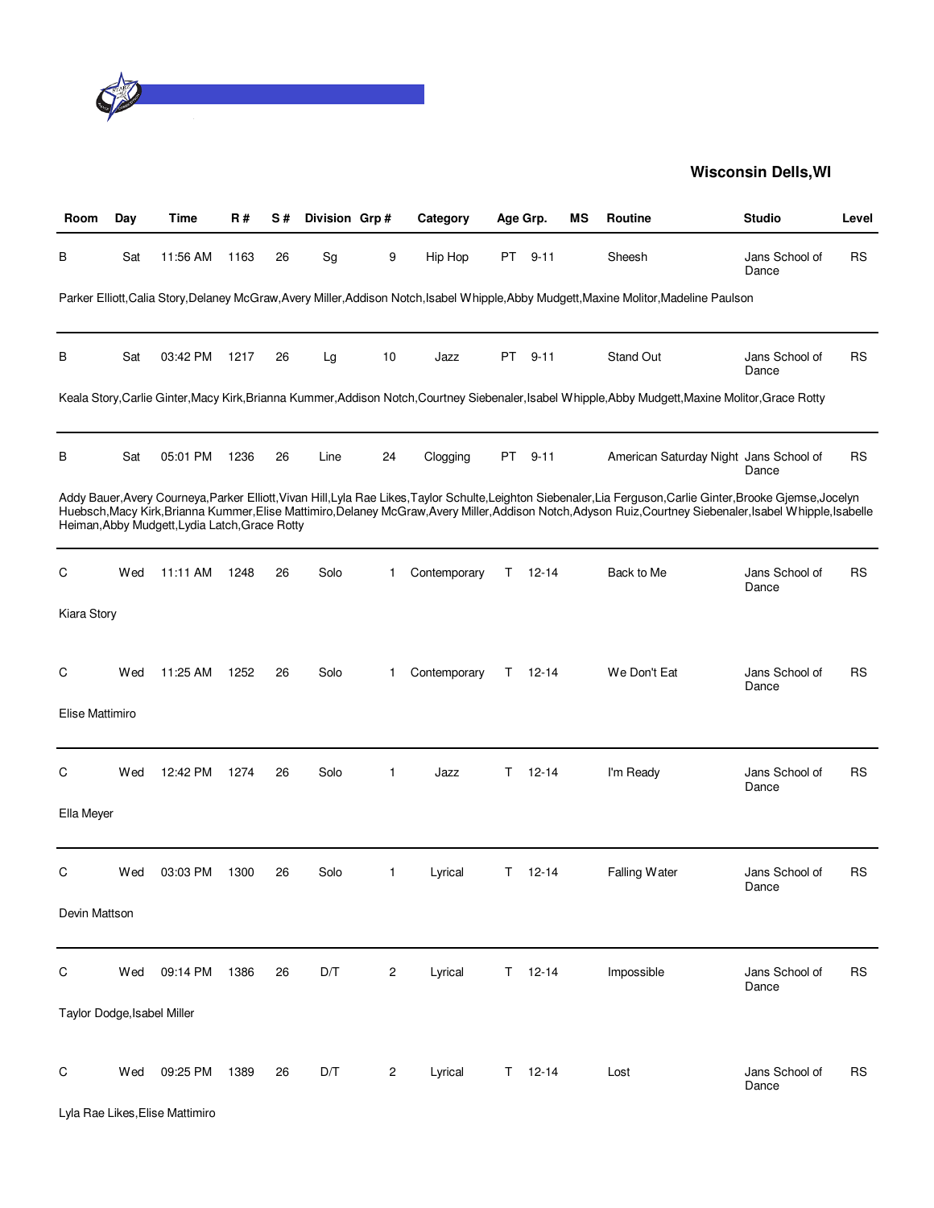## Wisconsin Dells,WI

| Room | Day | Time | R # | S # | Division | Grp # | Category | Age Grp. | | MS | Routine | Studio | Level |
|---|---|---|---|---|---|---|---|---|---|---|---|---|---|
| B | Sat | 11:56 AM | 1163 | 26 | Sg | 9 | Hip Hop | PT | 9-11 | | Sheesh | Jans School of Dance | RS |
| Parker Elliott,Calia Story,Delaney McGraw,Avery Miller,Addison Notch,Isabel Whipple,Abby Mudgett,Maxine Molitor,Madeline Paulson | | | | | | | | | | | | | |
| B | Sat | 03:42 PM | 1217 | 26 | Lg | 10 | Jazz | PT | 9-11 | | Stand Out | Jans School of Dance | RS |
| Keala Story,Carlie Ginter,Macy Kirk,Brianna Kummer,Addison Notch,Courtney Siebenaler,Isabel Whipple,Abby Mudgett,Maxine Molitor,Grace Rotty | | | | | | | | | | | | | |
| B | Sat | 05:01 PM | 1236 | 26 | Line | 24 | Clogging | PT | 9-11 | | American Saturday Night | Jans School of Dance | RS |
| Addy Bauer,Avery Courneya,Parker Elliott,Vivan Hill,Lyla Rae Likes,Taylor Schulte,Leighton Siebenaler,Lia Ferguson,Carlie Ginter,Brooke Gjemse,Jocelyn Huebsch,Macy Kirk,Brianna Kummer,Elise Mattimiro,Delaney McGraw,Avery Miller,Addison Notch,Adyson Ruiz,Courtney Siebenaler,Isabel Whipple,Isabelle Heiman,Abby Mudgett,Lydia Latch,Grace Rotty | | | | | | | | | | | | | |
| C | Wed | 11:11 AM | 1248 | 26 | Solo | 1 | Contemporary | T | 12-14 | | Back to Me | Jans School of Dance | RS |
| Kiara Story | | | | | | | | | | | | | |
| C | Wed | 11:25 AM | 1252 | 26 | Solo | 1 | Contemporary | T | 12-14 | | We Don't Eat | Jans School of Dance | RS |
| Elise Mattimiro | | | | | | | | | | | | | |
| C | Wed | 12:42 PM | 1274 | 26 | Solo | 1 | Jazz | T | 12-14 | | I'm Ready | Jans School of Dance | RS |
| Ella Meyer | | | | | | | | | | | | | |
| C | Wed | 03:03 PM | 1300 | 26 | Solo | 1 | Lyrical | T | 12-14 | | Falling Water | Jans School of Dance | RS |
| Devin Mattson | | | | | | | | | | | | | |
| C | Wed | 09:14 PM | 1386 | 26 | D/T | 2 | Lyrical | T | 12-14 | | Impossible | Jans School of Dance | RS |
| Taylor Dodge,Isabel Miller | | | | | | | | | | | | | |
| C | Wed | 09:25 PM | 1389 | 26 | D/T | 2 | Lyrical | T | 12-14 | | Lost | Jans School of Dance | RS |
| Lyla Rae Likes,Elise Mattimiro | | | | | | | | | | | | | |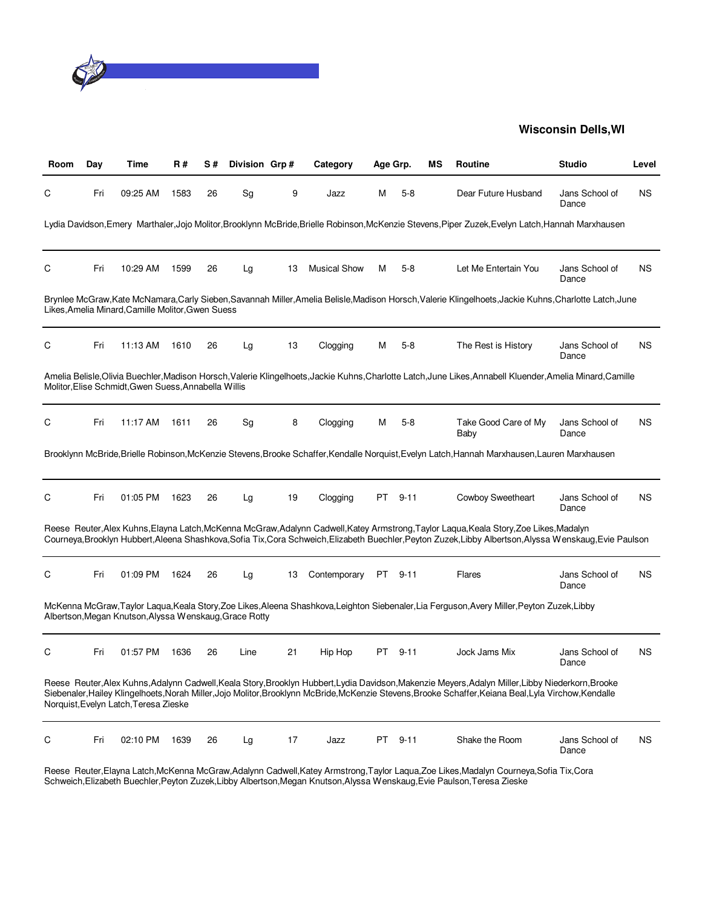**Wisconsin Dells,WI**

| Room | Day | Time | R # | S # | Division | Grp # | Category | Age Grp. | | MS | Routine | Studio | Level |
|---|---|---|---|---|---|---|---|---|---|---|---|---|---|
| C | Fri | 09:25 AM | 1583 | 26 | Sg | 9 | Jazz | M | 5-8 | | Dear Future Husband | Jans School of Dance | NS |

Lydia Davidson,Emery Marthaler,Jojo Molitor,Brooklynn McBride,Brielle Robinson,McKenzie Stevens,Piper Zuzek,Evelyn Latch,Hannah Marxhausen

| Room | Day | Time | R # | S # | Division | Grp # | Category | Age Grp. | | MS | Routine | Studio | Level |
|---|---|---|---|---|---|---|---|---|---|---|---|---|---|
| C | Fri | 10:29 AM | 1599 | 26 | Lg | 13 | Musical Show | M | 5-8 | | Let Me Entertain You | Jans School of Dance | NS |

Brynlee McGraw,Kate McNamara,Carly Sieben,Savannah Miller,Amelia Belisle,Madison Horsch,Valerie Klingelhoets,Jackie Kuhns,Charlotte Latch,June Likes,Amelia Minard,Camille Molitor,Gwen Suess

| Room | Day | Time | R # | S # | Division | Grp # | Category | Age Grp. | | MS | Routine | Studio | Level |
|---|---|---|---|---|---|---|---|---|---|---|---|---|---|
| C | Fri | 11:13 AM | 1610 | 26 | Lg | 13 | Clogging | M | 5-8 | | The Rest is History | Jans School of Dance | NS |

Amelia Belisle,Olivia Buechler,Madison Horsch,Valerie Klingelhoets,Jackie Kuhns,Charlotte Latch,June Likes,Annabell Kluender,Amelia Minard,Camille Molitor,Elise Schmidt,Gwen Suess,Annabella Willis

| Room | Day | Time | R # | S # | Division | Grp # | Category | Age Grp. | | MS | Routine | Studio | Level |
|---|---|---|---|---|---|---|---|---|---|---|---|---|---|
| C | Fri | 11:17 AM | 1611 | 26 | Sg | 8 | Clogging | M | 5-8 | | Take Good Care of My Baby | Jans School of Dance | NS |

Brooklynn McBride,Brielle Robinson,McKenzie Stevens,Brooke Schaffer,Kendalle Norquist,Evelyn Latch,Hannah Marxhausen,Lauren Marxhausen

| Room | Day | Time | R # | S # | Division | Grp # | Category | Age Grp. | | MS | Routine | Studio | Level |
|---|---|---|---|---|---|---|---|---|---|---|---|---|---|
| C | Fri | 01:05 PM | 1623 | 26 | Lg | 19 | Clogging | PT | 9-11 | | Cowboy Sweetheart | Jans School of Dance | NS |

Reese Reuter,Alex Kuhns,Elayna Latch,McKenna McGraw,Adalynn Cadwell,Katey Armstrong,Taylor Laqua,Keala Story,Zoe Likes,Madalyn Courneya,Brooklyn Hubbert,Aleena Shashkova,Sofia Tix,Cora Schweich,Elizabeth Buechler,Peyton Zuzek,Libby Albertson,Alyssa Wenskaug,Evie Paulson

| Room | Day | Time | R # | S # | Division | Grp # | Category | Age Grp. | | MS | Routine | Studio | Level |
|---|---|---|---|---|---|---|---|---|---|---|---|---|---|
| C | Fri | 01:09 PM | 1624 | 26 | Lg | 13 | Contemporary | PT | 9-11 | | Flares | Jans School of Dance | NS |

McKenna McGraw,Taylor Laqua,Keala Story,Zoe Likes,Aleena Shashkova,Leighton Siebenaler,Lia Ferguson,Avery Miller,Peyton Zuzek,Libby Albertson,Megan Knutson,Alyssa Wenskaug,Grace Rotty

| Room | Day | Time | R # | S # | Division | Grp # | Category | Age Grp. | | MS | Routine | Studio | Level |
|---|---|---|---|---|---|---|---|---|---|---|---|---|---|
| C | Fri | 01:57 PM | 1636 | 26 | Line | 21 | Hip Hop | PT | 9-11 | | Jock Jams Mix | Jans School of Dance | NS |

Reese Reuter,Alex Kuhns,Adalynn Cadwell,Keala Story,Brooklyn Hubbert,Lydia Davidson,Makenzie Meyers,Adalyn Miller,Libby Niederkorn,Brooke Siebenaler,Hailey Klingelhoets,Norah Miller,Jojo Molitor,Brooklynn McBride,McKenzie Stevens,Brooke Schaffer,Keiana Beal,Lyla Virchow,Kendalle Norquist,Evelyn Latch,Teresa Zieske

| Room | Day | Time | R # | S # | Division | Grp # | Category | Age Grp. | | MS | Routine | Studio | Level |
|---|---|---|---|---|---|---|---|---|---|---|---|---|---|
| C | Fri | 02:10 PM | 1639 | 26 | Lg | 17 | Jazz | PT | 9-11 | | Shake the Room | Jans School of Dance | NS |

Reese Reuter,Elayna Latch,McKenna McGraw,Adalynn Cadwell,Katey Armstrong,Taylor Laqua,Zoe Likes,Madalyn Courneya,Sofia Tix,Cora Schweich,Elizabeth Buechler,Peyton Zuzek,Libby Albertson,Megan Knutson,Alyssa Wenskaug,Evie Paulson,Teresa Zieske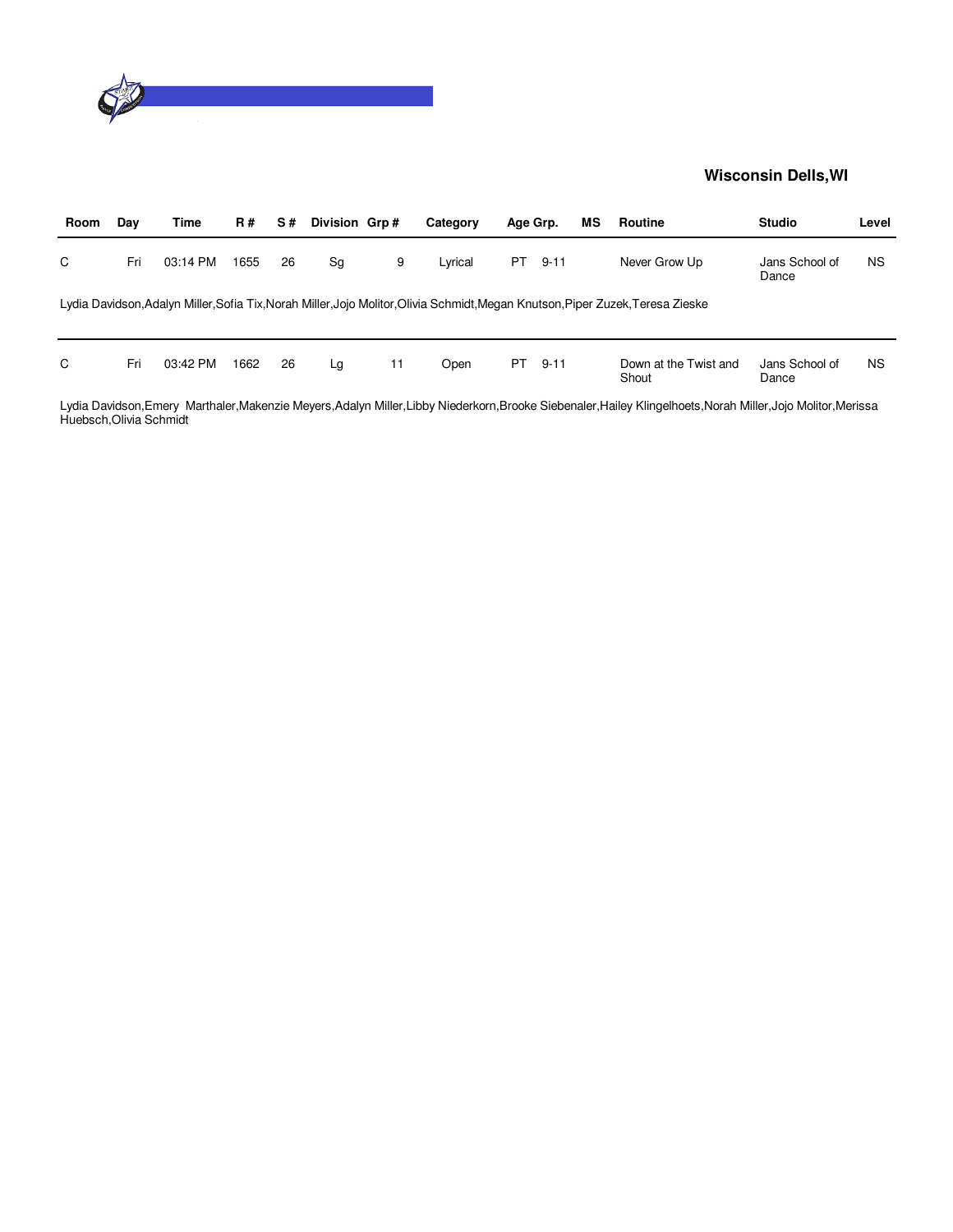**Wisconsin Dells,WI**

| Room | Day | Time | R # | S # | Division | Grp # | Category | Age Grp. | | MS | Routine | Studio | Level |
|---|---|---|---|---|---|---|---|---|---|---|---|---|---|
| C | Fri | 03:14 PM | 1655 | 26 | Sg | 9 | Lyrical | PT | 9-11 | | Never Grow Up | Jans School of Dance | NS |

Lydia Davidson,Adalyn Miller,Sofia Tix,Norah Miller,Jojo Molitor,Olivia Schmidt,Megan Knutson,Piper Zuzek,Teresa Zieske

| Room | Day | Time | R # | S # | Division | Grp # | Category | Age Grp. | | MS | Routine | Studio | Level |
|---|---|---|---|---|---|---|---|---|---|---|---|---|---|
| C | Fri | 03:42 PM | 1662 | 26 | Lg | 11 | Open | PT | 9-11 | | Down at the Twist and Shout | Jans School of Dance | NS |

Lydia Davidson,Emery Marthaler,Makenzie Meyers,Adalyn Miller,Libby Niederkorn,Brooke Siebenaler,Hailey Klingelhoets,Norah Miller,Jojo Molitor,Merissa Huebsch,Olivia Schmidt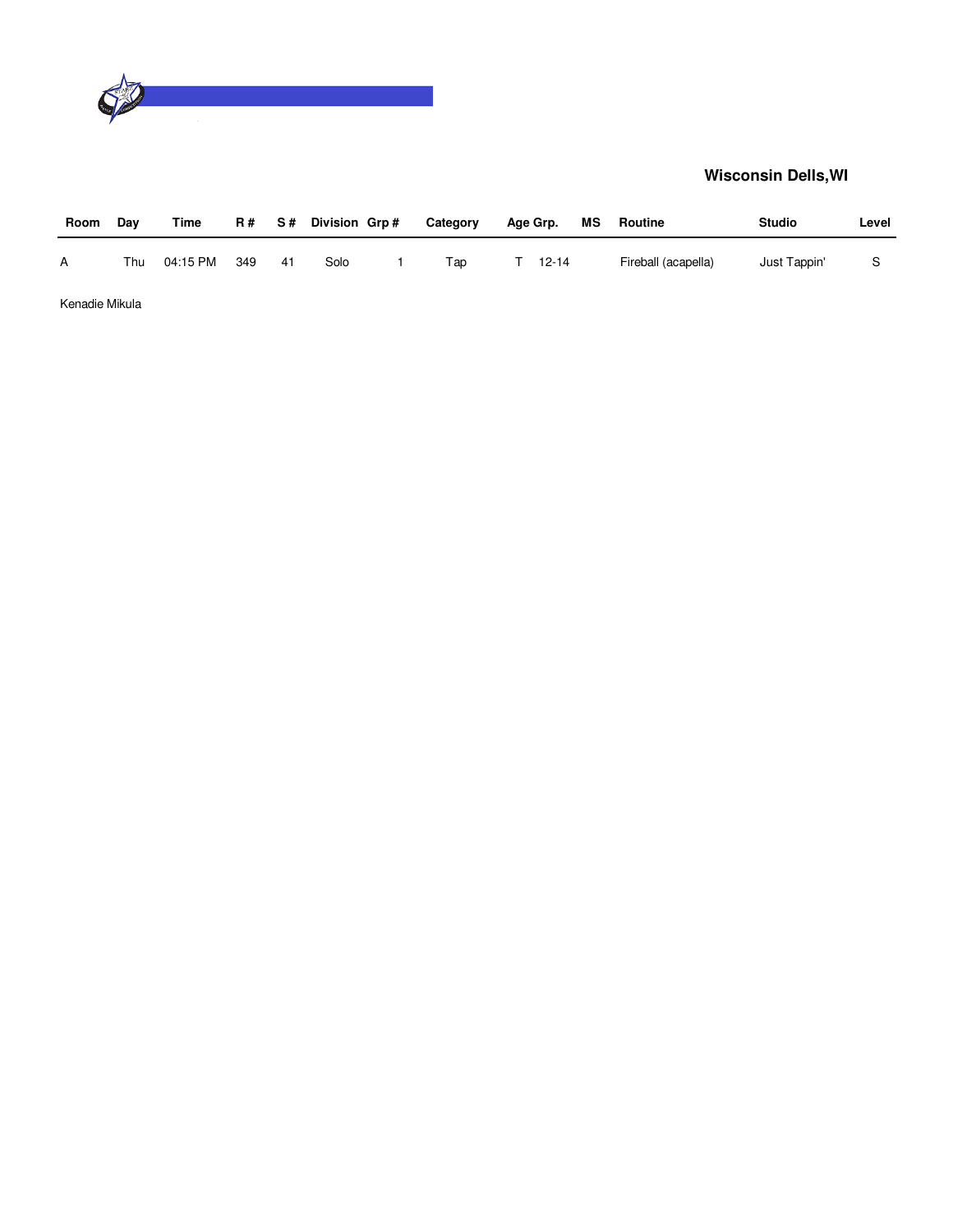**Wisconsin Dells,WI**

| Room | Day | Time | R # | S # | Division | Grp # | Category | Age Grp. | MS | Routine | Studio | Level |
|---|---|---|---|---|---|---|---|---|---|---|---|---|
| A | Thu | 04:15 PM | 349 | 41 | Solo | 1 | Tap | T 12-14 | | Fireball (acapella) | Just Tappin' | S |

Kenadie Mikula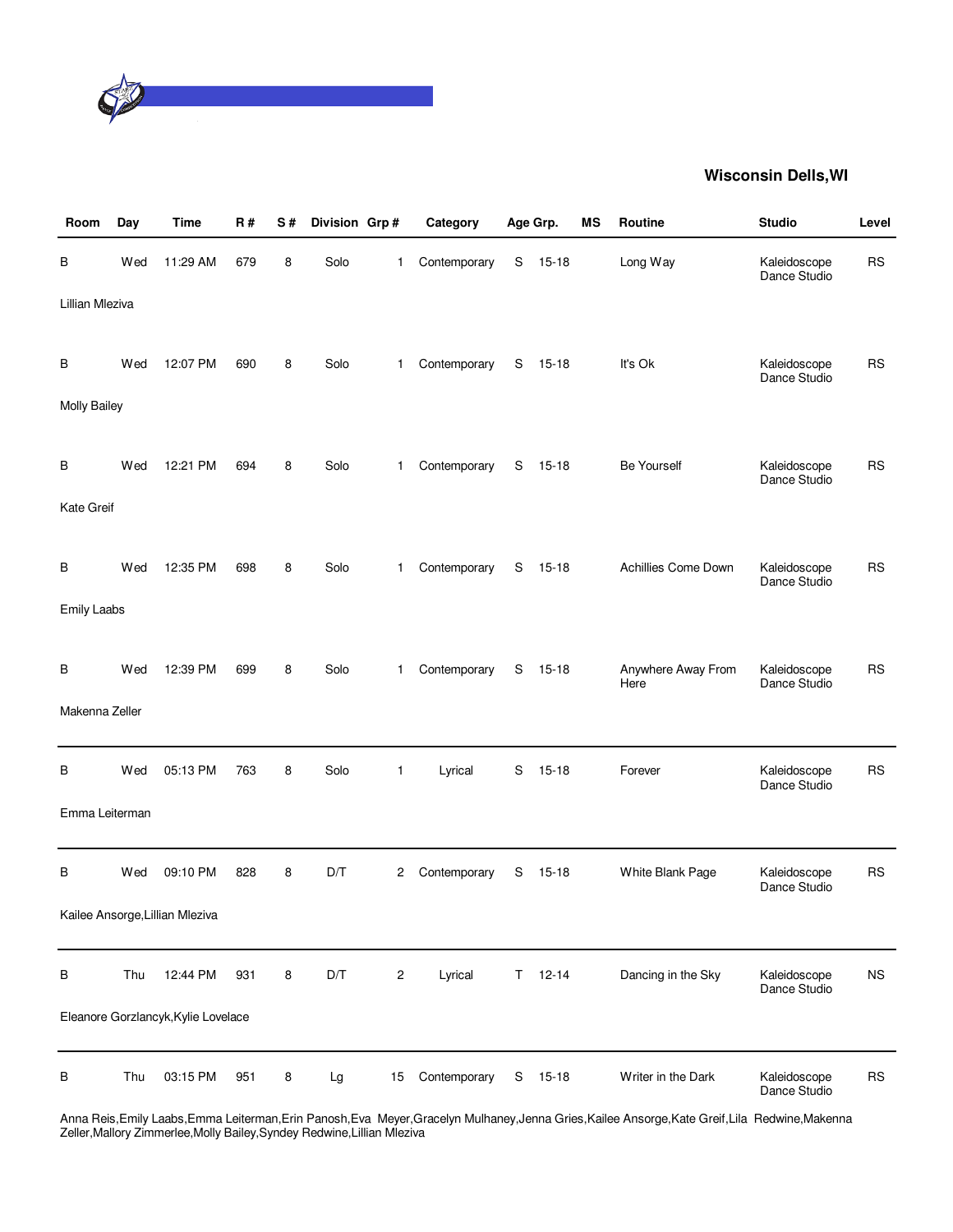**Wisconsin Dells,WI**

| Room | Day | Time | R # | S # | Division | Grp # | Category | Age Grp. | | MS | Routine | Studio | Level |
|---|---|---|---|---|---|---|---|---|---|---|---|---|---|
| B | Wed | 11:29 AM | 679 | 8 | Solo | 1 | Contemporary | S | 15-18 | | Long Way | Kaleidoscope Dance Studio | RS |
| Lillian Mleziva | | | | | | | | | | | | | |
| B | Wed | 12:07 PM | 690 | 8 | Solo | 1 | Contemporary | S | 15-18 | | It's Ok | Kaleidoscope Dance Studio | RS |
| Molly Bailey | | | | | | | | | | | | | |
| B | Wed | 12:21 PM | 694 | 8 | Solo | 1 | Contemporary | S | 15-18 | | Be Yourself | Kaleidoscope Dance Studio | RS |
| Kate Greif | | | | | | | | | | | | | |
| B | Wed | 12:35 PM | 698 | 8 | Solo | 1 | Contemporary | S | 15-18 | | Achillies Come Down | Kaleidoscope Dance Studio | RS |
| Emily Laabs | | | | | | | | | | | | | |
| B | Wed | 12:39 PM | 699 | 8 | Solo | 1 | Contemporary | S | 15-18 | | Anywhere Away From Here | Kaleidoscope Dance Studio | RS |
| Makenna Zeller | | | | | | | | | | | | | |
| B | Wed | 05:13 PM | 763 | 8 | Solo | 1 | Lyrical | S | 15-18 | | Forever | Kaleidoscope Dance Studio | RS |
| Emma Leiterman | | | | | | | | | | | | | |
| B | Wed | 09:10 PM | 828 | 8 | D/T | 2 | Contemporary | S | 15-18 | | White Blank Page | Kaleidoscope Dance Studio | RS |
| Kailee Ansorge,Lillian Mleziva | | | | | | | | | | | | | |
| B | Thu | 12:44 PM | 931 | 8 | D/T | 2 | Lyrical | T | 12-14 | | Dancing in the Sky | Kaleidoscope Dance Studio | NS |
| Eleanore Gorzlancyk,Kylie Lovelace | | | | | | | | | | | | | |
| B | Thu | 03:15 PM | 951 | 8 | Lg | 15 | Contemporary | S | 15-18 | | Writer in the Dark | Kaleidoscope Dance Studio | RS |
| Anna Reis,Emily Laabs,Emma Leiterman,Erin Panosh,Eva Meyer,Gracelyn Mulhaney,Jenna Gries,Kailee Ansorge,Kate Greif,Lila Redwine,Makenna Zeller,Mallory Zimmerlee,Molly Bailey,Syndey Redwine,Lillian Mleziva | | | | | | | | | | | | | |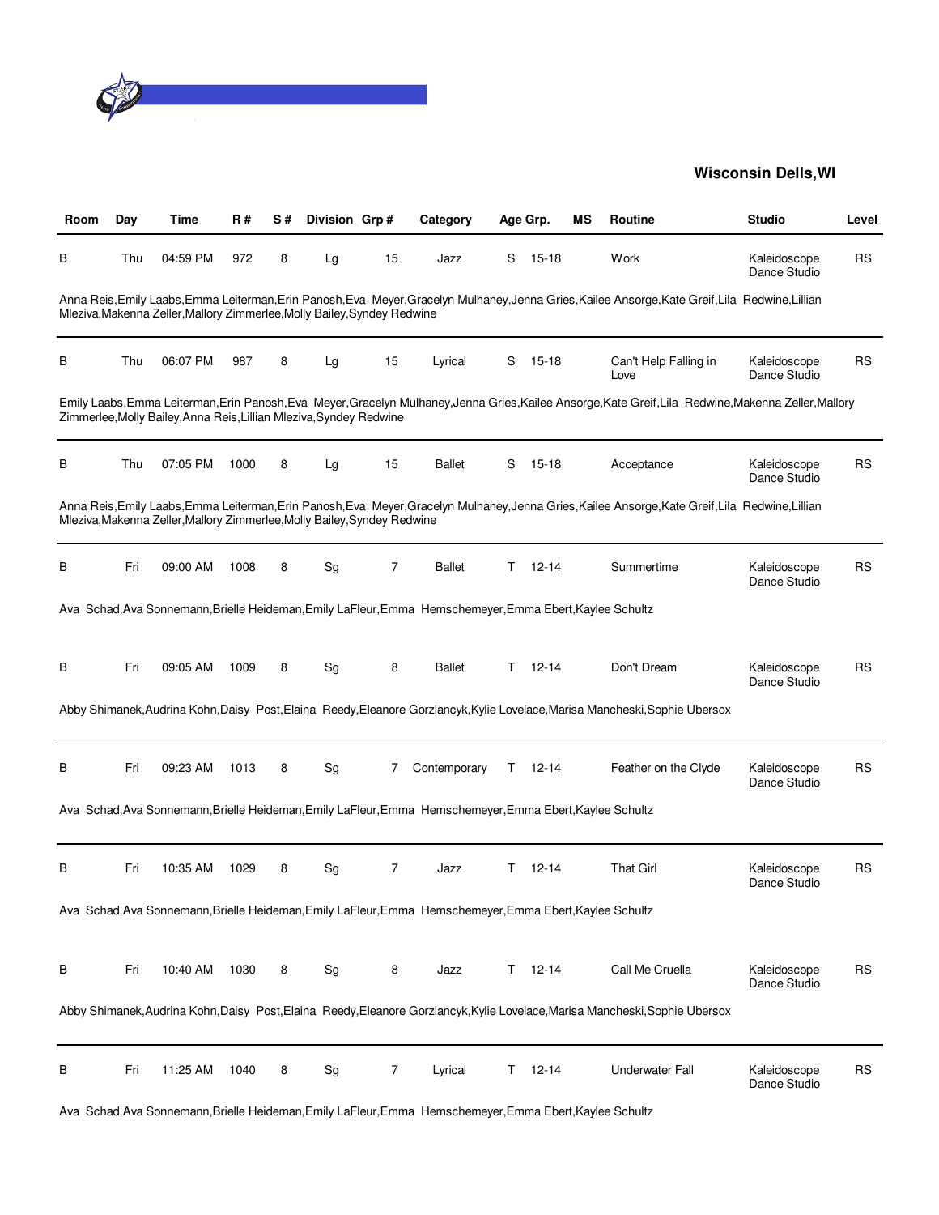**Wisconsin Dells,WI**

| Room | Day | Time | R # | S # | Division | Grp # | Category | Age Grp. | | MS | Routine | Studio | Level |
|---|---|---|---|---|---|---|---|---|---|---|---|---|---|
| B | Thu | 04:59 PM | 972 | 8 | Lg | 15 | Jazz | S | 15-18 | | Work | Kaleidoscope Dance Studio | RS |
| Anna Reis,Emily Laabs,Emma Leiterman,Erin Panosh,Eva Meyer,Gracelyn Mulhaney,Jenna Gries,Kailee Ansorge,Kate Greif,Lila Redwine,Lillian Mleziva,Makenna Zeller,Mallory Zimmerlee,Molly Bailey,Syndey Redwine | | | | | | | | | | | | | |
| B | Thu | 06:07 PM | 987 | 8 | Lg | 15 | Lyrical | S | 15-18 | | Can't Help Falling in Love | Kaleidoscope Dance Studio | RS |
| Emily Laabs,Emma Leiterman,Erin Panosh,Eva Meyer,Gracelyn Mulhaney,Jenna Gries,Kailee Ansorge,Kate Greif,Lila Redwine,Makenna Zeller,Mallory Zimmerlee,Molly Bailey,Anna Reis,Lillian Mleziva,Syndey Redwine | | | | | | | | | | | | | |
| B | Thu | 07:05 PM | 1000 | 8 | Lg | 15 | Ballet | S | 15-18 | | Acceptance | Kaleidoscope Dance Studio | RS |
| Anna Reis,Emily Laabs,Emma Leiterman,Erin Panosh,Eva Meyer,Gracelyn Mulhaney,Jenna Gries,Kailee Ansorge,Kate Greif,Lila Redwine,Lillian Mleziva,Makenna Zeller,Mallory Zimmerlee,Molly Bailey,Syndey Redwine | | | | | | | | | | | | | |
| B | Fri | 09:00 AM | 1008 | 8 | Sg | 7 | Ballet | T | 12-14 | | Summertime | Kaleidoscope Dance Studio | RS |
| Ava Schad,Ava Sonnemann,Brielle Heideman,Emily LaFleur,Emma Hemschemeyer,Emma Ebert,Kaylee Schultz | | | | | | | | | | | | | |
| B | Fri | 09:05 AM | 1009 | 8 | Sg | 8 | Ballet | T | 12-14 | | Don't Dream | Kaleidoscope Dance Studio | RS |
| Abby Shimanek,Audrina Kohn,Daisy Post,Elaina Reedy,Eleanore Gorzlancyk,Kylie Lovelace,Marisa Mancheski,Sophie Ubersox | | | | | | | | | | | | | |
| B | Fri | 09:23 AM | 1013 | 8 | Sg | 7 | Contemporary | T | 12-14 | | Feather on the Clyde | Kaleidoscope Dance Studio | RS |
| Ava Schad,Ava Sonnemann,Brielle Heideman,Emily LaFleur,Emma Hemschemeyer,Emma Ebert,Kaylee Schultz | | | | | | | | | | | | | |
| B | Fri | 10:35 AM | 1029 | 8 | Sg | 7 | Jazz | T | 12-14 | | That Girl | Kaleidoscope Dance Studio | RS |
| Ava Schad,Ava Sonnemann,Brielle Heideman,Emily LaFleur,Emma Hemschemeyer,Emma Ebert,Kaylee Schultz | | | | | | | | | | | | | |
| B | Fri | 10:40 AM | 1030 | 8 | Sg | 8 | Jazz | T | 12-14 | | Call Me Cruella | Kaleidoscope Dance Studio | RS |
| Abby Shimanek,Audrina Kohn,Daisy Post,Elaina Reedy,Eleanore Gorzlancyk,Kylie Lovelace,Marisa Mancheski,Sophie Ubersox | | | | | | | | | | | | | |
| B | Fri | 11:25 AM | 1040 | 8 | Sg | 7 | Lyrical | T | 12-14 | | Underwater Fall | Kaleidoscope Dance Studio | RS |
| Ava Schad,Ava Sonnemann,Brielle Heideman,Emily LaFleur,Emma Hemschemeyer,Emma Ebert,Kaylee Schultz | | | | | | | | | | | | | |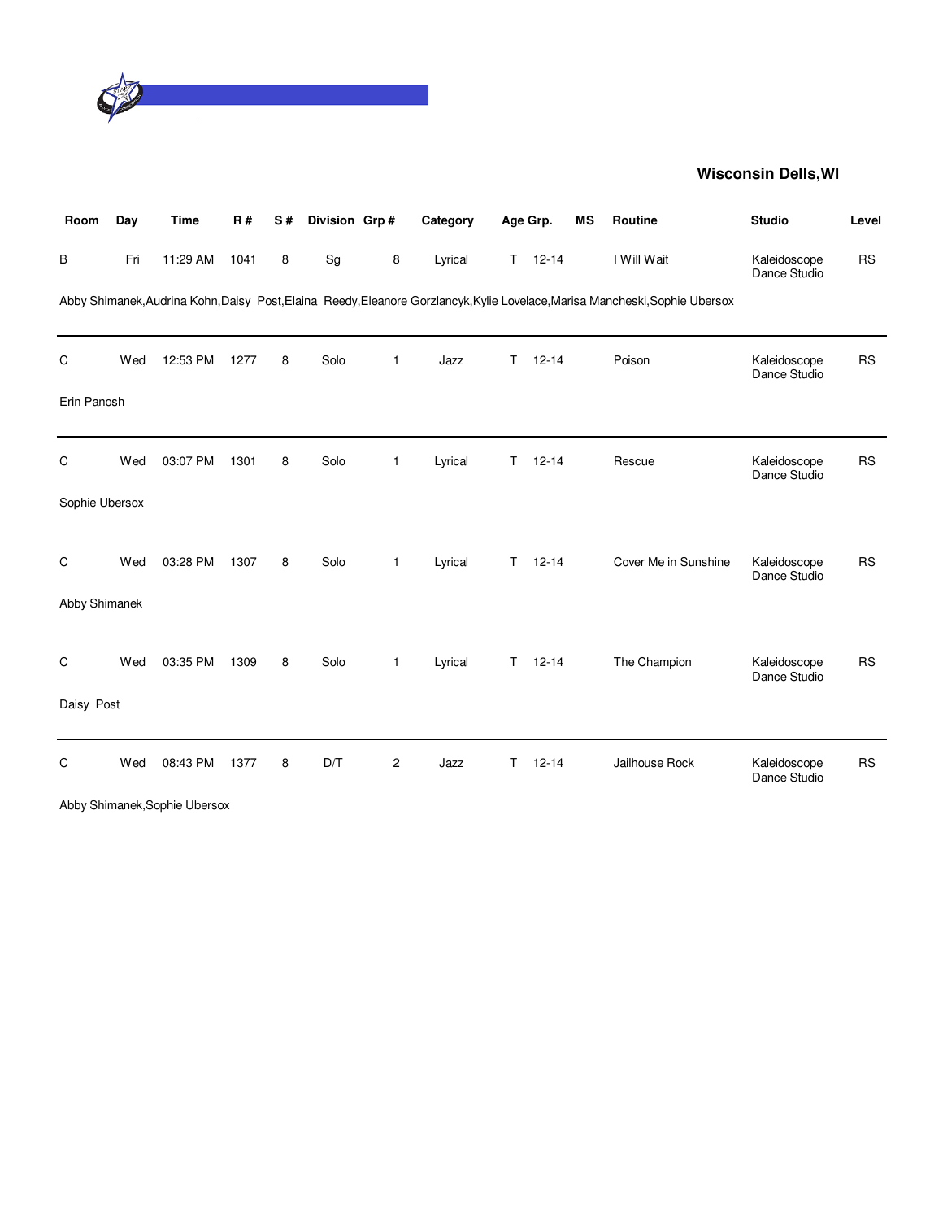**Wisconsin Dells,WI**

| Room | Day | Time | R # | S # | Division | Grp # | Category | Age Grp. | | MS | Routine | Studio | Level |
|---|---|---|---|---|---|---|---|---|---|---|---|---|---|
| B | Fri | 11:29 AM | 1041 | 8 | Sg | 8 | Lyrical | T | 12-14 | | I Will Wait | Kaleidoscope Dance Studio | RS |
| Abby Shimanek,Audrina Kohn,Daisy Post,Elaina Reedy,Eleanore Gorzlancyk,Kylie Lovelace,Marisa Mancheski,Sophie Ubersox | | | | | | | | | | | | | |
| C | Wed | 12:53 PM | 1277 | 8 | Solo | 1 | Jazz | T | 12-14 | | Poison | Kaleidoscope Dance Studio | RS |
| Erin Panosh | | | | | | | | | | | | | |
| C | Wed | 03:07 PM | 1301 | 8 | Solo | 1 | Lyrical | T | 12-14 | | Rescue | Kaleidoscope Dance Studio | RS |
| Sophie Ubersox | | | | | | | | | | | | | |
| C | Wed | 03:28 PM | 1307 | 8 | Solo | 1 | Lyrical | T | 12-14 | | Cover Me in Sunshine | Kaleidoscope Dance Studio | RS |
| Abby Shimanek | | | | | | | | | | | | | |
| C | Wed | 03:35 PM | 1309 | 8 | Solo | 1 | Lyrical | T | 12-14 | | The Champion | Kaleidoscope Dance Studio | RS |
| Daisy Post | | | | | | | | | | | | | |
| C | Wed | 08:43 PM | 1377 | 8 | D/T | 2 | Jazz | T | 12-14 | | Jailhouse Rock | Kaleidoscope Dance Studio | RS |
| Abby Shimanek,Sophie Ubersox | | | | | | | | | | | | | |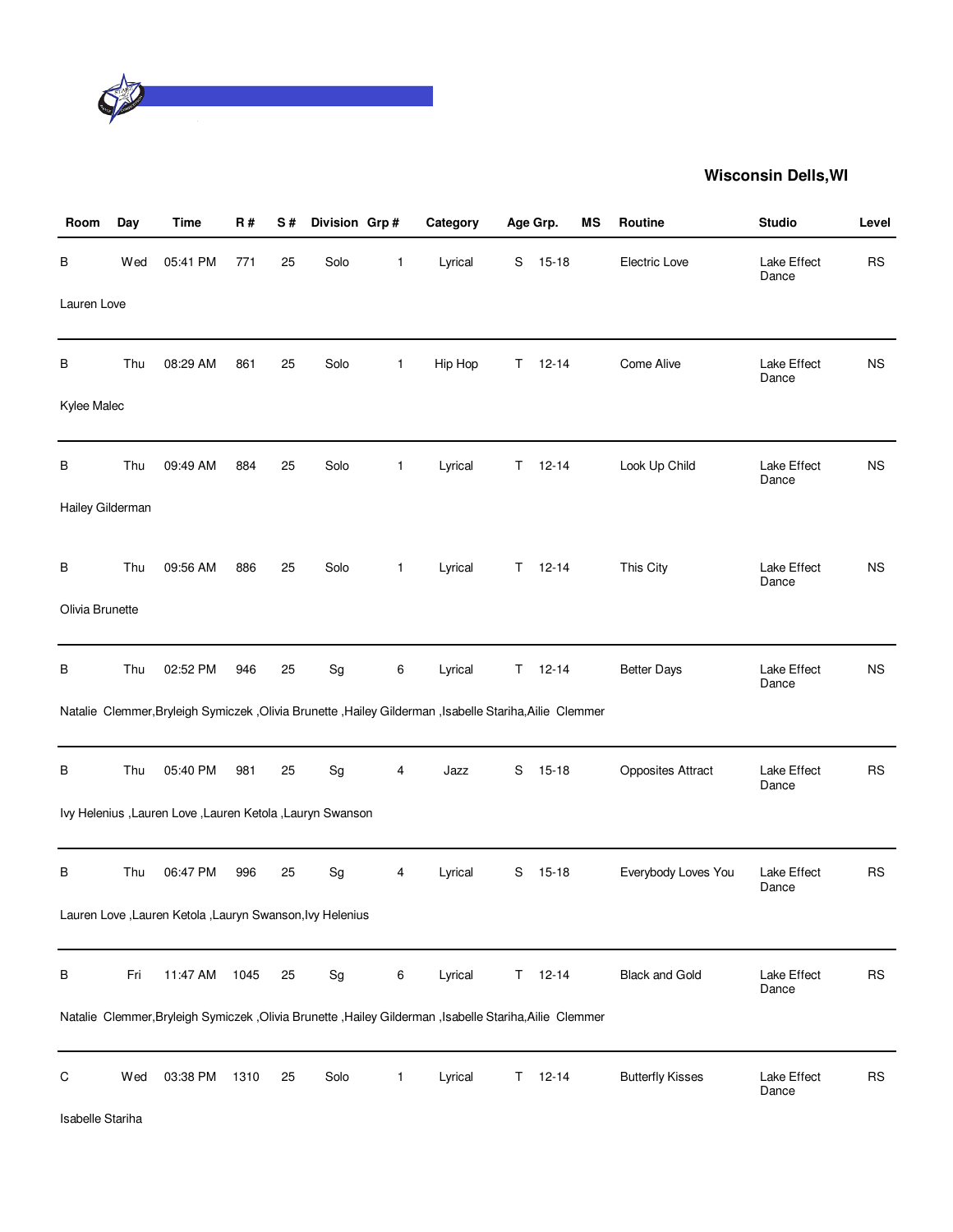## Wisconsin Dells,WI

| Room | Day | Time | R # | S # | Division | Grp # | Category | Age Grp. | | MS | Routine | Studio | Level |
|---|---|---|---|---|---|---|---|---|---|---|---|---|---|
| B | Wed | 05:41 PM | 771 | 25 | Solo | 1 | Lyrical | S | 15-18 | | Electric Love | Lake Effect Dance | RS |
| Lauren Love | | | | | | | | | | | | | |
| B | Thu | 08:29 AM | 861 | 25 | Solo | 1 | Hip Hop | T | 12-14 | | Come Alive | Lake Effect Dance | NS |
| Kylee Malec | | | | | | | | | | | | | |
| B | Thu | 09:49 AM | 884 | 25 | Solo | 1 | Lyrical | T | 12-14 | | Look Up Child | Lake Effect Dance | NS |
| Hailey Gilderman | | | | | | | | | | | | | |
| B | Thu | 09:56 AM | 886 | 25 | Solo | 1 | Lyrical | T | 12-14 | | This City | Lake Effect Dance | NS |
| Olivia Brunette | | | | | | | | | | | | | |
| B | Thu | 02:52 PM | 946 | 25 | Sg | 6 | Lyrical | T | 12-14 | | Better Days | Lake Effect Dance | NS |
| Natalie Clemmer,Bryleigh Symiczek ,Olivia Brunette ,Hailey Gilderman ,Isabelle Stariha,Ailie Clemmer | | | | | | | | | | | | | |
| B | Thu | 05:40 PM | 981 | 25 | Sg | 4 | Jazz | S | 15-18 | | Opposites Attract | Lake Effect Dance | RS |
| Ivy Helenius ,Lauren Love ,Lauren Ketola ,Lauryn Swanson | | | | | | | | | | | | | |
| B | Thu | 06:47 PM | 996 | 25 | Sg | 4 | Lyrical | S | 15-18 | | Everybody Loves You | Lake Effect Dance | RS |
| Lauren Love ,Lauren Ketola ,Lauryn Swanson,Ivy Helenius | | | | | | | | | | | | | |
| B | Fri | 11:47 AM | 1045 | 25 | Sg | 6 | Lyrical | T | 12-14 | | Black and Gold | Lake Effect Dance | RS |
| Natalie Clemmer,Bryleigh Symiczek ,Olivia Brunette ,Hailey Gilderman ,Isabelle Stariha,Ailie Clemmer | | | | | | | | | | | | | |
| C | Wed | 03:38 PM | 1310 | 25 | Solo | 1 | Lyrical | T | 12-14 | | Butterfly Kisses | Lake Effect Dance | RS |
| Isabelle Stariha | | | | | | | | | | | | | |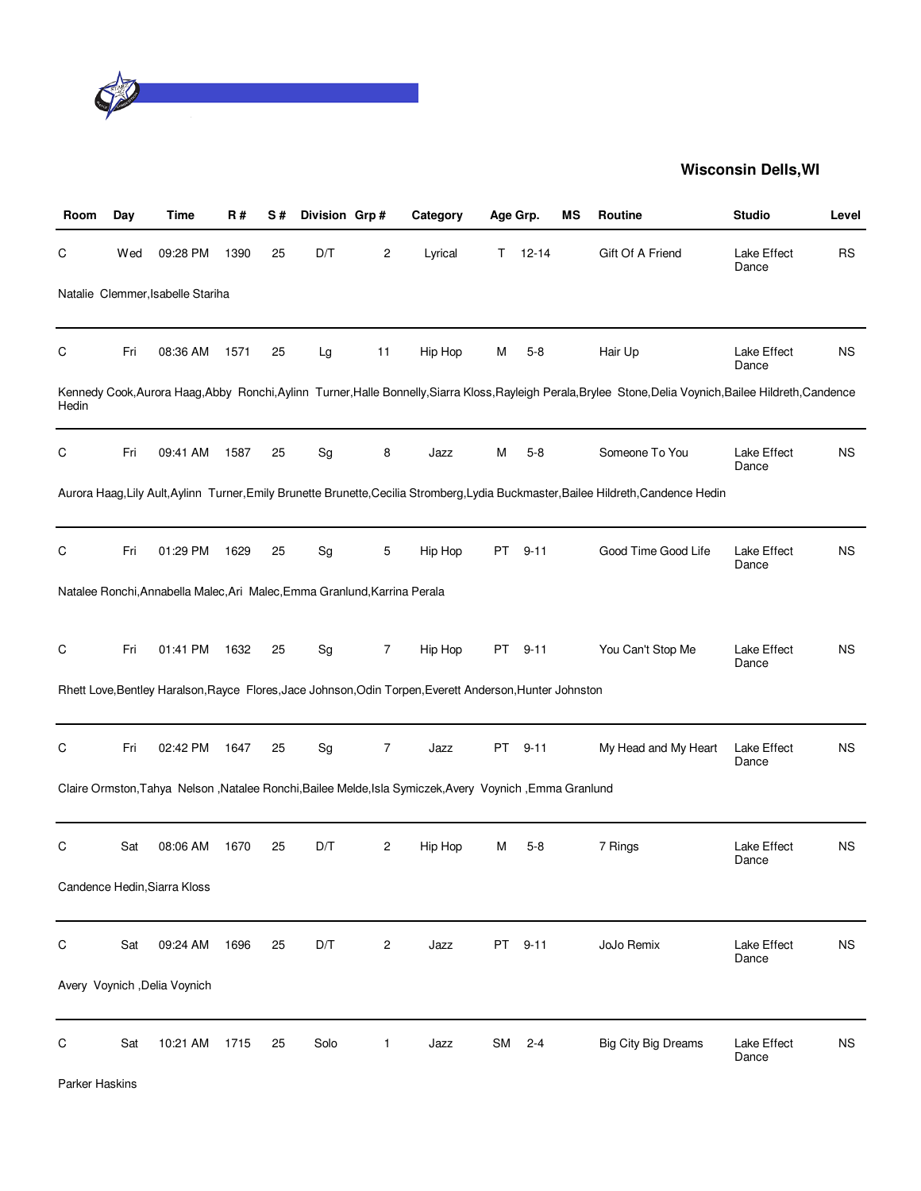**Wisconsin Dells,WI**

| Room | Day | Time | R # | S # | Division | Grp # | Category | Age Grp. | | MS | Routine | Studio | Level |
|---|---|---|---|---|---|---|---|---|---|---|---|---|---|
| C | Wed | 09:28 PM | 1390 | 25 | D/T | 2 | Lyrical | T | 12-14 | | Gift Of A Friend | Lake Effect Dance | RS |
| Natalie Clemmer,Isabelle Stariha | | | | | | | | | | | | | |
| C | Fri | 08:36 AM | 1571 | 25 | Lg | 11 | Hip Hop | M | 5-8 | | Hair Up | Lake Effect Dance | NS |
| Kennedy Cook,Aurora Haag,Abby Ronchi,Aylinn Turner,Halle Bonnelly,Siarra Kloss,Rayleigh Perala,Brylee Stone,Delia Voynich,Bailee Hildreth,Candence Hedin | | | | | | | | | | | | | |
| C | Fri | 09:41 AM | 1587 | 25 | Sg | 8 | Jazz | M | 5-8 | | Someone To You | Lake Effect Dance | NS |
| Aurora Haag,Lily Ault,Aylinn Turner,Emily Brunette Brunette,Cecilia Stromberg,Lydia Buckmaster,Bailee Hildreth,Candence Hedin | | | | | | | | | | | | | |
| C | Fri | 01:29 PM | 1629 | 25 | Sg | 5 | Hip Hop | PT | 9-11 | | Good Time Good Life | Lake Effect Dance | NS |
| Natalee Ronchi,Annabella Malec,Ari Malec,Emma Granlund,Karrina Perala | | | | | | | | | | | | | |
| C | Fri | 01:41 PM | 1632 | 25 | Sg | 7 | Hip Hop | PT | 9-11 | | You Can't Stop Me | Lake Effect Dance | NS |
| Rhett Love,Bentley Haralson,Rayce Flores,Jace Johnson,Odin Torpen,Everett Anderson,Hunter Johnston | | | | | | | | | | | | | |
| C | Fri | 02:42 PM | 1647 | 25 | Sg | 7 | Jazz | PT | 9-11 | | My Head and My Heart | Lake Effect Dance | NS |
| Claire Ormston,Tahya Nelson ,Natalee Ronchi,Bailee Melde,Isla Symiczek,Avery Voynich ,Emma Granlund | | | | | | | | | | | | | |
| C | Sat | 08:06 AM | 1670 | 25 | D/T | 2 | Hip Hop | M | 5-8 | | 7 Rings | Lake Effect Dance | NS |
| Candence Hedin,Siarra Kloss | | | | | | | | | | | | | |
| C | Sat | 09:24 AM | 1696 | 25 | D/T | 2 | Jazz | PT | 9-11 | | JoJo Remix | Lake Effect Dance | NS |
| Avery Voynich ,Delia Voynich | | | | | | | | | | | | | |
| C | Sat | 10:21 AM | 1715 | 25 | Solo | 1 | Jazz | SM | 2-4 | | Big City Big Dreams | Lake Effect Dance | NS |
| Parker Haskins | | | | | | | | | | | | | |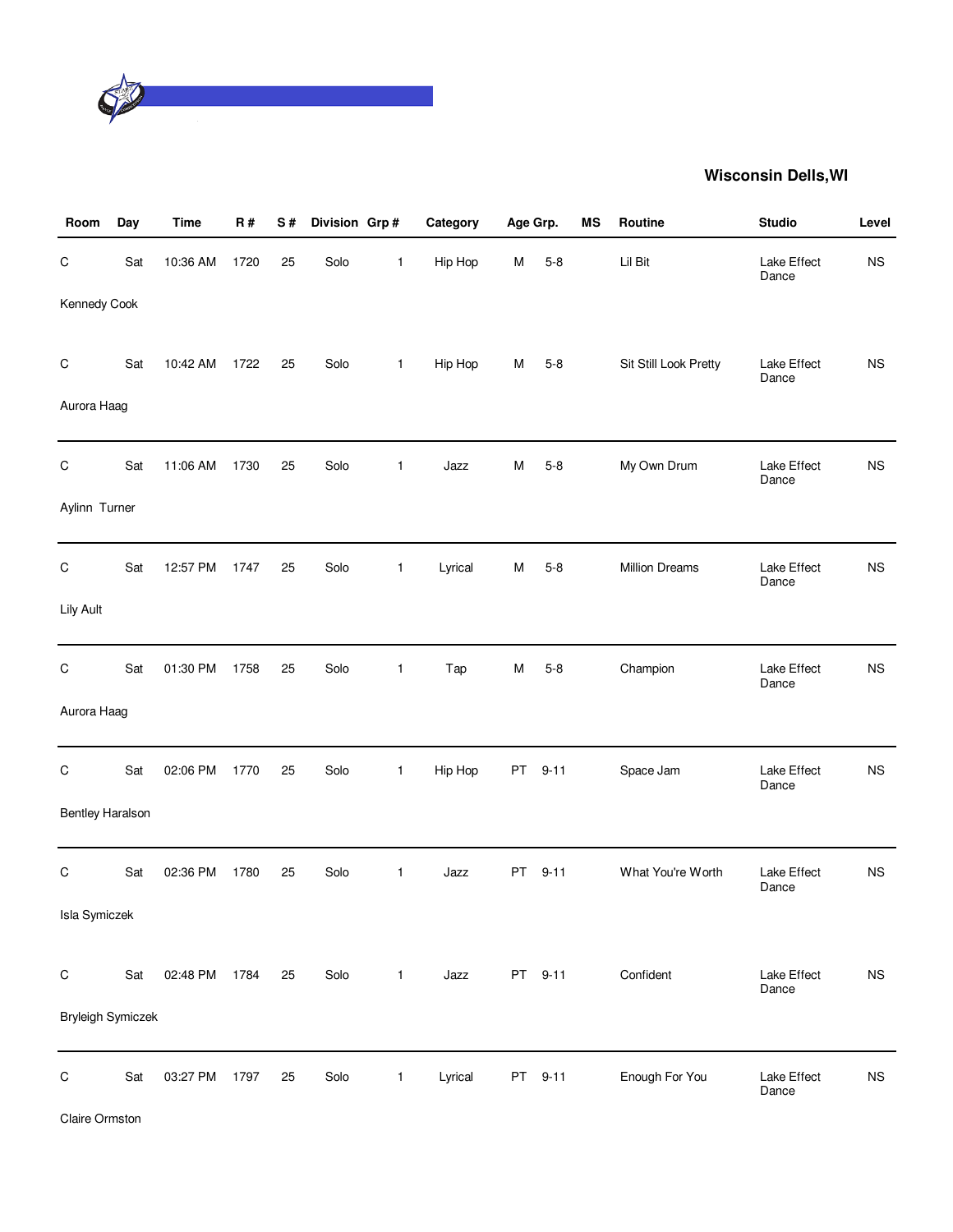## Wisconsin Dells,WI

| Room | Day | Time | R # | S # | Division | Grp # | Category | Age Grp. | | MS | Routine | Studio | Level |
|---|---|---|---|---|---|---|---|---|---|---|---|---|---|
| C | Sat | 10:36 AM | 1720 | 25 | Solo | 1 | Hip Hop | M | 5-8 | | Lil Bit | Lake Effect Dance | NS |
| Kennedy Cook | | | | | | | | | | | | | |
| C | Sat | 10:42 AM | 1722 | 25 | Solo | 1 | Hip Hop | M | 5-8 | | Sit Still Look Pretty | Lake Effect Dance | NS |
| Aurora Haag | | | | | | | | | | | | | |
| C | Sat | 11:06 AM | 1730 | 25 | Solo | 1 | Jazz | M | 5-8 | | My Own Drum | Lake Effect Dance | NS |
| Aylinn Turner | | | | | | | | | | | | | |
| C | Sat | 12:57 PM | 1747 | 25 | Solo | 1 | Lyrical | M | 5-8 | | Million Dreams | Lake Effect Dance | NS |
| Lily Ault | | | | | | | | | | | | | |
| C | Sat | 01:30 PM | 1758 | 25 | Solo | 1 | Tap | M | 5-8 | | Champion | Lake Effect Dance | NS |
| Aurora Haag | | | | | | | | | | | | | |
| C | Sat | 02:06 PM | 1770 | 25 | Solo | 1 | Hip Hop | PT | 9-11 | | Space Jam | Lake Effect Dance | NS |
| Bentley Haralson | | | | | | | | | | | | | |
| C | Sat | 02:36 PM | 1780 | 25 | Solo | 1 | Jazz | PT | 9-11 | | What You're Worth | Lake Effect Dance | NS |
| Isla Symiczek | | | | | | | | | | | | | |
| C | Sat | 02:48 PM | 1784 | 25 | Solo | 1 | Jazz | PT | 9-11 | | Confident | Lake Effect Dance | NS |
| Bryleigh Symiczek | | | | | | | | | | | | | |
| C | Sat | 03:27 PM | 1797 | 25 | Solo | 1 | Lyrical | PT | 9-11 | | Enough For You | Lake Effect Dance | NS |
| Claire Ormston | | | | | | | | | | | | | |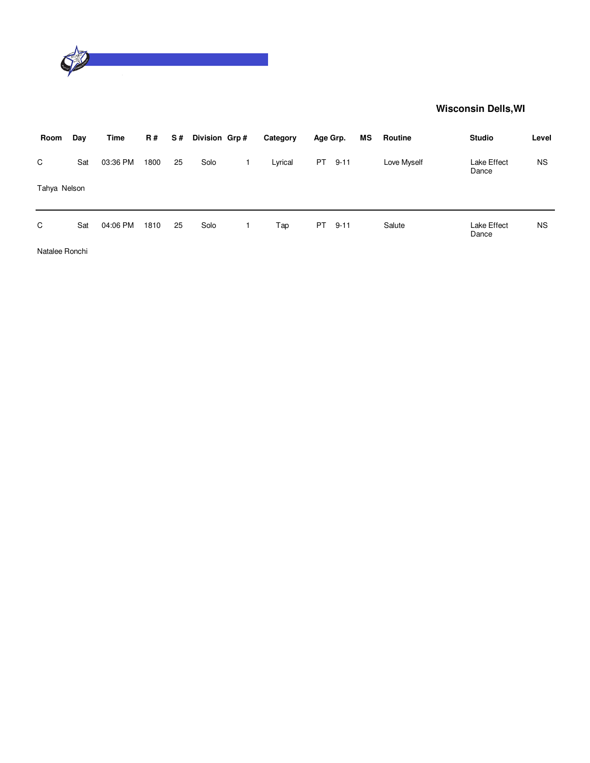**Wisconsin Dells,WI**

| Room | Day | Time | R # | S # | Division | Grp # | Category | Age Grp. | | MS | Routine | Studio | Level |
|---|---|---|---|---|---|---|---|---|---|---|---|---|---|
| C | Sat | 03:36 PM | 1800 | 25 | Solo | 1 | Lyrical | PT | 9-11 | | Love Myself | Lake Effect Dance | NS |
| Tahya Nelson | | | | | | | | | | | | | |
| C | Sat | 04:06 PM | 1810 | 25 | Solo | 1 | Tap | PT | 9-11 | | Salute | Lake Effect Dance | NS |
| Natalee Ronchi | | | | | | | | | | | | | |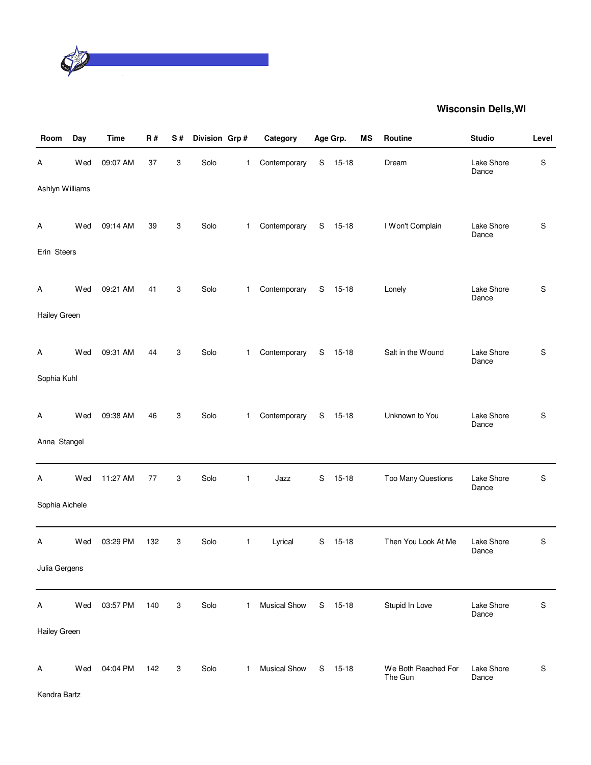**Wisconsin Dells,WI**

| Room | Day | Time | R # | S # | Division | Grp # | Category | Age Grp. | | MS | Routine | Studio | Level |
|---|---|---|---|---|---|---|---|---|---|---|---|---|---|
| A | Wed | 09:07 AM | 37 | 3 | Solo | 1 | Contemporary | S | 15-18 | | Dream | Lake Shore Dance | S |
| Ashlyn Williams | | | | | | | | | | | | | |
| A | Wed | 09:14 AM | 39 | 3 | Solo | 1 | Contemporary | S | 15-18 | | I Won't Complain | Lake Shore Dance | S |
| Erin Steers | | | | | | | | | | | | | |
| A | Wed | 09:21 AM | 41 | 3 | Solo | 1 | Contemporary | S | 15-18 | | Lonely | Lake Shore Dance | S |
| Hailey Green | | | | | | | | | | | | | |
| A | Wed | 09:31 AM | 44 | 3 | Solo | 1 | Contemporary | S | 15-18 | | Salt in the Wound | Lake Shore Dance | S |
| Sophia Kuhl | | | | | | | | | | | | | |
| A | Wed | 09:38 AM | 46 | 3 | Solo | 1 | Contemporary | S | 15-18 | | Unknown to You | Lake Shore Dance | S |
| Anna Stangel | | | | | | | | | | | | | |
| A | Wed | 11:27 AM | 77 | 3 | Solo | 1 | Jazz | S | 15-18 | | Too Many Questions | Lake Shore Dance | S |
| Sophia Aichele | | | | | | | | | | | | | |
| A | Wed | 03:29 PM | 132 | 3 | Solo | 1 | Lyrical | S | 15-18 | | Then You Look At Me | Lake Shore Dance | S |
| Julia Gergens | | | | | | | | | | | | | |
| A | Wed | 03:57 PM | 140 | 3 | Solo | 1 | Musical Show | S | 15-18 | | Stupid In Love | Lake Shore Dance | S |
| Hailey Green | | | | | | | | | | | | | |
| A | Wed | 04:04 PM | 142 | 3 | Solo | 1 | Musical Show | S | 15-18 | | We Both Reached For The Gun | Lake Shore Dance | S |
| Kendra Bartz | | | | | | | | | | | | | |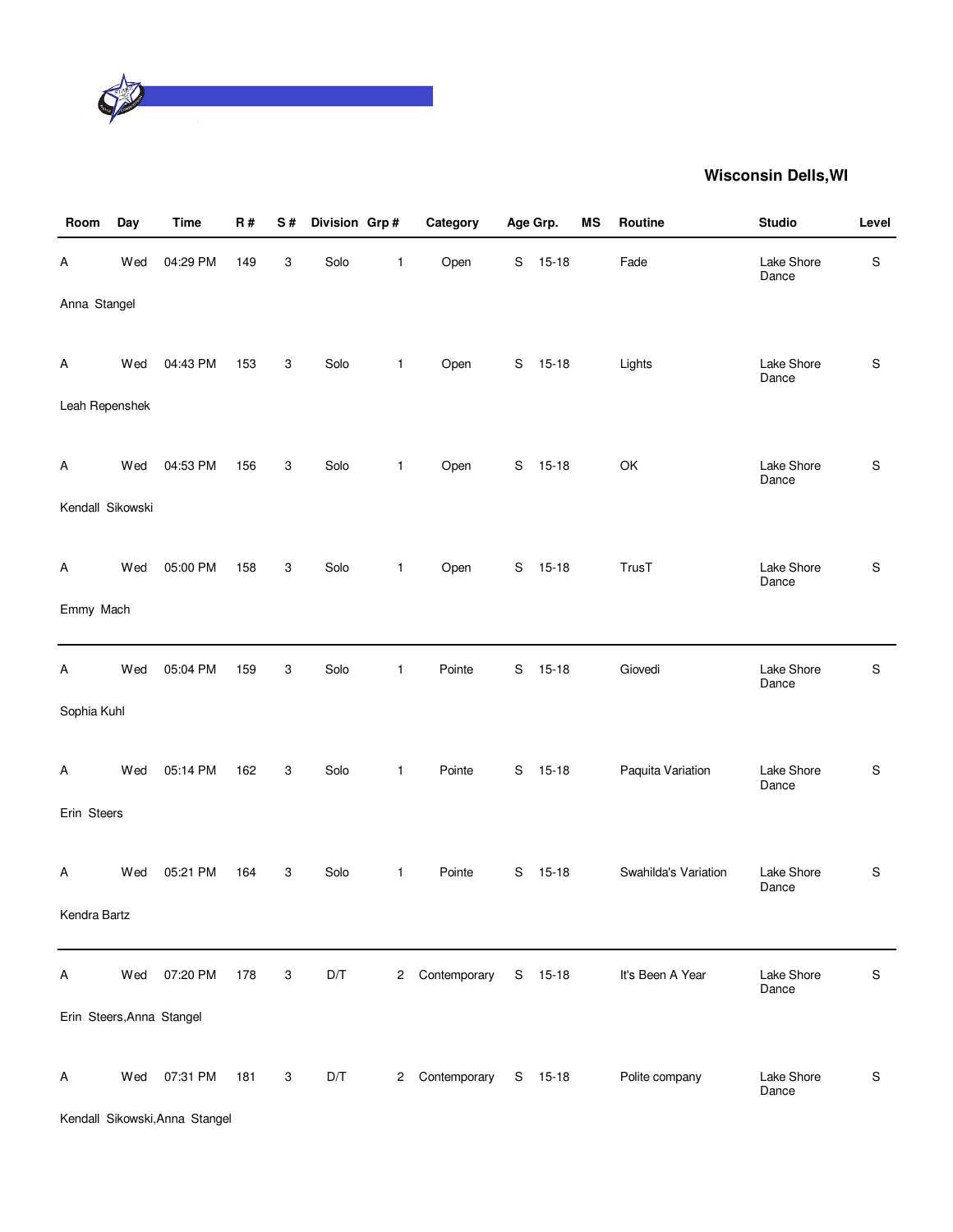**Wisconsin Dells,WI**

| Room | Day | Time | R # | S # | Division | Grp # | Category | Age Grp. | | MS | Routine | Studio | Level |
|---|---|---|---|---|---|---|---|---|---|---|---|---|---|
| A | Wed | 04:29 PM | 149 | 3 | Solo | 1 | Open | S | 15-18 | | Fade | Lake Shore Dance | S |
| Anna Stangel | | | | | | | | | | | | | |
| A | Wed | 04:43 PM | 153 | 3 | Solo | 1 | Open | S | 15-18 | | Lights | Lake Shore Dance | S |
| Leah Repenshek | | | | | | | | | | | | | |
| A | Wed | 04:53 PM | 156 | 3 | Solo | 1 | Open | S | 15-18 | | OK | Lake Shore Dance | S |
| Kendall Sikowski | | | | | | | | | | | | | |
| A | Wed | 05:00 PM | 158 | 3 | Solo | 1 | Open | S | 15-18 | | TrusT | Lake Shore Dance | S |
| Emmy Mach | | | | | | | | | | | | | |
| A | Wed | 05:04 PM | 159 | 3 | Solo | 1 | Pointe | S | 15-18 | | Giovedi | Lake Shore Dance | S |
| Sophia Kuhl | | | | | | | | | | | | | |
| A | Wed | 05:14 PM | 162 | 3 | Solo | 1 | Pointe | S | 15-18 | | Paquita Variation | Lake Shore Dance | S |
| Erin Steers | | | | | | | | | | | | | |
| A | Wed | 05:21 PM | 164 | 3 | Solo | 1 | Pointe | S | 15-18 | | Swahilda's Variation | Lake Shore Dance | S |
| Kendra Bartz | | | | | | | | | | | | | |
| A | Wed | 07:20 PM | 178 | 3 | D/T | 2 | Contemporary | S | 15-18 | | It's Been A Year | Lake Shore Dance | S |
| Erin Steers,Anna Stangel | | | | | | | | | | | | | |
| A | Wed | 07:31 PM | 181 | 3 | D/T | 2 | Contemporary | S | 15-18 | | Polite company | Lake Shore Dance | S |
| Kendall Sikowski,Anna Stangel | | | | | | | | | | | | | |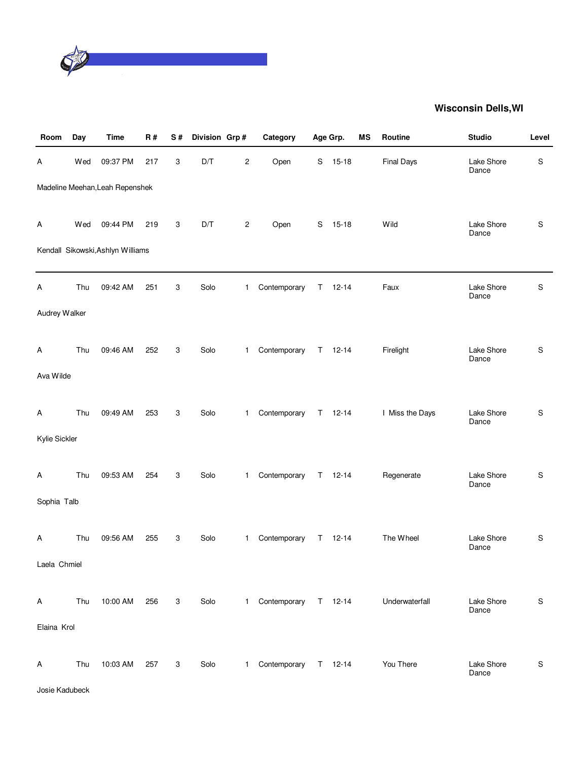## Wisconsin Dells,WI

| Room | Day | Time | R # | S # | Division | Grp # | Category | Age Grp. | | MS | Routine | Studio | Level |
|---|---|---|---|---|---|---|---|---|---|---|---|---|---|
| A | Wed | 09:37 PM | 217 | 3 | D/T | 2 | Open | S | 15-18 | | Final Days | Lake Shore Dance | S |
| Madeline Meehan,Leah Repenshek | | | | | | | | | | | | | |
| A | Wed | 09:44 PM | 219 | 3 | D/T | 2 | Open | S | 15-18 | | Wild | Lake Shore Dance | S |
| Kendall Sikowski,Ashlyn Williams | | | | | | | | | | | | | |
| A | Thu | 09:42 AM | 251 | 3 | Solo | 1 | Contemporary | T | 12-14 | | Faux | Lake Shore Dance | S |
| Audrey Walker | | | | | | | | | | | | | |
| A | Thu | 09:46 AM | 252 | 3 | Solo | 1 | Contemporary | T | 12-14 | | Firelight | Lake Shore Dance | S |
| Ava Wilde | | | | | | | | | | | | | |
| A | Thu | 09:49 AM | 253 | 3 | Solo | 1 | Contemporary | T | 12-14 | | I Miss the Days | Lake Shore Dance | S |
| Kylie Sickler | | | | | | | | | | | | | |
| A | Thu | 09:53 AM | 254 | 3 | Solo | 1 | Contemporary | T | 12-14 | | Regenerate | Lake Shore Dance | S |
| Sophia Talb | | | | | | | | | | | | | |
| A | Thu | 09:56 AM | 255 | 3 | Solo | 1 | Contemporary | T | 12-14 | | The Wheel | Lake Shore Dance | S |
| Laela Chmiel | | | | | | | | | | | | | |
| A | Thu | 10:00 AM | 256 | 3 | Solo | 1 | Contemporary | T | 12-14 | | Underwaterfall | Lake Shore Dance | S |
| Elaina Krol | | | | | | | | | | | | | |
| A | Thu | 10:03 AM | 257 | 3 | Solo | 1 | Contemporary | T | 12-14 | | You There | Lake Shore Dance | S |
| Josie Kadubeck | | | | | | | | | | | | | |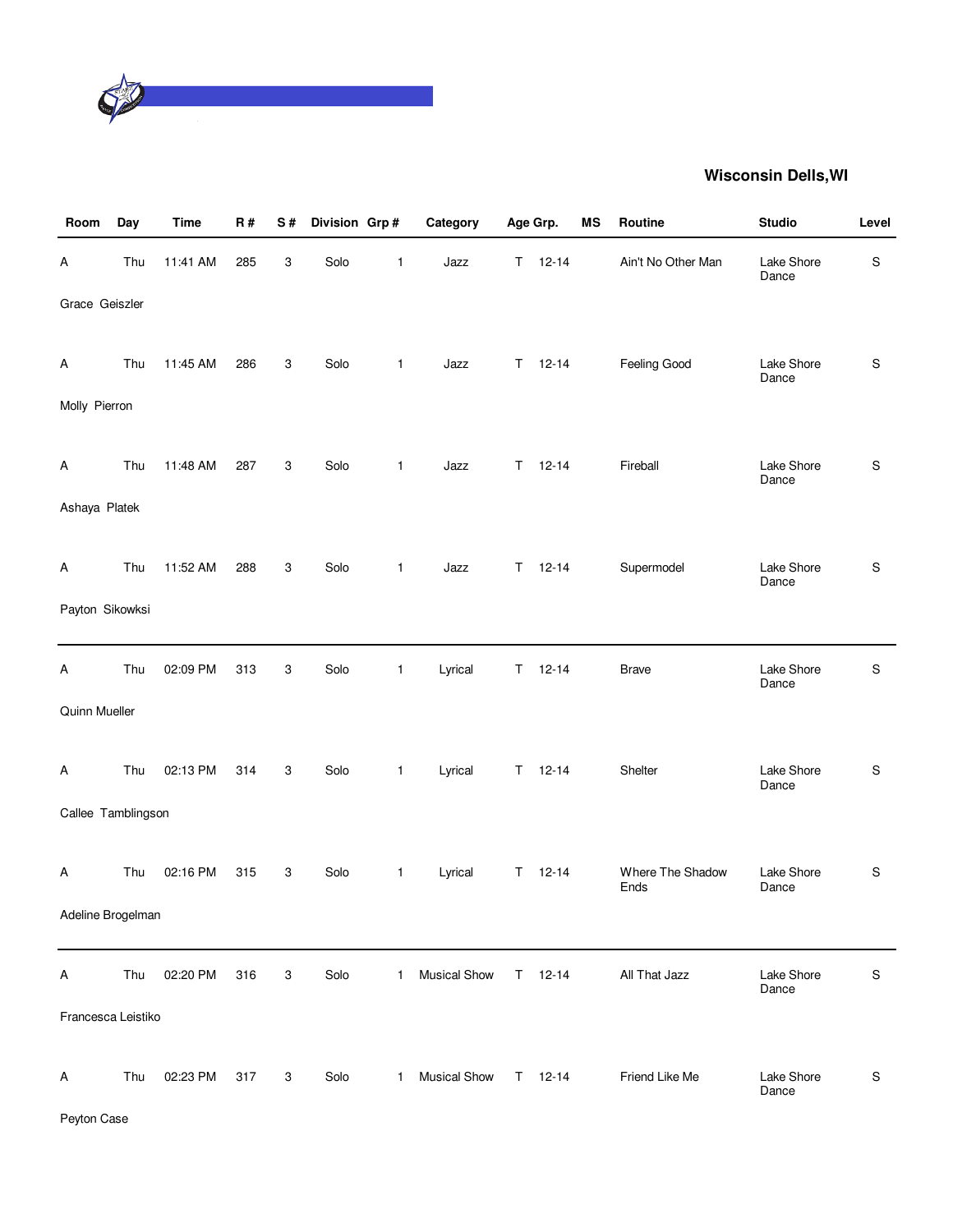**Wisconsin Dells,WI**

| Room | Day | Time | R # | S # | Division | Grp # | Category | Age Grp. | | MS | Routine | Studio | Level |
|---|---|---|---|---|---|---|---|---|---|---|---|---|---|
| A | Thu | 11:41 AM | 285 | 3 | Solo | 1 | Jazz | T | 12-14 | | Ain't No Other Man | Lake Shore Dance | S |
| Grace Geiszler | | | | | | | | | | | | | |
| A | Thu | 11:45 AM | 286 | 3 | Solo | 1 | Jazz | T | 12-14 | | Feeling Good | Lake Shore Dance | S |
| Molly Pierron | | | | | | | | | | | | | |
| A | Thu | 11:48 AM | 287 | 3 | Solo | 1 | Jazz | T | 12-14 | | Fireball | Lake Shore Dance | S |
| Ashaya Platek | | | | | | | | | | | | | |
| A | Thu | 11:52 AM | 288 | 3 | Solo | 1 | Jazz | T | 12-14 | | Supermodel | Lake Shore Dance | S |
| Payton Sikowksi | | | | | | | | | | | | | |
| A | Thu | 02:09 PM | 313 | 3 | Solo | 1 | Lyrical | T | 12-14 | | Brave | Lake Shore Dance | S |
| Quinn Mueller | | | | | | | | | | | | | |
| A | Thu | 02:13 PM | 314 | 3 | Solo | 1 | Lyrical | T | 12-14 | | Shelter | Lake Shore Dance | S |
| Callee Tamblingson | | | | | | | | | | | | | |
| A | Thu | 02:16 PM | 315 | 3 | Solo | 1 | Lyrical | T | 12-14 | | Where The Shadow Ends | Lake Shore Dance | S |
| Adeline Brogelman | | | | | | | | | | | | | |
| A | Thu | 02:20 PM | 316 | 3 | Solo | 1 | Musical Show | T | 12-14 | | All That Jazz | Lake Shore Dance | S |
| Francesca Leistiko | | | | | | | | | | | | | |
| A | Thu | 02:23 PM | 317 | 3 | Solo | 1 | Musical Show | T | 12-14 | | Friend Like Me | Lake Shore Dance | S |
| Peyton Case | | | | | | | | | | | | | |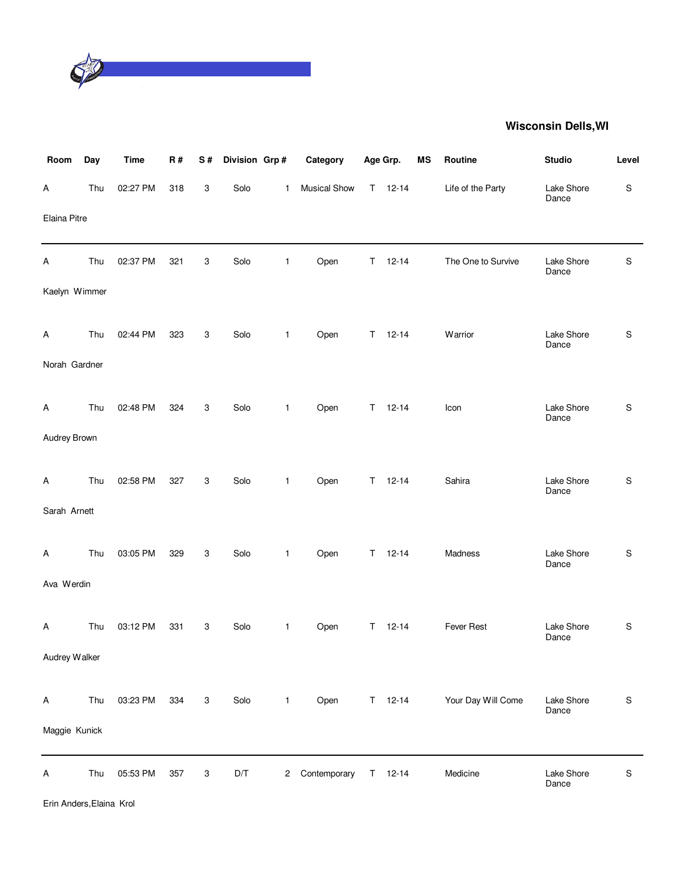**Wisconsin Dells,WI**

| Room | Day | Time | R # | S # | Division | Grp # | Category | Age Grp. | | MS | Routine | Studio | Level |
|---|---|---|---|---|---|---|---|---|---|---|---|---|---|
| A | Thu | 02:27 PM | 318 | 3 | Solo | 1 | Musical Show | T | 12-14 | | Life of the Party | Lake Shore Dance | S |
| Elaina Pitre | | | | | | | | | | | | | |
| A | Thu | 02:37 PM | 321 | 3 | Solo | 1 | Open | T | 12-14 | | The One to Survive | Lake Shore Dance | S |
| Kaelyn Wimmer | | | | | | | | | | | | | |
| A | Thu | 02:44 PM | 323 | 3 | Solo | 1 | Open | T | 12-14 | | Warrior | Lake Shore Dance | S |
| Norah Gardner | | | | | | | | | | | | | |
| A | Thu | 02:48 PM | 324 | 3 | Solo | 1 | Open | T | 12-14 | | Icon | Lake Shore Dance | S |
| Audrey Brown | | | | | | | | | | | | | |
| A | Thu | 02:58 PM | 327 | 3 | Solo | 1 | Open | T | 12-14 | | Sahira | Lake Shore Dance | S |
| Sarah Arnett | | | | | | | | | | | | | |
| A | Thu | 03:05 PM | 329 | 3 | Solo | 1 | Open | T | 12-14 | | Madness | Lake Shore Dance | S |
| Ava Werdin | | | | | | | | | | | | | |
| A | Thu | 03:12 PM | 331 | 3 | Solo | 1 | Open | T | 12-14 | | Fever Rest | Lake Shore Dance | S |
| Audrey Walker | | | | | | | | | | | | | |
| A | Thu | 03:23 PM | 334 | 3 | Solo | 1 | Open | T | 12-14 | | Your Day Will Come | Lake Shore Dance | S |
| Maggie Kunick | | | | | | | | | | | | | |
| A | Thu | 05:53 PM | 357 | 3 | D/T | 2 | Contemporary | T | 12-14 | | Medicine | Lake Shore Dance | S |
| Erin Anders,Elaina Krol | | | | | | | | | | | | | |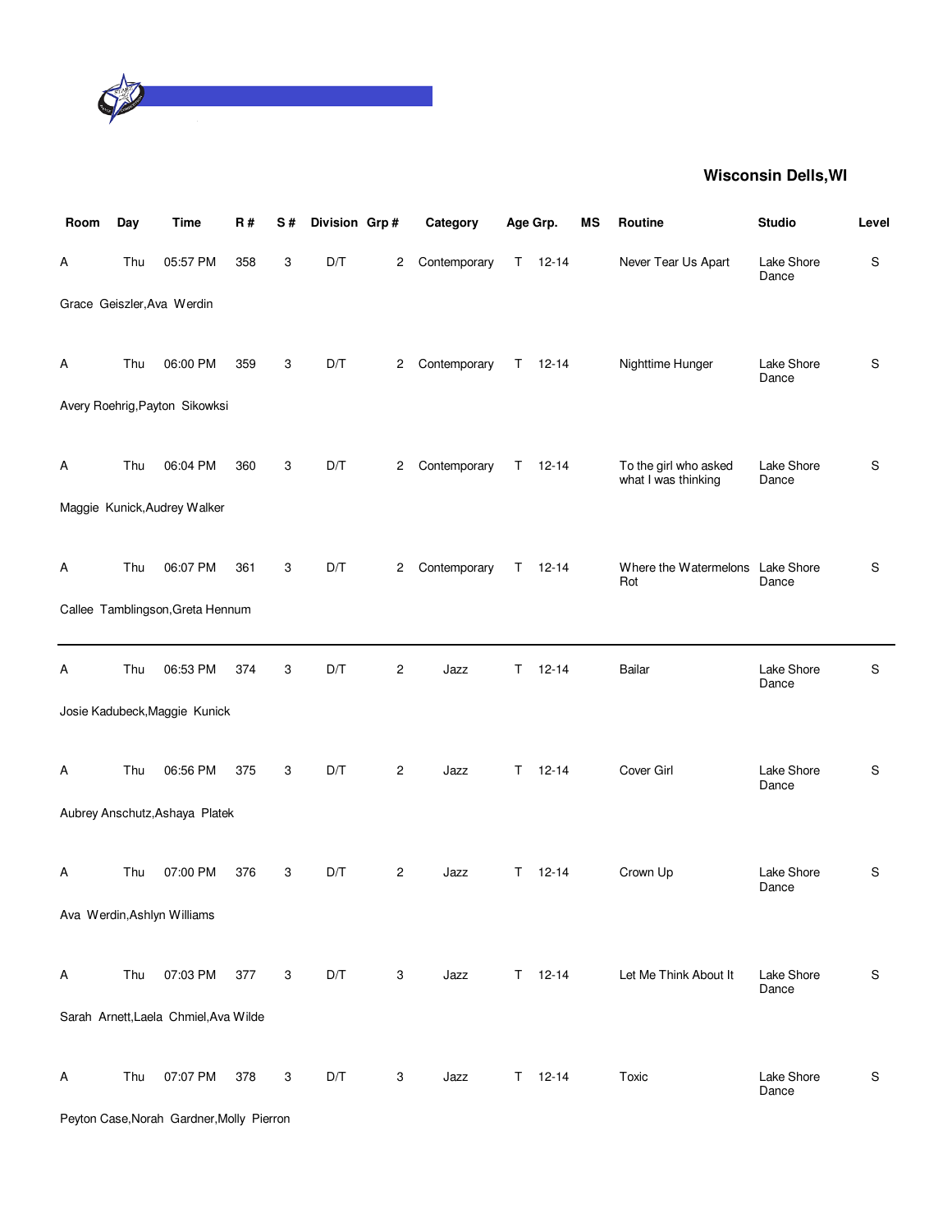## Wisconsin Dells,WI

| Room | Day | Time | R # | S # | Division | Grp # | Category | Age Grp. | | MS | Routine | Studio | Level |
|---|---|---|---|---|---|---|---|---|---|---|---|---|---|
| A | Thu | 05:57 PM | 358 | 3 | D/T | 2 | Contemporary | T | 12-14 | | Never Tear Us Apart | Lake Shore Dance | S |
| Grace Geiszler,Ava Werdin | | | | | | | | | | | | | |
| A | Thu | 06:00 PM | 359 | 3 | D/T | 2 | Contemporary | T | 12-14 | | Nighttime Hunger | Lake Shore Dance | S |
| Avery Roehrig,Payton Sikowksi | | | | | | | | | | | | | |
| A | Thu | 06:04 PM | 360 | 3 | D/T | 2 | Contemporary | T | 12-14 | | To the girl who asked what I was thinking | Lake Shore Dance | S |
| Maggie Kunick,Audrey Walker | | | | | | | | | | | | | |
| A | Thu | 06:07 PM | 361 | 3 | D/T | 2 | Contemporary | T | 12-14 | | Where the Watermelons Rot | Lake Shore Dance | S |
| Callee Tamblingson,Greta Hennum | | | | | | | | | | | | | |
| A | Thu | 06:53 PM | 374 | 3 | D/T | 2 | Jazz | T | 12-14 | | Bailar | Lake Shore Dance | S |
| Josie Kadubeck,Maggie Kunick | | | | | | | | | | | | | |
| A | Thu | 06:56 PM | 375 | 3 | D/T | 2 | Jazz | T | 12-14 | | Cover Girl | Lake Shore Dance | S |
| Aubrey Anschutz,Ashaya Platek | | | | | | | | | | | | | |
| A | Thu | 07:00 PM | 376 | 3 | D/T | 2 | Jazz | T | 12-14 | | Crown Up | Lake Shore Dance | S |
| Ava Werdin,Ashlyn Williams | | | | | | | | | | | | | |
| A | Thu | 07:03 PM | 377 | 3 | D/T | 3 | Jazz | T | 12-14 | | Let Me Think About It | Lake Shore Dance | S |
| Sarah Arnett,Laela Chmiel,Ava Wilde | | | | | | | | | | | | | |
| A | Thu | 07:07 PM | 378 | 3 | D/T | 3 | Jazz | T | 12-14 | | Toxic | Lake Shore Dance | S |
| Peyton Case,Norah Gardner,Molly Pierron | | | | | | | | | | | | | |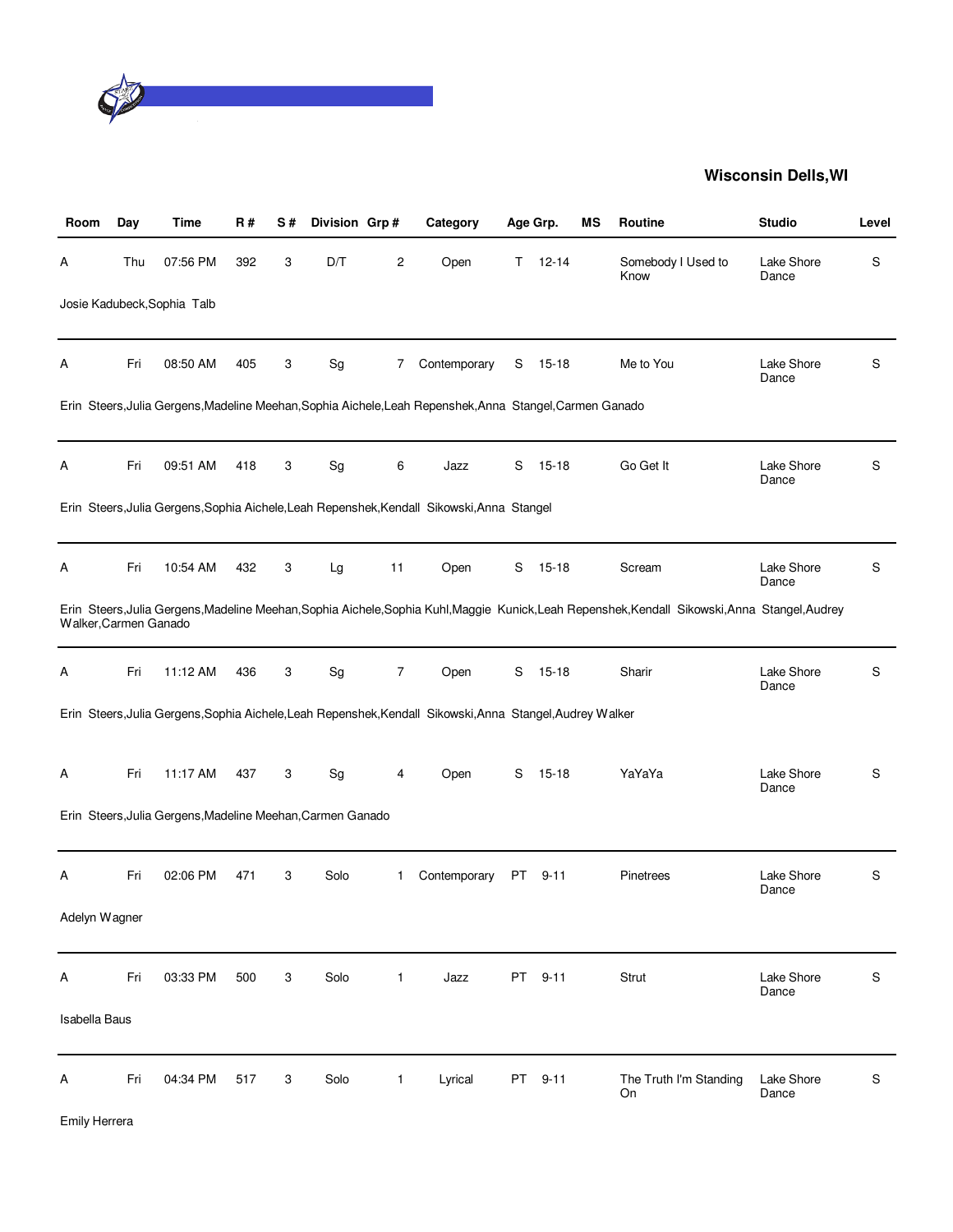## Wisconsin Dells,WI

| Room | Day | Time | R # | S # | Division | Grp # | Category | Age Grp. | | MS | Routine | Studio | Level |
|---|---|---|---|---|---|---|---|---|---|---|---|---|---|
| A | Thu | 07:56 PM | 392 | 3 | D/T | 2 | Open | T | 12-14 | | Somebody I Used to Know | Lake Shore Dance | S |
| Josie Kadubeck,Sophia Talb | | | | | | | | | | | | | |
| A | Fri | 08:50 AM | 405 | 3 | Sg | 7 | Contemporary | S | 15-18 | | Me to You | Lake Shore Dance | S |
| Erin Steers,Julia Gergens,Madeline Meehan,Sophia Aichele,Leah Repenshek,Anna Stangel,Carmen Ganado | | | | | | | | | | | | | |
| A | Fri | 09:51 AM | 418 | 3 | Sg | 6 | Jazz | S | 15-18 | | Go Get It | Lake Shore Dance | S |
| Erin Steers,Julia Gergens,Sophia Aichele,Leah Repenshek,Kendall Sikowski,Anna Stangel | | | | | | | | | | | | | |
| A | Fri | 10:54 AM | 432 | 3 | Lg | 11 | Open | S | 15-18 | | Scream | Lake Shore Dance | S |
| Erin Steers,Julia Gergens,Madeline Meehan,Sophia Aichele,Sophia Kuhl,Maggie Kunick,Leah Repenshek,Kendall Sikowski,Anna Stangel,Audrey Walker,Carmen Ganado | | | | | | | | | | | | | |
| A | Fri | 11:12 AM | 436 | 3 | Sg | 7 | Open | S | 15-18 | | Sharir | Lake Shore Dance | S |
| Erin Steers,Julia Gergens,Sophia Aichele,Leah Repenshek,Kendall Sikowski,Anna Stangel,Audrey Walker | | | | | | | | | | | | | |
| A | Fri | 11:17 AM | 437 | 3 | Sg | 4 | Open | S | 15-18 | | YaYaYa | Lake Shore Dance | S |
| Erin Steers,Julia Gergens,Madeline Meehan,Carmen Ganado | | | | | | | | | | | | | |
| A | Fri | 02:06 PM | 471 | 3 | Solo | 1 | Contemporary | PT | 9-11 | | Pinetrees | Lake Shore Dance | S |
| Adelyn Wagner | | | | | | | | | | | | | |
| A | Fri | 03:33 PM | 500 | 3 | Solo | 1 | Jazz | PT | 9-11 | | Strut | Lake Shore Dance | S |
| Isabella Baus | | | | | | | | | | | | | |
| A | Fri | 04:34 PM | 517 | 3 | Solo | 1 | Lyrical | PT | 9-11 | | The Truth I'm Standing On | Lake Shore Dance | S |
| Emily Herrera | | | | | | | | | | | | | |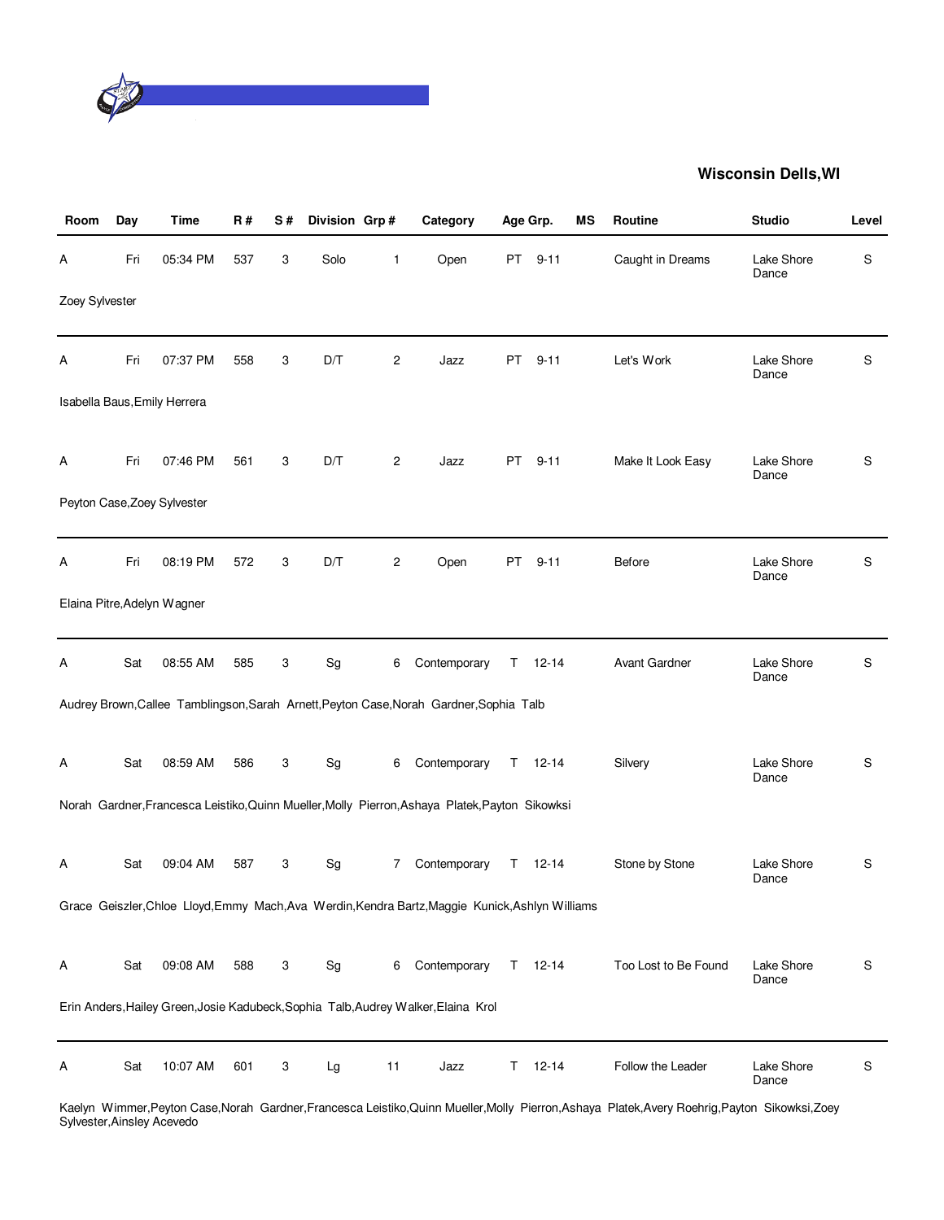**Wisconsin Dells,WI**

| Room | Day | Time | R # | S # | Division | Grp # | Category | Age Grp. | | MS | Routine | Studio | Level |
|---|---|---|---|---|---|---|---|---|---|---|---|---|---|
| A | Fri | 05:34 PM | 537 | 3 | Solo | 1 | Open | PT | 9-11 | | Caught in Dreams | Lake Shore Dance | S |
| Zoey Sylvester | | | | | | | | | | | | | |
| A | Fri | 07:37 PM | 558 | 3 | D/T | 2 | Jazz | PT | 9-11 | | Let's Work | Lake Shore Dance | S |
| Isabella Baus,Emily Herrera | | | | | | | | | | | | | |
| A | Fri | 07:46 PM | 561 | 3 | D/T | 2 | Jazz | PT | 9-11 | | Make It Look Easy | Lake Shore Dance | S |
| Peyton Case,Zoey Sylvester | | | | | | | | | | | | | |
| A | Fri | 08:19 PM | 572 | 3 | D/T | 2 | Open | PT | 9-11 | | Before | Lake Shore Dance | S |
| Elaina Pitre,Adelyn Wagner | | | | | | | | | | | | | |
| A | Sat | 08:55 AM | 585 | 3 | Sg | 6 | Contemporary | T | 12-14 | | Avant Gardner | Lake Shore Dance | S |
| Audrey Brown,Callee Tamblingson,Sarah Arnett,Peyton Case,Norah Gardner,Sophia Talb | | | | | | | | | | | | | |
| A | Sat | 08:59 AM | 586 | 3 | Sg | 6 | Contemporary | T | 12-14 | | Silvery | Lake Shore Dance | S |
| Norah Gardner,Francesca Leistiko,Quinn Mueller,Molly Pierron,Ashaya Platek,Payton Sikowksi | | | | | | | | | | | | | |
| A | Sat | 09:04 AM | 587 | 3 | Sg | 7 | Contemporary | T | 12-14 | | Stone by Stone | Lake Shore Dance | S |
| Grace Geiszler,Chloe Lloyd,Emmy Mach,Ava Werdin,Kendra Bartz,Maggie Kunick,Ashlyn Williams | | | | | | | | | | | | | |
| A | Sat | 09:08 AM | 588 | 3 | Sg | 6 | Contemporary | T | 12-14 | | Too Lost to Be Found | Lake Shore Dance | S |
| Erin Anders,Hailey Green,Josie Kadubeck,Sophia Talb,Audrey Walker,Elaina Krol | | | | | | | | | | | | | |
| A | Sat | 10:07 AM | 601 | 3 | Lg | 11 | Jazz | T | 12-14 | | Follow the Leader | Lake Shore Dance | S |
| Kaelyn Wimmer,Peyton Case,Norah Gardner,Francesca Leistiko,Quinn Mueller,Molly Pierron,Ashaya Platek,Avery Roehrig,Payton Sikowksi,Zoey Sylvester,Ainsley Acevedo | | | | | | | | | | | | | |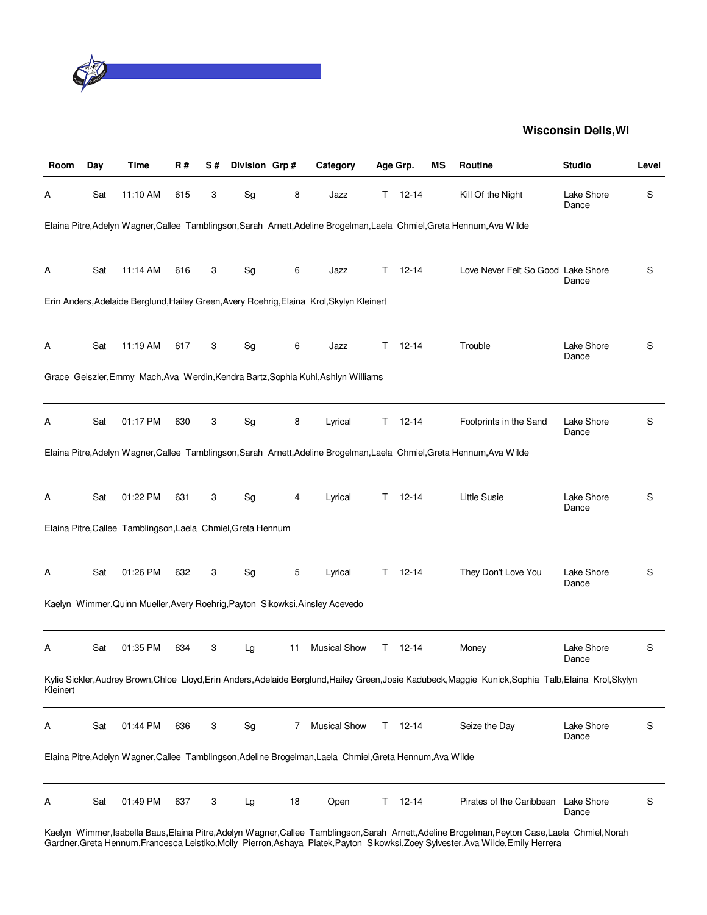**Wisconsin Dells,WI**

| Room | Day | Time | R # | S # | Division | Grp # | Category | Age Grp. | MS | Routine | Studio | Level |
|---|---|---|---|---|---|---|---|---|---|---|---|---|
| A | Sat | 11:10 AM | 615 | 3 | Sg | 8 | Jazz | T 12-14 | | Kill Of the Night | Lake Shore Dance | S |
| Elaina Pitre,Adelyn Wagner,Callee Tamblingson,Sarah Arnett,Adeline Brogelman,Laela Chmiel,Greta Hennum,Ava Wilde | | | | | | | | | | | | |
| A | Sat | 11:14 AM | 616 | 3 | Sg | 6 | Jazz | T 12-14 | | Love Never Felt So Good | Lake Shore Dance | S |
| Erin Anders,Adelaide Berglund,Hailey Green,Avery Roehrig,Elaina Krol,Skylyn Kleinert | | | | | | | | | | | | |
| A | Sat | 11:19 AM | 617 | 3 | Sg | 6 | Jazz | T 12-14 | | Trouble | Lake Shore Dance | S |
| Grace Geiszler,Emmy Mach,Ava Werdin,Kendra Bartz,Sophia Kuhl,Ashlyn Williams | | | | | | | | | | | | |
| A | Sat | 01:17 PM | 630 | 3 | Sg | 8 | Lyrical | T 12-14 | | Footprints in the Sand | Lake Shore Dance | S |
| Elaina Pitre,Adelyn Wagner,Callee Tamblingson,Sarah Arnett,Adeline Brogelman,Laela Chmiel,Greta Hennum,Ava Wilde | | | | | | | | | | | | |
| A | Sat | 01:22 PM | 631 | 3 | Sg | 4 | Lyrical | T 12-14 | | Little Susie | Lake Shore Dance | S |
| Elaina Pitre,Callee Tamblingson,Laela Chmiel,Greta Hennum | | | | | | | | | | | | |
| A | Sat | 01:26 PM | 632 | 3 | Sg | 5 | Lyrical | T 12-14 | | They Don't Love You | Lake Shore Dance | S |
| Kaelyn Wimmer,Quinn Mueller,Avery Roehrig,Payton Sikowksi,Ainsley Acevedo | | | | | | | | | | | | |
| A | Sat | 01:35 PM | 634 | 3 | Lg | 11 | Musical Show | T 12-14 | | Money | Lake Shore Dance | S |
| Kylie Sickler,Audrey Brown,Chloe Lloyd,Erin Anders,Adelaide Berglund,Hailey Green,Josie Kadubeck,Maggie Kunick,Sophia Talb,Elaina Krol,Skylyn Kleinert | | | | | | | | | | | | |
| A | Sat | 01:44 PM | 636 | 3 | Sg | 7 | Musical Show | T 12-14 | | Seize the Day | Lake Shore Dance | S |
| Elaina Pitre,Adelyn Wagner,Callee Tamblingson,Adeline Brogelman,Laela Chmiel,Greta Hennum,Ava Wilde | | | | | | | | | | | | |
| A | Sat | 01:49 PM | 637 | 3 | Lg | 18 | Open | T 12-14 | | Pirates of the Caribbean | Lake Shore Dance | S |
| Kaelyn Wimmer,Isabella Baus,Elaina Pitre,Adelyn Wagner,Callee Tamblingson,Sarah Arnett,Adeline Brogelman,Peyton Case,Laela Chmiel,Norah Gardner,Greta Hennum,Francesca Leistiko,Molly Pierron,Ashaya Platek,Payton Sikowksi,Zoey Sylvester,Ava Wilde,Emily Herrera | | | | | | | | | | | | |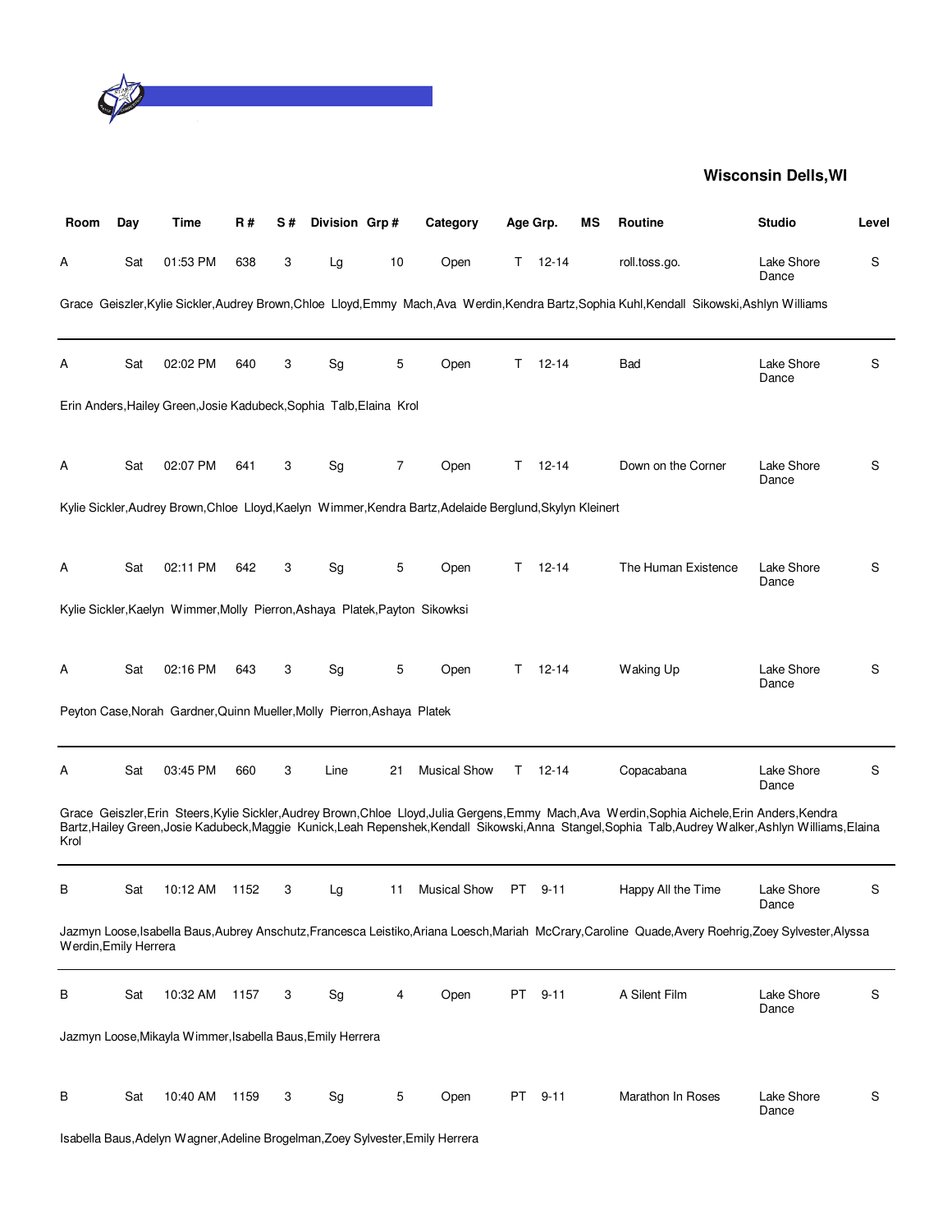## Wisconsin Dells,WI

| Room | Day | Time | R # | S # | Division | Grp # | Category | Age Grp. | MS | Routine | Studio | Level |
|---|---|---|---|---|---|---|---|---|---|---|---|---|
| A | Sat | 01:53 PM | 638 | 3 | Lg | 10 | Open | T 12-14 | | roll.toss.go. | Lake Shore Dance | S |
| Grace Geiszler,Kylie Sickler,Audrey Brown,Chloe Lloyd,Emmy Mach,Ava Werdin,Kendra Bartz,Sophia Kuhl,Kendall Sikowski,Ashlyn Williams | | | | | | | | | | | | |
| A | Sat | 02:02 PM | 640 | 3 | Sg | 5 | Open | T 12-14 | | Bad | Lake Shore Dance | S |
| Erin Anders,Hailey Green,Josie Kadubeck,Sophia Talb,Elaina Krol | | | | | | | | | | | | |
| A | Sat | 02:07 PM | 641 | 3 | Sg | 7 | Open | T 12-14 | | Down on the Corner | Lake Shore Dance | S |
| Kylie Sickler,Audrey Brown,Chloe Lloyd,Kaelyn Wimmer,Kendra Bartz,Adelaide Berglund,Skylyn Kleinert | | | | | | | | | | | | |
| A | Sat | 02:11 PM | 642 | 3 | Sg | 5 | Open | T 12-14 | | The Human Existence | Lake Shore Dance | S |
| Kylie Sickler,Kaelyn Wimmer,Molly Pierron,Ashaya Platek,Payton Sikowksi | | | | | | | | | | | | |
| A | Sat | 02:16 PM | 643 | 3 | Sg | 5 | Open | T 12-14 | | Waking Up | Lake Shore Dance | S |
| Peyton Case,Norah Gardner,Quinn Mueller,Molly Pierron,Ashaya Platek | | | | | | | | | | | | |
| A | Sat | 03:45 PM | 660 | 3 | Line | 21 | Musical Show | T 12-14 | | Copacabana | Lake Shore Dance | S |
| Grace Geiszler,Erin Steers,Kylie Sickler,Audrey Brown,Chloe Lloyd,Julia Gergens,Emmy Mach,Ava Werdin,Sophia Aichele,Erin Anders,Kendra Bartz,Hailey Green,Josie Kadubeck,Maggie Kunick,Leah Repenshek,Kendall Sikowski,Anna Stangel,Sophia Talb,Audrey Walker,Ashlyn Williams,Elaina Krol | | | | | | | | | | | | |
| B | Sat | 10:12 AM | 1152 | 3 | Lg | 11 | Musical Show | PT 9-11 | | Happy All the Time | Lake Shore Dance | S |
| Jazmyn Loose,Isabella Baus,Aubrey Anschutz,Francesca Leistiko,Ariana Loesch,Mariah McCrary,Caroline Quade,Avery Roehrig,Zoey Sylvester,Alyssa Werdin,Emily Herrera | | | | | | | | | | | | |
| B | Sat | 10:32 AM | 1157 | 3 | Sg | 4 | Open | PT 9-11 | | A Silent Film | Lake Shore Dance | S |
| Jazmyn Loose,Mikayla Wimmer,Isabella Baus,Emily Herrera | | | | | | | | | | | | |
| B | Sat | 10:40 AM | 1159 | 3 | Sg | 5 | Open | PT 9-11 | | Marathon In Roses | Lake Shore Dance | S |
| Isabella Baus,Adelyn Wagner,Adeline Brogelman,Zoey Sylvester,Emily Herrera | | | | | | | | | | | | |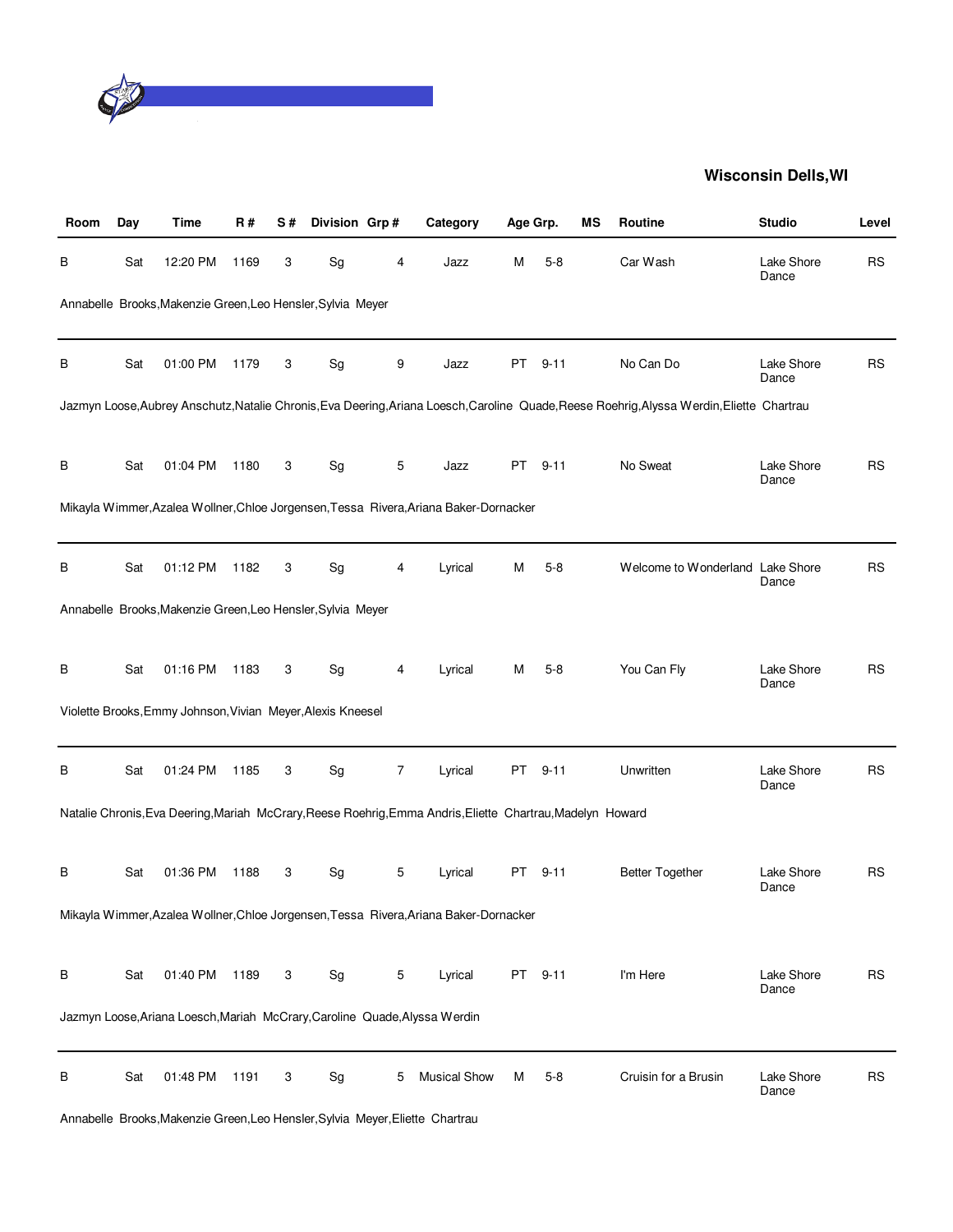**Wisconsin Dells,WI**

| Room | Day | Time | R # | S # | Division | Grp # | Category | Age Grp. | | MS | Routine | Studio | Level |
|---|---|---|---|---|---|---|---|---|---|---|---|---|---|
| B | Sat | 12:20 PM | 1169 | 3 | Sg | 4 | Jazz | M | 5-8 | | Car Wash | Lake Shore Dance | RS |
| Annabelle Brooks,Makenzie Green,Leo Hensler,Sylvia Meyer | | | | | | | | | | | | | |
| B | Sat | 01:00 PM | 1179 | 3 | Sg | 9 | Jazz | PT | 9-11 | | No Can Do | Lake Shore Dance | RS |
| Jazmyn Loose,Aubrey Anschutz,Natalie Chronis,Eva Deering,Ariana Loesch,Caroline Quade,Reese Roehrig,Alyssa Werdin,Eliette Chartrau | | | | | | | | | | | | | |
| B | Sat | 01:04 PM | 1180 | 3 | Sg | 5 | Jazz | PT | 9-11 | | No Sweat | Lake Shore Dance | RS |
| Mikayla Wimmer,Azalea Wollner,Chloe Jorgensen,Tessa Rivera,Ariana Baker-Dornacker | | | | | | | | | | | | | |
| B | Sat | 01:12 PM | 1182 | 3 | Sg | 4 | Lyrical | M | 5-8 | | Welcome to Wonderland | Lake Shore Dance | RS |
| Annabelle Brooks,Makenzie Green,Leo Hensler,Sylvia Meyer | | | | | | | | | | | | | |
| B | Sat | 01:16 PM | 1183 | 3 | Sg | 4 | Lyrical | M | 5-8 | | You Can Fly | Lake Shore Dance | RS |
| Violette Brooks,Emmy Johnson,Vivian Meyer,Alexis Kneesel | | | | | | | | | | | | | |
| B | Sat | 01:24 PM | 1185 | 3 | Sg | 7 | Lyrical | PT | 9-11 | | Unwritten | Lake Shore Dance | RS |
| Natalie Chronis,Eva Deering,Mariah McCrary,Reese Roehrig,Emma Andris,Eliette Chartrau,Madelyn Howard | | | | | | | | | | | | | |
| B | Sat | 01:36 PM | 1188 | 3 | Sg | 5 | Lyrical | PT | 9-11 | | Better Together | Lake Shore Dance | RS |
| Mikayla Wimmer,Azalea Wollner,Chloe Jorgensen,Tessa Rivera,Ariana Baker-Dornacker | | | | | | | | | | | | | |
| B | Sat | 01:40 PM | 1189 | 3 | Sg | 5 | Lyrical | PT | 9-11 | | I'm Here | Lake Shore Dance | RS |
| Jazmyn Loose,Ariana Loesch,Mariah McCrary,Caroline Quade,Alyssa Werdin | | | | | | | | | | | | | |
| B | Sat | 01:48 PM | 1191 | 3 | Sg | 5 | Musical Show | M | 5-8 | | Cruisin for a Brusin | Lake Shore Dance | RS |
| Annabelle Brooks,Makenzie Green,Leo Hensler,Sylvia Meyer,Eliette Chartrau | | | | | | | | | | | | | |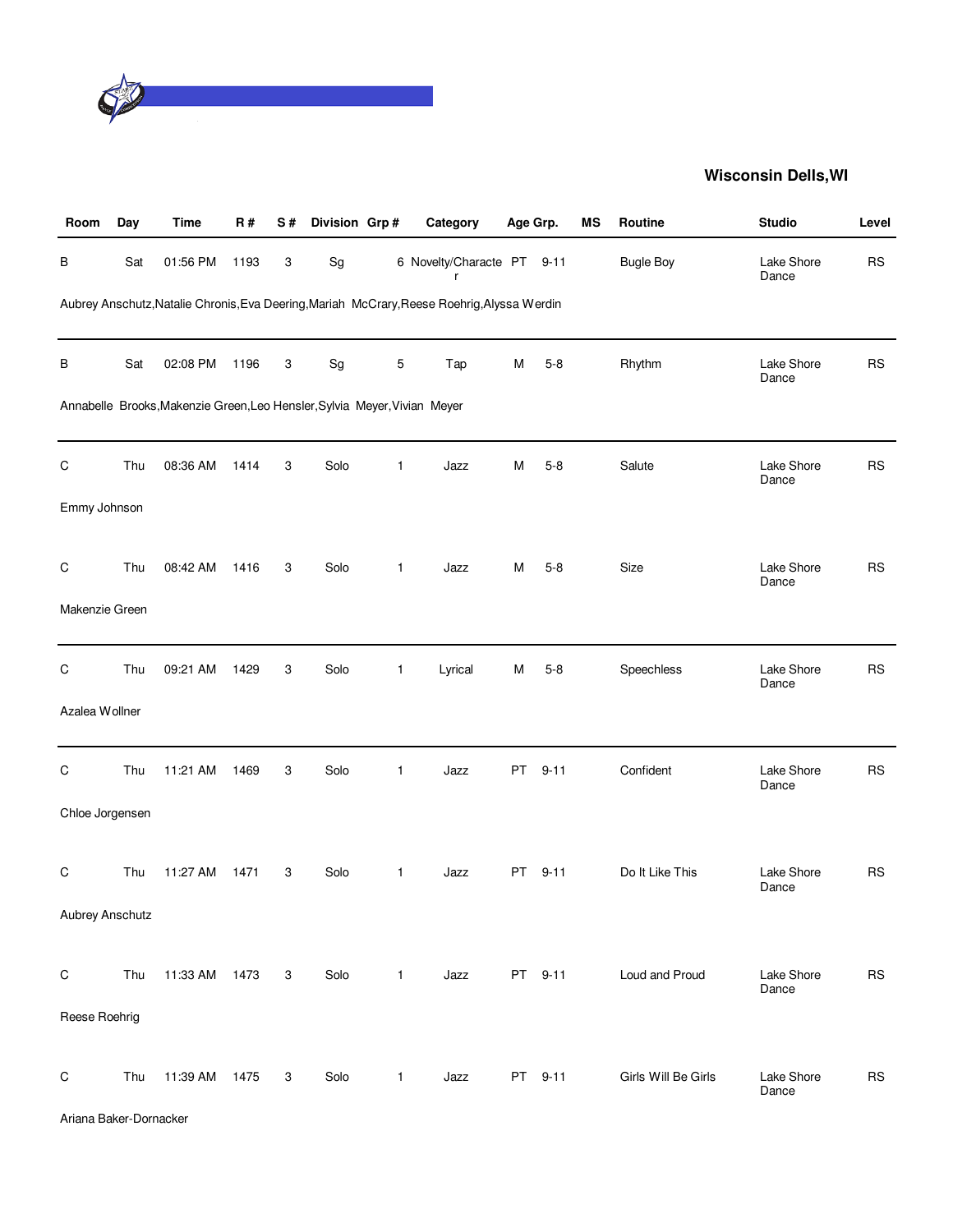**Wisconsin Dells,WI**

| Room | Day | Time | R # | S # | Division | Grp # | Category | Age Grp. | | MS | Routine | Studio | Level |
|---|---|---|---|---|---|---|---|---|---|---|---|---|---|
| B | Sat | 01:56 PM | 1193 | 3 | Sg | 6 | Novelty/Character | PT | 9-11 | | Bugle Boy | Lake Shore Dance | RS |
| Aubrey Anschutz,Natalie Chronis,Eva Deering,Mariah McCrary,Reese Roehrig,Alyssa Werdin | | | | | | | | | | | | | |
| B | Sat | 02:08 PM | 1196 | 3 | Sg | 5 | Tap | M | 5-8 | | Rhythm | Lake Shore Dance | RS |
| Annabelle Brooks,Makenzie Green,Leo Hensler,Sylvia Meyer,Vivian Meyer | | | | | | | | | | | | | |
| C | Thu | 08:36 AM | 1414 | 3 | Solo | 1 | Jazz | M | 5-8 | | Salute | Lake Shore Dance | RS |
| Emmy Johnson | | | | | | | | | | | | | |
| C | Thu | 08:42 AM | 1416 | 3 | Solo | 1 | Jazz | M | 5-8 | | Size | Lake Shore Dance | RS |
| Makenzie Green | | | | | | | | | | | | | |
| C | Thu | 09:21 AM | 1429 | 3 | Solo | 1 | Lyrical | M | 5-8 | | Speechless | Lake Shore Dance | RS |
| Azalea Wollner | | | | | | | | | | | | | |
| C | Thu | 11:21 AM | 1469 | 3 | Solo | 1 | Jazz | PT | 9-11 | | Confident | Lake Shore Dance | RS |
| Chloe Jorgensen | | | | | | | | | | | | | |
| C | Thu | 11:27 AM | 1471 | 3 | Solo | 1 | Jazz | PT | 9-11 | | Do It Like This | Lake Shore Dance | RS |
| Aubrey Anschutz | | | | | | | | | | | | | |
| C | Thu | 11:33 AM | 1473 | 3 | Solo | 1 | Jazz | PT | 9-11 | | Loud and Proud | Lake Shore Dance | RS |
| Reese Roehrig | | | | | | | | | | | | | |
| C | Thu | 11:39 AM | 1475 | 3 | Solo | 1 | Jazz | PT | 9-11 | | Girls Will Be Girls | Lake Shore Dance | RS |
| Ariana Baker-Dornacker | | | | | | | | | | | | | |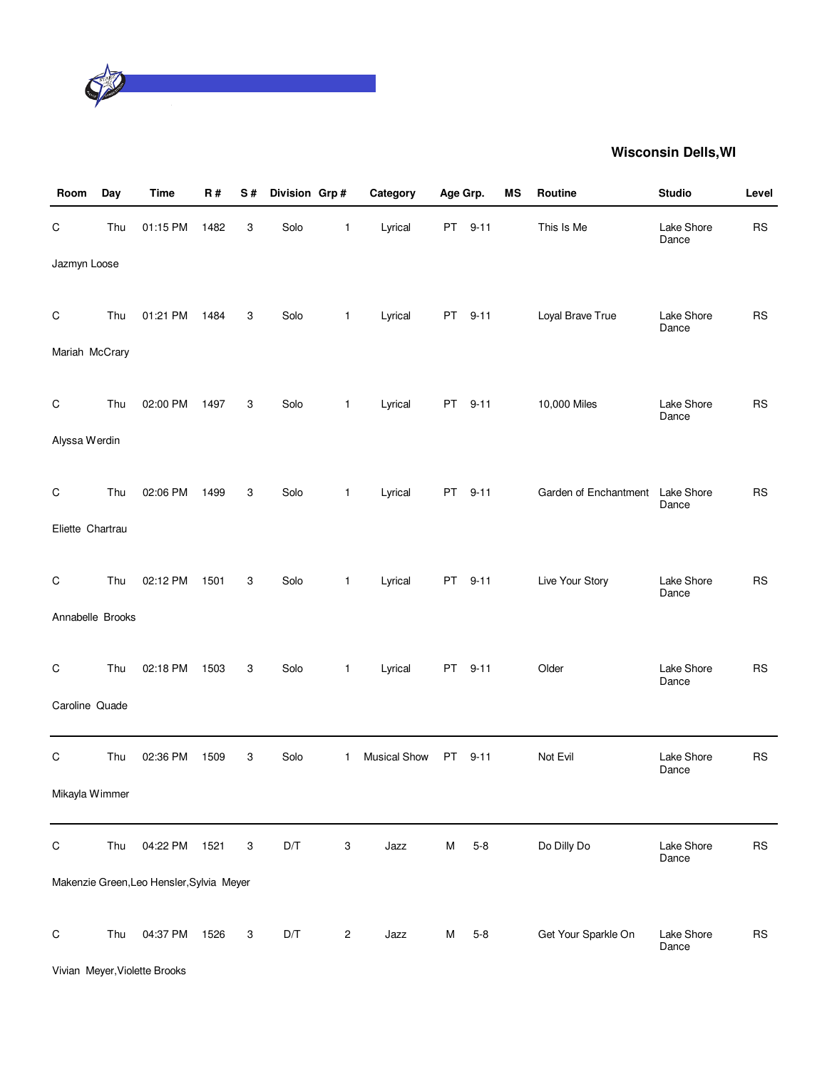**Wisconsin Dells,WI**

| Room | Day | Time | R # | S # | Division | Grp # | Category | Age Grp. | | MS | Routine | Studio | Level |
|---|---|---|---|---|---|---|---|---|---|---|---|---|---|
| C | Thu | 01:15 PM | 1482 | 3 | Solo | 1 | Lyrical | PT | 9-11 | | This Is Me | Lake Shore Dance | RS |
| Jazmyn Loose | | | | | | | | | | | | | |
| C | Thu | 01:21 PM | 1484 | 3 | Solo | 1 | Lyrical | PT | 9-11 | | Loyal Brave True | Lake Shore Dance | RS |
| Mariah McCrary | | | | | | | | | | | | | |
| C | Thu | 02:00 PM | 1497 | 3 | Solo | 1 | Lyrical | PT | 9-11 | | 10,000 Miles | Lake Shore Dance | RS |
| Alyssa Werdin | | | | | | | | | | | | | |
| C | Thu | 02:06 PM | 1499 | 3 | Solo | 1 | Lyrical | PT | 9-11 | | Garden of Enchantment | Lake Shore Dance | RS |
| Eliette Chartrau | | | | | | | | | | | | | |
| C | Thu | 02:12 PM | 1501 | 3 | Solo | 1 | Lyrical | PT | 9-11 | | Live Your Story | Lake Shore Dance | RS |
| Annabelle Brooks | | | | | | | | | | | | | |
| C | Thu | 02:18 PM | 1503 | 3 | Solo | 1 | Lyrical | PT | 9-11 | | Older | Lake Shore Dance | RS |
| Caroline Quade | | | | | | | | | | | | | |
| C | Thu | 02:36 PM | 1509 | 3 | Solo | 1 | Musical Show | PT | 9-11 | | Not Evil | Lake Shore Dance | RS |
| Mikayla Wimmer | | | | | | | | | | | | | |
| C | Thu | 04:22 PM | 1521 | 3 | D/T | 3 | Jazz | M | 5-8 | | Do Dilly Do | Lake Shore Dance | RS |
| Makenzie Green,Leo Hensler,Sylvia Meyer | | | | | | | | | | | | | |
| C | Thu | 04:37 PM | 1526 | 3 | D/T | 2 | Jazz | M | 5-8 | | Get Your Sparkle On | Lake Shore Dance | RS |
| Vivian Meyer,Violette Brooks | | | | | | | | | | | | | |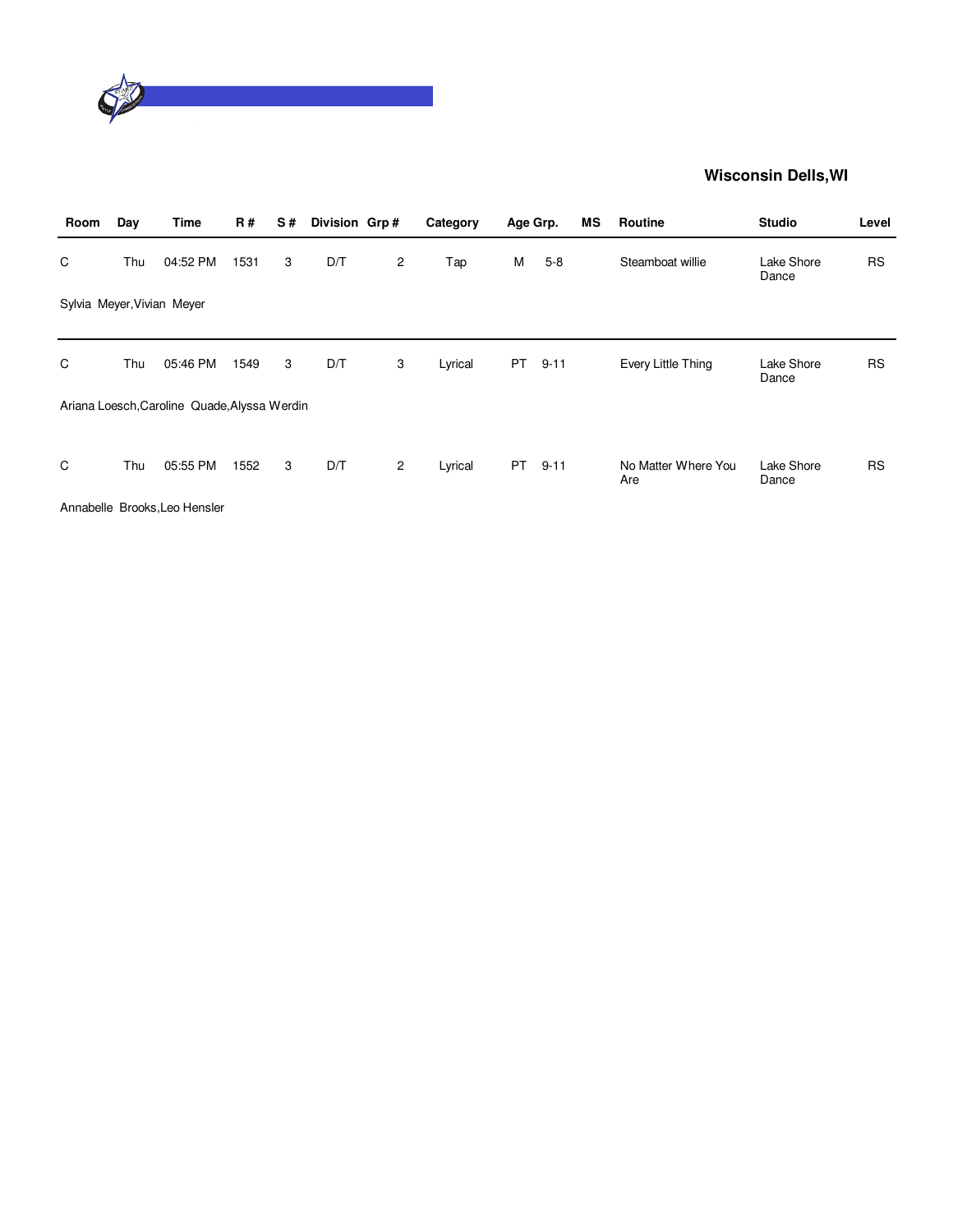**Wisconsin Dells,WI**

| Room | Day | Time | R # | S # | Division | Grp # | Category | Age Grp. | | MS | Routine | Studio | Level |
|---|---|---|---|---|---|---|---|---|---|---|---|---|---|
| C | Thu | 04:52 PM | 1531 | 3 | D/T | 2 | Tap | M | 5-8 | | Steamboat willie | Lake Shore Dance | RS |

Sylvia Meyer,Vivian Meyer

| Room | Day | Time | R # | S # | Division | Grp # | Category | Age Grp. | | MS | Routine | Studio | Level |
|---|---|---|---|---|---|---|---|---|---|---|---|---|---|
| C | Thu | 05:46 PM | 1549 | 3 | D/T | 3 | Lyrical | PT | 9-11 | | Every Little Thing | Lake Shore Dance | RS |

Ariana Loesch,Caroline Quade,Alyssa Werdin

| Room | Day | Time | R # | S # | Division | Grp # | Category | Age Grp. | | MS | Routine | Studio | Level |
|---|---|---|---|---|---|---|---|---|---|---|---|---|---|
| C | Thu | 05:55 PM | 1552 | 3 | D/T | 2 | Lyrical | PT | 9-11 | | No Matter Where You Are | Lake Shore Dance | RS |

Annabelle Brooks,Leo Hensler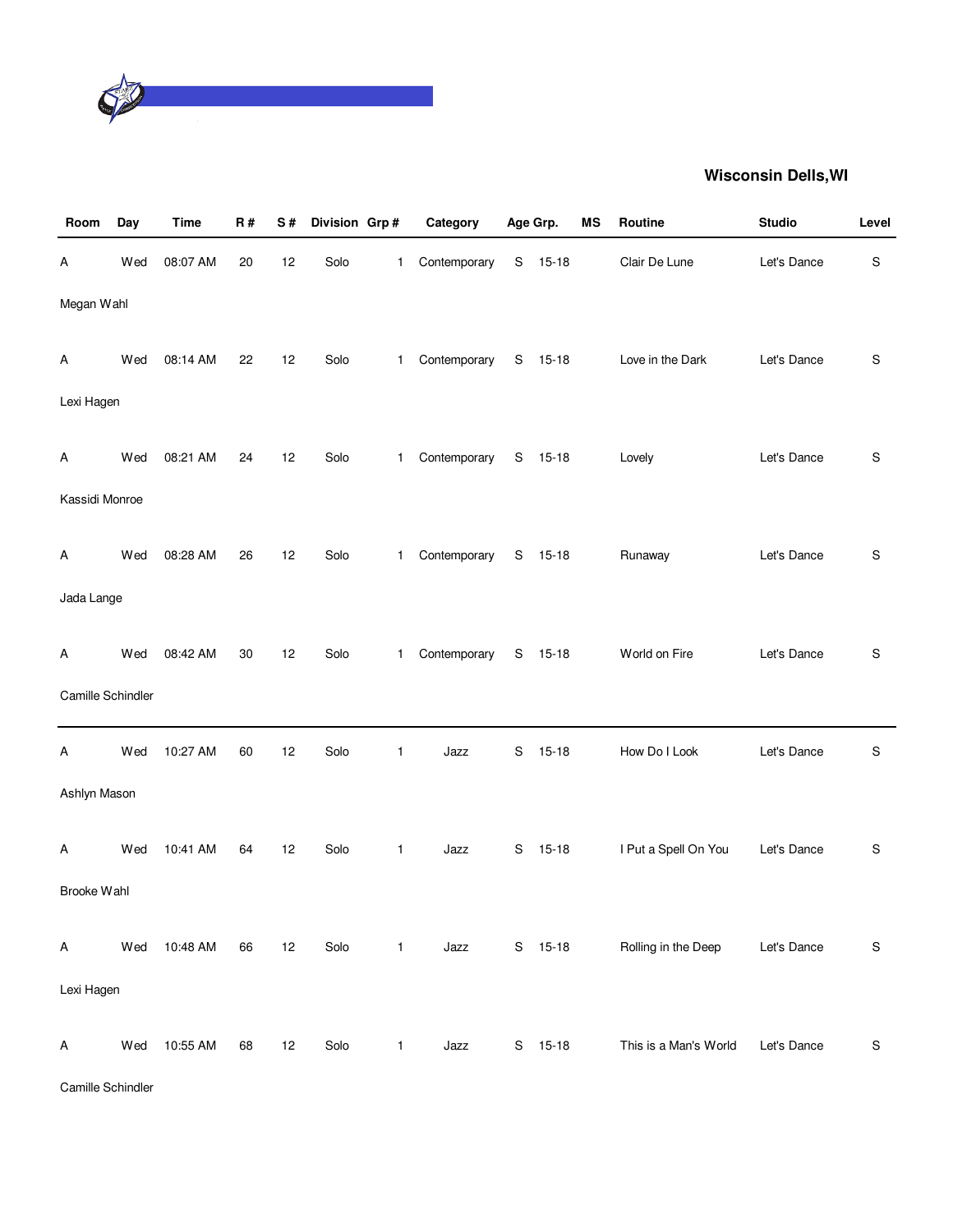## Wisconsin Dells,WI

| Room | Day | Time | R # | S # | Division | Grp # | Category | Age Grp. | | MS | Routine | Studio | Level |
|---|---|---|---|---|---|---|---|---|---|---|---|---|---|
| A | Wed | 08:07 AM | 20 | 12 | Solo | 1 | Contemporary | S | 15-18 | | Clair De Lune | Let's Dance | S |
| Megan Wahl | | | | | | | | | | | | | |
| A | Wed | 08:14 AM | 22 | 12 | Solo | 1 | Contemporary | S | 15-18 | | Love in the Dark | Let's Dance | S |
| Lexi Hagen | | | | | | | | | | | | | |
| A | Wed | 08:21 AM | 24 | 12 | Solo | 1 | Contemporary | S | 15-18 | | Lovely | Let's Dance | S |
| Kassidi Monroe | | | | | | | | | | | | | |
| A | Wed | 08:28 AM | 26 | 12 | Solo | 1 | Contemporary | S | 15-18 | | Runaway | Let's Dance | S |
| Jada Lange | | | | | | | | | | | | | |
| A | Wed | 08:42 AM | 30 | 12 | Solo | 1 | Contemporary | S | 15-18 | | World on Fire | Let's Dance | S |
| Camille Schindler | | | | | | | | | | | | | |
| A | Wed | 10:27 AM | 60 | 12 | Solo | 1 | Jazz | S | 15-18 | | How Do I Look | Let's Dance | S |
| Ashlyn Mason | | | | | | | | | | | | | |
| A | Wed | 10:41 AM | 64 | 12 | Solo | 1 | Jazz | S | 15-18 | | I Put a Spell On You | Let's Dance | S |
| Brooke Wahl | | | | | | | | | | | | | |
| A | Wed | 10:48 AM | 66 | 12 | Solo | 1 | Jazz | S | 15-18 | | Rolling in the Deep | Let's Dance | S |
| Lexi Hagen | | | | | | | | | | | | | |
| A | Wed | 10:55 AM | 68 | 12 | Solo | 1 | Jazz | S | 15-18 | | This is a Man's World | Let's Dance | S |
| Camille Schindler | | | | | | | | | | | | | |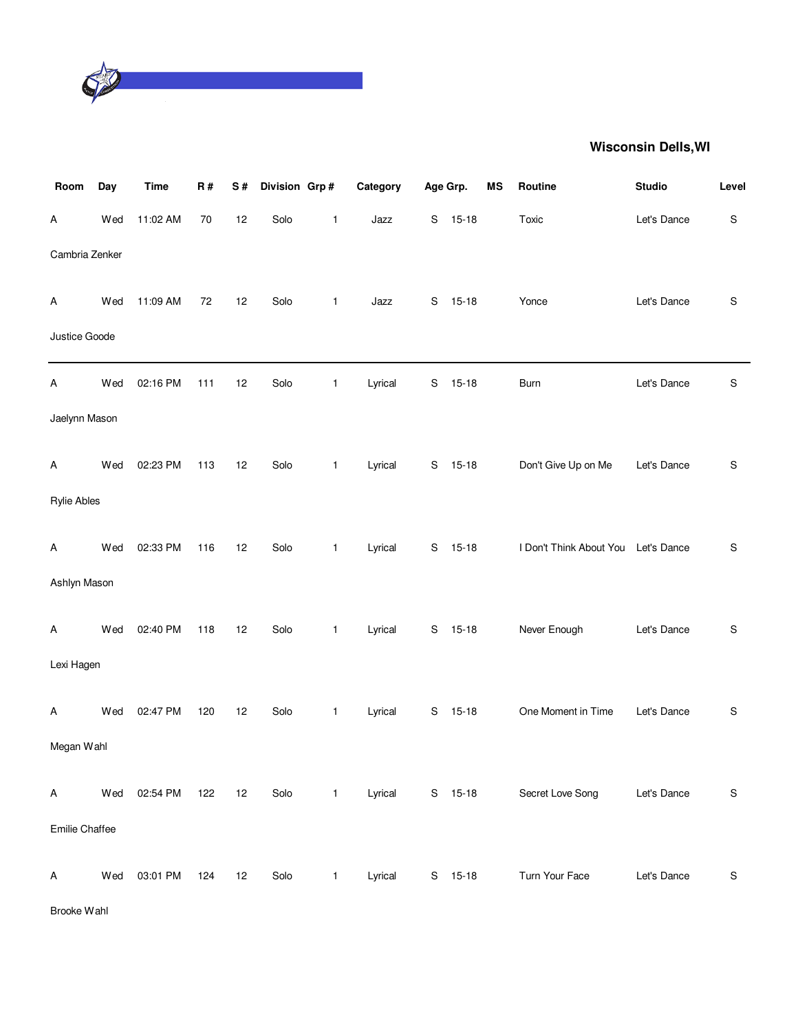**Wisconsin Dells,WI**

| Room | Day | Time | R # | S # | Division | Grp # | Category | Age Grp. | | MS | Routine | Studio | Level |
|---|---|---|---|---|---|---|---|---|---|---|---|---|---|
| A | Wed | 11:02 AM | 70 | 12 | Solo | 1 | Jazz | S | 15-18 | | Toxic | Let's Dance | S |
| Cambria Zenker | | | | | | | | | | | | | |
| A | Wed | 11:09 AM | 72 | 12 | Solo | 1 | Jazz | S | 15-18 | | Yonce | Let's Dance | S |
| Justice Goode | | | | | | | | | | | | | |
| A | Wed | 02:16 PM | 111 | 12 | Solo | 1 | Lyrical | S | 15-18 | | Burn | Let's Dance | S |
| Jaelynn Mason | | | | | | | | | | | | | |
| A | Wed | 02:23 PM | 113 | 12 | Solo | 1 | Lyrical | S | 15-18 | | Don't Give Up on Me | Let's Dance | S |
| Rylie Ables | | | | | | | | | | | | | |
| A | Wed | 02:33 PM | 116 | 12 | Solo | 1 | Lyrical | S | 15-18 | | I Don't Think About You | Let's Dance | S |
| Ashlyn Mason | | | | | | | | | | | | | |
| A | Wed | 02:40 PM | 118 | 12 | Solo | 1 | Lyrical | S | 15-18 | | Never Enough | Let's Dance | S |
| Lexi Hagen | | | | | | | | | | | | | |
| A | Wed | 02:47 PM | 120 | 12 | Solo | 1 | Lyrical | S | 15-18 | | One Moment in Time | Let's Dance | S |
| Megan Wahl | | | | | | | | | | | | | |
| A | Wed | 02:54 PM | 122 | 12 | Solo | 1 | Lyrical | S | 15-18 | | Secret Love Song | Let's Dance | S |
| Emilie Chaffee | | | | | | | | | | | | | |
| A | Wed | 03:01 PM | 124 | 12 | Solo | 1 | Lyrical | S | 15-18 | | Turn Your Face | Let's Dance | S |
| Brooke Wahl | | | | | | | | | | | | | |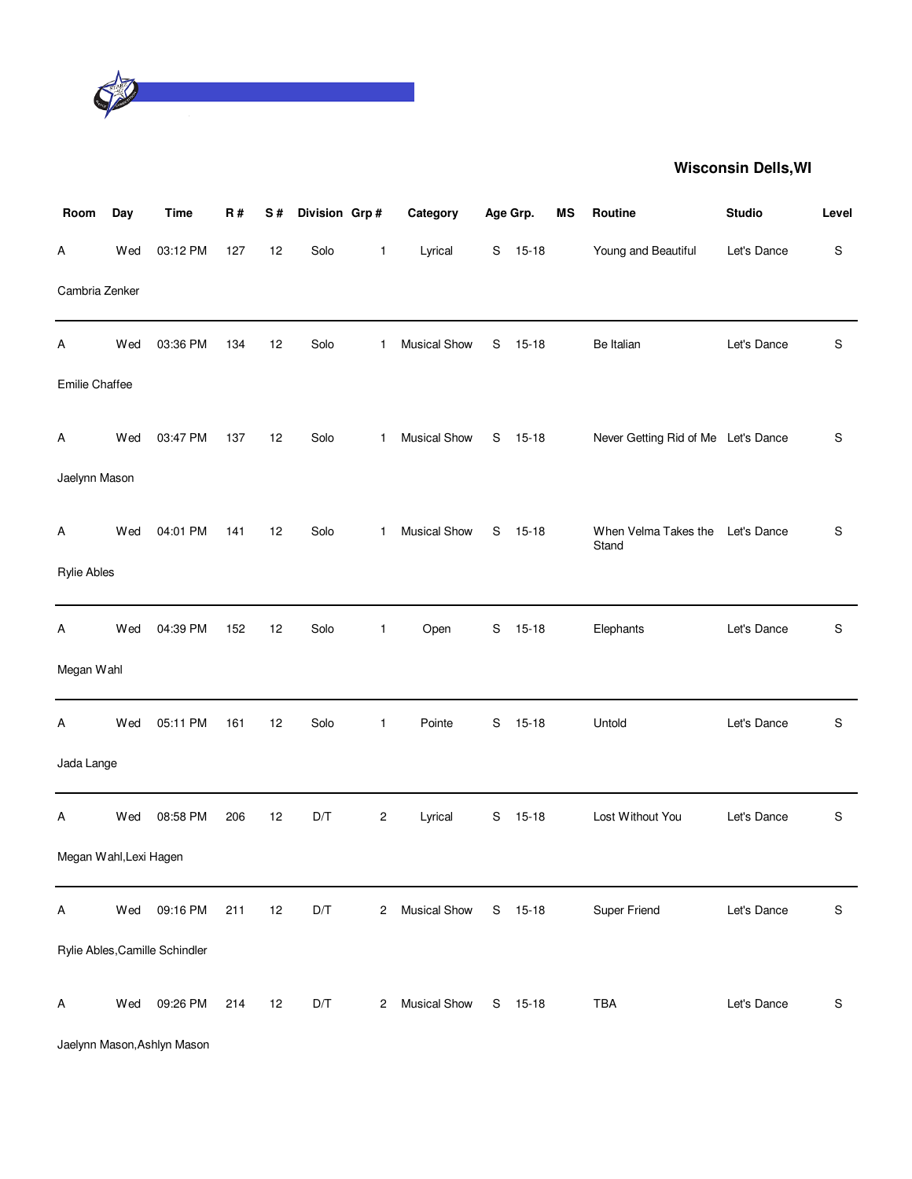**Wisconsin Dells,WI**

| Room | Day | Time | R # | S # | Division | Grp # | Category | Age Grp. | | MS | Routine | Studio | Level |
|---|---|---|---|---|---|---|---|---|---|---|---|---|---|
| A | Wed | 03:12 PM | 127 | 12 | Solo | 1 | Lyrical | S | 15-18 | | Young and Beautiful | Let's Dance | S |
| Cambria Zenker | | | | | | | | | | | | | |
| A | Wed | 03:36 PM | 134 | 12 | Solo | 1 | Musical Show | S | 15-18 | | Be Italian | Let's Dance | S |
| Emilie Chaffee | | | | | | | | | | | | | |
| A | Wed | 03:47 PM | 137 | 12 | Solo | 1 | Musical Show | S | 15-18 | | Never Getting Rid of Me | Let's Dance | S |
| Jaelynn Mason | | | | | | | | | | | | | |
| A | Wed | 04:01 PM | 141 | 12 | Solo | 1 | Musical Show | S | 15-18 | | When Velma Takes the Stand | Let's Dance | S |
| Rylie Ables | | | | | | | | | | | | | |
| A | Wed | 04:39 PM | 152 | 12 | Solo | 1 | Open | S | 15-18 | | Elephants | Let's Dance | S |
| Megan Wahl | | | | | | | | | | | | | |
| A | Wed | 05:11 PM | 161 | 12 | Solo | 1 | Pointe | S | 15-18 | | Untold | Let's Dance | S |
| Jada Lange | | | | | | | | | | | | | |
| A | Wed | 08:58 PM | 206 | 12 | D/T | 2 | Lyrical | S | 15-18 | | Lost Without You | Let's Dance | S |
| Megan Wahl,Lexi Hagen | | | | | | | | | | | | | |
| A | Wed | 09:16 PM | 211 | 12 | D/T | 2 | Musical Show | S | 15-18 | | Super Friend | Let's Dance | S |
| Rylie Ables,Camille Schindler | | | | | | | | | | | | | |
| A | Wed | 09:26 PM | 214 | 12 | D/T | 2 | Musical Show | S | 15-18 | | TBA | Let's Dance | S |
| Jaelynn Mason,Ashlyn Mason | | | | | | | | | | | | | |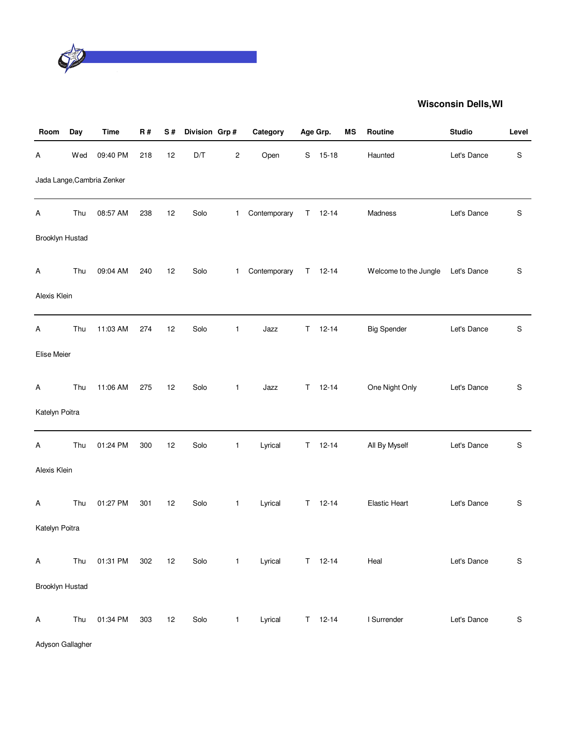**Wisconsin Dells,WI**

| Room | Day | Time | R # | S # | Division | Grp # | Category | Age Grp. | | MS | Routine | Studio | Level |
|---|---|---|---|---|---|---|---|---|---|---|---|---|---|
| A | Wed | 09:40 PM | 218 | 12 | D/T | 2 | Open | S | 15-18 | | Haunted | Let's Dance | S |
| Jada Lange,Cambria Zenker | | | | | | | | | | | | | |
| A | Thu | 08:57 AM | 238 | 12 | Solo | 1 | Contemporary | T | 12-14 | | Madness | Let's Dance | S |
| Brooklyn Hustad | | | | | | | | | | | | | |
| A | Thu | 09:04 AM | 240 | 12 | Solo | 1 | Contemporary | T | 12-14 | | Welcome to the Jungle | Let's Dance | S |
| Alexis Klein | | | | | | | | | | | | | |
| A | Thu | 11:03 AM | 274 | 12 | Solo | 1 | Jazz | T | 12-14 | | Big Spender | Let's Dance | S |
| Elise Meier | | | | | | | | | | | | | |
| A | Thu | 11:06 AM | 275 | 12 | Solo | 1 | Jazz | T | 12-14 | | One Night Only | Let's Dance | S |
| Katelyn Poitra | | | | | | | | | | | | | |
| A | Thu | 01:24 PM | 300 | 12 | Solo | 1 | Lyrical | T | 12-14 | | All By Myself | Let's Dance | S |
| Alexis Klein | | | | | | | | | | | | | |
| A | Thu | 01:27 PM | 301 | 12 | Solo | 1 | Lyrical | T | 12-14 | | Elastic Heart | Let's Dance | S |
| Katelyn Poitra | | | | | | | | | | | | | |
| A | Thu | 01:31 PM | 302 | 12 | Solo | 1 | Lyrical | T | 12-14 | | Heal | Let's Dance | S |
| Brooklyn Hustad | | | | | | | | | | | | | |
| A | Thu | 01:34 PM | 303 | 12 | Solo | 1 | Lyrical | T | 12-14 | | I Surrender | Let's Dance | S |
| Adyson Gallagher | | | | | | | | | | | | | |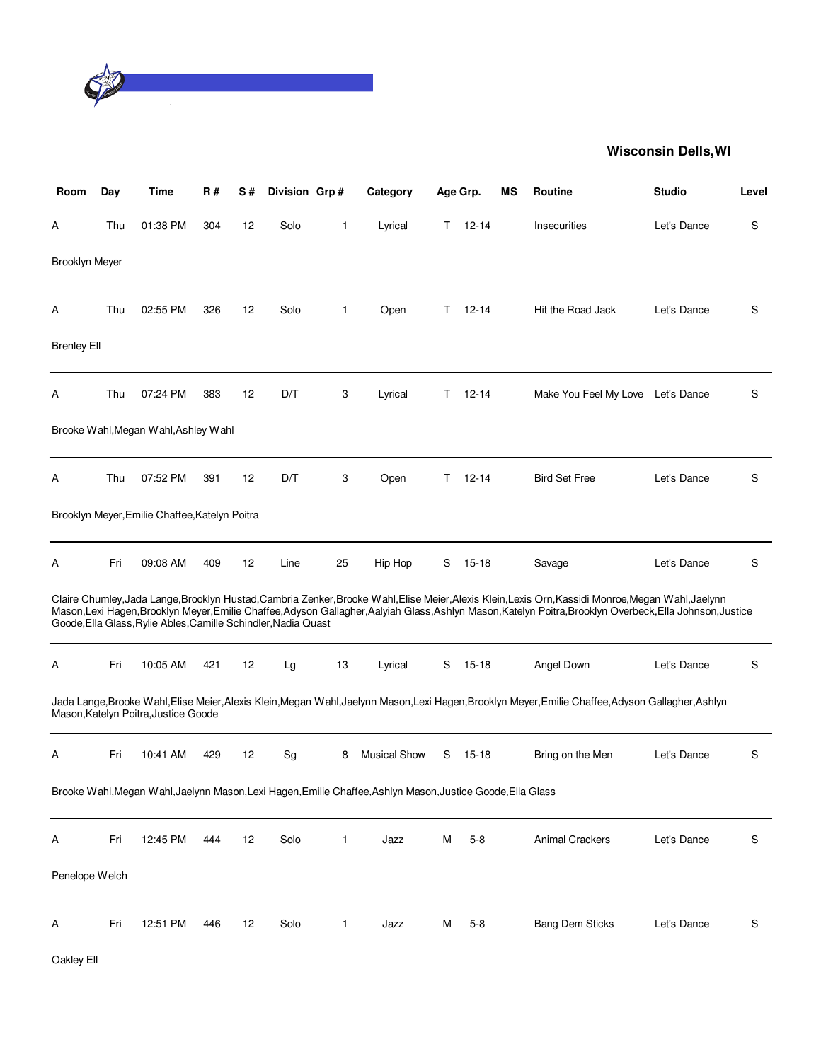**Wisconsin Dells,WI**

| Room | Day | Time | R # | S # | Division | Grp # | Category | Age Grp. | | MS | Routine | Studio | Level |
|---|---|---|---|---|---|---|---|---|---|---|---|---|---|
| A | Thu | 01:38 PM | 304 | 12 | Solo | 1 | Lyrical | T | 12-14 | | Insecurities | Let's Dance | S |
| Brooklyn Meyer | | | | | | | | | | | | | |
| A | Thu | 02:55 PM | 326 | 12 | Solo | 1 | Open | T | 12-14 | | Hit the Road Jack | Let's Dance | S |
| Brenley Ell | | | | | | | | | | | | | |
| A | Thu | 07:24 PM | 383 | 12 | D/T | 3 | Lyrical | T | 12-14 | | Make You Feel My Love | Let's Dance | S |
| Brooke Wahl,Megan Wahl,Ashley Wahl | | | | | | | | | | | | | |
| A | Thu | 07:52 PM | 391 | 12 | D/T | 3 | Open | T | 12-14 | | Bird Set Free | Let's Dance | S |
| Brooklyn Meyer,Emilie Chaffee,Katelyn Poitra | | | | | | | | | | | | | |
| A | Fri | 09:08 AM | 409 | 12 | Line | 25 | Hip Hop | S | 15-18 | | Savage | Let's Dance | S |
| Claire Chumley,Jada Lange,Brooklyn Hustad,Cambria Zenker,Brooke Wahl,Elise Meier,Alexis Klein,Lexis Orn,Kassidi Monroe,Megan Wahl,Jaelynn Mason,Lexi Hagen,Brooklyn Meyer,Emilie Chaffee,Adyson Gallagher,Aalyiah Glass,Ashlyn Mason,Katelyn Poitra,Brooklyn Overbeck,Ella Johnson,Justice Goode,Ella Glass,Rylie Ables,Camille Schindler,Nadia Quast | | | | | | | | | | | | | |
| A | Fri | 10:05 AM | 421 | 12 | Lg | 13 | Lyrical | S | 15-18 | | Angel Down | Let's Dance | S |
| Jada Lange,Brooke Wahl,Elise Meier,Alexis Klein,Megan Wahl,Jaelynn Mason,Lexi Hagen,Brooklyn Meyer,Emilie Chaffee,Adyson Gallagher,Ashlyn Mason,Katelyn Poitra,Justice Goode | | | | | | | | | | | | | |
| A | Fri | 10:41 AM | 429 | 12 | Sg | 8 | Musical Show | S | 15-18 | | Bring on the Men | Let's Dance | S |
| Brooke Wahl,Megan Wahl,Jaelynn Mason,Lexi Hagen,Emilie Chaffee,Ashlyn Mason,Justice Goode,Ella Glass | | | | | | | | | | | | | |
| A | Fri | 12:45 PM | 444 | 12 | Solo | 1 | Jazz | M | 5-8 | | Animal Crackers | Let's Dance | S |
| Penelope Welch | | | | | | | | | | | | | |
| A | Fri | 12:51 PM | 446 | 12 | Solo | 1 | Jazz | M | 5-8 | | Bang Dem Sticks | Let's Dance | S |
| Oakley Ell | | | | | | | | | | | | | |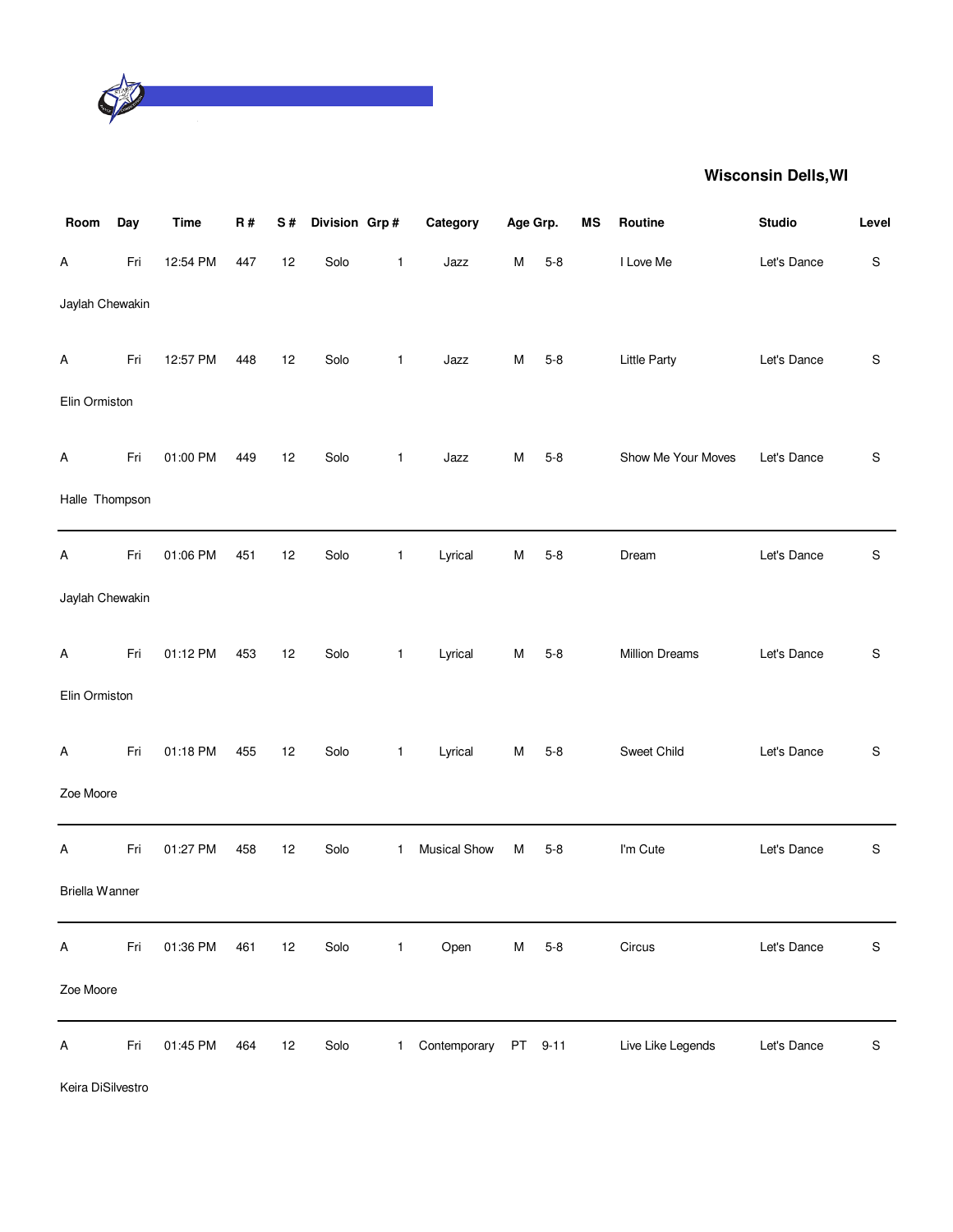**Wisconsin Dells,WI**

| Room | Day | Time | R # | S # | Division | Grp # | Category | Age Grp. | | MS | Routine | Studio | Level |
|---|---|---|---|---|---|---|---|---|---|---|---|---|---|
| A | Fri | 12:54 PM | 447 | 12 | Solo | 1 | Jazz | M | 5-8 | | I Love Me | Let's Dance | S |
| Jaylah Chewakin | | | | | | | | | | | | | |
| A | Fri | 12:57 PM | 448 | 12 | Solo | 1 | Jazz | M | 5-8 | | Little Party | Let's Dance | S |
| Elin Ormiston | | | | | | | | | | | | | |
| A | Fri | 01:00 PM | 449 | 12 | Solo | 1 | Jazz | M | 5-8 | | Show Me Your Moves | Let's Dance | S |
| Halle  Thompson | | | | | | | | | | | | | |
| A | Fri | 01:06 PM | 451 | 12 | Solo | 1 | Lyrical | M | 5-8 | | Dream | Let's Dance | S |
| Jaylah Chewakin | | | | | | | | | | | | | |
| A | Fri | 01:12 PM | 453 | 12 | Solo | 1 | Lyrical | M | 5-8 | | Million Dreams | Let's Dance | S |
| Elin Ormiston | | | | | | | | | | | | | |
| A | Fri | 01:18 PM | 455 | 12 | Solo | 1 | Lyrical | M | 5-8 | | Sweet Child | Let's Dance | S |
| Zoe Moore | | | | | | | | | | | | | |
| A | Fri | 01:27 PM | 458 | 12 | Solo | 1 | Musical Show | M | 5-8 | | I'm Cute | Let's Dance | S |
| Briella Wanner | | | | | | | | | | | | | |
| A | Fri | 01:36 PM | 461 | 12 | Solo | 1 | Open | M | 5-8 | | Circus | Let's Dance | S |
| Zoe Moore | | | | | | | | | | | | | |
| A | Fri | 01:45 PM | 464 | 12 | Solo | 1 | Contemporary | PT | 9-11 | | Live Like Legends | Let's Dance | S |
| Keira DiSilvestro | | | | | | | | | | | | | |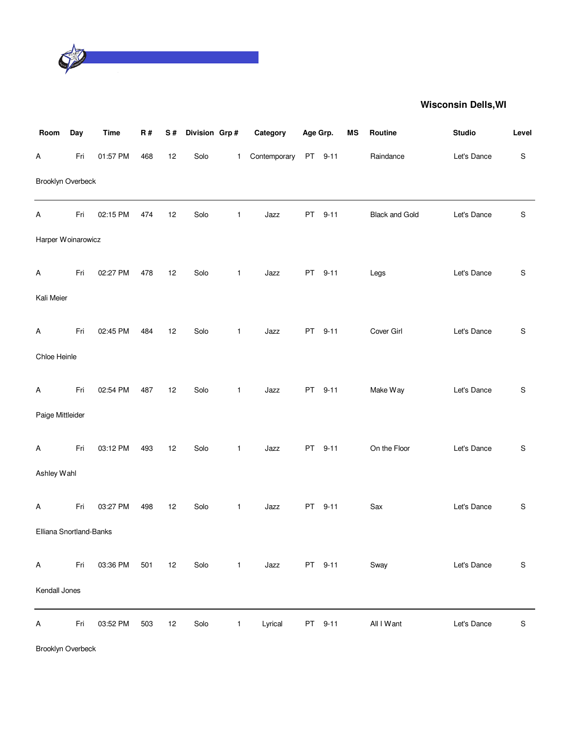**Wisconsin Dells,WI**

| Room | Day | Time | R # | S # | Division | Grp # | Category | Age Grp. | | MS | Routine | Studio | Level |
|---|---|---|---|---|---|---|---|---|---|---|---|---|---|
| A | Fri | 01:57 PM | 468 | 12 | Solo | 1 | Contemporary | PT | 9-11 | | Raindance | Let's Dance | S |
| Brooklyn Overbeck | | | | | | | | | | | | | |
| A | Fri | 02:15 PM | 474 | 12 | Solo | 1 | Jazz | PT | 9-11 | | Black and Gold | Let's Dance | S |
| Harper Woinarowicz | | | | | | | | | | | | | |
| A | Fri | 02:27 PM | 478 | 12 | Solo | 1 | Jazz | PT | 9-11 | | Legs | Let's Dance | S |
| Kali Meier | | | | | | | | | | | | | |
| A | Fri | 02:45 PM | 484 | 12 | Solo | 1 | Jazz | PT | 9-11 | | Cover Girl | Let's Dance | S |
| Chloe Heinle | | | | | | | | | | | | | |
| A | Fri | 02:54 PM | 487 | 12 | Solo | 1 | Jazz | PT | 9-11 | | Make Way | Let's Dance | S |
| Paige Mittleider | | | | | | | | | | | | | |
| A | Fri | 03:12 PM | 493 | 12 | Solo | 1 | Jazz | PT | 9-11 | | On the Floor | Let's Dance | S |
| Ashley Wahl | | | | | | | | | | | | | |
| A | Fri | 03:27 PM | 498 | 12 | Solo | 1 | Jazz | PT | 9-11 | | Sax | Let's Dance | S |
| Elliana Snortland-Banks | | | | | | | | | | | | | |
| A | Fri | 03:36 PM | 501 | 12 | Solo | 1 | Jazz | PT | 9-11 | | Sway | Let's Dance | S |
| Kendall Jones | | | | | | | | | | | | | |
| A | Fri | 03:52 PM | 503 | 12 | Solo | 1 | Lyrical | PT | 9-11 | | All I Want | Let's Dance | S |
| Brooklyn Overbeck | | | | | | | | | | | | | |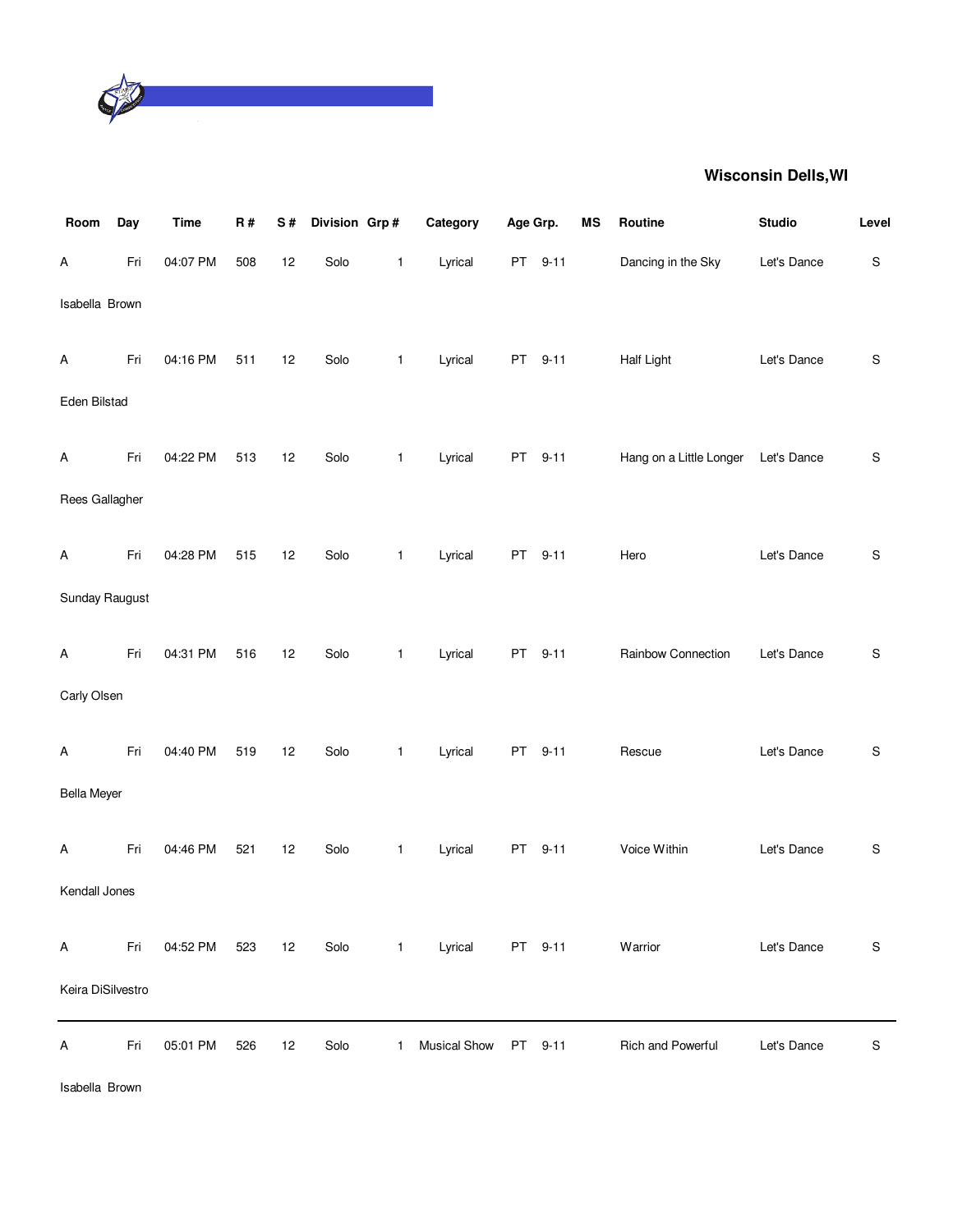**Wisconsin Dells,WI**

| Room | Day | Time | R # | S # | Division | Grp # | Category | Age Grp. | | MS | Routine | Studio | Level |
|---|---|---|---|---|---|---|---|---|---|---|---|---|---|
| A | Fri | 04:07 PM | 508 | 12 | Solo | 1 | Lyrical | PT | 9-11 | | Dancing in the Sky | Let's Dance | S |
| Isabella Brown | | | | | | | | | | | | | |
| A | Fri | 04:16 PM | 511 | 12 | Solo | 1 | Lyrical | PT | 9-11 | | Half Light | Let's Dance | S |
| Eden Bilstad | | | | | | | | | | | | | |
| A | Fri | 04:22 PM | 513 | 12 | Solo | 1 | Lyrical | PT | 9-11 | | Hang on a Little Longer | Let's Dance | S |
| Rees Gallagher | | | | | | | | | | | | | |
| A | Fri | 04:28 PM | 515 | 12 | Solo | 1 | Lyrical | PT | 9-11 | | Hero | Let's Dance | S |
| Sunday Raugust | | | | | | | | | | | | | |
| A | Fri | 04:31 PM | 516 | 12 | Solo | 1 | Lyrical | PT | 9-11 | | Rainbow Connection | Let's Dance | S |
| Carly Olsen | | | | | | | | | | | | | |
| A | Fri | 04:40 PM | 519 | 12 | Solo | 1 | Lyrical | PT | 9-11 | | Rescue | Let's Dance | S |
| Bella Meyer | | | | | | | | | | | | | |
| A | Fri | 04:46 PM | 521 | 12 | Solo | 1 | Lyrical | PT | 9-11 | | Voice Within | Let's Dance | S |
| Kendall Jones | | | | | | | | | | | | | |
| A | Fri | 04:52 PM | 523 | 12 | Solo | 1 | Lyrical | PT | 9-11 | | Warrior | Let's Dance | S |
| Keira DiSilvestro | | | | | | | | | | | | | |
| A | Fri | 05:01 PM | 526 | 12 | Solo | 1 | Musical Show | PT | 9-11 | | Rich and Powerful | Let's Dance | S |
| Isabella Brown | | | | | | | | | | | | | |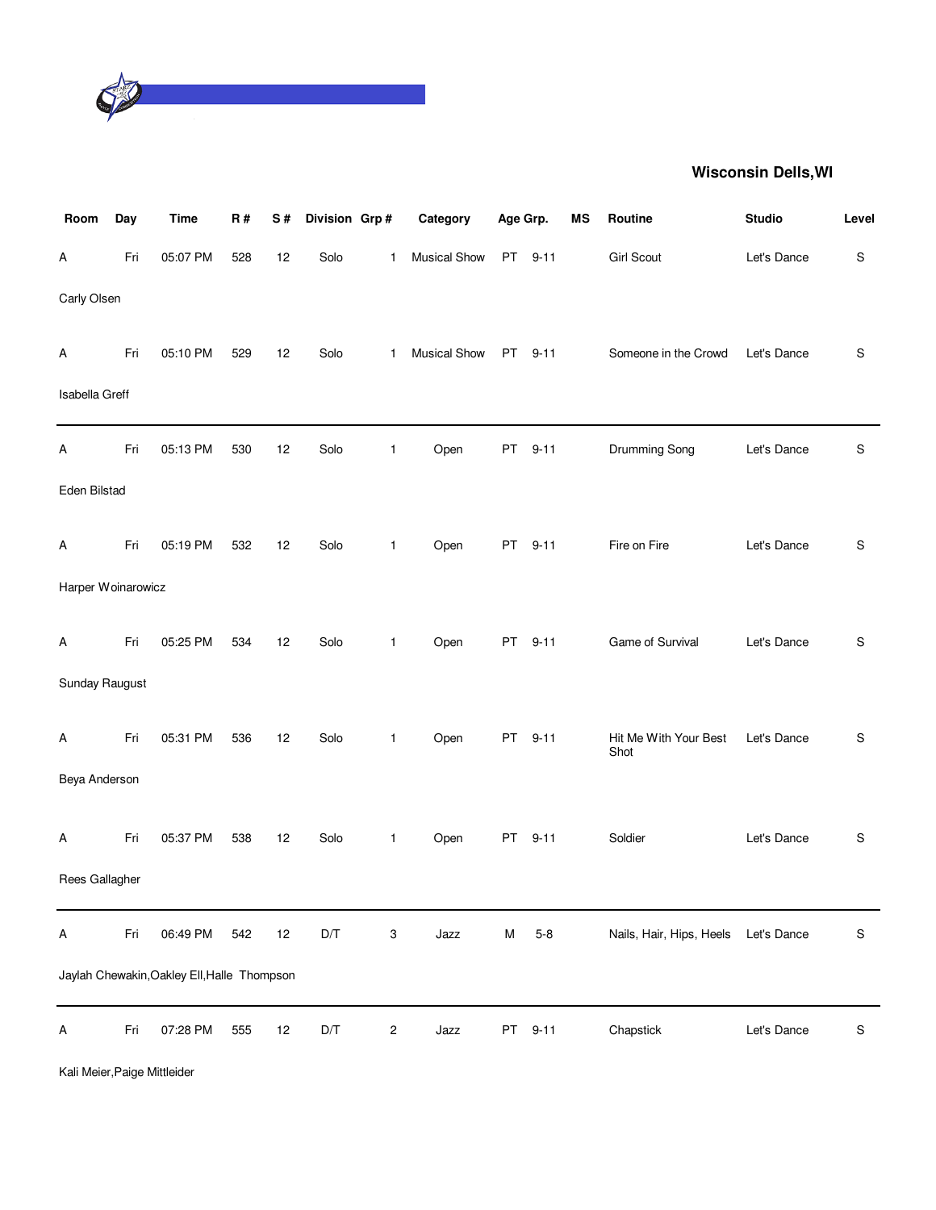**Wisconsin Dells,WI**

| Room | Day | Time | R # | S # | Division | Grp # | Category | Age Grp. | | MS | Routine | Studio | Level |
|---|---|---|---|---|---|---|---|---|---|---|---|---|---|
| A | Fri | 05:07 PM | 528 | 12 | Solo | 1 | Musical Show | PT | 9-11 | | Girl Scout | Let's Dance | S |
| Carly Olsen | | | | | | | | | | | | | |
| A | Fri | 05:10 PM | 529 | 12 | Solo | 1 | Musical Show | PT | 9-11 | | Someone in the Crowd | Let's Dance | S |
| Isabella Greff | | | | | | | | | | | | | |
| A | Fri | 05:13 PM | 530 | 12 | Solo | 1 | Open | PT | 9-11 | | Drumming Song | Let's Dance | S |
| Eden Bilstad | | | | | | | | | | | | | |
| A | Fri | 05:19 PM | 532 | 12 | Solo | 1 | Open | PT | 9-11 | | Fire on Fire | Let's Dance | S |
| Harper Woinarowicz | | | | | | | | | | | | | |
| A | Fri | 05:25 PM | 534 | 12 | Solo | 1 | Open | PT | 9-11 | | Game of Survival | Let's Dance | S |
| Sunday Raugust | | | | | | | | | | | | | |
| A | Fri | 05:31 PM | 536 | 12 | Solo | 1 | Open | PT | 9-11 | | Hit Me With Your Best Shot | Let's Dance | S |
| Beya Anderson | | | | | | | | | | | | | |
| A | Fri | 05:37 PM | 538 | 12 | Solo | 1 | Open | PT | 9-11 | | Soldier | Let's Dance | S |
| Rees Gallagher | | | | | | | | | | | | | |
| A | Fri | 06:49 PM | 542 | 12 | D/T | 3 | Jazz | M | 5-8 | | Nails, Hair, Hips, Heels | Let's Dance | S |
| Jaylah Chewakin,Oakley Ell,Halle Thompson | | | | | | | | | | | | | |
| A | Fri | 07:28 PM | 555 | 12 | D/T | 2 | Jazz | PT | 9-11 | | Chapstick | Let's Dance | S |
| Kali Meier,Paige Mittleider | | | | | | | | | | | | | |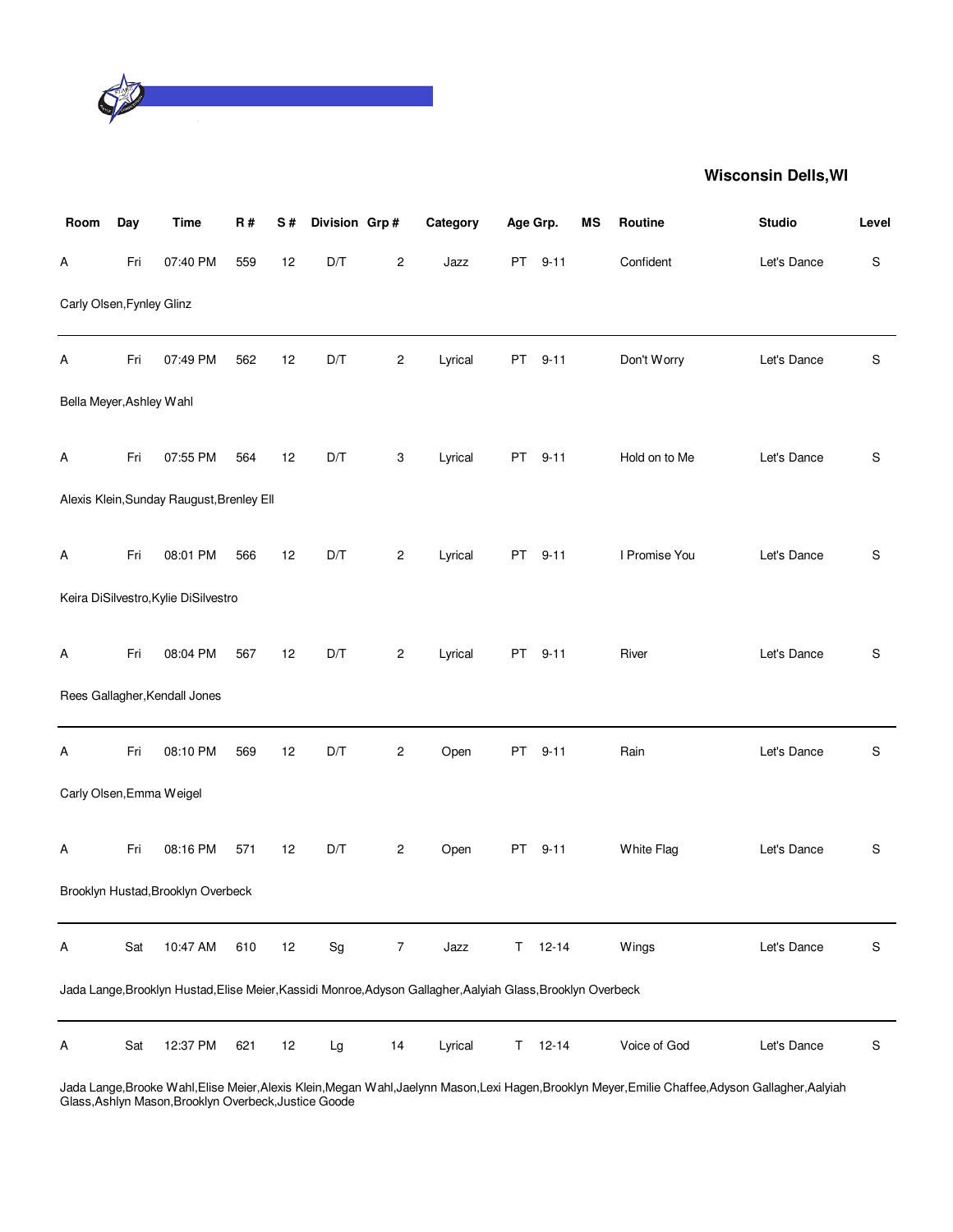## Wisconsin Dells,WI

| Room | Day | Time | R # | S # | Division | Grp # | Category | Age Grp. | | MS | Routine | Studio | Level |
|---|---|---|---|---|---|---|---|---|---|---|---|---|---|
| A | Fri | 07:40 PM | 559 | 12 | D/T | 2 | Jazz | PT | 9-11 | | Confident | Let's Dance | S |
| Carly Olsen,Fynley Glinz | | | | | | | | | | | | | |
| A | Fri | 07:49 PM | 562 | 12 | D/T | 2 | Lyrical | PT | 9-11 | | Don't Worry | Let's Dance | S |
| Bella Meyer,Ashley Wahl | | | | | | | | | | | | | |
| A | Fri | 07:55 PM | 564 | 12 | D/T | 3 | Lyrical | PT | 9-11 | | Hold on to Me | Let's Dance | S |
| Alexis Klein,Sunday Raugust,Brenley Ell | | | | | | | | | | | | | |
| A | Fri | 08:01 PM | 566 | 12 | D/T | 2 | Lyrical | PT | 9-11 | | I Promise You | Let's Dance | S |
| Keira DiSilvestro,Kylie DiSilvestro | | | | | | | | | | | | | |
| A | Fri | 08:04 PM | 567 | 12 | D/T | 2 | Lyrical | PT | 9-11 | | River | Let's Dance | S |
| Rees Gallagher,Kendall Jones | | | | | | | | | | | | | |
| A | Fri | 08:10 PM | 569 | 12 | D/T | 2 | Open | PT | 9-11 | | Rain | Let's Dance | S |
| Carly Olsen,Emma Weigel | | | | | | | | | | | | | |
| A | Fri | 08:16 PM | 571 | 12 | D/T | 2 | Open | PT | 9-11 | | White Flag | Let's Dance | S |
| Brooklyn Hustad,Brooklyn Overbeck | | | | | | | | | | | | | |
| A | Sat | 10:47 AM | 610 | 12 | Sg | 7 | Jazz | T | 12-14 | | Wings | Let's Dance | S |
| Jada Lange,Brooklyn Hustad,Elise Meier,Kassidi Monroe,Adyson Gallagher,Aalyiah Glass,Brooklyn Overbeck | | | | | | | | | | | | | |
| A | Sat | 12:37 PM | 621 | 12 | Lg | 14 | Lyrical | T | 12-14 | | Voice of God | Let's Dance | S |
| Jada Lange,Brooke Wahl,Elise Meier,Alexis Klein,Megan Wahl,Jaelynn Mason,Lexi Hagen,Brooklyn Meyer,Emilie Chaffee,Adyson Gallagher,Aalyiah Glass,Ashlyn Mason,Brooklyn Overbeck,Justice Goode | | | | | | | | | | | | | |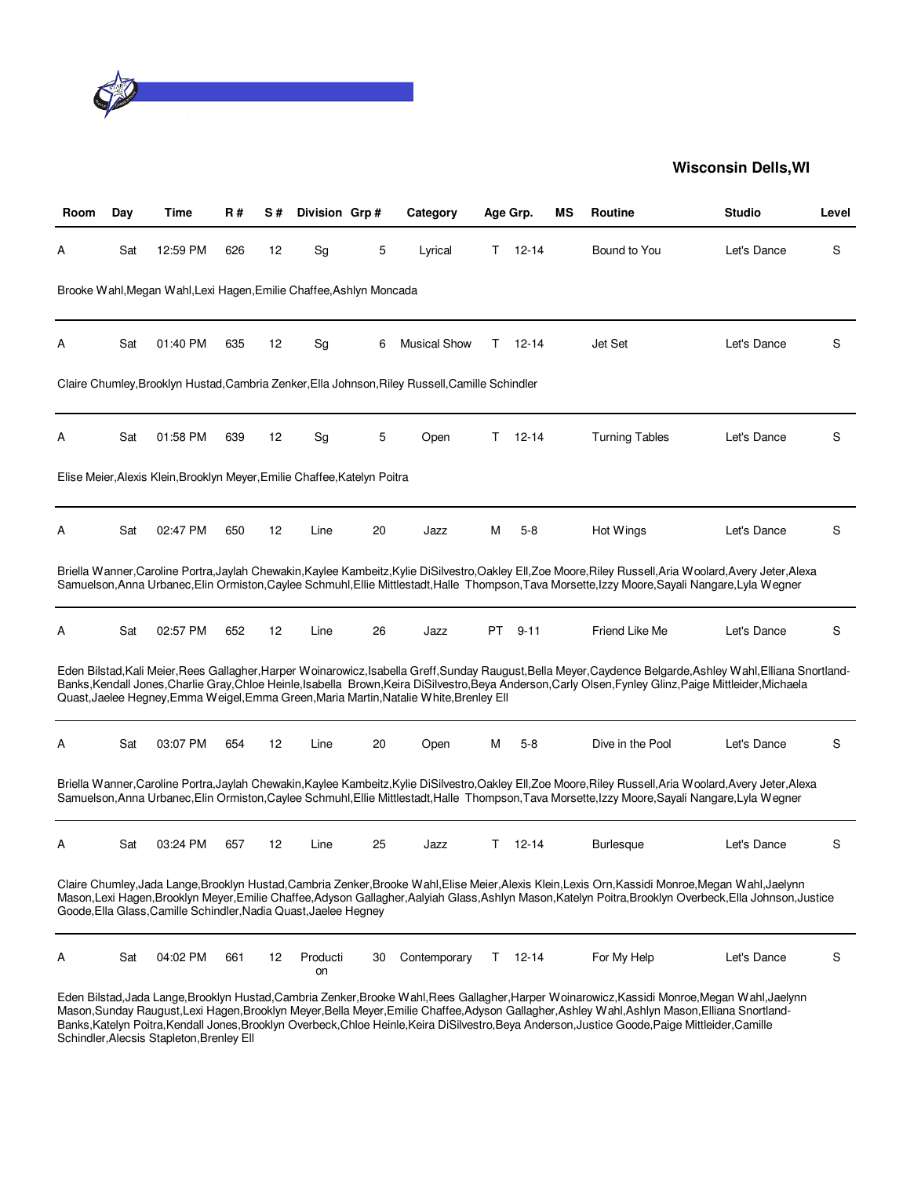## Wisconsin Dells,WI

| Room | Day | Time | R # | S # | Division | Grp # | Category | Age Grp. | MS | Routine | Studio | Level |
|---|---|---|---|---|---|---|---|---|---|---|---|---|
| A | Sat | 12:59 PM | 626 | 12 | Sg | 5 | Lyrical | T 12-14 | | Bound to You | Let's Dance | S |
| Brooke Wahl,Megan Wahl,Lexi Hagen,Emilie Chaffee,Ashlyn Moncada | | | | | | | | | | | | |
| A | Sat | 01:40 PM | 635 | 12 | Sg | 6 | Musical Show | T 12-14 | | Jet Set | Let's Dance | S |
| Claire Chumley,Brooklyn Hustad,Cambria Zenker,Ella Johnson,Riley Russell,Camille Schindler | | | | | | | | | | | | |
| A | Sat | 01:58 PM | 639 | 12 | Sg | 5 | Open | T 12-14 | | Turning Tables | Let's Dance | S |
| Elise Meier,Alexis Klein,Brooklyn Meyer,Emilie Chaffee,Katelyn Poitra | | | | | | | | | | | | |
| A | Sat | 02:47 PM | 650 | 12 | Line | 20 | Jazz | M 5-8 | | Hot Wings | Let's Dance | S |
| Briella Wanner,Caroline Portra,Jaylah Chewakin,Kaylee Kambeitz,Kylie DiSilvestro,Oakley Ell,Zoe Moore,Riley Russell,Aria Woolard,Avery Jeter,Alexa Samuelson,Anna Urbanec,Elin Ormiston,Caylee Schmuhl,Ellie Mittlestadt,Halle Thompson,Tava Morsette,Izzy Moore,Sayali Nangare,Lyla Wegner | | | | | | | | | | | | |
| A | Sat | 02:57 PM | 652 | 12 | Line | 26 | Jazz | PT 9-11 | | Friend Like Me | Let's Dance | S |
| Eden Bilstad,Kali Meier,Rees Gallagher,Harper Woinarowicz,Isabella Greff,Sunday Raugust,Bella Meyer,Caydence Belgarde,Ashley Wahl,Elliana Snortland-Banks,Kendall Jones,Charlie Gray,Chloe Heinle,Isabella Brown,Keira DiSilvestro,Beya Anderson,Carly Olsen,Fynley Glinz,Paige Mittleider,Michaela Quast,Jaelee Hegney,Emma Weigel,Emma Green,Maria Martin,Natalie White,Brenley Ell | | | | | | | | | | | | |
| A | Sat | 03:07 PM | 654 | 12 | Line | 20 | Open | M 5-8 | | Dive in the Pool | Let's Dance | S |
| Briella Wanner,Caroline Portra,Jaylah Chewakin,Kaylee Kambeitz,Kylie DiSilvestro,Oakley Ell,Zoe Moore,Riley Russell,Aria Woolard,Avery Jeter,Alexa Samuelson,Anna Urbanec,Elin Ormiston,Caylee Schmuhl,Ellie Mittlestadt,Halle Thompson,Tava Morsette,Izzy Moore,Sayali Nangare,Lyla Wegner | | | | | | | | | | | | |
| A | Sat | 03:24 PM | 657 | 12 | Line | 25 | Jazz | T 12-14 | | Burlesque | Let's Dance | S |
| Claire Chumley,Jada Lange,Brooklyn Hustad,Cambria Zenker,Brooke Wahl,Elise Meier,Alexis Klein,Lexis Orn,Kassidi Monroe,Megan Wahl,Jaelynn Mason,Lexi Hagen,Brooklyn Meyer,Emilie Chaffee,Adyson Gallagher,Aalyiah Glass,Ashlyn Mason,Katelyn Poitra,Brooklyn Overbeck,Ella Johnson,Justice Goode,Ella Glass,Camille Schindler,Nadia Quast,Jaelee Hegney | | | | | | | | | | | | |
| A | Sat | 04:02 PM | 661 | 12 | Production | 30 | Contemporary | T 12-14 | | For My Help | Let's Dance | S |
| Eden Bilstad,Jada Lange,Brooklyn Hustad,Cambria Zenker,Brooke Wahl,Rees Gallagher,Harper Woinarowicz,Kassidi Monroe,Megan Wahl,Jaelynn Mason,Sunday Raugust,Lexi Hagen,Brooklyn Meyer,Bella Meyer,Emilie Chaffee,Adyson Gallagher,Ashley Wahl,Ashlyn Mason,Elliana Snortland-Banks,Katelyn Poitra,Kendall Jones,Brooklyn Overbeck,Chloe Heinle,Keira DiSilvestro,Beya Anderson,Justice Goode,Paige Mittleider,Camille Schindler,Alecsis Stapleton,Brenley Ell | | | | | | | | | | | | |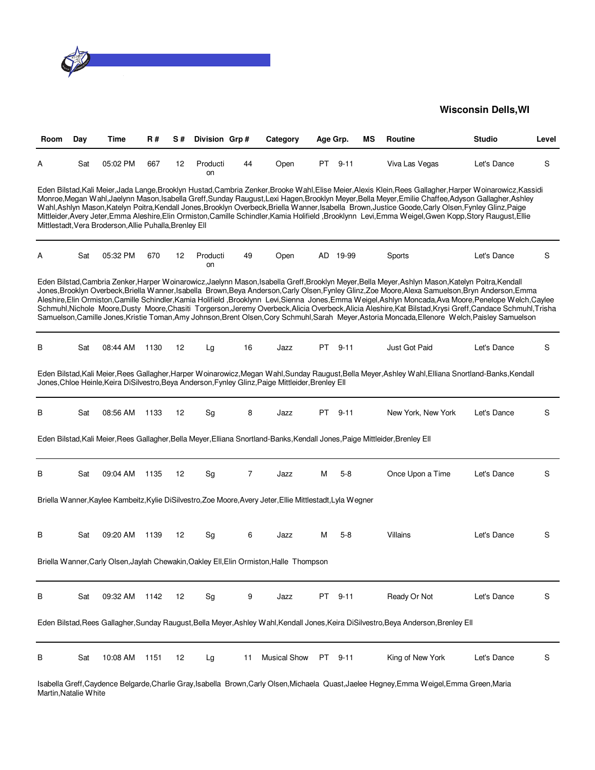**Wisconsin Dells,WI**

| Room | Day | Time | R # | S # | Division | Grp # | Category | Age Grp. | MS | Routine | Studio | Level |
|---|---|---|---|---|---|---|---|---|---|---|---|---|
| A | Sat | 05:02 PM | 667 | 12 | Production | 44 | Open | PT 9-11 | | Viva Las Vegas | Let's Dance | S |

Eden Bilstad,Kali Meier,Jada Lange,Brooklyn Hustad,Cambria Zenker,Brooke Wahl,Elise Meier,Alexis Klein,Rees Gallagher,Harper Woinarowicz,Kassidi Monroe,Megan Wahl,Jaelynn Mason,Isabella Greff,Sunday Raugust,Lexi Hagen,Brooklyn Meyer,Bella Meyer,Emilie Chaffee,Adyson Gallagher,Ashley Wahl,Ashlyn Mason,Katelyn Poitra,Kendall Jones,Brooklyn Overbeck,Briella Wanner,Isabella Brown,Justice Goode,Carly Olsen,Fynley Glinz,Paige Mittleider,Avery Jeter,Emma Aleshire,Elin Ormiston,Camille Schindler,Kamia Holifield ,Brooklynn Levi,Emma Weigel,Gwen Kopp,Story Raugust,Ellie Mittlestadt,Vera Broderson,Allie Puhalla,Brenley Ell

| Room | Day | Time | R # | S # | Division | Grp # | Category | Age Grp. | MS | Routine | Studio | Level |
|---|---|---|---|---|---|---|---|---|---|---|---|---|
| A | Sat | 05:32 PM | 670 | 12 | Production | 49 | Open | AD 19-99 | | Sports | Let's Dance | S |

Eden Bilstad,Cambria Zenker,Harper Woinarowicz,Jaelynn Mason,Isabella Greff,Brooklyn Meyer,Bella Meyer,Ashlyn Mason,Katelyn Poitra,Kendall Jones,Brooklyn Overbeck,Briella Wanner,Isabella Brown,Beya Anderson,Carly Olsen,Fynley Glinz,Zoe Moore,Alexa Samuelson,Bryn Anderson,Emma Aleshire,Elin Ormiston,Camille Schindler,Kamia Holifield ,Brooklynn Levi,Sienna Jones,Emma Weigel,Ashlyn Moncada,Ava Moore,Penelope Welch,Caylee Schmuhl,Nichole Moore,Dusty Moore,Chasiti Torgerson,Jeremy Overbeck,Alicia Overbeck,Alicia Aleshire,Kat Bilstad,Krysi Greff,Candace Schmuhl,Trisha Samuelson,Camille Jones,Kristie Toman,Amy Johnson,Brent Olsen,Cory Schmuhl,Sarah Meyer,Astoria Moncada,Ellenore Welch,Paisley Samuelson

| Room | Day | Time | R # | S # | Division | Grp # | Category | Age Grp. | MS | Routine | Studio | Level |
|---|---|---|---|---|---|---|---|---|---|---|---|---|
| B | Sat | 08:44 AM | 1130 | 12 | Lg | 16 | Jazz | PT 9-11 | | Just Got Paid | Let's Dance | S |

Eden Bilstad,Kali Meier,Rees Gallagher,Harper Woinarowicz,Megan Wahl,Sunday Raugust,Bella Meyer,Ashley Wahl,Elliana Snortland-Banks,Kendall Jones,Chloe Heinle,Keira DiSilvestro,Beya Anderson,Fynley Glinz,Paige Mittleider,Brenley Ell

| Room | Day | Time | R # | S # | Division | Grp # | Category | Age Grp. | MS | Routine | Studio | Level |
|---|---|---|---|---|---|---|---|---|---|---|---|---|
| B | Sat | 08:56 AM | 1133 | 12 | Sg | 8 | Jazz | PT 9-11 | | New York, New York | Let's Dance | S |

Eden Bilstad,Kali Meier,Rees Gallagher,Bella Meyer,Elliana Snortland-Banks,Kendall Jones,Paige Mittleider,Brenley Ell

| Room | Day | Time | R # | S # | Division | Grp # | Category | Age Grp. | MS | Routine | Studio | Level |
|---|---|---|---|---|---|---|---|---|---|---|---|---|
| B | Sat | 09:04 AM | 1135 | 12 | Sg | 7 | Jazz | M 5-8 | | Once Upon a Time | Let's Dance | S |

Briella Wanner,Kaylee Kambeitz,Kylie DiSilvestro,Zoe Moore,Avery Jeter,Ellie Mittlestadt,Lyla Wegner

| Room | Day | Time | R # | S # | Division | Grp # | Category | Age Grp. | MS | Routine | Studio | Level |
|---|---|---|---|---|---|---|---|---|---|---|---|---|
| B | Sat | 09:20 AM | 1139 | 12 | Sg | 6 | Jazz | M 5-8 | | Villains | Let's Dance | S |

Briella Wanner,Carly Olsen,Jaylah Chewakin,Oakley Ell,Elin Ormiston,Halle Thompson

| Room | Day | Time | R # | S # | Division | Grp # | Category | Age Grp. | MS | Routine | Studio | Level |
|---|---|---|---|---|---|---|---|---|---|---|---|---|
| B | Sat | 09:32 AM | 1142 | 12 | Sg | 9 | Jazz | PT 9-11 | | Ready Or Not | Let's Dance | S |

Eden Bilstad,Rees Gallagher,Sunday Raugust,Bella Meyer,Ashley Wahl,Kendall Jones,Keira DiSilvestro,Beya Anderson,Brenley Ell

| Room | Day | Time | R # | S # | Division | Grp # | Category | Age Grp. | MS | Routine | Studio | Level |
|---|---|---|---|---|---|---|---|---|---|---|---|---|
| B | Sat | 10:08 AM | 1151 | 12 | Lg | 11 | Musical Show | PT 9-11 | | King of New York | Let's Dance | S |

Isabella Greff,Caydence Belgarde,Charlie Gray,Isabella Brown,Carly Olsen,Michaela Quast,Jaelee Hegney,Emma Weigel,Emma Green,Maria Martin,Natalie White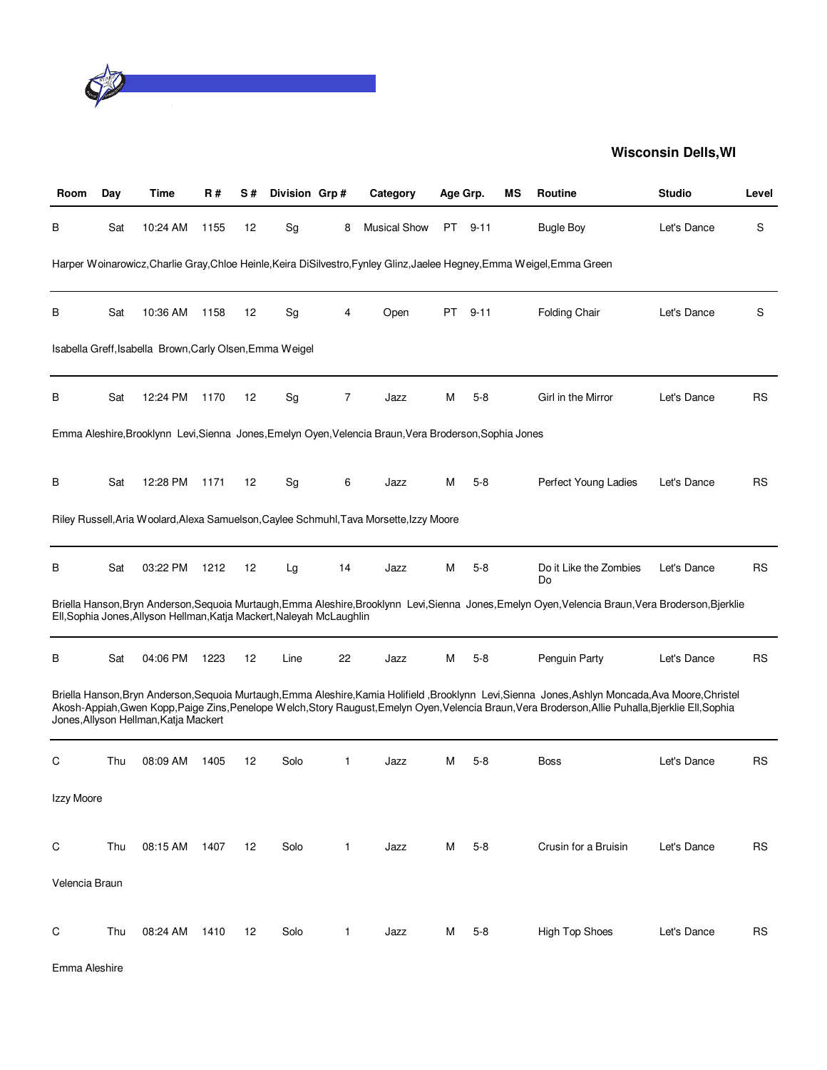**Wisconsin Dells,WI**

| Room | Day | Time | R # | S # | Division | Grp # | Category | Age Grp. | | MS | Routine | Studio | Level |
|---|---|---|---|---|---|---|---|---|---|---|---|---|---|
| B | Sat | 10:24 AM | 1155 | 12 | Sg | 8 | Musical Show | PT | 9-11 | | Bugle Boy | Let's Dance | S |
| Harper Woinarowicz,Charlie Gray,Chloe Heinle,Keira DiSilvestro,Fynley Glinz,Jaelee Hegney,Emma Weigel,Emma Green | | | | | | | | | | | | | |
| B | Sat | 10:36 AM | 1158 | 12 | Sg | 4 | Open | PT | 9-11 | | Folding Chair | Let's Dance | S |
| Isabella Greff,Isabella Brown,Carly Olsen,Emma Weigel | | | | | | | | | | | | | |
| B | Sat | 12:24 PM | 1170 | 12 | Sg | 7 | Jazz | M | 5-8 | | Girl in the Mirror | Let's Dance | RS |
| Emma Aleshire,Brooklynn Levi,Sienna Jones,Emelyn Oyen,Velencia Braun,Vera Broderson,Sophia Jones | | | | | | | | | | | | | |
| B | Sat | 12:28 PM | 1171 | 12 | Sg | 6 | Jazz | M | 5-8 | | Perfect Young Ladies | Let's Dance | RS |
| Riley Russell,Aria Woolard,Alexa Samuelson,Caylee Schmuhl,Tava Morsette,Izzy Moore | | | | | | | | | | | | | |
| B | Sat | 03:22 PM | 1212 | 12 | Lg | 14 | Jazz | M | 5-8 | | Do it Like the Zombies Do | Let's Dance | RS |
| Briella Hanson,Bryn Anderson,Sequoia Murtaugh,Emma Aleshire,Brooklynn Levi,Sienna Jones,Emelyn Oyen,Velencia Braun,Vera Broderson,Bjerklie Ell,Sophia Jones,Allyson Hellman,Katja Mackert,Naleyah McLaughlin | | | | | | | | | | | | | |
| B | Sat | 04:06 PM | 1223 | 12 | Line | 22 | Jazz | M | 5-8 | | Penguin Party | Let's Dance | RS |
| Briella Hanson,Bryn Anderson,Sequoia Murtaugh,Emma Aleshire,Kamia Holifield ,Brooklynn Levi,Sienna Jones,Ashlyn Moncada,Ava Moore,Christel Akosh-Appiah,Gwen Kopp,Paige Zins,Penelope Welch,Story Raugust,Emelyn Oyen,Velencia Braun,Vera Broderson,Allie Puhalla,Bjerklie Ell,Sophia Jones,Allyson Hellman,Katja Mackert | | | | | | | | | | | | | |
| C | Thu | 08:09 AM | 1405 | 12 | Solo | 1 | Jazz | M | 5-8 | | Boss | Let's Dance | RS |
| Izzy Moore | | | | | | | | | | | | | |
| C | Thu | 08:15 AM | 1407 | 12 | Solo | 1 | Jazz | M | 5-8 | | Crusin for a Bruisin | Let's Dance | RS |
| Velencia Braun | | | | | | | | | | | | | |
| C | Thu | 08:24 AM | 1410 | 12 | Solo | 1 | Jazz | M | 5-8 | | High Top Shoes | Let's Dance | RS |
| Emma Aleshire | | | | | | | | | | | | | |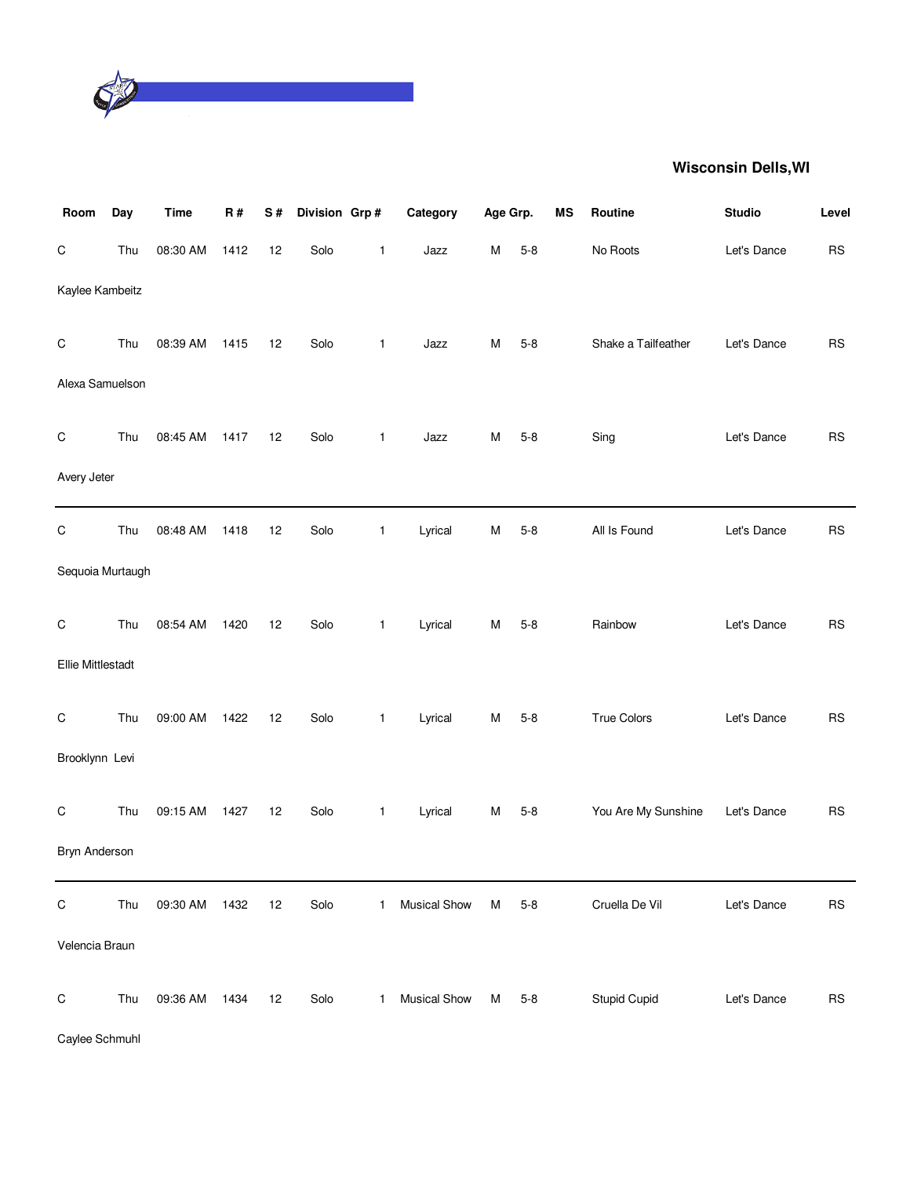**Wisconsin Dells,WI**

| Room | Day | Time | R # | S # | Division | Grp # | Category | Age Grp. | | MS | Routine | Studio | Level |
|---|---|---|---|---|---|---|---|---|---|---|---|---|---|
| C | Thu | 08:30 AM | 1412 | 12 | Solo | 1 | Jazz | M | 5-8 | | No Roots | Let's Dance | RS |
| Kaylee Kambeitz | | | | | | | | | | | | | |
| C | Thu | 08:39 AM | 1415 | 12 | Solo | 1 | Jazz | M | 5-8 | | Shake a Tailfeather | Let's Dance | RS |
| Alexa Samuelson | | | | | | | | | | | | | |
| C | Thu | 08:45 AM | 1417 | 12 | Solo | 1 | Jazz | M | 5-8 | | Sing | Let's Dance | RS |
| Avery Jeter | | | | | | | | | | | | | |
| C | Thu | 08:48 AM | 1418 | 12 | Solo | 1 | Lyrical | M | 5-8 | | All Is Found | Let's Dance | RS |
| Sequoia Murtaugh | | | | | | | | | | | | | |
| C | Thu | 08:54 AM | 1420 | 12 | Solo | 1 | Lyrical | M | 5-8 | | Rainbow | Let's Dance | RS |
| Ellie Mittlestadt | | | | | | | | | | | | | |
| C | Thu | 09:00 AM | 1422 | 12 | Solo | 1 | Lyrical | M | 5-8 | | True Colors | Let's Dance | RS |
| Brooklynn Levi | | | | | | | | | | | | | |
| C | Thu | 09:15 AM | 1427 | 12 | Solo | 1 | Lyrical | M | 5-8 | | You Are My Sunshine | Let's Dance | RS |
| Bryn Anderson | | | | | | | | | | | | | |
| C | Thu | 09:30 AM | 1432 | 12 | Solo | 1 | Musical Show | M | 5-8 | | Cruella De Vil | Let's Dance | RS |
| Velencia Braun | | | | | | | | | | | | | |
| C | Thu | 09:36 AM | 1434 | 12 | Solo | 1 | Musical Show | M | 5-8 | | Stupid Cupid | Let's Dance | RS |
| Caylee Schmuhl | | | | | | | | | | | | | |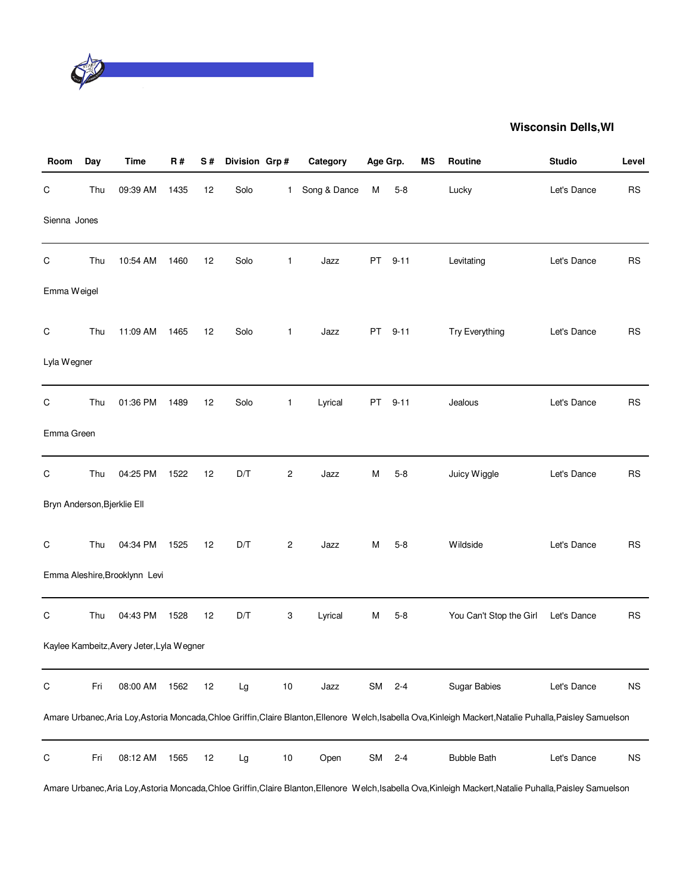**Wisconsin Dells,WI**

| Room | Day | Time | R # | S # | Division | Grp # | Category | Age Grp. | | MS | Routine | Studio | Level |
|---|---|---|---|---|---|---|---|---|---|---|---|---|---|
| C | Thu | 09:39 AM | 1435 | 12 | Solo | 1 | Song & Dance | M | 5-8 | | Lucky | Let's Dance | RS |
| Sienna Jones | | | | | | | | | | | | | |
| C | Thu | 10:54 AM | 1460 | 12 | Solo | 1 | Jazz | PT | 9-11 | | Levitating | Let's Dance | RS |
| Emma Weigel | | | | | | | | | | | | | |
| C | Thu | 11:09 AM | 1465 | 12 | Solo | 1 | Jazz | PT | 9-11 | | Try Everything | Let's Dance | RS |
| Lyla Wegner | | | | | | | | | | | | | |
| C | Thu | 01:36 PM | 1489 | 12 | Solo | 1 | Lyrical | PT | 9-11 | | Jealous | Let's Dance | RS |
| Emma Green | | | | | | | | | | | | | |
| C | Thu | 04:25 PM | 1522 | 12 | D/T | 2 | Jazz | M | 5-8 | | Juicy Wiggle | Let's Dance | RS |
| Bryn Anderson,Bjerklie Ell | | | | | | | | | | | | | |
| C | Thu | 04:34 PM | 1525 | 12 | D/T | 2 | Jazz | M | 5-8 | | Wildside | Let's Dance | RS |
| Emma Aleshire,Brooklynn Levi | | | | | | | | | | | | | |
| C | Thu | 04:43 PM | 1528 | 12 | D/T | 3 | Lyrical | M | 5-8 | | You Can't Stop the Girl | Let's Dance | RS |
| Kaylee Kambeitz,Avery Jeter,Lyla Wegner | | | | | | | | | | | | | |
| C | Fri | 08:00 AM | 1562 | 12 | Lg | 10 | Jazz | SM | 2-4 | | Sugar Babies | Let's Dance | NS |
| Amare Urbanec,Aria Loy,Astoria Moncada,Chloe Griffin,Claire Blanton,Ellenore Welch,Isabella Ova,Kinleigh Mackert,Natalie Puhalla,Paisley Samuelson | | | | | | | | | | | | | |
| C | Fri | 08:12 AM | 1565 | 12 | Lg | 10 | Open | SM | 2-4 | | Bubble Bath | Let's Dance | NS |
| Amare Urbanec,Aria Loy,Astoria Moncada,Chloe Griffin,Claire Blanton,Ellenore Welch,Isabella Ova,Kinleigh Mackert,Natalie Puhalla,Paisley Samuelson | | | | | | | | | | | | | |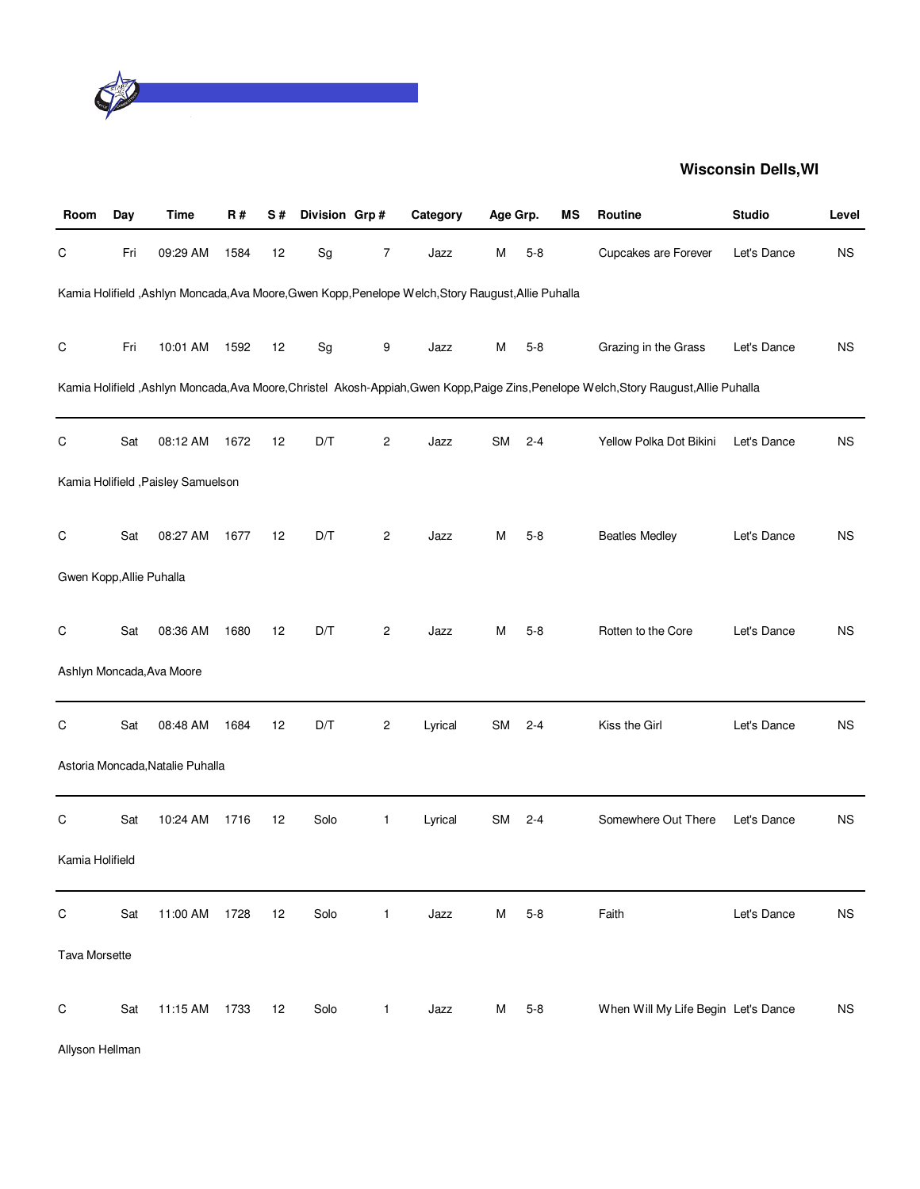**Wisconsin Dells,WI**

| Room | Day | Time | R # | S # | Division | Grp # | Category | Age Grp. | | MS | Routine | Studio | Level |
|---|---|---|---|---|---|---|---|---|---|---|---|---|---|
| C | Fri | 09:29 AM | 1584 | 12 | Sg | 7 | Jazz | M | 5-8 | | Cupcakes are Forever | Let's Dance | NS |
| Kamia Holifield ,Ashlyn Moncada,Ava Moore,Gwen Kopp,Penelope Welch,Story Raugust,Allie Puhalla | | | | | | | | | | | | | |
| C | Fri | 10:01 AM | 1592 | 12 | Sg | 9 | Jazz | M | 5-8 | | Grazing in the Grass | Let's Dance | NS |
| Kamia Holifield ,Ashlyn Moncada,Ava Moore,Christel Akosh-Appiah,Gwen Kopp,Paige Zins,Penelope Welch,Story Raugust,Allie Puhalla | | | | | | | | | | | | | |
| C | Sat | 08:12 AM | 1672 | 12 | D/T | 2 | Jazz | SM | 2-4 | | Yellow Polka Dot Bikini | Let's Dance | NS |
| Kamia Holifield ,Paisley Samuelson | | | | | | | | | | | | | |
| C | Sat | 08:27 AM | 1677 | 12 | D/T | 2 | Jazz | M | 5-8 | | Beatles Medley | Let's Dance | NS |
| Gwen Kopp,Allie Puhalla | | | | | | | | | | | | | |
| C | Sat | 08:36 AM | 1680 | 12 | D/T | 2 | Jazz | M | 5-8 | | Rotten to the Core | Let's Dance | NS |
| Ashlyn Moncada,Ava Moore | | | | | | | | | | | | | |
| C | Sat | 08:48 AM | 1684 | 12 | D/T | 2 | Lyrical | SM | 2-4 | | Kiss the Girl | Let's Dance | NS |
| Astoria Moncada,Natalie Puhalla | | | | | | | | | | | | | |
| C | Sat | 10:24 AM | 1716 | 12 | Solo | 1 | Lyrical | SM | 2-4 | | Somewhere Out There | Let's Dance | NS |
| Kamia Holifield | | | | | | | | | | | | | |
| C | Sat | 11:00 AM | 1728 | 12 | Solo | 1 | Jazz | M | 5-8 | | Faith | Let's Dance | NS |
| Tava Morsette | | | | | | | | | | | | | |
| C | Sat | 11:15 AM | 1733 | 12 | Solo | 1 | Jazz | M | 5-8 | | When Will My Life Begin | Let's Dance | NS |
| Allyson Hellman | | | | | | | | | | | | | |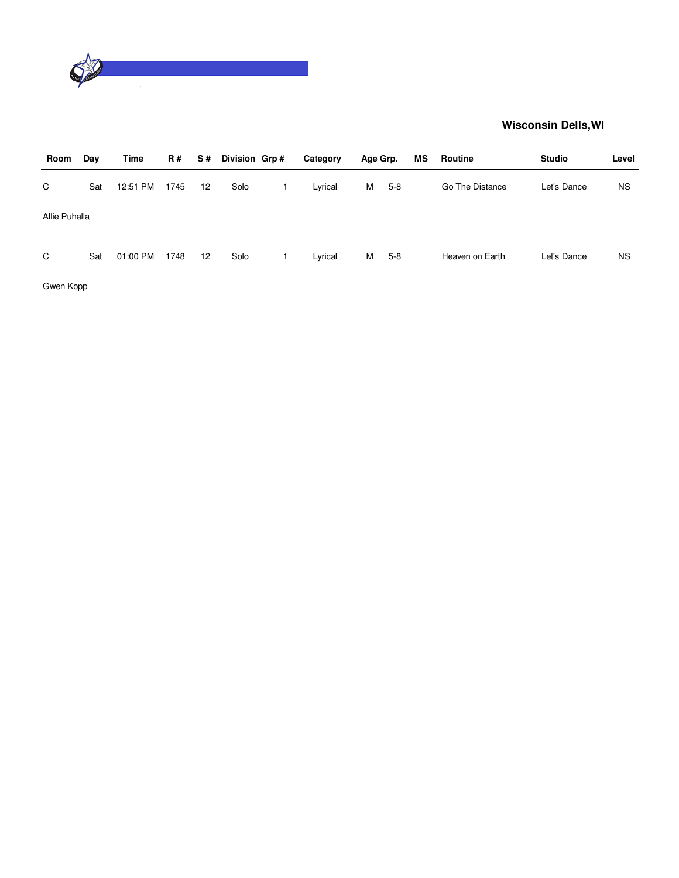**Wisconsin Dells,WI**

| Room | Day | Time | R # | S # | Division | Grp # | Category | Age Grp. | | MS | Routine | Studio | Level |
|---|---|---|---|---|---|---|---|---|---|---|---|---|---|
| C | Sat | 12:51 PM | 1745 | 12 | Solo | 1 | Lyrical | M | 5-8 | | Go The Distance | Let's Dance | NS |
| Allie Puhalla | | | | | | | | | | | | | |
| C | Sat | 01:00 PM | 1748 | 12 | Solo | 1 | Lyrical | M | 5-8 | | Heaven on Earth | Let's Dance | NS |
| Gwen Kopp | | | | | | | | | | | | | |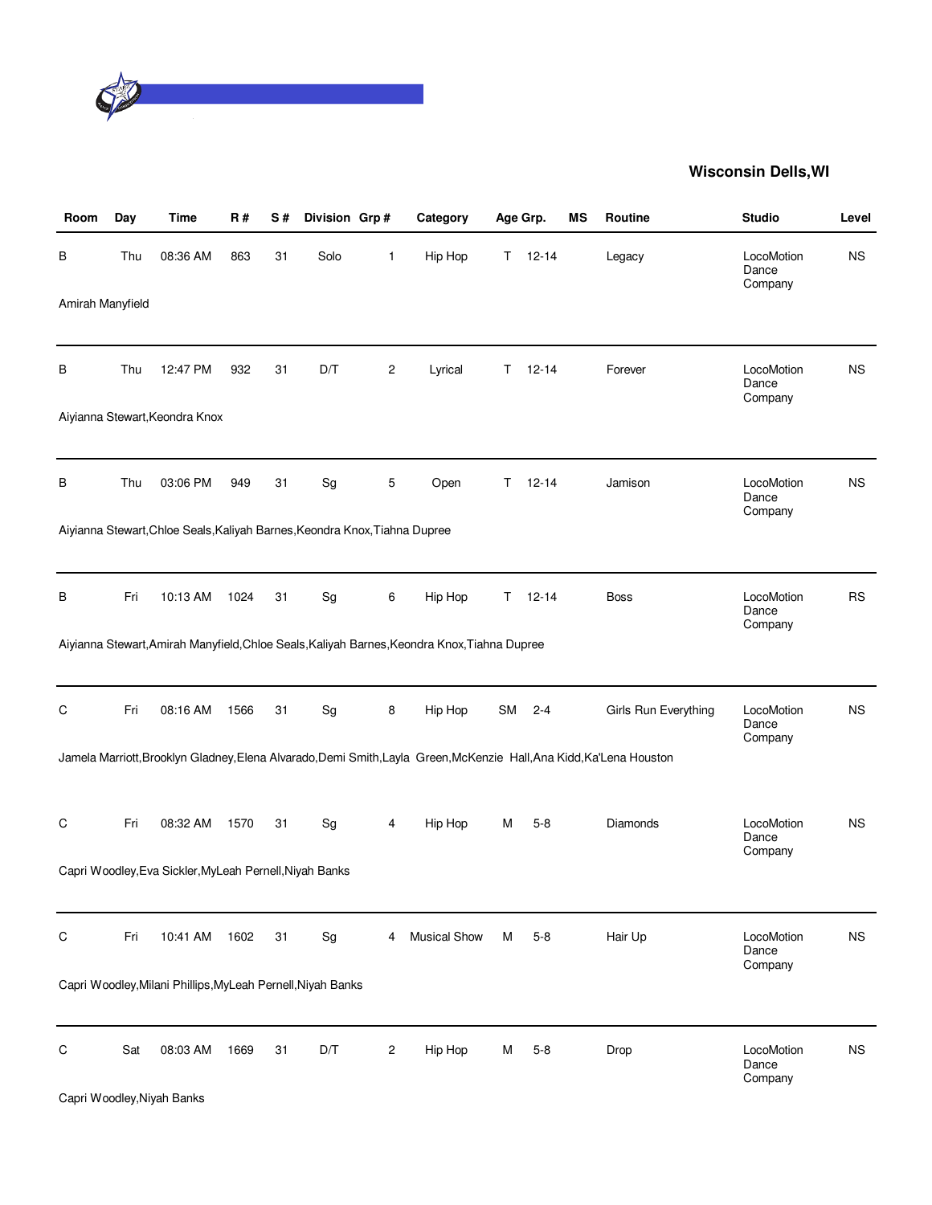**Wisconsin Dells,WI**

| Room | Day | Time | R # | S # | Division | Grp # | Category | Age Grp. | | MS | Routine | Studio | Level |
|---|---|---|---|---|---|---|---|---|---|---|---|---|---|
| B | Thu | 08:36 AM | 863 | 31 | Solo | 1 | Hip Hop | T | 12-14 | | Legacy | LocoMotion Dance Company | NS |
| Amirah Manyfield | | | | | | | | | | | | | |
| B | Thu | 12:47 PM | 932 | 31 | D/T | 2 | Lyrical | T | 12-14 | | Forever | LocoMotion Dance Company | NS |
| Aiyianna Stewart,Keondra Knox | | | | | | | | | | | | | |
| B | Thu | 03:06 PM | 949 | 31 | Sg | 5 | Open | T | 12-14 | | Jamison | LocoMotion Dance Company | NS |
| Aiyianna Stewart,Chloe Seals,Kaliyah Barnes,Keondra Knox,Tiahna Dupree | | | | | | | | | | | | | |
| B | Fri | 10:13 AM | 1024 | 31 | Sg | 6 | Hip Hop | T | 12-14 | | Boss | LocoMotion Dance Company | RS |
| Aiyianna Stewart,Amirah Manyfield,Chloe Seals,Kaliyah Barnes,Keondra Knox,Tiahna Dupree | | | | | | | | | | | | | |
| C | Fri | 08:16 AM | 1566 | 31 | Sg | 8 | Hip Hop | SM | 2-4 | | Girls Run Everything | LocoMotion Dance Company | NS |
| Jamela Marriott,Brooklyn Gladney,Elena Alvarado,Demi Smith,Layla Green,McKenzie Hall,Ana Kidd,Ka'Lena Houston | | | | | | | | | | | | | |
| C | Fri | 08:32 AM | 1570 | 31 | Sg | 4 | Hip Hop | M | 5-8 | | Diamonds | LocoMotion Dance Company | NS |
| Capri Woodley,Eva Sickler,MyLeah Pernell,Niyah Banks | | | | | | | | | | | | | |
| C | Fri | 10:41 AM | 1602 | 31 | Sg | 4 | Musical Show | M | 5-8 | | Hair Up | LocoMotion Dance Company | NS |
| Capri Woodley,Milani Phillips,MyLeah Pernell,Niyah Banks | | | | | | | | | | | | | |
| C | Sat | 08:03 AM | 1669 | 31 | D/T | 2 | Hip Hop | M | 5-8 | | Drop | LocoMotion Dance Company | NS |
| Capri Woodley,Niyah Banks | | | | | | | | | | | | | |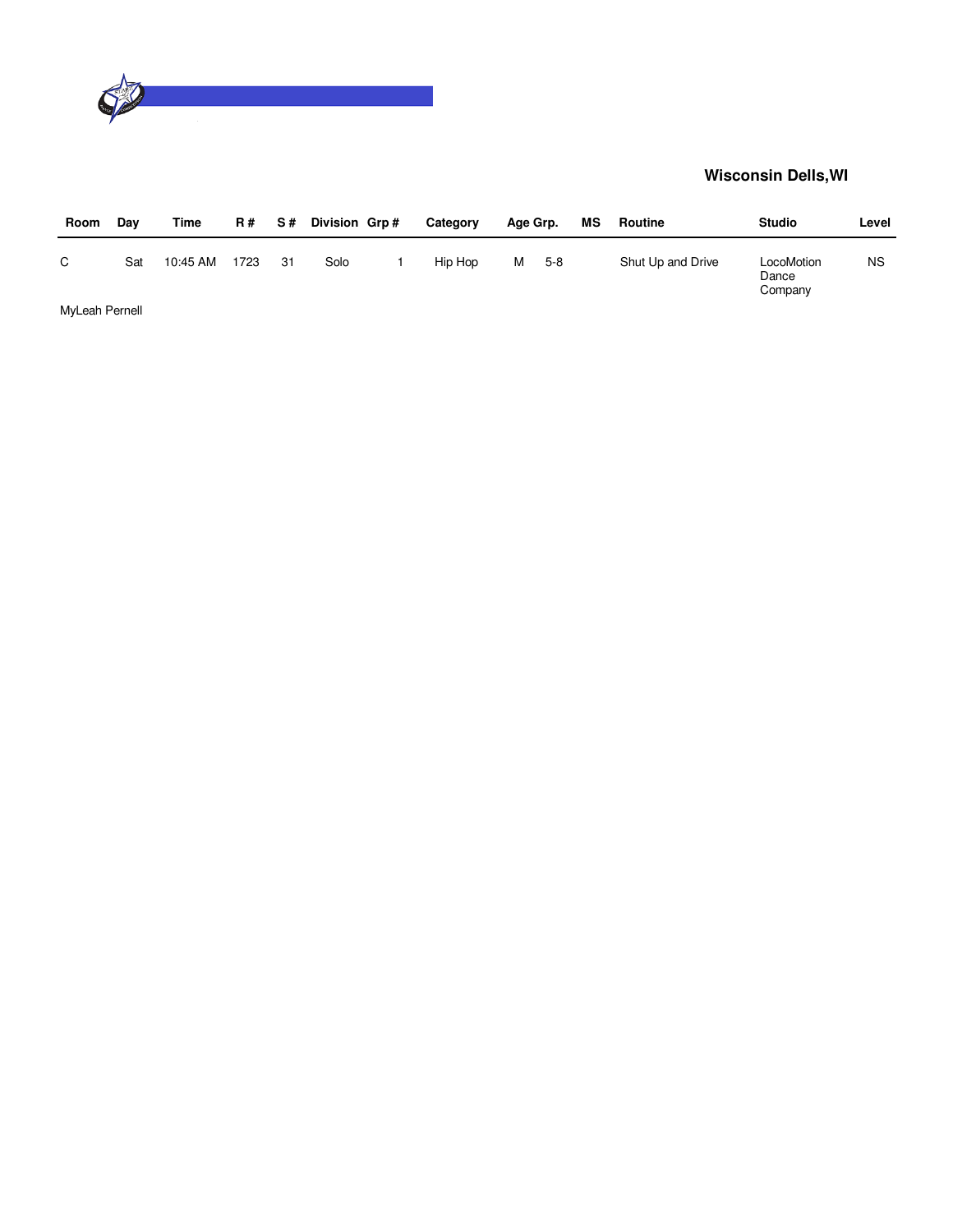**Wisconsin Dells,WI**

| Room | Day | Time | R # | S # | Division | Grp # | Category | Age Grp. | | MS | Routine | Studio | Level |
|---|---|---|---|---|---|---|---|---|---|---|---|---|---|
| C | Sat | 10:45 AM | 1723 | 31 | Solo | 1 | Hip Hop | M | 5-8 | | Shut Up and Drive | LocoMotion Dance Company | NS |

MyLeah Pernell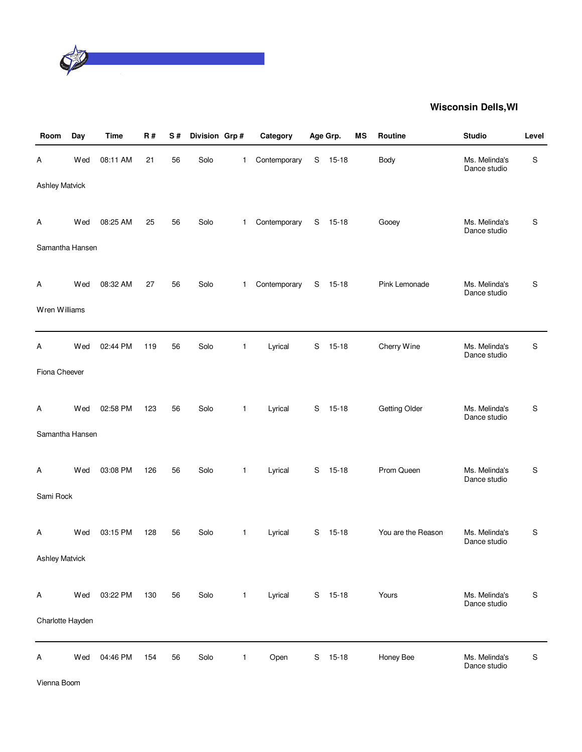**Wisconsin Dells,WI**

| Room | Day | Time | R # | S # | Division | Grp # | Category | Age Grp. | | MS | Routine | Studio | Level |
|---|---|---|---|---|---|---|---|---|---|---|---|---|---|
| A | Wed | 08:11 AM | 21 | 56 | Solo | 1 | Contemporary | S | 15-18 | | Body | Ms. Melinda's Dance studio | S |
| Ashley Matvick | | | | | | | | | | | | | |
| A | Wed | 08:25 AM | 25 | 56 | Solo | 1 | Contemporary | S | 15-18 | | Gooey | Ms. Melinda's Dance studio | S |
| Samantha Hansen | | | | | | | | | | | | | |
| A | Wed | 08:32 AM | 27 | 56 | Solo | 1 | Contemporary | S | 15-18 | | Pink Lemonade | Ms. Melinda's Dance studio | S |
| Wren Williams | | | | | | | | | | | | | |
| A | Wed | 02:44 PM | 119 | 56 | Solo | 1 | Lyrical | S | 15-18 | | Cherry Wine | Ms. Melinda's Dance studio | S |
| Fiona Cheever | | | | | | | | | | | | | |
| A | Wed | 02:58 PM | 123 | 56 | Solo | 1 | Lyrical | S | 15-18 | | Getting Older | Ms. Melinda's Dance studio | S |
| Samantha Hansen | | | | | | | | | | | | | |
| A | Wed | 03:08 PM | 126 | 56 | Solo | 1 | Lyrical | S | 15-18 | | Prom Queen | Ms. Melinda's Dance studio | S |
| Sami Rock | | | | | | | | | | | | | |
| A | Wed | 03:15 PM | 128 | 56 | Solo | 1 | Lyrical | S | 15-18 | | You are the Reason | Ms. Melinda's Dance studio | S |
| Ashley Matvick | | | | | | | | | | | | | |
| A | Wed | 03:22 PM | 130 | 56 | Solo | 1 | Lyrical | S | 15-18 | | Yours | Ms. Melinda's Dance studio | S |
| Charlotte Hayden | | | | | | | | | | | | | |
| A | Wed | 04:46 PM | 154 | 56 | Solo | 1 | Open | S | 15-18 | | Honey Bee | Ms. Melinda's Dance studio | S |
| Vienna Boom | | | | | | | | | | | | | |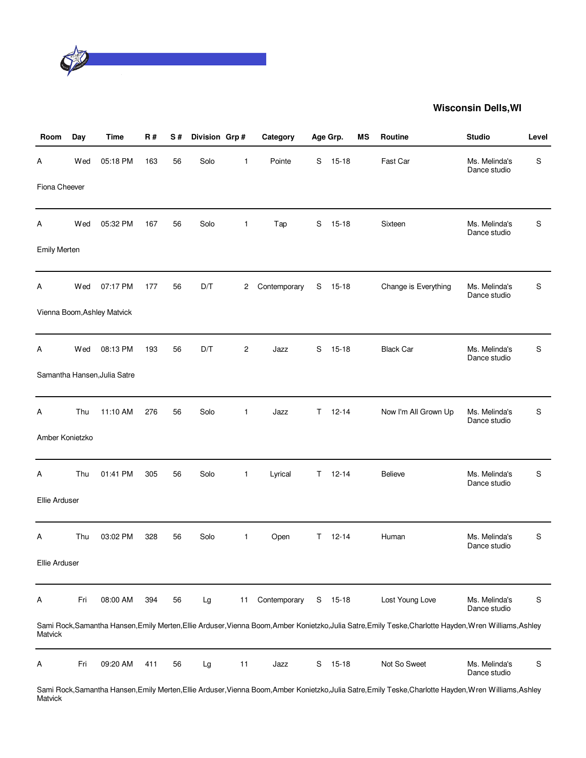**Wisconsin Dells,WI**

| Room | Day | Time | R # | S # | Division | Grp # | Category | Age Grp. | | MS | Routine | Studio | Level |
|---|---|---|---|---|---|---|---|---|---|---|---|---|---|
| A | Wed | 05:18 PM | 163 | 56 | Solo | 1 | Pointe | S | 15-18 | | Fast Car | Ms. Melinda's Dance studio | S |
| Fiona Cheever | | | | | | | | | | | | | |
| A | Wed | 05:32 PM | 167 | 56 | Solo | 1 | Tap | S | 15-18 | | Sixteen | Ms. Melinda's Dance studio | S |
| Emily Merten | | | | | | | | | | | | | |
| A | Wed | 07:17 PM | 177 | 56 | D/T | 2 | Contemporary | S | 15-18 | | Change is Everything | Ms. Melinda's Dance studio | S |
| Vienna Boom,Ashley Matvick | | | | | | | | | | | | | |
| A | Wed | 08:13 PM | 193 | 56 | D/T | 2 | Jazz | S | 15-18 | | Black Car | Ms. Melinda's Dance studio | S |
| Samantha Hansen,Julia Satre | | | | | | | | | | | | | |
| A | Thu | 11:10 AM | 276 | 56 | Solo | 1 | Jazz | T | 12-14 | | Now I'm All Grown Up | Ms. Melinda's Dance studio | S |
| Amber Konietzko | | | | | | | | | | | | | |
| A | Thu | 01:41 PM | 305 | 56 | Solo | 1 | Lyrical | T | 12-14 | | Believe | Ms. Melinda's Dance studio | S |
| Ellie Arduser | | | | | | | | | | | | | |
| A | Thu | 03:02 PM | 328 | 56 | Solo | 1 | Open | T | 12-14 | | Human | Ms. Melinda's Dance studio | S |
| Ellie Arduser | | | | | | | | | | | | | |
| A | Fri | 08:00 AM | 394 | 56 | Lg | 11 | Contemporary | S | 15-18 | | Lost Young Love | Ms. Melinda's Dance studio | S |
| Sami Rock,Samantha Hansen,Emily Merten,Ellie Arduser,Vienna Boom,Amber Konietzko,Julia Satre,Emily Teske,Charlotte Hayden,Wren Williams,Ashley Matvick | | | | | | | | | | | | | |
| A | Fri | 09:20 AM | 411 | 56 | Lg | 11 | Jazz | S | 15-18 | | Not So Sweet | Ms. Melinda's Dance studio | S |
| Sami Rock,Samantha Hansen,Emily Merten,Ellie Arduser,Vienna Boom,Amber Konietzko,Julia Satre,Emily Teske,Charlotte Hayden,Wren Williams,Ashley Matvick | | | | | | | | | | | | | |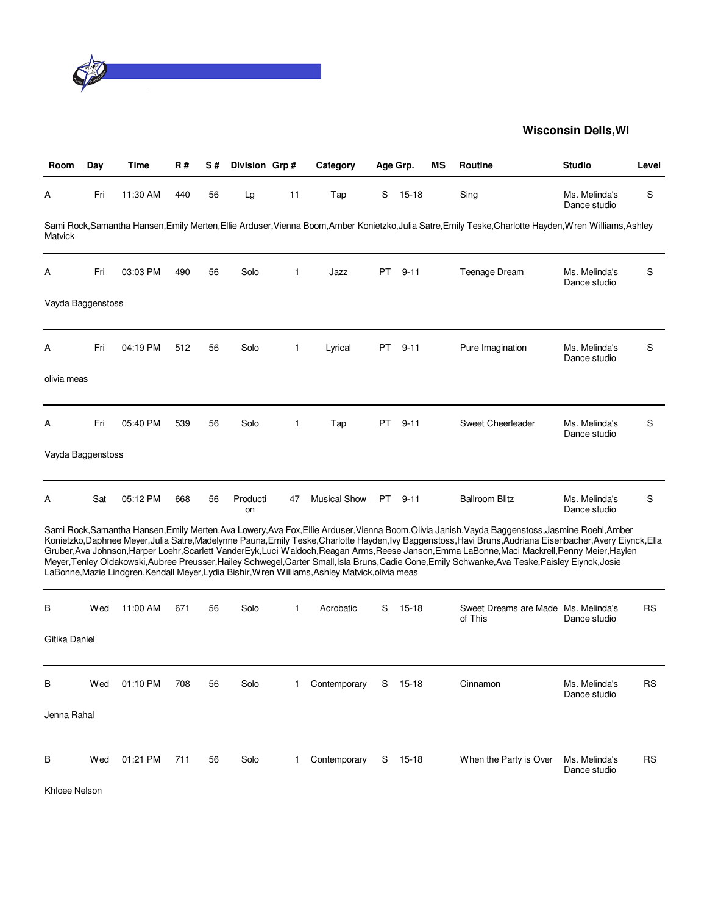## Wisconsin Dells,WI

| Room | Day | Time | R # | S # | Division | Grp # | Category | Age Grp. | | MS | Routine | Studio | Level |
|---|---|---|---|---|---|---|---|---|---|---|---|---|---|
| A | Fri | 11:30 AM | 440 | 56 | Lg | 11 | Tap | S | 15-18 | | Sing | Ms. Melinda's Dance studio | S |
| Sami Rock,Samantha Hansen,Emily Merten,Ellie Arduser,Vienna Boom,Amber Konietzko,Julia Satre,Emily Teske,Charlotte Hayden,Wren Williams,Ashley Matvick | | | | | | | | | | | | | |
| A | Fri | 03:03 PM | 490 | 56 | Solo | 1 | Jazz | PT | 9-11 | | Teenage Dream | Ms. Melinda's Dance studio | S |
| Vayda Baggenstoss | | | | | | | | | | | | | |
| A | Fri | 04:19 PM | 512 | 56 | Solo | 1 | Lyrical | PT | 9-11 | | Pure Imagination | Ms. Melinda's Dance studio | S |
| olivia meas | | | | | | | | | | | | | |
| A | Fri | 05:40 PM | 539 | 56 | Solo | 1 | Tap | PT | 9-11 | | Sweet Cheerleader | Ms. Melinda's Dance studio | S |
| Vayda Baggenstoss | | | | | | | | | | | | | |
| A | Sat | 05:12 PM | 668 | 56 | Production | 47 | Musical Show | PT | 9-11 | | Ballroom Blitz | Ms. Melinda's Dance studio | S |
| Sami Rock,Samantha Hansen,Emily Merten,Ava Lowery,Ava Fox,Ellie Arduser,Vienna Boom,Olivia Janish,Vayda Baggenstoss,Jasmine Roehl,Amber Konietzko,Daphnee Meyer,Julia Satre,Madelynne Pauna,Emily Teske,Charlotte Hayden,Ivy Baggenstoss,Havi Bruns,Audriana Eisenbacher,Avery Eiynck,Ella Gruber,Ava Johnson,Harper Loehr,Scarlett VanderEyk,Luci Waldoch,Reagan Arms,Reese Janson,Emma LaBonne,Maci Mackrell,Penny Meier,Haylen Meyer,Tenley Oldakowski,Aubree Preusser,Hailey Schwegel,Carter Small,Isla Bruns,Cadie Cone,Emily Schwanke,Ava Teske,Paisley Eiynck,Josie LaBonne,Mazie Lindgren,Kendall Meyer,Lydia Bishir,Wren Williams,Ashley Matvick,olivia meas | | | | | | | | | | | | | |
| B | Wed | 11:00 AM | 671 | 56 | Solo | 1 | Acrobatic | S | 15-18 | | Sweet Dreams are Made of This | Ms. Melinda's Dance studio | RS |
| Gitika Daniel | | | | | | | | | | | | | |
| B | Wed | 01:10 PM | 708 | 56 | Solo | 1 | Contemporary | S | 15-18 | | Cinnamon | Ms. Melinda's Dance studio | RS |
| Jenna Rahal | | | | | | | | | | | | | |
| B | Wed | 01:21 PM | 711 | 56 | Solo | 1 | Contemporary | S | 15-18 | | When the Party is Over | Ms. Melinda's Dance studio | RS |
| Khloee Nelson | | | | | | | | | | | | | |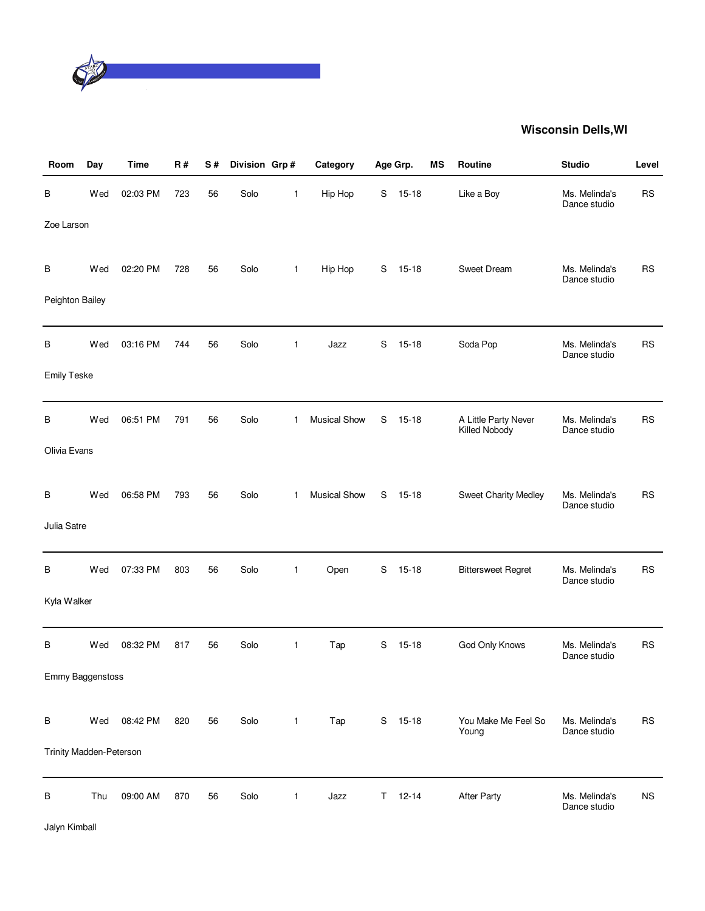**Wisconsin Dells,WI**

| Room | Day | Time | R # | S # | Division | Grp # | Category | Age Grp. | | MS | Routine | Studio | Level |
|---|---|---|---|---|---|---|---|---|---|---|---|---|---|
| B | Wed | 02:03 PM | 723 | 56 | Solo | 1 | Hip Hop | S | 15-18 | | Like a Boy | Ms. Melinda's Dance studio | RS |
| Zoe Larson | | | | | | | | | | | | | |
| B | Wed | 02:20 PM | 728 | 56 | Solo | 1 | Hip Hop | S | 15-18 | | Sweet Dream | Ms. Melinda's Dance studio | RS |
| Peighton Bailey | | | | | | | | | | | | | |
| B | Wed | 03:16 PM | 744 | 56 | Solo | 1 | Jazz | S | 15-18 | | Soda Pop | Ms. Melinda's Dance studio | RS |
| Emily Teske | | | | | | | | | | | | | |
| B | Wed | 06:51 PM | 791 | 56 | Solo | 1 | Musical Show | S | 15-18 | | A Little Party Never Killed Nobody | Ms. Melinda's Dance studio | RS |
| Olivia Evans | | | | | | | | | | | | | |
| B | Wed | 06:58 PM | 793 | 56 | Solo | 1 | Musical Show | S | 15-18 | | Sweet Charity Medley | Ms. Melinda's Dance studio | RS |
| Julia Satre | | | | | | | | | | | | | |
| B | Wed | 07:33 PM | 803 | 56 | Solo | 1 | Open | S | 15-18 | | Bittersweet Regret | Ms. Melinda's Dance studio | RS |
| Kyla Walker | | | | | | | | | | | | | |
| B | Wed | 08:32 PM | 817 | 56 | Solo | 1 | Tap | S | 15-18 | | God Only Knows | Ms. Melinda's Dance studio | RS |
| Emmy Baggenstoss | | | | | | | | | | | | | |
| B | Wed | 08:42 PM | 820 | 56 | Solo | 1 | Tap | S | 15-18 | | You Make Me Feel So Young | Ms. Melinda's Dance studio | RS |
| Trinity Madden-Peterson | | | | | | | | | | | | | |
| B | Thu | 09:00 AM | 870 | 56 | Solo | 1 | Jazz | T | 12-14 | | After Party | Ms. Melinda's Dance studio | NS |
| Jalyn Kimball | | | | | | | | | | | | | |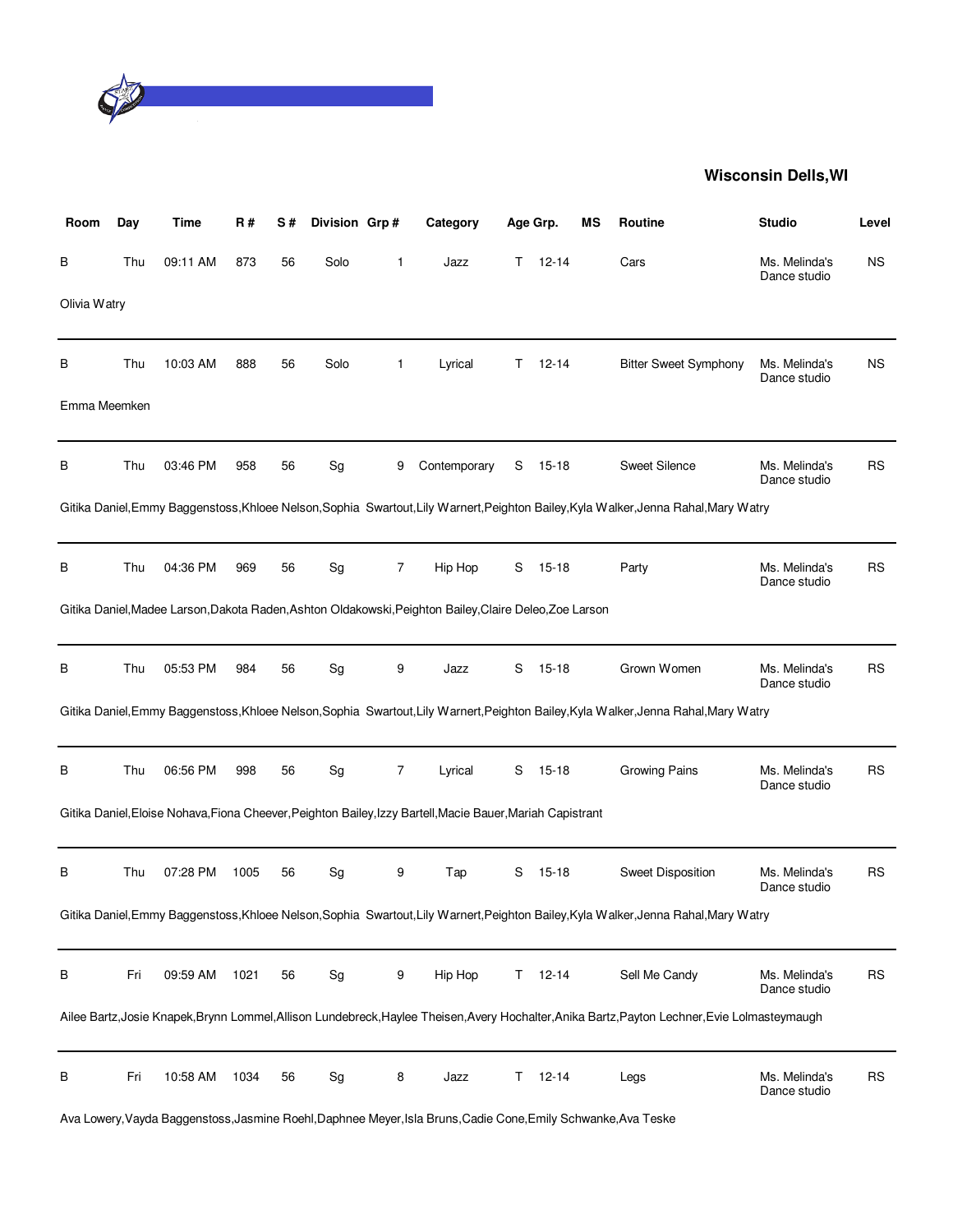**Wisconsin Dells,WI**

| Room | Day | Time | R # | S # | Division | Grp # | Category | Age Grp. | | MS | Routine | Studio | Level |
|---|---|---|---|---|---|---|---|---|---|---|---|---|---|
| B | Thu | 09:11 AM | 873 | 56 | Solo | 1 | Jazz | T | 12-14 | | Cars | Ms. Melinda's Dance studio | NS |
| Olivia Watry | | | | | | | | | | | | | |
| B | Thu | 10:03 AM | 888 | 56 | Solo | 1 | Lyrical | T | 12-14 | | Bitter Sweet Symphony | Ms. Melinda's Dance studio | NS |
| Emma Meemken | | | | | | | | | | | | | |
| B | Thu | 03:46 PM | 958 | 56 | Sg | 9 | Contemporary | S | 15-18 | | Sweet Silence | Ms. Melinda's Dance studio | RS |
| Gitika Daniel,Emmy Baggenstoss,Khloee Nelson,Sophia Swartout,Lily Warnert,Peighton Bailey,Kyla Walker,Jenna Rahal,Mary Watry | | | | | | | | | | | | | |
| B | Thu | 04:36 PM | 969 | 56 | Sg | 7 | Hip Hop | S | 15-18 | | Party | Ms. Melinda's Dance studio | RS |
| Gitika Daniel,Madee Larson,Dakota Raden,Ashton Oldakowski,Peighton Bailey,Claire Deleo,Zoe Larson | | | | | | | | | | | | | |
| B | Thu | 05:53 PM | 984 | 56 | Sg | 9 | Jazz | S | 15-18 | | Grown Women | Ms. Melinda's Dance studio | RS |
| Gitika Daniel,Emmy Baggenstoss,Khloee Nelson,Sophia Swartout,Lily Warnert,Peighton Bailey,Kyla Walker,Jenna Rahal,Mary Watry | | | | | | | | | | | | | |
| B | Thu | 06:56 PM | 998 | 56 | Sg | 7 | Lyrical | S | 15-18 | | Growing Pains | Ms. Melinda's Dance studio | RS |
| Gitika Daniel,Eloise Nohava,Fiona Cheever,Peighton Bailey,Izzy Bartell,Macie Bauer,Mariah Capistrant | | | | | | | | | | | | | |
| B | Thu | 07:28 PM | 1005 | 56 | Sg | 9 | Tap | S | 15-18 | | Sweet Disposition | Ms. Melinda's Dance studio | RS |
| Gitika Daniel,Emmy Baggenstoss,Khloee Nelson,Sophia Swartout,Lily Warnert,Peighton Bailey,Kyla Walker,Jenna Rahal,Mary Watry | | | | | | | | | | | | | |
| B | Fri | 09:59 AM | 1021 | 56 | Sg | 9 | Hip Hop | T | 12-14 | | Sell Me Candy | Ms. Melinda's Dance studio | RS |
| Ailee Bartz,Josie Knapek,Brynn Lommel,Allison Lundebreck,Haylee Theisen,Avery Hochalter,Anika Bartz,Payton Lechner,Evie Lolmasteymaugh | | | | | | | | | | | | | |
| B | Fri | 10:58 AM | 1034 | 56 | Sg | 8 | Jazz | T | 12-14 | | Legs | Ms. Melinda's Dance studio | RS |
| Ava Lowery,Vayda Baggenstoss,Jasmine Roehl,Daphnee Meyer,Isla Bruns,Cadie Cone,Emily Schwanke,Ava Teske | | | | | | | | | | | | | |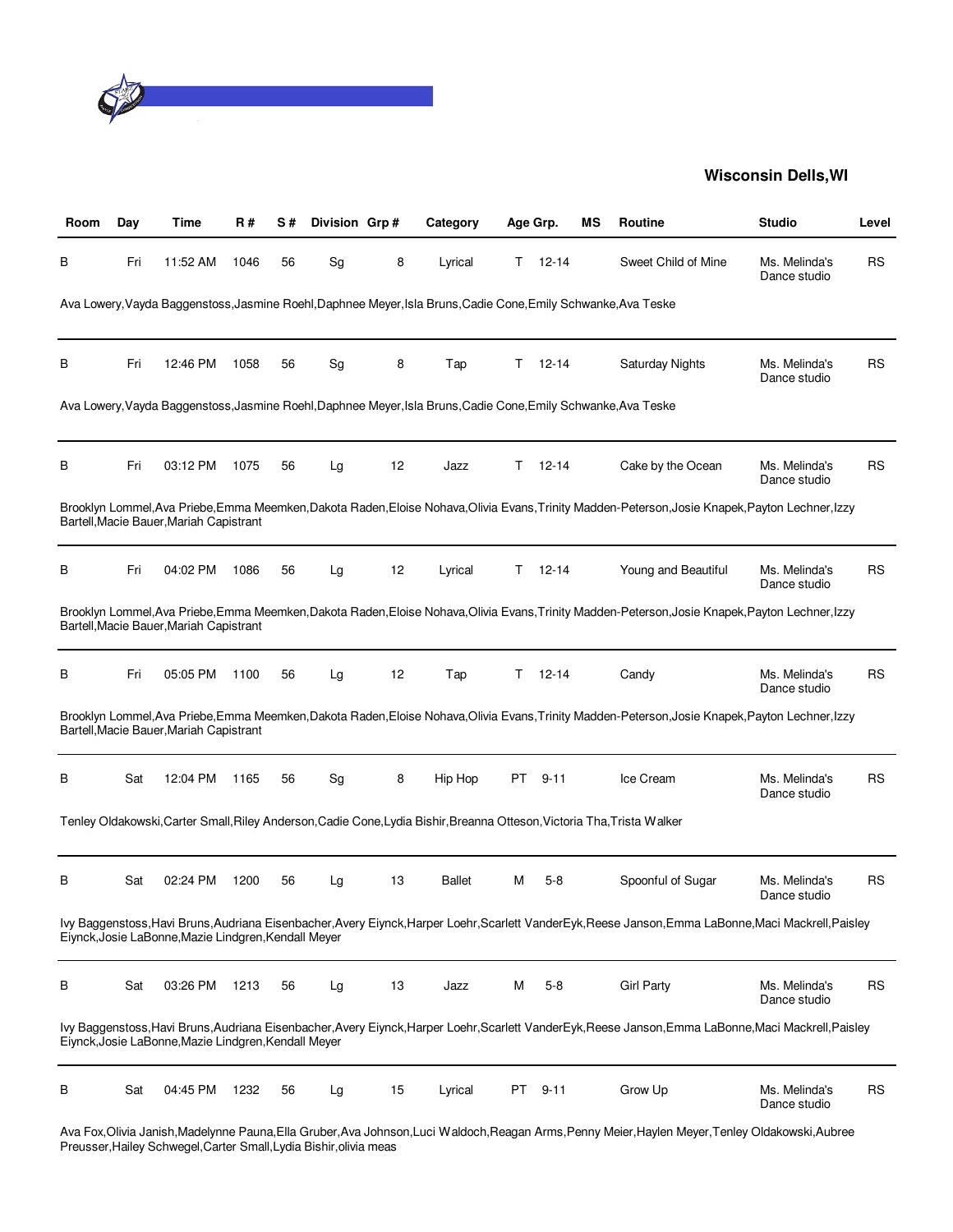**Wisconsin Dells,WI**

| Room | Day | Time | R # | S # | Division | Grp # | Category | Age Grp. | | MS | Routine | Studio | Level |
|---|---|---|---|---|---|---|---|---|---|---|---|---|---|
| B | Fri | 11:52 AM | 1046 | 56 | Sg | 8 | Lyrical | T | 12-14 | | Sweet Child of Mine | Ms. Melinda's Dance studio | RS |
| Ava Lowery,Vayda Baggenstoss,Jasmine Roehl,Daphnee Meyer,Isla Bruns,Cadie Cone,Emily Schwanke,Ava Teske | | | | | | | | | | | | | |
| B | Fri | 12:46 PM | 1058 | 56 | Sg | 8 | Tap | T | 12-14 | | Saturday Nights | Ms. Melinda's Dance studio | RS |
| Ava Lowery,Vayda Baggenstoss,Jasmine Roehl,Daphnee Meyer,Isla Bruns,Cadie Cone,Emily Schwanke,Ava Teske | | | | | | | | | | | | | |
| B | Fri | 03:12 PM | 1075 | 56 | Lg | 12 | Jazz | T | 12-14 | | Cake by the Ocean | Ms. Melinda's Dance studio | RS |
| Brooklyn Lommel,Ava Priebe,Emma Meemken,Dakota Raden,Eloise Nohava,Olivia Evans,Trinity Madden-Peterson,Josie Knapek,Payton Lechner,Izzy Bartell,Macie Bauer,Mariah Capistrant | | | | | | | | | | | | | |
| B | Fri | 04:02 PM | 1086 | 56 | Lg | 12 | Lyrical | T | 12-14 | | Young and Beautiful | Ms. Melinda's Dance studio | RS |
| Brooklyn Lommel,Ava Priebe,Emma Meemken,Dakota Raden,Eloise Nohava,Olivia Evans,Trinity Madden-Peterson,Josie Knapek,Payton Lechner,Izzy Bartell,Macie Bauer,Mariah Capistrant | | | | | | | | | | | | | |
| B | Fri | 05:05 PM | 1100 | 56 | Lg | 12 | Tap | T | 12-14 | | Candy | Ms. Melinda's Dance studio | RS |
| Brooklyn Lommel,Ava Priebe,Emma Meemken,Dakota Raden,Eloise Nohava,Olivia Evans,Trinity Madden-Peterson,Josie Knapek,Payton Lechner,Izzy Bartell,Macie Bauer,Mariah Capistrant | | | | | | | | | | | | | |
| B | Sat | 12:04 PM | 1165 | 56 | Sg | 8 | Hip Hop | PT | 9-11 | | Ice Cream | Ms. Melinda's Dance studio | RS |
| Tenley Oldakowski,Carter Small,Riley Anderson,Cadie Cone,Lydia Bishir,Breanna Otteson,Victoria Tha,Trista Walker | | | | | | | | | | | | | |
| B | Sat | 02:24 PM | 1200 | 56 | Lg | 13 | Ballet | M | 5-8 | | Spoonful of Sugar | Ms. Melinda's Dance studio | RS |
| Ivy Baggenstoss,Havi Bruns,Audriana Eisenbacher,Avery Eiynck,Harper Loehr,Scarlett VanderEyk,Reese Janson,Emma LaBonne,Maci Mackrell,Paisley Eiynck,Josie LaBonne,Mazie Lindgren,Kendall Meyer | | | | | | | | | | | | | |
| B | Sat | 03:26 PM | 1213 | 56 | Lg | 13 | Jazz | M | 5-8 | | Girl Party | Ms. Melinda's Dance studio | RS |
| Ivy Baggenstoss,Havi Bruns,Audriana Eisenbacher,Avery Eiynck,Harper Loehr,Scarlett VanderEyk,Reese Janson,Emma LaBonne,Maci Mackrell,Paisley Eiynck,Josie LaBonne,Mazie Lindgren,Kendall Meyer | | | | | | | | | | | | | |
| B | Sat | 04:45 PM | 1232 | 56 | Lg | 15 | Lyrical | PT | 9-11 | | Grow Up | Ms. Melinda's Dance studio | RS |
| Ava Fox,Olivia Janish,Madelynne Pauna,Ella Gruber,Ava Johnson,Luci Waldoch,Reagan Arms,Penny Meier,Haylen Meyer,Tenley Oldakowski,Aubree Preusser,Hailey Schwegel,Carter Small,Lydia Bishir,olivia meas | | | | | | | | | | | | | |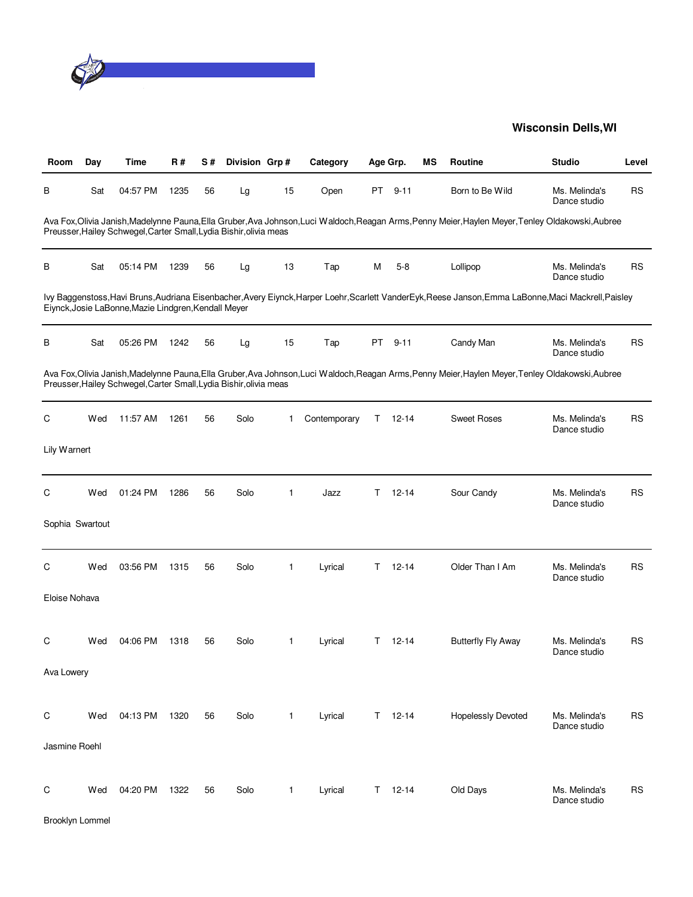**Wisconsin Dells,WI**

| Room | Day | Time | R # | S # | Division | Grp # | Category | Age Grp. | | MS | Routine | Studio | Level |
|---|---|---|---|---|---|---|---|---|---|---|---|---|---|
| B | Sat | 04:57 PM | 1235 | 56 | Lg | 15 | Open | PT | 9-11 | | Born to Be Wild | Ms. Melinda's Dance studio | RS |
| Ava Fox,Olivia Janish,Madelynne Pauna,Ella Gruber,Ava Johnson,Luci Waldoch,Reagan Arms,Penny Meier,Haylen Meyer,Tenley Oldakowski,Aubree Preusser,Hailey Schwegel,Carter Small,Lydia Bishir,olivia meas | | | | | | | | | | | | | |
| B | Sat | 05:14 PM | 1239 | 56 | Lg | 13 | Tap | M | 5-8 | | Lollipop | Ms. Melinda's Dance studio | RS |
| Ivy Baggenstoss,Havi Bruns,Audriana Eisenbacher,Avery Eiynck,Harper Loehr,Scarlett VanderEyk,Reese Janson,Emma LaBonne,Maci Mackrell,Paisley Eiynck,Josie LaBonne,Mazie Lindgren,Kendall Meyer | | | | | | | | | | | | | |
| B | Sat | 05:26 PM | 1242 | 56 | Lg | 15 | Tap | PT | 9-11 | | Candy Man | Ms. Melinda's Dance studio | RS |
| Ava Fox,Olivia Janish,Madelynne Pauna,Ella Gruber,Ava Johnson,Luci Waldoch,Reagan Arms,Penny Meier,Haylen Meyer,Tenley Oldakowski,Aubree Preusser,Hailey Schwegel,Carter Small,Lydia Bishir,olivia meas | | | | | | | | | | | | | |
| C | Wed | 11:57 AM | 1261 | 56 | Solo | 1 | Contemporary | T | 12-14 | | Sweet Roses | Ms. Melinda's Dance studio | RS |
| Lily Warnert | | | | | | | | | | | | | |
| C | Wed | 01:24 PM | 1286 | 56 | Solo | 1 | Jazz | T | 12-14 | | Sour Candy | Ms. Melinda's Dance studio | RS |
| Sophia Swartout | | | | | | | | | | | | | |
| C | Wed | 03:56 PM | 1315 | 56 | Solo | 1 | Lyrical | T | 12-14 | | Older Than I Am | Ms. Melinda's Dance studio | RS |
| Eloise Nohava | | | | | | | | | | | | | |
| C | Wed | 04:06 PM | 1318 | 56 | Solo | 1 | Lyrical | T | 12-14 | | Butterfly Fly Away | Ms. Melinda's Dance studio | RS |
| Ava Lowery | | | | | | | | | | | | | |
| C | Wed | 04:13 PM | 1320 | 56 | Solo | 1 | Lyrical | T | 12-14 | | Hopelessly Devoted | Ms. Melinda's Dance studio | RS |
| Jasmine Roehl | | | | | | | | | | | | | |
| C | Wed | 04:20 PM | 1322 | 56 | Solo | 1 | Lyrical | T | 12-14 | | Old Days | Ms. Melinda's Dance studio | RS |
| Brooklyn Lommel | | | | | | | | | | | | | |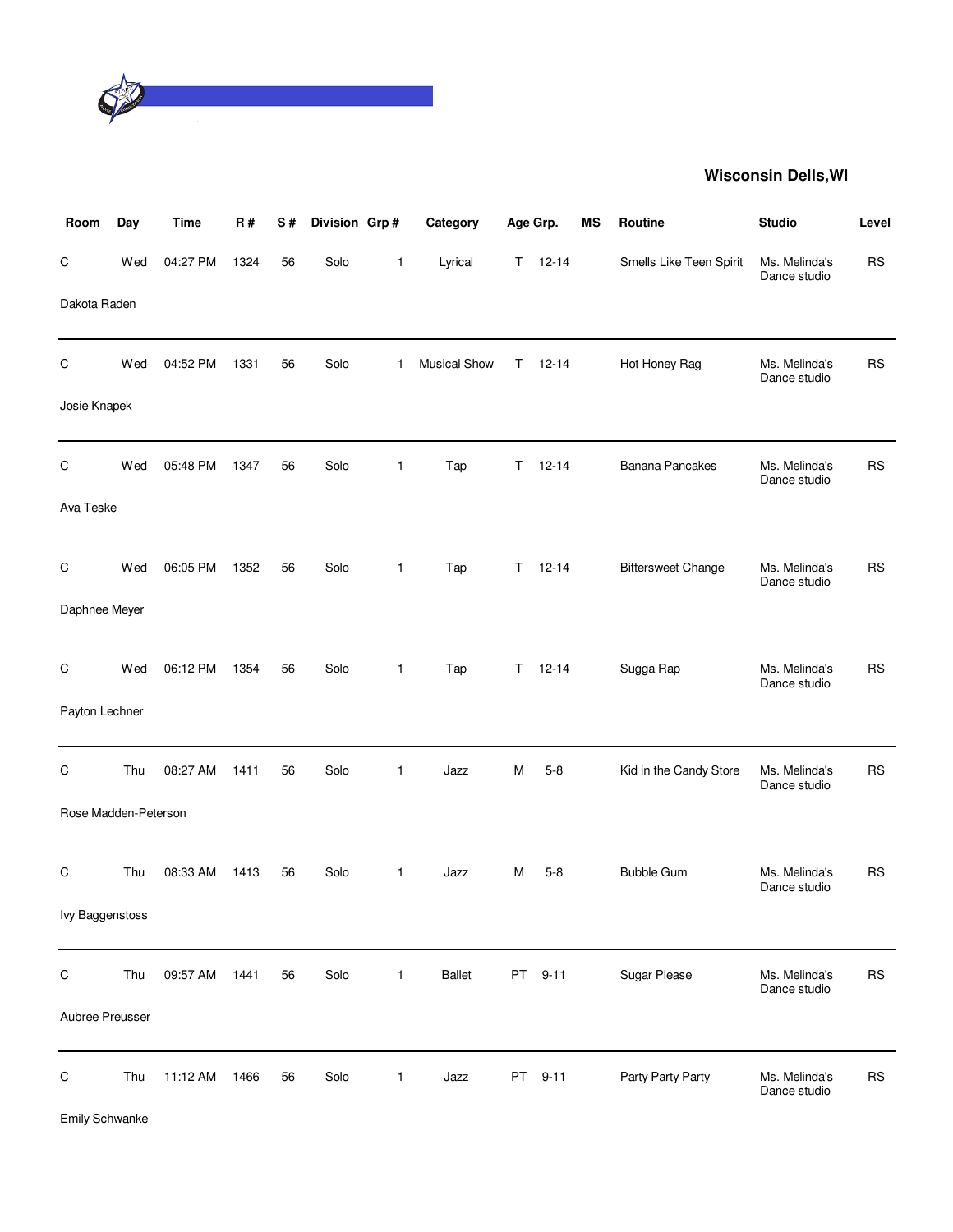**Wisconsin Dells,WI**

| Room | Day | Time | R # | S # | Division | Grp # | Category | Age Grp. | | MS | Routine | Studio | Level |
|---|---|---|---|---|---|---|---|---|---|---|---|---|---|
| C | Wed | 04:27 PM | 1324 | 56 | Solo | 1 | Lyrical | T | 12-14 | | Smells Like Teen Spirit | Ms. Melinda's Dance studio | RS |
| Dakota Raden | | | | | | | | | | | | | |
| C | Wed | 04:52 PM | 1331 | 56 | Solo | 1 | Musical Show | T | 12-14 | | Hot Honey Rag | Ms. Melinda's Dance studio | RS |
| Josie Knapek | | | | | | | | | | | | | |
| C | Wed | 05:48 PM | 1347 | 56 | Solo | 1 | Tap | T | 12-14 | | Banana Pancakes | Ms. Melinda's Dance studio | RS |
| Ava Teske | | | | | | | | | | | | | |
| C | Wed | 06:05 PM | 1352 | 56 | Solo | 1 | Tap | T | 12-14 | | Bittersweet Change | Ms. Melinda's Dance studio | RS |
| Daphnee Meyer | | | | | | | | | | | | | |
| C | Wed | 06:12 PM | 1354 | 56 | Solo | 1 | Tap | T | 12-14 | | Sugga Rap | Ms. Melinda's Dance studio | RS |
| Payton Lechner | | | | | | | | | | | | | |
| C | Thu | 08:27 AM | 1411 | 56 | Solo | 1 | Jazz | M | 5-8 | | Kid in the Candy Store | Ms. Melinda's Dance studio | RS |
| Rose Madden-Peterson | | | | | | | | | | | | | |
| C | Thu | 08:33 AM | 1413 | 56 | Solo | 1 | Jazz | M | 5-8 | | Bubble Gum | Ms. Melinda's Dance studio | RS |
| Ivy Baggenstoss | | | | | | | | | | | | | |
| C | Thu | 09:57 AM | 1441 | 56 | Solo | 1 | Ballet | PT | 9-11 | | Sugar Please | Ms. Melinda's Dance studio | RS |
| Aubree Preusser | | | | | | | | | | | | | |
| C | Thu | 11:12 AM | 1466 | 56 | Solo | 1 | Jazz | PT | 9-11 | | Party Party Party | Ms. Melinda's Dance studio | RS |
| Emily Schwanke | | | | | | | | | | | | | |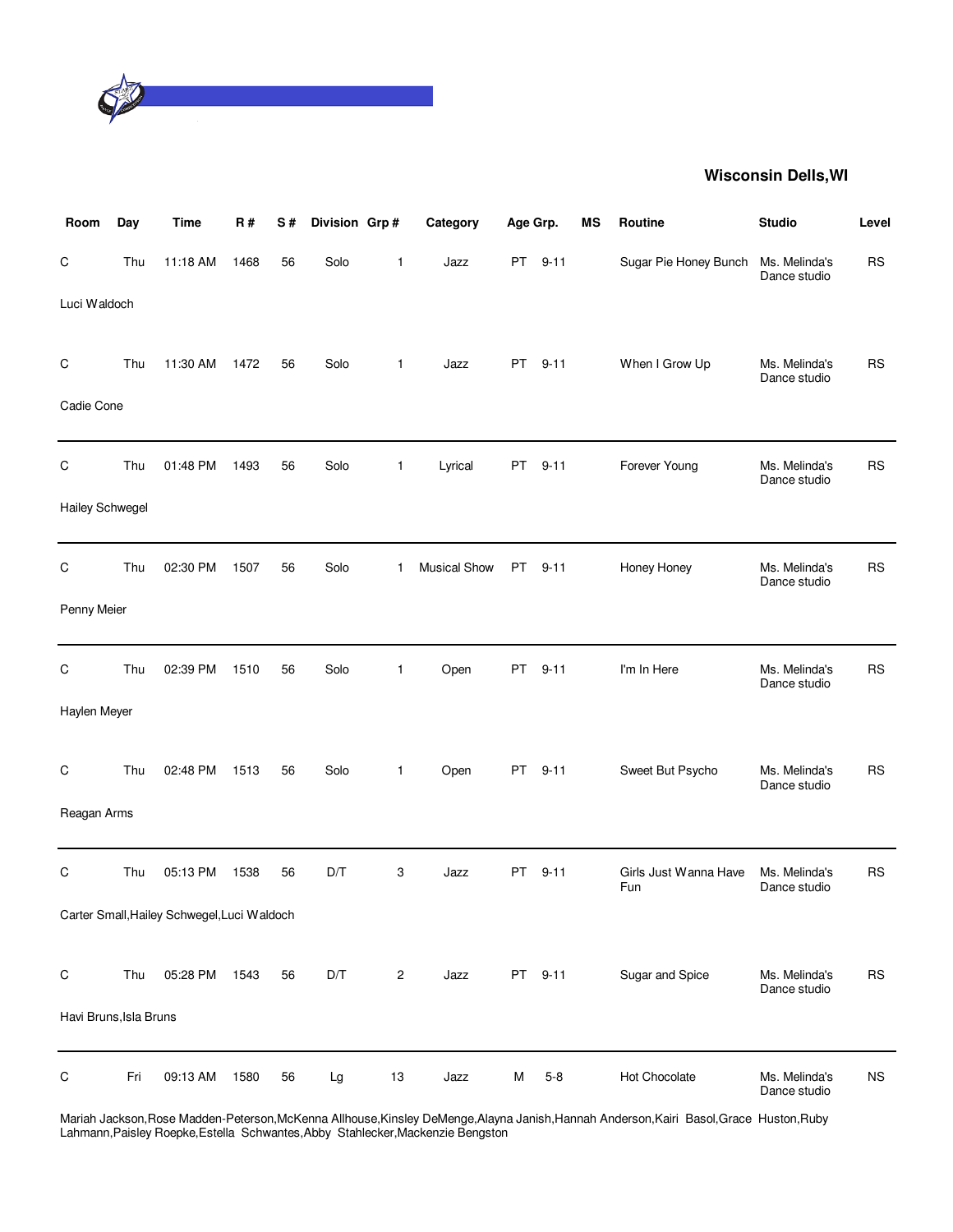**Wisconsin Dells,WI**

| Room | Day | Time | R # | S # | Division | Grp # | Category | Age Grp. | | MS | Routine | Studio | Level |
|---|---|---|---|---|---|---|---|---|---|---|---|---|---|
| C | Thu | 11:18 AM | 1468 | 56 | Solo | 1 | Jazz | PT | 9-11 | | Sugar Pie Honey Bunch | Ms. Melinda's Dance studio | RS |
| Luci Waldoch | | | | | | | | | | | | | |
| C | Thu | 11:30 AM | 1472 | 56 | Solo | 1 | Jazz | PT | 9-11 | | When I Grow Up | Ms. Melinda's Dance studio | RS |
| Cadie Cone | | | | | | | | | | | | | |
| C | Thu | 01:48 PM | 1493 | 56 | Solo | 1 | Lyrical | PT | 9-11 | | Forever Young | Ms. Melinda's Dance studio | RS |
| Hailey Schwegel | | | | | | | | | | | | | |
| C | Thu | 02:30 PM | 1507 | 56 | Solo | 1 | Musical Show | PT | 9-11 | | Honey Honey | Ms. Melinda's Dance studio | RS |
| Penny Meier | | | | | | | | | | | | | |
| C | Thu | 02:39 PM | 1510 | 56 | Solo | 1 | Open | PT | 9-11 | | I'm In Here | Ms. Melinda's Dance studio | RS |
| Haylen Meyer | | | | | | | | | | | | | |
| C | Thu | 02:48 PM | 1513 | 56 | Solo | 1 | Open | PT | 9-11 | | Sweet But Psycho | Ms. Melinda's Dance studio | RS |
| Reagan Arms | | | | | | | | | | | | | |
| C | Thu | 05:13 PM | 1538 | 56 | D/T | 3 | Jazz | PT | 9-11 | | Girls Just Wanna Have Fun | Ms. Melinda's Dance studio | RS |
| Carter Small,Hailey Schwegel,Luci Waldoch | | | | | | | | | | | | | |
| C | Thu | 05:28 PM | 1543 | 56 | D/T | 2 | Jazz | PT | 9-11 | | Sugar and Spice | Ms. Melinda's Dance studio | RS |
| Havi Bruns,Isla Bruns | | | | | | | | | | | | | |
| C | Fri | 09:13 AM | 1580 | 56 | Lg | 13 | Jazz | M | 5-8 | | Hot Chocolate | Ms. Melinda's Dance studio | NS |
| Mariah Jackson,Rose Madden-Peterson,McKenna Allhouse,Kinsley DeMenge,Alayna Janish,Hannah Anderson,Kairi Basol,Grace Huston,Ruby Lahmann,Paisley Roepke,Estella Schwantes,Abby Stahlecker,Mackenzie Bengston | | | | | | | | | | | | | |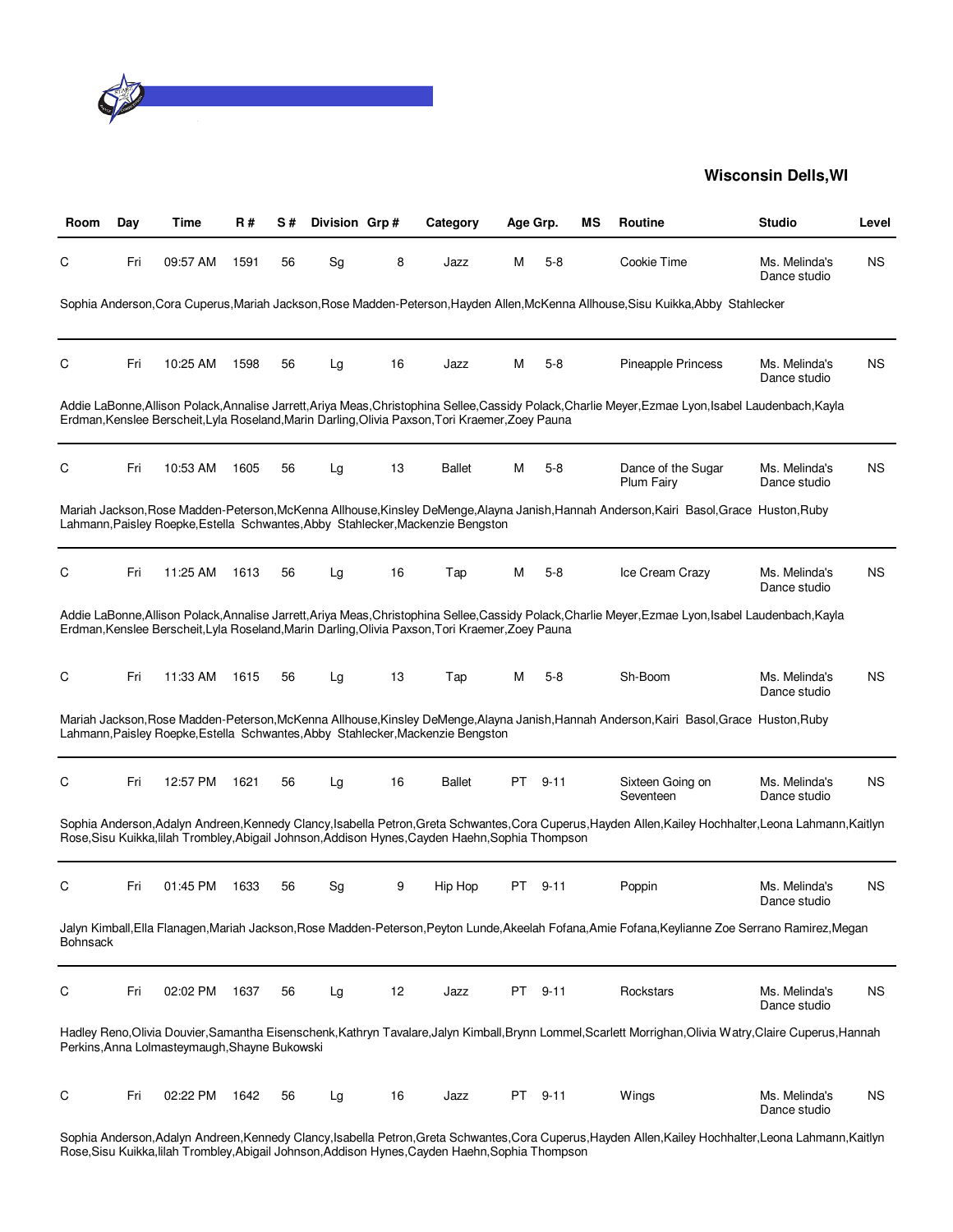**Wisconsin Dells,WI**

| Room | Day | Time | R # | S # | Division | Grp # | Category | Age Grp. | | MS | Routine | Studio | Level |
|---|---|---|---|---|---|---|---|---|---|---|---|---|---|
| C | Fri | 09:57 AM | 1591 | 56 | Sg | 8 | Jazz | M | 5-8 | | Cookie Time | Ms. Melinda's Dance studio | NS |

Sophia Anderson,Cora Cuperus,Mariah Jackson,Rose Madden-Peterson,Hayden Allen,McKenna Allhouse,Sisu Kuikka,Abby Stahlecker

| Room | Day | Time | R # | S # | Division | Grp # | Category | Age Grp. | | MS | Routine | Studio | Level |
|---|---|---|---|---|---|---|---|---|---|---|---|---|---|
| C | Fri | 10:25 AM | 1598 | 56 | Lg | 16 | Jazz | M | 5-8 | | Pineapple Princess | Ms. Melinda's Dance studio | NS |

Addie LaBonne,Allison Polack,Annalise Jarrett,Ariya Meas,Christophina Sellee,Cassidy Polack,Charlie Meyer,Ezmae Lyon,Isabel Laudenbach,Kayla Erdman,Kenslee Berscheit,Lyla Roseland,Marin Darling,Olivia Paxson,Tori Kraemer,Zoey Pauna

| Room | Day | Time | R # | S # | Division | Grp # | Category | Age Grp. | | MS | Routine | Studio | Level |
|---|---|---|---|---|---|---|---|---|---|---|---|---|---|
| C | Fri | 10:53 AM | 1605 | 56 | Lg | 13 | Ballet | M | 5-8 | | Dance of the Sugar Plum Fairy | Ms. Melinda's Dance studio | NS |

Mariah Jackson,Rose Madden-Peterson,McKenna Allhouse,Kinsley DeMenge,Alayna Janish,Hannah Anderson,Kairi Basol,Grace Huston,Ruby Lahmann,Paisley Roepke,Estella Schwantes,Abby Stahlecker,Mackenzie Bengston

| Room | Day | Time | R # | S # | Division | Grp # | Category | Age Grp. | | MS | Routine | Studio | Level |
|---|---|---|---|---|---|---|---|---|---|---|---|---|---|
| C | Fri | 11:25 AM | 1613 | 56 | Lg | 16 | Tap | M | 5-8 | | Ice Cream Crazy | Ms. Melinda's Dance studio | NS |

Addie LaBonne,Allison Polack,Annalise Jarrett,Ariya Meas,Christophina Sellee,Cassidy Polack,Charlie Meyer,Ezmae Lyon,Isabel Laudenbach,Kayla Erdman,Kenslee Berscheit,Lyla Roseland,Marin Darling,Olivia Paxson,Tori Kraemer,Zoey Pauna

| Room | Day | Time | R # | S # | Division | Grp # | Category | Age Grp. | | MS | Routine | Studio | Level |
|---|---|---|---|---|---|---|---|---|---|---|---|---|---|
| C | Fri | 11:33 AM | 1615 | 56 | Lg | 13 | Tap | M | 5-8 | | Sh-Boom | Ms. Melinda's Dance studio | NS |

Mariah Jackson,Rose Madden-Peterson,McKenna Allhouse,Kinsley DeMenge,Alayna Janish,Hannah Anderson,Kairi Basol,Grace Huston,Ruby Lahmann,Paisley Roepke,Estella Schwantes,Abby Stahlecker,Mackenzie Bengston

| Room | Day | Time | R # | S # | Division | Grp # | Category | Age Grp. | | MS | Routine | Studio | Level |
|---|---|---|---|---|---|---|---|---|---|---|---|---|---|
| C | Fri | 12:57 PM | 1621 | 56 | Lg | 16 | Ballet | PT | 9-11 | | Sixteen Going on Seventeen | Ms. Melinda's Dance studio | NS |

Sophia Anderson,Adalyn Andreen,Kennedy Clancy,Isabella Petron,Greta Schwantes,Cora Cuperus,Hayden Allen,Kailey Hochhalter,Leona Lahmann,Kaitlyn Rose,Sisu Kuikka,lilah Trombley,Abigail Johnson,Addison Hynes,Cayden Haehn,Sophia Thompson

| Room | Day | Time | R # | S # | Division | Grp # | Category | Age Grp. | | MS | Routine | Studio | Level |
|---|---|---|---|---|---|---|---|---|---|---|---|---|---|
| C | Fri | 01:45 PM | 1633 | 56 | Sg | 9 | Hip Hop | PT | 9-11 | | Poppin | Ms. Melinda's Dance studio | NS |

Jalyn Kimball,Ella Flanagen,Mariah Jackson,Rose Madden-Peterson,Peyton Lunde,Akeelah Fofana,Amie Fofana,Keylianne Zoe Serrano Ramirez,Megan Bohnsack

| Room | Day | Time | R # | S # | Division | Grp # | Category | Age Grp. | | MS | Routine | Studio | Level |
|---|---|---|---|---|---|---|---|---|---|---|---|---|---|
| C | Fri | 02:02 PM | 1637 | 56 | Lg | 12 | Jazz | PT | 9-11 | | Rockstars | Ms. Melinda's Dance studio | NS |

Hadley Reno,Olivia Douvier,Samantha Eisenschenk,Kathryn Tavalare,Jalyn Kimball,Brynn Lommel,Scarlett Morrighan,Olivia Watry,Claire Cuperus,Hannah Perkins,Anna Lolmasteymaugh,Shayne Bukowski

| Room | Day | Time | R # | S # | Division | Grp # | Category | Age Grp. | | MS | Routine | Studio | Level |
|---|---|---|---|---|---|---|---|---|---|---|---|---|---|
| C | Fri | 02:22 PM | 1642 | 56 | Lg | 16 | Jazz | PT | 9-11 | | Wings | Ms. Melinda's Dance studio | NS |

Sophia Anderson,Adalyn Andreen,Kennedy Clancy,Isabella Petron,Greta Schwantes,Cora Cuperus,Hayden Allen,Kailey Hochhalter,Leona Lahmann,Kaitlyn Rose,Sisu Kuikka,lilah Trombley,Abigail Johnson,Addison Hynes,Cayden Haehn,Sophia Thompson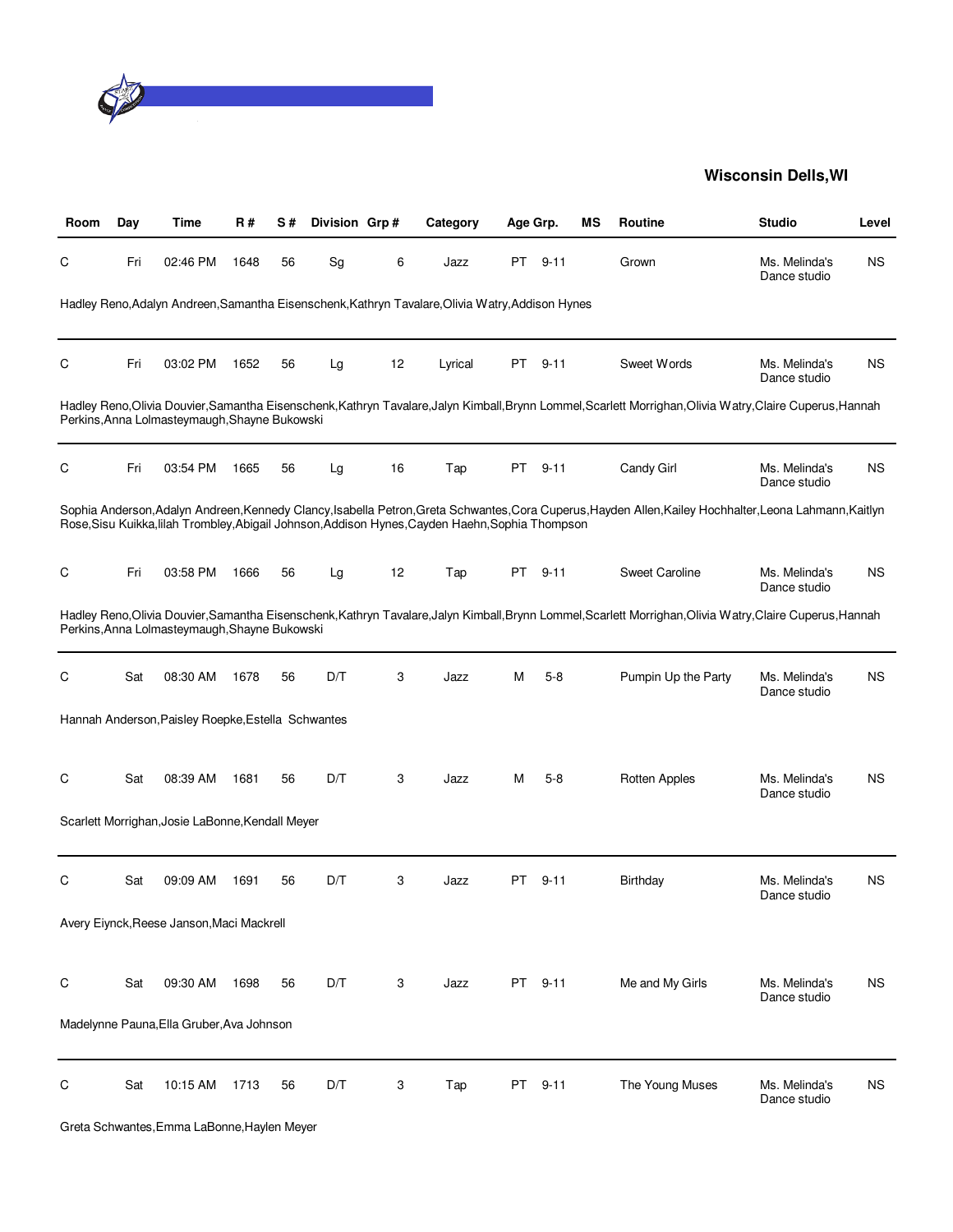**Wisconsin Dells,WI**

| Room | Day | Time | R # | S # | Division | Grp # | Category | Age Grp. | | MS | Routine | Studio | Level |
|---|---|---|---|---|---|---|---|---|---|---|---|---|---|
| C | Fri | 02:46 PM | 1648 | 56 | Sg | 6 | Jazz | PT | 9-11 | | Grown | Ms. Melinda's Dance studio | NS |
| Hadley Reno,Adalyn Andreen,Samantha Eisenschenk,Kathryn Tavalare,Olivia Watry,Addison Hynes | | | | | | | | | | | | | |
| C | Fri | 03:02 PM | 1652 | 56 | Lg | 12 | Lyrical | PT | 9-11 | | Sweet Words | Ms. Melinda's Dance studio | NS |
| Hadley Reno,Olivia Douvier,Samantha Eisenschenk,Kathryn Tavalare,Jalyn Kimball,Brynn Lommel,Scarlett Morrighan,Olivia Watry,Claire Cuperus,Hannah Perkins,Anna Lolmasteymaugh,Shayne Bukowski | | | | | | | | | | | | | |
| C | Fri | 03:54 PM | 1665 | 56 | Lg | 16 | Tap | PT | 9-11 | | Candy Girl | Ms. Melinda's Dance studio | NS |
| Sophia Anderson,Adalyn Andreen,Kennedy Clancy,Isabella Petron,Greta Schwantes,Cora Cuperus,Hayden Allen,Kailey Hochhalter,Leona Lahmann,Kaitlyn Rose,Sisu Kuikka,lilah Trombley,Abigail Johnson,Addison Hynes,Cayden Haehn,Sophia Thompson | | | | | | | | | | | | | |
| C | Fri | 03:58 PM | 1666 | 56 | Lg | 12 | Tap | PT | 9-11 | | Sweet Caroline | Ms. Melinda's Dance studio | NS |
| Hadley Reno,Olivia Douvier,Samantha Eisenschenk,Kathryn Tavalare,Jalyn Kimball,Brynn Lommel,Scarlett Morrighan,Olivia Watry,Claire Cuperus,Hannah Perkins,Anna Lolmasteymaugh,Shayne Bukowski | | | | | | | | | | | | | |
| C | Sat | 08:30 AM | 1678 | 56 | D/T | 3 | Jazz | M | 5-8 | | Pumpin Up the Party | Ms. Melinda's Dance studio | NS |
| Hannah Anderson,Paisley Roepke,Estella Schwantes | | | | | | | | | | | | | |
| C | Sat | 08:39 AM | 1681 | 56 | D/T | 3 | Jazz | M | 5-8 | | Rotten Apples | Ms. Melinda's Dance studio | NS |
| Scarlett Morrighan,Josie LaBonne,Kendall Meyer | | | | | | | | | | | | | |
| C | Sat | 09:09 AM | 1691 | 56 | D/T | 3 | Jazz | PT | 9-11 | | Birthday | Ms. Melinda's Dance studio | NS |
| Avery Eiynck,Reese Janson,Maci Mackrell | | | | | | | | | | | | | |
| C | Sat | 09:30 AM | 1698 | 56 | D/T | 3 | Jazz | PT | 9-11 | | Me and My Girls | Ms. Melinda's Dance studio | NS |
| Madelynne Pauna,Ella Gruber,Ava Johnson | | | | | | | | | | | | | |
| C | Sat | 10:15 AM | 1713 | 56 | D/T | 3 | Tap | PT | 9-11 | | The Young Muses | Ms. Melinda's Dance studio | NS |
| Greta Schwantes,Emma LaBonne,Haylen Meyer | | | | | | | | | | | | | |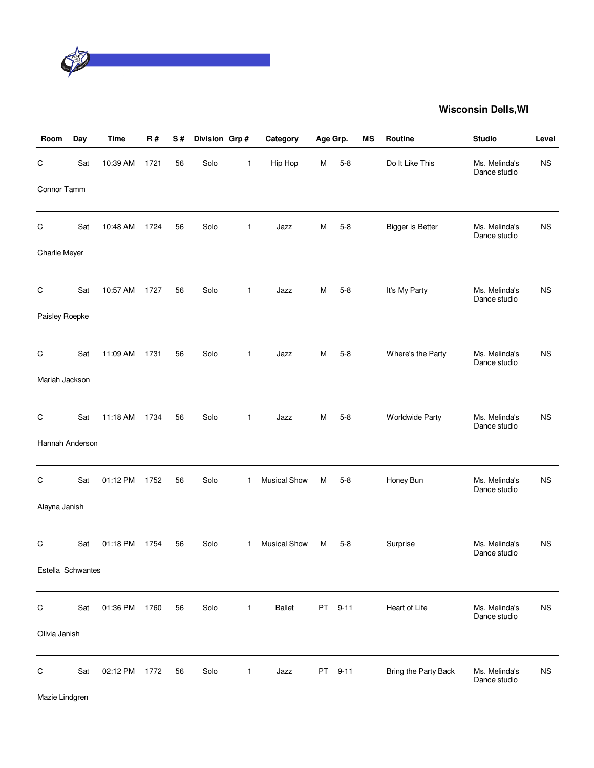**Wisconsin Dells,WI**

| Room | Day | Time | R # | S # | Division | Grp # | Category | Age Grp. | | MS | Routine | Studio | Level |
|---|---|---|---|---|---|---|---|---|---|---|---|---|---|
| C | Sat | 10:39 AM | 1721 | 56 | Solo | 1 | Hip Hop | M | 5-8 | | Do It Like This | Ms. Melinda's Dance studio | NS |
| Connor Tamm | | | | | | | | | | | | | |
| C | Sat | 10:48 AM | 1724 | 56 | Solo | 1 | Jazz | M | 5-8 | | Bigger is Better | Ms. Melinda's Dance studio | NS |
| Charlie Meyer | | | | | | | | | | | | | |
| C | Sat | 10:57 AM | 1727 | 56 | Solo | 1 | Jazz | M | 5-8 | | It's My Party | Ms. Melinda's Dance studio | NS |
| Paisley Roepke | | | | | | | | | | | | | |
| C | Sat | 11:09 AM | 1731 | 56 | Solo | 1 | Jazz | M | 5-8 | | Where's the Party | Ms. Melinda's Dance studio | NS |
| Mariah Jackson | | | | | | | | | | | | | |
| C | Sat | 11:18 AM | 1734 | 56 | Solo | 1 | Jazz | M | 5-8 | | Worldwide Party | Ms. Melinda's Dance studio | NS |
| Hannah Anderson | | | | | | | | | | | | | |
| C | Sat | 01:12 PM | 1752 | 56 | Solo | 1 | Musical Show | M | 5-8 | | Honey Bun | Ms. Melinda's Dance studio | NS |
| Alayna Janish | | | | | | | | | | | | | |
| C | Sat | 01:18 PM | 1754 | 56 | Solo | 1 | Musical Show | M | 5-8 | | Surprise | Ms. Melinda's Dance studio | NS |
| Estella Schwantes | | | | | | | | | | | | | |
| C | Sat | 01:36 PM | 1760 | 56 | Solo | 1 | Ballet | PT | 9-11 | | Heart of Life | Ms. Melinda's Dance studio | NS |
| Olivia Janish | | | | | | | | | | | | | |
| C | Sat | 02:12 PM | 1772 | 56 | Solo | 1 | Jazz | PT | 9-11 | | Bring the Party Back | Ms. Melinda's Dance studio | NS |
| Mazie Lindgren | | | | | | | | | | | | | |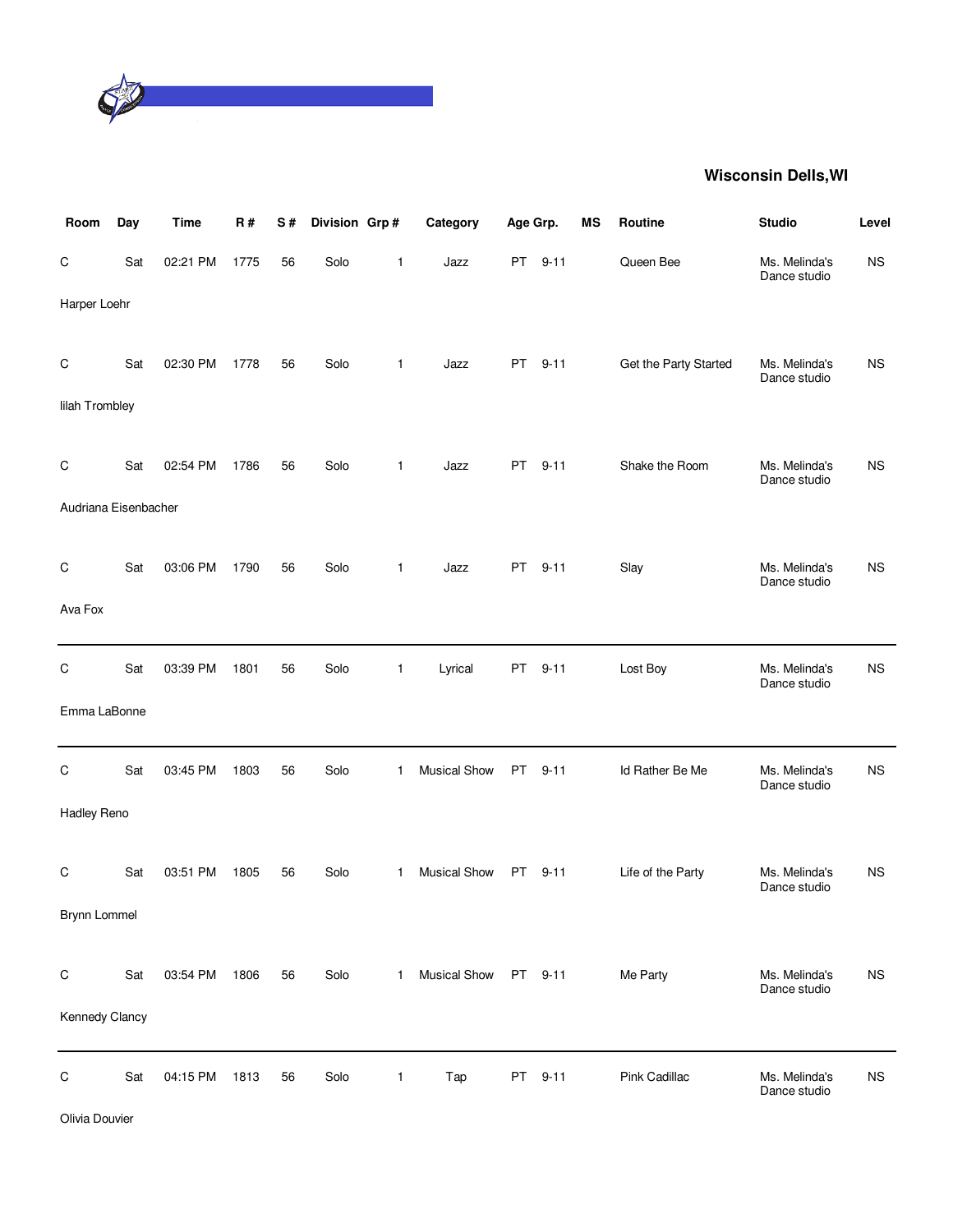**Wisconsin Dells,WI**

| Room | Day | Time | R # | S # | Division | Grp # | Category | Age Grp. | | MS | Routine | Studio | Level |
|---|---|---|---|---|---|---|---|---|---|---|---|---|---|
| C | Sat | 02:21 PM | 1775 | 56 | Solo | 1 | Jazz | PT | 9-11 | | Queen Bee | Ms. Melinda's Dance studio | NS |
| Harper Loehr | | | | | | | | | | | | | |
| C | Sat | 02:30 PM | 1778 | 56 | Solo | 1 | Jazz | PT | 9-11 | | Get the Party Started | Ms. Melinda's Dance studio | NS |
| lilah Trombley | | | | | | | | | | | | | |
| C | Sat | 02:54 PM | 1786 | 56 | Solo | 1 | Jazz | PT | 9-11 | | Shake the Room | Ms. Melinda's Dance studio | NS |
| Audriana Eisenbacher | | | | | | | | | | | | | |
| C | Sat | 03:06 PM | 1790 | 56 | Solo | 1 | Jazz | PT | 9-11 | | Slay | Ms. Melinda's Dance studio | NS |
| Ava Fox | | | | | | | | | | | | | |
| C | Sat | 03:39 PM | 1801 | 56 | Solo | 1 | Lyrical | PT | 9-11 | | Lost Boy | Ms. Melinda's Dance studio | NS |
| Emma LaBonne | | | | | | | | | | | | | |
| C | Sat | 03:45 PM | 1803 | 56 | Solo | 1 | Musical Show | PT | 9-11 | | Id Rather Be Me | Ms. Melinda's Dance studio | NS |
| Hadley Reno | | | | | | | | | | | | | |
| C | Sat | 03:51 PM | 1805 | 56 | Solo | 1 | Musical Show | PT | 9-11 | | Life of the Party | Ms. Melinda's Dance studio | NS |
| Brynn Lommel | | | | | | | | | | | | | |
| C | Sat | 03:54 PM | 1806 | 56 | Solo | 1 | Musical Show | PT | 9-11 | | Me Party | Ms. Melinda's Dance studio | NS |
| Kennedy Clancy | | | | | | | | | | | | | |
| C | Sat | 04:15 PM | 1813 | 56 | Solo | 1 | Tap | PT | 9-11 | | Pink Cadillac | Ms. Melinda's Dance studio | NS |
| Olivia Douvier | | | | | | | | | | | | | |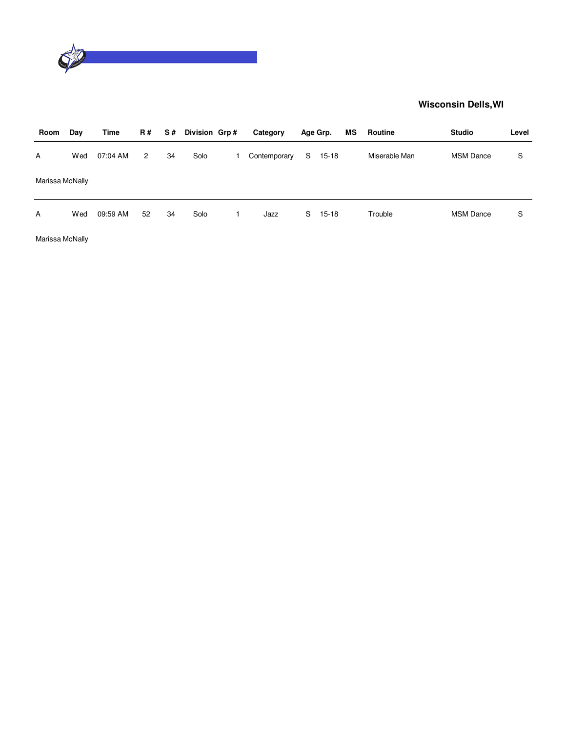**Wisconsin Dells,WI**

| Room | Day | Time | R # | S # | Division | Grp # | Category | Age Grp. | | MS | Routine | Studio | Level |
|---|---|---|---|---|---|---|---|---|---|---|---|---|---|
| A | Wed | 07:04 AM | 2 | 34 | Solo | 1 | Contemporary | S | 15-18 | | Miserable Man | MSM Dance | S |
| Marissa McNally | | | | | | | | | | | | | |
| A | Wed | 09:59 AM | 52 | 34 | Solo | 1 | Jazz | S | 15-18 | | Trouble | MSM Dance | S |
| Marissa McNally | | | | | | | | | | | | | |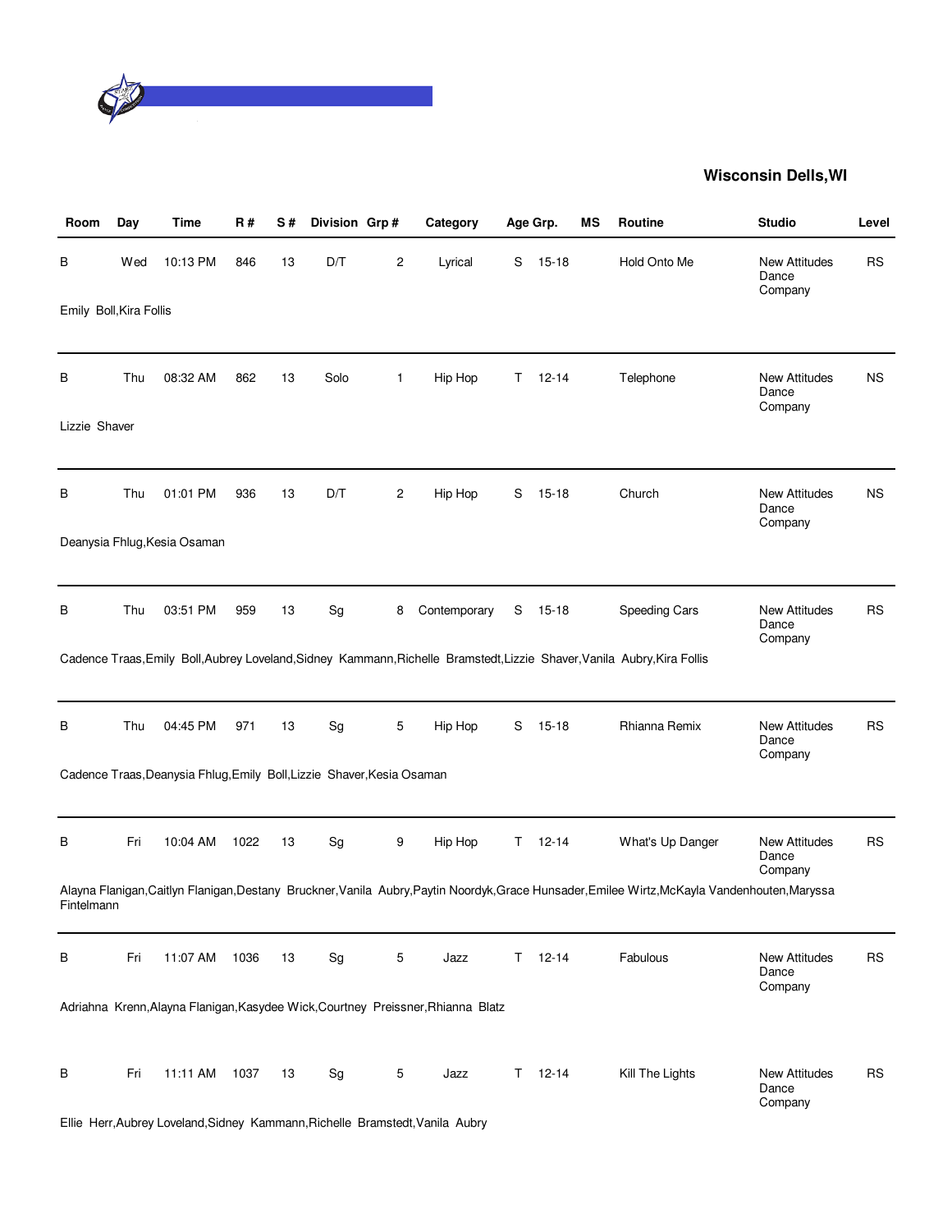## Wisconsin Dells,WI

| Room | Day | Time | R # | S # | Division | Grp # | Category | Age Grp. | | MS | Routine | Studio | Level |
|---|---|---|---|---|---|---|---|---|---|---|---|---|---|
| B | Wed | 10:13 PM | 846 | 13 | D/T | 2 | Lyrical | S | 15-18 | | Hold Onto Me | New Attitudes Dance Company | RS |
| Emily Boll,Kira Follis | | | | | | | | | | | | | |
| B | Thu | 08:32 AM | 862 | 13 | Solo | 1 | Hip Hop | T | 12-14 | | Telephone | New Attitudes Dance Company | NS |
| Lizzie Shaver | | | | | | | | | | | | | |
| B | Thu | 01:01 PM | 936 | 13 | D/T | 2 | Hip Hop | S | 15-18 | | Church | New Attitudes Dance Company | NS |
| Deanysia Fhlug,Kesia Osaman | | | | | | | | | | | | | |
| B | Thu | 03:51 PM | 959 | 13 | Sg | 8 | Contemporary | S | 15-18 | | Speeding Cars | New Attitudes Dance Company | RS |
| Cadence Traas,Emily Boll,Aubrey Loveland,Sidney Kammann,Richelle Bramstedt,Lizzie Shaver,Vanila Aubry,Kira Follis | | | | | | | | | | | | | |
| B | Thu | 04:45 PM | 971 | 13 | Sg | 5 | Hip Hop | S | 15-18 | | Rhianna Remix | New Attitudes Dance Company | RS |
| Cadence Traas,Deanysia Fhlug,Emily Boll,Lizzie Shaver,Kesia Osaman | | | | | | | | | | | | | |
| B | Fri | 10:04 AM | 1022 | 13 | Sg | 9 | Hip Hop | T | 12-14 | | What's Up Danger | New Attitudes Dance Company | RS |
| Alayna Flanigan,Caitlyn Flanigan,Destany Bruckner,Vanila Aubry,Paytin Noordyk,Grace Hunsader,Emilee Wirtz,McKayla Vandenhouten,Maryssa Fintelmann | | | | | | | | | | | | | |
| B | Fri | 11:07 AM | 1036 | 13 | Sg | 5 | Jazz | T | 12-14 | | Fabulous | New Attitudes Dance Company | RS |
| Adriahna Krenn,Alayna Flanigan,Kasydee Wick,Courtney Preissner,Rhianna Blatz | | | | | | | | | | | | | |
| B | Fri | 11:11 AM | 1037 | 13 | Sg | 5 | Jazz | T | 12-14 | | Kill The Lights | New Attitudes Dance Company | RS |
| Ellie Herr,Aubrey Loveland,Sidney Kammann,Richelle Bramstedt,Vanila Aubry | | | | | | | | | | | | | |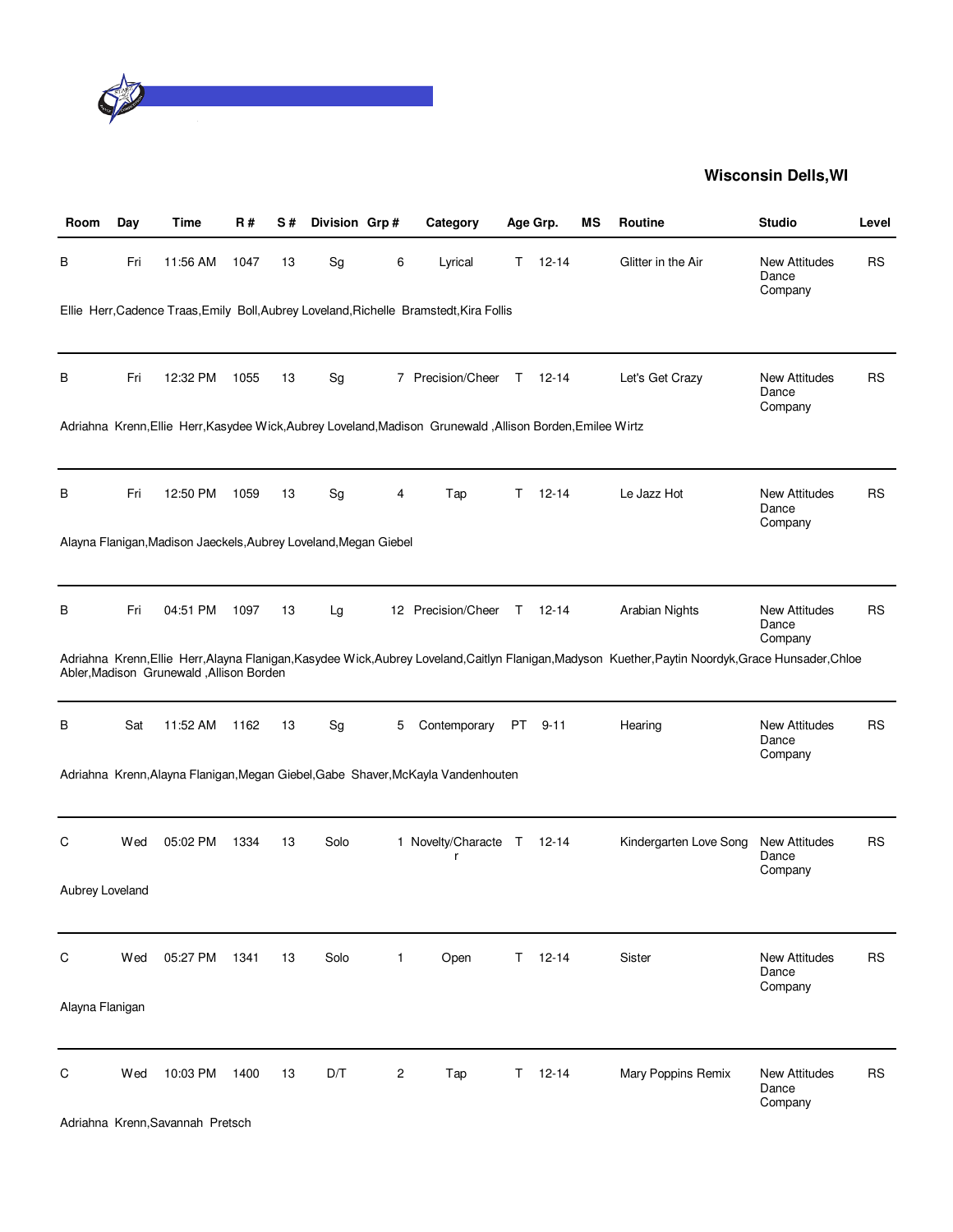**Wisconsin Dells,WI**

| Room | Day | Time | R # | S # | Division | Grp # | Category | Age Grp. | | MS | Routine | Studio | Level |
|---|---|---|---|---|---|---|---|---|---|---|---|---|---|
| B | Fri | 11:56 AM | 1047 | 13 | Sg | 6 | Lyrical | T | 12-14 | | Glitter in the Air | New Attitudes Dance Company | RS |
| Ellie Herr,Cadence Traas,Emily Boll,Aubrey Loveland,Richelle Bramstedt,Kira Follis | | | | | | | | | | | | | |
| B | Fri | 12:32 PM | 1055 | 13 | Sg | 7 | Precision/Cheer | T | 12-14 | | Let's Get Crazy | New Attitudes Dance Company | RS |
| Adriahna Krenn,Ellie Herr,Kasydee Wick,Aubrey Loveland,Madison Grunewald ,Allison Borden,Emilee Wirtz | | | | | | | | | | | | | |
| B | Fri | 12:50 PM | 1059 | 13 | Sg | 4 | Tap | T | 12-14 | | Le Jazz Hot | New Attitudes Dance Company | RS |
| Alayna Flanigan,Madison Jaeckels,Aubrey Loveland,Megan Giebel | | | | | | | | | | | | | |
| B | Fri | 04:51 PM | 1097 | 13 | Lg | 12 | Precision/Cheer | T | 12-14 | | Arabian Nights | New Attitudes Dance Company | RS |
| Adriahna Krenn,Ellie Herr,Alayna Flanigan,Kasydee Wick,Aubrey Loveland,Caitlyn Flanigan,Madyson Kuether,Paytin Noordyk,Grace Hunsader,Chloe Abler,Madison Grunewald ,Allison Borden | | | | | | | | | | | | | |
| B | Sat | 11:52 AM | 1162 | 13 | Sg | 5 | Contemporary | PT | 9-11 | | Hearing | New Attitudes Dance Company | RS |
| Adriahna Krenn,Alayna Flanigan,Megan Giebel,Gabe Shaver,McKayla Vandenhouten | | | | | | | | | | | | | |
| C | Wed | 05:02 PM | 1334 | 13 | Solo | 1 | Novelty/Character | T | 12-14 | | Kindergarten Love Song | New Attitudes Dance Company | RS |
| Aubrey Loveland | | | | | | | | | | | | | |
| C | Wed | 05:27 PM | 1341 | 13 | Solo | 1 | Open | T | 12-14 | | Sister | New Attitudes Dance Company | RS |
| Alayna Flanigan | | | | | | | | | | | | | |
| C | Wed | 10:03 PM | 1400 | 13 | D/T | 2 | Tap | T | 12-14 | | Mary Poppins Remix | New Attitudes Dance Company | RS |
| Adriahna Krenn,Savannah Pretsch | | | | | | | | | | | | | |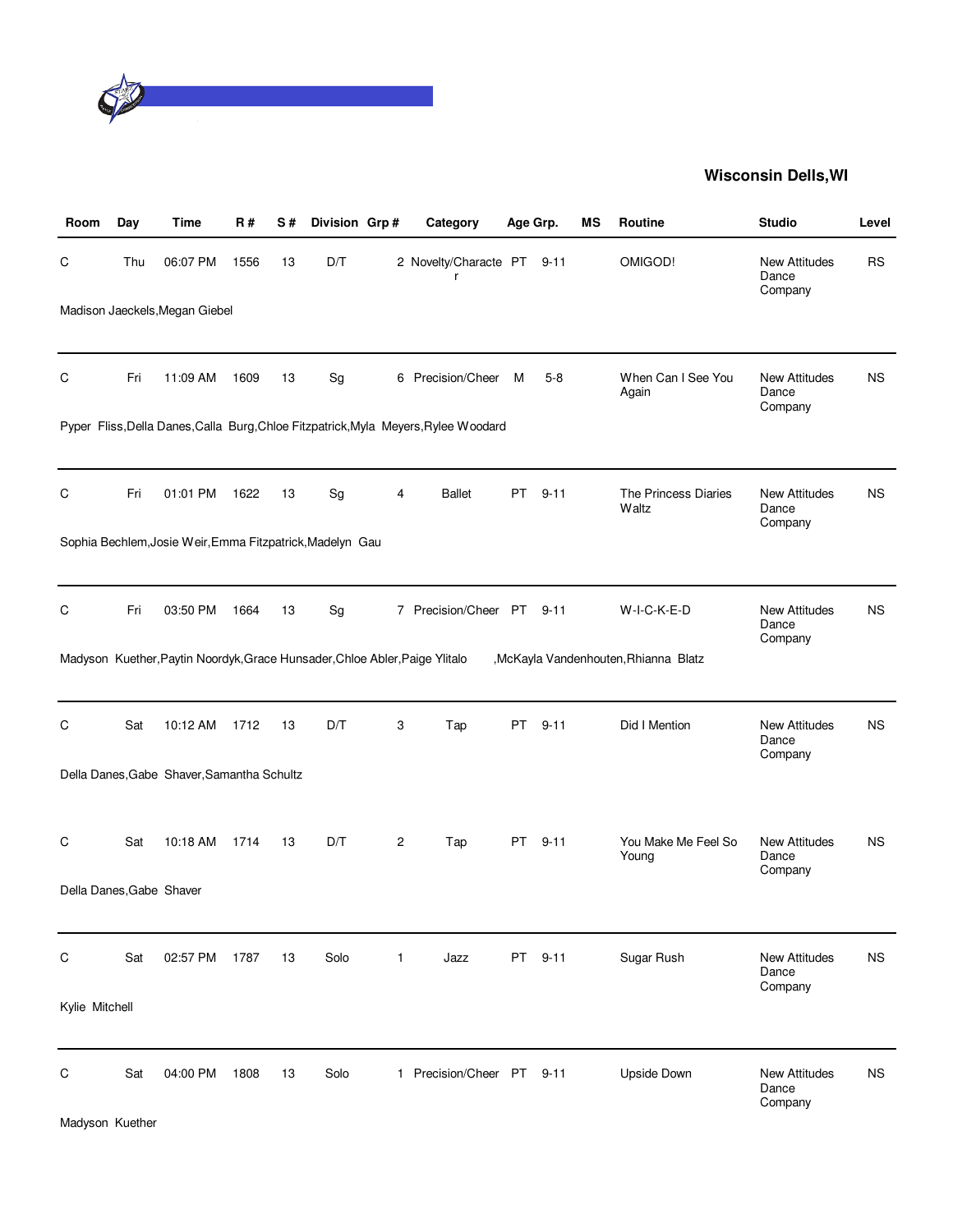## Wisconsin Dells,WI

| Room | Day | Time | R # | S # | Division | Grp # | Category | Age Grp. | | MS | Routine | Studio | Level |
|---|---|---|---|---|---|---|---|---|---|---|---|---|---|
| C | Thu | 06:07 PM | 1556 | 13 | D/T | 2 | Novelty/Character | PT | 9-11 | | OMIGOD! | New Attitudes Dance Company | RS |
| Madison Jaeckels,Megan Giebel | | | | | | | | | | | | | |
| C | Fri | 11:09 AM | 1609 | 13 | Sg | 6 | Precision/Cheer | M | 5-8 | | When Can I See You Again | New Attitudes Dance Company | NS |
| Pyper Fliss,Della Danes,Calla Burg,Chloe Fitzpatrick,Myla Meyers,Rylee Woodard | | | | | | | | | | | | | |
| C | Fri | 01:01 PM | 1622 | 13 | Sg | 4 | Ballet | PT | 9-11 | | The Princess Diaries Waltz | New Attitudes Dance Company | NS |
| Sophia Bechlem,Josie Weir,Emma Fitzpatrick,Madelyn Gau | | | | | | | | | | | | | |
| C | Fri | 03:50 PM | 1664 | 13 | Sg | 7 | Precision/Cheer | PT | 9-11 | | W-I-C-K-E-D | New Attitudes Dance Company | NS |
| Madyson Kuether,Paytin Noordyk,Grace Hunsader,Chloe Abler,Paige Ylitalo ,McKayla Vandenhouten,Rhianna Blatz | | | | | | | | | | | | | |
| C | Sat | 10:12 AM | 1712 | 13 | D/T | 3 | Tap | PT | 9-11 | | Did I Mention | New Attitudes Dance Company | NS |
| Della Danes,Gabe Shaver,Samantha Schultz | | | | | | | | | | | | | |
| C | Sat | 10:18 AM | 1714 | 13 | D/T | 2 | Tap | PT | 9-11 | | You Make Me Feel So Young | New Attitudes Dance Company | NS |
| Della Danes,Gabe Shaver | | | | | | | | | | | | | |
| C | Sat | 02:57 PM | 1787 | 13 | Solo | 1 | Jazz | PT | 9-11 | | Sugar Rush | New Attitudes Dance Company | NS |
| Kylie Mitchell | | | | | | | | | | | | | |
| C | Sat | 04:00 PM | 1808 | 13 | Solo | 1 | Precision/Cheer | PT | 9-11 | | Upside Down | New Attitudes Dance Company | NS |
| Madyson Kuether | | | | | | | | | | | | | |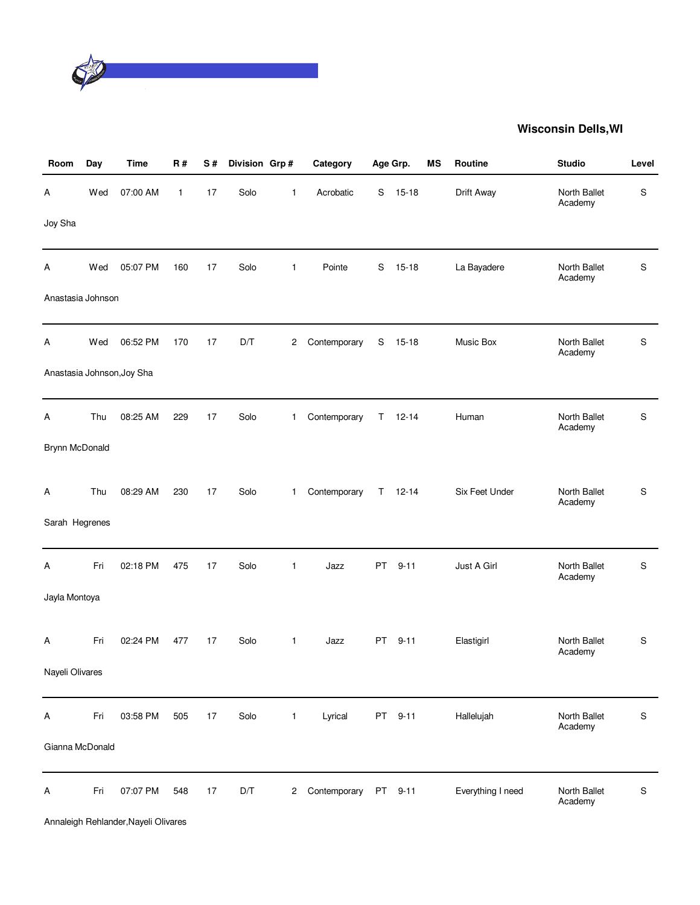## Wisconsin Dells,WI

| Room | Day | Time | R # | S # | Division | Grp # | Category | Age Grp. | | MS | Routine | Studio | Level |
|---|---|---|---|---|---|---|---|---|---|---|---|---|---|
| A | Wed | 07:00 AM | 1 | 17 | Solo | 1 | Acrobatic | S | 15-18 | | Drift Away | North Ballet Academy | S |
| Joy Sha | | | | | | | | | | | | | |
| A | Wed | 05:07 PM | 160 | 17 | Solo | 1 | Pointe | S | 15-18 | | La Bayadere | North Ballet Academy | S |
| Anastasia Johnson | | | | | | | | | | | | | |
| A | Wed | 06:52 PM | 170 | 17 | D/T | 2 | Contemporary | S | 15-18 | | Music Box | North Ballet Academy | S |
| Anastasia Johnson,Joy Sha | | | | | | | | | | | | | |
| A | Thu | 08:25 AM | 229 | 17 | Solo | 1 | Contemporary | T | 12-14 | | Human | North Ballet Academy | S |
| Brynn McDonald | | | | | | | | | | | | | |
| A | Thu | 08:29 AM | 230 | 17 | Solo | 1 | Contemporary | T | 12-14 | | Six Feet Under | North Ballet Academy | S |
| Sarah Hegrenes | | | | | | | | | | | | | |
| A | Fri | 02:18 PM | 475 | 17 | Solo | 1 | Jazz | PT | 9-11 | | Just A Girl | North Ballet Academy | S |
| Jayla Montoya | | | | | | | | | | | | | |
| A | Fri | 02:24 PM | 477 | 17 | Solo | 1 | Jazz | PT | 9-11 | | Elastigirl | North Ballet Academy | S |
| Nayeli Olivares | | | | | | | | | | | | | |
| A | Fri | 03:58 PM | 505 | 17 | Solo | 1 | Lyrical | PT | 9-11 | | Hallelujah | North Ballet Academy | S |
| Gianna McDonald | | | | | | | | | | | | | |
| A | Fri | 07:07 PM | 548 | 17 | D/T | 2 | Contemporary | PT | 9-11 | | Everything I need | North Ballet Academy | S |
| Annaleigh Rehlander,Nayeli Olivares | | | | | | | | | | | | | |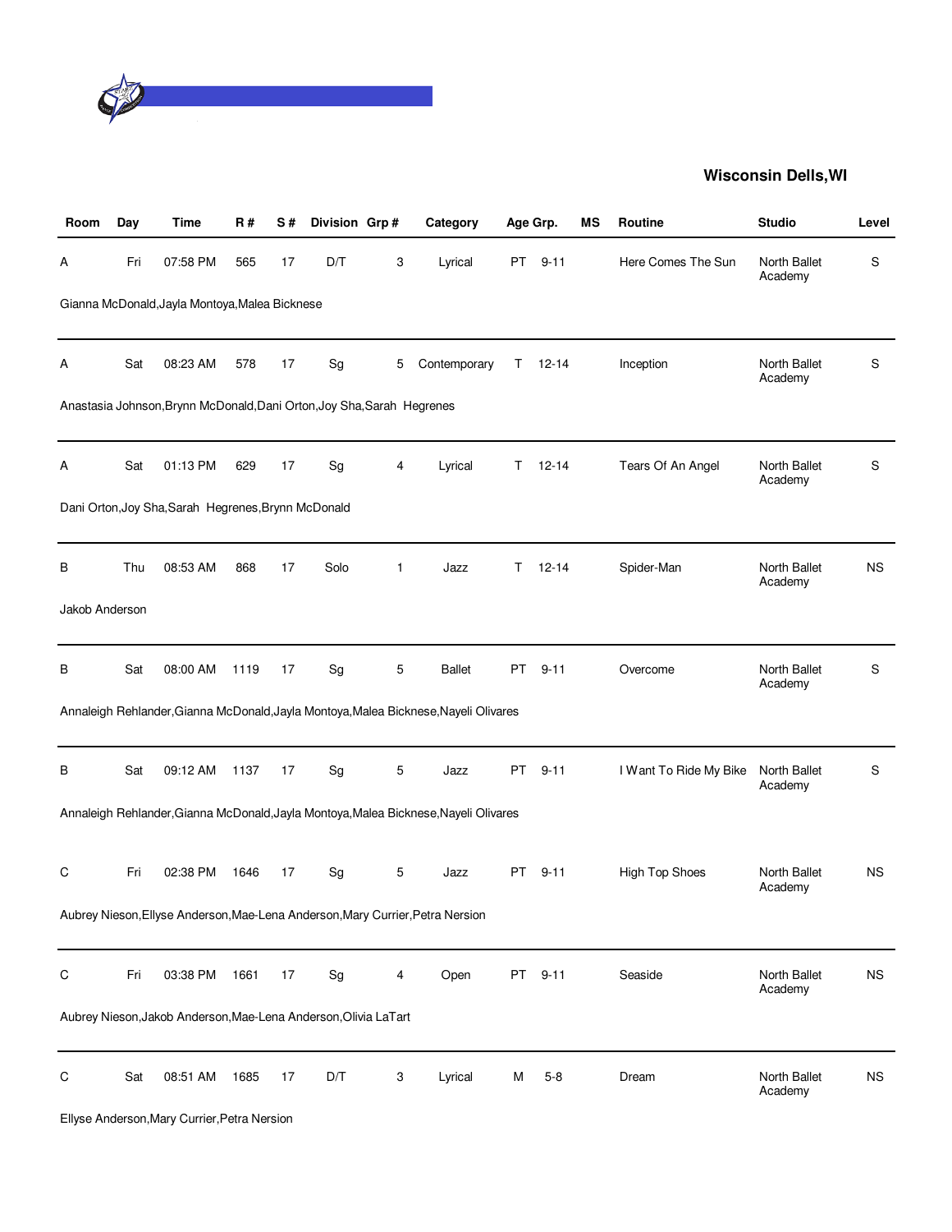## Wisconsin Dells,WI

| Room | Day | Time | R # | S # | Division | Grp # | Category | Age Grp. | | MS | Routine | Studio | Level |
|---|---|---|---|---|---|---|---|---|---|---|---|---|---|
| A | Fri | 07:58 PM | 565 | 17 | D/T | 3 | Lyrical | PT | 9-11 | | Here Comes The Sun | North Ballet Academy | S |
| Gianna McDonald,Jayla Montoya,Malea Bicknese | | | | | | | | | | | | | |
| A | Sat | 08:23 AM | 578 | 17 | Sg | 5 | Contemporary | T | 12-14 | | Inception | North Ballet Academy | S |
| Anastasia Johnson,Brynn McDonald,Dani Orton,Joy Sha,Sarah Hegrenes | | | | | | | | | | | | | |
| A | Sat | 01:13 PM | 629 | 17 | Sg | 4 | Lyrical | T | 12-14 | | Tears Of An Angel | North Ballet Academy | S |
| Dani Orton,Joy Sha,Sarah Hegrenes,Brynn McDonald | | | | | | | | | | | | | |
| B | Thu | 08:53 AM | 868 | 17 | Solo | 1 | Jazz | T | 12-14 | | Spider-Man | North Ballet Academy | NS |
| Jakob Anderson | | | | | | | | | | | | | |
| B | Sat | 08:00 AM | 1119 | 17 | Sg | 5 | Ballet | PT | 9-11 | | Overcome | North Ballet Academy | S |
| Annaleigh Rehlander,Gianna McDonald,Jayla Montoya,Malea Bicknese,Nayeli Olivares | | | | | | | | | | | | | |
| B | Sat | 09:12 AM | 1137 | 17 | Sg | 5 | Jazz | PT | 9-11 | | I Want To Ride My Bike | North Ballet Academy | S |
| Annaleigh Rehlander,Gianna McDonald,Jayla Montoya,Malea Bicknese,Nayeli Olivares | | | | | | | | | | | | | |
| C | Fri | 02:38 PM | 1646 | 17 | Sg | 5 | Jazz | PT | 9-11 | | High Top Shoes | North Ballet Academy | NS |
| Aubrey Nieson,Ellyse Anderson,Mae-Lena Anderson,Mary Currier,Petra Nersion | | | | | | | | | | | | | |
| C | Fri | 03:38 PM | 1661 | 17 | Sg | 4 | Open | PT | 9-11 | | Seaside | North Ballet Academy | NS |
| Aubrey Nieson,Jakob Anderson,Mae-Lena Anderson,Olivia LaTart | | | | | | | | | | | | | |
| C | Sat | 08:51 AM | 1685 | 17 | D/T | 3 | Lyrical | M | 5-8 | | Dream | North Ballet Academy | NS |
| Ellyse Anderson,Mary Currier,Petra Nersion | | | | | | | | | | | | | |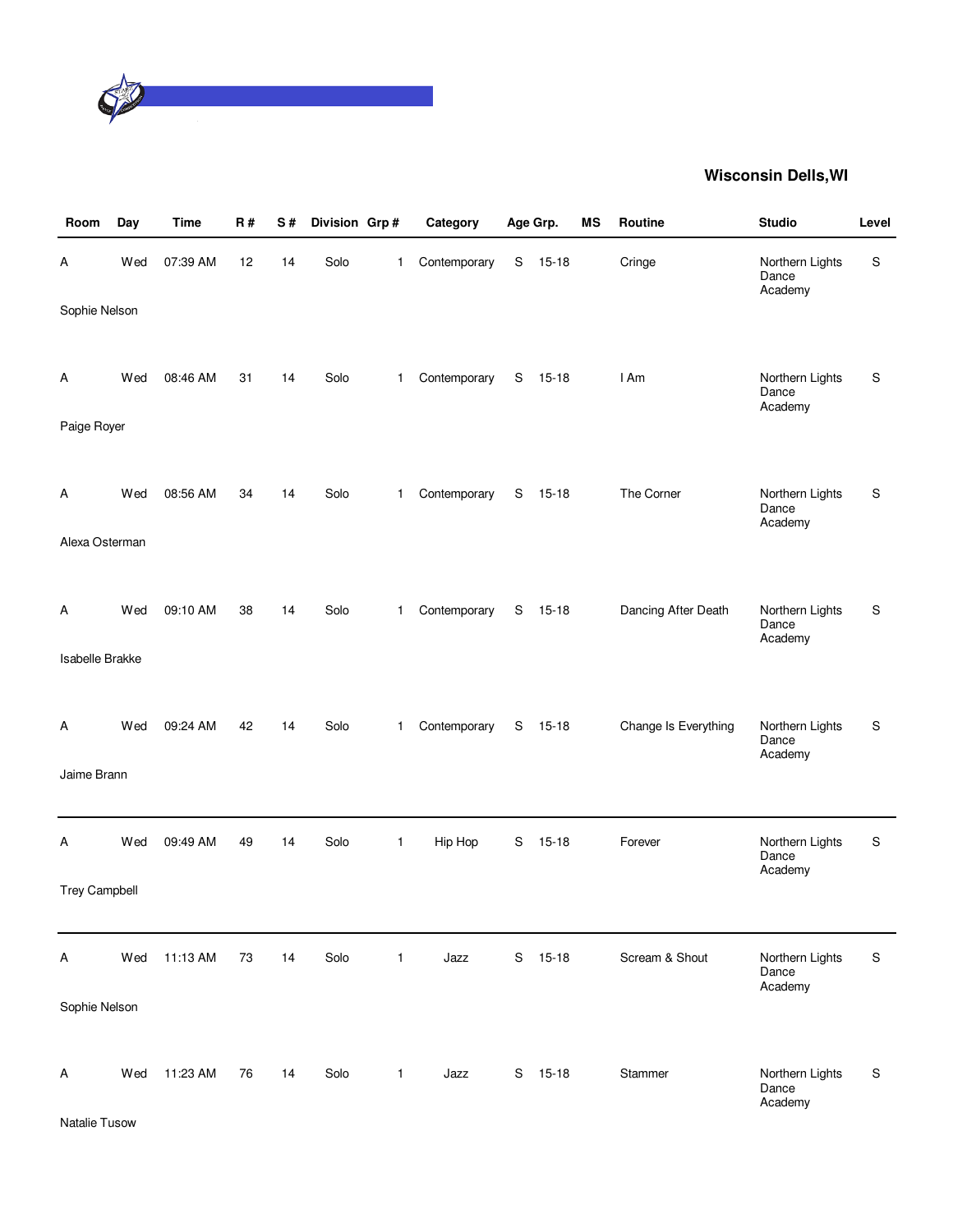**Wisconsin Dells,WI**

| Room | Day | Time | R # | S # | Division | Grp # | Category | Age Grp. | | MS | Routine | Studio | Level |
|---|---|---|---|---|---|---|---|---|---|---|---|---|---|
| A | Wed | 07:39 AM | 12 | 14 | Solo | 1 | Contemporary | S | 15-18 | | Cringe | Northern Lights Dance Academy | S |
| Sophie Nelson | | | | | | | | | | | | | |
| A | Wed | 08:46 AM | 31 | 14 | Solo | 1 | Contemporary | S | 15-18 | | I Am | Northern Lights Dance Academy | S |
| Paige Royer | | | | | | | | | | | | | |
| A | Wed | 08:56 AM | 34 | 14 | Solo | 1 | Contemporary | S | 15-18 | | The Corner | Northern Lights Dance Academy | S |
| Alexa Osterman | | | | | | | | | | | | | |
| A | Wed | 09:10 AM | 38 | 14 | Solo | 1 | Contemporary | S | 15-18 | | Dancing After Death | Northern Lights Dance Academy | S |
| Isabelle Brakke | | | | | | | | | | | | | |
| A | Wed | 09:24 AM | 42 | 14 | Solo | 1 | Contemporary | S | 15-18 | | Change Is Everything | Northern Lights Dance Academy | S |
| Jaime Brann | | | | | | | | | | | | | |
| A | Wed | 09:49 AM | 49 | 14 | Solo | 1 | Hip Hop | S | 15-18 | | Forever | Northern Lights Dance Academy | S |
| Trey Campbell | | | | | | | | | | | | | |
| A | Wed | 11:13 AM | 73 | 14 | Solo | 1 | Jazz | S | 15-18 | | Scream & Shout | Northern Lights Dance Academy | S |
| Sophie Nelson | | | | | | | | | | | | | |
| A | Wed | 11:23 AM | 76 | 14 | Solo | 1 | Jazz | S | 15-18 | | Stammer | Northern Lights Dance Academy | S |
| Natalie Tusow | | | | | | | | | | | | | |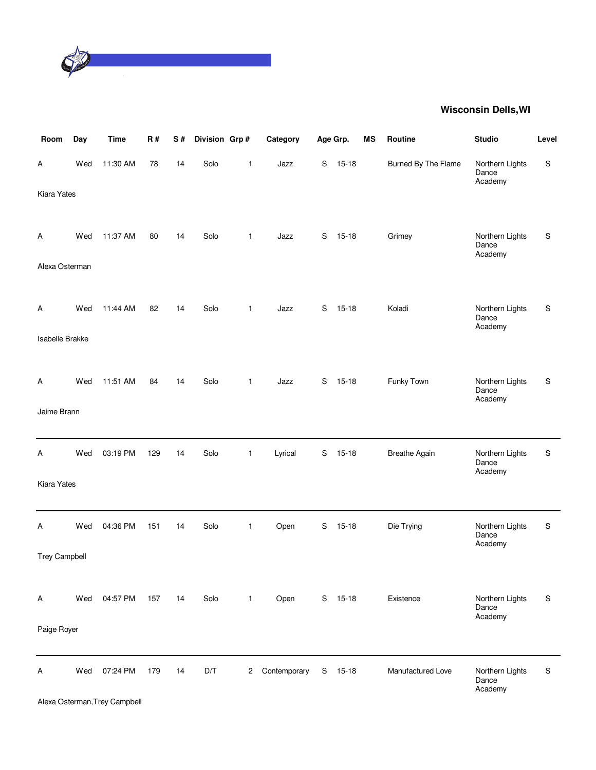**Wisconsin Dells,WI**

| Room | Day | Time | R # | S # | Division | Grp # | Category | Age Grp. | | MS | Routine | Studio | Level |
|---|---|---|---|---|---|---|---|---|---|---|---|---|---|
| A | Wed | 11:30 AM | 78 | 14 | Solo | 1 | Jazz | S | 15-18 | | Burned By The Flame | Northern Lights Dance Academy | S |
| Kiara Yates | | | | | | | | | | | | | |
| A | Wed | 11:37 AM | 80 | 14 | Solo | 1 | Jazz | S | 15-18 | | Grimey | Northern Lights Dance Academy | S |
| Alexa Osterman | | | | | | | | | | | | | |
| A | Wed | 11:44 AM | 82 | 14 | Solo | 1 | Jazz | S | 15-18 | | Koladi | Northern Lights Dance Academy | S |
| Isabelle Brakke | | | | | | | | | | | | | |
| A | Wed | 11:51 AM | 84 | 14 | Solo | 1 | Jazz | S | 15-18 | | Funky Town | Northern Lights Dance Academy | S |
| Jaime Brann | | | | | | | | | | | | | |
| A | Wed | 03:19 PM | 129 | 14 | Solo | 1 | Lyrical | S | 15-18 | | Breathe Again | Northern Lights Dance Academy | S |
| Kiara Yates | | | | | | | | | | | | | |
| A | Wed | 04:36 PM | 151 | 14 | Solo | 1 | Open | S | 15-18 | | Die Trying | Northern Lights Dance Academy | S |
| Trey Campbell | | | | | | | | | | | | | |
| A | Wed | 04:57 PM | 157 | 14 | Solo | 1 | Open | S | 15-18 | | Existence | Northern Lights Dance Academy | S |
| Paige Royer | | | | | | | | | | | | | |
| A | Wed | 07:24 PM | 179 | 14 | D/T | 2 | Contemporary | S | 15-18 | | Manufactured Love | Northern Lights Dance Academy | S |
| Alexa Osterman,Trey Campbell | | | | | | | | | | | | | |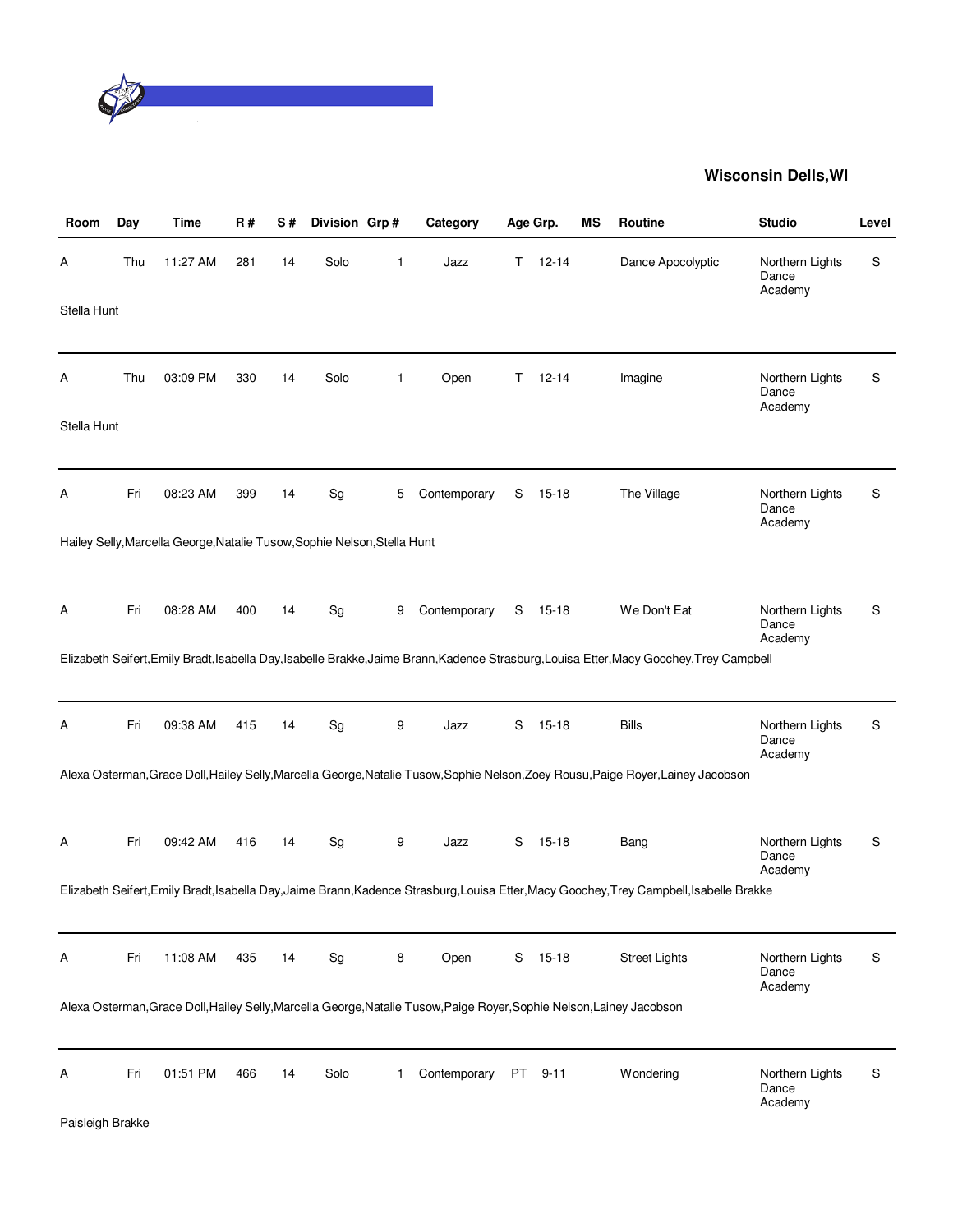## Wisconsin Dells,WI

| Room | Day | Time | R # | S # | Division | Grp # | Category | Age Grp. | | MS | Routine | Studio | Level |
|---|---|---|---|---|---|---|---|---|---|---|---|---|---|
| A | Thu | 11:27 AM | 281 | 14 | Solo | 1 | Jazz | T | 12-14 | | Dance Apocolyptic | Northern Lights Dance Academy | S |
| Stella Hunt | | | | | | | | | | | | | |
| A | Thu | 03:09 PM | 330 | 14 | Solo | 1 | Open | T | 12-14 | | Imagine | Northern Lights Dance Academy | S |
| Stella Hunt | | | | | | | | | | | | | |
| A | Fri | 08:23 AM | 399 | 14 | Sg | 5 | Contemporary | S | 15-18 | | The Village | Northern Lights Dance Academy | S |
| Hailey Selly,Marcella George,Natalie Tusow,Sophie Nelson,Stella Hunt | | | | | | | | | | | | | |
| A | Fri | 08:28 AM | 400 | 14 | Sg | 9 | Contemporary | S | 15-18 | | We Don't Eat | Northern Lights Dance Academy | S |
| Elizabeth Seifert,Emily Bradt,Isabella Day,Isabelle Brakke,Jaime Brann,Kadence Strasburg,Louisa Etter,Macy Goochey,Trey Campbell | | | | | | | | | | | | | |
| A | Fri | 09:38 AM | 415 | 14 | Sg | 9 | Jazz | S | 15-18 | | Bills | Northern Lights Dance Academy | S |
| Alexa Osterman,Grace Doll,Hailey Selly,Marcella George,Natalie Tusow,Sophie Nelson,Zoey Rousu,Paige Royer,Lainey Jacobson | | | | | | | | | | | | | |
| A | Fri | 09:42 AM | 416 | 14 | Sg | 9 | Jazz | S | 15-18 | | Bang | Northern Lights Dance Academy | S |
| Elizabeth Seifert,Emily Bradt,Isabella Day,Jaime Brann,Kadence Strasburg,Louisa Etter,Macy Goochey,Trey Campbell,Isabelle Brakke | | | | | | | | | | | | | |
| A | Fri | 11:08 AM | 435 | 14 | Sg | 8 | Open | S | 15-18 | | Street Lights | Northern Lights Dance Academy | S |
| Alexa Osterman,Grace Doll,Hailey Selly,Marcella George,Natalie Tusow,Paige Royer,Sophie Nelson,Lainey Jacobson | | | | | | | | | | | | | |
| A | Fri | 01:51 PM | 466 | 14 | Solo | 1 | Contemporary | PT | 9-11 | | Wondering | Northern Lights Dance Academy | S |
| Paisleigh Brakke | | | | | | | | | | | | | |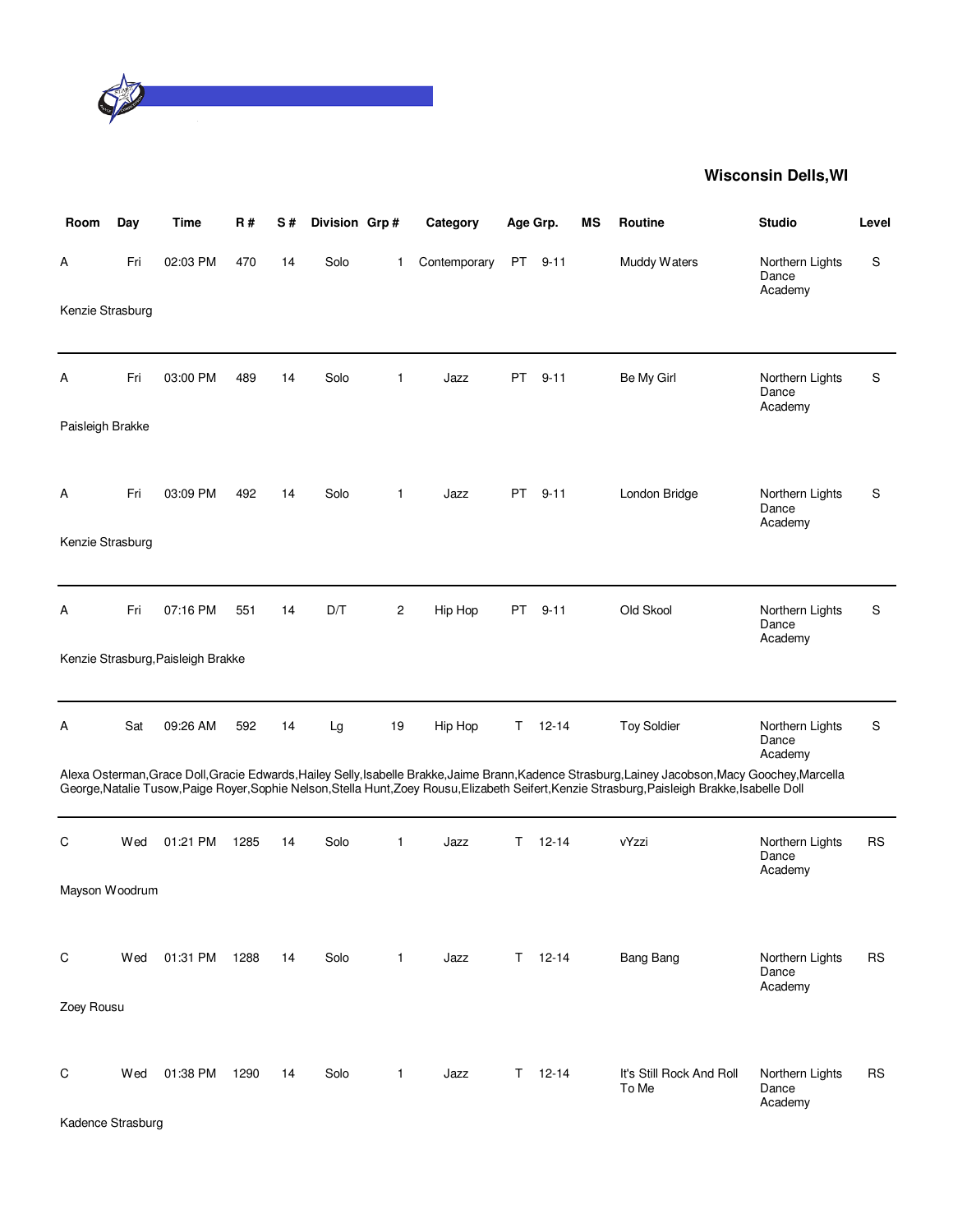## Wisconsin Dells,WI

| Room | Day | Time | R # | S # | Division | Grp # | Category | Age Grp. | | MS | Routine | Studio | Level |
|---|---|---|---|---|---|---|---|---|---|---|---|---|---|
| A | Fri | 02:03 PM | 470 | 14 | Solo | 1 | Contemporary | PT | 9-11 | | Muddy Waters | Northern Lights Dance Academy | S |
| Kenzie Strasburg | | | | | | | | | | | | | |
| A | Fri | 03:00 PM | 489 | 14 | Solo | 1 | Jazz | PT | 9-11 | | Be My Girl | Northern Lights Dance Academy | S |
| Paisleigh Brakke | | | | | | | | | | | | | |
| A | Fri | 03:09 PM | 492 | 14 | Solo | 1 | Jazz | PT | 9-11 | | London Bridge | Northern Lights Dance Academy | S |
| Kenzie Strasburg | | | | | | | | | | | | | |
| A | Fri | 07:16 PM | 551 | 14 | D/T | 2 | Hip Hop | PT | 9-11 | | Old Skool | Northern Lights Dance Academy | S |
| Kenzie Strasburg,Paisleigh Brakke | | | | | | | | | | | | | |
| A | Sat | 09:26 AM | 592 | 14 | Lg | 19 | Hip Hop | T | 12-14 | | Toy Soldier | Northern Lights Dance Academy | S |
| Alexa Osterman,Grace Doll,Gracie Edwards,Hailey Selly,Isabelle Brakke,Jaime Brann,Kadence Strasburg,Lainey Jacobson,Macy Goochey,Marcella George,Natalie Tusow,Paige Royer,Sophie Nelson,Stella Hunt,Zoey Rousu,Elizabeth Seifert,Kenzie Strasburg,Paisleigh Brakke,Isabelle Doll | | | | | | | | | | | | | |
| C | Wed | 01:21 PM | 1285 | 14 | Solo | 1 | Jazz | T | 12-14 | | vYzzi | Northern Lights Dance Academy | RS |
| Mayson Woodrum | | | | | | | | | | | | | |
| C | Wed | 01:31 PM | 1288 | 14 | Solo | 1 | Jazz | T | 12-14 | | Bang Bang | Northern Lights Dance Academy | RS |
| Zoey Rousu | | | | | | | | | | | | | |
| C | Wed | 01:38 PM | 1290 | 14 | Solo | 1 | Jazz | T | 12-14 | | It's Still Rock And Roll To Me | Northern Lights Dance Academy | RS |
| Kadence Strasburg | | | | | | | | | | | | | |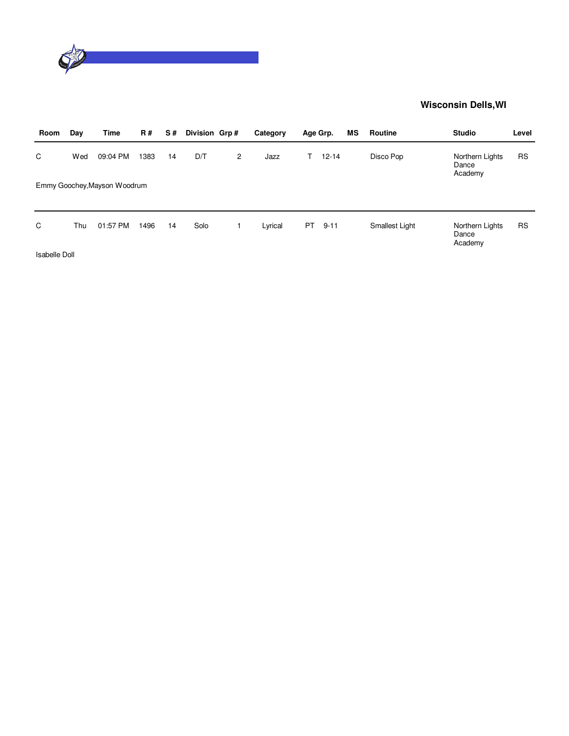**Wisconsin Dells,WI**

| Room | Day | Time | R # | S # | Division | Grp # | Category | Age Grp. | | MS | Routine | Studio | Level |
|---|---|---|---|---|---|---|---|---|---|---|---|---|---|
| C | Wed | 09:04 PM | 1383 | 14 | D/T | 2 | Jazz | T | 12-14 | | Disco Pop | Northern Lights Dance Academy | RS |

Emmy Goochey,Mayson Woodrum

| Room | Day | Time | R # | S # | Division | Grp # | Category | Age Grp. | | MS | Routine | Studio | Level |
|---|---|---|---|---|---|---|---|---|---|---|---|---|---|
| C | Thu | 01:57 PM | 1496 | 14 | Solo | 1 | Lyrical | PT | 9-11 | | Smallest Light | Northern Lights Dance Academy | RS |

Isabelle Doll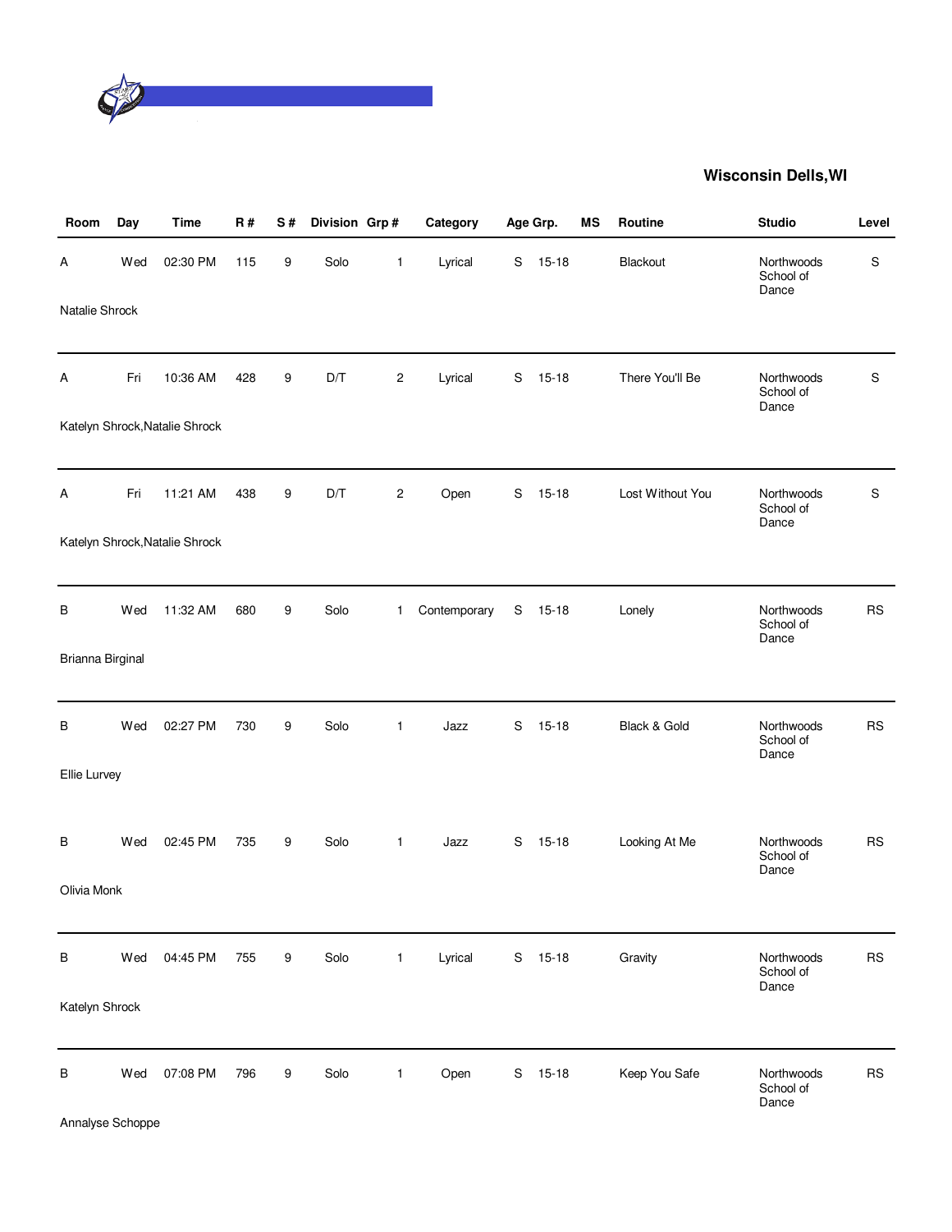## Wisconsin Dells,WI

| Room | Day | Time | R # | S # | Division | Grp # | Category | Age Grp. | | MS | Routine | Studio | Level |
|---|---|---|---|---|---|---|---|---|---|---|---|---|---|
| A | Wed | 02:30 PM | 115 | 9 | Solo | 1 | Lyrical | S | 15-18 | | Blackout | Northwoods School of Dance | S |
| Natalie Shrock | | | | | | | | | | | | | |
| A | Fri | 10:36 AM | 428 | 9 | D/T | 2 | Lyrical | S | 15-18 | | There You'll Be | Northwoods School of Dance | S |
| Katelyn Shrock,Natalie Shrock | | | | | | | | | | | | | |
| A | Fri | 11:21 AM | 438 | 9 | D/T | 2 | Open | S | 15-18 | | Lost Without You | Northwoods School of Dance | S |
| Katelyn Shrock,Natalie Shrock | | | | | | | | | | | | | |
| B | Wed | 11:32 AM | 680 | 9 | Solo | 1 | Contemporary | S | 15-18 | | Lonely | Northwoods School of Dance | RS |
| Brianna Birginal | | | | | | | | | | | | | |
| B | Wed | 02:27 PM | 730 | 9 | Solo | 1 | Jazz | S | 15-18 | | Black & Gold | Northwoods School of Dance | RS |
| Ellie Lurvey | | | | | | | | | | | | | |
| B | Wed | 02:45 PM | 735 | 9 | Solo | 1 | Jazz | S | 15-18 | | Looking At Me | Northwoods School of Dance | RS |
| Olivia Monk | | | | | | | | | | | | | |
| B | Wed | 04:45 PM | 755 | 9 | Solo | 1 | Lyrical | S | 15-18 | | Gravity | Northwoods School of Dance | RS |
| Katelyn Shrock | | | | | | | | | | | | | |
| B | Wed | 07:08 PM | 796 | 9 | Solo | 1 | Open | S | 15-18 | | Keep You Safe | Northwoods School of Dance | RS |
| Annalyse Schoppe | | | | | | | | | | | | | |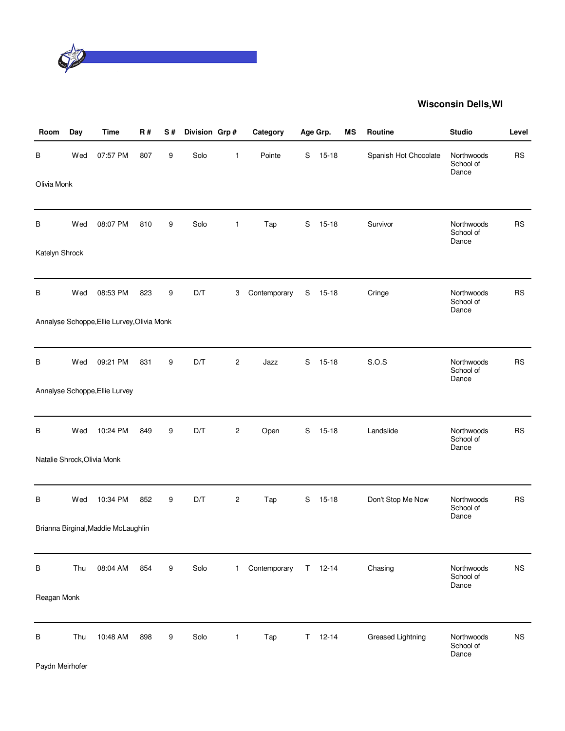**Wisconsin Dells,WI**

| Room | Day | Time | R # | S # | Division | Grp # | Category | Age Grp. | | MS | Routine | Studio | Level |
|---|---|---|---|---|---|---|---|---|---|---|---|---|---|
| B | Wed | 07:57 PM | 807 | 9 | Solo | 1 | Pointe | S | 15-18 | | Spanish Hot Chocolate | Northwoods School of Dance | RS |
| Olivia Monk | | | | | | | | | | | | | |
| B | Wed | 08:07 PM | 810 | 9 | Solo | 1 | Tap | S | 15-18 | | Survivor | Northwoods School of Dance | RS |
| Katelyn Shrock | | | | | | | | | | | | | |
| B | Wed | 08:53 PM | 823 | 9 | D/T | 3 | Contemporary | S | 15-18 | | Cringe | Northwoods School of Dance | RS |
| Annalyse Schoppe,Ellie Lurvey,Olivia Monk | | | | | | | | | | | | | |
| B | Wed | 09:21 PM | 831 | 9 | D/T | 2 | Jazz | S | 15-18 | | S.O.S | Northwoods School of Dance | RS |
| Annalyse Schoppe,Ellie Lurvey | | | | | | | | | | | | | |
| B | Wed | 10:24 PM | 849 | 9 | D/T | 2 | Open | S | 15-18 | | Landslide | Northwoods School of Dance | RS |
| Natalie Shrock,Olivia Monk | | | | | | | | | | | | | |
| B | Wed | 10:34 PM | 852 | 9 | D/T | 2 | Tap | S | 15-18 | | Don't Stop Me Now | Northwoods School of Dance | RS |
| Brianna Birginal,Maddie McLaughlin | | | | | | | | | | | | | |
| B | Thu | 08:04 AM | 854 | 9 | Solo | 1 | Contemporary | T | 12-14 | | Chasing | Northwoods School of Dance | NS |
| Reagan Monk | | | | | | | | | | | | | |
| B | Thu | 10:48 AM | 898 | 9 | Solo | 1 | Tap | T | 12-14 | | Greased Lightning | Northwoods School of Dance | NS |
| Paydn Meirhofer | | | | | | | | | | | | | |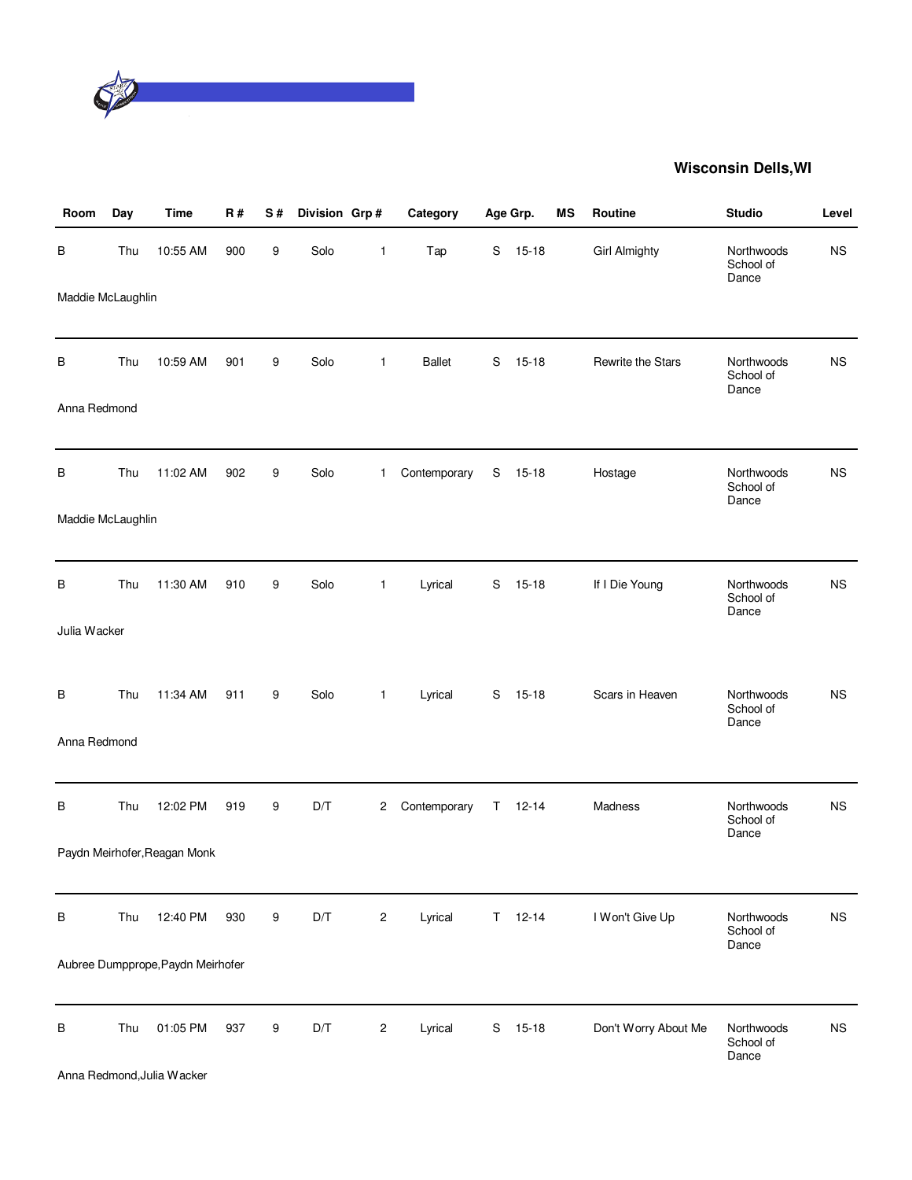## Wisconsin Dells,WI

| Room | Day | Time | R # | S # | Division | Grp # | Category | Age Grp. | | MS | Routine | Studio | Level |
|---|---|---|---|---|---|---|---|---|---|---|---|---|---|
| B | Thu | 10:55 AM | 900 | 9 | Solo | 1 | Tap | S | 15-18 | | Girl Almighty | Northwoods School of Dance | NS |
| Maddie McLaughlin | | | | | | | | | | | | | |
| B | Thu | 10:59 AM | 901 | 9 | Solo | 1 | Ballet | S | 15-18 | | Rewrite the Stars | Northwoods School of Dance | NS |
| Anna Redmond | | | | | | | | | | | | | |
| B | Thu | 11:02 AM | 902 | 9 | Solo | 1 | Contemporary | S | 15-18 | | Hostage | Northwoods School of Dance | NS |
| Maddie McLaughlin | | | | | | | | | | | | | |
| B | Thu | 11:30 AM | 910 | 9 | Solo | 1 | Lyrical | S | 15-18 | | If I Die Young | Northwoods School of Dance | NS |
| Julia Wacker | | | | | | | | | | | | | |
| B | Thu | 11:34 AM | 911 | 9 | Solo | 1 | Lyrical | S | 15-18 | | Scars in Heaven | Northwoods School of Dance | NS |
| Anna Redmond | | | | | | | | | | | | | |
| B | Thu | 12:02 PM | 919 | 9 | D/T | 2 | Contemporary | T | 12-14 | | Madness | Northwoods School of Dance | NS |
| Paydn Meirhofer,Reagan Monk | | | | | | | | | | | | | |
| B | Thu | 12:40 PM | 930 | 9 | D/T | 2 | Lyrical | T | 12-14 | | I Won't Give Up | Northwoods School of Dance | NS |
| Aubree Dumpprope,Paydn Meirhofer | | | | | | | | | | | | | |
| B | Thu | 01:05 PM | 937 | 9 | D/T | 2 | Lyrical | S | 15-18 | | Don't Worry About Me | Northwoods School of Dance | NS |
| Anna Redmond,Julia Wacker | | | | | | | | | | | | | |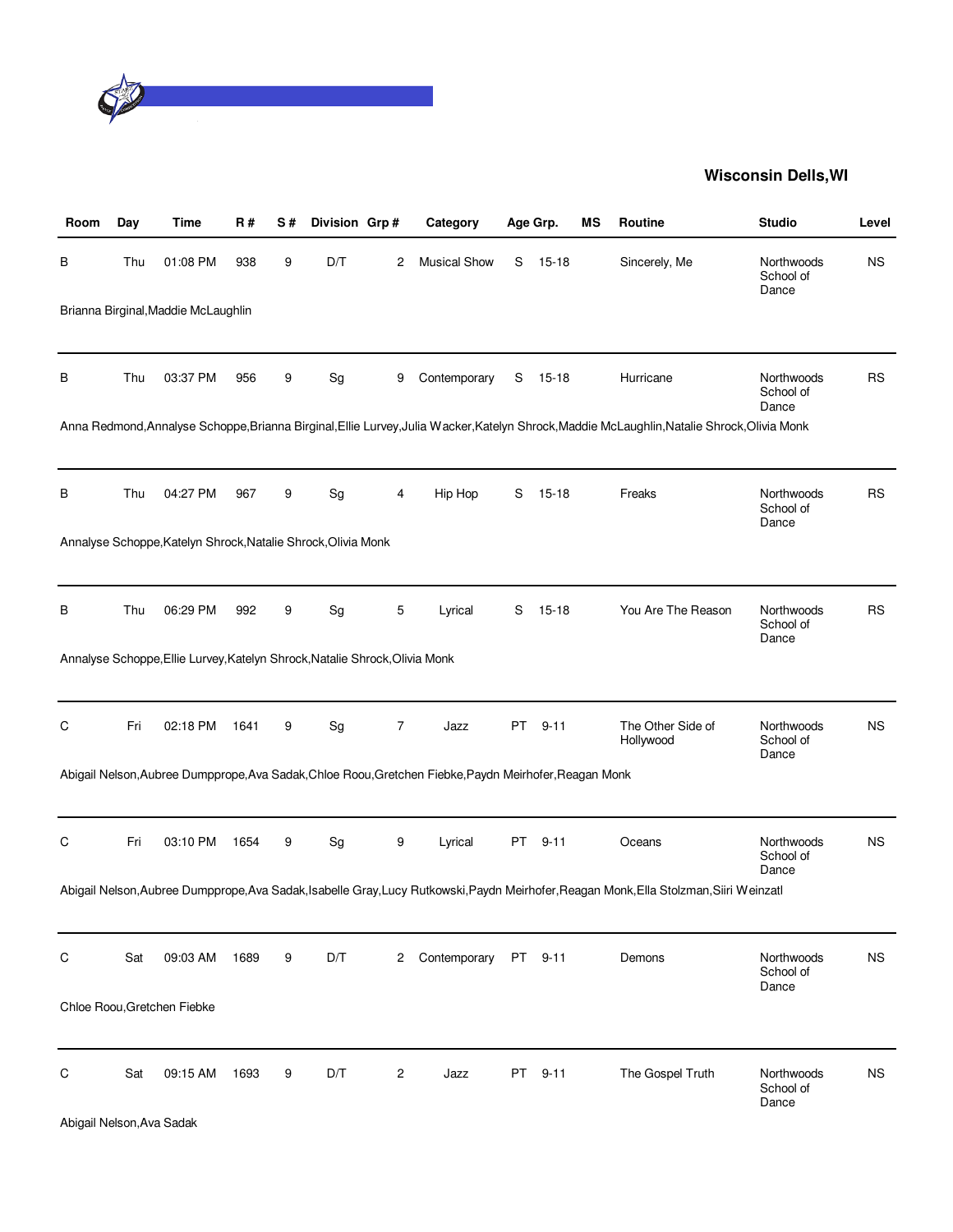## Wisconsin Dells,WI

| Room | Day | Time | R # | S # | Division | Grp # | Category | Age Grp. | | MS | Routine | Studio | Level |
|---|---|---|---|---|---|---|---|---|---|---|---|---|---|
| B | Thu | 01:08 PM | 938 | 9 | D/T | 2 | Musical Show | S | 15-18 | | Sincerely, Me | Northwoods School of Dance | NS |
| Brianna Birginal,Maddie McLaughlin | | | | | | | | | | | | | |
| B | Thu | 03:37 PM | 956 | 9 | Sg | 9 | Contemporary | S | 15-18 | | Hurricane | Northwoods School of Dance | RS |
| Anna Redmond,Annalyse Schoppe,Brianna Birginal,Ellie Lurvey,Julia Wacker,Katelyn Shrock,Maddie McLaughlin,Natalie Shrock,Olivia Monk | | | | | | | | | | | | | |
| B | Thu | 04:27 PM | 967 | 9 | Sg | 4 | Hip Hop | S | 15-18 | | Freaks | Northwoods School of Dance | RS |
| Annalyse Schoppe,Katelyn Shrock,Natalie Shrock,Olivia Monk | | | | | | | | | | | | | |
| B | Thu | 06:29 PM | 992 | 9 | Sg | 5 | Lyrical | S | 15-18 | | You Are The Reason | Northwoods School of Dance | RS |
| Annalyse Schoppe,Ellie Lurvey,Katelyn Shrock,Natalie Shrock,Olivia Monk | | | | | | | | | | | | | |
| C | Fri | 02:18 PM | 1641 | 9 | Sg | 7 | Jazz | PT | 9-11 | | The Other Side of Hollywood | Northwoods School of Dance | NS |
| Abigail Nelson,Aubree Dumpprope,Ava Sadak,Chloe Roou,Gretchen Fiebke,Paydn Meirhofer,Reagan Monk | | | | | | | | | | | | | |
| C | Fri | 03:10 PM | 1654 | 9 | Sg | 9 | Lyrical | PT | 9-11 | | Oceans | Northwoods School of Dance | NS |
| Abigail Nelson,Aubree Dumpprope,Ava Sadak,Isabelle Gray,Lucy Rutkowski,Paydn Meirhofer,Reagan Monk,Ella Stolzman,Siiri Weinzatl | | | | | | | | | | | | | |
| C | Sat | 09:03 AM | 1689 | 9 | D/T | 2 | Contemporary | PT | 9-11 | | Demons | Northwoods School of Dance | NS |
| Chloe Roou,Gretchen Fiebke | | | | | | | | | | | | | |
| C | Sat | 09:15 AM | 1693 | 9 | D/T | 2 | Jazz | PT | 9-11 | | The Gospel Truth | Northwoods School of Dance | NS |
| Abigail Nelson,Ava Sadak | | | | | | | | | | | | | |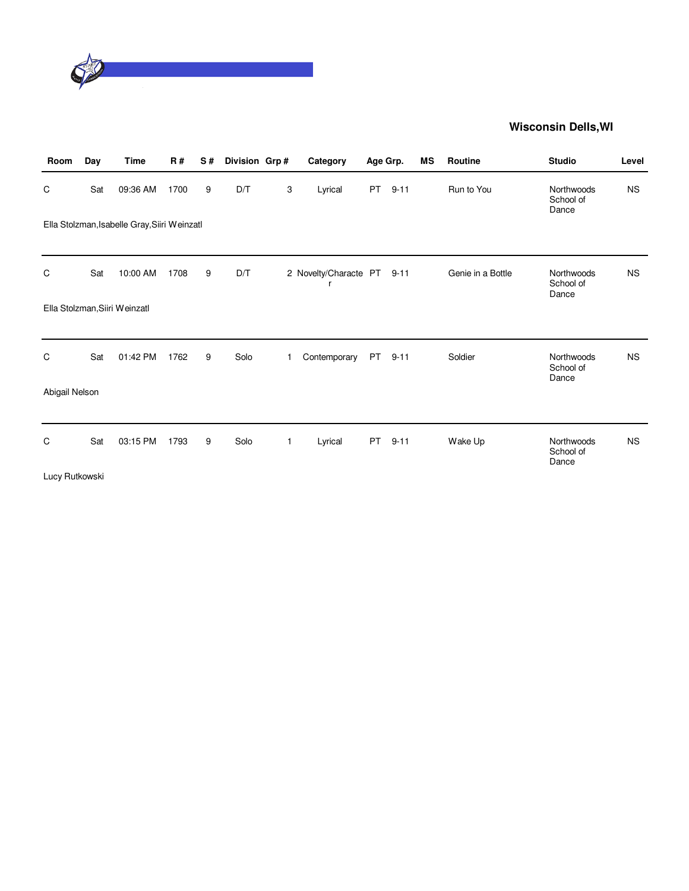## Wisconsin Dells,WI

| Room | Day | Time | R # | S # | Division | Grp # | Category | Age Grp. | | MS | Routine | Studio | Level |
|---|---|---|---|---|---|---|---|---|---|---|---|---|---|
| C | Sat | 09:36 AM | 1700 | 9 | D/T | 3 | Lyrical | PT | 9-11 | | Run to You | Northwoods School of Dance | NS |
| Ella Stolzman,Isabelle Gray,Siiri Weinzatl | | | | | | | | | | | | | |
| C | Sat | 10:00 AM | 1708 | 9 | D/T | 2 | Novelty/Character | PT | 9-11 | | Genie in a Bottle | Northwoods School of Dance | NS |
| Ella Stolzman,Siiri Weinzatl | | | | | | | | | | | | | |
| C | Sat | 01:42 PM | 1762 | 9 | Solo | 1 | Contemporary | PT | 9-11 | | Soldier | Northwoods School of Dance | NS |
| Abigail Nelson | | | | | | | | | | | | | |
| C | Sat | 03:15 PM | 1793 | 9 | Solo | 1 | Lyrical | PT | 9-11 | | Wake Up | Northwoods School of Dance | NS |
| Lucy Rutkowski | | | | | | | | | | | | | |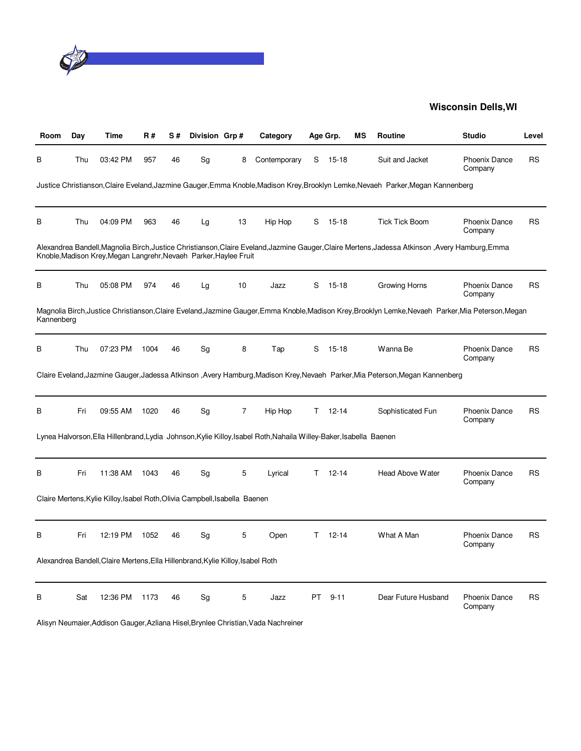**Wisconsin Dells,WI**

| Room | Day | Time | R # | S # | Division | Grp # | Category | Age Grp. | | MS | Routine | Studio | Level |
|---|---|---|---|---|---|---|---|---|---|---|---|---|---|
| B | Thu | 03:42 PM | 957 | 46 | Sg | 8 | Contemporary | S | 15-18 | | Suit and Jacket | Phoenix Dance Company | RS |
| Justice Christianson,Claire Eveland,Jazmine Gauger,Emma Knoble,Madison Krey,Brooklyn Lemke,Nevaeh  Parker,Megan Kannenberg | | | | | | | | | | | | | |
| B | Thu | 04:09 PM | 963 | 46 | Lg | 13 | Hip Hop | S | 15-18 | | Tick Tick Boom | Phoenix Dance Company | RS |
| Alexandrea Bandell,Magnolia Birch,Justice Christianson,Claire Eveland,Jazmine Gauger,Claire Mertens,Jadessa Atkinson ,Avery Hamburg,Emma Knoble,Madison Krey,Megan Langrehr,Nevaeh  Parker,Haylee Fruit | | | | | | | | | | | | | |
| B | Thu | 05:08 PM | 974 | 46 | Lg | 10 | Jazz | S | 15-18 | | Growing Horns | Phoenix Dance Company | RS |
| Magnolia Birch,Justice Christianson,Claire Eveland,Jazmine Gauger,Emma Knoble,Madison Krey,Brooklyn Lemke,Nevaeh  Parker,Mia Peterson,Megan Kannenberg | | | | | | | | | | | | | |
| B | Thu | 07:23 PM | 1004 | 46 | Sg | 8 | Tap | S | 15-18 | | Wanna Be | Phoenix Dance Company | RS |
| Claire Eveland,Jazmine Gauger,Jadessa Atkinson ,Avery Hamburg,Madison Krey,Nevaeh  Parker,Mia Peterson,Megan Kannenberg | | | | | | | | | | | | | |
| B | Fri | 09:55 AM | 1020 | 46 | Sg | 7 | Hip Hop | T | 12-14 | | Sophisticated Fun | Phoenix Dance Company | RS |
| Lynea Halvorson,Ella Hillenbrand,Lydia  Johnson,Kylie Killoy,Isabel Roth,Nahaila Willey-Baker,Isabella  Baenen | | | | | | | | | | | | | |
| B | Fri | 11:38 AM | 1043 | 46 | Sg | 5 | Lyrical | T | 12-14 | | Head Above Water | Phoenix Dance Company | RS |
| Claire Mertens,Kylie Killoy,Isabel Roth,Olivia Campbell,Isabella  Baenen | | | | | | | | | | | | | |
| B | Fri | 12:19 PM | 1052 | 46 | Sg | 5 | Open | T | 12-14 | | What A Man | Phoenix Dance Company | RS |
| Alexandrea Bandell,Claire Mertens,Ella Hillenbrand,Kylie Killoy,Isabel Roth | | | | | | | | | | | | | |
| B | Sat | 12:36 PM | 1173 | 46 | Sg | 5 | Jazz | PT | 9-11 | | Dear Future Husband | Phoenix Dance Company | RS |
| Alisyn Neumaier,Addison Gauger,Azliana Hisel,Brynlee Christian,Vada Nachreiner | | | | | | | | | | | | | |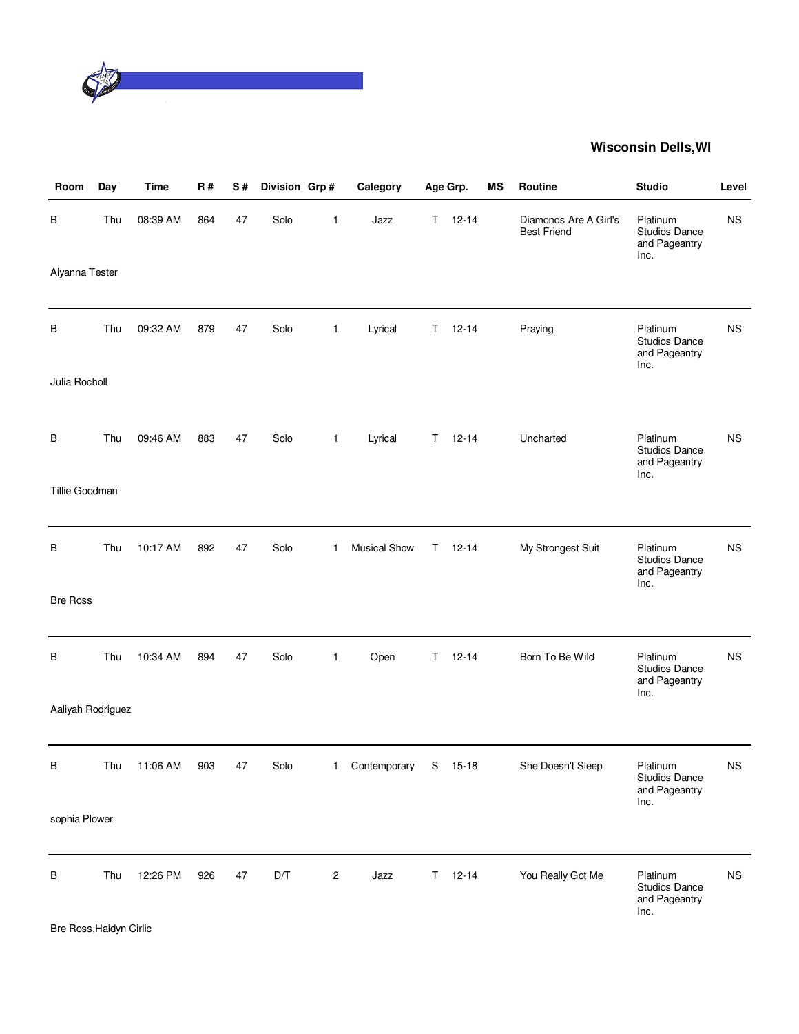## Wisconsin Dells,WI

| Room | Day | Time | R # | S # | Division | Grp # | Category | Age Grp. | | MS | Routine | Studio | Level |
|---|---|---|---|---|---|---|---|---|---|---|---|---|---|
| B | Thu | 08:39 AM | 864 | 47 | Solo | 1 | Jazz | T | 12-14 | | Diamonds Are A Girl's Best Friend | Platinum Studios Dance and Pageantry Inc. | NS |
| Aiyanna Tester | | | | | | | | | | | | | |
| B | Thu | 09:32 AM | 879 | 47 | Solo | 1 | Lyrical | T | 12-14 | | Praying | Platinum Studios Dance and Pageantry Inc. | NS |
| Julia Rocholl | | | | | | | | | | | | | |
| B | Thu | 09:46 AM | 883 | 47 | Solo | 1 | Lyrical | T | 12-14 | | Uncharted | Platinum Studios Dance and Pageantry Inc. | NS |
| Tillie Goodman | | | | | | | | | | | | | |
| B | Thu | 10:17 AM | 892 | 47 | Solo | 1 | Musical Show | T | 12-14 | | My Strongest Suit | Platinum Studios Dance and Pageantry Inc. | NS |
| Bre Ross | | | | | | | | | | | | | |
| B | Thu | 10:34 AM | 894 | 47 | Solo | 1 | Open | T | 12-14 | | Born To Be Wild | Platinum Studios Dance and Pageantry Inc. | NS |
| Aaliyah Rodriguez | | | | | | | | | | | | | |
| B | Thu | 11:06 AM | 903 | 47 | Solo | 1 | Contemporary | S | 15-18 | | She Doesn't Sleep | Platinum Studios Dance and Pageantry Inc. | NS |
| sophia Plower | | | | | | | | | | | | | |
| B | Thu | 12:26 PM | 926 | 47 | D/T | 2 | Jazz | T | 12-14 | | You Really Got Me | Platinum Studios Dance and Pageantry Inc. | NS |
| Bre Ross,Haidyn Cirlic | | | | | | | | | | | | | |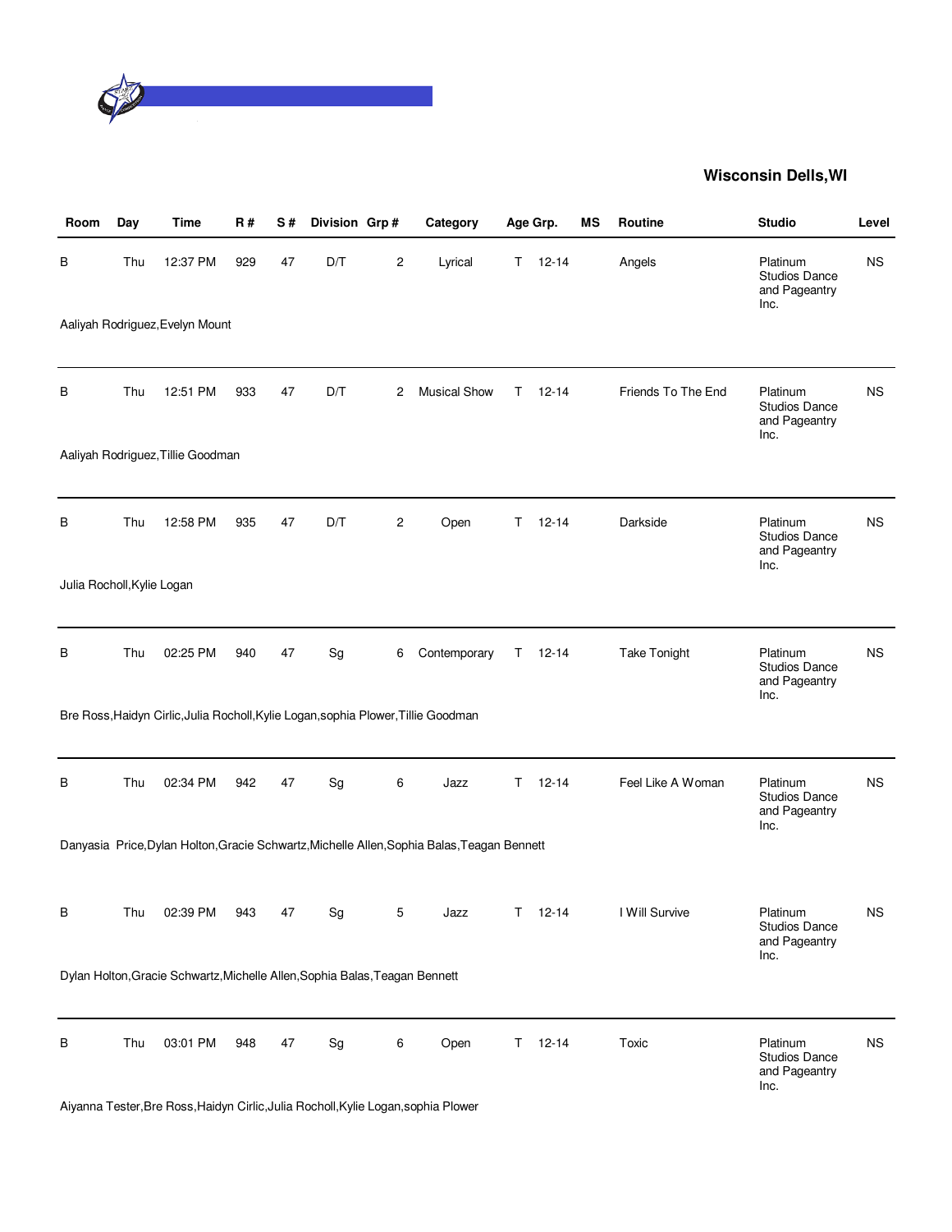**Wisconsin Dells,WI**

| Room | Day | Time | R # | S # | Division | Grp # | Category | Age Grp. | | MS | Routine | Studio | Level |
|---|---|---|---|---|---|---|---|---|---|---|---|---|---|
| B | Thu | 12:37 PM | 929 | 47 | D/T | 2 | Lyrical | T | 12-14 | | Angels | Platinum Studios Dance and Pageantry Inc. | NS |
| Aaliyah Rodriguez,Evelyn Mount | | | | | | | | | | | | | |
| B | Thu | 12:51 PM | 933 | 47 | D/T | 2 | Musical Show | T | 12-14 | | Friends To The End | Platinum Studios Dance and Pageantry Inc. | NS |
| Aaliyah Rodriguez,Tillie Goodman | | | | | | | | | | | | | |
| B | Thu | 12:58 PM | 935 | 47 | D/T | 2 | Open | T | 12-14 | | Darkside | Platinum Studios Dance and Pageantry Inc. | NS |
| Julia Rocholl,Kylie Logan | | | | | | | | | | | | | |
| B | Thu | 02:25 PM | 940 | 47 | Sg | 6 | Contemporary | T | 12-14 | | Take Tonight | Platinum Studios Dance and Pageantry Inc. | NS |
| Bre Ross,Haidyn Cirlic,Julia Rocholl,Kylie Logan,sophia Plower,Tillie Goodman | | | | | | | | | | | | | |
| B | Thu | 02:34 PM | 942 | 47 | Sg | 6 | Jazz | T | 12-14 | | Feel Like A Woman | Platinum Studios Dance and Pageantry Inc. | NS |
| Danyasia Price,Dylan Holton,Gracie Schwartz,Michelle Allen,Sophia Balas,Teagan Bennett | | | | | | | | | | | | | |
| B | Thu | 02:39 PM | 943 | 47 | Sg | 5 | Jazz | T | 12-14 | | I Will Survive | Platinum Studios Dance and Pageantry Inc. | NS |
| Dylan Holton,Gracie Schwartz,Michelle Allen,Sophia Balas,Teagan Bennett | | | | | | | | | | | | | |
| B | Thu | 03:01 PM | 948 | 47 | Sg | 6 | Open | T | 12-14 | | Toxic | Platinum Studios Dance and Pageantry Inc. | NS |
| Aiyanna Tester,Bre Ross,Haidyn Cirlic,Julia Rocholl,Kylie Logan,sophia Plower | | | | | | | | | | | | | |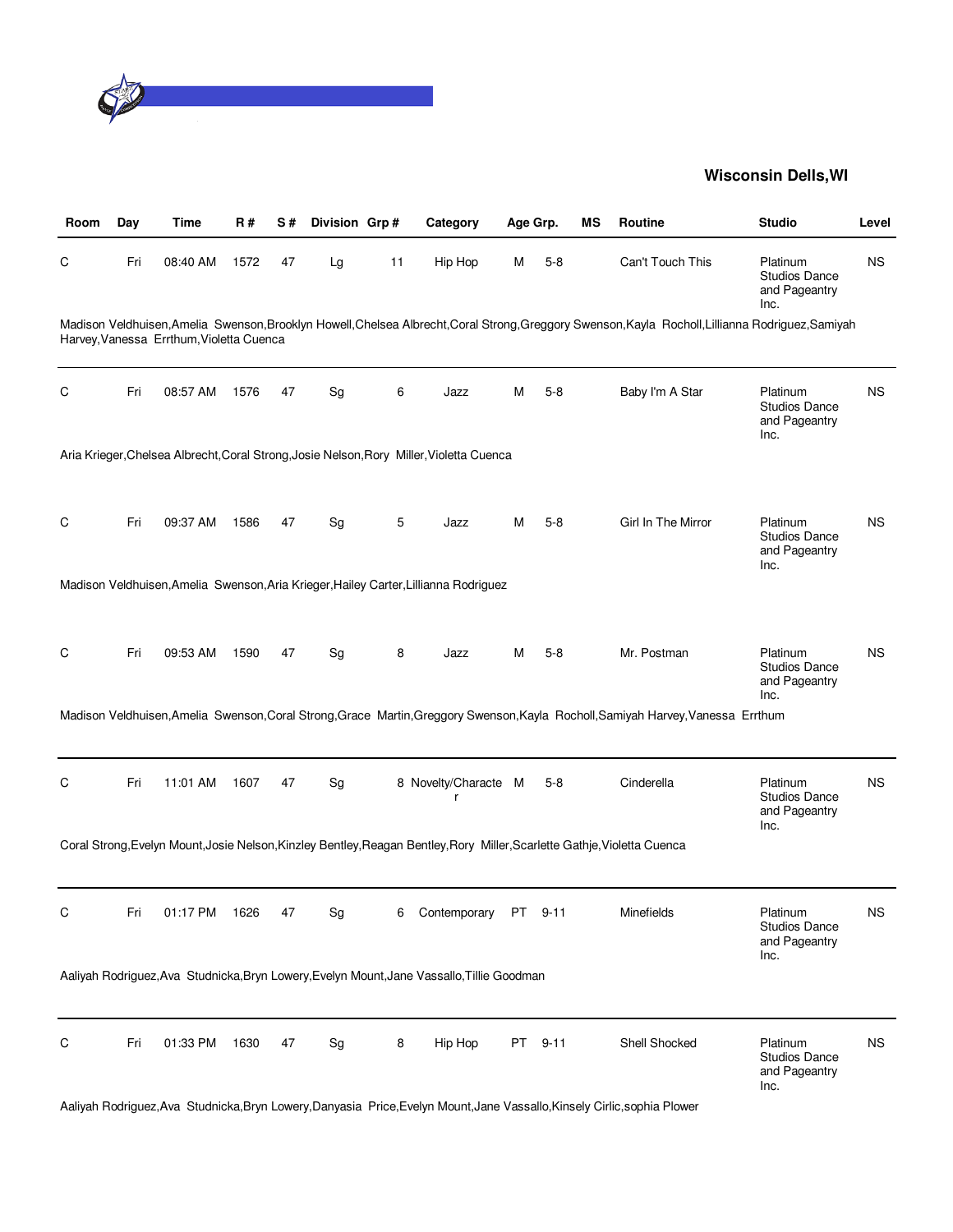## Wisconsin Dells,WI

| Room | Day | Time | R # | S # | Division | Grp # | Category | Age Grp. | | MS | Routine | Studio | Level |
|---|---|---|---|---|---|---|---|---|---|---|---|---|---|
| C | Fri | 08:40 AM | 1572 | 47 | Lg | 11 | Hip Hop | M | 5-8 | | Can't Touch This | Platinum Studios Dance and Pageantry Inc. | NS |
| Madison Veldhuisen,Amelia Swenson,Brooklyn Howell,Chelsea Albrecht,Coral Strong,Greggory Swenson,Kayla Rocholl,Lillianna Rodriguez,Samiyah Harvey,Vanessa Errthum,Violetta Cuenca | | | | | | | | | | | | | |
| C | Fri | 08:57 AM | 1576 | 47 | Sg | 6 | Jazz | M | 5-8 | | Baby I'm A Star | Platinum Studios Dance and Pageantry Inc. | NS |
| Aria Krieger,Chelsea Albrecht,Coral Strong,Josie Nelson,Rory Miller,Violetta Cuenca | | | | | | | | | | | | | |
| C | Fri | 09:37 AM | 1586 | 47 | Sg | 5 | Jazz | M | 5-8 | | Girl In The Mirror | Platinum Studios Dance and Pageantry Inc. | NS |
| Madison Veldhuisen,Amelia Swenson,Aria Krieger,Hailey Carter,Lillianna Rodriguez | | | | | | | | | | | | | |
| C | Fri | 09:53 AM | 1590 | 47 | Sg | 8 | Jazz | M | 5-8 | | Mr. Postman | Platinum Studios Dance and Pageantry Inc. | NS |
| Madison Veldhuisen,Amelia Swenson,Coral Strong,Grace Martin,Greggory Swenson,Kayla Rocholl,Samiyah Harvey,Vanessa Errthum | | | | | | | | | | | | | |
| C | Fri | 11:01 AM | 1607 | 47 | Sg | 8 | Novelty/Character | M | 5-8 | | Cinderella | Platinum Studios Dance and Pageantry Inc. | NS |
| Coral Strong,Evelyn Mount,Josie Nelson,Kinzley Bentley,Reagan Bentley,Rory Miller,Scarlette Gathje,Violetta Cuenca | | | | | | | | | | | | | |
| C | Fri | 01:17 PM | 1626 | 47 | Sg | 6 | Contemporary | PT | 9-11 | | Minefields | Platinum Studios Dance and Pageantry Inc. | NS |
| Aaliyah Rodriguez,Ava Studnicka,Bryn Lowery,Evelyn Mount,Jane Vassallo,Tillie Goodman | | | | | | | | | | | | | |
| C | Fri | 01:33 PM | 1630 | 47 | Sg | 8 | Hip Hop | PT | 9-11 | | Shell Shocked | Platinum Studios Dance and Pageantry Inc. | NS |
| Aaliyah Rodriguez,Ava Studnicka,Bryn Lowery,Danyasia Price,Evelyn Mount,Jane Vassallo,Kinsely Cirlic,sophia Plower | | | | | | | | | | | | | |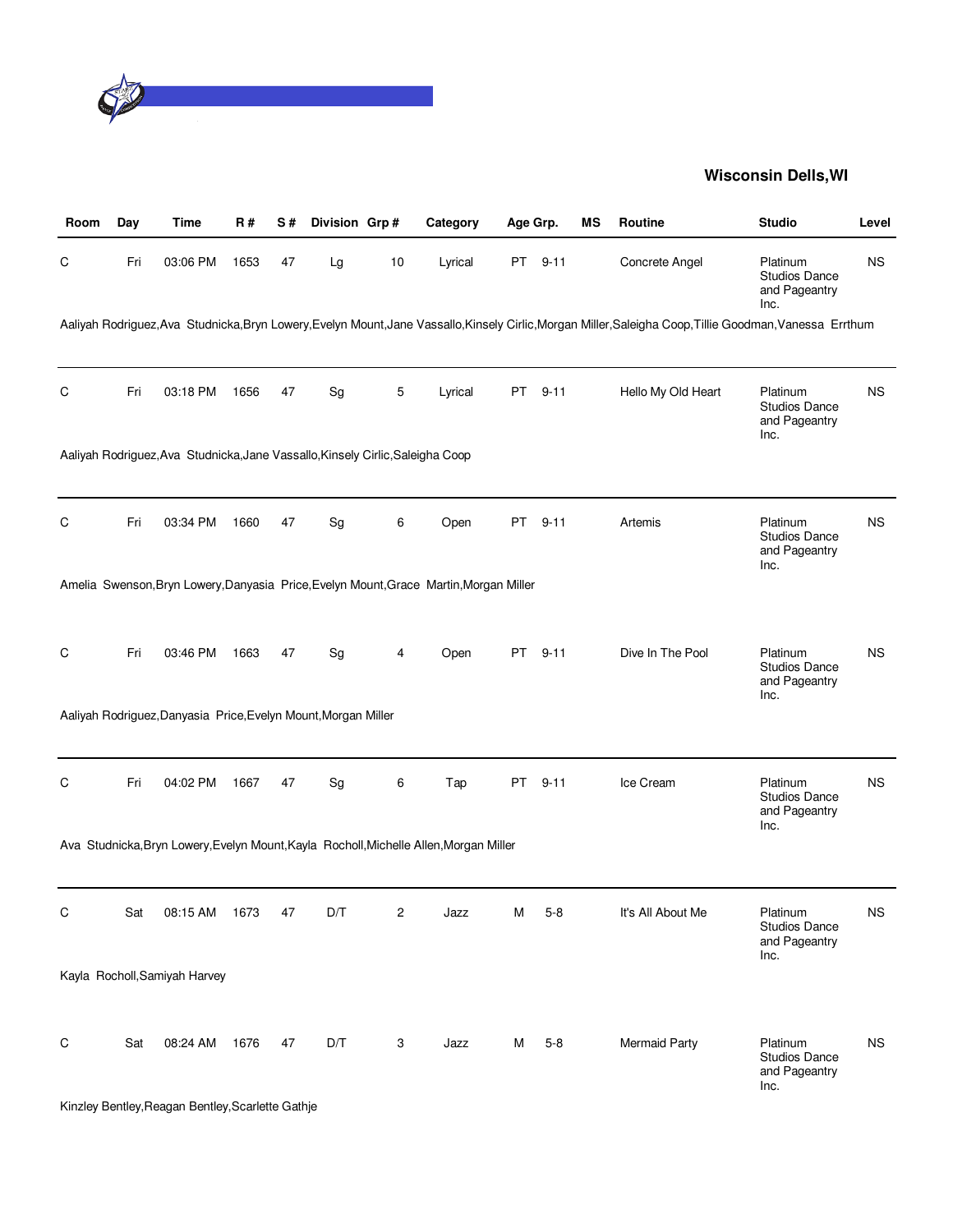## Wisconsin Dells,WI

| Room | Day | Time | R # | S # | Division | Grp # | Category | Age Grp. | | MS | Routine | Studio | Level |
|---|---|---|---|---|---|---|---|---|---|---|---|---|---|
| C | Fri | 03:06 PM | 1653 | 47 | Lg | 10 | Lyrical | PT | 9-11 | | Concrete Angel | Platinum Studios Dance and Pageantry Inc. | NS |
| Aaliyah Rodriguez,Ava Studnicka,Bryn Lowery,Evelyn Mount,Jane Vassallo,Kinsely Cirlic,Morgan Miller,Saleigha Coop,Tillie Goodman,Vanessa Errthum | | | | | | | | | | | | | |
| C | Fri | 03:18 PM | 1656 | 47 | Sg | 5 | Lyrical | PT | 9-11 | | Hello My Old Heart | Platinum Studios Dance and Pageantry Inc. | NS |
| Aaliyah Rodriguez,Ava Studnicka,Jane Vassallo,Kinsely Cirlic,Saleigha Coop | | | | | | | | | | | | | |
| C | Fri | 03:34 PM | 1660 | 47 | Sg | 6 | Open | PT | 9-11 | | Artemis | Platinum Studios Dance and Pageantry Inc. | NS |
| Amelia Swenson,Bryn Lowery,Danyasia Price,Evelyn Mount,Grace Martin,Morgan Miller | | | | | | | | | | | | | |
| C | Fri | 03:46 PM | 1663 | 47 | Sg | 4 | Open | PT | 9-11 | | Dive In The Pool | Platinum Studios Dance and Pageantry Inc. | NS |
| Aaliyah Rodriguez,Danyasia Price,Evelyn Mount,Morgan Miller | | | | | | | | | | | | | |
| C | Fri | 04:02 PM | 1667 | 47 | Sg | 6 | Tap | PT | 9-11 | | Ice Cream | Platinum Studios Dance and Pageantry Inc. | NS |
| Ava Studnicka,Bryn Lowery,Evelyn Mount,Kayla Rocholl,Michelle Allen,Morgan Miller | | | | | | | | | | | | | |
| C | Sat | 08:15 AM | 1673 | 47 | D/T | 2 | Jazz | M | 5-8 | | It's All About Me | Platinum Studios Dance and Pageantry Inc. | NS |
| Kayla Rocholl,Samiyah Harvey | | | | | | | | | | | | | |
| C | Sat | 08:24 AM | 1676 | 47 | D/T | 3 | Jazz | M | 5-8 | | Mermaid Party | Platinum Studios Dance and Pageantry Inc. | NS |
| Kinzley Bentley,Reagan Bentley,Scarlette Gathje | | | | | | | | | | | | | |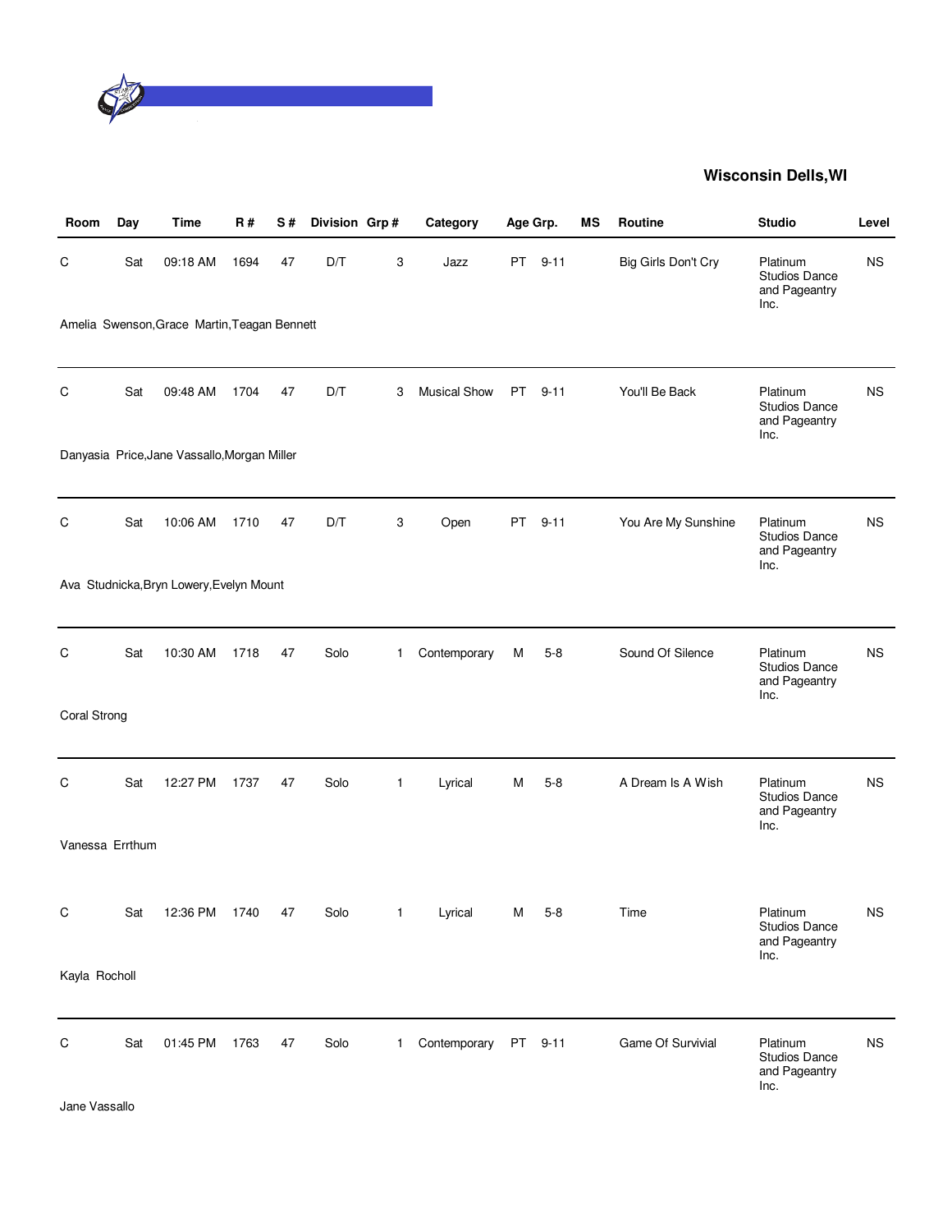**Wisconsin Dells,WI**

| Room | Day | Time | R # | S # | Division | Grp # | Category | Age Grp. | | MS | Routine | Studio | Level |
|---|---|---|---|---|---|---|---|---|---|---|---|---|---|
| C | Sat | 09:18 AM | 1694 | 47 | D/T | 3 | Jazz | PT | 9-11 | | Big Girls Don't Cry | Platinum Studios Dance and Pageantry Inc. | NS |
| Amelia Swenson,Grace Martin,Teagan Bennett | | | | | | | | | | | | | |
| C | Sat | 09:48 AM | 1704 | 47 | D/T | 3 | Musical Show | PT | 9-11 | | You'll Be Back | Platinum Studios Dance and Pageantry Inc. | NS |
| Danyasia Price,Jane Vassallo,Morgan Miller | | | | | | | | | | | | | |
| C | Sat | 10:06 AM | 1710 | 47 | D/T | 3 | Open | PT | 9-11 | | You Are My Sunshine | Platinum Studios Dance and Pageantry Inc. | NS |
| Ava Studnicka,Bryn Lowery,Evelyn Mount | | | | | | | | | | | | | |
| C | Sat | 10:30 AM | 1718 | 47 | Solo | 1 | Contemporary | M | 5-8 | | Sound Of Silence | Platinum Studios Dance and Pageantry Inc. | NS |
| Coral Strong | | | | | | | | | | | | | |
| C | Sat | 12:27 PM | 1737 | 47 | Solo | 1 | Lyrical | M | 5-8 | | A Dream Is A Wish | Platinum Studios Dance and Pageantry Inc. | NS |
| Vanessa Errthum | | | | | | | | | | | | | |
| C | Sat | 12:36 PM | 1740 | 47 | Solo | 1 | Lyrical | M | 5-8 | | Time | Platinum Studios Dance and Pageantry Inc. | NS |
| Kayla Rocholl | | | | | | | | | | | | | |
| C | Sat | 01:45 PM | 1763 | 47 | Solo | 1 | Contemporary | PT | 9-11 | | Game Of Survivial | Platinum Studios Dance and Pageantry Inc. | NS |
| Jane Vassallo | | | | | | | | | | | | | |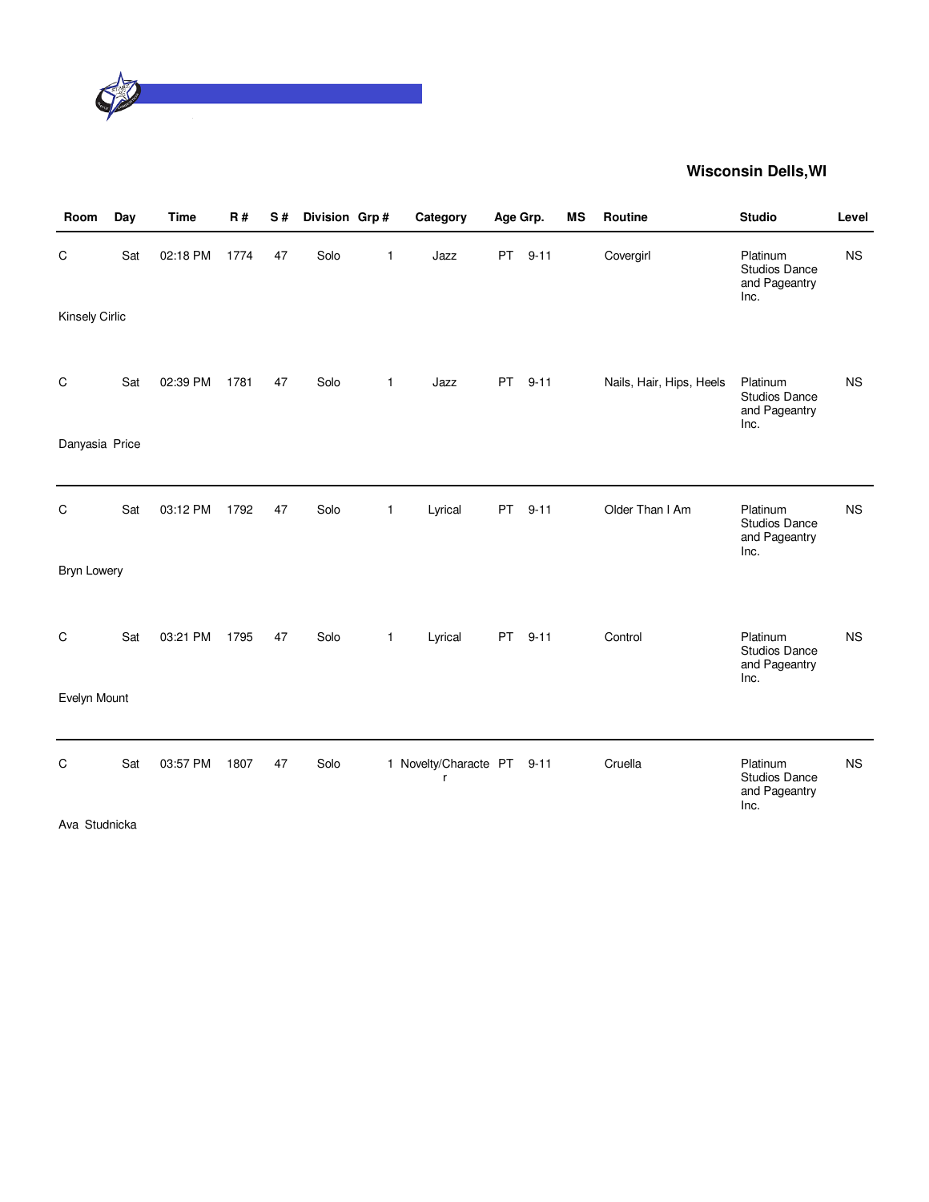## Wisconsin Dells,WI

| Room | Day | Time | R # | S # | Division | Grp # | Category | Age Grp. | | MS | Routine | Studio | Level |
|---|---|---|---|---|---|---|---|---|---|---|---|---|---|
| C | Sat | 02:18 PM | 1774 | 47 | Solo | 1 | Jazz | PT | 9-11 | | Covergirl | Platinum Studios Dance and Pageantry Inc. | NS |
| Kinsely Cirlic | | | | | | | | | | | | | |
| C | Sat | 02:39 PM | 1781 | 47 | Solo | 1 | Jazz | PT | 9-11 | | Nails, Hair, Hips, Heels | Platinum Studios Dance and Pageantry Inc. | NS |
| Danyasia Price | | | | | | | | | | | | | |
| C | Sat | 03:12 PM | 1792 | 47 | Solo | 1 | Lyrical | PT | 9-11 | | Older Than I Am | Platinum Studios Dance and Pageantry Inc. | NS |
| Bryn Lowery | | | | | | | | | | | | | |
| C | Sat | 03:21 PM | 1795 | 47 | Solo | 1 | Lyrical | PT | 9-11 | | Control | Platinum Studios Dance and Pageantry Inc. | NS |
| Evelyn Mount | | | | | | | | | | | | | |
| C | Sat | 03:57 PM | 1807 | 47 | Solo | 1 | Novelty/Character | PT | 9-11 | | Cruella | Platinum Studios Dance and Pageantry Inc. | NS |
| Ava Studnicka | | | | | | | | | | | | | |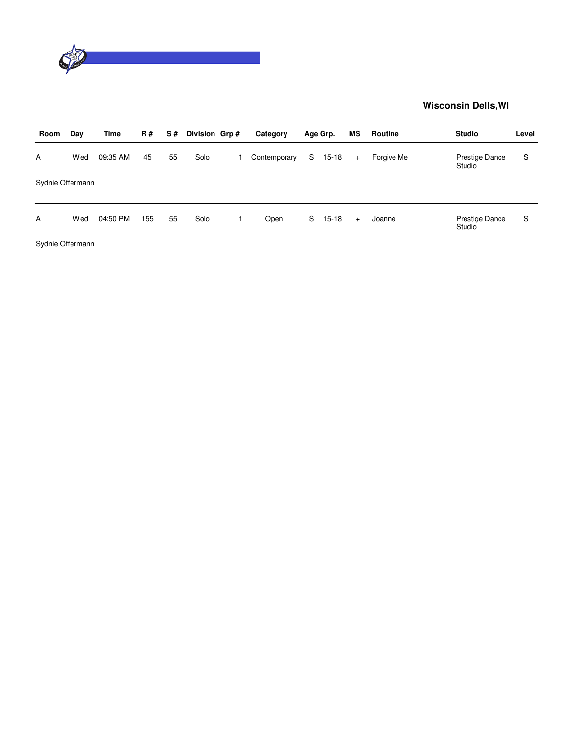**Wisconsin Dells,WI**

| Room | Day | Time | R # | S # | Division | Grp # | Category | Age Grp. | | MS | Routine | Studio | Level |
|---|---|---|---|---|---|---|---|---|---|---|---|---|---|
| A | Wed | 09:35 AM | 45 | 55 | Solo | 1 | Contemporary | S | 15-18 | + | Forgive Me | Prestige Dance Studio | S |
| Sydnie Offermann | | | | | | | | | | | | | |
| A | Wed | 04:50 PM | 155 | 55 | Solo | 1 | Open | S | 15-18 | + | Joanne | Prestige Dance Studio | S |
| Sydnie Offermann | | | | | | | | | | | | | |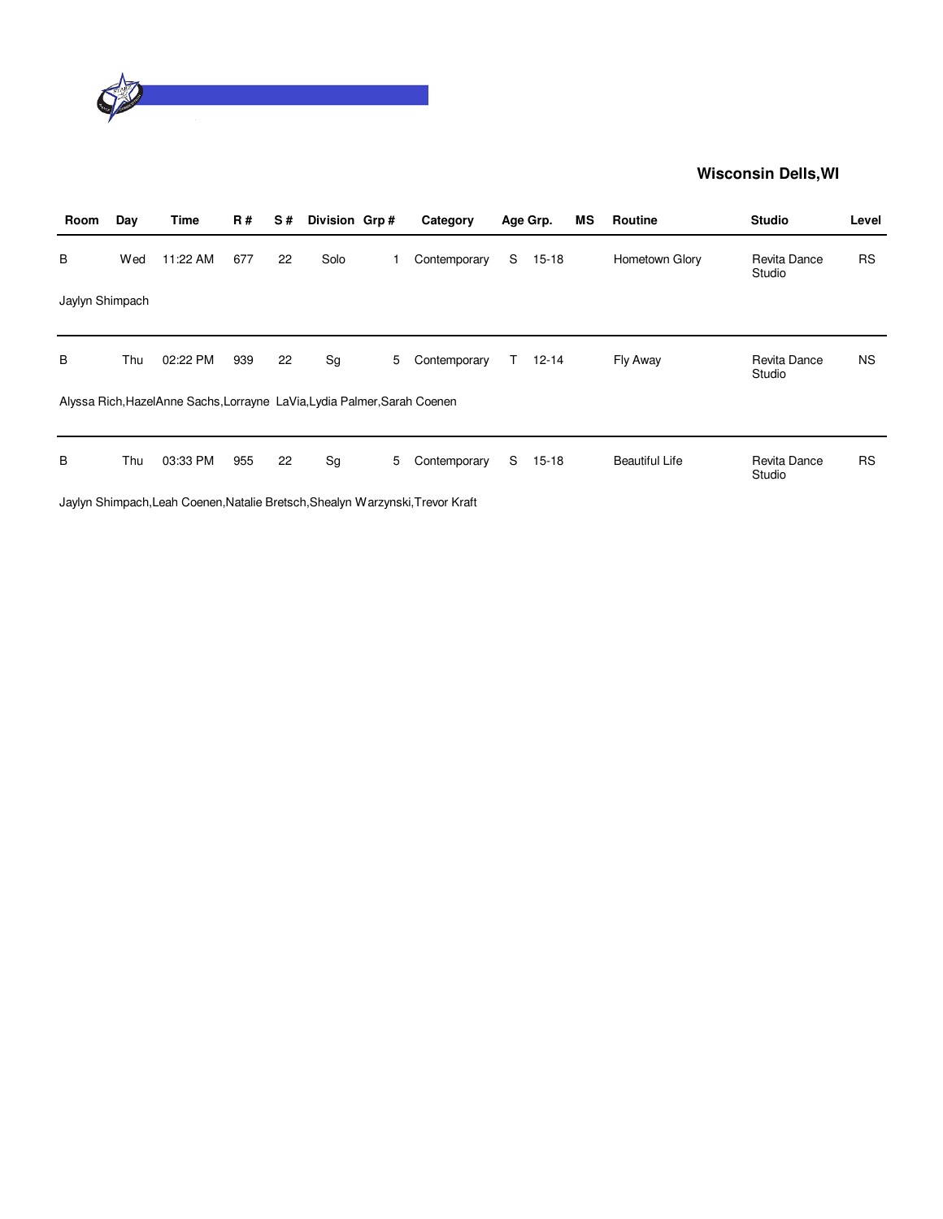**Wisconsin Dells,WI**

| Room | Day | Time | R # | S # | Division | Grp # | Category | Age Grp. | | MS | Routine | Studio | Level |
|---|---|---|---|---|---|---|---|---|---|---|---|---|---|
| B | Wed | 11:22 AM | 677 | 22 | Solo | 1 | Contemporary | S | 15-18 | | Hometown Glory | Revita Dance Studio | RS |
| Jaylyn Shimpach | | | | | | | | | | | | | |
| B | Thu | 02:22 PM | 939 | 22 | Sg | 5 | Contemporary | T | 12-14 | | Fly Away | Revita Dance Studio | NS |
| Alyssa Rich,HazelAnne Sachs,Lorrayne LaVia,Lydia Palmer,Sarah Coenen | | | | | | | | | | | | | |
| B | Thu | 03:33 PM | 955 | 22 | Sg | 5 | Contemporary | S | 15-18 | | Beautiful Life | Revita Dance Studio | RS |
| Jaylyn Shimpach,Leah Coenen,Natalie Bretsch,Shealyn Warzynski,Trevor Kraft | | | | | | | | | | | | | |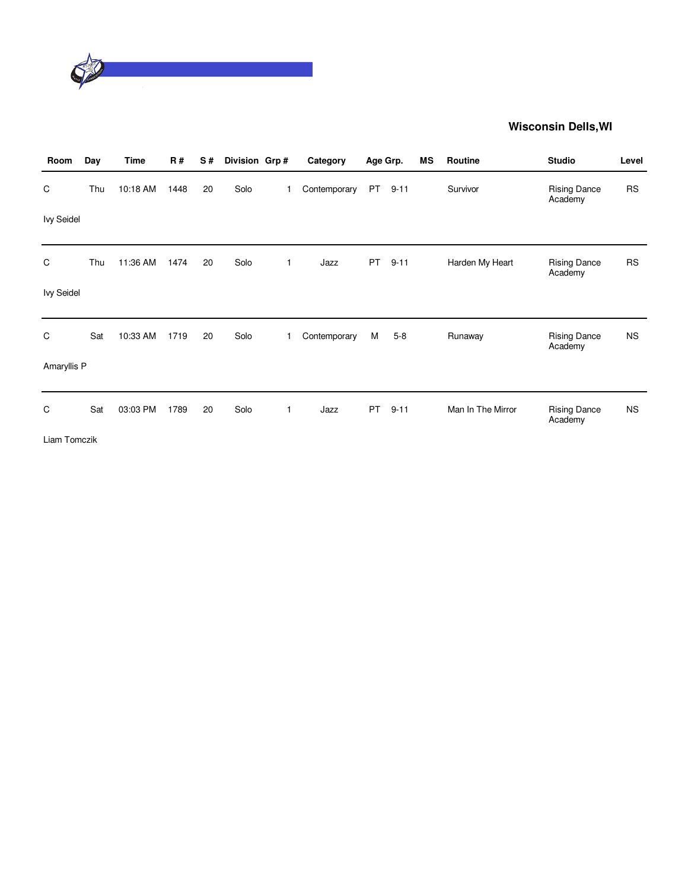## Wisconsin Dells,WI

| Room | Day | Time | R # | S # | Division | Grp # | Category | Age Grp. | | MS | Routine | Studio | Level |
|---|---|---|---|---|---|---|---|---|---|---|---|---|---|
| C | Thu | 10:18 AM | 1448 | 20 | Solo | 1 | Contemporary | PT | 9-11 | | Survivor | Rising Dance Academy | RS |
| Ivy Seidel | | | | | | | | | | | | | |
| C | Thu | 11:36 AM | 1474 | 20 | Solo | 1 | Jazz | PT | 9-11 | | Harden My Heart | Rising Dance Academy | RS |
| Ivy Seidel | | | | | | | | | | | | | |
| C | Sat | 10:33 AM | 1719 | 20 | Solo | 1 | Contemporary | M | 5-8 | | Runaway | Rising Dance Academy | NS |
| Amaryllis P | | | | | | | | | | | | | |
| C | Sat | 03:03 PM | 1789 | 20 | Solo | 1 | Jazz | PT | 9-11 | | Man In The Mirror | Rising Dance Academy | NS |
| Liam Tomczik | | | | | | | | | | | | | |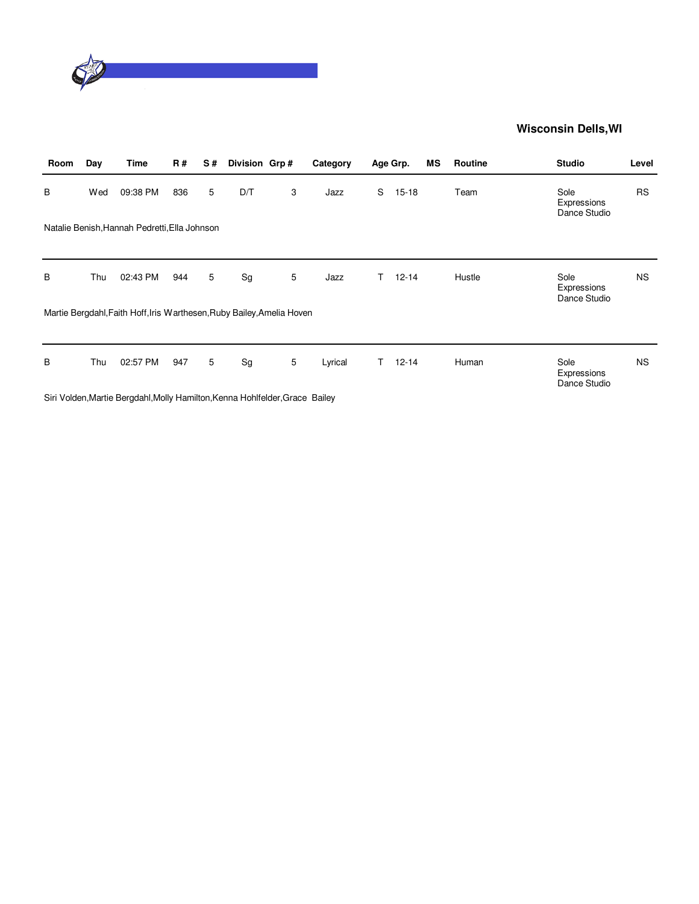**Wisconsin Dells,WI**

| Room | Day | Time | R # | S # | Division | Grp # | Category | Age Grp. | | MS | Routine | Studio | Level |
|---|---|---|---|---|---|---|---|---|---|---|---|---|---|
| B | Wed | 09:38 PM | 836 | 5 | D/T | 3 | Jazz | S | 15-18 | | Team | Sole Expressions Dance Studio | RS |
| Natalie Benish,Hannah Pedretti,Ella Johnson | | | | | | | | | | | | | |
| B | Thu | 02:43 PM | 944 | 5 | Sg | 5 | Jazz | T | 12-14 | | Hustle | Sole Expressions Dance Studio | NS |
| Martie Bergdahl,Faith Hoff,Iris Warthesen,Ruby Bailey,Amelia Hoven | | | | | | | | | | | | | |
| B | Thu | 02:57 PM | 947 | 5 | Sg | 5 | Lyrical | T | 12-14 | | Human | Sole Expressions Dance Studio | NS |
| Siri Volden,Martie Bergdahl,Molly Hamilton,Kenna Hohlfelder,Grace Bailey | | | | | | | | | | | | | |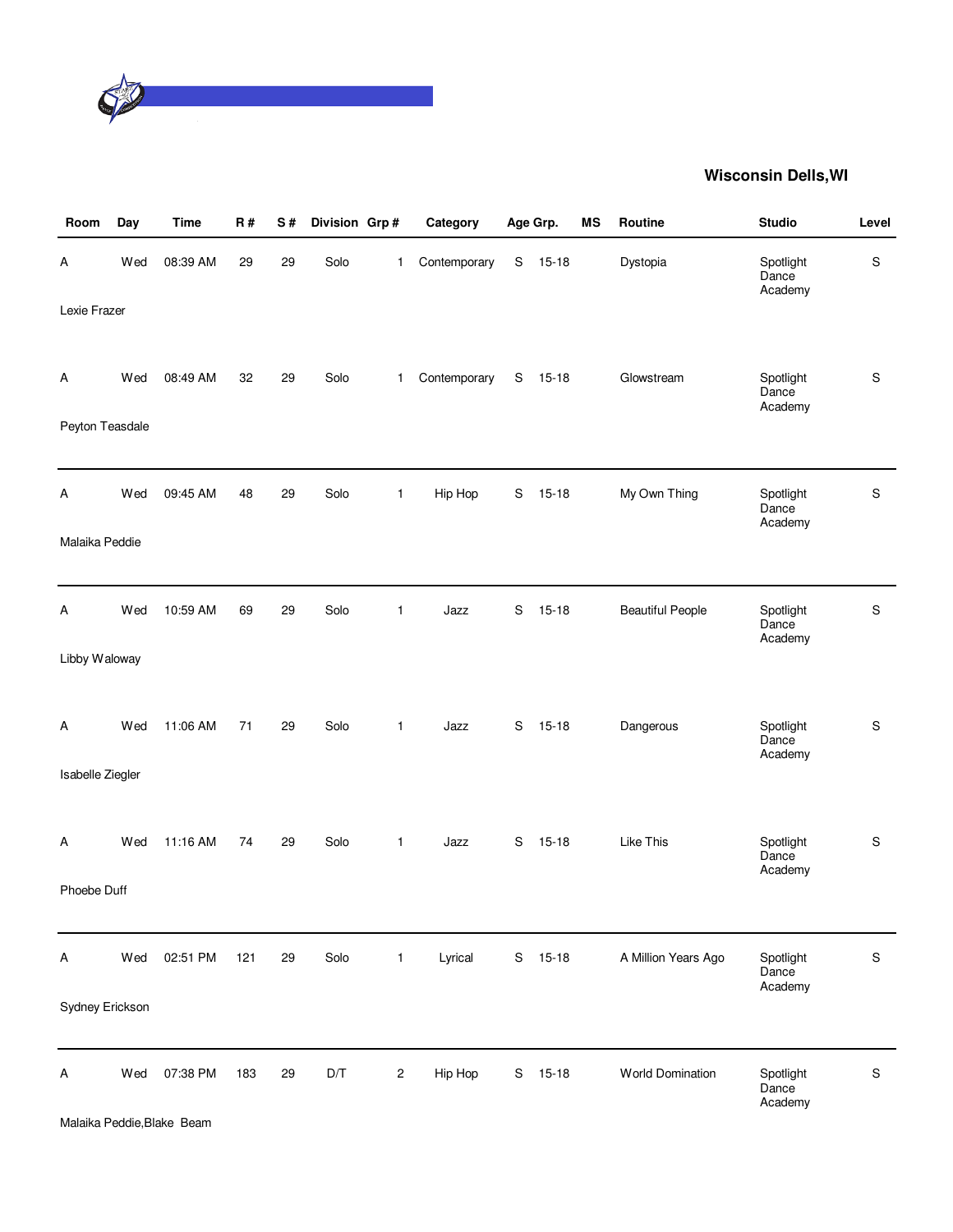## Wisconsin Dells,WI

| Room | Day | Time | R # | S # | Division | Grp # | Category | Age Grp. | | MS | Routine | Studio | Level |
|---|---|---|---|---|---|---|---|---|---|---|---|---|---|
| A | Wed | 08:39 AM | 29 | 29 | Solo | 1 | Contemporary | S | 15-18 | | Dystopia | Spotlight Dance Academy | S |
| Lexie Frazer | | | | | | | | | | | | | |
| A | Wed | 08:49 AM | 32 | 29 | Solo | 1 | Contemporary | S | 15-18 | | Glowstream | Spotlight Dance Academy | S |
| Peyton Teasdale | | | | | | | | | | | | | |
| A | Wed | 09:45 AM | 48 | 29 | Solo | 1 | Hip Hop | S | 15-18 | | My Own Thing | Spotlight Dance Academy | S |
| Malaika Peddie | | | | | | | | | | | | | |
| A | Wed | 10:59 AM | 69 | 29 | Solo | 1 | Jazz | S | 15-18 | | Beautiful People | Spotlight Dance Academy | S |
| Libby Waloway | | | | | | | | | | | | | |
| A | Wed | 11:06 AM | 71 | 29 | Solo | 1 | Jazz | S | 15-18 | | Dangerous | Spotlight Dance Academy | S |
| Isabelle Ziegler | | | | | | | | | | | | | |
| A | Wed | 11:16 AM | 74 | 29 | Solo | 1 | Jazz | S | 15-18 | | Like This | Spotlight Dance Academy | S |
| Phoebe Duff | | | | | | | | | | | | | |
| A | Wed | 02:51 PM | 121 | 29 | Solo | 1 | Lyrical | S | 15-18 | | A Million Years Ago | Spotlight Dance Academy | S |
| Sydney Erickson | | | | | | | | | | | | | |
| A | Wed | 07:38 PM | 183 | 29 | D/T | 2 | Hip Hop | S | 15-18 | | World Domination | Spotlight Dance Academy | S |
| Malaika Peddie,Blake Beam | | | | | | | | | | | | | |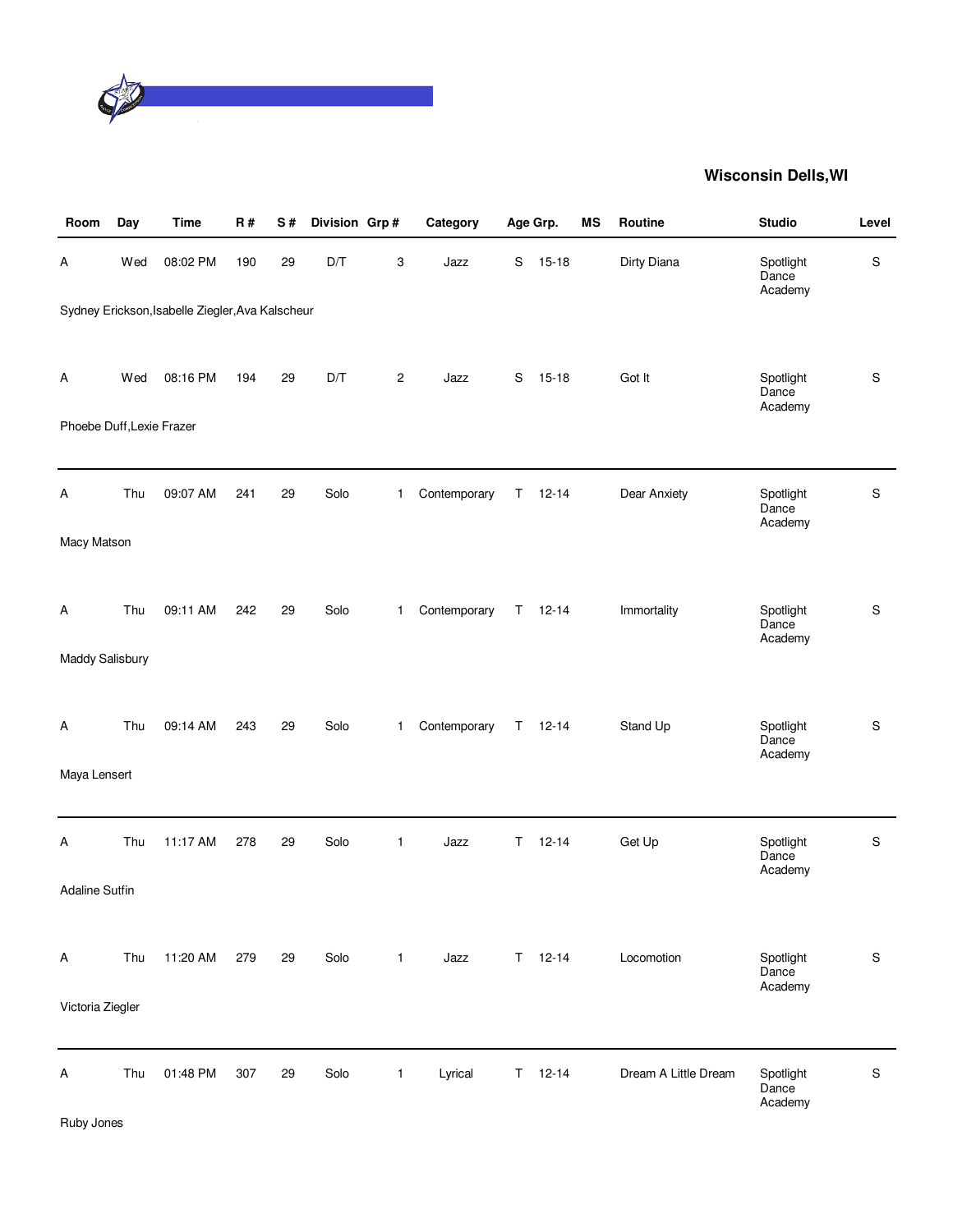## Wisconsin Dells,WI

| Room | Day | Time | R # | S # | Division | Grp # | Category | Age Grp. | | MS | Routine | Studio | Level |
|---|---|---|---|---|---|---|---|---|---|---|---|---|---|
| A | Wed | 08:02 PM | 190 | 29 | D/T | 3 | Jazz | S | 15-18 | | Dirty Diana | Spotlight Dance Academy | S |
| Sydney Erickson,Isabelle Ziegler,Ava Kalscheur | | | | | | | | | | | | | |
| A | Wed | 08:16 PM | 194 | 29 | D/T | 2 | Jazz | S | 15-18 | | Got It | Spotlight Dance Academy | S |
| Phoebe Duff,Lexie Frazer | | | | | | | | | | | | | |
| A | Thu | 09:07 AM | 241 | 29 | Solo | 1 | Contemporary | T | 12-14 | | Dear Anxiety | Spotlight Dance Academy | S |
| Macy Matson | | | | | | | | | | | | | |
| A | Thu | 09:11 AM | 242 | 29 | Solo | 1 | Contemporary | T | 12-14 | | Immortality | Spotlight Dance Academy | S |
| Maddy Salisbury | | | | | | | | | | | | | |
| A | Thu | 09:14 AM | 243 | 29 | Solo | 1 | Contemporary | T | 12-14 | | Stand Up | Spotlight Dance Academy | S |
| Maya Lensert | | | | | | | | | | | | | |
| A | Thu | 11:17 AM | 278 | 29 | Solo | 1 | Jazz | T | 12-14 | | Get Up | Spotlight Dance Academy | S |
| Adaline Sutfin | | | | | | | | | | | | | |
| A | Thu | 11:20 AM | 279 | 29 | Solo | 1 | Jazz | T | 12-14 | | Locomotion | Spotlight Dance Academy | S |
| Victoria Ziegler | | | | | | | | | | | | | |
| A | Thu | 01:48 PM | 307 | 29 | Solo | 1 | Lyrical | T | 12-14 | | Dream A Little Dream | Spotlight Dance Academy | S |
| Ruby Jones | | | | | | | | | | | | | |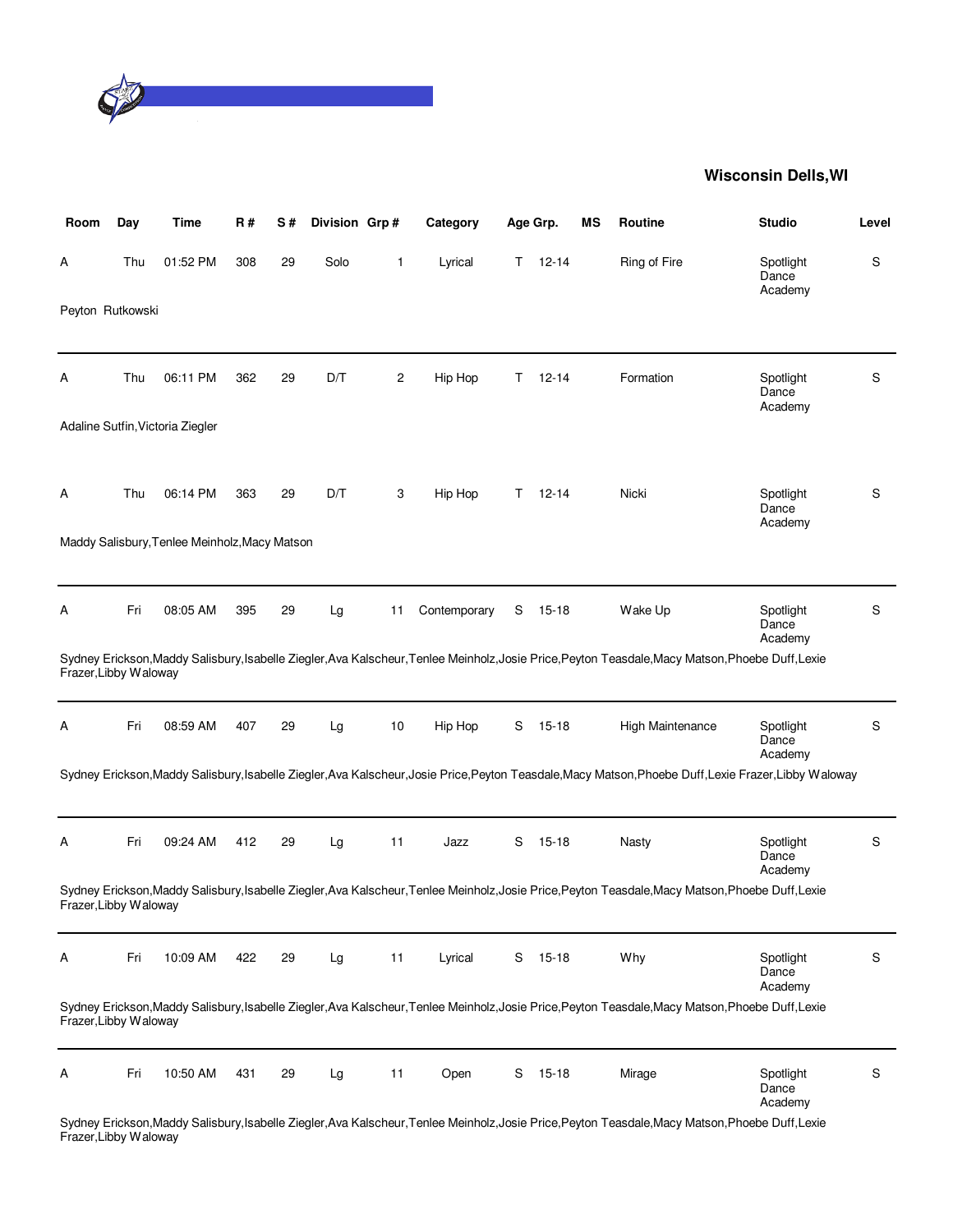**Wisconsin Dells,WI**

| Room | Day | Time | R # | S # | Division | Grp # | Category | Age Grp. | | MS | Routine | Studio | Level |
|---|---|---|---|---|---|---|---|---|---|---|---|---|---|
| A | Thu | 01:52 PM | 308 | 29 | Solo | 1 | Lyrical | T | 12-14 | | Ring of Fire | Spotlight Dance Academy | S |
| Peyton Rutkowski | | | | | | | | | | | | | |
| A | Thu | 06:11 PM | 362 | 29 | D/T | 2 | Hip Hop | T | 12-14 | | Formation | Spotlight Dance Academy | S |
| Adaline Sutfin,Victoria Ziegler | | | | | | | | | | | | | |
| A | Thu | 06:14 PM | 363 | 29 | D/T | 3 | Hip Hop | T | 12-14 | | Nicki | Spotlight Dance Academy | S |
| Maddy Salisbury,Tenlee Meinholz,Macy Matson | | | | | | | | | | | | | |
| A | Fri | 08:05 AM | 395 | 29 | Lg | 11 | Contemporary | S | 15-18 | | Wake Up | Spotlight Dance Academy | S |
| Sydney Erickson,Maddy Salisbury,Isabelle Ziegler,Ava Kalscheur,Tenlee Meinholz,Josie Price,Peyton Teasdale,Macy Matson,Phoebe Duff,Lexie Frazer,Libby Waloway | | | | | | | | | | | | | |
| A | Fri | 08:59 AM | 407 | 29 | Lg | 10 | Hip Hop | S | 15-18 | | High Maintenance | Spotlight Dance Academy | S |
| Sydney Erickson,Maddy Salisbury,Isabelle Ziegler,Ava Kalscheur,Josie Price,Peyton Teasdale,Macy Matson,Phoebe Duff,Lexie Frazer,Libby Waloway | | | | | | | | | | | | | |
| A | Fri | 09:24 AM | 412 | 29 | Lg | 11 | Jazz | S | 15-18 | | Nasty | Spotlight Dance Academy | S |
| Sydney Erickson,Maddy Salisbury,Isabelle Ziegler,Ava Kalscheur,Tenlee Meinholz,Josie Price,Peyton Teasdale,Macy Matson,Phoebe Duff,Lexie Frazer,Libby Waloway | | | | | | | | | | | | | |
| A | Fri | 10:09 AM | 422 | 29 | Lg | 11 | Lyrical | S | 15-18 | | Why | Spotlight Dance Academy | S |
| Sydney Erickson,Maddy Salisbury,Isabelle Ziegler,Ava Kalscheur,Tenlee Meinholz,Josie Price,Peyton Teasdale,Macy Matson,Phoebe Duff,Lexie Frazer,Libby Waloway | | | | | | | | | | | | | |
| A | Fri | 10:50 AM | 431 | 29 | Lg | 11 | Open | S | 15-18 | | Mirage | Spotlight Dance Academy | S |
| Sydney Erickson,Maddy Salisbury,Isabelle Ziegler,Ava Kalscheur,Tenlee Meinholz,Josie Price,Peyton Teasdale,Macy Matson,Phoebe Duff,Lexie Frazer,Libby Waloway | | | | | | | | | | | | | |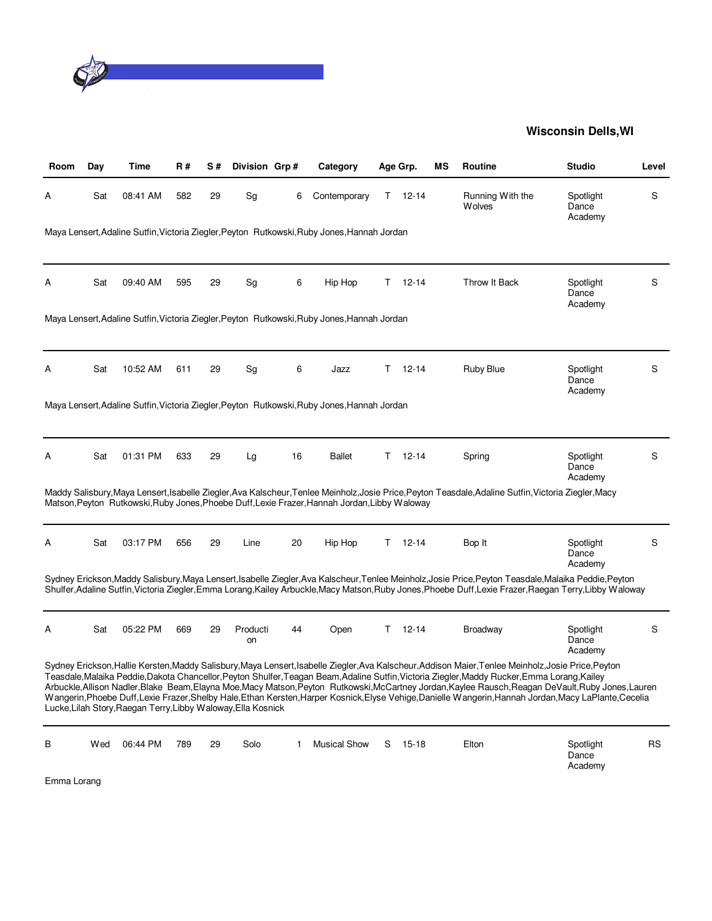## Wisconsin Dells,WI

| Room | Day | Time | R # | S # | Division | Grp # | Category | Age Grp. | MS | Routine | Studio | Level |
|---|---|---|---|---|---|---|---|---|---|---|---|---|
| A | Sat | 08:41 AM | 582 | 29 | Sg | 6 | Contemporary | T 12-14 | | Running With the Wolves | Spotlight Dance Academy | S |
| Maya Lensert,Adaline Sutfin,Victoria Ziegler,Peyton Rutkowski,Ruby Jones,Hannah Jordan | | | | | | | | | | | | |
| A | Sat | 09:40 AM | 595 | 29 | Sg | 6 | Hip Hop | T 12-14 | | Throw It Back | Spotlight Dance Academy | S |
| Maya Lensert,Adaline Sutfin,Victoria Ziegler,Peyton Rutkowski,Ruby Jones,Hannah Jordan | | | | | | | | | | | | |
| A | Sat | 10:52 AM | 611 | 29 | Sg | 6 | Jazz | T 12-14 | | Ruby Blue | Spotlight Dance Academy | S |
| Maya Lensert,Adaline Sutfin,Victoria Ziegler,Peyton Rutkowski,Ruby Jones,Hannah Jordan | | | | | | | | | | | | |
| A | Sat | 01:31 PM | 633 | 29 | Lg | 16 | Ballet | T 12-14 | | Spring | Spotlight Dance Academy | S |
| Maddy Salisbury,Maya Lensert,Isabelle Ziegler,Ava Kalscheur,Tenlee Meinholz,Josie Price,Peyton Teasdale,Adaline Sutfin,Victoria Ziegler,Macy Matson,Peyton Rutkowski,Ruby Jones,Phoebe Duff,Lexie Frazer,Hannah Jordan,Libby Waloway | | | | | | | | | | | | |
| A | Sat | 03:17 PM | 656 | 29 | Line | 20 | Hip Hop | T 12-14 | | Bop It | Spotlight Dance Academy | S |
| Sydney Erickson,Maddy Salisbury,Maya Lensert,Isabelle Ziegler,Ava Kalscheur,Tenlee Meinholz,Josie Price,Peyton Teasdale,Malaika Peddie,Peyton Shulfer,Adaline Sutfin,Victoria Ziegler,Emma Lorang,Kailey Arbuckle,Macy Matson,Ruby Jones,Phoebe Duff,Lexie Frazer,Raegan Terry,Libby Waloway | | | | | | | | | | | | |
| A | Sat | 05:22 PM | 669 | 29 | Production | 44 | Open | T 12-14 | | Broadway | Spotlight Dance Academy | S |
| Sydney Erickson,Hallie Kersten,Maddy Salisbury,Maya Lensert,Isabelle Ziegler,Ava Kalscheur,Addison Maier,Tenlee Meinholz,Josie Price,Peyton Teasdale,Malaika Peddie,Dakota Chancellor,Peyton Shulfer,Teagan Beam,Adaline Sutfin,Victoria Ziegler,Maddy Rucker,Emma Lorang,Kailey Arbuckle,Allison Nadler,Blake Beam,Elayna Moe,Macy Matson,Peyton Rutkowski,McCartney Jordan,Kaylee Rausch,Reagan DeVault,Ruby Jones,Lauren Wangerin,Phoebe Duff,Lexie Frazer,Shelby Hale,Ethan Kersten,Harper Kosnick,Elyse Vehige,Danielle Wangerin,Hannah Jordan,Macy LaPlante,Cecelia Lucke,Lilah Story,Raegan Terry,Libby Waloway,Ella Kosnick | | | | | | | | | | | | |
| B | Wed | 06:44 PM | 789 | 29 | Solo | 1 | Musical Show | S 15-18 | | Elton | Spotlight Dance Academy | RS |
| Emma Lorang | | | | | | | | | | | | |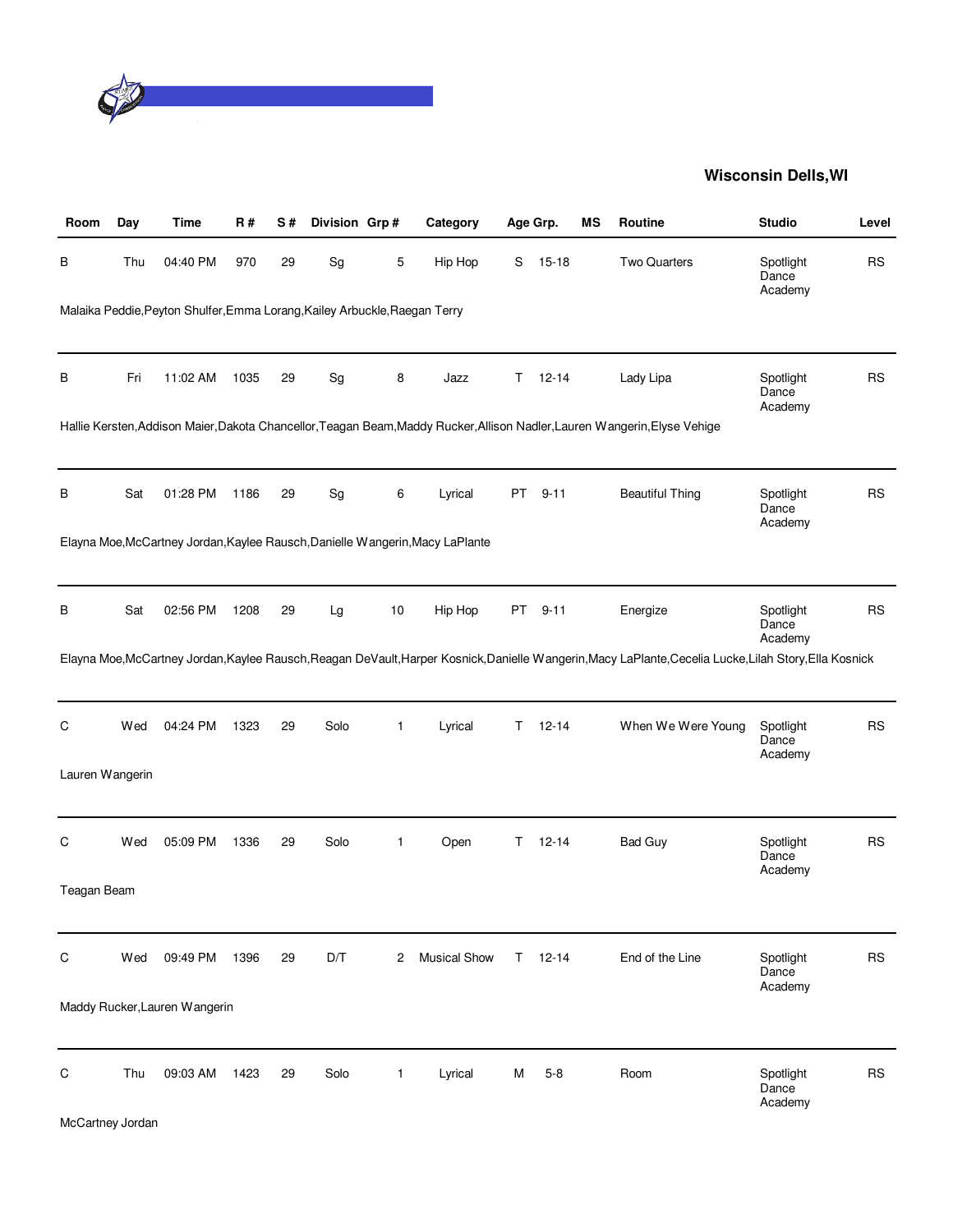**Wisconsin Dells,WI**

| Room | Day | Time | R # | S # | Division | Grp # | Category | Age Grp. | | MS | Routine | Studio | Level |
|---|---|---|---|---|---|---|---|---|---|---|---|---|---|
| B | Thu | 04:40 PM | 970 | 29 | Sg | 5 | Hip Hop | S | 15-18 | | Two Quarters | Spotlight Dance Academy | RS |
| Malaika Peddie,Peyton Shulfer,Emma Lorang,Kailey Arbuckle,Raegan Terry | | | | | | | | | | | | | |
| B | Fri | 11:02 AM | 1035 | 29 | Sg | 8 | Jazz | T | 12-14 | | Lady Lipa | Spotlight Dance Academy | RS |
| Hallie Kersten,Addison Maier,Dakota Chancellor,Teagan Beam,Maddy Rucker,Allison Nadler,Lauren Wangerin,Elyse Vehige | | | | | | | | | | | | | |
| B | Sat | 01:28 PM | 1186 | 29 | Sg | 6 | Lyrical | PT | 9-11 | | Beautiful Thing | Spotlight Dance Academy | RS |
| Elayna Moe,McCartney Jordan,Kaylee Rausch,Danielle Wangerin,Macy LaPlante | | | | | | | | | | | | | |
| B | Sat | 02:56 PM | 1208 | 29 | Lg | 10 | Hip Hop | PT | 9-11 | | Energize | Spotlight Dance Academy | RS |
| Elayna Moe,McCartney Jordan,Kaylee Rausch,Reagan DeVault,Harper Kosnick,Danielle Wangerin,Macy LaPlante,Cecelia Lucke,Lilah Story,Ella Kosnick | | | | | | | | | | | | | |
| C | Wed | 04:24 PM | 1323 | 29 | Solo | 1 | Lyrical | T | 12-14 | | When We Were Young | Spotlight Dance Academy | RS |
| Lauren Wangerin | | | | | | | | | | | | | |
| C | Wed | 05:09 PM | 1336 | 29 | Solo | 1 | Open | T | 12-14 | | Bad Guy | Spotlight Dance Academy | RS |
| Teagan Beam | | | | | | | | | | | | | |
| C | Wed | 09:49 PM | 1396 | 29 | D/T | 2 | Musical Show | T | 12-14 | | End of the Line | Spotlight Dance Academy | RS |
| Maddy Rucker,Lauren Wangerin | | | | | | | | | | | | | |
| C | Thu | 09:03 AM | 1423 | 29 | Solo | 1 | Lyrical | M | 5-8 | | Room | Spotlight Dance Academy | RS |
| McCartney Jordan | | | | | | | | | | | | | |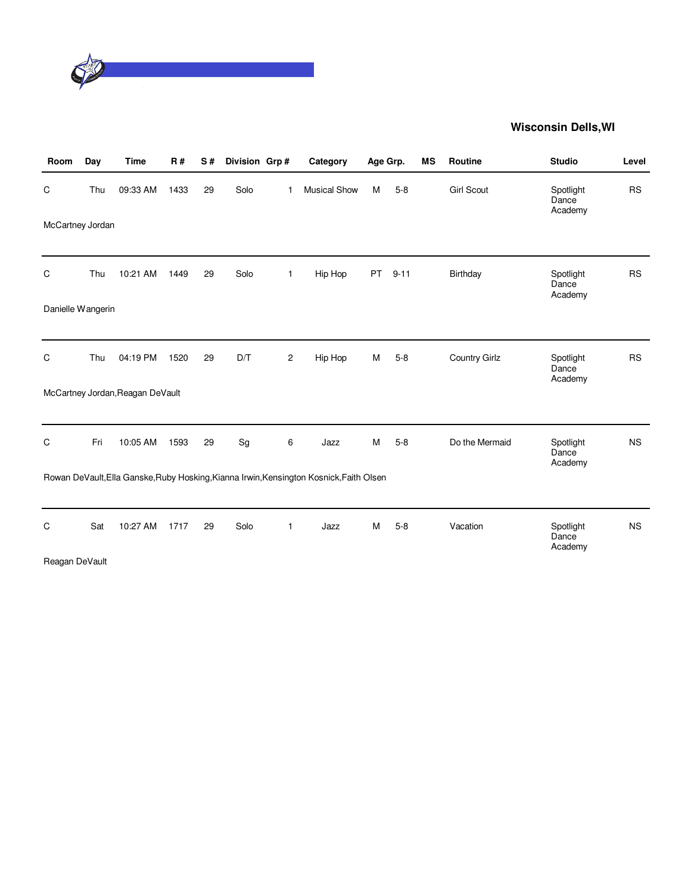## Wisconsin Dells,WI

| Room | Day | Time | R # | S # | Division | Grp # | Category | Age Grp. | | MS | Routine | Studio | Level |
|---|---|---|---|---|---|---|---|---|---|---|---|---|---|
| C | Thu | 09:33 AM | 1433 | 29 | Solo | 1 | Musical Show | M | 5-8 | | Girl Scout | Spotlight Dance Academy | RS |
| McCartney Jordan | | | | | | | | | | | | | |
| C | Thu | 10:21 AM | 1449 | 29 | Solo | 1 | Hip Hop | PT | 9-11 | | Birthday | Spotlight Dance Academy | RS |
| Danielle Wangerin | | | | | | | | | | | | | |
| C | Thu | 04:19 PM | 1520 | 29 | D/T | 2 | Hip Hop | M | 5-8 | | Country Girlz | Spotlight Dance Academy | RS |
| McCartney Jordan,Reagan DeVault | | | | | | | | | | | | | |
| C | Fri | 10:05 AM | 1593 | 29 | Sg | 6 | Jazz | M | 5-8 | | Do the Mermaid | Spotlight Dance Academy | NS |
| Rowan DeVault,Ella Ganske,Ruby Hosking,Kianna Irwin,Kensington Kosnick,Faith Olsen | | | | | | | | | | | | | |
| C | Sat | 10:27 AM | 1717 | 29 | Solo | 1 | Jazz | M | 5-8 | | Vacation | Spotlight Dance Academy | NS |
| Reagan DeVault | | | | | | | | | | | | | |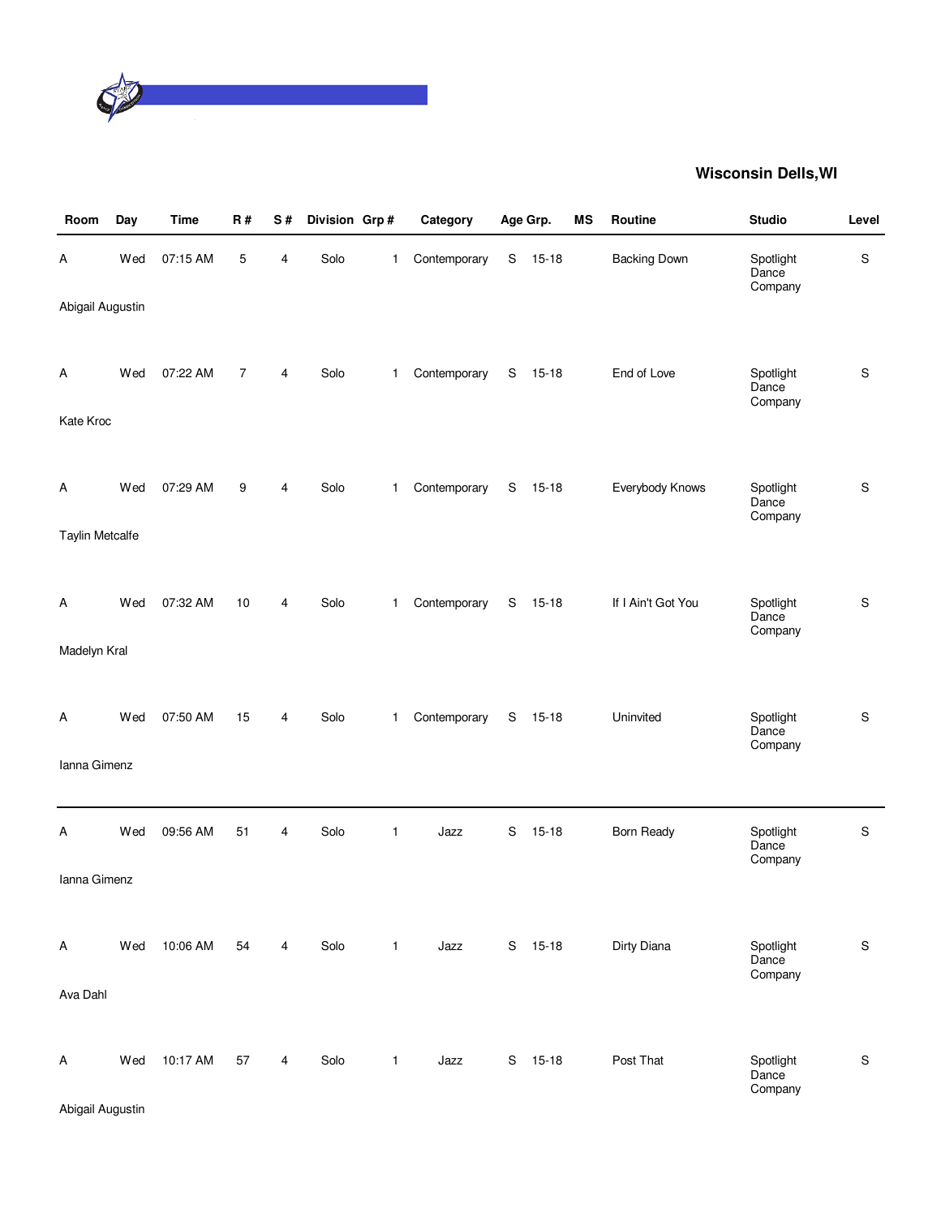## Wisconsin Dells,WI

| Room | Day | Time | R # | S # | Division | Grp # | Category | Age Grp. | | MS | Routine | Studio | Level |
|---|---|---|---|---|---|---|---|---|---|---|---|---|---|
| A | Wed | 07:15 AM | 5 | 4 | Solo | 1 | Contemporary | S | 15-18 | | Backing Down | Spotlight Dance Company | S |
| Abigail Augustin | | | | | | | | | | | | | |
| A | Wed | 07:22 AM | 7 | 4 | Solo | 1 | Contemporary | S | 15-18 | | End of Love | Spotlight Dance Company | S |
| Kate Kroc | | | | | | | | | | | | | |
| A | Wed | 07:29 AM | 9 | 4 | Solo | 1 | Contemporary | S | 15-18 | | Everybody Knows | Spotlight Dance Company | S |
| Taylin Metcalfe | | | | | | | | | | | | | |
| A | Wed | 07:32 AM | 10 | 4 | Solo | 1 | Contemporary | S | 15-18 | | If I Ain't Got You | Spotlight Dance Company | S |
| Madelyn Kral | | | | | | | | | | | | | |
| A | Wed | 07:50 AM | 15 | 4 | Solo | 1 | Contemporary | S | 15-18 | | Uninvited | Spotlight Dance Company | S |
| Ianna Gimenz | | | | | | | | | | | | | |
| A | Wed | 09:56 AM | 51 | 4 | Solo | 1 | Jazz | S | 15-18 | | Born Ready | Spotlight Dance Company | S |
| Ianna Gimenz | | | | | | | | | | | | | |
| A | Wed | 10:06 AM | 54 | 4 | Solo | 1 | Jazz | S | 15-18 | | Dirty Diana | Spotlight Dance Company | S |
| Ava Dahl | | | | | | | | | | | | | |
| A | Wed | 10:17 AM | 57 | 4 | Solo | 1 | Jazz | S | 15-18 | | Post That | Spotlight Dance Company | S |
| Abigail Augustin | | | | | | | | | | | | | |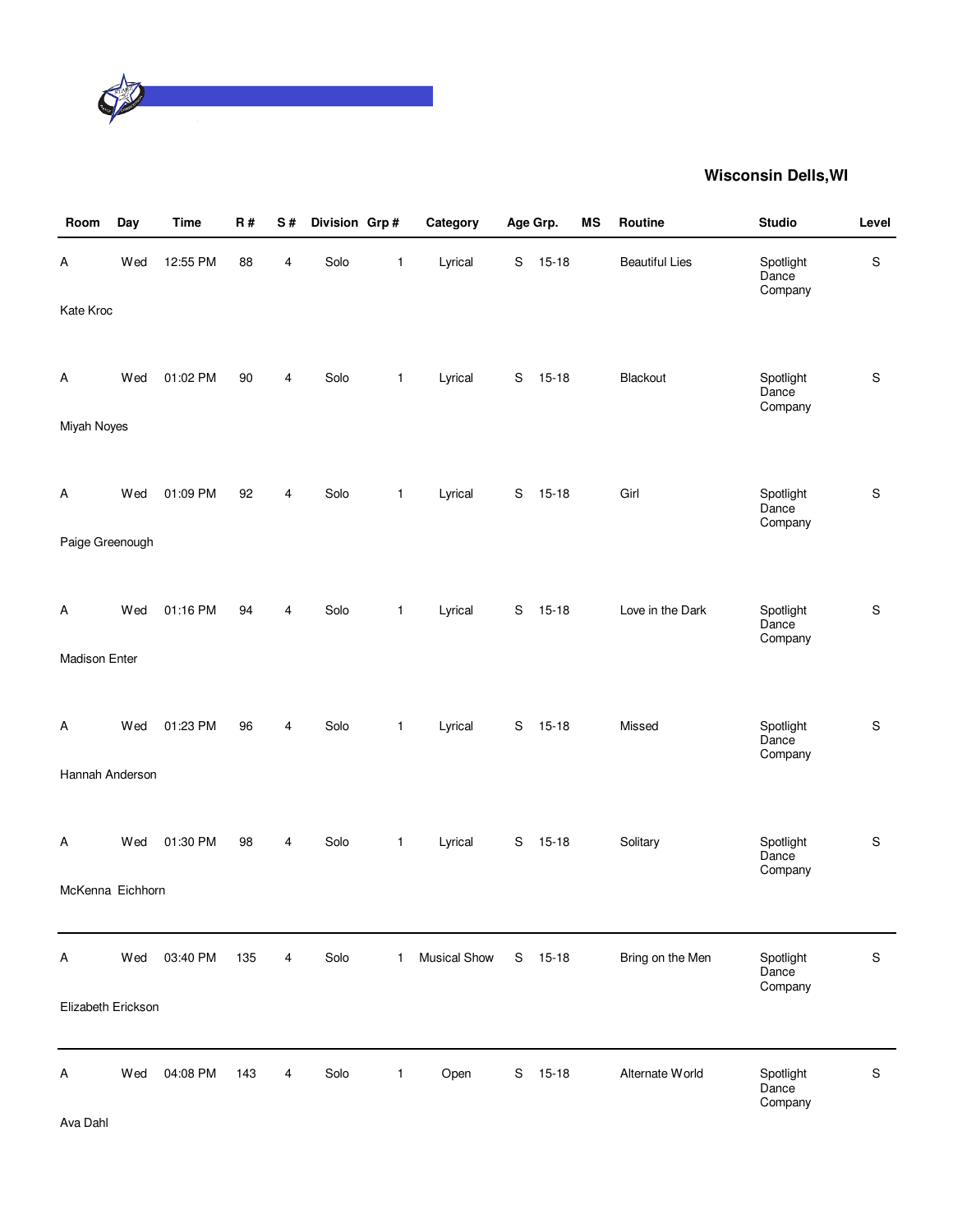**Wisconsin Dells,WI**

| Room | Day | Time | R # | S # | Division | Grp # | Category | Age Grp. | | MS | Routine | Studio | Level |
|---|---|---|---|---|---|---|---|---|---|---|---|---|---|
| A | Wed | 12:55 PM | 88 | 4 | Solo | 1 | Lyrical | S | 15-18 | | Beautiful Lies | Spotlight Dance Company | S |
| Kate Kroc | | | | | | | | | | | | | |
| A | Wed | 01:02 PM | 90 | 4 | Solo | 1 | Lyrical | S | 15-18 | | Blackout | Spotlight Dance Company | S |
| Miyah Noyes | | | | | | | | | | | | | |
| A | Wed | 01:09 PM | 92 | 4 | Solo | 1 | Lyrical | S | 15-18 | | Girl | Spotlight Dance Company | S |
| Paige Greenough | | | | | | | | | | | | | |
| A | Wed | 01:16 PM | 94 | 4 | Solo | 1 | Lyrical | S | 15-18 | | Love in the Dark | Spotlight Dance Company | S |
| Madison Enter | | | | | | | | | | | | | |
| A | Wed | 01:23 PM | 96 | 4 | Solo | 1 | Lyrical | S | 15-18 | | Missed | Spotlight Dance Company | S |
| Hannah Anderson | | | | | | | | | | | | | |
| A | Wed | 01:30 PM | 98 | 4 | Solo | 1 | Lyrical | S | 15-18 | | Solitary | Spotlight Dance Company | S |
| McKenna Eichhorn | | | | | | | | | | | | | |
| A | Wed | 03:40 PM | 135 | 4 | Solo | 1 | Musical Show | S | 15-18 | | Bring on the Men | Spotlight Dance Company | S |
| Elizabeth Erickson | | | | | | | | | | | | | |
| A | Wed | 04:08 PM | 143 | 4 | Solo | 1 | Open | S | 15-18 | | Alternate World | Spotlight Dance Company | S |
| Ava Dahl | | | | | | | | | | | | | |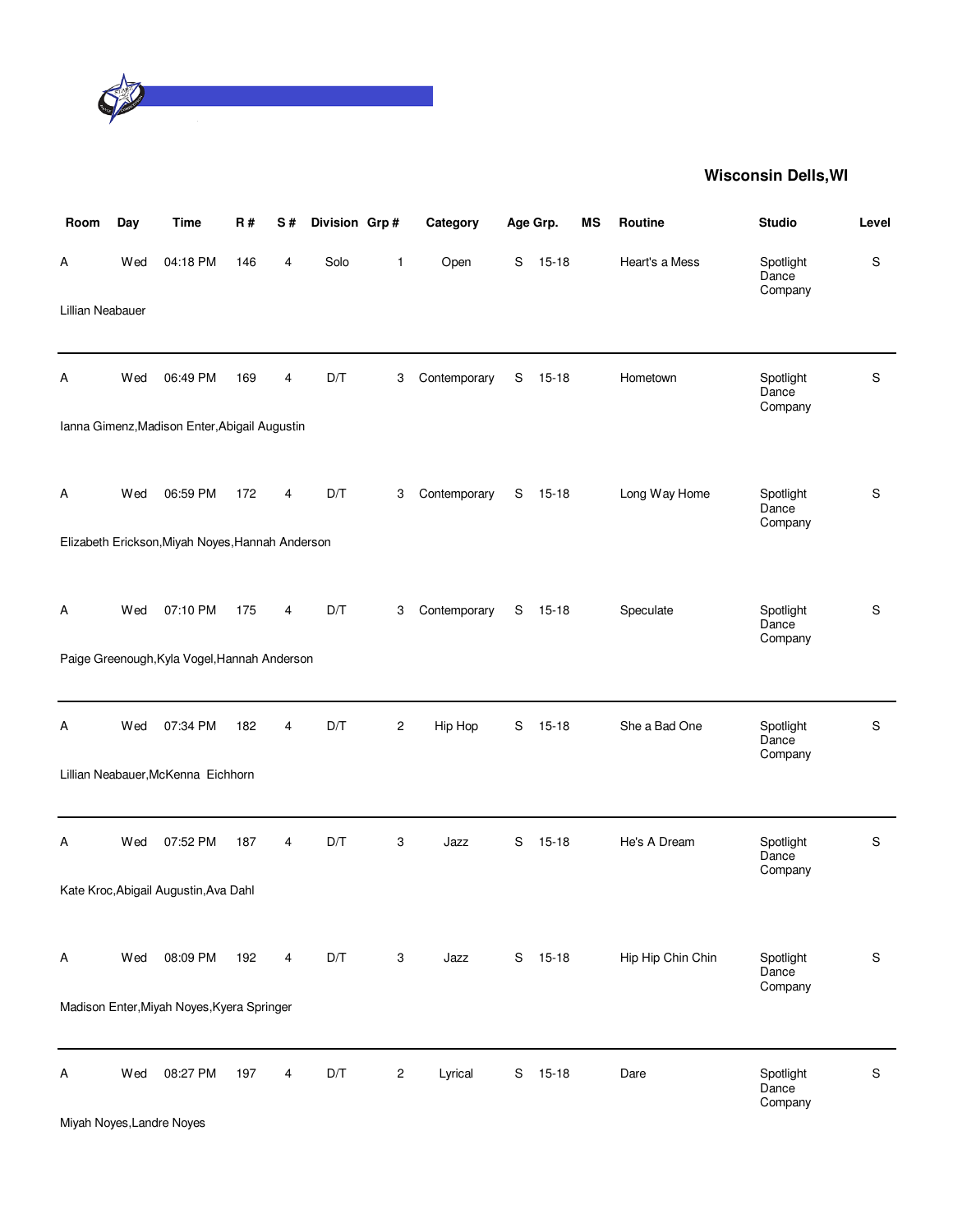## Wisconsin Dells,WI

| Room | Day | Time | R # | S # | Division | Grp # | Category | Age Grp. | | MS | Routine | Studio | Level |
|---|---|---|---|---|---|---|---|---|---|---|---|---|---|
| A | Wed | 04:18 PM | 146 | 4 | Solo | 1 | Open | S | 15-18 | | Heart's a Mess | Spotlight Dance Company | S |
| Lillian Neabauer | | | | | | | | | | | | | |
| A | Wed | 06:49 PM | 169 | 4 | D/T | 3 | Contemporary | S | 15-18 | | Hometown | Spotlight Dance Company | S |
| Ianna Gimenz,Madison Enter,Abigail Augustin | | | | | | | | | | | | | |
| A | Wed | 06:59 PM | 172 | 4 | D/T | 3 | Contemporary | S | 15-18 | | Long Way Home | Spotlight Dance Company | S |
| Elizabeth Erickson,Miyah Noyes,Hannah Anderson | | | | | | | | | | | | | |
| A | Wed | 07:10 PM | 175 | 4 | D/T | 3 | Contemporary | S | 15-18 | | Speculate | Spotlight Dance Company | S |
| Paige Greenough,Kyla Vogel,Hannah Anderson | | | | | | | | | | | | | |
| A | Wed | 07:34 PM | 182 | 4 | D/T | 2 | Hip Hop | S | 15-18 | | She a Bad One | Spotlight Dance Company | S |
| Lillian Neabauer,McKenna Eichhorn | | | | | | | | | | | | | |
| A | Wed | 07:52 PM | 187 | 4 | D/T | 3 | Jazz | S | 15-18 | | He's A Dream | Spotlight Dance Company | S |
| Kate Kroc,Abigail Augustin,Ava Dahl | | | | | | | | | | | | | |
| A | Wed | 08:09 PM | 192 | 4 | D/T | 3 | Jazz | S | 15-18 | | Hip Hip Chin Chin | Spotlight Dance Company | S |
| Madison Enter,Miyah Noyes,Kyera Springer | | | | | | | | | | | | | |
| A | Wed | 08:27 PM | 197 | 4 | D/T | 2 | Lyrical | S | 15-18 | | Dare | Spotlight Dance Company | S |
| Miyah Noyes,Landre Noyes | | | | | | | | | | | | | |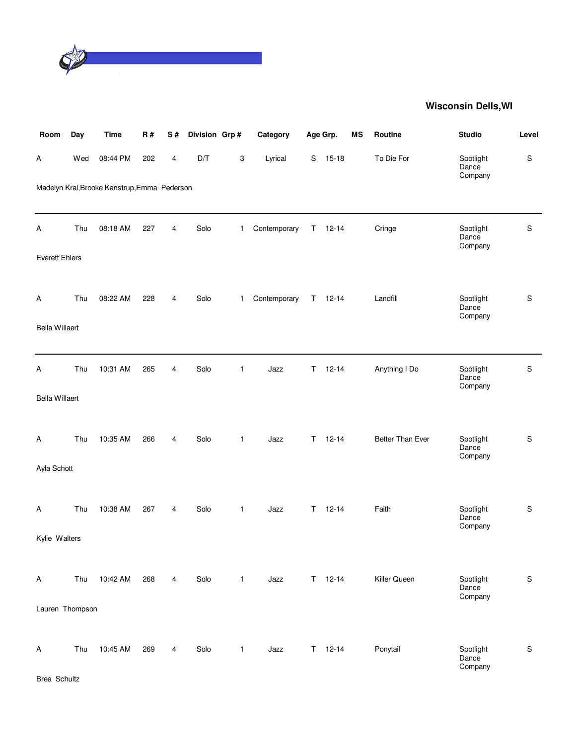## Wisconsin Dells,WI

| Room | Day | Time | R # | S # | Division | Grp # | Category | Age Grp. | | MS | Routine | Studio | Level |
|---|---|---|---|---|---|---|---|---|---|---|---|---|---|
| A | Wed | 08:44 PM | 202 | 4 | D/T | 3 | Lyrical | S | 15-18 | | To Die For | Spotlight Dance Company | S |
| Madelyn Kral,Brooke Kanstrup,Emma Pederson | | | | | | | | | | | | | |
| A | Thu | 08:18 AM | 227 | 4 | Solo | 1 | Contemporary | T | 12-14 | | Cringe | Spotlight Dance Company | S |
| Everett Ehlers | | | | | | | | | | | | | |
| A | Thu | 08:22 AM | 228 | 4 | Solo | 1 | Contemporary | T | 12-14 | | Landfill | Spotlight Dance Company | S |
| Bella Willaert | | | | | | | | | | | | | |
| A | Thu | 10:31 AM | 265 | 4 | Solo | 1 | Jazz | T | 12-14 | | Anything I Do | Spotlight Dance Company | S |
| Bella Willaert | | | | | | | | | | | | | |
| A | Thu | 10:35 AM | 266 | 4 | Solo | 1 | Jazz | T | 12-14 | | Better Than Ever | Spotlight Dance Company | S |
| Ayla Schott | | | | | | | | | | | | | |
| A | Thu | 10:38 AM | 267 | 4 | Solo | 1 | Jazz | T | 12-14 | | Faith | Spotlight Dance Company | S |
| Kylie Walters | | | | | | | | | | | | | |
| A | Thu | 10:42 AM | 268 | 4 | Solo | 1 | Jazz | T | 12-14 | | Killer Queen | Spotlight Dance Company | S |
| Lauren Thompson | | | | | | | | | | | | | |
| A | Thu | 10:45 AM | 269 | 4 | Solo | 1 | Jazz | T | 12-14 | | Ponytail | Spotlight Dance Company | S |
| Brea Schultz | | | | | | | | | | | | | |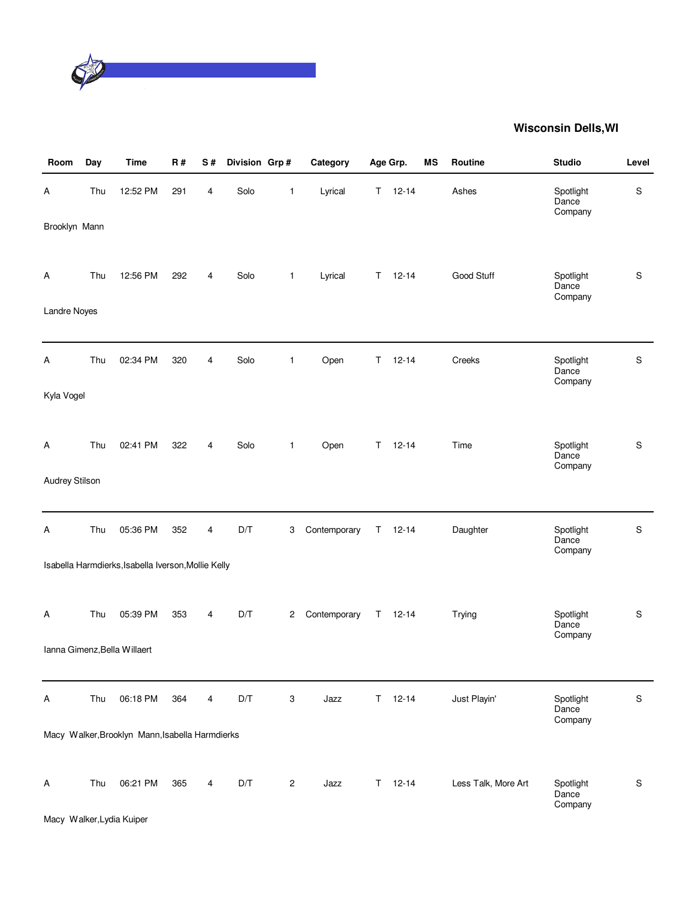**Wisconsin Dells,WI**

| Room | Day | Time | R # | S # | Division | Grp # | Category | Age Grp. | | MS | Routine | Studio | Level |
|---|---|---|---|---|---|---|---|---|---|---|---|---|---|
| A | Thu | 12:52 PM | 291 | 4 | Solo | 1 | Lyrical | T | 12-14 | | Ashes | Spotlight Dance Company | S |
| Brooklyn  Mann | | | | | | | | | | | | | |
| A | Thu | 12:56 PM | 292 | 4 | Solo | 1 | Lyrical | T | 12-14 | | Good Stuff | Spotlight Dance Company | S |
| Landre Noyes | | | | | | | | | | | | | |
| A | Thu | 02:34 PM | 320 | 4 | Solo | 1 | Open | T | 12-14 | | Creeks | Spotlight Dance Company | S |
| Kyla Vogel | | | | | | | | | | | | | |
| A | Thu | 02:41 PM | 322 | 4 | Solo | 1 | Open | T | 12-14 | | Time | Spotlight Dance Company | S |
| Audrey Stilson | | | | | | | | | | | | | |
| A | Thu | 05:36 PM | 352 | 4 | D/T | 3 | Contemporary | T | 12-14 | | Daughter | Spotlight Dance Company | S |
| Isabella Harmdierks,Isabella Iverson,Mollie Kelly | | | | | | | | | | | | | |
| A | Thu | 05:39 PM | 353 | 4 | D/T | 2 | Contemporary | T | 12-14 | | Trying | Spotlight Dance Company | S |
| Ianna Gimenz,Bella Willaert | | | | | | | | | | | | | |
| A | Thu | 06:18 PM | 364 | 4 | D/T | 3 | Jazz | T | 12-14 | | Just Playin' | Spotlight Dance Company | S |
| Macy  Walker,Brooklyn  Mann,Isabella Harmdierks | | | | | | | | | | | | | |
| A | Thu | 06:21 PM | 365 | 4 | D/T | 2 | Jazz | T | 12-14 | | Less Talk, More Art | Spotlight Dance Company | S |
| Macy  Walker,Lydia Kuiper | | | | | | | | | | | | | |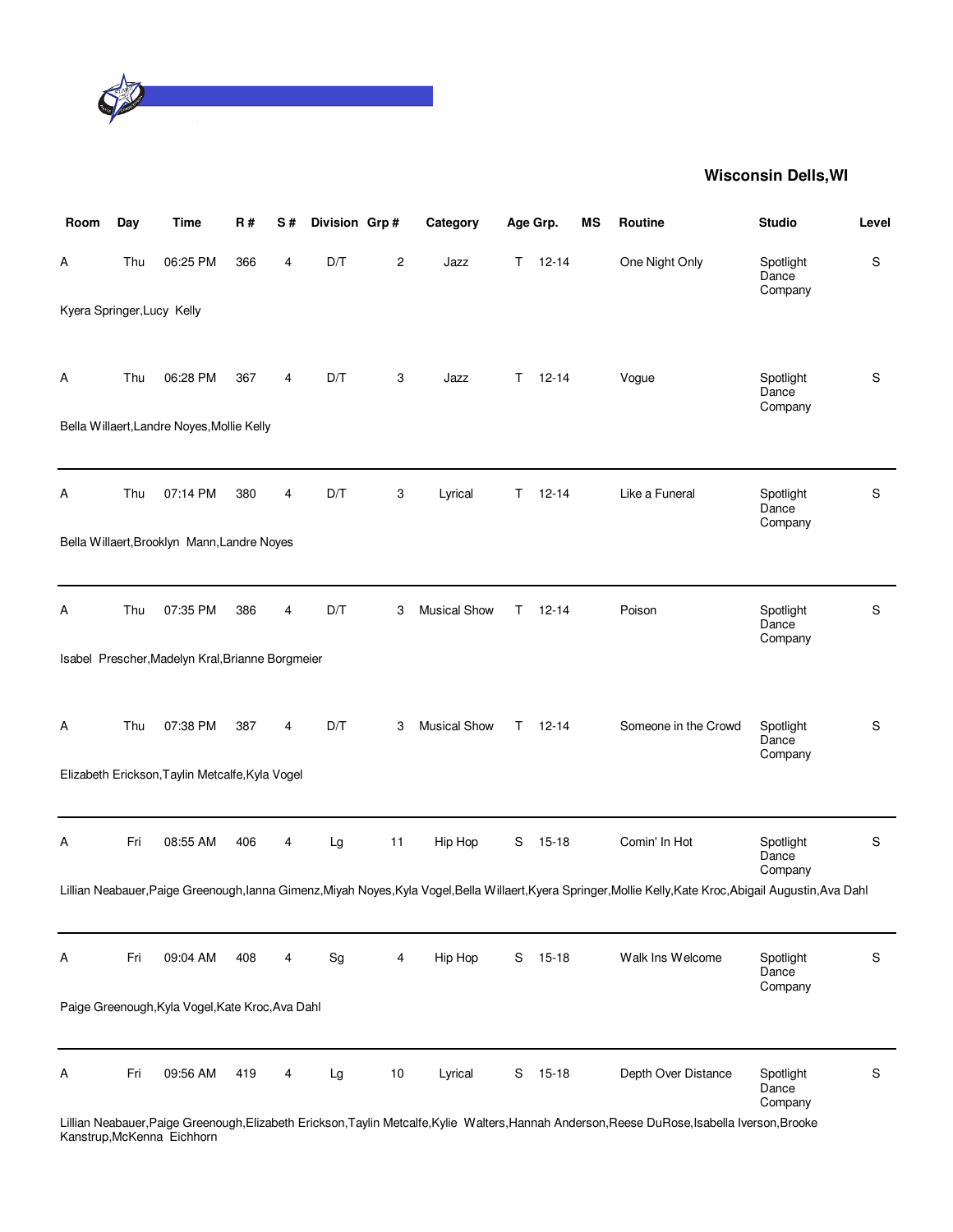**Wisconsin Dells,WI**

| Room | Day | Time | R # | S # | Division | Grp # | Category | Age Grp. | | MS | Routine | Studio | Level |
|---|---|---|---|---|---|---|---|---|---|---|---|---|---|
| A | Thu | 06:25 PM | 366 | 4 | D/T | 2 | Jazz | T | 12-14 | | One Night Only | Spotlight Dance Company | S |
| Kyera Springer,Lucy Kelly | | | | | | | | | | | | | |
| A | Thu | 06:28 PM | 367 | 4 | D/T | 3 | Jazz | T | 12-14 | | Vogue | Spotlight Dance Company | S |
| Bella Willaert,Landre Noyes,Mollie Kelly | | | | | | | | | | | | | |
| A | Thu | 07:14 PM | 380 | 4 | D/T | 3 | Lyrical | T | 12-14 | | Like a Funeral | Spotlight Dance Company | S |
| Bella Willaert,Brooklyn Mann,Landre Noyes | | | | | | | | | | | | | |
| A | Thu | 07:35 PM | 386 | 4 | D/T | 3 | Musical Show | T | 12-14 | | Poison | Spotlight Dance Company | S |
| Isabel Prescher,Madelyn Kral,Brianne Borgmeier | | | | | | | | | | | | | |
| A | Thu | 07:38 PM | 387 | 4 | D/T | 3 | Musical Show | T | 12-14 | | Someone in the Crowd | Spotlight Dance Company | S |
| Elizabeth Erickson,Taylin Metcalfe,Kyla Vogel | | | | | | | | | | | | | |
| A | Fri | 08:55 AM | 406 | 4 | Lg | 11 | Hip Hop | S | 15-18 | | Comin' In Hot | Spotlight Dance Company | S |
| Lillian Neabauer,Paige Greenough,Ianna Gimenz,Miyah Noyes,Kyla Vogel,Bella Willaert,Kyera Springer,Mollie Kelly,Kate Kroc,Abigail Augustin,Ava Dahl | | | | | | | | | | | | | |
| A | Fri | 09:04 AM | 408 | 4 | Sg | 4 | Hip Hop | S | 15-18 | | Walk Ins Welcome | Spotlight Dance Company | S |
| Paige Greenough,Kyla Vogel,Kate Kroc,Ava Dahl | | | | | | | | | | | | | |
| A | Fri | 09:56 AM | 419 | 4 | Lg | 10 | Lyrical | S | 15-18 | | Depth Over Distance | Spotlight Dance Company | S |
| Lillian Neabauer,Paige Greenough,Elizabeth Erickson,Taylin Metcalfe,Kylie Walters,Hannah Anderson,Reese DuRose,Isabella Iverson,Brooke Kanstrup,McKenna Eichhorn | | | | | | | | | | | | | |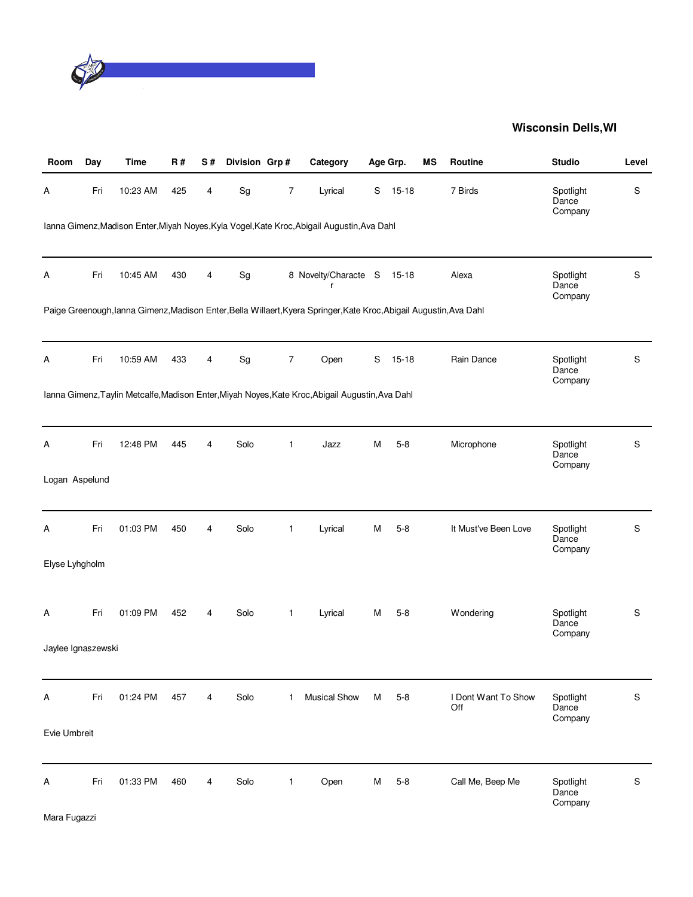## Wisconsin Dells,WI

| Room | Day | Time | R # | S # | Division | Grp # | Category | Age Grp. | | MS | Routine | Studio | Level |
|---|---|---|---|---|---|---|---|---|---|---|---|---|---|
| A | Fri | 10:23 AM | 425 | 4 | Sg | 7 | Lyrical | S | 15-18 | | 7 Birds | Spotlight Dance Company | S |
| Ianna Gimenz,Madison Enter,Miyah Noyes,Kyla Vogel,Kate Kroc,Abigail Augustin,Ava Dahl | | | | | | | | | | | | | |
| A | Fri | 10:45 AM | 430 | 4 | Sg | 8 | Novelty/Character | S | 15-18 | | Alexa | Spotlight Dance Company | S |
| Paige Greenough,Ianna Gimenz,Madison Enter,Bella Willaert,Kyera Springer,Kate Kroc,Abigail Augustin,Ava Dahl | | | | | | | | | | | | | |
| A | Fri | 10:59 AM | 433 | 4 | Sg | 7 | Open | S | 15-18 | | Rain Dance | Spotlight Dance Company | S |
| Ianna Gimenz,Taylin Metcalfe,Madison Enter,Miyah Noyes,Kate Kroc,Abigail Augustin,Ava Dahl | | | | | | | | | | | | | |
| A | Fri | 12:48 PM | 445 | 4 | Solo | 1 | Jazz | M | 5-8 | | Microphone | Spotlight Dance Company | S |
| Logan Aspelund | | | | | | | | | | | | | |
| A | Fri | 01:03 PM | 450 | 4 | Solo | 1 | Lyrical | M | 5-8 | | It Must've Been Love | Spotlight Dance Company | S |
| Elyse Lyhgholm | | | | | | | | | | | | | |
| A | Fri | 01:09 PM | 452 | 4 | Solo | 1 | Lyrical | M | 5-8 | | Wondering | Spotlight Dance Company | S |
| Jaylee Ignaszewski | | | | | | | | | | | | | |
| A | Fri | 01:24 PM | 457 | 4 | Solo | 1 | Musical Show | M | 5-8 | | I Dont Want To Show Off | Spotlight Dance Company | S |
| Evie Umbreit | | | | | | | | | | | | | |
| A | Fri | 01:33 PM | 460 | 4 | Solo | 1 | Open | M | 5-8 | | Call Me, Beep Me | Spotlight Dance Company | S |
| Mara Fugazzi | | | | | | | | | | | | | |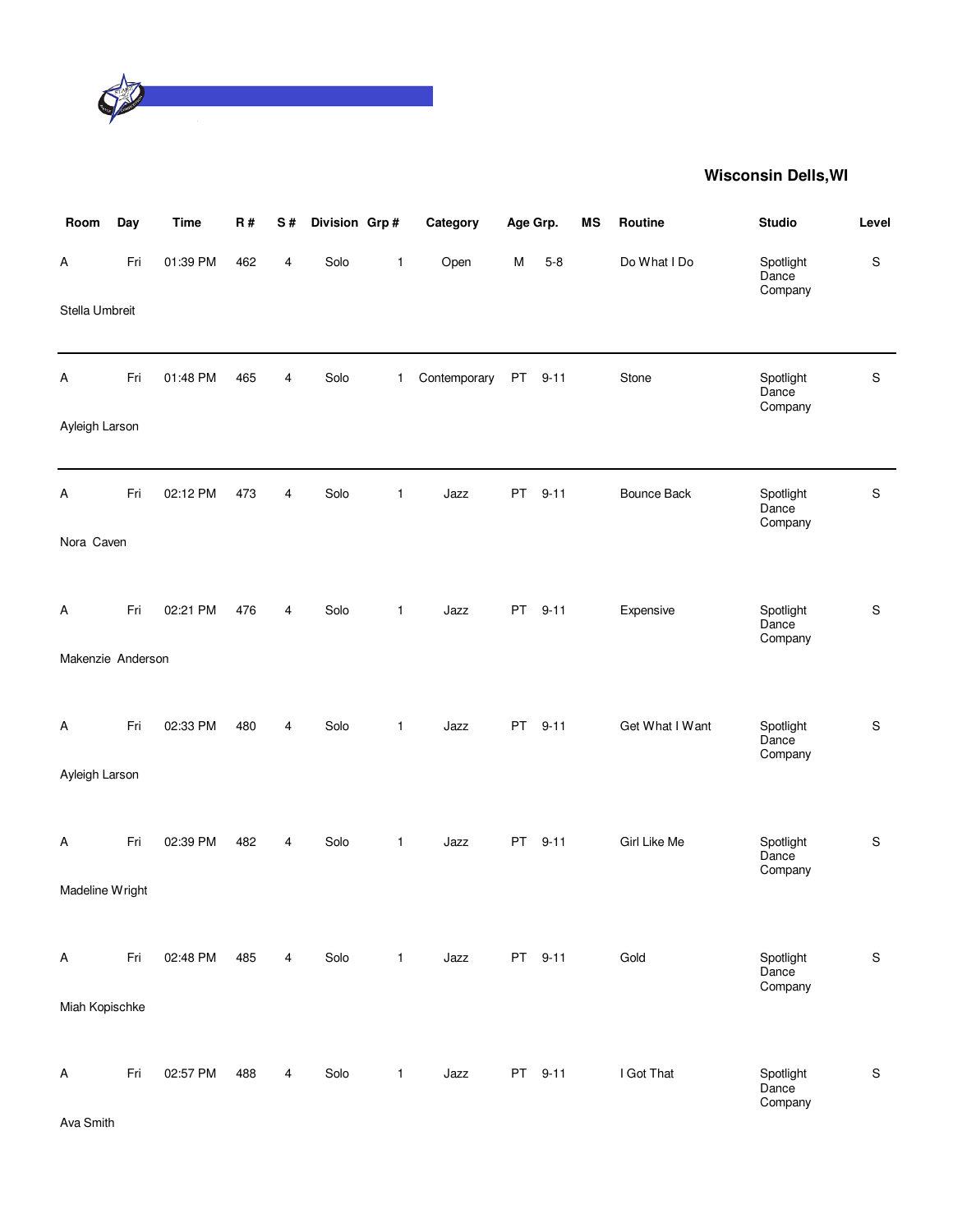## Wisconsin Dells,WI

| Room | Day | Time | R # | S # | Division | Grp # | Category | Age Grp. | | MS | Routine | Studio | Level |
|---|---|---|---|---|---|---|---|---|---|---|---|---|---|
| A | Fri | 01:39 PM | 462 | 4 | Solo | 1 | Open | M | 5-8 | | Do What I Do | Spotlight Dance Company | S |
| Stella Umbreit | | | | | | | | | | | | | |
| A | Fri | 01:48 PM | 465 | 4 | Solo | 1 | Contemporary | PT | 9-11 | | Stone | Spotlight Dance Company | S |
| Ayleigh Larson | | | | | | | | | | | | | |
| A | Fri | 02:12 PM | 473 | 4 | Solo | 1 | Jazz | PT | 9-11 | | Bounce Back | Spotlight Dance Company | S |
| Nora Caven | | | | | | | | | | | | | |
| A | Fri | 02:21 PM | 476 | 4 | Solo | 1 | Jazz | PT | 9-11 | | Expensive | Spotlight Dance Company | S |
| Makenzie Anderson | | | | | | | | | | | | | |
| A | Fri | 02:33 PM | 480 | 4 | Solo | 1 | Jazz | PT | 9-11 | | Get What I Want | Spotlight Dance Company | S |
| Ayleigh Larson | | | | | | | | | | | | | |
| A | Fri | 02:39 PM | 482 | 4 | Solo | 1 | Jazz | PT | 9-11 | | Girl Like Me | Spotlight Dance Company | S |
| Madeline Wright | | | | | | | | | | | | | |
| A | Fri | 02:48 PM | 485 | 4 | Solo | 1 | Jazz | PT | 9-11 | | Gold | Spotlight Dance Company | S |
| Miah Kopischke | | | | | | | | | | | | | |
| A | Fri | 02:57 PM | 488 | 4 | Solo | 1 | Jazz | PT | 9-11 | | I Got That | Spotlight Dance Company | S |
| Ava Smith | | | | | | | | | | | | | |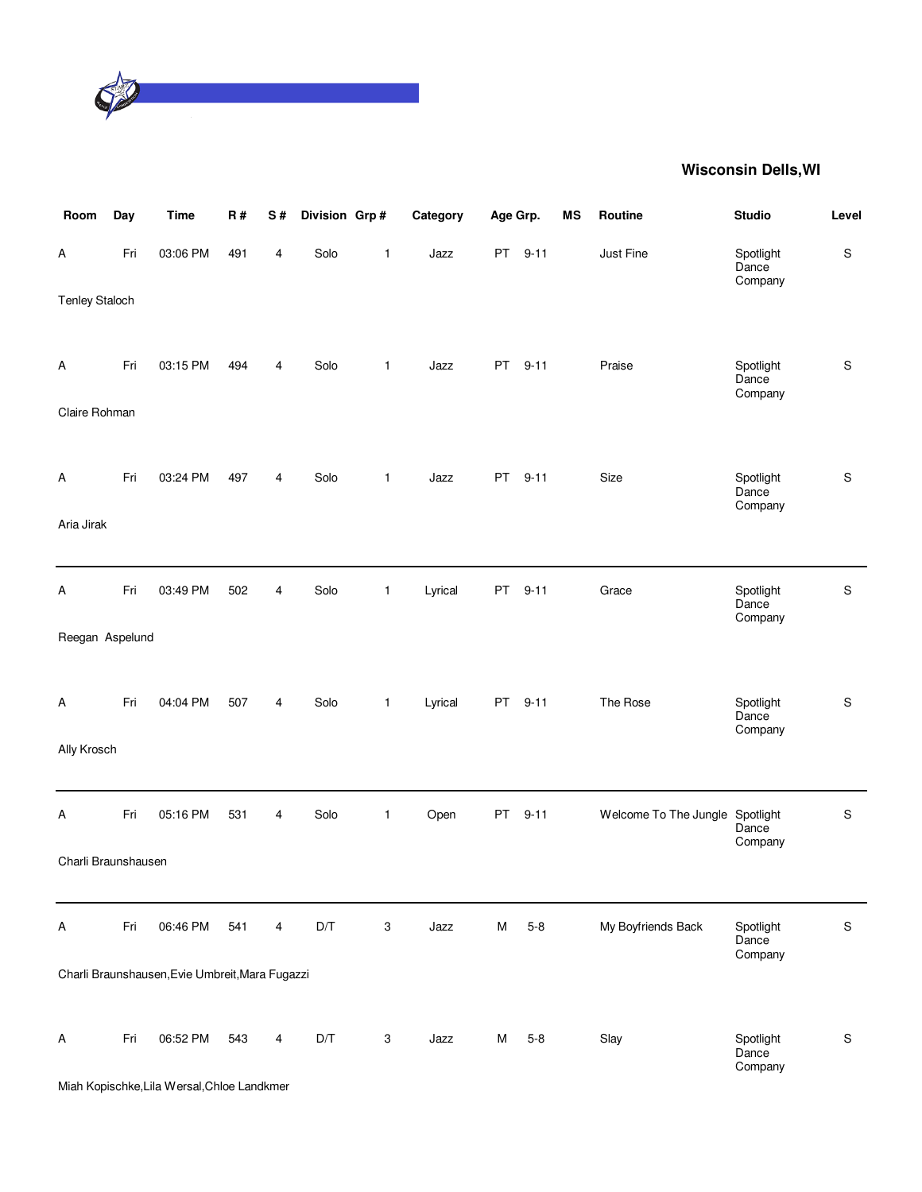## Wisconsin Dells,WI

| Room | Day | Time | R # | S # | Division | Grp # | Category | Age Grp. | | MS | Routine | Studio | Level |
|---|---|---|---|---|---|---|---|---|---|---|---|---|---|
| A | Fri | 03:06 PM | 491 | 4 | Solo | 1 | Jazz | PT | 9-11 | | Just Fine | Spotlight Dance Company | S |
| Tenley Staloch | | | | | | | | | | | | | |
| A | Fri | 03:15 PM | 494 | 4 | Solo | 1 | Jazz | PT | 9-11 | | Praise | Spotlight Dance Company | S |
| Claire Rohman | | | | | | | | | | | | | |
| A | Fri | 03:24 PM | 497 | 4 | Solo | 1 | Jazz | PT | 9-11 | | Size | Spotlight Dance Company | S |
| Aria Jirak | | | | | | | | | | | | | |
| A | Fri | 03:49 PM | 502 | 4 | Solo | 1 | Lyrical | PT | 9-11 | | Grace | Spotlight Dance Company | S |
| Reegan Aspelund | | | | | | | | | | | | | |
| A | Fri | 04:04 PM | 507 | 4 | Solo | 1 | Lyrical | PT | 9-11 | | The Rose | Spotlight Dance Company | S |
| Ally Krosch | | | | | | | | | | | | | |
| A | Fri | 05:16 PM | 531 | 4 | Solo | 1 | Open | PT | 9-11 | | Welcome To The Jungle | Spotlight Dance Company | S |
| Charli Braunshausen | | | | | | | | | | | | | |
| A | Fri | 06:46 PM | 541 | 4 | D/T | 3 | Jazz | M | 5-8 | | My Boyfriends Back | Spotlight Dance Company | S |
| Charli Braunshausen,Evie Umbreit,Mara Fugazzi | | | | | | | | | | | | | |
| A | Fri | 06:52 PM | 543 | 4 | D/T | 3 | Jazz | M | 5-8 | | Slay | Spotlight Dance Company | S |
| Miah Kopischke,Lila Wersal,Chloe Landkmer | | | | | | | | | | | | | |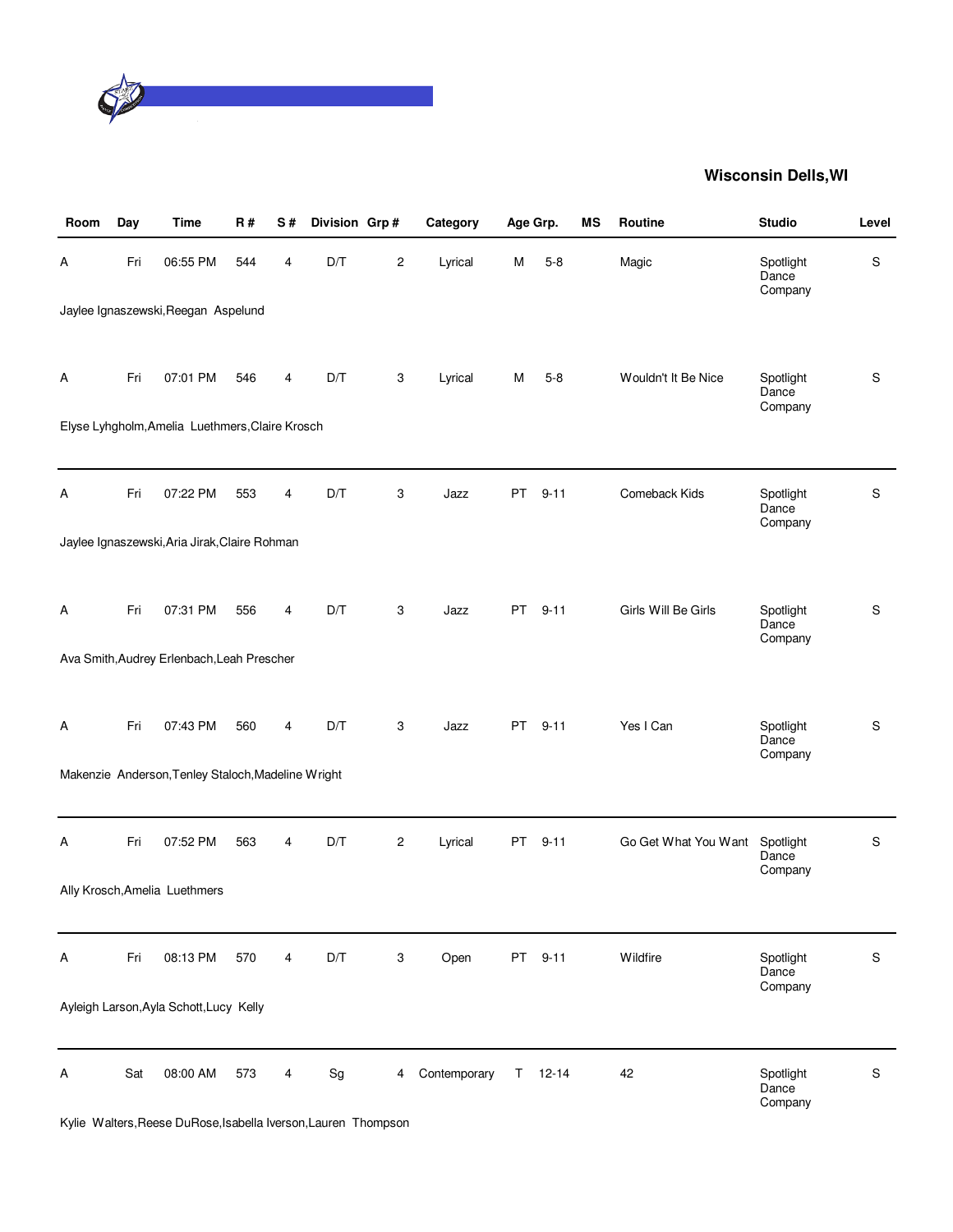## Wisconsin Dells,WI

| Room | Day | Time | R # | S # | Division | Grp # | Category | Age Grp. | | MS | Routine | Studio | Level |
|---|---|---|---|---|---|---|---|---|---|---|---|---|---|
| A | Fri | 06:55 PM | 544 | 4 | D/T | 2 | Lyrical | M | 5-8 | | Magic | Spotlight Dance Company | S |
| Jaylee Ignaszewski,Reegan Aspelund | | | | | | | | | | | | | |
| A | Fri | 07:01 PM | 546 | 4 | D/T | 3 | Lyrical | M | 5-8 | | Wouldn't It Be Nice | Spotlight Dance Company | S |
| Elyse Lyhgholm,Amelia Luethmers,Claire Krosch | | | | | | | | | | | | | |
| A | Fri | 07:22 PM | 553 | 4 | D/T | 3 | Jazz | PT | 9-11 | | Comeback Kids | Spotlight Dance Company | S |
| Jaylee Ignaszewski,Aria Jirak,Claire Rohman | | | | | | | | | | | | | |
| A | Fri | 07:31 PM | 556 | 4 | D/T | 3 | Jazz | PT | 9-11 | | Girls Will Be Girls | Spotlight Dance Company | S |
| Ava Smith,Audrey Erlenbach,Leah Prescher | | | | | | | | | | | | | |
| A | Fri | 07:43 PM | 560 | 4 | D/T | 3 | Jazz | PT | 9-11 | | Yes I Can | Spotlight Dance Company | S |
| Makenzie Anderson,Tenley Staloch,Madeline Wright | | | | | | | | | | | | | |
| A | Fri | 07:52 PM | 563 | 4 | D/T | 2 | Lyrical | PT | 9-11 | | Go Get What You Want | Spotlight Dance Company | S |
| Ally Krosch,Amelia Luethmers | | | | | | | | | | | | | |
| A | Fri | 08:13 PM | 570 | 4 | D/T | 3 | Open | PT | 9-11 | | Wildfire | Spotlight Dance Company | S |
| Ayleigh Larson,Ayla Schott,Lucy Kelly | | | | | | | | | | | | | |
| A | Sat | 08:00 AM | 573 | 4 | Sg | 4 | Contemporary | T | 12-14 | | 42 | Spotlight Dance Company | S |
| Kylie Walters,Reese DuRose,Isabella Iverson,Lauren Thompson | | | | | | | | | | | | | |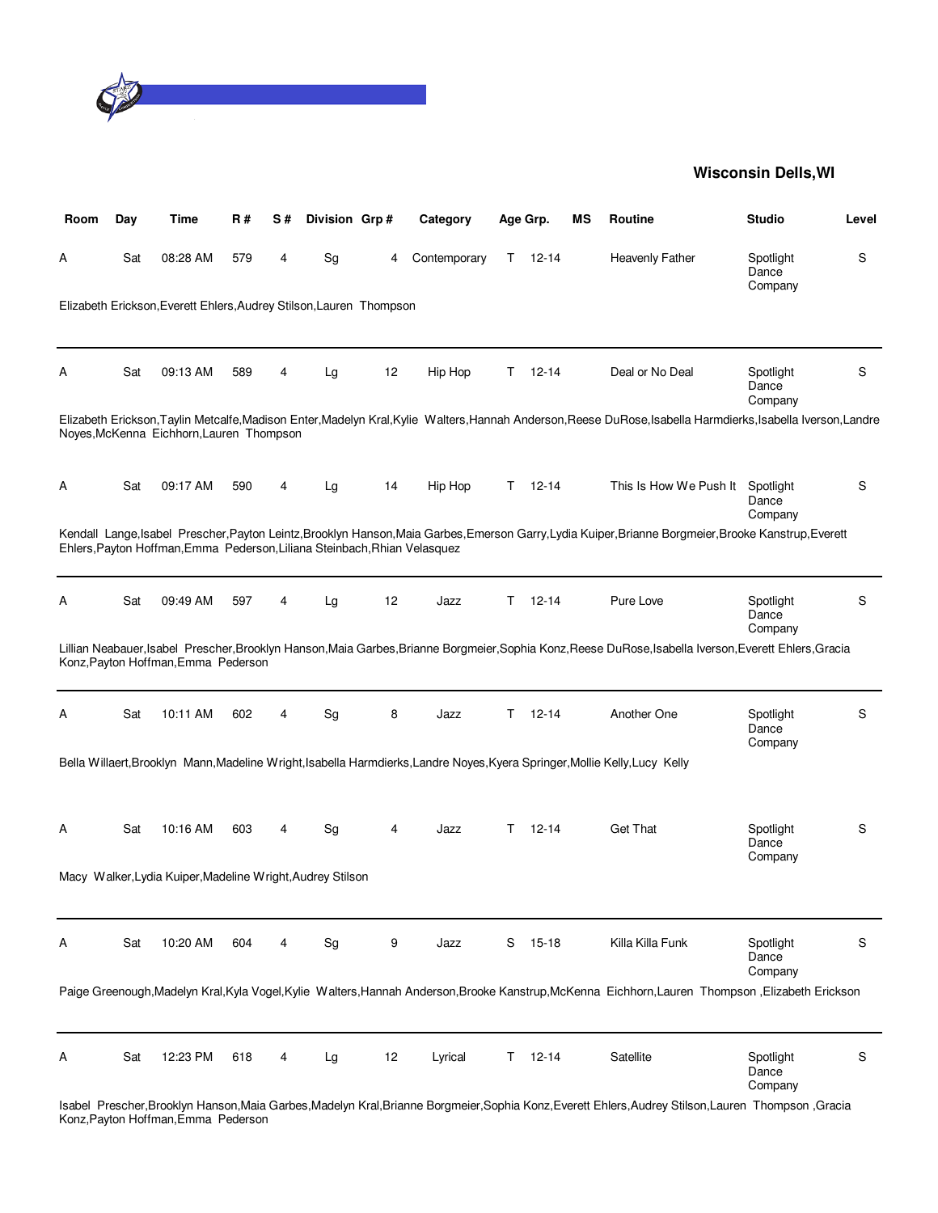**Wisconsin Dells,WI**

| Room | Day | Time | R # | S # | Division | Grp # | Category | Age Grp. | | MS | Routine | Studio | Level |
|---|---|---|---|---|---|---|---|---|---|---|---|---|---|
| A | Sat | 08:28 AM | 579 | 4 | Sg | 4 | Contemporary | T | 12-14 | | Heavenly Father | Spotlight Dance Company | S |

Elizabeth Erickson,Everett Ehlers,Audrey Stilson,Lauren Thompson

| Room | Day | Time | R # | S # | Division | Grp # | Category | Age Grp. | | MS | Routine | Studio | Level |
|---|---|---|---|---|---|---|---|---|---|---|---|---|---|
| A | Sat | 09:13 AM | 589 | 4 | Lg | 12 | Hip Hop | T | 12-14 | | Deal or No Deal | Spotlight Dance Company | S |

Elizabeth Erickson,Taylin Metcalfe,Madison Enter,Madelyn Kral,Kylie Walters,Hannah Anderson,Reese DuRose,Isabella Harmdierks,Isabella Iverson,Landre Noyes,McKenna Eichhorn,Lauren Thompson

| Room | Day | Time | R # | S # | Division | Grp # | Category | Age Grp. | | MS | Routine | Studio | Level |
|---|---|---|---|---|---|---|---|---|---|---|---|---|---|
| A | Sat | 09:17 AM | 590 | 4 | Lg | 14 | Hip Hop | T | 12-14 | | This Is How We Push It | Spotlight Dance Company | S |

Kendall Lange,Isabel Prescher,Payton Leintz,Brooklyn Hanson,Maia Garbes,Emerson Garry,Lydia Kuiper,Brianne Borgmeier,Brooke Kanstrup,Everett Ehlers,Payton Hoffman,Emma Pederson,Liliana Steinbach,Rhian Velasquez

| Room | Day | Time | R # | S # | Division | Grp # | Category | Age Grp. | | MS | Routine | Studio | Level |
|---|---|---|---|---|---|---|---|---|---|---|---|---|---|
| A | Sat | 09:49 AM | 597 | 4 | Lg | 12 | Jazz | T | 12-14 | | Pure Love | Spotlight Dance Company | S |

Lillian Neabauer,Isabel Prescher,Brooklyn Hanson,Maia Garbes,Brianne Borgmeier,Sophia Konz,Reese DuRose,Isabella Iverson,Everett Ehlers,Gracia Konz,Payton Hoffman,Emma Pederson

| Room | Day | Time | R # | S # | Division | Grp # | Category | Age Grp. | | MS | Routine | Studio | Level |
|---|---|---|---|---|---|---|---|---|---|---|---|---|---|
| A | Sat | 10:11 AM | 602 | 4 | Sg | 8 | Jazz | T | 12-14 | | Another One | Spotlight Dance Company | S |

Bella Willaert,Brooklyn Mann,Madeline Wright,Isabella Harmdierks,Landre Noyes,Kyera Springer,Mollie Kelly,Lucy Kelly

| Room | Day | Time | R # | S # | Division | Grp # | Category | Age Grp. | | MS | Routine | Studio | Level |
|---|---|---|---|---|---|---|---|---|---|---|---|---|---|
| A | Sat | 10:16 AM | 603 | 4 | Sg | 4 | Jazz | T | 12-14 | | Get That | Spotlight Dance Company | S |

Macy Walker,Lydia Kuiper,Madeline Wright,Audrey Stilson

| Room | Day | Time | R # | S # | Division | Grp # | Category | Age Grp. | | MS | Routine | Studio | Level |
|---|---|---|---|---|---|---|---|---|---|---|---|---|---|
| A | Sat | 10:20 AM | 604 | 4 | Sg | 9 | Jazz | S | 15-18 | | Killa Killa Funk | Spotlight Dance Company | S |

Paige Greenough,Madelyn Kral,Kyla Vogel,Kylie Walters,Hannah Anderson,Brooke Kanstrup,McKenna Eichhorn,Lauren Thompson ,Elizabeth Erickson

| Room | Day | Time | R # | S # | Division | Grp # | Category | Age Grp. | | MS | Routine | Studio | Level |
|---|---|---|---|---|---|---|---|---|---|---|---|---|---|
| A | Sat | 12:23 PM | 618 | 4 | Lg | 12 | Lyrical | T | 12-14 | | Satellite | Spotlight Dance Company | S |

Isabel Prescher,Brooklyn Hanson,Maia Garbes,Madelyn Kral,Brianne Borgmeier,Sophia Konz,Everett Ehlers,Audrey Stilson,Lauren Thompson ,Gracia Konz,Payton Hoffman,Emma Pederson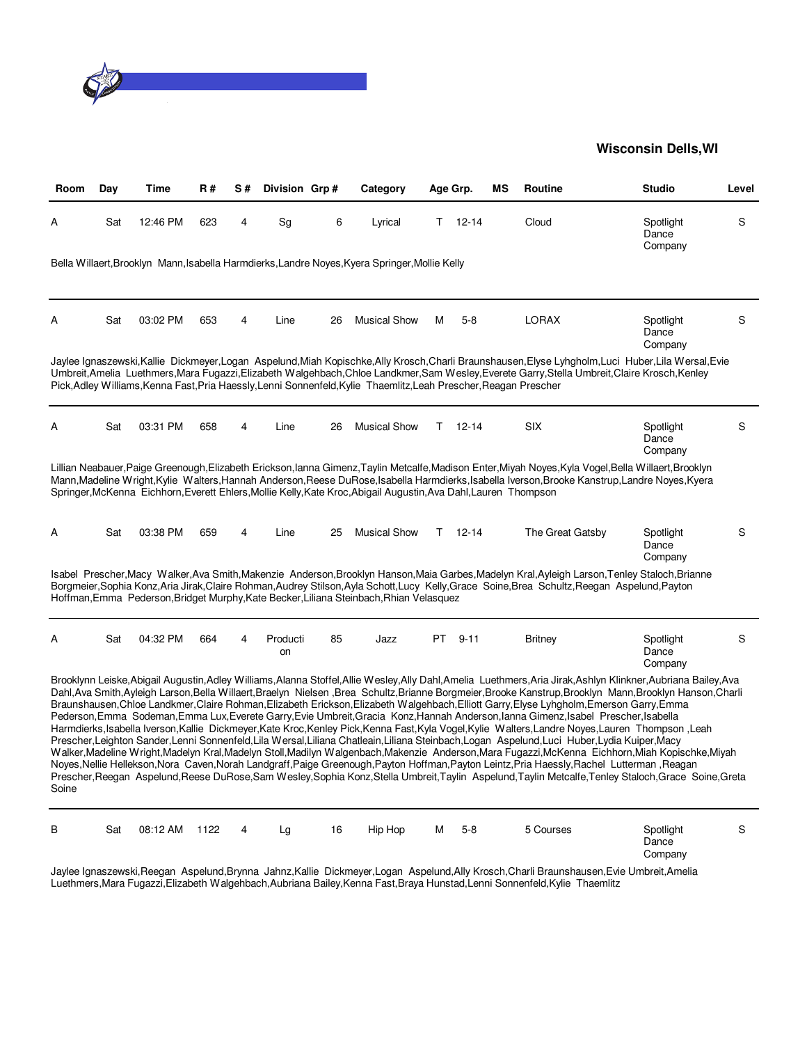## Wisconsin Dells,WI

| Room | Day | Time | R # | S # | Division | Grp # | Category | Age Grp. | MS | Routine | Studio | Level |
|---|---|---|---|---|---|---|---|---|---|---|---|---|
| A | Sat | 12:46 PM | 623 | 4 | Sg | 6 | Lyrical | T 12-14 | | Cloud | Spotlight Dance Company | S |

Bella Willaert,Brooklyn Mann,Isabella Harmdierks,Landre Noyes,Kyera Springer,Mollie Kelly

| Room | Day | Time | R # | S # | Division | Grp # | Category | Age Grp. | MS | Routine | Studio | Level |
|---|---|---|---|---|---|---|---|---|---|---|---|---|
| A | Sat | 03:02 PM | 653 | 4 | Line | 26 | Musical Show | M 5-8 | | LORAX | Spotlight Dance Company | S |

Jaylee Ignaszewski,Kallie Dickmeyer,Logan Aspelund,Miah Kopischke,Ally Krosch,Charli Braunshausen,Elyse Lyhgholm,Luci Huber,Lila Wersal,Evie Umbreit,Amelia Luethmers,Mara Fugazzi,Elizabeth Walgehbach,Chloe Landkmer,Sam Wesley,Everete Garry,Stella Umbreit,Claire Krosch,Kenley Pick,Adley Williams,Kenna Fast,Pria Haessly,Lenni Sonnenfeld,Kylie Thaemlitz,Leah Prescher,Reagan Prescher

| Room | Day | Time | R # | S # | Division | Grp # | Category | Age Grp. | MS | Routine | Studio | Level |
|---|---|---|---|---|---|---|---|---|---|---|---|---|
| A | Sat | 03:31 PM | 658 | 4 | Line | 26 | Musical Show | T 12-14 | | SIX | Spotlight Dance Company | S |

Lillian Neabauer,Paige Greenough,Elizabeth Erickson,Ianna Gimenz,Taylin Metcalfe,Madison Enter,Miyah Noyes,Kyla Vogel,Bella Willaert,Brooklyn Mann,Madeline Wright,Kylie Walters,Hannah Anderson,Reese DuRose,Isabella Harmdierks,Isabella Iverson,Brooke Kanstrup,Landre Noyes,Kyera Springer,McKenna Eichhorn,Everett Ehlers,Mollie Kelly,Kate Kroc,Abigail Augustin,Ava Dahl,Lauren Thompson

| Room | Day | Time | R # | S # | Division | Grp # | Category | Age Grp. | MS | Routine | Studio | Level |
|---|---|---|---|---|---|---|---|---|---|---|---|---|
| A | Sat | 03:38 PM | 659 | 4 | Line | 25 | Musical Show | T 12-14 | | The Great Gatsby | Spotlight Dance Company | S |

Isabel Prescher,Macy Walker,Ava Smith,Makenzie Anderson,Brooklyn Hanson,Maia Garbes,Madelyn Kral,Ayleigh Larson,Tenley Staloch,Brianne Borgmeier,Sophia Konz,Aria Jirak,Claire Rohman,Audrey Stilson,Ayla Schott,Lucy Kelly,Grace Soine,Brea Schultz,Reegan Aspelund,Payton Hoffman,Emma Pederson,Bridget Murphy,Kate Becker,Liliana Steinbach,Rhian Velasquez

| Room | Day | Time | R # | S # | Division | Grp # | Category | Age Grp. | MS | Routine | Studio | Level |
|---|---|---|---|---|---|---|---|---|---|---|---|---|
| A | Sat | 04:32 PM | 664 | 4 | Production | 85 | Jazz | PT 9-11 | | Britney | Spotlight Dance Company | S |

Brooklynn Leiske,Abigail Augustin,Adley Williams,Alanna Stoffel,Allie Wesley,Ally Dahl,Amelia Luethmers,Aria Jirak,Ashlyn Klinkner,Aubriana Bailey,Ava Dahl,Ava Smith,Ayleigh Larson,Bella Willaert,Braelyn Nielsen ,Brea Schultz,Brianne Borgmeier,Brooke Kanstrup,Brooklyn Mann,Brooklyn Hanson,Charli Braunshausen,Chloe Landkmer,Claire Rohman,Elizabeth Erickson,Elizabeth Walgehbach,Elliott Garry,Elyse Lyhgholm,Emerson Garry,Emma Pederson,Emma Sodeman,Emma Lux,Everete Garry,Evie Umbreit,Gracia Konz,Hannah Anderson,Ianna Gimenz,Isabel Prescher,Isabella Harmdierks,Isabella Iverson,Kallie Dickmeyer,Kate Kroc,Kenley Pick,Kenna Fast,Kyla Vogel,Kylie Walters,Landre Noyes,Lauren Thompson ,Leah Prescher,Leighton Sander,Lenni Sonnenfeld,Lila Wersal,Liliana Chatleain,Liliana Steinbach,Logan Aspelund,Luci Huber,Lydia Kuiper,Macy Walker,Madeline Wright,Madelyn Kral,Madelyn Stoll,Madilyn Walgenbach,Makenzie Anderson,Mara Fugazzi,McKenna Eichhorn,Miah Kopischke,Miyah Noyes,Nellie Hellekson,Nora Caven,Norah Landgraff,Paige Greenough,Payton Hoffman,Payton Leintz,Pria Haessly,Rachel Lutterman ,Reagan Prescher,Reegan Aspelund,Reese DuRose,Sam Wesley,Sophia Konz,Stella Umbreit,Taylin Aspelund,Taylin Metcalfe,Tenley Staloch,Grace Soine,Greta Soine

| Room | Day | Time | R # | S # | Division | Grp # | Category | Age Grp. | MS | Routine | Studio | Level |
|---|---|---|---|---|---|---|---|---|---|---|---|---|
| B | Sat | 08:12 AM | 1122 | 4 | Lg | 16 | Hip Hop | M 5-8 | | 5 Courses | Spotlight Dance Company | S |

Jaylee Ignaszewski,Reegan Aspelund,Brynna Jahnz,Kallie Dickmeyer,Logan Aspelund,Ally Krosch,Charli Braunshausen,Evie Umbreit,Amelia Luethmers,Mara Fugazzi,Elizabeth Walgehbach,Aubriana Bailey,Kenna Fast,Braya Hunstad,Lenni Sonnenfeld,Kylie Thaemlitz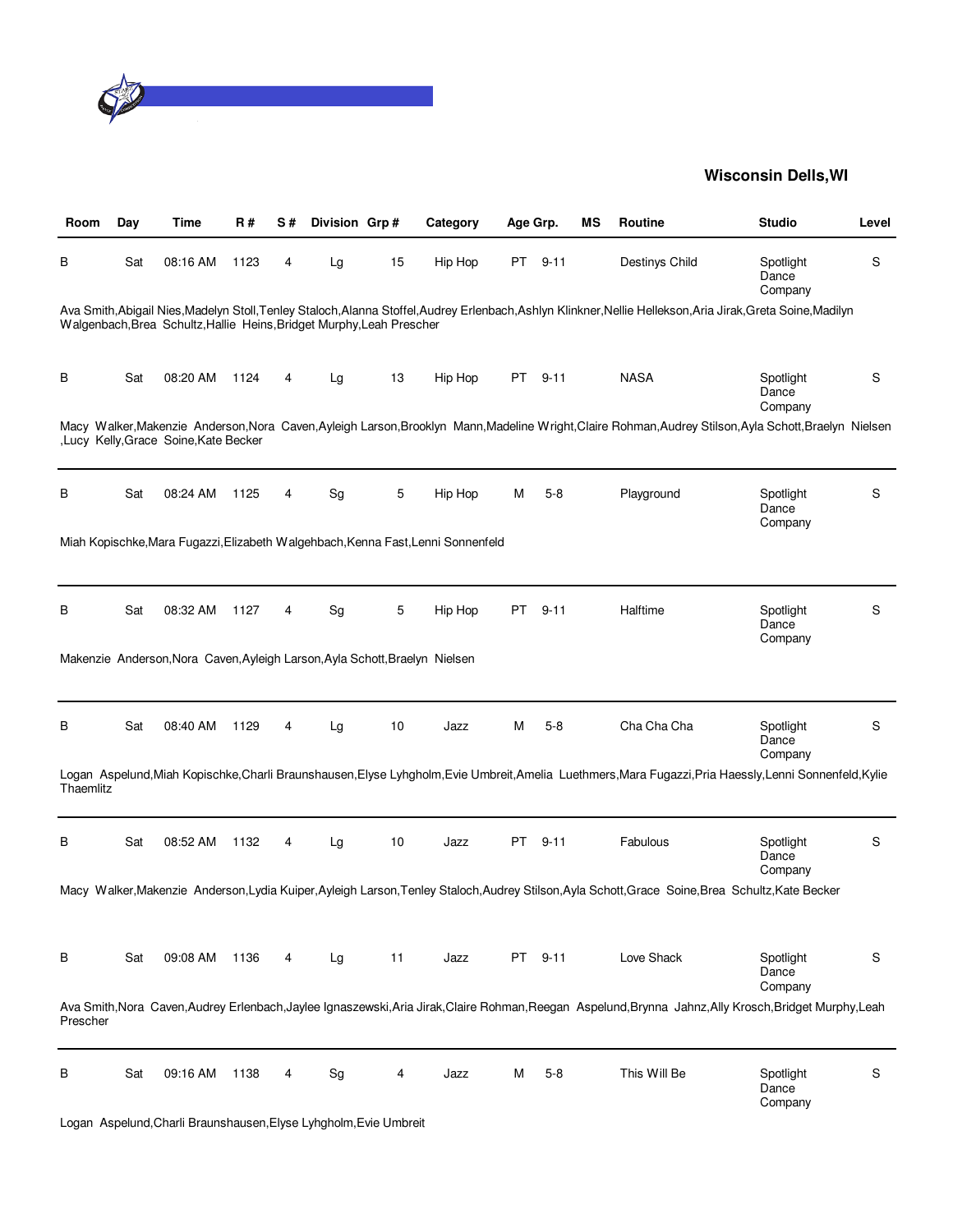## Wisconsin Dells,WI

| Room | Day | Time | R # | S # | Division | Grp # | Category | Age Grp. | | MS | Routine | Studio | Level |
|---|---|---|---|---|---|---|---|---|---|---|---|---|---|
| B | Sat | 08:16 AM | 1123 | 4 | Lg | 15 | Hip Hop | PT | 9-11 | | Destinys Child | Spotlight Dance Company | S |
| Ava Smith,Abigail Nies,Madelyn Stoll,Tenley Staloch,Alanna Stoffel,Audrey Erlenbach,Ashlyn Klinkner,Nellie Hellekson,Aria Jirak,Greta Soine,Madilyn Walgenbach,Brea Schultz,Hallie Heins,Bridget Murphy,Leah Prescher | | | | | | | | | | | | | |
| B | Sat | 08:20 AM | 1124 | 4 | Lg | 13 | Hip Hop | PT | 9-11 | | NASA | Spotlight Dance Company | S |
| Macy Walker,Makenzie Anderson,Nora Caven,Ayleigh Larson,Brooklyn Mann,Madeline Wright,Claire Rohman,Audrey Stilson,Ayla Schott,Braelyn Nielsen ,Lucy Kelly,Grace Soine,Kate Becker | | | | | | | | | | | | | |
| B | Sat | 08:24 AM | 1125 | 4 | Sg | 5 | Hip Hop | M | 5-8 | | Playground | Spotlight Dance Company | S |
| Miah Kopischke,Mara Fugazzi,Elizabeth Walgehbach,Kenna Fast,Lenni Sonnenfeld | | | | | | | | | | | | | |
| B | Sat | 08:32 AM | 1127 | 4 | Sg | 5 | Hip Hop | PT | 9-11 | | Halftime | Spotlight Dance Company | S |
| Makenzie Anderson,Nora Caven,Ayleigh Larson,Ayla Schott,Braelyn Nielsen | | | | | | | | | | | | | |
| B | Sat | 08:40 AM | 1129 | 4 | Lg | 10 | Jazz | M | 5-8 | | Cha Cha Cha | Spotlight Dance Company | S |
| Logan Aspelund,Miah Kopischke,Charli Braunshausen,Elyse Lyhgholm,Evie Umbreit,Amelia Luethmers,Mara Fugazzi,Pria Haessly,Lenni Sonnenfeld,Kylie Thaemlitz | | | | | | | | | | | | | |
| B | Sat | 08:52 AM | 1132 | 4 | Lg | 10 | Jazz | PT | 9-11 | | Fabulous | Spotlight Dance Company | S |
| Macy Walker,Makenzie Anderson,Lydia Kuiper,Ayleigh Larson,Tenley Staloch,Audrey Stilson,Ayla Schott,Grace Soine,Brea Schultz,Kate Becker | | | | | | | | | | | | | |
| B | Sat | 09:08 AM | 1136 | 4 | Lg | 11 | Jazz | PT | 9-11 | | Love Shack | Spotlight Dance Company | S |
| Ava Smith,Nora Caven,Audrey Erlenbach,Jaylee Ignaszewski,Aria Jirak,Claire Rohman,Reegan Aspelund,Brynna Jahnz,Ally Krosch,Bridget Murphy,Leah Prescher | | | | | | | | | | | | | |
| B | Sat | 09:16 AM | 1138 | 4 | Sg | 4 | Jazz | M | 5-8 | | This Will Be | Spotlight Dance Company | S |
| Logan Aspelund,Charli Braunshausen,Elyse Lyhgholm,Evie Umbreit | | | | | | | | | | | | | |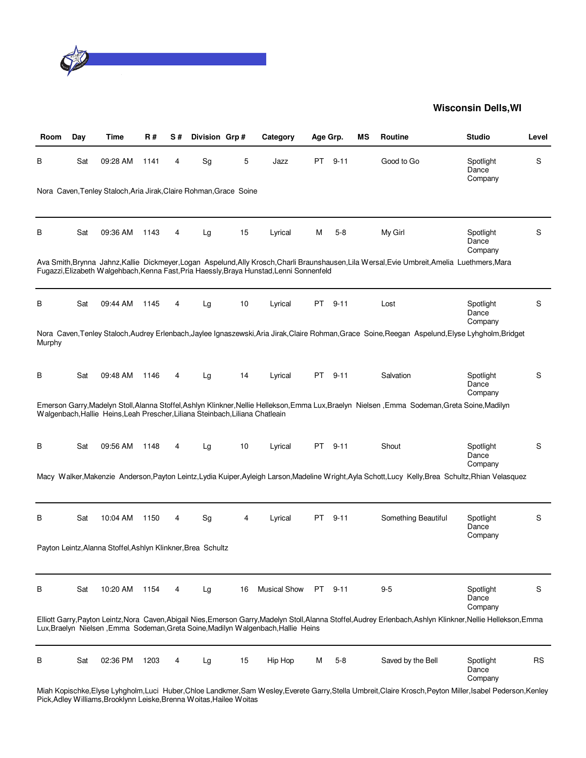**Wisconsin Dells,WI**

| Room | Day | Time | R # | S # | Division | Grp # | Category | Age Grp. | | MS | Routine | Studio | Level |
|---|---|---|---|---|---|---|---|---|---|---|---|---|---|
| B | Sat | 09:28 AM | 1141 | 4 | Sg | 5 | Jazz | PT | 9-11 | | Good to Go | Spotlight Dance Company | S |
| Nora Caven,Tenley Staloch,Aria Jirak,Claire Rohman,Grace Soine | | | | | | | | | | | | | |
| B | Sat | 09:36 AM | 1143 | 4 | Lg | 15 | Lyrical | M | 5-8 | | My Girl | Spotlight Dance Company | S |
| Ava Smith,Brynna Jahnz,Kallie Dickmeyer,Logan Aspelund,Ally Krosch,Charli Braunshausen,Lila Wersal,Evie Umbreit,Amelia Luethmers,Mara Fugazzi,Elizabeth Walgehbach,Kenna Fast,Pria Haessly,Braya Hunstad,Lenni Sonnenfeld | | | | | | | | | | | | | |
| B | Sat | 09:44 AM | 1145 | 4 | Lg | 10 | Lyrical | PT | 9-11 | | Lost | Spotlight Dance Company | S |
| Nora Caven,Tenley Staloch,Audrey Erlenbach,Jaylee Ignaszewski,Aria Jirak,Claire Rohman,Grace Soine,Reegan Aspelund,Elyse Lyhgholm,Bridget Murphy | | | | | | | | | | | | | |
| B | Sat | 09:48 AM | 1146 | 4 | Lg | 14 | Lyrical | PT | 9-11 | | Salvation | Spotlight Dance Company | S |
| Emerson Garry,Madelyn Stoll,Alanna Stoffel,Ashlyn Klinkner,Nellie Hellekson,Emma Lux,Braelyn Nielsen ,Emma Sodeman,Greta Soine,Madilyn Walgenbach,Hallie Heins,Leah Prescher,Liliana Steinbach,Liliana Chatleain | | | | | | | | | | | | | |
| B | Sat | 09:56 AM | 1148 | 4 | Lg | 10 | Lyrical | PT | 9-11 | | Shout | Spotlight Dance Company | S |
| Macy Walker,Makenzie Anderson,Payton Leintz,Lydia Kuiper,Ayleigh Larson,Madeline Wright,Ayla Schott,Lucy Kelly,Brea Schultz,Rhian Velasquez | | | | | | | | | | | | | |
| B | Sat | 10:04 AM | 1150 | 4 | Sg | 4 | Lyrical | PT | 9-11 | | Something Beautiful | Spotlight Dance Company | S |
| Payton Leintz,Alanna Stoffel,Ashlyn Klinkner,Brea Schultz | | | | | | | | | | | | | |
| B | Sat | 10:20 AM | 1154 | 4 | Lg | 16 | Musical Show | PT | 9-11 | | 9-5 | Spotlight Dance Company | S |
| Elliott Garry,Payton Leintz,Nora Caven,Abigail Nies,Emerson Garry,Madelyn Stoll,Alanna Stoffel,Audrey Erlenbach,Ashlyn Klinkner,Nellie Hellekson,Emma Lux,Braelyn Nielsen ,Emma Sodeman,Greta Soine,Madilyn Walgenbach,Hallie Heins | | | | | | | | | | | | | |
| B | Sat | 02:36 PM | 1203 | 4 | Lg | 15 | Hip Hop | M | 5-8 | | Saved by the Bell | Spotlight Dance Company | RS |
| Miah Kopischke,Elyse Lyhgholm,Luci Huber,Chloe Landkmer,Sam Wesley,Everete Garry,Stella Umbreit,Claire Krosch,Peyton Miller,Isabel Pederson,Kenley Pick,Adley Williams,Brooklynn Leiske,Brenna Woitas,Hailee Woitas | | | | | | | | | | | | | |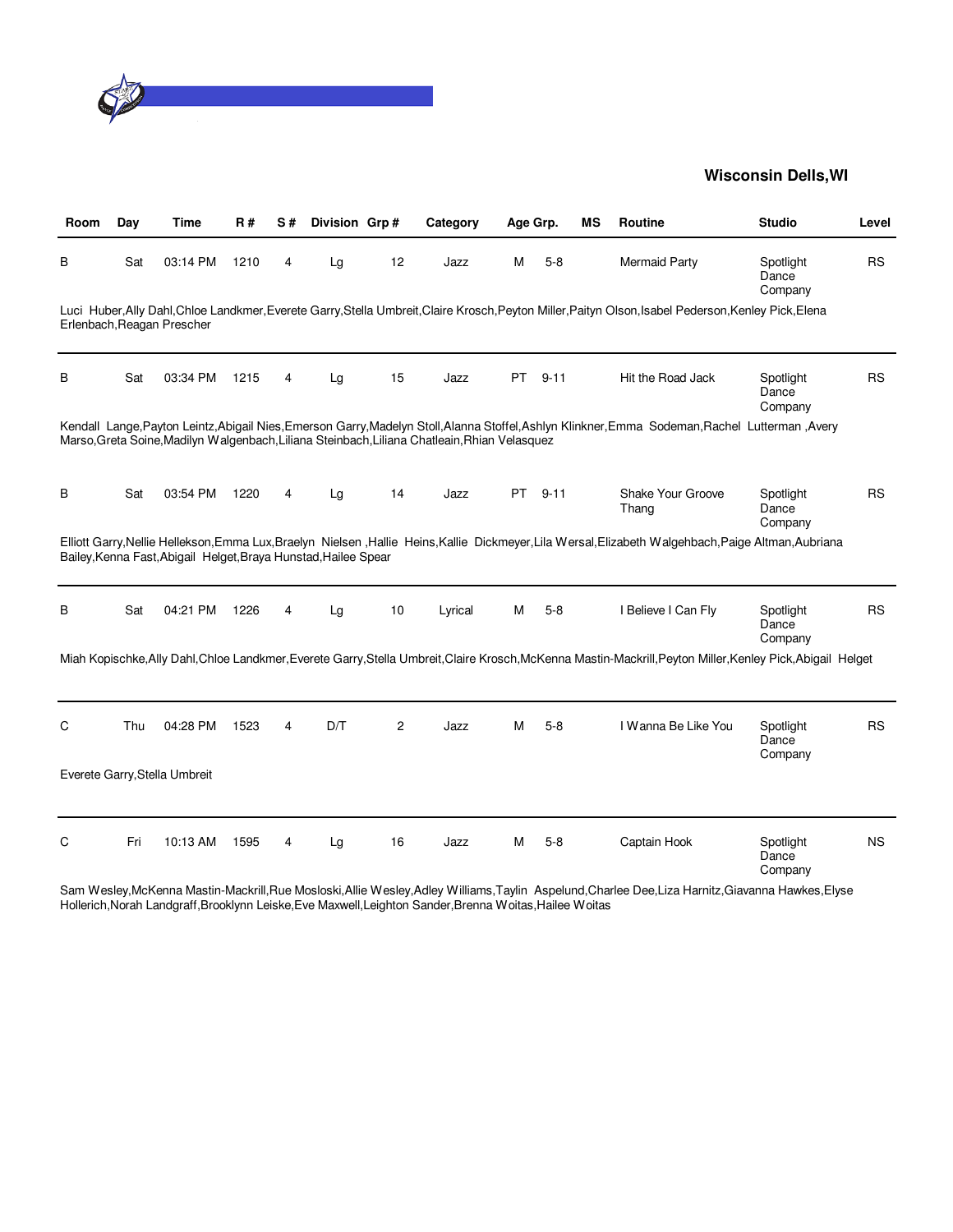## Wisconsin Dells,WI

| Room | Day | Time | R # | S # | Division | Grp # | Category | Age Grp. | | MS | Routine | Studio | Level |
|---|---|---|---|---|---|---|---|---|---|---|---|---|---|
| B | Sat | 03:14 PM | 1210 | 4 | Lg | 12 | Jazz | M | 5-8 | | Mermaid Party | Spotlight Dance Company | RS |
| Luci Huber,Ally Dahl,Chloe Landkmer,Everete Garry,Stella Umbreit,Claire Krosch,Peyton Miller,Paityn Olson,Isabel Pederson,Kenley Pick,Elena Erlenbach,Reagan Prescher | | | | | | | | | | | | | |
| B | Sat | 03:34 PM | 1215 | 4 | Lg | 15 | Jazz | PT | 9-11 | | Hit the Road Jack | Spotlight Dance Company | RS |
| Kendall Lange,Payton Leintz,Abigail Nies,Emerson Garry,Madelyn Stoll,Alanna Stoffel,Ashlyn Klinkner,Emma Sodeman,Rachel Lutterman ,Avery Marso,Greta Soine,Madilyn Walgenbach,Liliana Steinbach,Liliana Chatlein,Rhian Velasquez | | | | | | | | | | | | | |
| B | Sat | 03:54 PM | 1220 | 4 | Lg | 14 | Jazz | PT | 9-11 | | Shake Your Groove Thang | Spotlight Dance Company | RS |
| Elliott Garry,Nellie Hellekson,Emma Lux,Braelyn Nielsen ,Hallie Heins,Kallie Dickmeyer,Lila Wersal,Elizabeth Walgehbach,Paige Altman,Aubriana Bailey,Kenna Fast,Abigail Helget,Braya Hunstad,Hailee Spear | | | | | | | | | | | | | |
| B | Sat | 04:21 PM | 1226 | 4 | Lg | 10 | Lyrical | M | 5-8 | | I Believe I Can Fly | Spotlight Dance Company | RS |
| Miah Kopischke,Ally Dahl,Chloe Landkmer,Everete Garry,Stella Umbreit,Claire Krosch,McKenna Mastin-Mackrill,Peyton Miller,Kenley Pick,Abigail Helget | | | | | | | | | | | | | |
| C | Thu | 04:28 PM | 1523 | 4 | D/T | 2 | Jazz | M | 5-8 | | I Wanna Be Like You | Spotlight Dance Company | RS |
| Everete Garry,Stella Umbreit | | | | | | | | | | | | | |
| C | Fri | 10:13 AM | 1595 | 4 | Lg | 16 | Jazz | M | 5-8 | | Captain Hook | Spotlight Dance Company | NS |
| Sam Wesley,McKenna Mastin-Mackrill,Rue Mosloski,Allie Wesley,Adley Williams,Taylin Aspelund,Charlee Dee,Liza Harnitz,Giavanna Hawkes,Elyse Hollerich,Norah Landgraff,Brooklynn Leiske,Eve Maxwell,Leighton Sander,Brenna Woitas,Hailee Woitas | | | | | | | | | | | | | |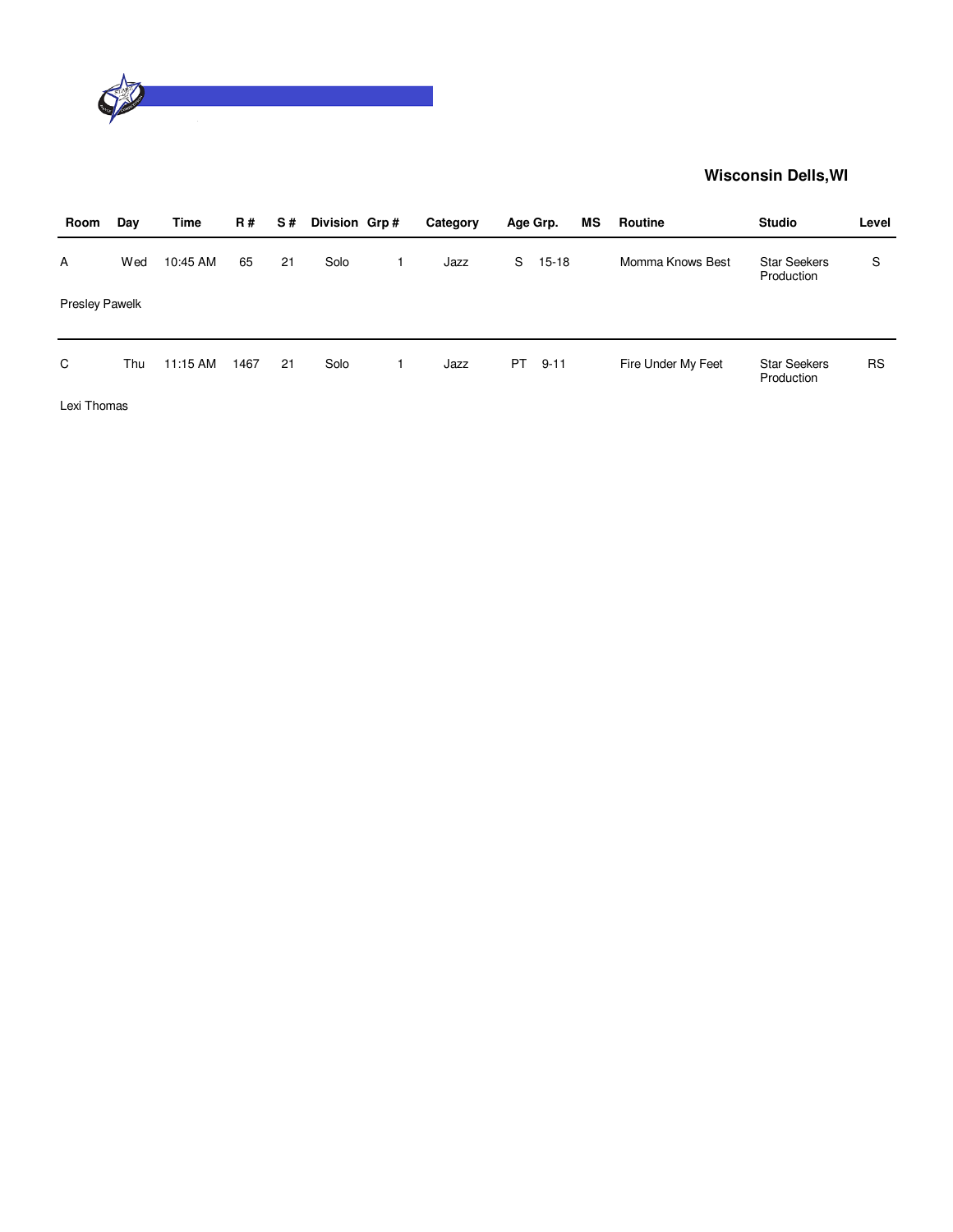**Wisconsin Dells,WI**

| Room | Day | Time | R # | S # | Division | Grp # | Category | Age Grp. | | MS | Routine | Studio | Level |
|---|---|---|---|---|---|---|---|---|---|---|---|---|---|
| A | Wed | 10:45 AM | 65 | 21 | Solo | 1 | Jazz | S | 15-18 | | Momma Knows Best | Star Seekers Production | S |
| Presley Pawelk | | | | | | | | | | | | | |
| C | Thu | 11:15 AM | 1467 | 21 | Solo | 1 | Jazz | PT | 9-11 | | Fire Under My Feet | Star Seekers Production | RS |
| Lexi Thomas | | | | | | | | | | | | | |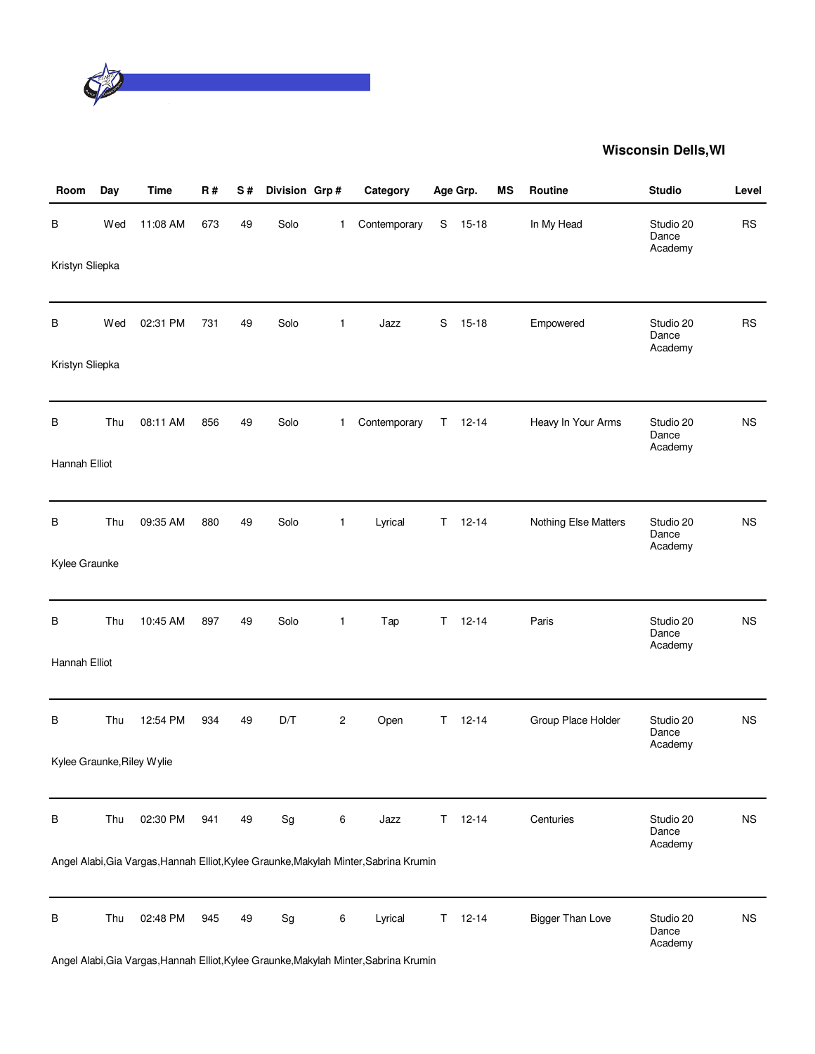**Wisconsin Dells,WI**

| Room | Day | Time | R # | S # | Division | Grp # | Category | Age Grp. | | MS | Routine | Studio | Level |
|---|---|---|---|---|---|---|---|---|---|---|---|---|---|
| B | Wed | 11:08 AM | 673 | 49 | Solo | 1 | Contemporary | S | 15-18 | | In My Head | Studio 20 Dance Academy | RS |
| Kristyn Sliepka | | | | | | | | | | | | | |
| B | Wed | 02:31 PM | 731 | 49 | Solo | 1 | Jazz | S | 15-18 | | Empowered | Studio 20 Dance Academy | RS |
| Kristyn Sliepka | | | | | | | | | | | | | |
| B | Thu | 08:11 AM | 856 | 49 | Solo | 1 | Contemporary | T | 12-14 | | Heavy In Your Arms | Studio 20 Dance Academy | NS |
| Hannah Elliot | | | | | | | | | | | | | |
| B | Thu | 09:35 AM | 880 | 49 | Solo | 1 | Lyrical | T | 12-14 | | Nothing Else Matters | Studio 20 Dance Academy | NS |
| Kylee Graunke | | | | | | | | | | | | | |
| B | Thu | 10:45 AM | 897 | 49 | Solo | 1 | Tap | T | 12-14 | | Paris | Studio 20 Dance Academy | NS |
| Hannah Elliot | | | | | | | | | | | | | |
| B | Thu | 12:54 PM | 934 | 49 | D/T | 2 | Open | T | 12-14 | | Group Place Holder | Studio 20 Dance Academy | NS |
| Kylee Graunke,Riley Wylie | | | | | | | | | | | | | |
| B | Thu | 02:30 PM | 941 | 49 | Sg | 6 | Jazz | T | 12-14 | | Centuries | Studio 20 Dance Academy | NS |
| Angel Alabi,Gia Vargas,Hannah Elliot,Kylee Graunke,Makylah Minter,Sabrina Krumin | | | | | | | | | | | | | |
| B | Thu | 02:48 PM | 945 | 49 | Sg | 6 | Lyrical | T | 12-14 | | Bigger Than Love | Studio 20 Dance Academy | NS |
| Angel Alabi,Gia Vargas,Hannah Elliot,Kylee Graunke,Makylah Minter,Sabrina Krumin | | | | | | | | | | | | | |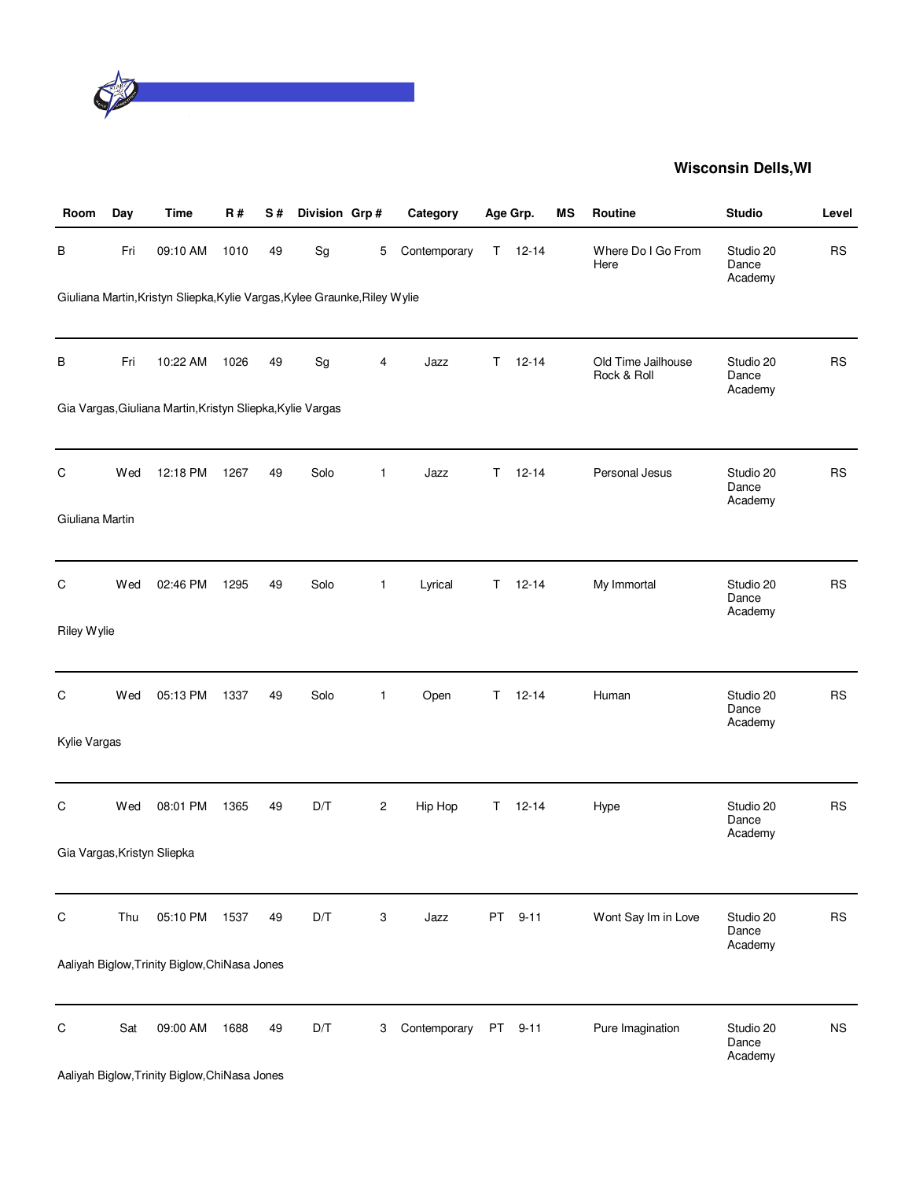**Wisconsin Dells,WI**

| Room | Day | Time | R # | S # | Division | Grp # | Category | Age Grp. | | MS | Routine | Studio | Level |
|---|---|---|---|---|---|---|---|---|---|---|---|---|---|
| B | Fri | 09:10 AM | 1010 | 49 | Sg | 5 | Contemporary | T | 12-14 | | Where Do I Go From Here | Studio 20 Dance Academy | RS |
| Giuliana Martin,Kristyn Sliepka,Kylie Vargas,Kylee Graunke,Riley Wylie | | | | | | | | | | | | | |
| B | Fri | 10:22 AM | 1026 | 49 | Sg | 4 | Jazz | T | 12-14 | | Old Time Jailhouse Rock & Roll | Studio 20 Dance Academy | RS |
| Gia Vargas,Giuliana Martin,Kristyn Sliepka,Kylie Vargas | | | | | | | | | | | | | |
| C | Wed | 12:18 PM | 1267 | 49 | Solo | 1 | Jazz | T | 12-14 | | Personal Jesus | Studio 20 Dance Academy | RS |
| Giuliana Martin | | | | | | | | | | | | | |
| C | Wed | 02:46 PM | 1295 | 49 | Solo | 1 | Lyrical | T | 12-14 | | My Immortal | Studio 20 Dance Academy | RS |
| Riley Wylie | | | | | | | | | | | | | |
| C | Wed | 05:13 PM | 1337 | 49 | Solo | 1 | Open | T | 12-14 | | Human | Studio 20 Dance Academy | RS |
| Kylie Vargas | | | | | | | | | | | | | |
| C | Wed | 08:01 PM | 1365 | 49 | D/T | 2 | Hip Hop | T | 12-14 | | Hype | Studio 20 Dance Academy | RS |
| Gia Vargas,Kristyn Sliepka | | | | | | | | | | | | | |
| C | Thu | 05:10 PM | 1537 | 49 | D/T | 3 | Jazz | PT | 9-11 | | Wont Say Im in Love | Studio 20 Dance Academy | RS |
| Aaliyah Biglow,Trinity Biglow,ChiNasa Jones | | | | | | | | | | | | | |
| C | Sat | 09:00 AM | 1688 | 49 | D/T | 3 | Contemporary | PT | 9-11 | | Pure Imagination | Studio 20 Dance Academy | NS |
| Aaliyah Biglow,Trinity Biglow,ChiNasa Jones | | | | | | | | | | | | | |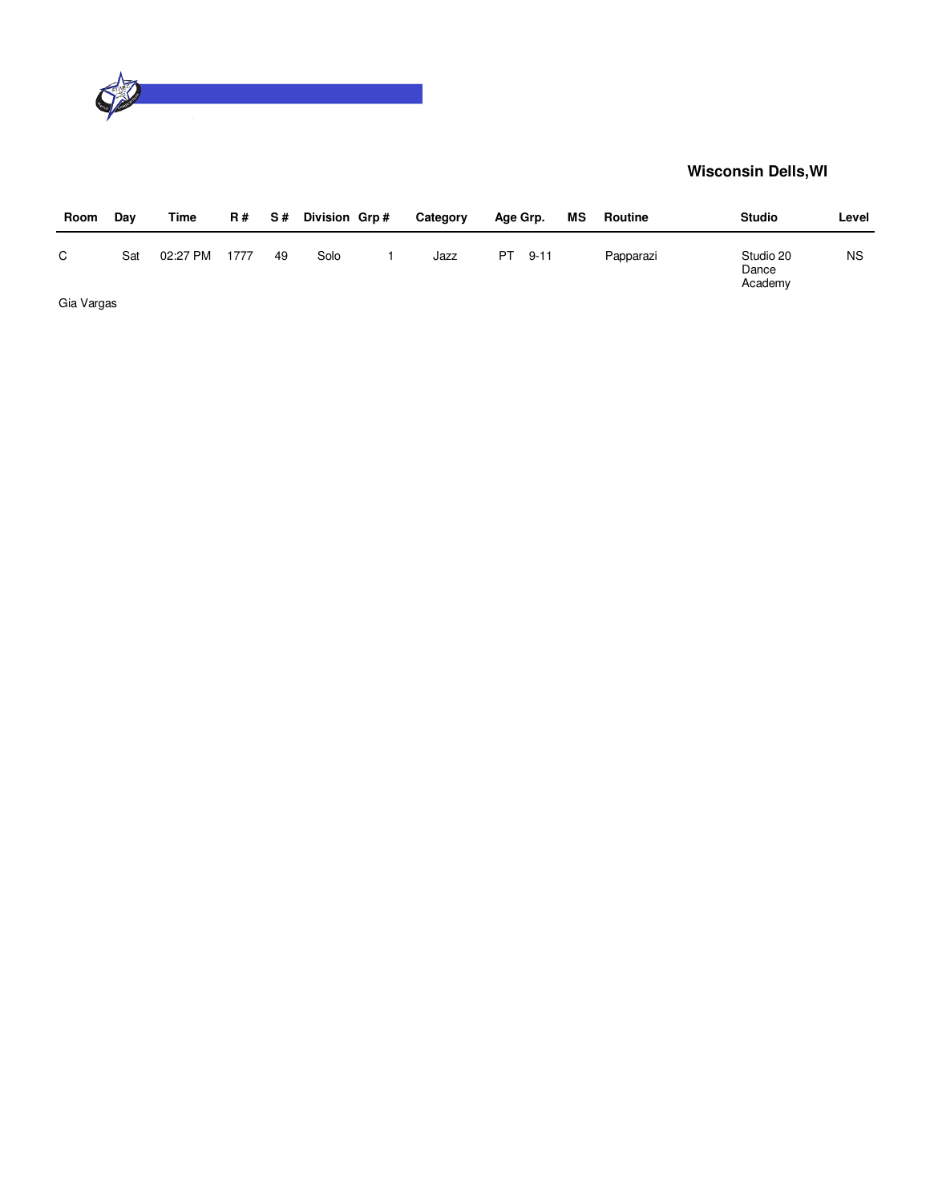**Wisconsin Dells,WI**

| Room | Day | Time | R # | S # | Division | Grp # | Category | Age Grp. | MS | Routine | Studio | Level |
|---|---|---|---|---|---|---|---|---|---|---|---|---|
| C | Sat | 02:27 PM | 1777 | 49 | Solo | 1 | Jazz | PT 9-11 | | Papparazi | Studio 20 Dance Academy | NS |

Gia Vargas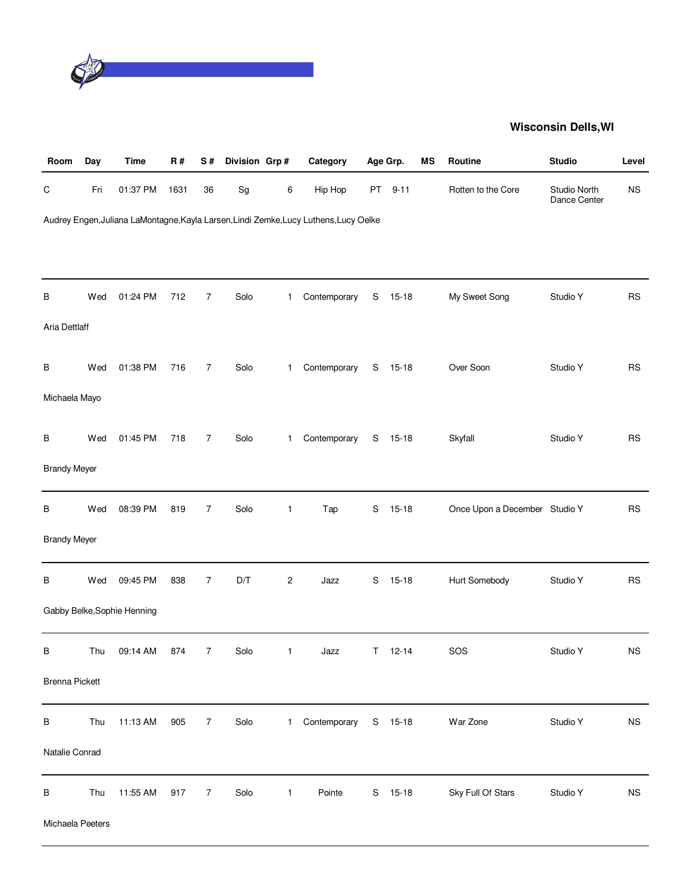**Wisconsin Dells,WI**

| Room | Day | Time | R # | S # | Division | Grp # | Category | Age Grp. | | MS | Routine | Studio | Level |
|---|---|---|---|---|---|---|---|---|---|---|---|---|---|
| C | Fri | 01:37 PM | 1631 | 36 | Sg | 6 | Hip Hop | PT | 9-11 | | Rotten to the Core | Studio North Dance Center | NS |
| Audrey Engen,Juliana LaMontagne,Kayla Larsen,Lindi Zemke,Lucy Luthens,Lucy Oelke | | | | | | | | | | | | | |
| B | Wed | 01:24 PM | 712 | 7 | Solo | 1 | Contemporary | S | 15-18 | | My Sweet Song | Studio Y | RS |
| Aria Dettlaff | | | | | | | | | | | | | |
| B | Wed | 01:38 PM | 716 | 7 | Solo | 1 | Contemporary | S | 15-18 | | Over Soon | Studio Y | RS |
| Michaela Mayo | | | | | | | | | | | | | |
| B | Wed | 01:45 PM | 718 | 7 | Solo | 1 | Contemporary | S | 15-18 | | Skyfall | Studio Y | RS |
| Brandy Meyer | | | | | | | | | | | | | |
| B | Wed | 08:39 PM | 819 | 7 | Solo | 1 | Tap | S | 15-18 | | Once Upon a December | Studio Y | RS |
| Brandy Meyer | | | | | | | | | | | | | |
| B | Wed | 09:45 PM | 838 | 7 | D/T | 2 | Jazz | S | 15-18 | | Hurt Somebody | Studio Y | RS |
| Gabby Belke,Sophie Henning | | | | | | | | | | | | | |
| B | Thu | 09:14 AM | 874 | 7 | Solo | 1 | Jazz | T | 12-14 | | SOS | Studio Y | NS |
| Brenna Pickett | | | | | | | | | | | | | |
| B | Thu | 11:13 AM | 905 | 7 | Solo | 1 | Contemporary | S | 15-18 | | War Zone | Studio Y | NS |
| Natalie Conrad | | | | | | | | | | | | | |
| B | Thu | 11:55 AM | 917 | 7 | Solo | 1 | Pointe | S | 15-18 | | Sky Full Of Stars | Studio Y | NS |
| Michaela Peeters | | | | | | | | | | | | | |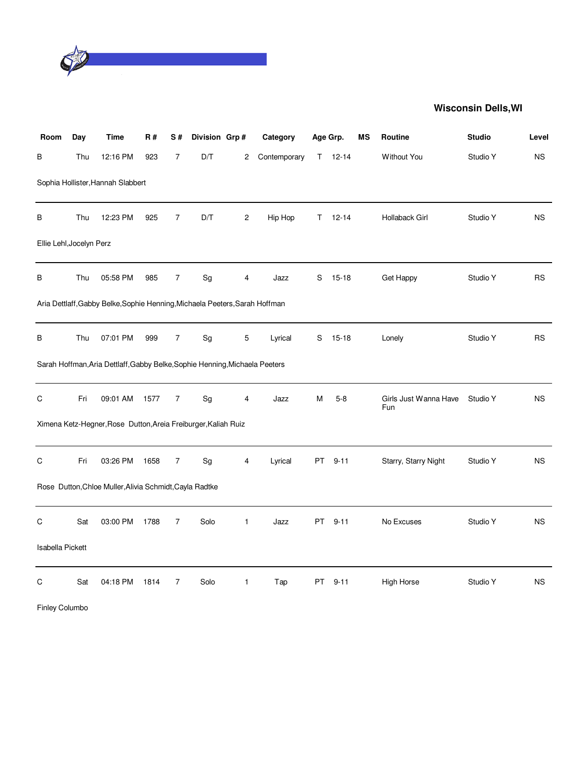**Wisconsin Dells,WI**

| Room | Day | Time | R # | S # | Division | Grp # | Category | Age Grp. | | MS | Routine | Studio | Level |
|---|---|---|---|---|---|---|---|---|---|---|---|---|---|
| B | Thu | 12:16 PM | 923 | 7 | D/T | 2 | Contemporary | T | 12-14 | | Without You | Studio Y | NS |
| Sophia Hollister,Hannah Slabbert | | | | | | | | | | | | | |
| B | Thu | 12:23 PM | 925 | 7 | D/T | 2 | Hip Hop | T | 12-14 | | Hollaback Girl | Studio Y | NS |
| Ellie Lehl,Jocelyn Perz | | | | | | | | | | | | | |
| B | Thu | 05:58 PM | 985 | 7 | Sg | 4 | Jazz | S | 15-18 | | Get Happy | Studio Y | RS |
| Aria Dettlaff,Gabby Belke,Sophie Henning,Michaela Peeters,Sarah Hoffman | | | | | | | | | | | | | |
| B | Thu | 07:01 PM | 999 | 7 | Sg | 5 | Lyrical | S | 15-18 | | Lonely | Studio Y | RS |
| Sarah Hoffman,Aria Dettlaff,Gabby Belke,Sophie Henning,Michaela Peeters | | | | | | | | | | | | | |
| C | Fri | 09:01 AM | 1577 | 7 | Sg | 4 | Jazz | M | 5-8 | | Girls Just Wanna Have Fun | Studio Y | NS |
| Ximena Ketz-Hegner,Rose Dutton,Areia Freiburger,Kaliah Ruiz | | | | | | | | | | | | | |
| C | Fri | 03:26 PM | 1658 | 7 | Sg | 4 | Lyrical | PT | 9-11 | | Starry, Starry Night | Studio Y | NS |
| Rose Dutton,Chloe Muller,Alivia Schmidt,Cayla Radtke | | | | | | | | | | | | | |
| C | Sat | 03:00 PM | 1788 | 7 | Solo | 1 | Jazz | PT | 9-11 | | No Excuses | Studio Y | NS |
| Isabella Pickett | | | | | | | | | | | | | |
| C | Sat | 04:18 PM | 1814 | 7 | Solo | 1 | Tap | PT | 9-11 | | High Horse | Studio Y | NS |
| Finley Columbo | | | | | | | | | | | | | |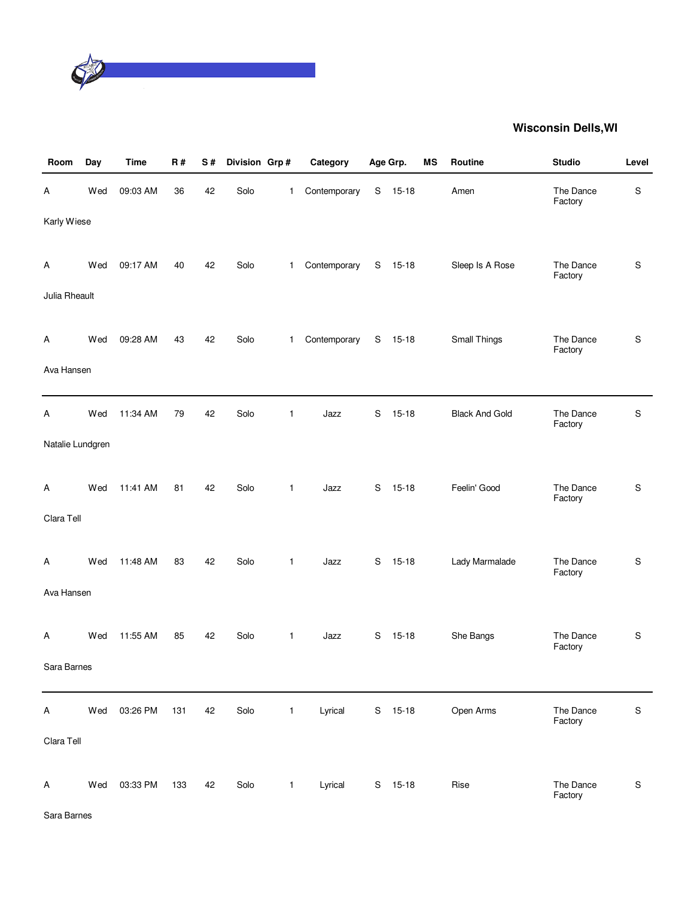**Wisconsin Dells,WI**

| Room | Day | Time | R # | S # | Division | Grp # | Category | Age Grp. | | MS | Routine | Studio | Level |
|---|---|---|---|---|---|---|---|---|---|---|---|---|---|
| A | Wed | 09:03 AM | 36 | 42 | Solo | 1 | Contemporary | S | 15-18 | | Amen | The Dance Factory | S |
| Karly Wiese | | | | | | | | | | | | | |
| A | Wed | 09:17 AM | 40 | 42 | Solo | 1 | Contemporary | S | 15-18 | | Sleep Is A Rose | The Dance Factory | S |
| Julia Rheault | | | | | | | | | | | | | |
| A | Wed | 09:28 AM | 43 | 42 | Solo | 1 | Contemporary | S | 15-18 | | Small Things | The Dance Factory | S |
| Ava Hansen | | | | | | | | | | | | | |
| A | Wed | 11:34 AM | 79 | 42 | Solo | 1 | Jazz | S | 15-18 | | Black And Gold | The Dance Factory | S |
| Natalie Lundgren | | | | | | | | | | | | | |
| A | Wed | 11:41 AM | 81 | 42 | Solo | 1 | Jazz | S | 15-18 | | Feelin' Good | The Dance Factory | S |
| Clara Tell | | | | | | | | | | | | | |
| A | Wed | 11:48 AM | 83 | 42 | Solo | 1 | Jazz | S | 15-18 | | Lady Marmalade | The Dance Factory | S |
| Ava Hansen | | | | | | | | | | | | | |
| A | Wed | 11:55 AM | 85 | 42 | Solo | 1 | Jazz | S | 15-18 | | She Bangs | The Dance Factory | S |
| Sara Barnes | | | | | | | | | | | | | |
| A | Wed | 03:26 PM | 131 | 42 | Solo | 1 | Lyrical | S | 15-18 | | Open Arms | The Dance Factory | S |
| Clara Tell | | | | | | | | | | | | | |
| A | Wed | 03:33 PM | 133 | 42 | Solo | 1 | Lyrical | S | 15-18 | | Rise | The Dance Factory | S |
| Sara Barnes | | | | | | | | | | | | | |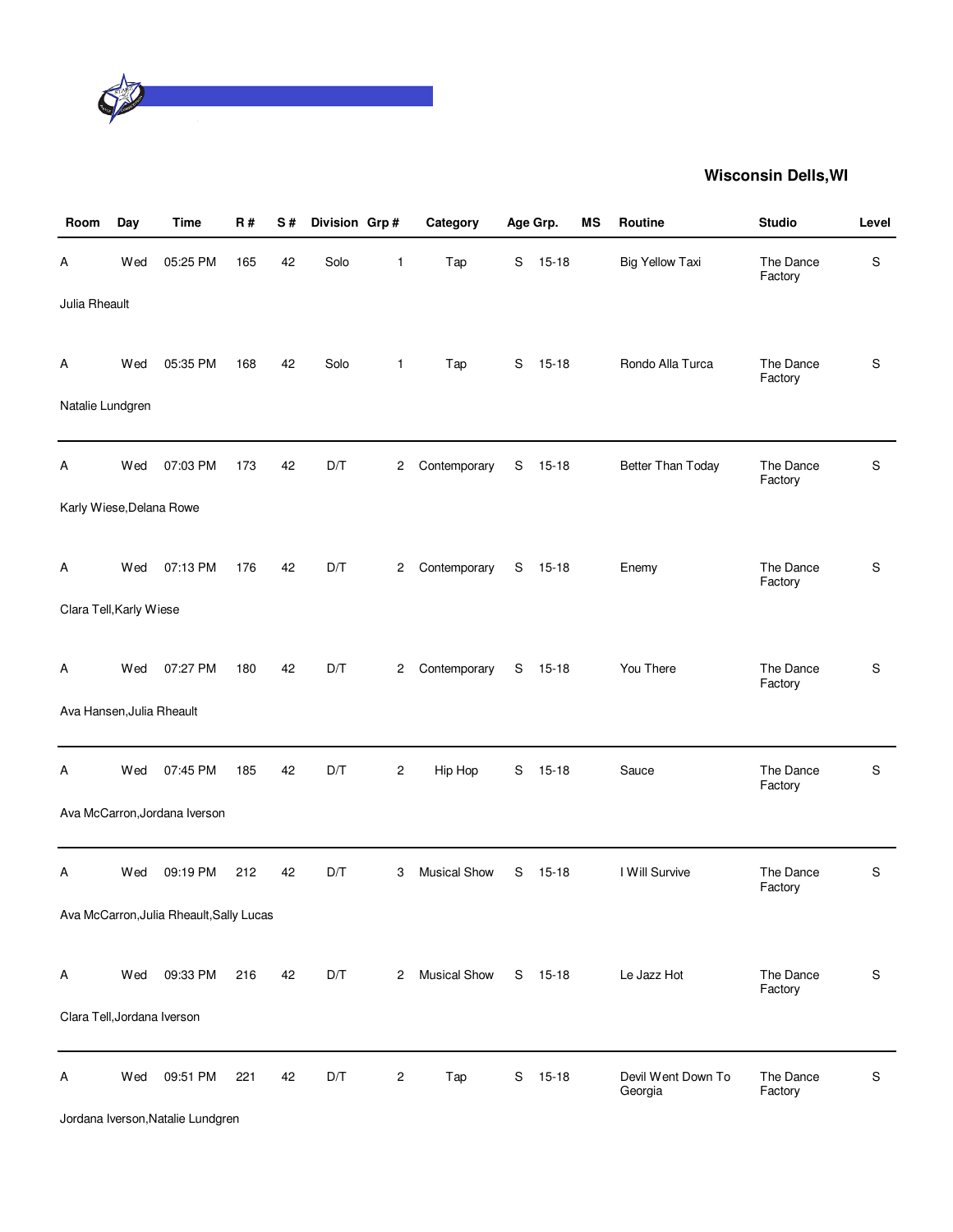**Wisconsin Dells,WI**

| Room | Day | Time | R # | S # | Division | Grp # | Category | Age Grp. | | MS | Routine | Studio | Level |
|---|---|---|---|---|---|---|---|---|---|---|---|---|---|
| A | Wed | 05:25 PM | 165 | 42 | Solo | 1 | Tap | S | 15-18 | | Big Yellow Taxi | The Dance Factory | S |
| Julia Rheault | | | | | | | | | | | | | |
| A | Wed | 05:35 PM | 168 | 42 | Solo | 1 | Tap | S | 15-18 | | Rondo Alla Turca | The Dance Factory | S |
| Natalie Lundgren | | | | | | | | | | | | | |
| A | Wed | 07:03 PM | 173 | 42 | D/T | 2 | Contemporary | S | 15-18 | | Better Than Today | The Dance Factory | S |
| Karly Wiese,Delana Rowe | | | | | | | | | | | | | |
| A | Wed | 07:13 PM | 176 | 42 | D/T | 2 | Contemporary | S | 15-18 | | Enemy | The Dance Factory | S |
| Clara Tell,Karly Wiese | | | | | | | | | | | | | |
| A | Wed | 07:27 PM | 180 | 42 | D/T | 2 | Contemporary | S | 15-18 | | You There | The Dance Factory | S |
| Ava Hansen,Julia Rheault | | | | | | | | | | | | | |
| A | Wed | 07:45 PM | 185 | 42 | D/T | 2 | Hip Hop | S | 15-18 | | Sauce | The Dance Factory | S |
| Ava McCarron,Jordana Iverson | | | | | | | | | | | | | |
| A | Wed | 09:19 PM | 212 | 42 | D/T | 3 | Musical Show | S | 15-18 | | I Will Survive | The Dance Factory | S |
| Ava McCarron,Julia Rheault,Sally Lucas | | | | | | | | | | | | | |
| A | Wed | 09:33 PM | 216 | 42 | D/T | 2 | Musical Show | S | 15-18 | | Le Jazz Hot | The Dance Factory | S |
| Clara Tell,Jordana Iverson | | | | | | | | | | | | | |
| A | Wed | 09:51 PM | 221 | 42 | D/T | 2 | Tap | S | 15-18 | | Devil Went Down To Georgia | The Dance Factory | S |
| Jordana Iverson,Natalie Lundgren | | | | | | | | | | | | | |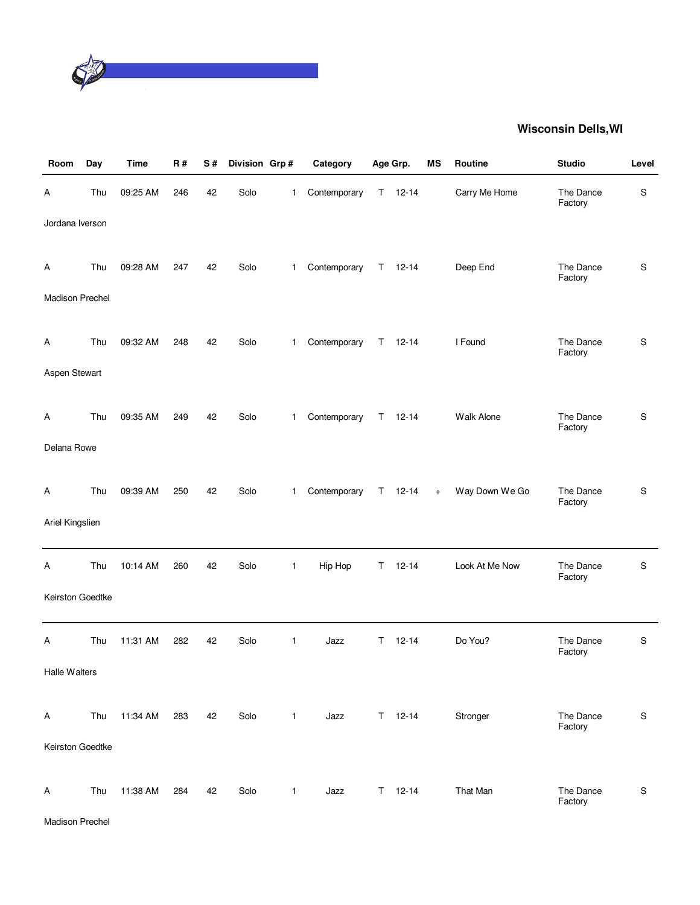## Wisconsin Dells,WI

| Room | Day | Time | R # | S # | Division | Grp # | Category | Age Grp. | | MS | Routine | Studio | Level |
|---|---|---|---|---|---|---|---|---|---|---|---|---|---|
| A | Thu | 09:25 AM | 246 | 42 | Solo | 1 | Contemporary | T | 12-14 | | Carry Me Home | The Dance Factory | S |
| Jordana Iverson | | | | | | | | | | | | | |
| A | Thu | 09:28 AM | 247 | 42 | Solo | 1 | Contemporary | T | 12-14 | | Deep End | The Dance Factory | S |
| Madison Prechel | | | | | | | | | | | | | |
| A | Thu | 09:32 AM | 248 | 42 | Solo | 1 | Contemporary | T | 12-14 | | I Found | The Dance Factory | S |
| Aspen Stewart | | | | | | | | | | | | | |
| A | Thu | 09:35 AM | 249 | 42 | Solo | 1 | Contemporary | T | 12-14 | | Walk Alone | The Dance Factory | S |
| Delana Rowe | | | | | | | | | | | | | |
| A | Thu | 09:39 AM | 250 | 42 | Solo | 1 | Contemporary | T | 12-14 | + | Way Down We Go | The Dance Factory | S |
| Ariel Kingslien | | | | | | | | | | | | | |
| A | Thu | 10:14 AM | 260 | 42 | Solo | 1 | Hip Hop | T | 12-14 | | Look At Me Now | The Dance Factory | S |
| Keirston Goedtke | | | | | | | | | | | | | |
| A | Thu | 11:31 AM | 282 | 42 | Solo | 1 | Jazz | T | 12-14 | | Do You? | The Dance Factory | S |
| Halle Walters | | | | | | | | | | | | | |
| A | Thu | 11:34 AM | 283 | 42 | Solo | 1 | Jazz | T | 12-14 | | Stronger | The Dance Factory | S |
| Keirston Goedtke | | | | | | | | | | | | | |
| A | Thu | 11:38 AM | 284 | 42 | Solo | 1 | Jazz | T | 12-14 | | That Man | The Dance Factory | S |
| Madison Prechel | | | | | | | | | | | | | |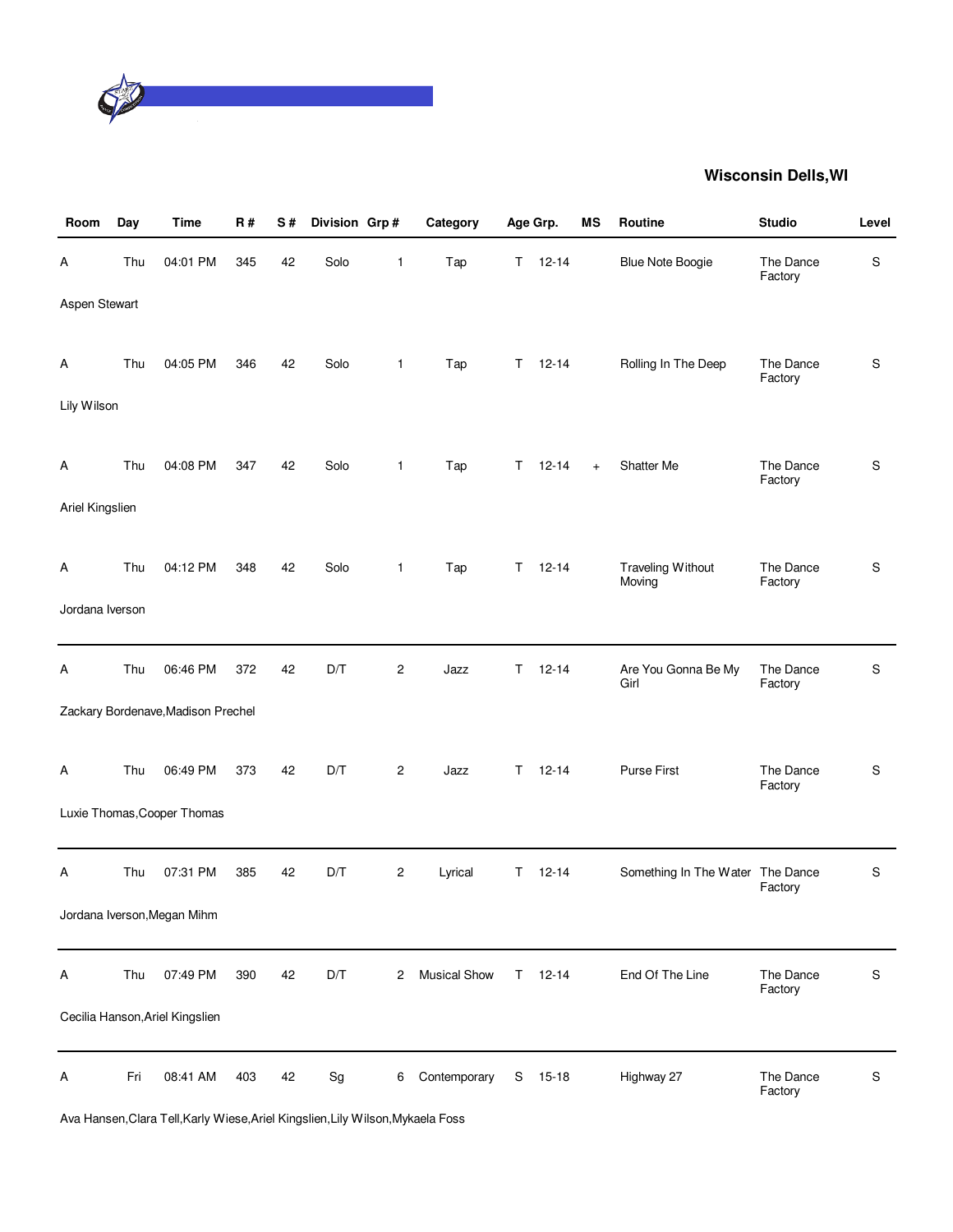**Wisconsin Dells,WI**

| Room | Day | Time | R # | S # | Division | Grp # | Category | Age Grp. | | MS | Routine | Studio | Level |
|---|---|---|---|---|---|---|---|---|---|---|---|---|---|
| A | Thu | 04:01 PM | 345 | 42 | Solo | 1 | Tap | T | 12-14 | | Blue Note Boogie | The Dance Factory | S |
| Aspen Stewart | | | | | | | | | | | | | |
| A | Thu | 04:05 PM | 346 | 42 | Solo | 1 | Tap | T | 12-14 | | Rolling In The Deep | The Dance Factory | S |
| Lily Wilson | | | | | | | | | | | | | |
| A | Thu | 04:08 PM | 347 | 42 | Solo | 1 | Tap | T | 12-14 | + | Shatter Me | The Dance Factory | S |
| Ariel Kingslien | | | | | | | | | | | | | |
| A | Thu | 04:12 PM | 348 | 42 | Solo | 1 | Tap | T | 12-14 | | Traveling Without Moving | The Dance Factory | S |
| Jordana Iverson | | | | | | | | | | | | | |
| A | Thu | 06:46 PM | 372 | 42 | D/T | 2 | Jazz | T | 12-14 | | Are You Gonna Be My Girl | The Dance Factory | S |
| Zackary Bordenave,Madison Prechel | | | | | | | | | | | | | |
| A | Thu | 06:49 PM | 373 | 42 | D/T | 2 | Jazz | T | 12-14 | | Purse First | The Dance Factory | S |
| Luxie Thomas,Cooper Thomas | | | | | | | | | | | | | |
| A | Thu | 07:31 PM | 385 | 42 | D/T | 2 | Lyrical | T | 12-14 | | Something In The Water | The Dance Factory | S |
| Jordana Iverson,Megan Mihm | | | | | | | | | | | | | |
| A | Thu | 07:49 PM | 390 | 42 | D/T | 2 | Musical Show | T | 12-14 | | End Of The Line | The Dance Factory | S |
| Cecilia Hanson,Ariel Kingslien | | | | | | | | | | | | | |
| A | Fri | 08:41 AM | 403 | 42 | Sg | 6 | Contemporary | S | 15-18 | | Highway 27 | The Dance Factory | S |
| Ava Hansen,Clara Tell,Karly Wiese,Ariel Kingslien,Lily Wilson,Mykaela Foss | | | | | | | | | | | | | |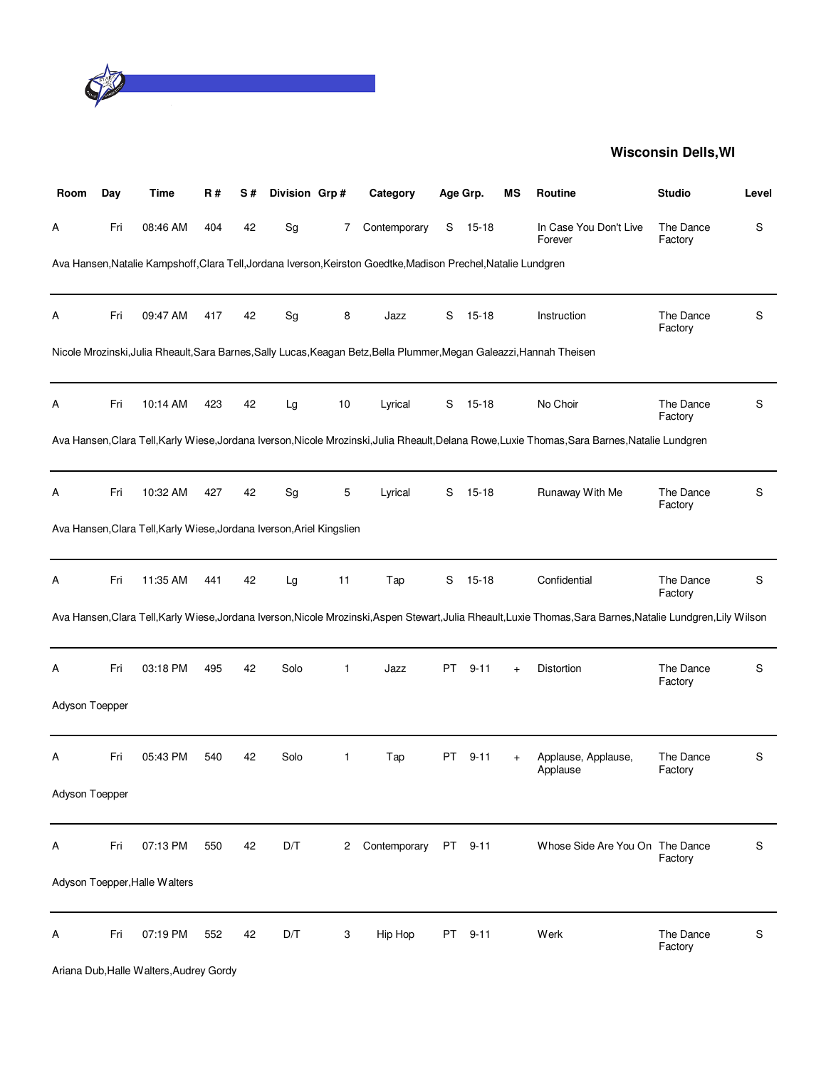**Wisconsin Dells,WI**

| Room | Day | Time | R # | S # | Division | Grp # | Category | Age Grp. | | MS | Routine | Studio | Level |
|---|---|---|---|---|---|---|---|---|---|---|---|---|---|
| A | Fri | 08:46 AM | 404 | 42 | Sg | 7 | Contemporary | S | 15-18 | | In Case You Don't Live Forever | The Dance Factory | S |
| Ava Hansen,Natalie Kampshoff,Clara Tell,Jordana Iverson,Keirston Goedtke,Madison Prechel,Natalie Lundgren | | | | | | | | | | | | | |
| A | Fri | 09:47 AM | 417 | 42 | Sg | 8 | Jazz | S | 15-18 | | Instruction | The Dance Factory | S |
| Nicole Mrozinski,Julia Rheault,Sara Barnes,Sally Lucas,Keagan Betz,Bella Plummer,Megan Galeazzi,Hannah Theisen | | | | | | | | | | | | | |
| A | Fri | 10:14 AM | 423 | 42 | Lg | 10 | Lyrical | S | 15-18 | | No Choir | The Dance Factory | S |
| Ava Hansen,Clara Tell,Karly Wiese,Jordana Iverson,Nicole Mrozinski,Julia Rheault,Delana Rowe,Luxie Thomas,Sara Barnes,Natalie Lundgren | | | | | | | | | | | | | |
| A | Fri | 10:32 AM | 427 | 42 | Sg | 5 | Lyrical | S | 15-18 | | Runaway With Me | The Dance Factory | S |
| Ava Hansen,Clara Tell,Karly Wiese,Jordana Iverson,Ariel Kingslien | | | | | | | | | | | | | |
| A | Fri | 11:35 AM | 441 | 42 | Lg | 11 | Tap | S | 15-18 | | Confidential | The Dance Factory | S |
| Ava Hansen,Clara Tell,Karly Wiese,Jordana Iverson,Nicole Mrozinski,Aspen Stewart,Julia Rheault,Luxie Thomas,Sara Barnes,Natalie Lundgren,Lily Wilson | | | | | | | | | | | | | |
| A | Fri | 03:18 PM | 495 | 42 | Solo | 1 | Jazz | PT | 9-11 | + | Distortion | The Dance Factory | S |
| Adyson Toepper | | | | | | | | | | | | | |
| A | Fri | 05:43 PM | 540 | 42 | Solo | 1 | Tap | PT | 9-11 | + | Applause, Applause, Applause | The Dance Factory | S |
| Adyson Toepper | | | | | | | | | | | | | |
| A | Fri | 07:13 PM | 550 | 42 | D/T | 2 | Contemporary | PT | 9-11 | | Whose Side Are You On | The Dance Factory | S |
| Adyson Toepper,Halle Walters | | | | | | | | | | | | | |
| A | Fri | 07:19 PM | 552 | 42 | D/T | 3 | Hip Hop | PT | 9-11 | | Werk | The Dance Factory | S |
| Ariana Dub,Halle Walters,Audrey Gordy | | | | | | | | | | | | | |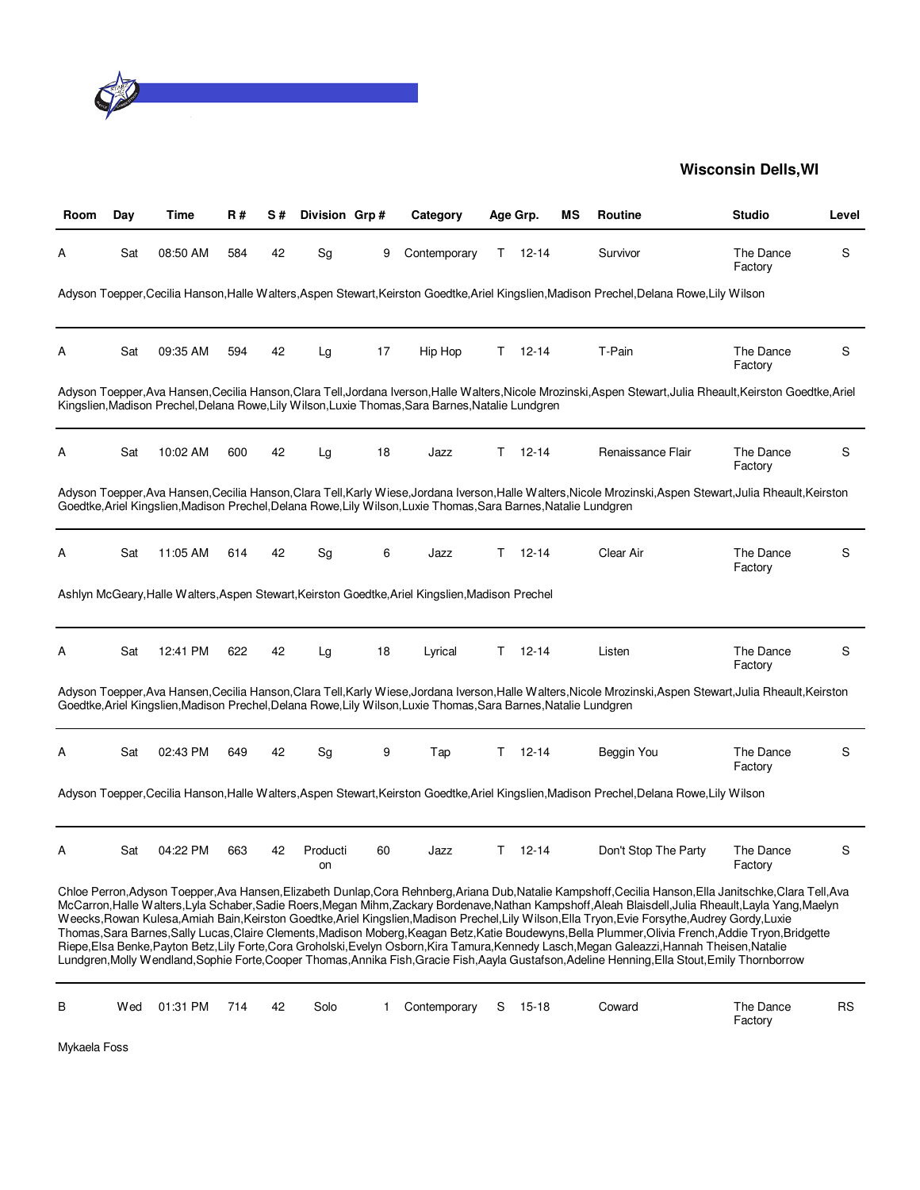**Wisconsin Dells,WI**

| Room | Day | Time | R # | S # | Division | Grp # | Category | Age Grp. | | MS | Routine | Studio | Level |
|---|---|---|---|---|---|---|---|---|---|---|---|---|---|
| A | Sat | 08:50 AM | 584 | 42 | Sg | 9 | Contemporary | T | 12-14 | | Survivor | The Dance Factory | S |
| Adyson Toepper,Cecilia Hanson,Halle Walters,Aspen Stewart,Keirston Goedtke,Ariel Kingslien,Madison Prechel,Delana Rowe,Lily Wilson | | | | | | | | | | | | | |
| A | Sat | 09:35 AM | 594 | 42 | Lg | 17 | Hip Hop | T | 12-14 | | T-Pain | The Dance Factory | S |
| Adyson Toepper,Ava Hansen,Cecilia Hanson,Clara Tell,Jordana Iverson,Halle Walters,Nicole Mrozinski,Aspen Stewart,Julia Rheault,Keirston Goedtke,Ariel Kingslien,Madison Prechel,Delana Rowe,Lily Wilson,Luxie Thomas,Sara Barnes,Natalie Lundgren | | | | | | | | | | | | | |
| A | Sat | 10:02 AM | 600 | 42 | Lg | 18 | Jazz | T | 12-14 | | Renaissance Flair | The Dance Factory | S |
| Adyson Toepper,Ava Hansen,Cecilia Hanson,Clara Tell,Karly Wiese,Jordana Iverson,Halle Walters,Nicole Mrozinski,Aspen Stewart,Julia Rheault,Keirston Goedtke,Ariel Kingslien,Madison Prechel,Delana Rowe,Lily Wilson,Luxie Thomas,Sara Barnes,Natalie Lundgren | | | | | | | | | | | | | |
| A | Sat | 11:05 AM | 614 | 42 | Sg | 6 | Jazz | T | 12-14 | | Clear Air | The Dance Factory | S |
| Ashlyn McGeary,Halle Walters,Aspen Stewart,Keirston Goedtke,Ariel Kingslien,Madison Prechel | | | | | | | | | | | | | |
| A | Sat | 12:41 PM | 622 | 42 | Lg | 18 | Lyrical | T | 12-14 | | Listen | The Dance Factory | S |
| Adyson Toepper,Ava Hansen,Cecilia Hanson,Clara Tell,Karly Wiese,Jordana Iverson,Halle Walters,Nicole Mrozinski,Aspen Stewart,Julia Rheault,Keirston Goedtke,Ariel Kingslien,Madison Prechel,Delana Rowe,Lily Wilson,Luxie Thomas,Sara Barnes,Natalie Lundgren | | | | | | | | | | | | | |
| A | Sat | 02:43 PM | 649 | 42 | Sg | 9 | Tap | T | 12-14 | | Beggin You | The Dance Factory | S |
| Adyson Toepper,Cecilia Hanson,Halle Walters,Aspen Stewart,Keirston Goedtke,Ariel Kingslien,Madison Prechel,Delana Rowe,Lily Wilson | | | | | | | | | | | | | |
| A | Sat | 04:22 PM | 663 | 42 | Production | 60 | Jazz | T | 12-14 | | Don't Stop The Party | The Dance Factory | S |
| Chloe Perron,Adyson Toepper,Ava Hansen,Elizabeth Dunlap,Cora Rehnberg,Ariana Dub,Natalie Kampshoff,Cecilia Hanson,Ella Janitschke,Clara Tell,Ava McCarron,Halle Walters,Lyla Schaber,Sadie Roers,Megan Mihm,Zackary Bordenave,Nathan Kampshoff,Aleah Blaisdell,Julia Rheault,Layla Yang,Maelyn Weecks,Rowan Kulesa,Amiah Bain,Keirston Goedtke,Ariel Kingslien,Madison Prechel,Lily Wilson,Ella Tryon,Evie Forsythe,Audrey Gordy,Luxie Thomas,Sara Barnes,Sally Lucas,Claire Clements,Madison Moberg,Keagan Betz,Katie Boudewyns,Bella Plummer,Olivia French,Addie Tryon,Bridgette Riepe,Elsa Benke,Payton Betz,Lily Forte,Cora Groholski,Evelyn Osborn,Kira Tamura,Kennedy Lasch,Megan Galeazzi,Hannah Theisen,Natalie Lundgren,Molly Wendland,Sophie Forte,Cooper Thomas,Annika Fish,Gracie Fish,Aayla Gustafson,Adeline Henning,Ella Stout,Emily Thornborrow | | | | | | | | | | | | | |
| B | Wed | 01:31 PM | 714 | 42 | Solo | 1 | Contemporary | S | 15-18 | | Coward | The Dance Factory | RS |
| Mykaela Foss | | | | | | | | | | | | | |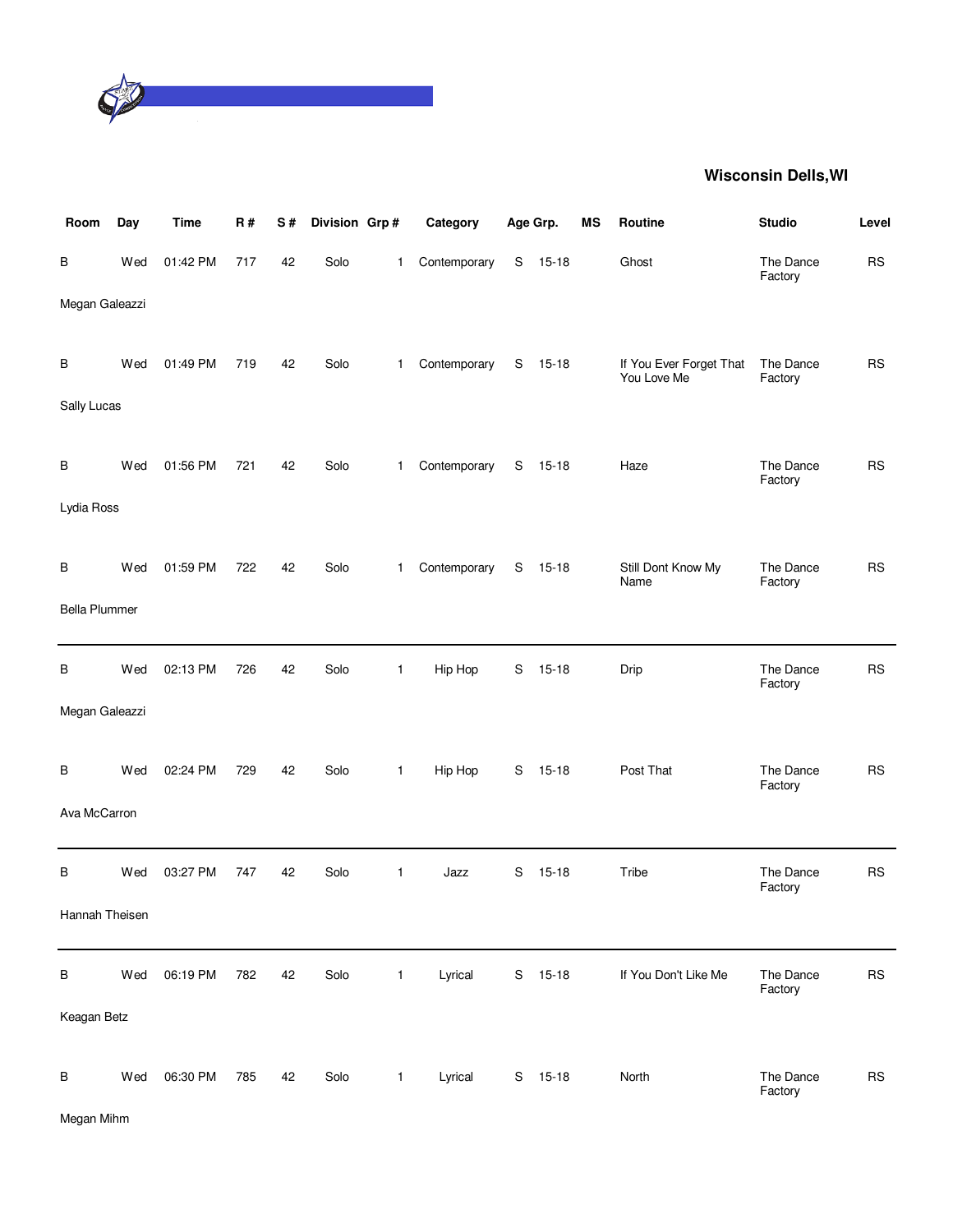**Wisconsin Dells,WI**

| Room | Day | Time | R # | S # | Division | Grp # | Category | Age Grp. | | MS | Routine | Studio | Level |
|---|---|---|---|---|---|---|---|---|---|---|---|---|---|
| B | Wed | 01:42 PM | 717 | 42 | Solo | 1 | Contemporary | S | 15-18 | | Ghost | The Dance Factory | RS |
| Megan Galeazzi | | | | | | | | | | | | | |
| B | Wed | 01:49 PM | 719 | 42 | Solo | 1 | Contemporary | S | 15-18 | | If You Ever Forget That You Love Me | The Dance Factory | RS |
| Sally Lucas | | | | | | | | | | | | | |
| B | Wed | 01:56 PM | 721 | 42 | Solo | 1 | Contemporary | S | 15-18 | | Haze | The Dance Factory | RS |
| Lydia Ross | | | | | | | | | | | | | |
| B | Wed | 01:59 PM | 722 | 42 | Solo | 1 | Contemporary | S | 15-18 | | Still Dont Know My Name | The Dance Factory | RS |
| Bella Plummer | | | | | | | | | | | | | |
| B | Wed | 02:13 PM | 726 | 42 | Solo | 1 | Hip Hop | S | 15-18 | | Drip | The Dance Factory | RS |
| Megan Galeazzi | | | | | | | | | | | | | |
| B | Wed | 02:24 PM | 729 | 42 | Solo | 1 | Hip Hop | S | 15-18 | | Post That | The Dance Factory | RS |
| Ava McCarron | | | | | | | | | | | | | |
| B | Wed | 03:27 PM | 747 | 42 | Solo | 1 | Jazz | S | 15-18 | | Tribe | The Dance Factory | RS |
| Hannah Theisen | | | | | | | | | | | | | |
| B | Wed | 06:19 PM | 782 | 42 | Solo | 1 | Lyrical | S | 15-18 | | If You Don't Like Me | The Dance Factory | RS |
| Keagan Betz | | | | | | | | | | | | | |
| B | Wed | 06:30 PM | 785 | 42 | Solo | 1 | Lyrical | S | 15-18 | | North | The Dance Factory | RS |
| Megan Mihm | | | | | | | | | | | | | |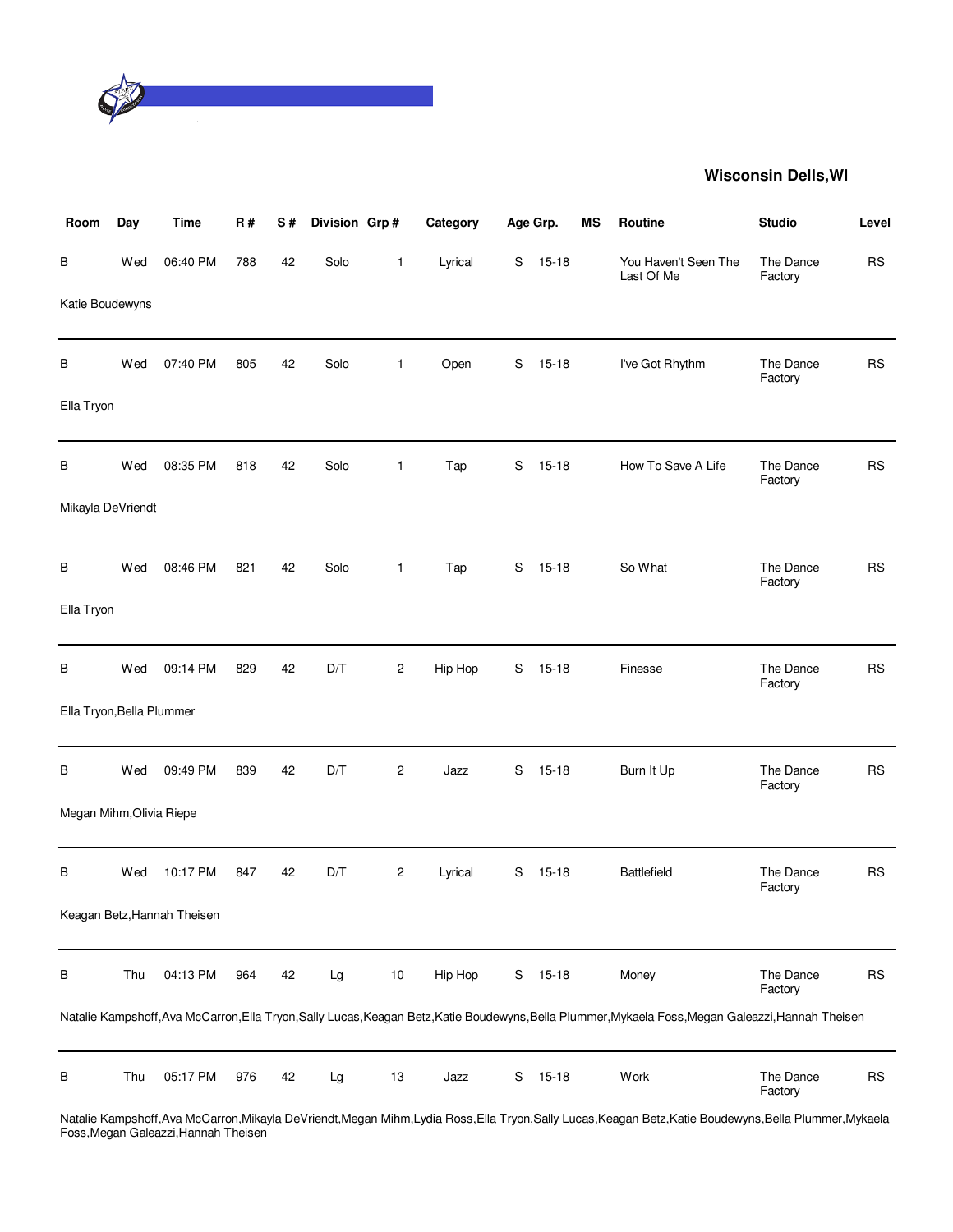**Wisconsin Dells,WI**

| Room | Day | Time | R # | S # | Division | Grp # | Category | Age Grp. | | MS | Routine | Studio | Level |
|---|---|---|---|---|---|---|---|---|---|---|---|---|---|
| B | Wed | 06:40 PM | 788 | 42 | Solo | 1 | Lyrical | S | 15-18 | | You Haven't Seen The Last Of Me | The Dance Factory | RS |
| Katie Boudewyns | | | | | | | | | | | | | |
| B | Wed | 07:40 PM | 805 | 42 | Solo | 1 | Open | S | 15-18 | | I've Got Rhythm | The Dance Factory | RS |
| Ella Tryon | | | | | | | | | | | | | |
| B | Wed | 08:35 PM | 818 | 42 | Solo | 1 | Tap | S | 15-18 | | How To Save A Life | The Dance Factory | RS |
| Mikayla DeVriendt | | | | | | | | | | | | | |
| B | Wed | 08:46 PM | 821 | 42 | Solo | 1 | Tap | S | 15-18 | | So What | The Dance Factory | RS |
| Ella Tryon | | | | | | | | | | | | | |
| B | Wed | 09:14 PM | 829 | 42 | D/T | 2 | Hip Hop | S | 15-18 | | Finesse | The Dance Factory | RS |
| Ella Tryon,Bella Plummer | | | | | | | | | | | | | |
| B | Wed | 09:49 PM | 839 | 42 | D/T | 2 | Jazz | S | 15-18 | | Burn It Up | The Dance Factory | RS |
| Megan Mihm,Olivia Riepe | | | | | | | | | | | | | |
| B | Wed | 10:17 PM | 847 | 42 | D/T | 2 | Lyrical | S | 15-18 | | Battlefield | The Dance Factory | RS |
| Keagan Betz,Hannah Theisen | | | | | | | | | | | | | |
| B | Thu | 04:13 PM | 964 | 42 | Lg | 10 | Hip Hop | S | 15-18 | | Money | The Dance Factory | RS |
| Natalie Kampshoff,Ava McCarron,Ella Tryon,Sally Lucas,Keagan Betz,Katie Boudewyns,Bella Plummer,Mykaela Foss,Megan Galeazzi,Hannah Theisen | | | | | | | | | | | | | |
| B | Thu | 05:17 PM | 976 | 42 | Lg | 13 | Jazz | S | 15-18 | | Work | The Dance Factory | RS |
| Natalie Kampshoff,Ava McCarron,Mikayla DeVriendt,Megan Mihm,Lydia Ross,Ella Tryon,Sally Lucas,Keagan Betz,Katie Boudewyns,Bella Plummer,Mykaela Foss,Megan Galeazzi,Hannah Theisen | | | | | | | | | | | | | |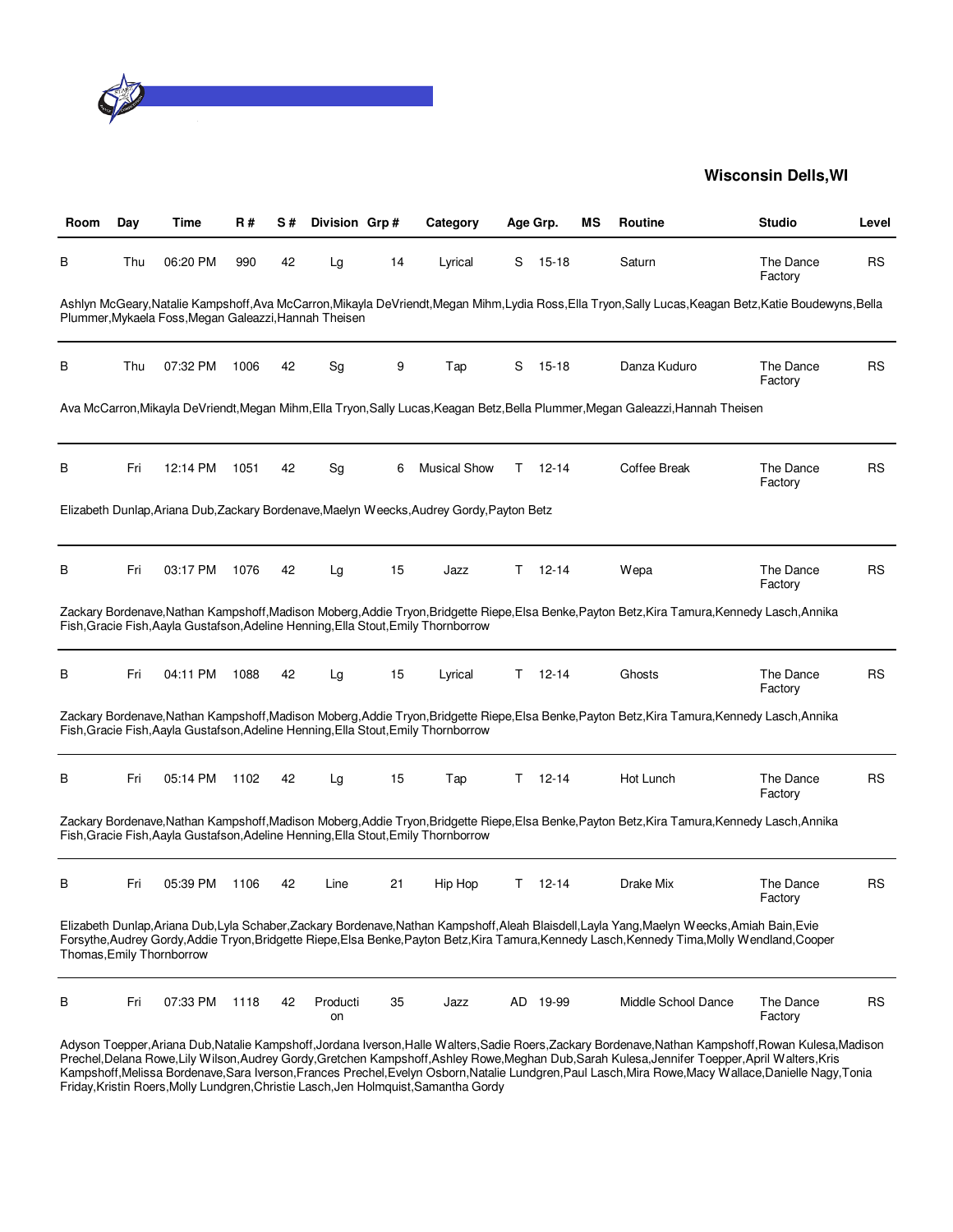## Wisconsin Dells,WI

| Room | Day | Time | R # | S # | Division | Grp # | Category | Age Grp. | | MS | Routine | Studio | Level |
|---|---|---|---|---|---|---|---|---|---|---|---|---|---|
| B | Thu | 06:20 PM | 990 | 42 | Lg | 14 | Lyrical | S | 15-18 | | Saturn | The Dance Factory | RS |

Ashlyn McGeary,Natalie Kampshoff,Ava McCarron,Mikayla DeVriendt,Megan Mihm,Lydia Ross,Ella Tryon,Sally Lucas,Keagan Betz,Katie Boudewyns,Bella Plummer,Mykaela Foss,Megan Galeazzi,Hannah Theisen

| Room | Day | Time | R # | S # | Division | Grp # | Category | Age Grp. | | MS | Routine | Studio | Level |
|---|---|---|---|---|---|---|---|---|---|---|---|---|---|
| B | Thu | 07:32 PM | 1006 | 42 | Sg | 9 | Tap | S | 15-18 | | Danza Kuduro | The Dance Factory | RS |

Ava McCarron,Mikayla DeVriendt,Megan Mihm,Ella Tryon,Sally Lucas,Keagan Betz,Bella Plummer,Megan Galeazzi,Hannah Theisen

| Room | Day | Time | R # | S # | Division | Grp # | Category | Age Grp. | | MS | Routine | Studio | Level |
|---|---|---|---|---|---|---|---|---|---|---|---|---|---|
| B | Fri | 12:14 PM | 1051 | 42 | Sg | 6 | Musical Show | T | 12-14 | | Coffee Break | The Dance Factory | RS |

Elizabeth Dunlap,Ariana Dub,Zackary Bordenave,Maelyn Weecks,Audrey Gordy,Payton Betz

| Room | Day | Time | R # | S # | Division | Grp # | Category | Age Grp. | | MS | Routine | Studio | Level |
|---|---|---|---|---|---|---|---|---|---|---|---|---|---|
| B | Fri | 03:17 PM | 1076 | 42 | Lg | 15 | Jazz | T | 12-14 | | Wepa | The Dance Factory | RS |

Zackary Bordenave,Nathan Kampshoff,Madison Moberg,Addie Tryon,Bridgette Riepe,Elsa Benke,Payton Betz,Kira Tamura,Kennedy Lasch,Annika Fish,Gracie Fish,Aayla Gustafson,Adeline Henning,Ella Stout,Emily Thornborrow

| Room | Day | Time | R # | S # | Division | Grp # | Category | Age Grp. | | MS | Routine | Studio | Level |
|---|---|---|---|---|---|---|---|---|---|---|---|---|---|
| B | Fri | 04:11 PM | 1088 | 42 | Lg | 15 | Lyrical | T | 12-14 | | Ghosts | The Dance Factory | RS |

Zackary Bordenave,Nathan Kampshoff,Madison Moberg,Addie Tryon,Bridgette Riepe,Elsa Benke,Payton Betz,Kira Tamura,Kennedy Lasch,Annika Fish,Gracie Fish,Aayla Gustafson,Adeline Henning,Ella Stout,Emily Thornborrow

| Room | Day | Time | R # | S # | Division | Grp # | Category | Age Grp. | | MS | Routine | Studio | Level |
|---|---|---|---|---|---|---|---|---|---|---|---|---|---|
| B | Fri | 05:14 PM | 1102 | 42 | Lg | 15 | Tap | T | 12-14 | | Hot Lunch | The Dance Factory | RS |

Zackary Bordenave,Nathan Kampshoff,Madison Moberg,Addie Tryon,Bridgette Riepe,Elsa Benke,Payton Betz,Kira Tamura,Kennedy Lasch,Annika Fish,Gracie Fish,Aayla Gustafson,Adeline Henning,Ella Stout,Emily Thornborrow

| Room | Day | Time | R # | S # | Division | Grp # | Category | Age Grp. | | MS | Routine | Studio | Level |
|---|---|---|---|---|---|---|---|---|---|---|---|---|---|
| B | Fri | 05:39 PM | 1106 | 42 | Line | 21 | Hip Hop | T | 12-14 | | Drake Mix | The Dance Factory | RS |

Elizabeth Dunlap,Ariana Dub,Lyla Schaber,Zackary Bordenave,Nathan Kampshoff,Aleah Blaisdell,Layla Yang,Maelyn Weecks,Amiah Bain,Evie Forsythe,Audrey Gordy,Addie Tryon,Bridgette Riepe,Elsa Benke,Payton Betz,Kira Tamura,Kennedy Lasch,Kennedy Tima,Molly Wendland,Cooper Thomas,Emily Thornborrow

| Room | Day | Time | R # | S # | Division | Grp # | Category | Age Grp. | | MS | Routine | Studio | Level |
|---|---|---|---|---|---|---|---|---|---|---|---|---|---|
| B | Fri | 07:33 PM | 1118 | 42 | Production | 35 | Jazz | AD | 19-99 | | Middle School Dance | The Dance Factory | RS |

Adyson Toepper,Ariana Dub,Natalie Kampshoff,Jordana Iverson,Halle Walters,Sadie Roers,Zackary Bordenave,Nathan Kampshoff,Rowan Kulesa,Madison Prechel,Delana Rowe,Lily Wilson,Audrey Gordy,Gretchen Kampshoff,Ashley Rowe,Meghan Dub,Sarah Kulesa,Jennifer Toepper,April Walters,Kris Kampshoff,Melissa Bordenave,Sara Iverson,Frances Prechel,Evelyn Osborn,Natalie Lundgren,Paul Lasch,Mira Rowe,Macy Wallace,Danielle Nagy,Tonia Friday,Kristin Roers,Molly Lundgren,Christie Lasch,Jen Holmquist,Samantha Gordy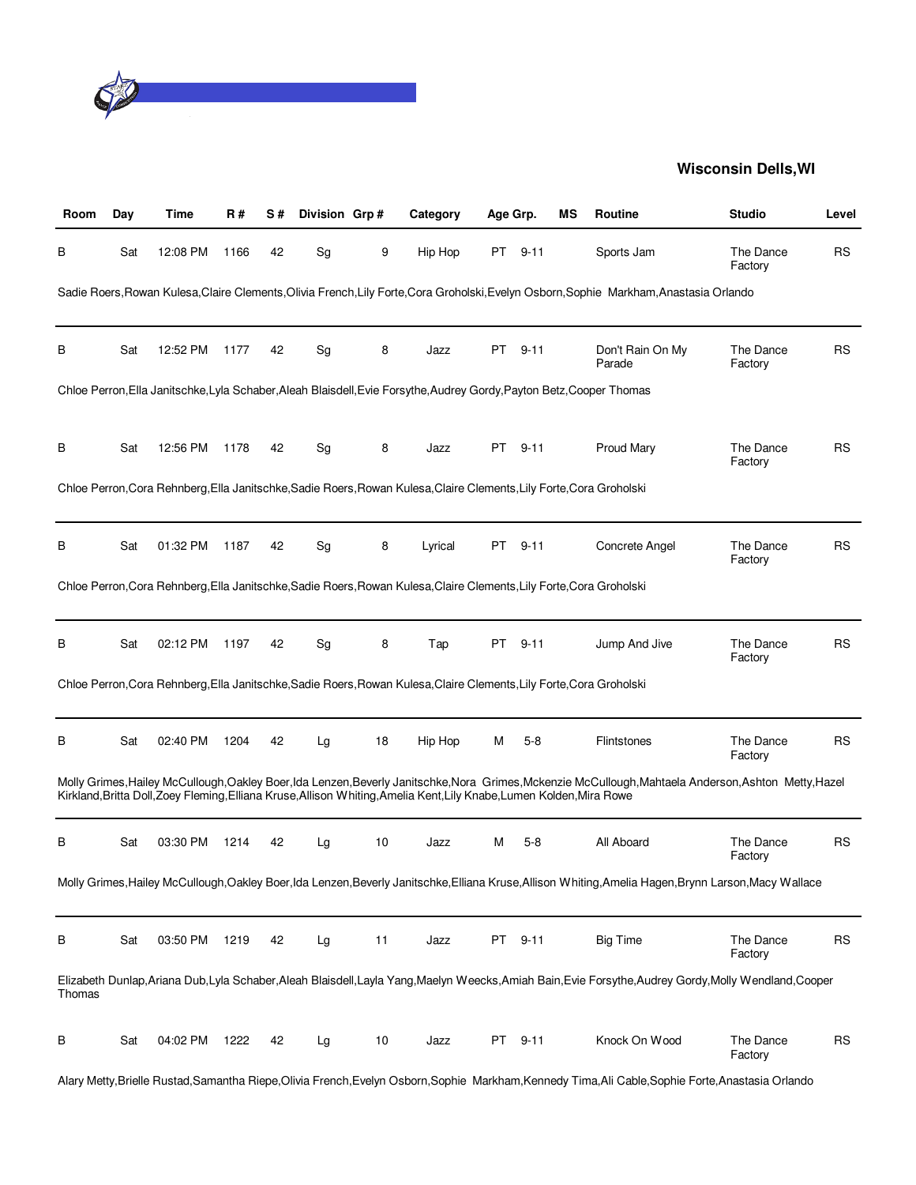**Wisconsin Dells,WI**

| Room | Day | Time | R # | S # | Division | Grp # | Category | Age Grp. | | MS | Routine | Studio | Level |
|---|---|---|---|---|---|---|---|---|---|---|---|---|---|
| B | Sat | 12:08 PM | 1166 | 42 | Sg | 9 | Hip Hop | PT | 9-11 | | Sports Jam | The Dance Factory | RS |
| Sadie Roers,Rowan Kulesa,Claire Clements,Olivia French,Lily Forte,Cora Groholski,Evelyn Osborn,Sophie Markham,Anastasia Orlando | | | | | | | | | | | | | |
| B | Sat | 12:52 PM | 1177 | 42 | Sg | 8 | Jazz | PT | 9-11 | | Don't Rain On My Parade | The Dance Factory | RS |
| Chloe Perron,Ella Janitschke,Lyla Schaber,Aleah Blaisdell,Evie Forsythe,Audrey Gordy,Payton Betz,Cooper Thomas | | | | | | | | | | | | | |
| B | Sat | 12:56 PM | 1178 | 42 | Sg | 8 | Jazz | PT | 9-11 | | Proud Mary | The Dance Factory | RS |
| Chloe Perron,Cora Rehnberg,Ella Janitschke,Sadie Roers,Rowan Kulesa,Claire Clements,Lily Forte,Cora Groholski | | | | | | | | | | | | | |
| B | Sat | 01:32 PM | 1187 | 42 | Sg | 8 | Lyrical | PT | 9-11 | | Concrete Angel | The Dance Factory | RS |
| Chloe Perron,Cora Rehnberg,Ella Janitschke,Sadie Roers,Rowan Kulesa,Claire Clements,Lily Forte,Cora Groholski | | | | | | | | | | | | | |
| B | Sat | 02:12 PM | 1197 | 42 | Sg | 8 | Tap | PT | 9-11 | | Jump And Jive | The Dance Factory | RS |
| Chloe Perron,Cora Rehnberg,Ella Janitschke,Sadie Roers,Rowan Kulesa,Claire Clements,Lily Forte,Cora Groholski | | | | | | | | | | | | | |
| B | Sat | 02:40 PM | 1204 | 42 | Lg | 18 | Hip Hop | M | 5-8 | | Flintstones | The Dance Factory | RS |
| Molly Grimes,Hailey McCullough,Oakley Boer,Ida Lenzen,Beverly Janitschke,Nora Grimes,Mckenzie McCullough,Mahtaela Anderson,Ashton Metty,Hazel Kirkland,Britta Doll,Zoey Fleming,Elliana Kruse,Allison Whiting,Amelia Kent,Lily Knabe,Lumen Kolden,Mira Rowe | | | | | | | | | | | | | |
| B | Sat | 03:30 PM | 1214 | 42 | Lg | 10 | Jazz | M | 5-8 | | All Aboard | The Dance Factory | RS |
| Molly Grimes,Hailey McCullough,Oakley Boer,Ida Lenzen,Beverly Janitschke,Elliana Kruse,Allison Whiting,Amelia Hagen,Brynn Larson,Macy Wallace | | | | | | | | | | | | | |
| B | Sat | 03:50 PM | 1219 | 42 | Lg | 11 | Jazz | PT | 9-11 | | Big Time | The Dance Factory | RS |
| Elizabeth Dunlap,Ariana Dub,Lyla Schaber,Aleah Blaisdell,Layla Yang,Maelyn Weecks,Amiah Bain,Evie Forsythe,Audrey Gordy,Molly Wendland,Cooper Thomas | | | | | | | | | | | | | |
| B | Sat | 04:02 PM | 1222 | 42 | Lg | 10 | Jazz | PT | 9-11 | | Knock On Wood | The Dance Factory | RS |
| Alary Metty,Brielle Rustad,Samantha Riepe,Olivia French,Evelyn Osborn,Sophie Markham,Kennedy Tima,Ali Cable,Sophie Forte,Anastasia Orlando | | | | | | | | | | | | | |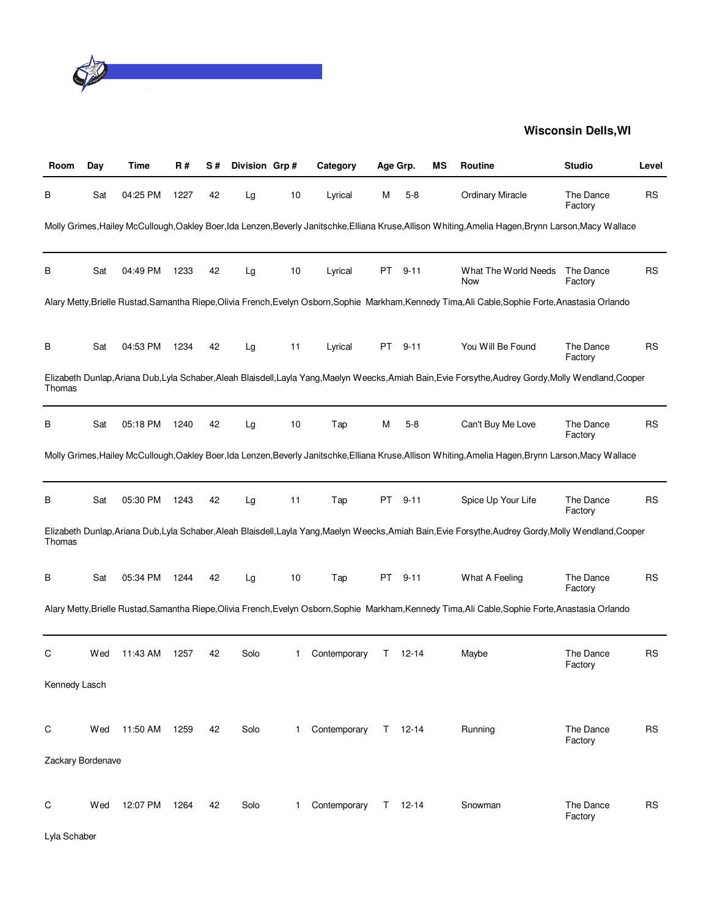**Wisconsin Dells,WI**

| Room | Day | Time | R # | S # | Division | Grp # | Category | Age Grp. | | MS | Routine | Studio | Level |
|---|---|---|---|---|---|---|---|---|---|---|---|---|---|
| B | Sat | 04:25 PM | 1227 | 42 | Lg | 10 | Lyrical | M | 5-8 | | Ordinary Miracle | The Dance Factory | RS |
| Molly Grimes,Hailey McCullough,Oakley Boer,Ida Lenzen,Beverly Janitschke,Elliana Kruse,Allison Whiting,Amelia Hagen,Brynn Larson,Macy Wallace | | | | | | | | | | | | | |
| B | Sat | 04:49 PM | 1233 | 42 | Lg | 10 | Lyrical | PT | 9-11 | | What The World Needs Now | The Dance Factory | RS |
| Alary Metty,Brielle Rustad,Samantha Riepe,Olivia French,Evelyn Osborn,Sophie Markham,Kennedy Tima,Ali Cable,Sophie Forte,Anastasia Orlando | | | | | | | | | | | | | |
| B | Sat | 04:53 PM | 1234 | 42 | Lg | 11 | Lyrical | PT | 9-11 | | You Will Be Found | The Dance Factory | RS |
| Elizabeth Dunlap,Ariana Dub,Lyla Schaber,Aleah Blaisdell,Layla Yang,Maelyn Weecks,Amiah Bain,Evie Forsythe,Audrey Gordy,Molly Wendland,Cooper Thomas | | | | | | | | | | | | | |
| B | Sat | 05:18 PM | 1240 | 42 | Lg | 10 | Tap | M | 5-8 | | Can't Buy Me Love | The Dance Factory | RS |
| Molly Grimes,Hailey McCullough,Oakley Boer,Ida Lenzen,Beverly Janitschke,Elliana Kruse,Allison Whiting,Amelia Hagen,Brynn Larson,Macy Wallace | | | | | | | | | | | | | |
| B | Sat | 05:30 PM | 1243 | 42 | Lg | 11 | Tap | PT | 9-11 | | Spice Up Your Life | The Dance Factory | RS |
| Elizabeth Dunlap,Ariana Dub,Lyla Schaber,Aleah Blaisdell,Layla Yang,Maelyn Weecks,Amiah Bain,Evie Forsythe,Audrey Gordy,Molly Wendland,Cooper Thomas | | | | | | | | | | | | | |
| B | Sat | 05:34 PM | 1244 | 42 | Lg | 10 | Tap | PT | 9-11 | | What A Feeling | The Dance Factory | RS |
| Alary Metty,Brielle Rustad,Samantha Riepe,Olivia French,Evelyn Osborn,Sophie Markham,Kennedy Tima,Ali Cable,Sophie Forte,Anastasia Orlando | | | | | | | | | | | | | |
| C | Wed | 11:43 AM | 1257 | 42 | Solo | 1 | Contemporary | T | 12-14 | | Maybe | The Dance Factory | RS |
| Kennedy Lasch | | | | | | | | | | | | | |
| C | Wed | 11:50 AM | 1259 | 42 | Solo | 1 | Contemporary | T | 12-14 | | Running | The Dance Factory | RS |
| Zackary Bordenave | | | | | | | | | | | | | |
| C | Wed | 12:07 PM | 1264 | 42 | Solo | 1 | Contemporary | T | 12-14 | | Snowman | The Dance Factory | RS |
| Lyla Schaber | | | | | | | | | | | | | |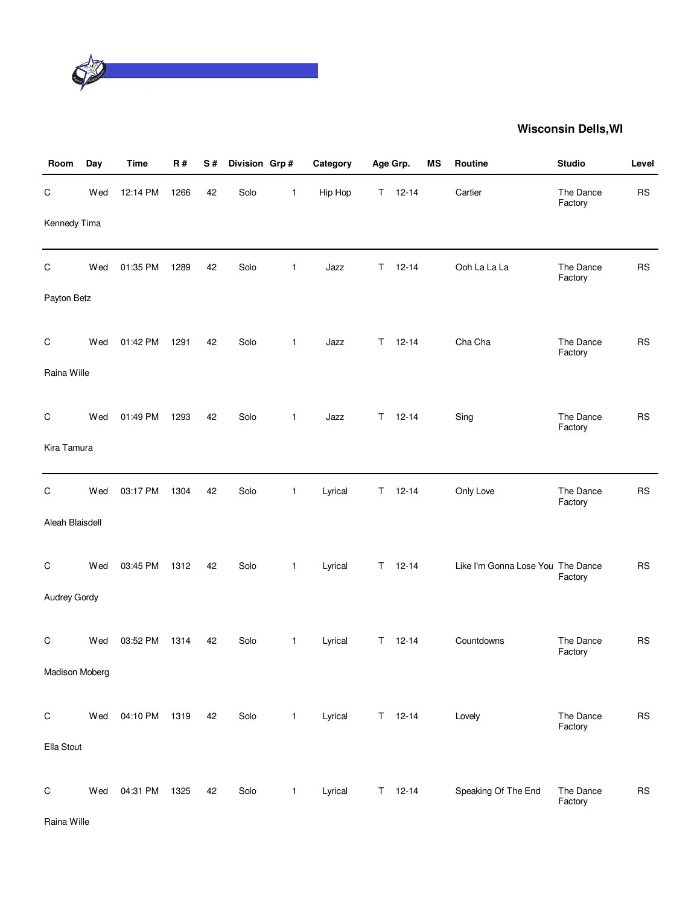**Wisconsin Dells,WI**

| Room | Day | Time | R # | S # | Division | Grp # | Category | Age Grp. | | MS | Routine | Studio | Level |
|---|---|---|---|---|---|---|---|---|---|---|---|---|---|
| C | Wed | 12:14 PM | 1266 | 42 | Solo | 1 | Hip Hop | T | 12-14 | | Cartier | The Dance Factory | RS |
| Kennedy Tima | | | | | | | | | | | | | |
| C | Wed | 01:35 PM | 1289 | 42 | Solo | 1 | Jazz | T | 12-14 | | Ooh La La La | The Dance Factory | RS |
| Payton Betz | | | | | | | | | | | | | |
| C | Wed | 01:42 PM | 1291 | 42 | Solo | 1 | Jazz | T | 12-14 | | Cha Cha | The Dance Factory | RS |
| Raina Wille | | | | | | | | | | | | | |
| C | Wed | 01:49 PM | 1293 | 42 | Solo | 1 | Jazz | T | 12-14 | | Sing | The Dance Factory | RS |
| Kira Tamura | | | | | | | | | | | | | |
| C | Wed | 03:17 PM | 1304 | 42 | Solo | 1 | Lyrical | T | 12-14 | | Only Love | The Dance Factory | RS |
| Aleah Blaisdell | | | | | | | | | | | | | |
| C | Wed | 03:45 PM | 1312 | 42 | Solo | 1 | Lyrical | T | 12-14 | | Like I'm Gonna Lose You | The Dance Factory | RS |
| Audrey Gordy | | | | | | | | | | | | | |
| C | Wed | 03:52 PM | 1314 | 42 | Solo | 1 | Lyrical | T | 12-14 | | Countdowns | The Dance Factory | RS |
| Madison Moberg | | | | | | | | | | | | | |
| C | Wed | 04:10 PM | 1319 | 42 | Solo | 1 | Lyrical | T | 12-14 | | Lovely | The Dance Factory | RS |
| Ella Stout | | | | | | | | | | | | | |
| C | Wed | 04:31 PM | 1325 | 42 | Solo | 1 | Lyrical | T | 12-14 | | Speaking Of The End | The Dance Factory | RS |
| Raina Wille | | | | | | | | | | | | | |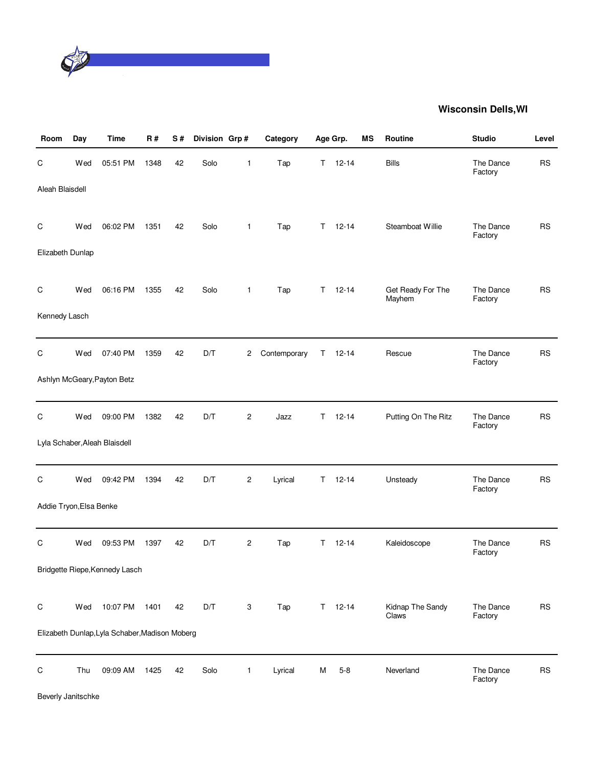**Wisconsin Dells,WI**

| Room | Day | Time | R # | S # | Division | Grp # | Category | Age Grp. | | MS | Routine | Studio | Level |
|---|---|---|---|---|---|---|---|---|---|---|---|---|---|
| C | Wed | 05:51 PM | 1348 | 42 | Solo | 1 | Tap | T | 12-14 | | Bills | The Dance Factory | RS |
| Aleah Blaisdell | | | | | | | | | | | | | |
| C | Wed | 06:02 PM | 1351 | 42 | Solo | 1 | Tap | T | 12-14 | | Steamboat Willie | The Dance Factory | RS |
| Elizabeth Dunlap | | | | | | | | | | | | | |
| C | Wed | 06:16 PM | 1355 | 42 | Solo | 1 | Tap | T | 12-14 | | Get Ready For The Mayhem | The Dance Factory | RS |
| Kennedy Lasch | | | | | | | | | | | | | |
| C | Wed | 07:40 PM | 1359 | 42 | D/T | 2 | Contemporary | T | 12-14 | | Rescue | The Dance Factory | RS |
| Ashlyn McGeary,Payton Betz | | | | | | | | | | | | | |
| C | Wed | 09:00 PM | 1382 | 42 | D/T | 2 | Jazz | T | 12-14 | | Putting On The Ritz | The Dance Factory | RS |
| Lyla Schaber,Aleah Blaisdell | | | | | | | | | | | | | |
| C | Wed | 09:42 PM | 1394 | 42 | D/T | 2 | Lyrical | T | 12-14 | | Unsteady | The Dance Factory | RS |
| Addie Tryon,Elsa Benke | | | | | | | | | | | | | |
| C | Wed | 09:53 PM | 1397 | 42 | D/T | 2 | Tap | T | 12-14 | | Kaleidoscope | The Dance Factory | RS |
| Bridgette Riepe,Kennedy Lasch | | | | | | | | | | | | | |
| C | Wed | 10:07 PM | 1401 | 42 | D/T | 3 | Tap | T | 12-14 | | Kidnap The Sandy Claws | The Dance Factory | RS |
| Elizabeth Dunlap,Lyla Schaber,Madison Moberg | | | | | | | | | | | | | |
| C | Thu | 09:09 AM | 1425 | 42 | Solo | 1 | Lyrical | M | 5-8 | | Neverland | The Dance Factory | RS |
| Beverly Janitschke | | | | | | | | | | | | | |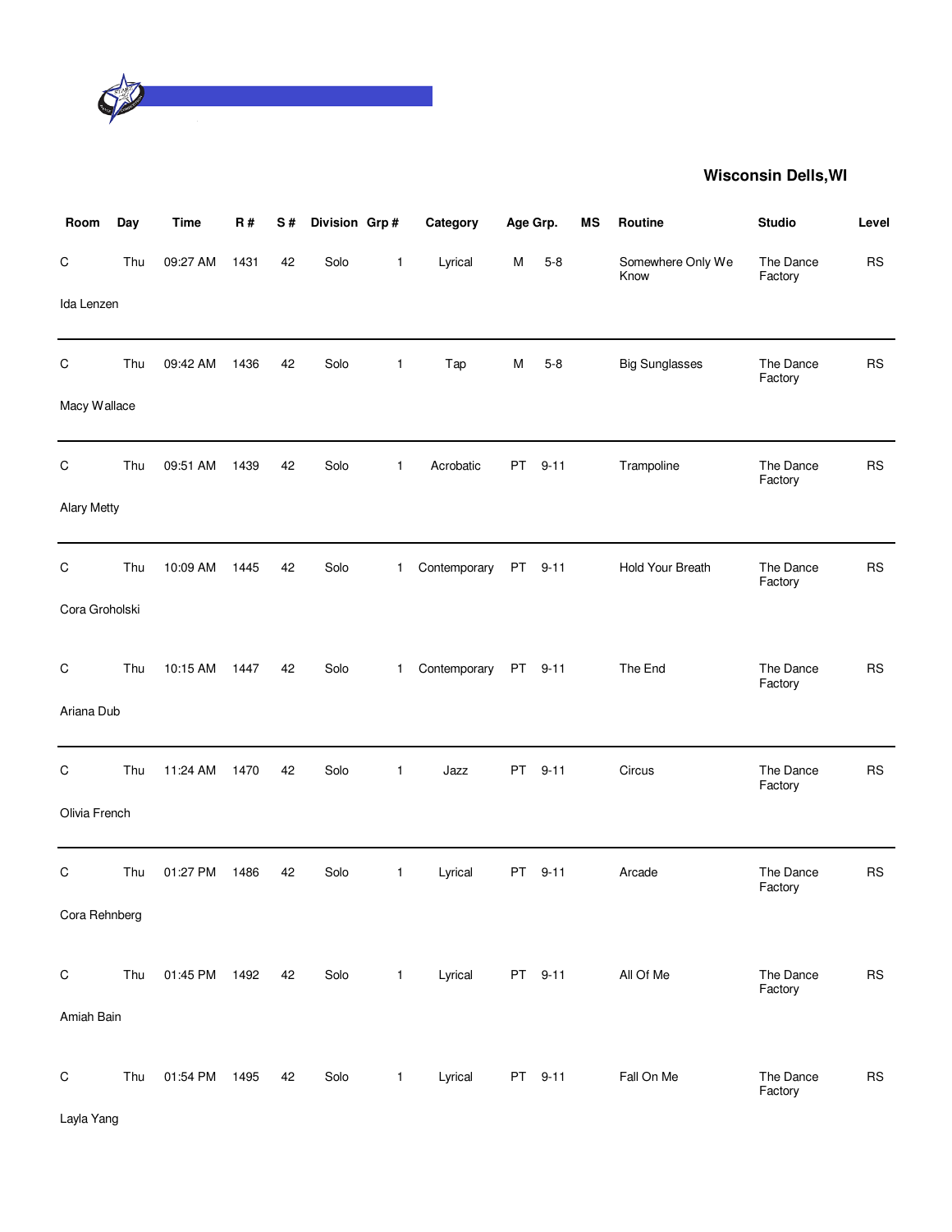## Wisconsin Dells,WI

| Room | Day | Time | R # | S # | Division | Grp # | Category | Age Grp. | | MS | Routine | Studio | Level |
|---|---|---|---|---|---|---|---|---|---|---|---|---|---|
| C | Thu | 09:27 AM | 1431 | 42 | Solo | 1 | Lyrical | M | 5-8 | | Somewhere Only We Know | The Dance Factory | RS |
| Ida Lenzen | | | | | | | | | | | | | |
| C | Thu | 09:42 AM | 1436 | 42 | Solo | 1 | Tap | M | 5-8 | | Big Sunglasses | The Dance Factory | RS |
| Macy Wallace | | | | | | | | | | | | | |
| C | Thu | 09:51 AM | 1439 | 42 | Solo | 1 | Acrobatic | PT | 9-11 | | Trampoline | The Dance Factory | RS |
| Alary Metty | | | | | | | | | | | | | |
| C | Thu | 10:09 AM | 1445 | 42 | Solo | 1 | Contemporary | PT | 9-11 | | Hold Your Breath | The Dance Factory | RS |
| Cora Groholski | | | | | | | | | | | | | |
| C | Thu | 10:15 AM | 1447 | 42 | Solo | 1 | Contemporary | PT | 9-11 | | The End | The Dance Factory | RS |
| Ariana Dub | | | | | | | | | | | | | |
| C | Thu | 11:24 AM | 1470 | 42 | Solo | 1 | Jazz | PT | 9-11 | | Circus | The Dance Factory | RS |
| Olivia French | | | | | | | | | | | | | |
| C | Thu | 01:27 PM | 1486 | 42 | Solo | 1 | Lyrical | PT | 9-11 | | Arcade | The Dance Factory | RS |
| Cora Rehnberg | | | | | | | | | | | | | |
| C | Thu | 01:45 PM | 1492 | 42 | Solo | 1 | Lyrical | PT | 9-11 | | All Of Me | The Dance Factory | RS |
| Amiah Bain | | | | | | | | | | | | | |
| C | Thu | 01:54 PM | 1495 | 42 | Solo | 1 | Lyrical | PT | 9-11 | | Fall On Me | The Dance Factory | RS |
| Layla Yang | | | | | | | | | | | | | |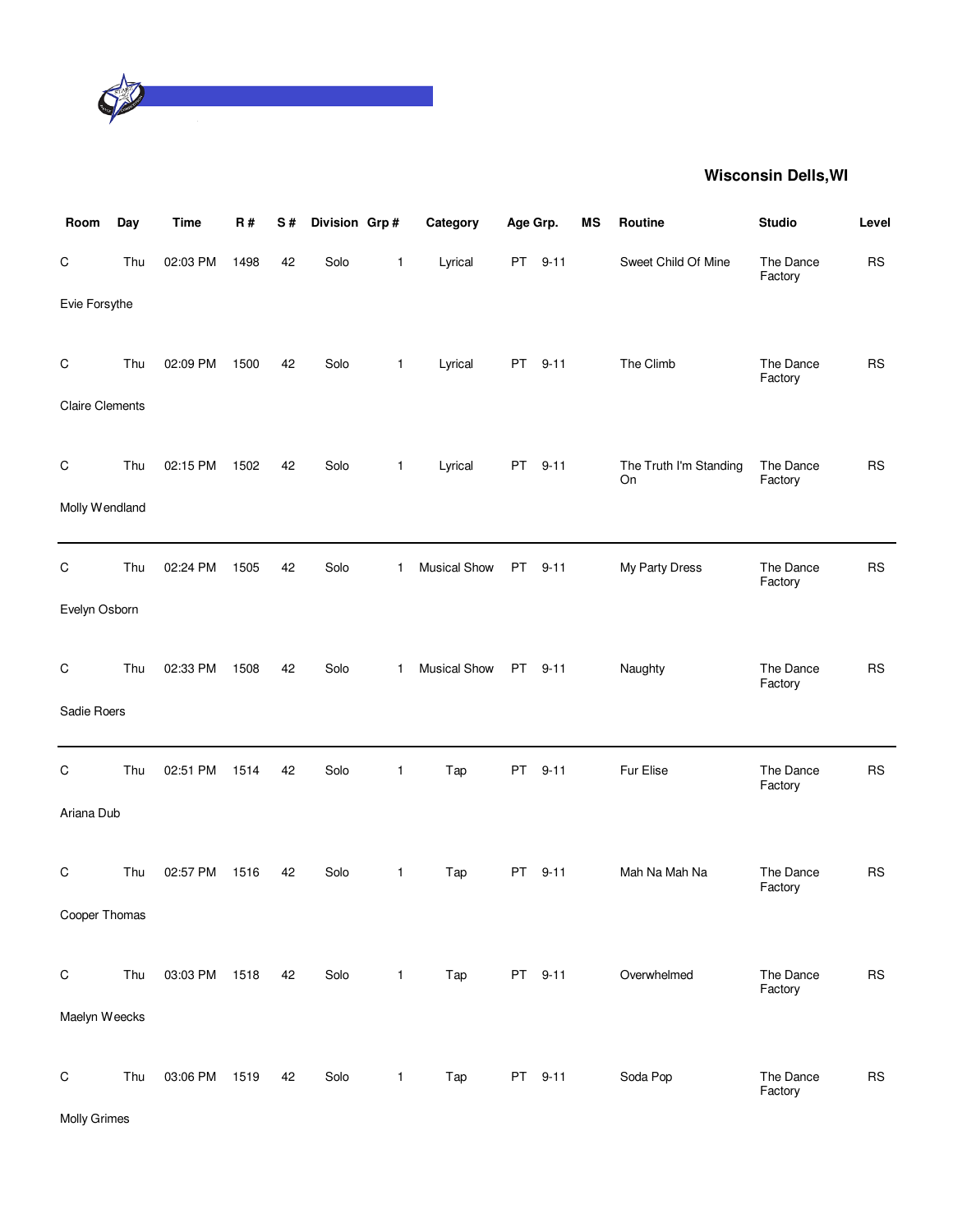## Wisconsin Dells,WI

| Room | Day | Time | R # | S # | Division | Grp # | Category | Age Grp. | | MS | Routine | Studio | Level |
|---|---|---|---|---|---|---|---|---|---|---|---|---|---|
| C | Thu | 02:03 PM | 1498 | 42 | Solo | 1 | Lyrical | PT | 9-11 | | Sweet Child Of Mine | The Dance Factory | RS |
| Evie Forsythe | | | | | | | | | | | | | |
| C | Thu | 02:09 PM | 1500 | 42 | Solo | 1 | Lyrical | PT | 9-11 | | The Climb | The Dance Factory | RS |
| Claire Clements | | | | | | | | | | | | | |
| C | Thu | 02:15 PM | 1502 | 42 | Solo | 1 | Lyrical | PT | 9-11 | | The Truth I'm Standing On | The Dance Factory | RS |
| Molly Wendland | | | | | | | | | | | | | |
| C | Thu | 02:24 PM | 1505 | 42 | Solo | 1 | Musical Show | PT | 9-11 | | My Party Dress | The Dance Factory | RS |
| Evelyn Osborn | | | | | | | | | | | | | |
| C | Thu | 02:33 PM | 1508 | 42 | Solo | 1 | Musical Show | PT | 9-11 | | Naughty | The Dance Factory | RS |
| Sadie Roers | | | | | | | | | | | | | |
| C | Thu | 02:51 PM | 1514 | 42 | Solo | 1 | Tap | PT | 9-11 | | Fur Elise | The Dance Factory | RS |
| Ariana Dub | | | | | | | | | | | | | |
| C | Thu | 02:57 PM | 1516 | 42 | Solo | 1 | Tap | PT | 9-11 | | Mah Na Mah Na | The Dance Factory | RS |
| Cooper Thomas | | | | | | | | | | | | | |
| C | Thu | 03:03 PM | 1518 | 42 | Solo | 1 | Tap | PT | 9-11 | | Overwhelmed | The Dance Factory | RS |
| Maelyn Weecks | | | | | | | | | | | | | |
| C | Thu | 03:06 PM | 1519 | 42 | Solo | 1 | Tap | PT | 9-11 | | Soda Pop | The Dance Factory | RS |
| Molly Grimes | | | | | | | | | | | | | |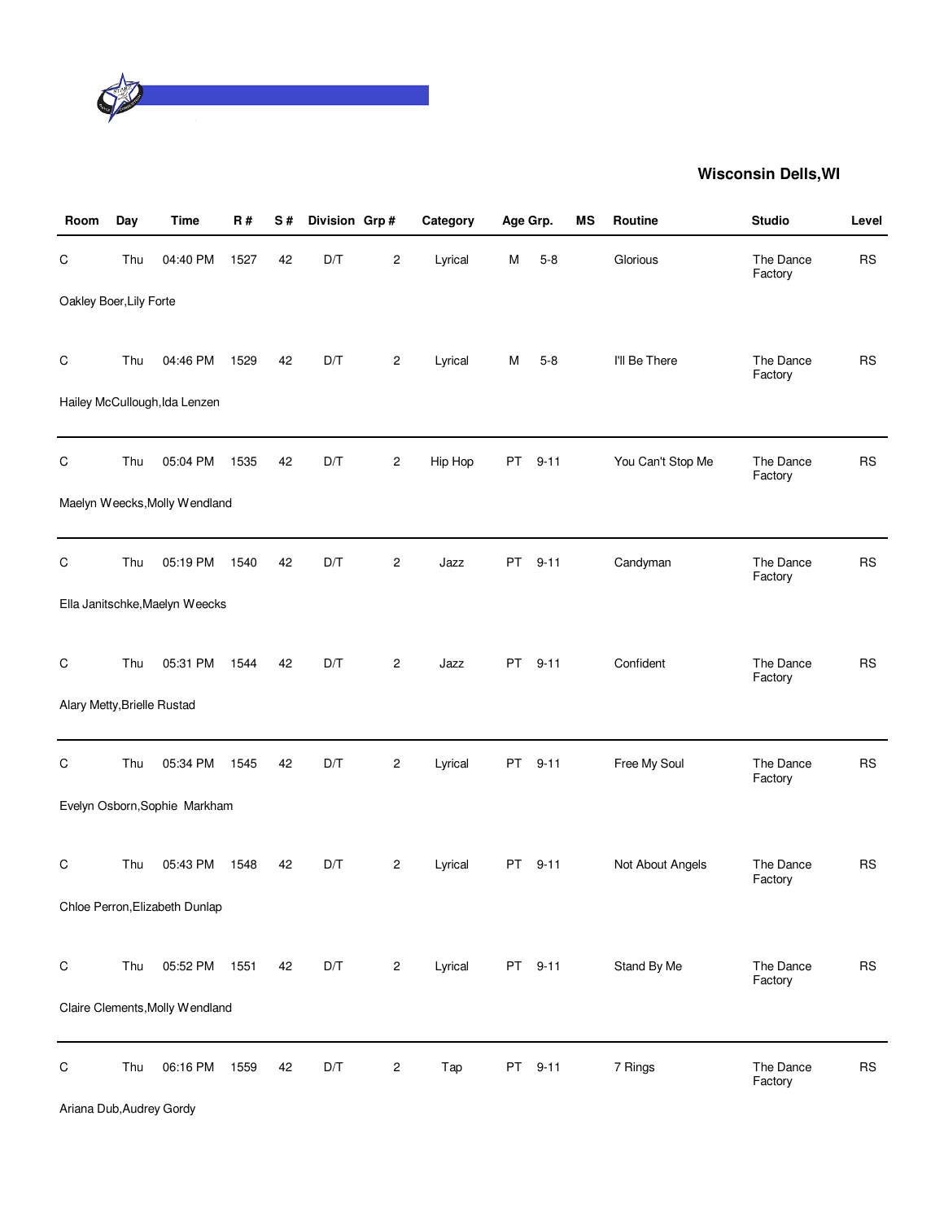**Wisconsin Dells,WI**

| Room | Day | Time | R # | S # | Division | Grp # | Category | Age Grp. | | MS | Routine | Studio | Level |
|---|---|---|---|---|---|---|---|---|---|---|---|---|---|
| C | Thu | 04:40 PM | 1527 | 42 | D/T | 2 | Lyrical | M | 5-8 | | Glorious | The Dance Factory | RS |
| Oakley Boer,Lily Forte | | | | | | | | | | | | | |
| C | Thu | 04:46 PM | 1529 | 42 | D/T | 2 | Lyrical | M | 5-8 | | I'll Be There | The Dance Factory | RS |
| Hailey McCullough,Ida Lenzen | | | | | | | | | | | | | |
| C | Thu | 05:04 PM | 1535 | 42 | D/T | 2 | Hip Hop | PT | 9-11 | | You Can't Stop Me | The Dance Factory | RS |
| Maelyn Weecks,Molly Wendland | | | | | | | | | | | | | |
| C | Thu | 05:19 PM | 1540 | 42 | D/T | 2 | Jazz | PT | 9-11 | | Candyman | The Dance Factory | RS |
| Ella Janitschke,Maelyn Weecks | | | | | | | | | | | | | |
| C | Thu | 05:31 PM | 1544 | 42 | D/T | 2 | Jazz | PT | 9-11 | | Confident | The Dance Factory | RS |
| Alary Metty,Brielle Rustad | | | | | | | | | | | | | |
| C | Thu | 05:34 PM | 1545 | 42 | D/T | 2 | Lyrical | PT | 9-11 | | Free My Soul | The Dance Factory | RS |
| Evelyn Osborn,Sophie Markham | | | | | | | | | | | | | |
| C | Thu | 05:43 PM | 1548 | 42 | D/T | 2 | Lyrical | PT | 9-11 | | Not About Angels | The Dance Factory | RS |
| Chloe Perron,Elizabeth Dunlap | | | | | | | | | | | | | |
| C | Thu | 05:52 PM | 1551 | 42 | D/T | 2 | Lyrical | PT | 9-11 | | Stand By Me | The Dance Factory | RS |
| Claire Clements,Molly Wendland | | | | | | | | | | | | | |
| C | Thu | 06:16 PM | 1559 | 42 | D/T | 2 | Tap | PT | 9-11 | | 7 Rings | The Dance Factory | RS |
| Ariana Dub,Audrey Gordy | | | | | | | | | | | | | |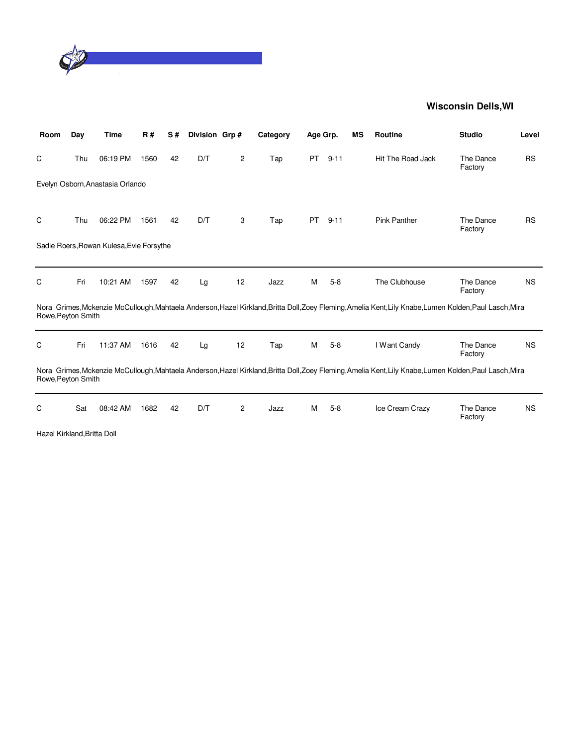**Wisconsin Dells,WI**

| Room | Day | Time | R # | S # | Division | Grp # | Category | Age Grp. | | MS | Routine | Studio | Level |
|---|---|---|---|---|---|---|---|---|---|---|---|---|---|
| C | Thu | 06:19 PM | 1560 | 42 | D/T | 2 | Tap | PT | 9-11 | | Hit The Road Jack | The Dance Factory | RS |

Evelyn Osborn,Anastasia Orlando

| Room | Day | Time | R # | S # | Division | Grp # | Category | Age Grp. | | MS | Routine | Studio | Level |
|---|---|---|---|---|---|---|---|---|---|---|---|---|---|
| C | Thu | 06:22 PM | 1561 | 42 | D/T | 3 | Tap | PT | 9-11 | | Pink Panther | The Dance Factory | RS |

Sadie Roers,Rowan Kulesa,Evie Forsythe

| Room | Day | Time | R # | S # | Division | Grp # | Category | Age Grp. | | MS | Routine | Studio | Level |
|---|---|---|---|---|---|---|---|---|---|---|---|---|---|
| C | Fri | 10:21 AM | 1597 | 42 | Lg | 12 | Jazz | M | 5-8 | | The Clubhouse | The Dance Factory | NS |

Nora Grimes,Mckenzie McCullough,Mahtaela Anderson,Hazel Kirkland,Britta Doll,Zoey Fleming,Amelia Kent,Lily Knabe,Lumen Kolden,Paul Lasch,Mira Rowe,Peyton Smith

| Room | Day | Time | R # | S # | Division | Grp # | Category | Age Grp. | | MS | Routine | Studio | Level |
|---|---|---|---|---|---|---|---|---|---|---|---|---|---|
| C | Fri | 11:37 AM | 1616 | 42 | Lg | 12 | Tap | M | 5-8 | | I Want Candy | The Dance Factory | NS |

Nora Grimes,Mckenzie McCullough,Mahtaela Anderson,Hazel Kirkland,Britta Doll,Zoey Fleming,Amelia Kent,Lily Knabe,Lumen Kolden,Paul Lasch,Mira Rowe,Peyton Smith

| Room | Day | Time | R # | S # | Division | Grp # | Category | Age Grp. | | MS | Routine | Studio | Level |
|---|---|---|---|---|---|---|---|---|---|---|---|---|---|
| C | Sat | 08:42 AM | 1682 | 42 | D/T | 2 | Jazz | M | 5-8 | | Ice Cream Crazy | The Dance Factory | NS |

Hazel Kirkland,Britta Doll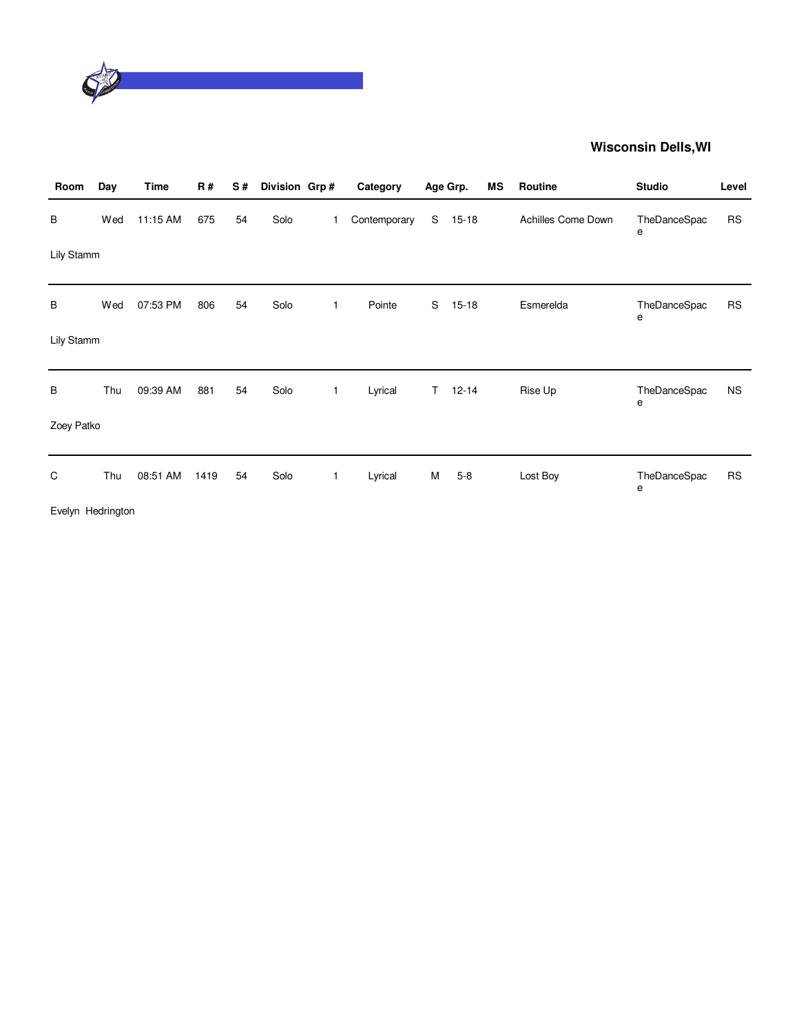**Wisconsin Dells,WI**

| Room | Day | Time | R # | S # | Division | Grp # | Category | Age Grp. | | MS | Routine | Studio | Level |
|---|---|---|---|---|---|---|---|---|---|---|---|---|---|
| B | Wed | 11:15 AM | 675 | 54 | Solo | 1 | Contemporary | S | 15-18 | | Achilles Come Down | TheDanceSpace | RS |
| Lily Stamm | | | | | | | | | | | | | |
| B | Wed | 07:53 PM | 806 | 54 | Solo | 1 | Pointe | S | 15-18 | | Esmerelda | TheDanceSpace | RS |
| Lily Stamm | | | | | | | | | | | | | |
| B | Thu | 09:39 AM | 881 | 54 | Solo | 1 | Lyrical | T | 12-14 | | Rise Up | TheDanceSpace | NS |
| Zoey Patko | | | | | | | | | | | | | |
| C | Thu | 08:51 AM | 1419 | 54 | Solo | 1 | Lyrical | M | 5-8 | | Lost Boy | TheDanceSpace | RS |
| Evelyn Hedrington | | | | | | | | | | | | | |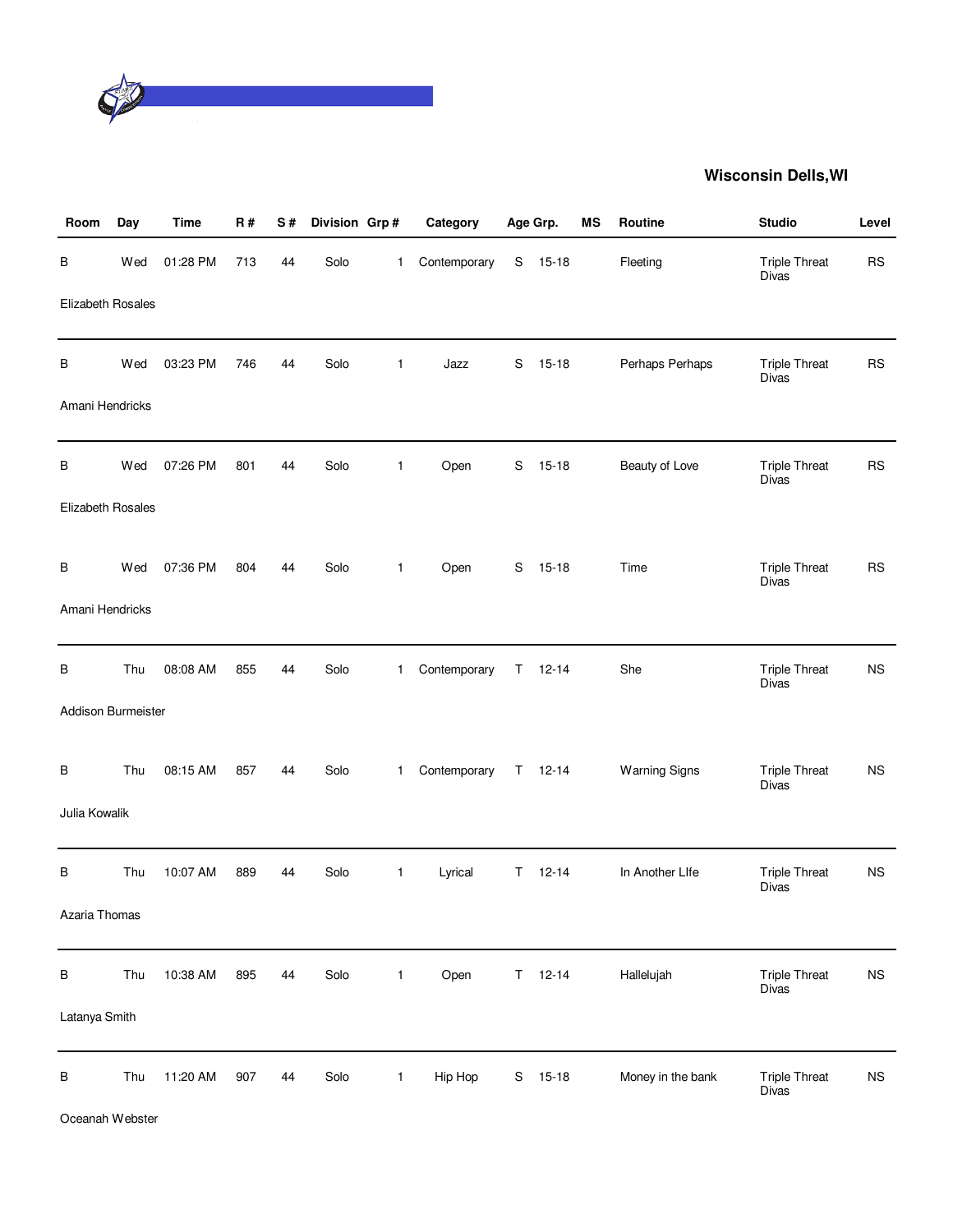## Wisconsin Dells,WI

| Room | Day | Time | R # | S # | Division | Grp # | Category | Age Grp. | | MS | Routine | Studio | Level |
|---|---|---|---|---|---|---|---|---|---|---|---|---|---|
| B | Wed | 01:28 PM | 713 | 44 | Solo | 1 | Contemporary | S | 15-18 | | Fleeting | Triple Threat Divas | RS |
| Elizabeth Rosales | | | | | | | | | | | | | |
| B | Wed | 03:23 PM | 746 | 44 | Solo | 1 | Jazz | S | 15-18 | | Perhaps Perhaps | Triple Threat Divas | RS |
| Amani Hendricks | | | | | | | | | | | | | |
| B | Wed | 07:26 PM | 801 | 44 | Solo | 1 | Open | S | 15-18 | | Beauty of Love | Triple Threat Divas | RS |
| Elizabeth Rosales | | | | | | | | | | | | | |
| B | Wed | 07:36 PM | 804 | 44 | Solo | 1 | Open | S | 15-18 | | Time | Triple Threat Divas | RS |
| Amani Hendricks | | | | | | | | | | | | | |
| B | Thu | 08:08 AM | 855 | 44 | Solo | 1 | Contemporary | T | 12-14 | | She | Triple Threat Divas | NS |
| Addison Burmeister | | | | | | | | | | | | | |
| B | Thu | 08:15 AM | 857 | 44 | Solo | 1 | Contemporary | T | 12-14 | | Warning Signs | Triple Threat Divas | NS |
| Julia Kowalik | | | | | | | | | | | | | |
| B | Thu | 10:07 AM | 889 | 44 | Solo | 1 | Lyrical | T | 12-14 | | In Another LIfe | Triple Threat Divas | NS |
| Azaria Thomas | | | | | | | | | | | | | |
| B | Thu | 10:38 AM | 895 | 44 | Solo | 1 | Open | T | 12-14 | | Hallelujah | Triple Threat Divas | NS |
| Latanya Smith | | | | | | | | | | | | | |
| B | Thu | 11:20 AM | 907 | 44 | Solo | 1 | Hip Hop | S | 15-18 | | Money in the bank | Triple Threat Divas | NS |
| Oceanah Webster | | | | | | | | | | | | | |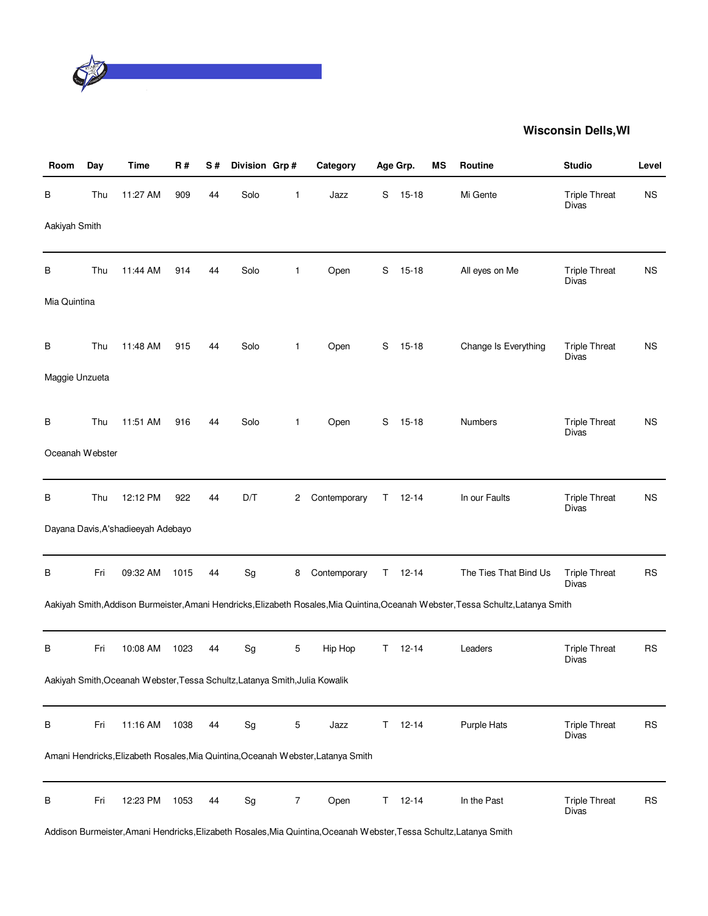**Wisconsin Dells,WI**

| Room | Day | Time | R # | S # | Division | Grp # | Category | Age Grp. | | MS | Routine | Studio | Level |
|---|---|---|---|---|---|---|---|---|---|---|---|---|---|
| B | Thu | 11:27 AM | 909 | 44 | Solo | 1 | Jazz | S | 15-18 | | Mi Gente | Triple Threat Divas | NS |
| Aakiyah Smith | | | | | | | | | | | | | |
| B | Thu | 11:44 AM | 914 | 44 | Solo | 1 | Open | S | 15-18 | | All eyes on Me | Triple Threat Divas | NS |
| Mia Quintina | | | | | | | | | | | | | |
| B | Thu | 11:48 AM | 915 | 44 | Solo | 1 | Open | S | 15-18 | | Change Is Everything | Triple Threat Divas | NS |
| Maggie Unzueta | | | | | | | | | | | | | |
| B | Thu | 11:51 AM | 916 | 44 | Solo | 1 | Open | S | 15-18 | | Numbers | Triple Threat Divas | NS |
| Oceanah Webster | | | | | | | | | | | | | |
| B | Thu | 12:12 PM | 922 | 44 | D/T | 2 | Contemporary | T | 12-14 | | In our Faults | Triple Threat Divas | NS |
| Dayana Davis,A'shadieeyah Adebayo | | | | | | | | | | | | | |
| B | Fri | 09:32 AM | 1015 | 44 | Sg | 8 | Contemporary | T | 12-14 | | The Ties That Bind Us | Triple Threat Divas | RS |
| Aakiyah Smith,Addison Burmeister,Amani Hendricks,Elizabeth Rosales,Mia Quintina,Oceanah Webster,Tessa Schultz,Latanya Smith | | | | | | | | | | | | | |
| B | Fri | 10:08 AM | 1023 | 44 | Sg | 5 | Hip Hop | T | 12-14 | | Leaders | Triple Threat Divas | RS |
| Aakiyah Smith,Oceanah Webster,Tessa Schultz,Latanya Smith,Julia Kowalik | | | | | | | | | | | | | |
| B | Fri | 11:16 AM | 1038 | 44 | Sg | 5 | Jazz | T | 12-14 | | Purple Hats | Triple Threat Divas | RS |
| Amani Hendricks,Elizabeth Rosales,Mia Quintina,Oceanah Webster,Latanya Smith | | | | | | | | | | | | | |
| B | Fri | 12:23 PM | 1053 | 44 | Sg | 7 | Open | T | 12-14 | | In the Past | Triple Threat Divas | RS |
| Addison Burmeister,Amani Hendricks,Elizabeth Rosales,Mia Quintina,Oceanah Webster,Tessa Schultz,Latanya Smith | | | | | | | | | | | | | |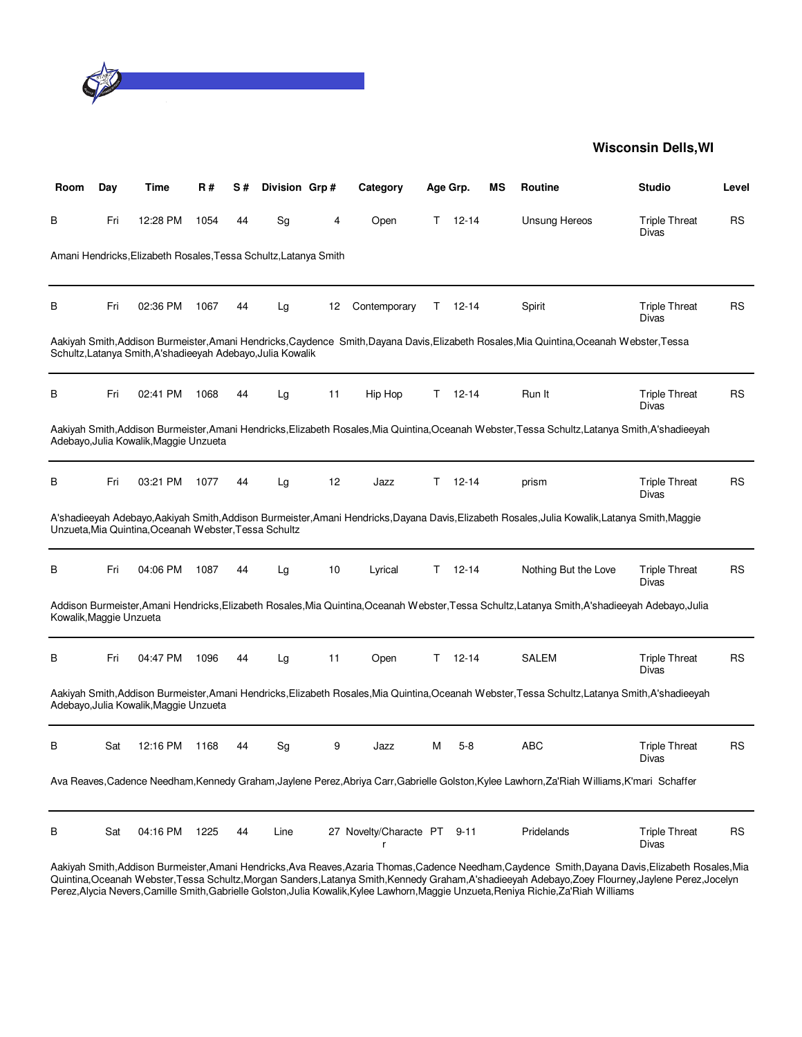**Wisconsin Dells,WI**

| Room | Day | Time | R # | S # | Division | Grp # | Category | Age Grp. | | MS | Routine | Studio | Level |
|---|---|---|---|---|---|---|---|---|---|---|---|---|---|
| B | Fri | 12:28 PM | 1054 | 44 | Sg | 4 | Open | T | 12-14 | | Unsung Hereos | Triple Threat Divas | RS |

Amani Hendricks,Elizabeth Rosales,Tessa Schultz,Latanya Smith

| Room | Day | Time | R # | S # | Division | Grp # | Category | Age Grp. | | MS | Routine | Studio | Level |
|---|---|---|---|---|---|---|---|---|---|---|---|---|---|
| B | Fri | 02:36 PM | 1067 | 44 | Lg | 12 | Contemporary | T | 12-14 | | Spirit | Triple Threat Divas | RS |

Aakiyah Smith,Addison Burmeister,Amani Hendricks,Caydence Smith,Dayana Davis,Elizabeth Rosales,Mia Quintina,Oceanah Webster,Tessa Schultz,Latanya Smith,A'shadieeyah Adebayo,Julia Kowalik

| Room | Day | Time | R # | S # | Division | Grp # | Category | Age Grp. | | MS | Routine | Studio | Level |
|---|---|---|---|---|---|---|---|---|---|---|---|---|---|
| B | Fri | 02:41 PM | 1068 | 44 | Lg | 11 | Hip Hop | T | 12-14 | | Run It | Triple Threat Divas | RS |

Aakiyah Smith,Addison Burmeister,Amani Hendricks,Elizabeth Rosales,Mia Quintina,Oceanah Webster,Tessa Schultz,Latanya Smith,A'shadieeyah Adebayo,Julia Kowalik,Maggie Unzueta

| Room | Day | Time | R # | S # | Division | Grp # | Category | Age Grp. | | MS | Routine | Studio | Level |
|---|---|---|---|---|---|---|---|---|---|---|---|---|---|
| B | Fri | 03:21 PM | 1077 | 44 | Lg | 12 | Jazz | T | 12-14 | | prism | Triple Threat Divas | RS |

A'shadieeyah Adebayo,Aakiyah Smith,Addison Burmeister,Amani Hendricks,Dayana Davis,Elizabeth Rosales,Julia Kowalik,Latanya Smith,Maggie Unzueta,Mia Quintina,Oceanah Webster,Tessa Schultz

| Room | Day | Time | R # | S # | Division | Grp # | Category | Age Grp. | | MS | Routine | Studio | Level |
|---|---|---|---|---|---|---|---|---|---|---|---|---|---|
| B | Fri | 04:06 PM | 1087 | 44 | Lg | 10 | Lyrical | T | 12-14 | | Nothing But the Love | Triple Threat Divas | RS |

Addison Burmeister,Amani Hendricks,Elizabeth Rosales,Mia Quintina,Oceanah Webster,Tessa Schultz,Latanya Smith,A'shadieeyah Adebayo,Julia Kowalik,Maggie Unzueta

| Room | Day | Time | R # | S # | Division | Grp # | Category | Age Grp. | | MS | Routine | Studio | Level |
|---|---|---|---|---|---|---|---|---|---|---|---|---|---|
| B | Fri | 04:47 PM | 1096 | 44 | Lg | 11 | Open | T | 12-14 | | SALEM | Triple Threat Divas | RS |

Aakiyah Smith,Addison Burmeister,Amani Hendricks,Elizabeth Rosales,Mia Quintina,Oceanah Webster,Tessa Schultz,Latanya Smith,A'shadieeyah Adebayo,Julia Kowalik,Maggie Unzueta

| Room | Day | Time | R # | S # | Division | Grp # | Category | Age Grp. | | MS | Routine | Studio | Level |
|---|---|---|---|---|---|---|---|---|---|---|---|---|---|
| B | Sat | 12:16 PM | 1168 | 44 | Sg | 9 | Jazz | M | 5-8 | | ABC | Triple Threat Divas | RS |

Ava Reaves,Cadence Needham,Kennedy Graham,Jaylene Perez,Abriya Carr,Gabrielle Golston,Kylee Lawhorn,Za'Riah Williams,K'mari Schaffer

| Room | Day | Time | R # | S # | Division | Grp # | Category | Age Grp. | | MS | Routine | Studio | Level |
|---|---|---|---|---|---|---|---|---|---|---|---|---|---|
| B | Sat | 04:16 PM | 1225 | 44 | Line | 27 | Novelty/Character | PT | 9-11 | | Pridelands | Triple Threat Divas | RS |

Aakiyah Smith,Addison Burmeister,Amani Hendricks,Ava Reaves,Azaria Thomas,Cadence Needham,Caydence Smith,Dayana Davis,Elizabeth Rosales,Mia Quintina,Oceanah Webster,Tessa Schultz,Morgan Sanders,Latanya Smith,Kennedy Graham,A'shadieeyah Adebayo,Zoey Flourney,Jaylene Perez,Jocelyn Perez,Alycia Nevers,Camille Smith,Gabrielle Golston,Julia Kowalik,Kylee Lawhorn,Maggie Unzueta,Reniya Richie,Za'Riah Williams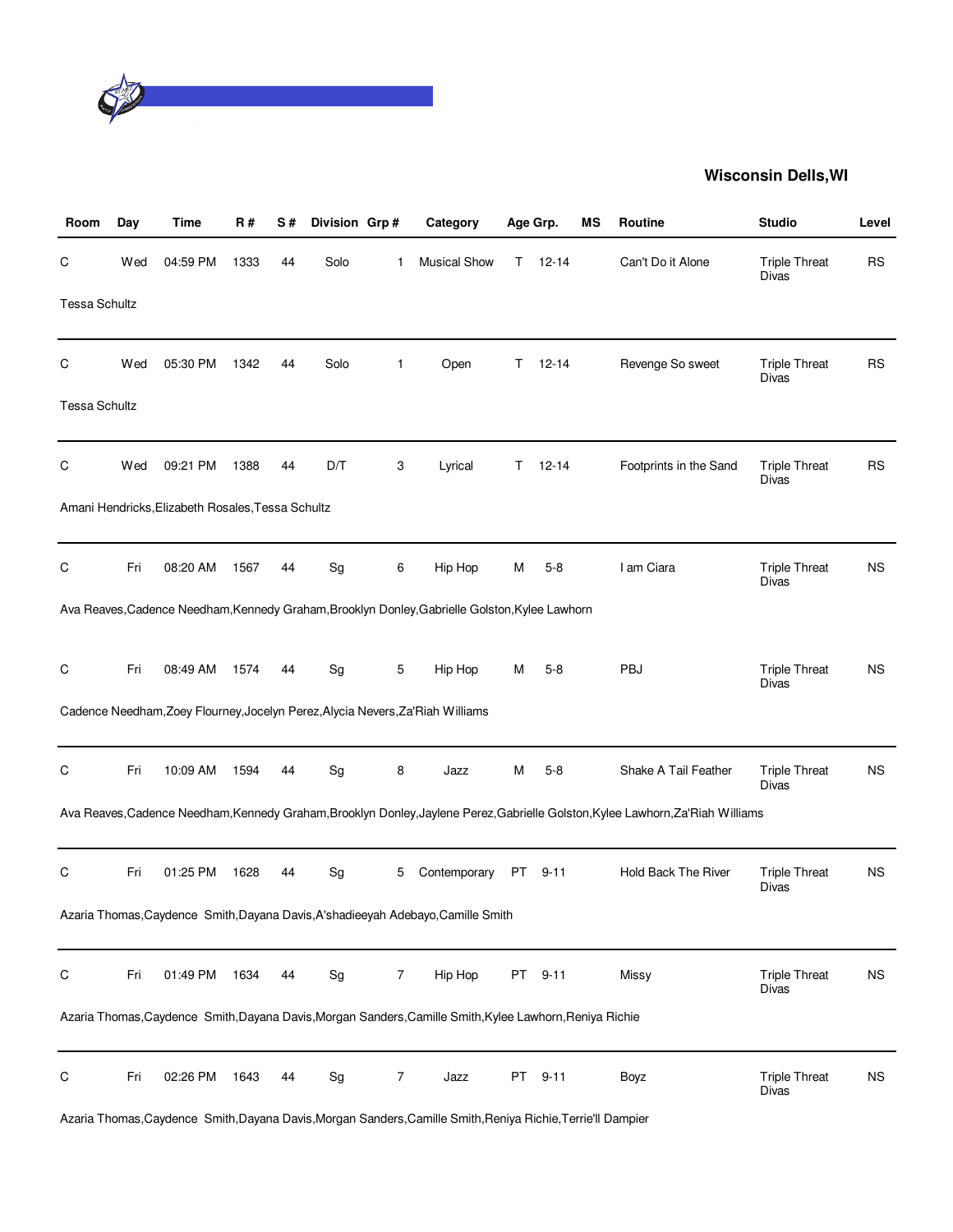**Wisconsin Dells,WI**

| Room | Day | Time | R # | S # | Division | Grp # | Category | Age Grp. | | MS | Routine | Studio | Level |
|---|---|---|---|---|---|---|---|---|---|---|---|---|---|
| C | Wed | 04:59 PM | 1333 | 44 | Solo | 1 | Musical Show | T | 12-14 | | Can't Do it Alone | Triple Threat Divas | RS |
| Tessa Schultz | | | | | | | | | | | | | |
| C | Wed | 05:30 PM | 1342 | 44 | Solo | 1 | Open | T | 12-14 | | Revenge So sweet | Triple Threat Divas | RS |
| Tessa Schultz | | | | | | | | | | | | | |
| C | Wed | 09:21 PM | 1388 | 44 | D/T | 3 | Lyrical | T | 12-14 | | Footprints in the Sand | Triple Threat Divas | RS |
| Amani Hendricks,Elizabeth Rosales,Tessa Schultz | | | | | | | | | | | | | |
| C | Fri | 08:20 AM | 1567 | 44 | Sg | 6 | Hip Hop | M | 5-8 | | I am Ciara | Triple Threat Divas | NS |
| Ava Reaves,Cadence Needham,Kennedy Graham,Brooklyn Donley,Gabrielle Golston,Kylee Lawhorn | | | | | | | | | | | | | |
| C | Fri | 08:49 AM | 1574 | 44 | Sg | 5 | Hip Hop | M | 5-8 | | PBJ | Triple Threat Divas | NS |
| Cadence Needham,Zoey Flourney,Jocelyn Perez,Alycia Nevers,Za'Riah Williams | | | | | | | | | | | | | |
| C | Fri | 10:09 AM | 1594 | 44 | Sg | 8 | Jazz | M | 5-8 | | Shake A Tail Feather | Triple Threat Divas | NS |
| Ava Reaves,Cadence Needham,Kennedy Graham,Brooklyn Donley,Jaylene Perez,Gabrielle Golston,Kylee Lawhorn,Za'Riah Williams | | | | | | | | | | | | | |
| C | Fri | 01:25 PM | 1628 | 44 | Sg | 5 | Contemporary | PT | 9-11 | | Hold Back The River | Triple Threat Divas | NS |
| Azaria Thomas,Caydence Smith,Dayana Davis,A'shadieeyah Adebayo,Camille Smith | | | | | | | | | | | | | |
| C | Fri | 01:49 PM | 1634 | 44 | Sg | 7 | Hip Hop | PT | 9-11 | | Missy | Triple Threat Divas | NS |
| Azaria Thomas,Caydence Smith,Dayana Davis,Morgan Sanders,Camille Smith,Kylee Lawhorn,Reniya Richie | | | | | | | | | | | | | |
| C | Fri | 02:26 PM | 1643 | 44 | Sg | 7 | Jazz | PT | 9-11 | | Boyz | Triple Threat Divas | NS |
| Azaria Thomas,Caydence Smith,Dayana Davis,Morgan Sanders,Camille Smith,Reniya Richie,Terrie'll Dampier | | | | | | | | | | | | | |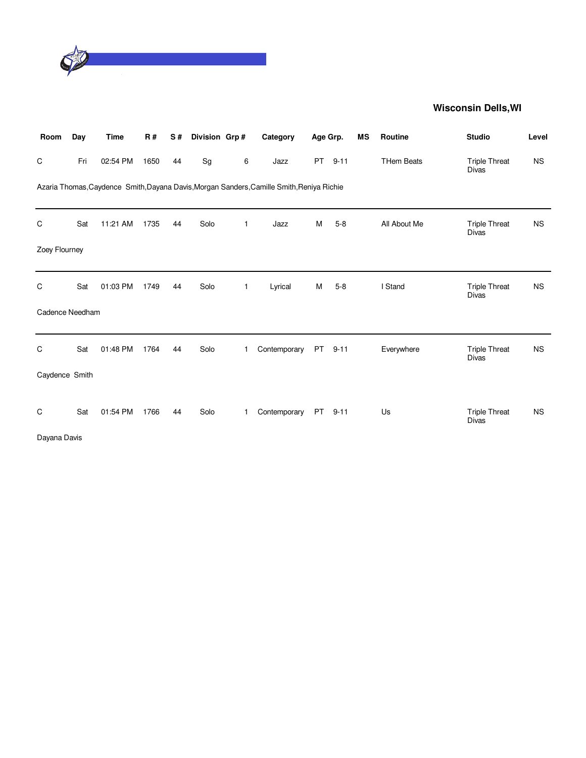**Wisconsin Dells,WI**

| Room | Day | Time | R # | S # | Division | Grp # | Category | Age Grp. | | MS | Routine | Studio | Level |
|---|---|---|---|---|---|---|---|---|---|---|---|---|---|
| C | Fri | 02:54 PM | 1650 | 44 | Sg | 6 | Jazz | PT | 9-11 | | THem Beats | Triple Threat Divas | NS |
| Azaria Thomas,Caydence Smith,Dayana Davis,Morgan Sanders,Camille Smith,Reniya Richie | | | | | | | | | | | | | |
| C | Sat | 11:21 AM | 1735 | 44 | Solo | 1 | Jazz | M | 5-8 | | All About Me | Triple Threat Divas | NS |
| Zoey Flourney | | | | | | | | | | | | | |
| C | Sat | 01:03 PM | 1749 | 44 | Solo | 1 | Lyrical | M | 5-8 | | I Stand | Triple Threat Divas | NS |
| Cadence Needham | | | | | | | | | | | | | |
| C | Sat | 01:48 PM | 1764 | 44 | Solo | 1 | Contemporary | PT | 9-11 | | Everywhere | Triple Threat Divas | NS |
| Caydence Smith | | | | | | | | | | | | | |
| C | Sat | 01:54 PM | 1766 | 44 | Solo | 1 | Contemporary | PT | 9-11 | | Us | Triple Threat Divas | NS |
| Dayana Davis | | | | | | | | | | | | | |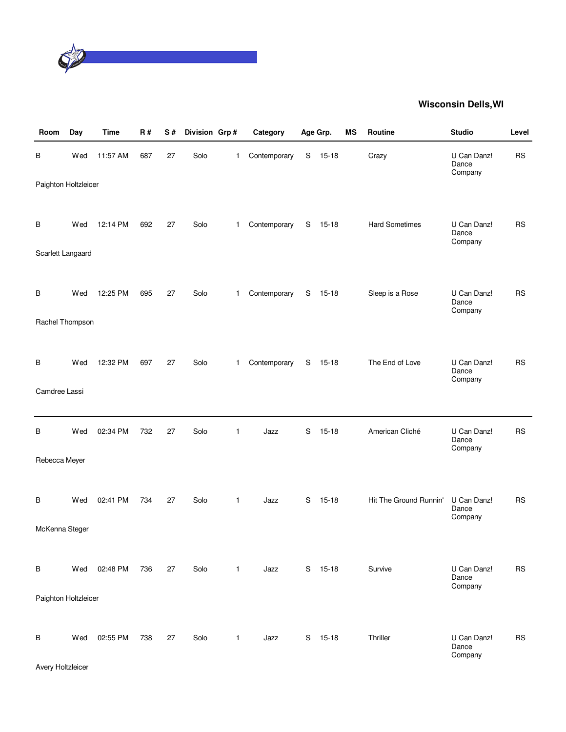## Wisconsin Dells,WI

| Room | Day | Time | R # | S # | Division | Grp # | Category | Age Grp. | | MS | Routine | Studio | Level |
|---|---|---|---|---|---|---|---|---|---|---|---|---|---|
| B | Wed | 11:57 AM | 687 | 27 | Solo | 1 | Contemporary | S | 15-18 | | Crazy | U Can Danz! Dance Company | RS |
| Paighton Holtzleicer | | | | | | | | | | | | | |
| B | Wed | 12:14 PM | 692 | 27 | Solo | 1 | Contemporary | S | 15-18 | | Hard Sometimes | U Can Danz! Dance Company | RS |
| Scarlett Langaard | | | | | | | | | | | | | |
| B | Wed | 12:25 PM | 695 | 27 | Solo | 1 | Contemporary | S | 15-18 | | Sleep is a Rose | U Can Danz! Dance Company | RS |
| Rachel Thompson | | | | | | | | | | | | | |
| B | Wed | 12:32 PM | 697 | 27 | Solo | 1 | Contemporary | S | 15-18 | | The End of Love | U Can Danz! Dance Company | RS |
| Camdree Lassi | | | | | | | | | | | | | |
| B | Wed | 02:34 PM | 732 | 27 | Solo | 1 | Jazz | S | 15-18 | | American Cliché | U Can Danz! Dance Company | RS |
| Rebecca Meyer | | | | | | | | | | | | | |
| B | Wed | 02:41 PM | 734 | 27 | Solo | 1 | Jazz | S | 15-18 | | Hit The Ground Runnin' | U Can Danz! Dance Company | RS |
| McKenna Steger | | | | | | | | | | | | | |
| B | Wed | 02:48 PM | 736 | 27 | Solo | 1 | Jazz | S | 15-18 | | Survive | U Can Danz! Dance Company | RS |
| Paighton Holtzleicer | | | | | | | | | | | | | |
| B | Wed | 02:55 PM | 738 | 27 | Solo | 1 | Jazz | S | 15-18 | | Thriller | U Can Danz! Dance Company | RS |
| Avery Holtzleicer | | | | | | | | | | | | | |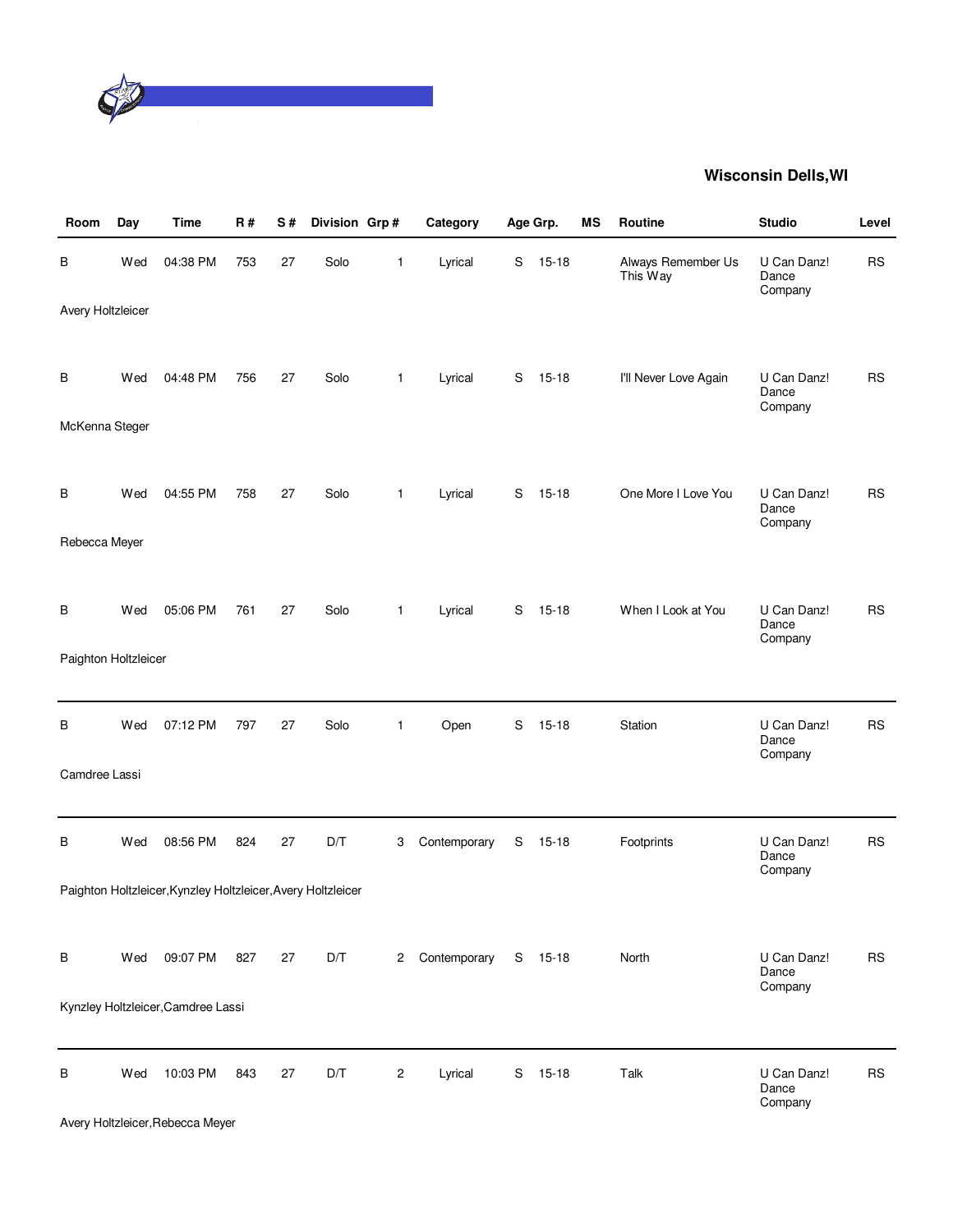## Wisconsin Dells,WI

| Room | Day | Time | R # | S # | Division | Grp # | Category | Age Grp. | | MS | Routine | Studio | Level |
|---|---|---|---|---|---|---|---|---|---|---|---|---|---|
| B | Wed | 04:38 PM | 753 | 27 | Solo | 1 | Lyrical | S | 15-18 | | Always Remember Us This Way | U Can Danz! Dance Company | RS |
| Avery Holtzleicer | | | | | | | | | | | | | |
| B | Wed | 04:48 PM | 756 | 27 | Solo | 1 | Lyrical | S | 15-18 | | I'll Never Love Again | U Can Danz! Dance Company | RS |
| McKenna Steger | | | | | | | | | | | | | |
| B | Wed | 04:55 PM | 758 | 27 | Solo | 1 | Lyrical | S | 15-18 | | One More I Love You | U Can Danz! Dance Company | RS |
| Rebecca Meyer | | | | | | | | | | | | | |
| B | Wed | 05:06 PM | 761 | 27 | Solo | 1 | Lyrical | S | 15-18 | | When I Look at You | U Can Danz! Dance Company | RS |
| Paighton Holtzleicer | | | | | | | | | | | | | |
| B | Wed | 07:12 PM | 797 | 27 | Solo | 1 | Open | S | 15-18 | | Station | U Can Danz! Dance Company | RS |
| Camdree Lassi | | | | | | | | | | | | | |
| B | Wed | 08:56 PM | 824 | 27 | D/T | 3 | Contemporary | S | 15-18 | | Footprints | U Can Danz! Dance Company | RS |
| Paighton Holtzleicer,Kynzley Holtzleicer,Avery Holtzleicer | | | | | | | | | | | | | |
| B | Wed | 09:07 PM | 827 | 27 | D/T | 2 | Contemporary | S | 15-18 | | North | U Can Danz! Dance Company | RS |
| Kynzley Holtzleicer,Camdree Lassi | | | | | | | | | | | | | |
| B | Wed | 10:03 PM | 843 | 27 | D/T | 2 | Lyrical | S | 15-18 | | Talk | U Can Danz! Dance Company | RS |
| Avery Holtzleicer,Rebecca Meyer | | | | | | | | | | | | | |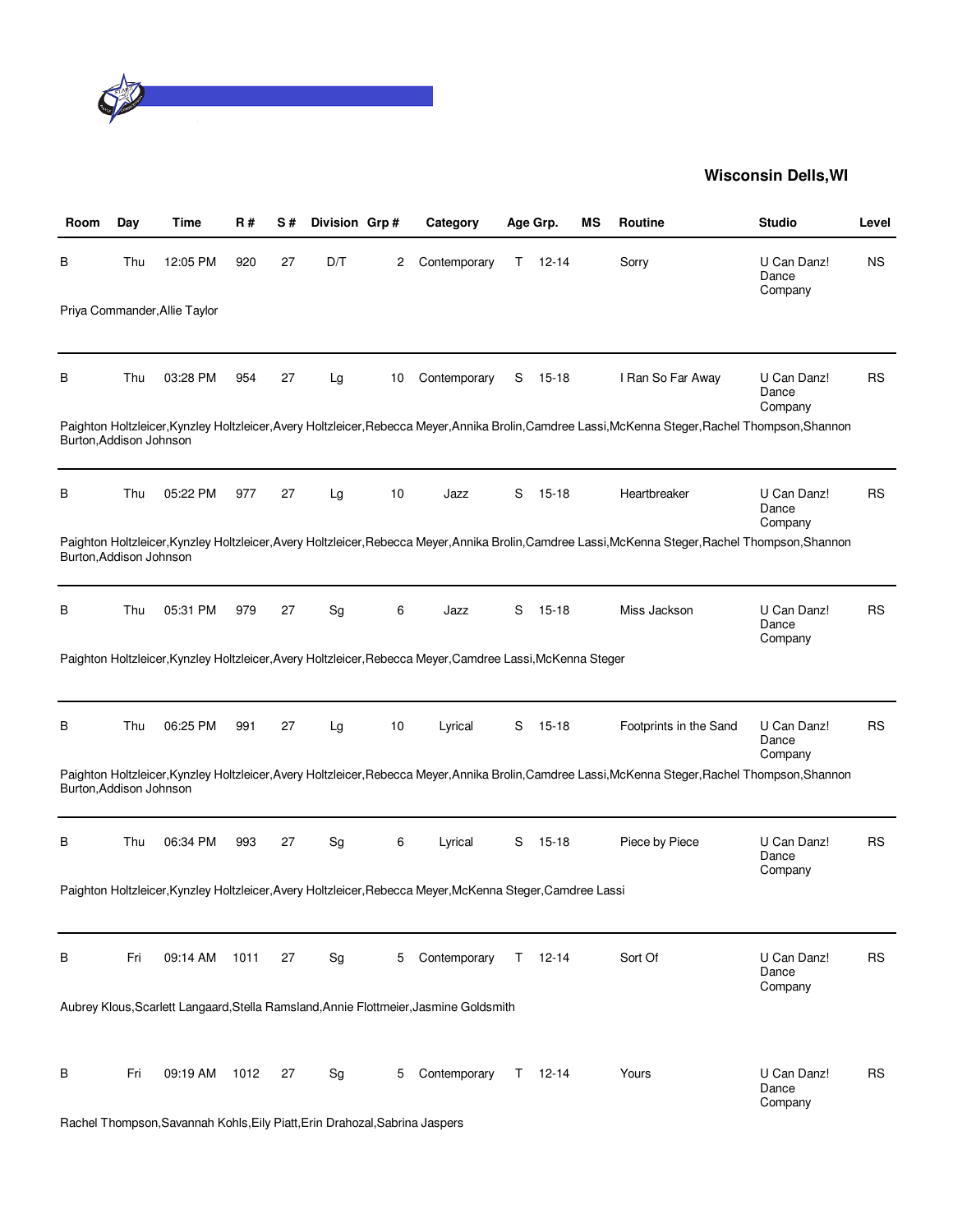## Wisconsin Dells,WI

| Room | Day | Time | R # | S # | Division | Grp # | Category | Age Grp. | | MS | Routine | Studio | Level |
|---|---|---|---|---|---|---|---|---|---|---|---|---|---|
| B | Thu | 12:05 PM | 920 | 27 | D/T | 2 | Contemporary | T | 12-14 | | Sorry | U Can Danz! Dance Company | NS |
| Priya Commander,Allie Taylor | | | | | | | | | | | | | |
| B | Thu | 03:28 PM | 954 | 27 | Lg | 10 | Contemporary | S | 15-18 | | I Ran So Far Away | U Can Danz! Dance Company | RS |
| Paighton Holtzleicer,Kynzley Holtzleicer,Avery Holtzleicer,Rebecca Meyer,Annika Brolin,Camdree Lassi,McKenna Steger,Rachel Thompson,Shannon Burton,Addison Johnson | | | | | | | | | | | | | |
| B | Thu | 05:22 PM | 977 | 27 | Lg | 10 | Jazz | S | 15-18 | | Heartbreaker | U Can Danz! Dance Company | RS |
| Paighton Holtzleicer,Kynzley Holtzleicer,Avery Holtzleicer,Rebecca Meyer,Annika Brolin,Camdree Lassi,McKenna Steger,Rachel Thompson,Shannon Burton,Addison Johnson | | | | | | | | | | | | | |
| B | Thu | 05:31 PM | 979 | 27 | Sg | 6 | Jazz | S | 15-18 | | Miss Jackson | U Can Danz! Dance Company | RS |
| Paighton Holtzleicer,Kynzley Holtzleicer,Avery Holtzleicer,Rebecca Meyer,Camdree Lassi,McKenna Steger | | | | | | | | | | | | | |
| B | Thu | 06:25 PM | 991 | 27 | Lg | 10 | Lyrical | S | 15-18 | | Footprints in the Sand | U Can Danz! Dance Company | RS |
| Paighton Holtzleicer,Kynzley Holtzleicer,Avery Holtzleicer,Rebecca Meyer,Annika Brolin,Camdree Lassi,McKenna Steger,Rachel Thompson,Shannon Burton,Addison Johnson | | | | | | | | | | | | | |
| B | Thu | 06:34 PM | 993 | 27 | Sg | 6 | Lyrical | S | 15-18 | | Piece by Piece | U Can Danz! Dance Company | RS |
| Paighton Holtzleicer,Kynzley Holtzleicer,Avery Holtzleicer,Rebecca Meyer,McKenna Steger,Camdree Lassi | | | | | | | | | | | | | |
| B | Fri | 09:14 AM | 1011 | 27 | Sg | 5 | Contemporary | T | 12-14 | | Sort Of | U Can Danz! Dance Company | RS |
| Aubrey Klous,Scarlett Langaard,Stella Ramsland,Annie Flottmeier,Jasmine Goldsmith | | | | | | | | | | | | | |
| B | Fri | 09:19 AM | 1012 | 27 | Sg | 5 | Contemporary | T | 12-14 | | Yours | U Can Danz! Dance Company | RS |
| Rachel Thompson,Savannah Kohls,Eily Piatt,Erin Drahozal,Sabrina Jaspers | | | | | | | | | | | | | |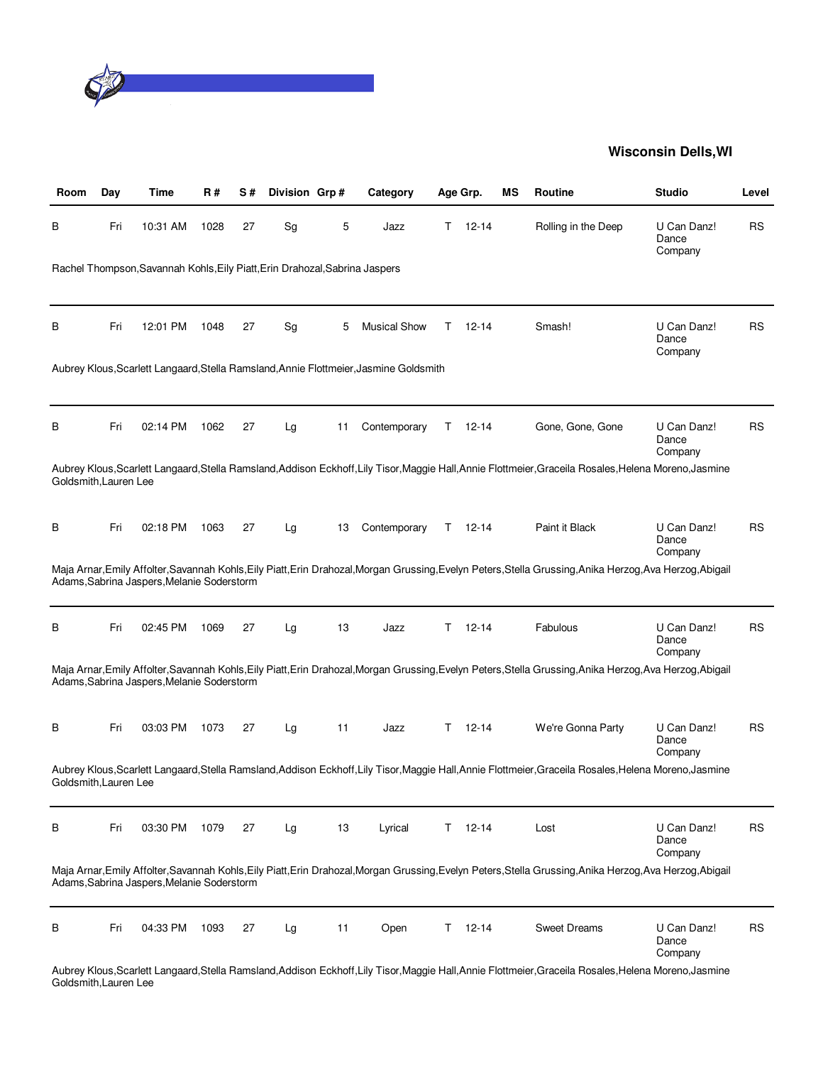**Wisconsin Dells,WI**

| Room | Day | Time | R # | S # | Division | Grp # | Category | Age Grp. | | MS | Routine | Studio | Level |
|---|---|---|---|---|---|---|---|---|---|---|---|---|---|
| B | Fri | 10:31 AM | 1028 | 27 | Sg | 5 | Jazz | T | 12-14 | | Rolling in the Deep | U Can Danz! Dance Company | RS |
| Rachel Thompson,Savannah Kohls,Eily Piatt,Erin Drahozal,Sabrina Jaspers | | | | | | | | | | | | | |
| B | Fri | 12:01 PM | 1048 | 27 | Sg | 5 | Musical Show | T | 12-14 | | Smash! | U Can Danz! Dance Company | RS |
| Aubrey Klous,Scarlett Langaard,Stella Ramsland,Annie Flottmeier,Jasmine Goldsmith | | | | | | | | | | | | | |
| B | Fri | 02:14 PM | 1062 | 27 | Lg | 11 | Contemporary | T | 12-14 | | Gone, Gone, Gone | U Can Danz! Dance Company | RS |
| Aubrey Klous,Scarlett Langaard,Stella Ramsland,Addison Eckhoff,Lily Tisor,Maggie Hall,Annie Flottmeier,Graceila Rosales,Helena Moreno,Jasmine Goldsmith,Lauren Lee | | | | | | | | | | | | | |
| B | Fri | 02:18 PM | 1063 | 27 | Lg | 13 | Contemporary | T | 12-14 | | Paint it Black | U Can Danz! Dance Company | RS |
| Maja Arnar,Emily Affolter,Savannah Kohls,Eily Piatt,Erin Drahozal,Morgan Grussing,Evelyn Peters,Stella Grussing,Anika Herzog,Ava Herzog,Abigail Adams,Sabrina Jaspers,Melanie Soderstorm | | | | | | | | | | | | | |
| B | Fri | 02:45 PM | 1069 | 27 | Lg | 13 | Jazz | T | 12-14 | | Fabulous | U Can Danz! Dance Company | RS |
| Maja Arnar,Emily Affolter,Savannah Kohls,Eily Piatt,Erin Drahozal,Morgan Grussing,Evelyn Peters,Stella Grussing,Anika Herzog,Ava Herzog,Abigail Adams,Sabrina Jaspers,Melanie Soderstorm | | | | | | | | | | | | | |
| B | Fri | 03:03 PM | 1073 | 27 | Lg | 11 | Jazz | T | 12-14 | | We're Gonna Party | U Can Danz! Dance Company | RS |
| Aubrey Klous,Scarlett Langaard,Stella Ramsland,Addison Eckhoff,Lily Tisor,Maggie Hall,Annie Flottmeier,Graceila Rosales,Helena Moreno,Jasmine Goldsmith,Lauren Lee | | | | | | | | | | | | | |
| B | Fri | 03:30 PM | 1079 | 27 | Lg | 13 | Lyrical | T | 12-14 | | Lost | U Can Danz! Dance Company | RS |
| Maja Arnar,Emily Affolter,Savannah Kohls,Eily Piatt,Erin Drahozal,Morgan Grussing,Evelyn Peters,Stella Grussing,Anika Herzog,Ava Herzog,Abigail Adams,Sabrina Jaspers,Melanie Soderstorm | | | | | | | | | | | | | |
| B | Fri | 04:33 PM | 1093 | 27 | Lg | 11 | Open | T | 12-14 | | Sweet Dreams | U Can Danz! Dance Company | RS |
| Aubrey Klous,Scarlett Langaard,Stella Ramsland,Addison Eckhoff,Lily Tisor,Maggie Hall,Annie Flottmeier,Graceila Rosales,Helena Moreno,Jasmine Goldsmith,Lauren Lee | | | | | | | | | | | | | |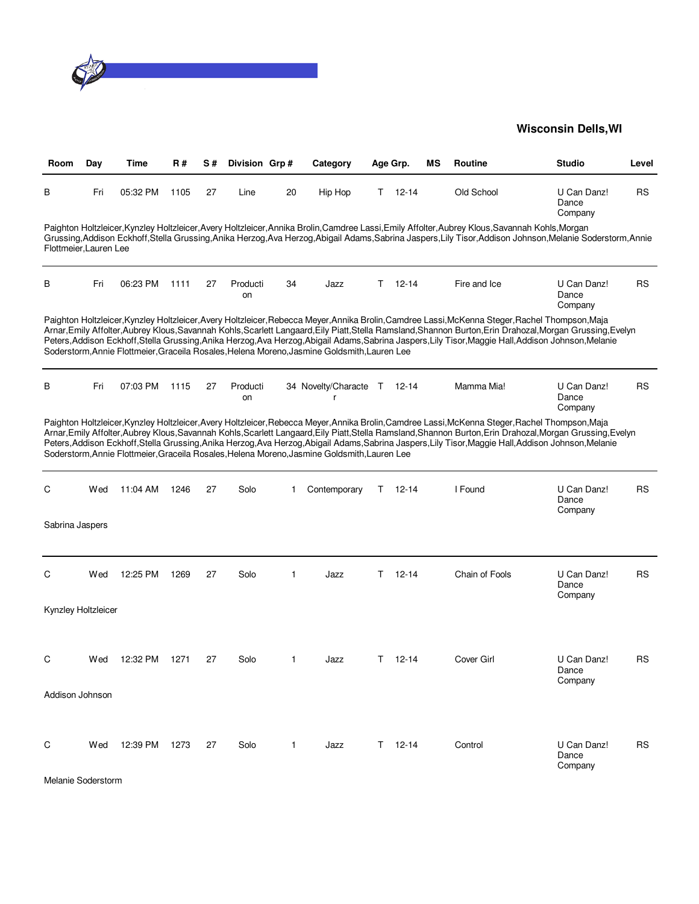**Wisconsin Dells,WI**

| Room | Day | Time | R # | S # | Division | Grp # | Category | Age Grp. | MS | Routine | Studio | Level |
|---|---|---|---|---|---|---|---|---|---|---|---|---|
| B | Fri | 05:32 PM | 1105 | 27 | Line | 20 | Hip Hop | T 12-14 | | Old School | U Can Danz! Dance Company | RS |
| Paighton Holtzleicer,Kynzley Holtzleicer,Avery Holtzleicer,Annika Brolin,Camdree Lassi,Emily Affolter,Aubrey Klous,Savannah Kohls,Morgan Grussing,Addison Eckhoff,Stella Grussing,Anika Herzog,Ava Herzog,Abigail Adams,Sabrina Jaspers,Lily Tisor,Addison Johnson,Melanie Soderstorm,Annie Flottmeier,Lauren Lee | | | | | | | | | | | | |
| B | Fri | 06:23 PM | 1111 | 27 | Production | 34 | Jazz | T 12-14 | | Fire and Ice | U Can Danz! Dance Company | RS |
| Paighton Holtzleicer,Kynzley Holtzleicer,Avery Holtzleicer,Rebecca Meyer,Annika Brolin,Camdree Lassi,McKenna Steger,Rachel Thompson,Maja Arnar,Emily Affolter,Aubrey Klous,Savannah Kohls,Scarlett Langaard,Eily Piatt,Stella Ramsland,Shannon Burton,Erin Drahozal,Morgan Grussing,Evelyn Peters,Addison Eckhoff,Stella Grussing,Anika Herzog,Ava Herzog,Abigail Adams,Sabrina Jaspers,Lily Tisor,Maggie Hall,Addison Johnson,Melanie Soderstorm,Annie Flottmeier,Graceila Rosales,Helena Moreno,Jasmine Goldsmith,Lauren Lee | | | | | | | | | | | | |
| B | Fri | 07:03 PM | 1115 | 27 | Production | 34 | Novelty/Character | T 12-14 | | Mamma Mia! | U Can Danz! Dance Company | RS |
| Paighton Holtzleicer,Kynzley Holtzleicer,Avery Holtzleicer,Rebecca Meyer,Annika Brolin,Camdree Lassi,McKenna Steger,Rachel Thompson,Maja Arnar,Emily Affolter,Aubrey Klous,Savannah Kohls,Scarlett Langaard,Eily Piatt,Stella Ramsland,Shannon Burton,Erin Drahozal,Morgan Grussing,Evelyn Peters,Addison Eckhoff,Stella Grussing,Anika Herzog,Ava Herzog,Abigail Adams,Sabrina Jaspers,Lily Tisor,Maggie Hall,Addison Johnson,Melanie Soderstorm,Annie Flottmeier,Graceila Rosales,Helena Moreno,Jasmine Goldsmith,Lauren Lee | | | | | | | | | | | | |
| C | Wed | 11:04 AM | 1246 | 27 | Solo | 1 | Contemporary | T 12-14 | | I Found | U Can Danz! Dance Company | RS |
| Sabrina Jaspers | | | | | | | | | | | | |
| C | Wed | 12:25 PM | 1269 | 27 | Solo | 1 | Jazz | T 12-14 | | Chain of Fools | U Can Danz! Dance Company | RS |
| Kynzley Holtzleicer | | | | | | | | | | | | |
| C | Wed | 12:32 PM | 1271 | 27 | Solo | 1 | Jazz | T 12-14 | | Cover Girl | U Can Danz! Dance Company | RS |
| Addison Johnson | | | | | | | | | | | | |
| C | Wed | 12:39 PM | 1273 | 27 | Solo | 1 | Jazz | T 12-14 | | Control | U Can Danz! Dance Company | RS |
| Melanie Soderstorm | | | | | | | | | | | | |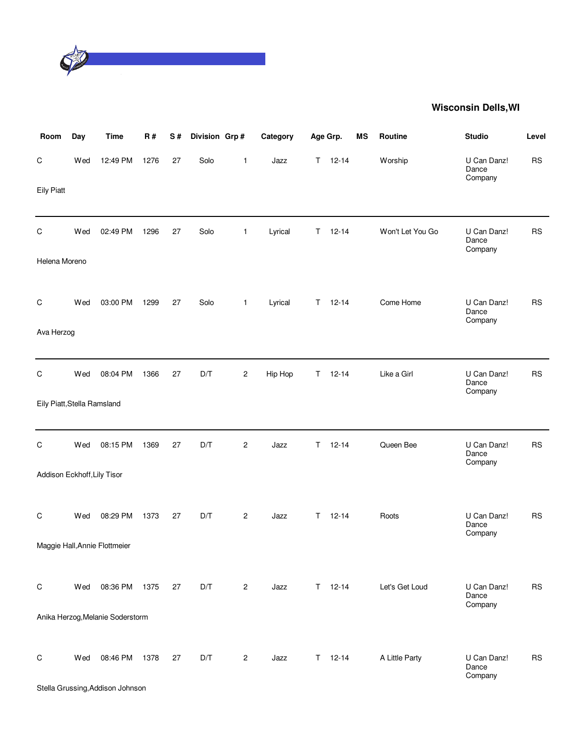## Wisconsin Dells,WI

| Room | Day | Time | R # | S # | Division | Grp # | Category | Age Grp. | | MS | Routine | Studio | Level |
|---|---|---|---|---|---|---|---|---|---|---|---|---|---|
| C | Wed | 12:49 PM | 1276 | 27 | Solo | 1 | Jazz | T | 12-14 | | Worship | U Can Danz! Dance Company | RS |
| Eily Piatt | | | | | | | | | | | | | |
| C | Wed | 02:49 PM | 1296 | 27 | Solo | 1 | Lyrical | T | 12-14 | | Won't Let You Go | U Can Danz! Dance Company | RS |
| Helena Moreno | | | | | | | | | | | | | |
| C | Wed | 03:00 PM | 1299 | 27 | Solo | 1 | Lyrical | T | 12-14 | | Come Home | U Can Danz! Dance Company | RS |
| Ava Herzog | | | | | | | | | | | | | |
| C | Wed | 08:04 PM | 1366 | 27 | D/T | 2 | Hip Hop | T | 12-14 | | Like a Girl | U Can Danz! Dance Company | RS |
| Eily Piatt,Stella Ramsland | | | | | | | | | | | | | |
| C | Wed | 08:15 PM | 1369 | 27 | D/T | 2 | Jazz | T | 12-14 | | Queen Bee | U Can Danz! Dance Company | RS |
| Addison Eckhoff,Lily Tisor | | | | | | | | | | | | | |
| C | Wed | 08:29 PM | 1373 | 27 | D/T | 2 | Jazz | T | 12-14 | | Roots | U Can Danz! Dance Company | RS |
| Maggie Hall,Annie Flottmeier | | | | | | | | | | | | | |
| C | Wed | 08:36 PM | 1375 | 27 | D/T | 2 | Jazz | T | 12-14 | | Let's Get Loud | U Can Danz! Dance Company | RS |
| Anika Herzog,Melanie Soderstorm | | | | | | | | | | | | | |
| C | Wed | 08:46 PM | 1378 | 27 | D/T | 2 | Jazz | T | 12-14 | | A Little Party | U Can Danz! Dance Company | RS |
| Stella Grussing,Addison Johnson | | | | | | | | | | | | | |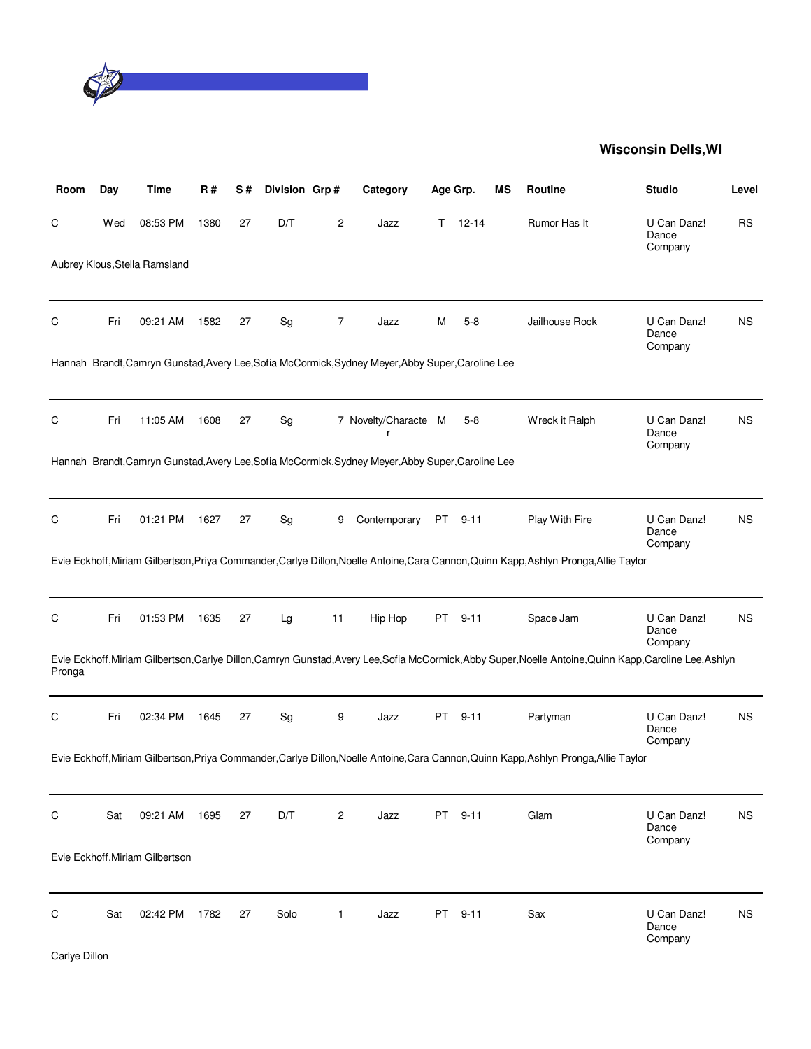**Wisconsin Dells,WI**

| Room | Day | Time | R # | S # | Division | Grp # | Category | Age Grp. | | MS | Routine | Studio | Level |
|---|---|---|---|---|---|---|---|---|---|---|---|---|---|
| C | Wed | 08:53 PM | 1380 | 27 | D/T | 2 | Jazz | T | 12-14 | | Rumor Has It | U Can Danz! Dance Company | RS |
| Aubrey Klous,Stella Ramsland | | | | | | | | | | | | | |
| C | Fri | 09:21 AM | 1582 | 27 | Sg | 7 | Jazz | M | 5-8 | | Jailhouse Rock | U Can Danz! Dance Company | NS |
| Hannah Brandt,Camryn Gunstad,Avery Lee,Sofia McCormick,Sydney Meyer,Abby Super,Caroline Lee | | | | | | | | | | | | | |
| C | Fri | 11:05 AM | 1608 | 27 | Sg | 7 | Novelty/Character | M | 5-8 | | Wreck it Ralph | U Can Danz! Dance Company | NS |
| Hannah Brandt,Camryn Gunstad,Avery Lee,Sofia McCormick,Sydney Meyer,Abby Super,Caroline Lee | | | | | | | | | | | | | |
| C | Fri | 01:21 PM | 1627 | 27 | Sg | 9 | Contemporary | PT | 9-11 | | Play With Fire | U Can Danz! Dance Company | NS |
| Evie Eckhoff,Miriam Gilbertson,Priya Commander,Carlye Dillon,Noelle Antoine,Cara Cannon,Quinn Kapp,Ashlyn Pronga,Allie Taylor | | | | | | | | | | | | | |
| C | Fri | 01:53 PM | 1635 | 27 | Lg | 11 | Hip Hop | PT | 9-11 | | Space Jam | U Can Danz! Dance Company | NS |
| Evie Eckhoff,Miriam Gilbertson,Carlye Dillon,Camryn Gunstad,Avery Lee,Sofia McCormick,Abby Super,Noelle Antoine,Quinn Kapp,Caroline Lee,Ashlyn Pronga | | | | | | | | | | | | | |
| C | Fri | 02:34 PM | 1645 | 27 | Sg | 9 | Jazz | PT | 9-11 | | Partyman | U Can Danz! Dance Company | NS |
| Evie Eckhoff,Miriam Gilbertson,Priya Commander,Carlye Dillon,Noelle Antoine,Cara Cannon,Quinn Kapp,Ashlyn Pronga,Allie Taylor | | | | | | | | | | | | | |
| C | Sat | 09:21 AM | 1695 | 27 | D/T | 2 | Jazz | PT | 9-11 | | Glam | U Can Danz! Dance Company | NS |
| Evie Eckhoff,Miriam Gilbertson | | | | | | | | | | | | | |
| C | Sat | 02:42 PM | 1782 | 27 | Solo | 1 | Jazz | PT | 9-11 | | Sax | U Can Danz! Dance Company | NS |
| Carlye Dillon | | | | | | | | | | | | | |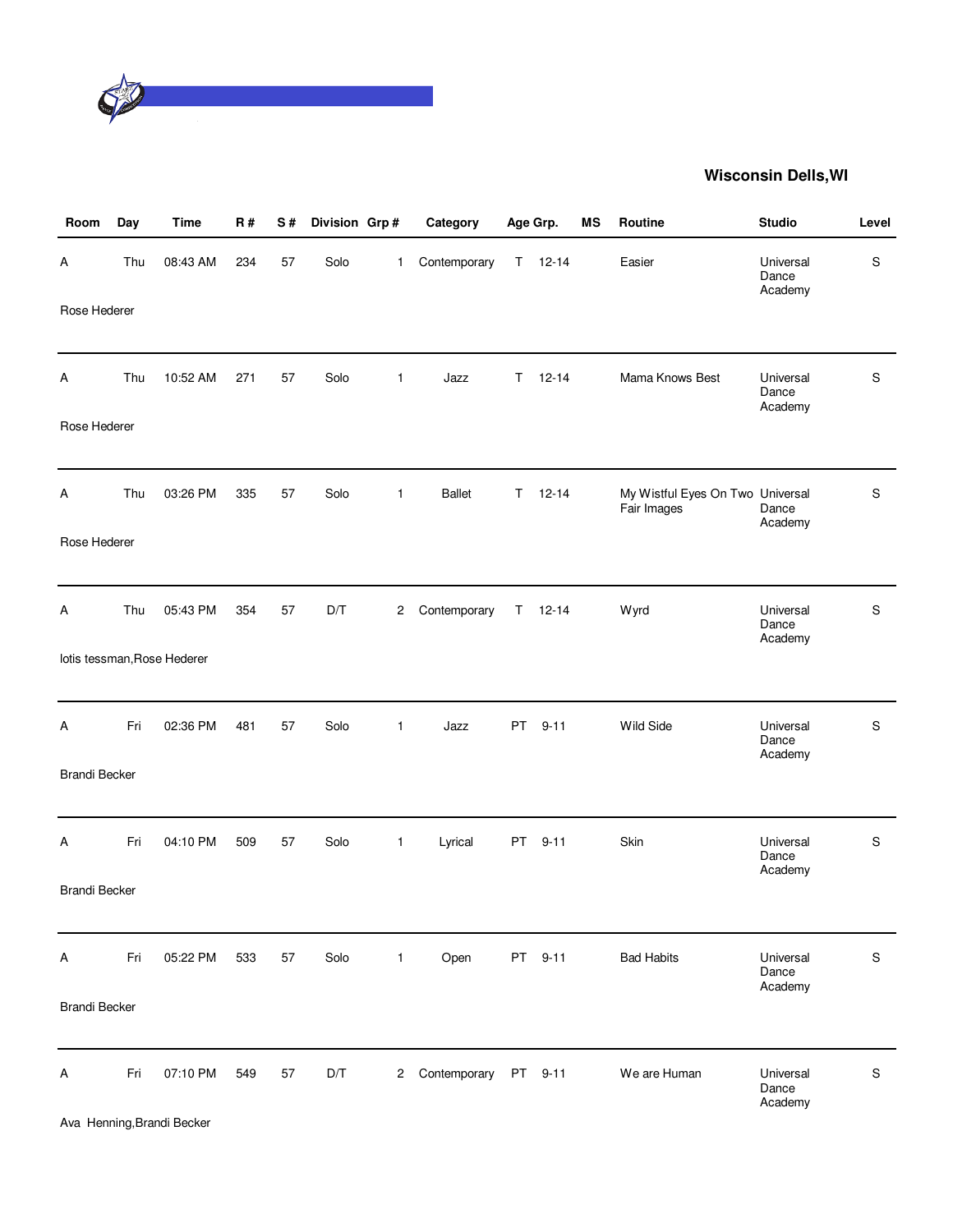## Wisconsin Dells,WI

| Room | Day | Time | R # | S # | Division | Grp # | Category | Age Grp. | | MS | Routine | Studio | Level |
|---|---|---|---|---|---|---|---|---|---|---|---|---|---|
| A | Thu | 08:43 AM | 234 | 57 | Solo | 1 | Contemporary | T | 12-14 | | Easier | Universal Dance Academy | S |
| Rose Hederer | | | | | | | | | | | | | |
| A | Thu | 10:52 AM | 271 | 57 | Solo | 1 | Jazz | T | 12-14 | | Mama Knows Best | Universal Dance Academy | S |
| Rose Hederer | | | | | | | | | | | | | |
| A | Thu | 03:26 PM | 335 | 57 | Solo | 1 | Ballet | T | 12-14 | | My Wistful Eyes On Two Fair Images | Universal Dance Academy | S |
| Rose Hederer | | | | | | | | | | | | | |
| A | Thu | 05:43 PM | 354 | 57 | D/T | 2 | Contemporary | T | 12-14 | | Wyrd | Universal Dance Academy | S |
| lotis tessman,Rose Hederer | | | | | | | | | | | | | |
| A | Fri | 02:36 PM | 481 | 57 | Solo | 1 | Jazz | PT | 9-11 | | Wild Side | Universal Dance Academy | S |
| Brandi Becker | | | | | | | | | | | | | |
| A | Fri | 04:10 PM | 509 | 57 | Solo | 1 | Lyrical | PT | 9-11 | | Skin | Universal Dance Academy | S |
| Brandi Becker | | | | | | | | | | | | | |
| A | Fri | 05:22 PM | 533 | 57 | Solo | 1 | Open | PT | 9-11 | | Bad Habits | Universal Dance Academy | S |
| Brandi Becker | | | | | | | | | | | | | |
| A | Fri | 07:10 PM | 549 | 57 | D/T | 2 | Contemporary | PT | 9-11 | | We are Human | Universal Dance Academy | S |
| Ava Henning,Brandi Becker | | | | | | | | | | | | | |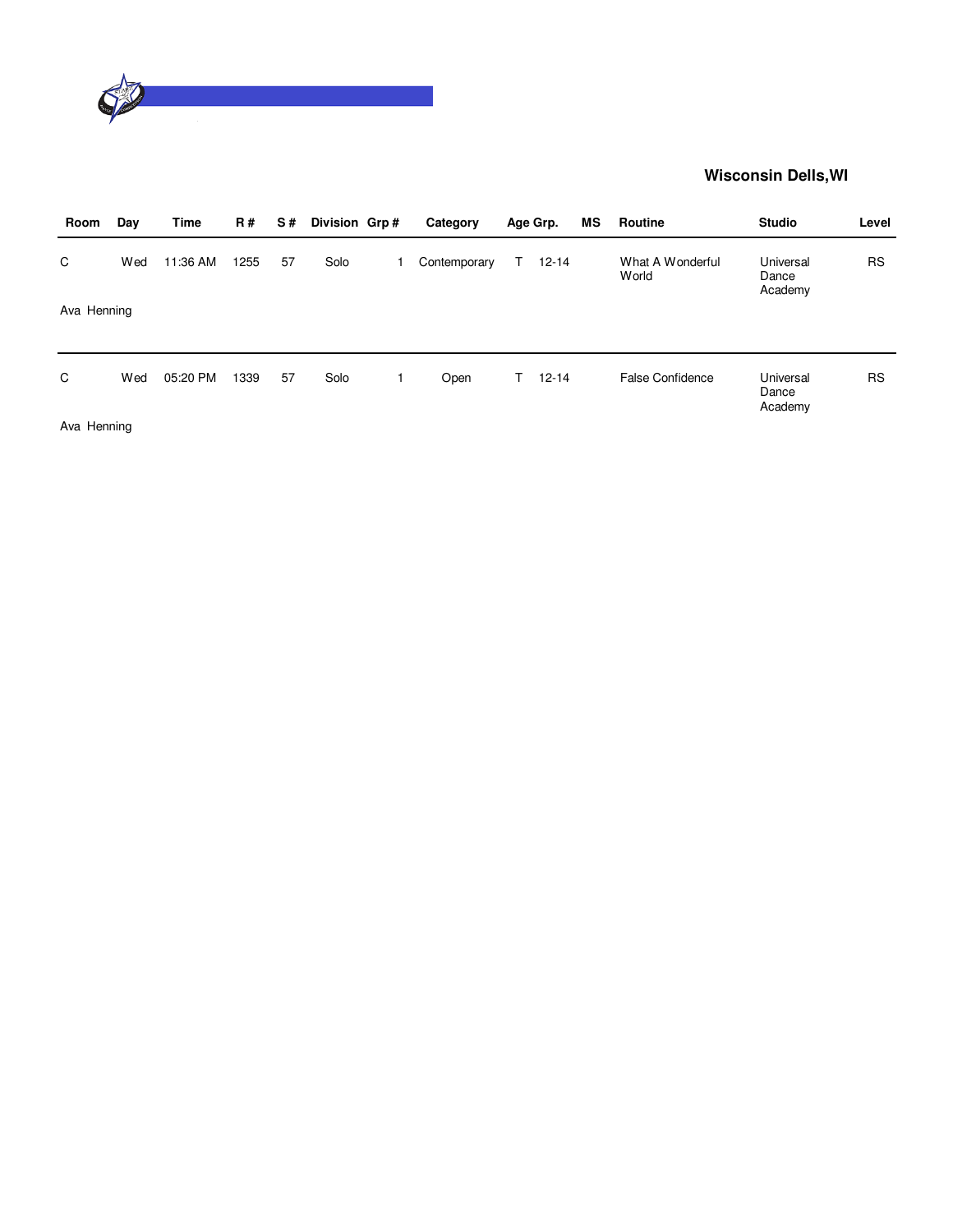**Wisconsin Dells,WI**

| Room | Day | Time | R # | S # | Division | Grp # | Category | Age Grp. | MS | Routine | Studio | Level |
|---|---|---|---|---|---|---|---|---|---|---|---|---|
| C | Wed | 11:36 AM | 1255 | 57 | Solo | 1 | Contemporary | T 12-14 | | What A Wonderful World | Universal Dance Academy | RS |
| Ava Henning | | | | | | | | | | | | |
| C | Wed | 05:20 PM | 1339 | 57 | Solo | 1 | Open | T 12-14 | | False Confidence | Universal Dance Academy | RS |
| Ava Henning | | | | | | | | | | | | |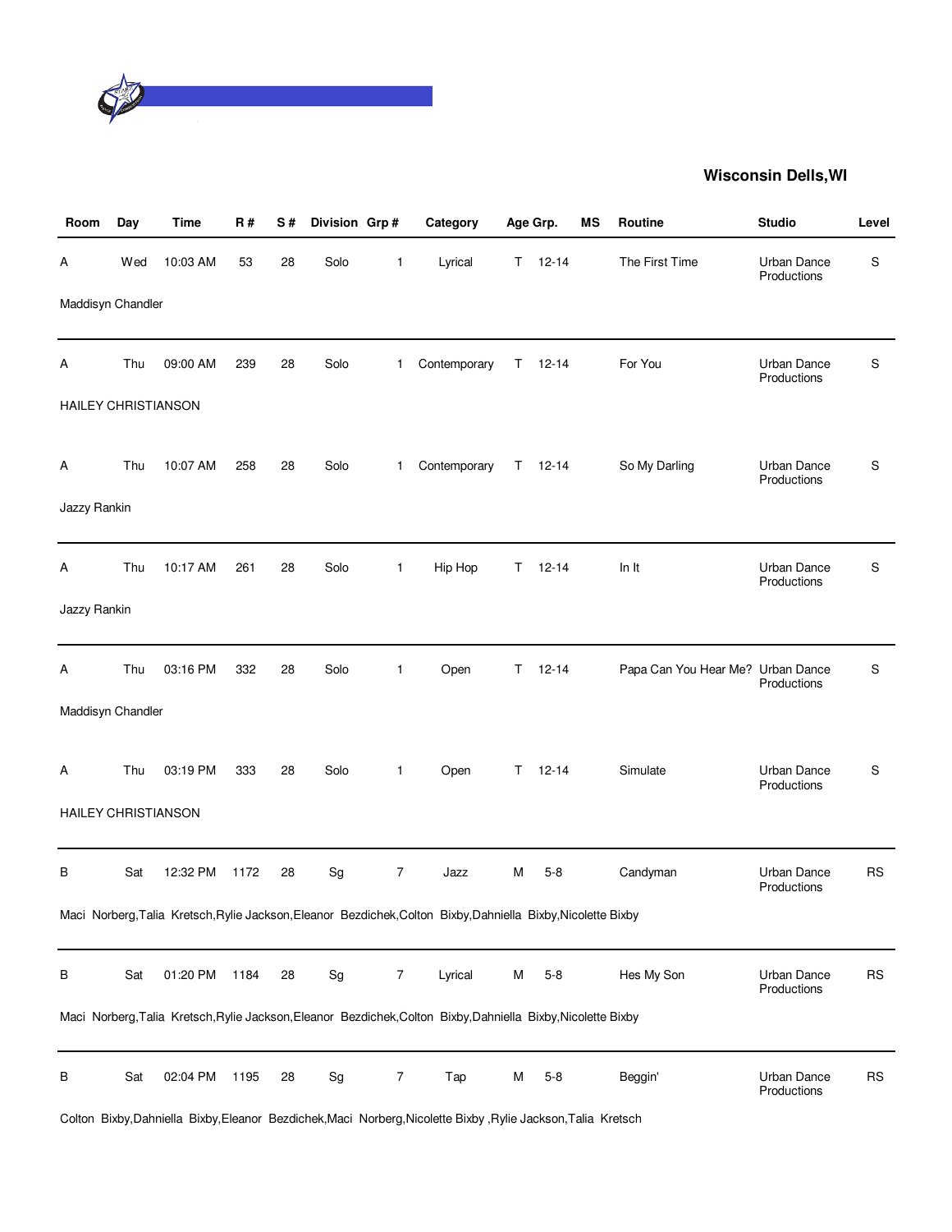**Wisconsin Dells,WI**

| Room | Day | Time | R # | S # | Division | Grp # | Category | Age Grp. | | MS | Routine | Studio | Level |
|---|---|---|---|---|---|---|---|---|---|---|---|---|---|
| A | Wed | 10:03 AM | 53 | 28 | Solo | 1 | Lyrical | T | 12-14 | | The First Time | Urban Dance Productions | S |
| Maddisyn Chandler | | | | | | | | | | | | | |
| A | Thu | 09:00 AM | 239 | 28 | Solo | 1 | Contemporary | T | 12-14 | | For You | Urban Dance Productions | S |
| HAILEY CHRISTIANSON | | | | | | | | | | | | | |
| A | Thu | 10:07 AM | 258 | 28 | Solo | 1 | Contemporary | T | 12-14 | | So My Darling | Urban Dance Productions | S |
| Jazzy Rankin | | | | | | | | | | | | | |
| A | Thu | 10:17 AM | 261 | 28 | Solo | 1 | Hip Hop | T | 12-14 | | In It | Urban Dance Productions | S |
| Jazzy Rankin | | | | | | | | | | | | | |
| A | Thu | 03:16 PM | 332 | 28 | Solo | 1 | Open | T | 12-14 | | Papa Can You Hear Me? | Urban Dance Productions | S |
| Maddisyn Chandler | | | | | | | | | | | | | |
| A | Thu | 03:19 PM | 333 | 28 | Solo | 1 | Open | T | 12-14 | | Simulate | Urban Dance Productions | S |
| HAILEY CHRISTIANSON | | | | | | | | | | | | | |
| B | Sat | 12:32 PM | 1172 | 28 | Sg | 7 | Jazz | M | 5-8 | | Candyman | Urban Dance Productions | RS |
| Maci Norberg,Talia Kretsch,Rylie Jackson,Eleanor Bezdichek,Colton Bixby,Dahniella Bixby,Nicolette Bixby | | | | | | | | | | | | | |
| B | Sat | 01:20 PM | 1184 | 28 | Sg | 7 | Lyrical | M | 5-8 | | Hes My Son | Urban Dance Productions | RS |
| Maci Norberg,Talia Kretsch,Rylie Jackson,Eleanor Bezdichek,Colton Bixby,Dahniella Bixby,Nicolette Bixby | | | | | | | | | | | | | |
| B | Sat | 02:04 PM | 1195 | 28 | Sg | 7 | Tap | M | 5-8 | | Beggin' | Urban Dance Productions | RS |
| Colton Bixby,Dahniella Bixby,Eleanor Bezdichek,Maci Norberg,Nicolette Bixby ,Rylie Jackson,Talia Kretsch | | | | | | | | | | | | | |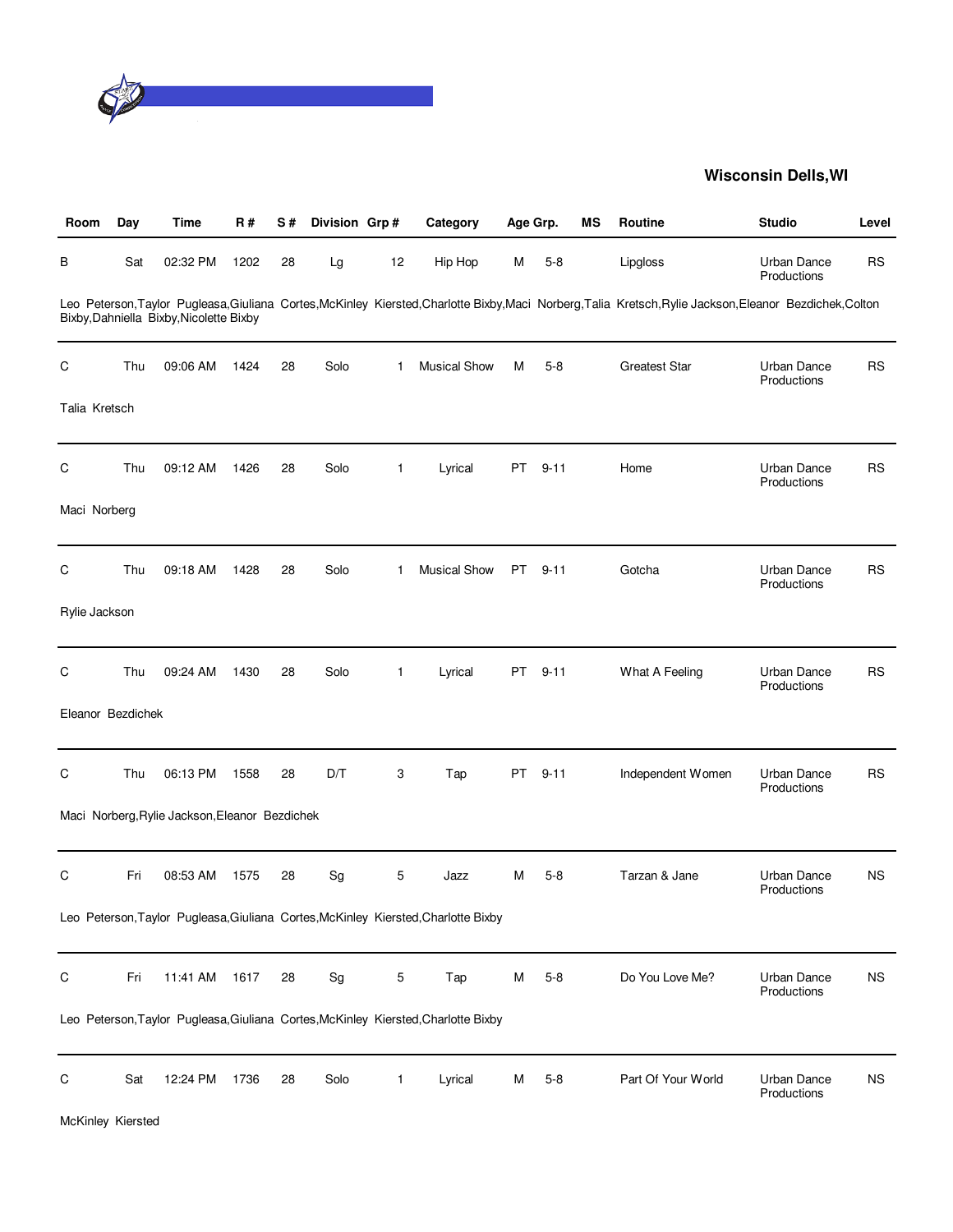**Wisconsin Dells,WI**

| Room | Day | Time | R # | S # | Division | Grp # | Category | Age Grp. | | MS | Routine | Studio | Level |
|---|---|---|---|---|---|---|---|---|---|---|---|---|---|
| B | Sat | 02:32 PM | 1202 | 28 | Lg | 12 | Hip Hop | M | 5-8 | | Lipgloss | Urban Dance Productions | RS |
| Leo Peterson,Taylor Pugleasa,Giuliana Cortes,McKinley Kiersted,Charlotte Bixby,Maci Norberg,Talia Kretsch,Rylie Jackson,Eleanor Bezdichek,Colton Bixby,Dahniella Bixby,Nicolette Bixby | | | | | | | | | | | | | |
| C | Thu | 09:06 AM | 1424 | 28 | Solo | 1 | Musical Show | M | 5-8 | | Greatest Star | Urban Dance Productions | RS |
| Talia Kretsch | | | | | | | | | | | | | |
| C | Thu | 09:12 AM | 1426 | 28 | Solo | 1 | Lyrical | PT | 9-11 | | Home | Urban Dance Productions | RS |
| Maci Norberg | | | | | | | | | | | | | |
| C | Thu | 09:18 AM | 1428 | 28 | Solo | 1 | Musical Show | PT | 9-11 | | Gotcha | Urban Dance Productions | RS |
| Rylie Jackson | | | | | | | | | | | | | |
| C | Thu | 09:24 AM | 1430 | 28 | Solo | 1 | Lyrical | PT | 9-11 | | What A Feeling | Urban Dance Productions | RS |
| Eleanor Bezdichek | | | | | | | | | | | | | |
| C | Thu | 06:13 PM | 1558 | 28 | D/T | 3 | Tap | PT | 9-11 | | Independent Women | Urban Dance Productions | RS |
| Maci Norberg,Rylie Jackson,Eleanor Bezdichek | | | | | | | | | | | | | |
| C | Fri | 08:53 AM | 1575 | 28 | Sg | 5 | Jazz | M | 5-8 | | Tarzan & Jane | Urban Dance Productions | NS |
| Leo Peterson,Taylor Pugleasa,Giuliana Cortes,McKinley Kiersted,Charlotte Bixby | | | | | | | | | | | | | |
| C | Fri | 11:41 AM | 1617 | 28 | Sg | 5 | Tap | M | 5-8 | | Do You Love Me? | Urban Dance Productions | NS |
| Leo Peterson,Taylor Pugleasa,Giuliana Cortes,McKinley Kiersted,Charlotte Bixby | | | | | | | | | | | | | |
| C | Sat | 12:24 PM | 1736 | 28 | Solo | 1 | Lyrical | M | 5-8 | | Part Of Your World | Urban Dance Productions | NS |
| McKinley Kiersted | | | | | | | | | | | | | |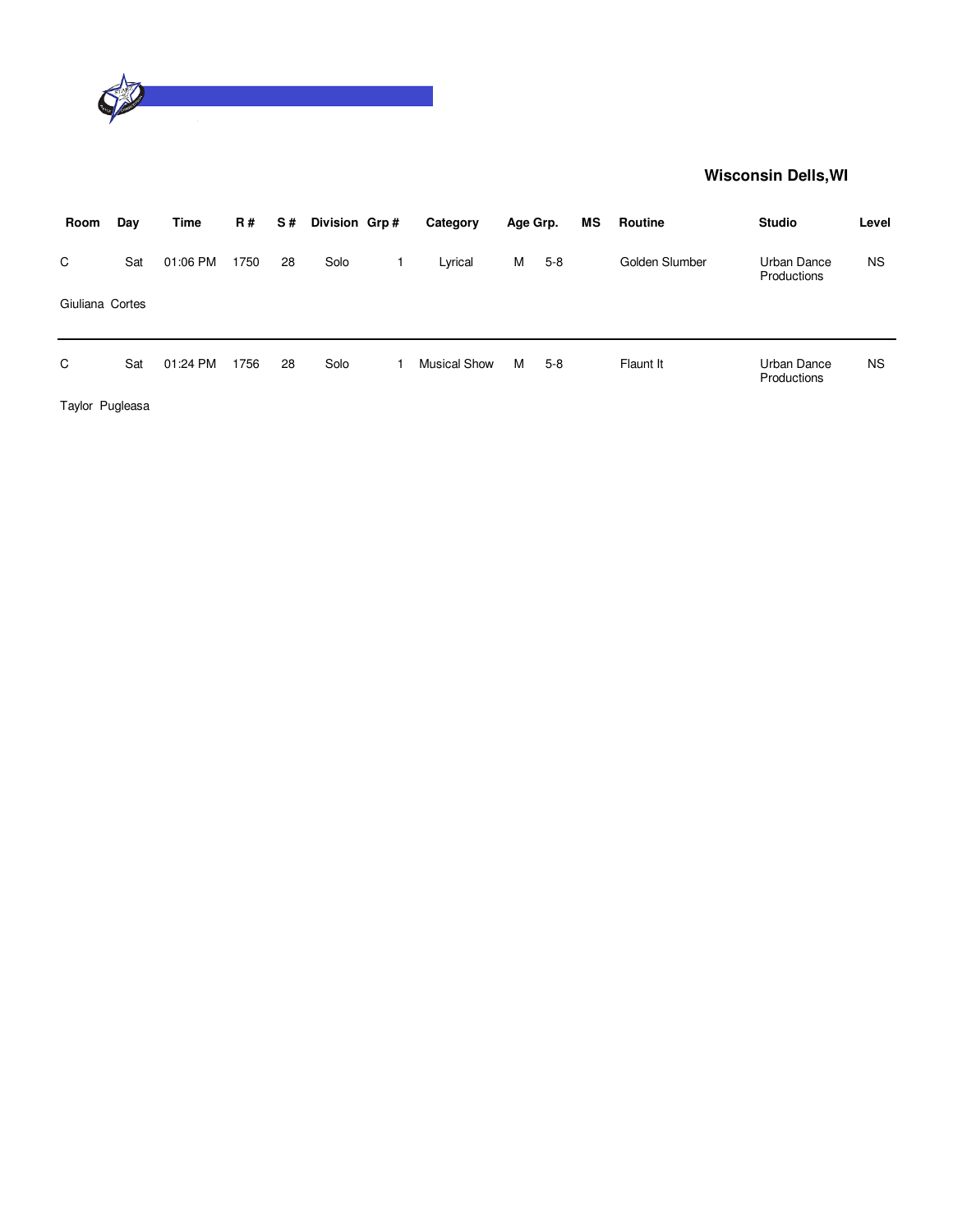**Wisconsin Dells,WI**

| Room | Day | Time | R # | S # | Division | Grp # | Category | Age Grp. | | MS | Routine | Studio | Level |
|---|---|---|---|---|---|---|---|---|---|---|---|---|---|
| C | Sat | 01:06 PM | 1750 | 28 | Solo | 1 | Lyrical | M | 5-8 | | Golden Slumber | Urban Dance Productions | NS |

Giuliana Cortes

| Room | Day | Time | R # | S # | Division | Grp # | Category | Age Grp. | | MS | Routine | Studio | Level |
|---|---|---|---|---|---|---|---|---|---|---|---|---|---|
| C | Sat | 01:24 PM | 1756 | 28 | Solo | 1 | Musical Show | M | 5-8 | | Flaunt It | Urban Dance Productions | NS |

Taylor Pugleasa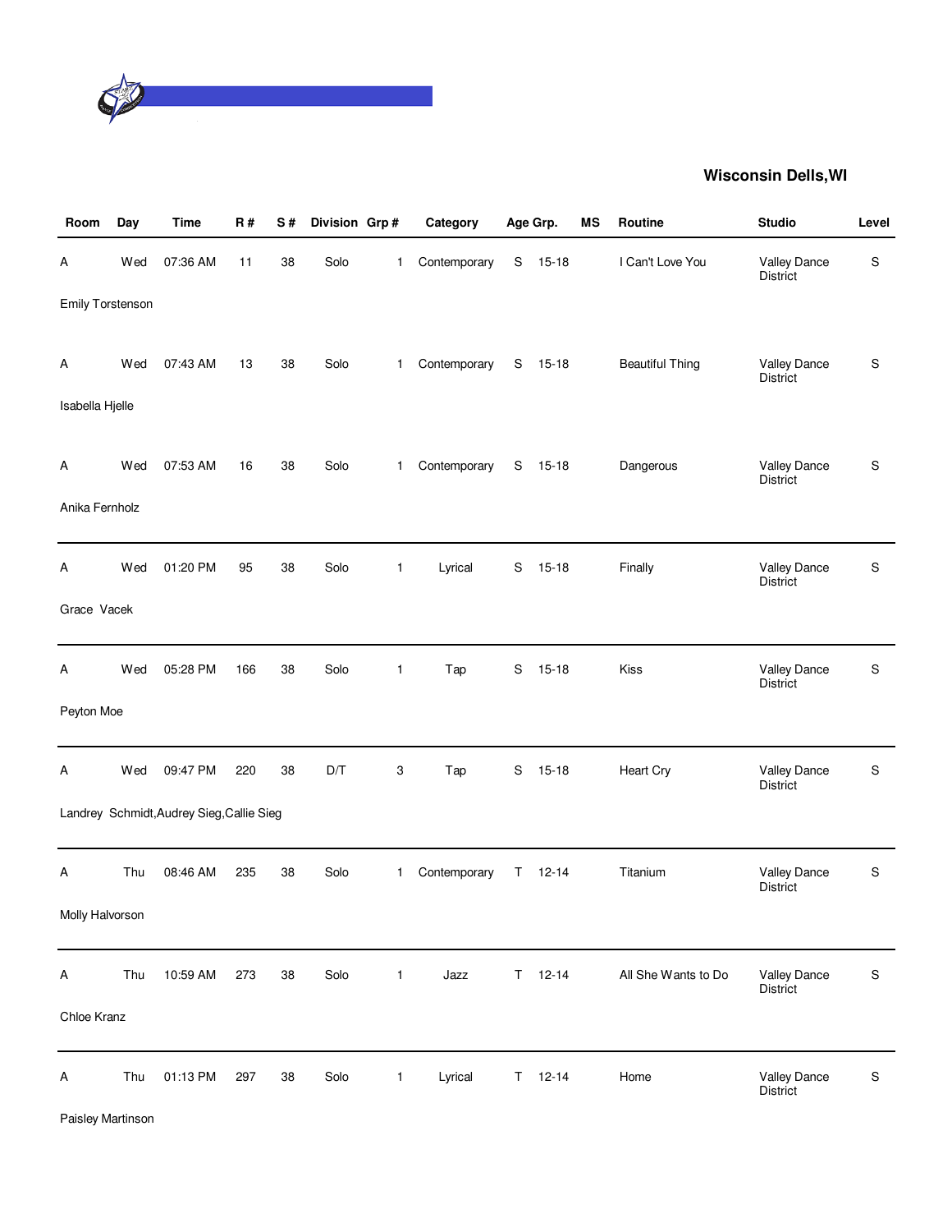**Wisconsin Dells,WI**

| Room | Day | Time | R # | S # | Division | Grp # | Category | Age Grp. | | MS | Routine | Studio | Level |
|---|---|---|---|---|---|---|---|---|---|---|---|---|---|
| A | Wed | 07:36 AM | 11 | 38 | Solo | 1 | Contemporary | S | 15-18 | | I Can't Love You | Valley Dance District | S |
| Emily Torstenson | | | | | | | | | | | | | |
| A | Wed | 07:43 AM | 13 | 38 | Solo | 1 | Contemporary | S | 15-18 | | Beautiful Thing | Valley Dance District | S |
| Isabella Hjelle | | | | | | | | | | | | | |
| A | Wed | 07:53 AM | 16 | 38 | Solo | 1 | Contemporary | S | 15-18 | | Dangerous | Valley Dance District | S |
| Anika Fernholz | | | | | | | | | | | | | |
| A | Wed | 01:20 PM | 95 | 38 | Solo | 1 | Lyrical | S | 15-18 | | Finally | Valley Dance District | S |
| Grace Vacek | | | | | | | | | | | | | |
| A | Wed | 05:28 PM | 166 | 38 | Solo | 1 | Tap | S | 15-18 | | Kiss | Valley Dance District | S |
| Peyton Moe | | | | | | | | | | | | | |
| A | Wed | 09:47 PM | 220 | 38 | D/T | 3 | Tap | S | 15-18 | | Heart Cry | Valley Dance District | S |
| Landrey Schmidt,Audrey Sieg,Callie Sieg | | | | | | | | | | | | | |
| A | Thu | 08:46 AM | 235 | 38 | Solo | 1 | Contemporary | T | 12-14 | | Titanium | Valley Dance District | S |
| Molly Halvorson | | | | | | | | | | | | | |
| A | Thu | 10:59 AM | 273 | 38 | Solo | 1 | Jazz | T | 12-14 | | All She Wants to Do | Valley Dance District | S |
| Chloe Kranz | | | | | | | | | | | | | |
| A | Thu | 01:13 PM | 297 | 38 | Solo | 1 | Lyrical | T | 12-14 | | Home | Valley Dance District | S |
| Paisley Martinson | | | | | | | | | | | | | |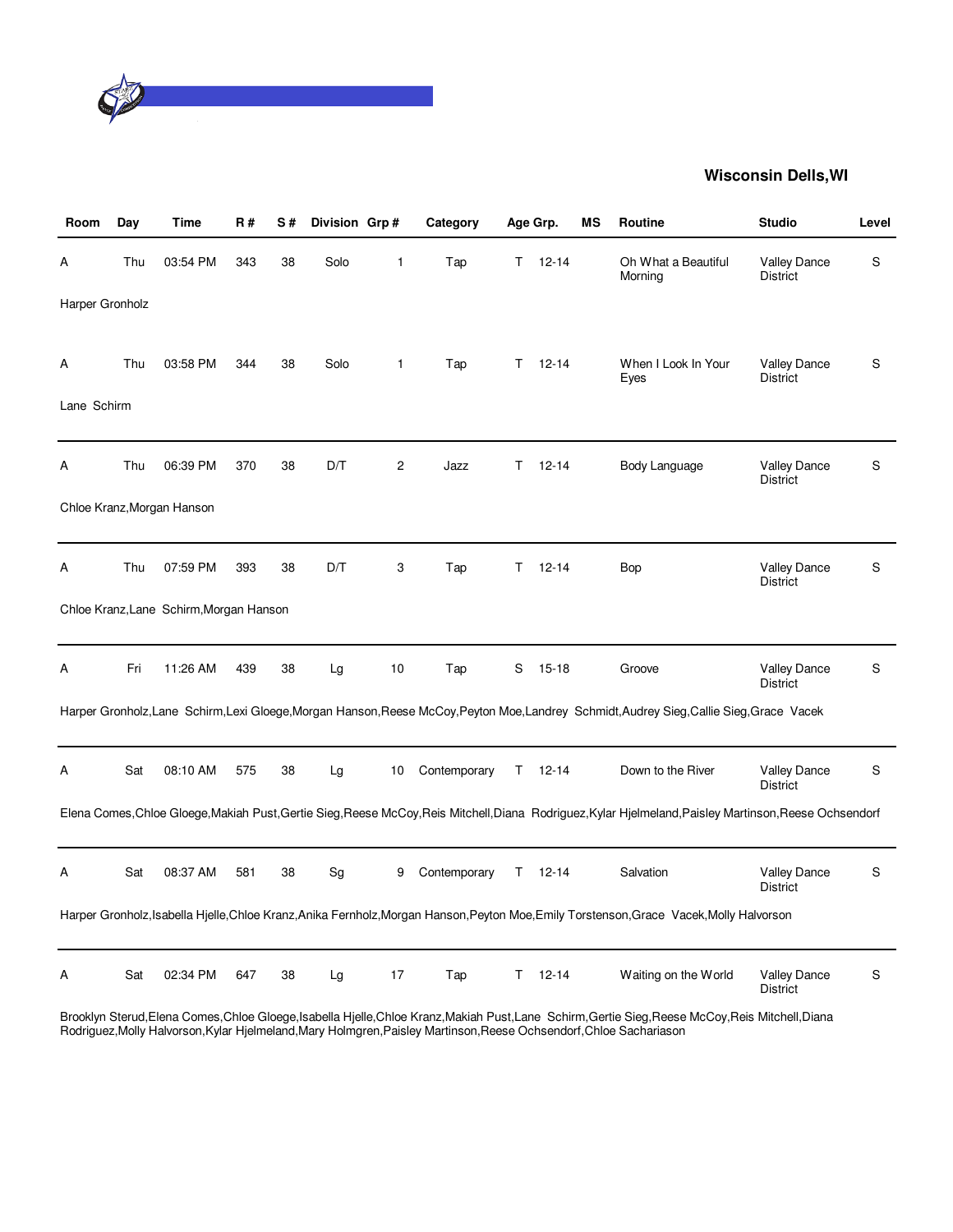## Wisconsin Dells,WI

| Room | Day | Time | R # | S # | Division | Grp # | Category | Age Grp. | | MS | Routine | Studio | Level |
|---|---|---|---|---|---|---|---|---|---|---|---|---|---|
| A | Thu | 03:54 PM | 343 | 38 | Solo | 1 | Tap | T | 12-14 | | Oh What a Beautiful Morning | Valley Dance District | S |
| Harper Gronholz | | | | | | | | | | | | | |
| A | Thu | 03:58 PM | 344 | 38 | Solo | 1 | Tap | T | 12-14 | | When I Look In Your Eyes | Valley Dance District | S |
| Lane Schirm | | | | | | | | | | | | | |
| A | Thu | 06:39 PM | 370 | 38 | D/T | 2 | Jazz | T | 12-14 | | Body Language | Valley Dance District | S |
| Chloe Kranz,Morgan Hanson | | | | | | | | | | | | | |
| A | Thu | 07:59 PM | 393 | 38 | D/T | 3 | Tap | T | 12-14 | | Bop | Valley Dance District | S |
| Chloe Kranz,Lane Schirm,Morgan Hanson | | | | | | | | | | | | | |
| A | Fri | 11:26 AM | 439 | 38 | Lg | 10 | Tap | S | 15-18 | | Groove | Valley Dance District | S |
| Harper Gronholz,Lane Schirm,Lexi Gloege,Morgan Hanson,Reese McCoy,Peyton Moe,Landrey Schmidt,Audrey Sieg,Callie Sieg,Grace Vacek | | | | | | | | | | | | | |
| A | Sat | 08:10 AM | 575 | 38 | Lg | 10 | Contemporary | T | 12-14 | | Down to the River | Valley Dance District | S |
| Elena Comes,Chloe Gloege,Makiah Pust,Gertie Sieg,Reese McCoy,Reis Mitchell,Diana Rodriguez,Kylar Hjelmeland,Paisley Martinson,Reese Ochsendorf | | | | | | | | | | | | | |
| A | Sat | 08:37 AM | 581 | 38 | Sg | 9 | Contemporary | T | 12-14 | | Salvation | Valley Dance District | S |
| Harper Gronholz,Isabella Hjelle,Chloe Kranz,Anika Fernholz,Morgan Hanson,Peyton Moe,Emily Torstenson,Grace Vacek,Molly Halvorson | | | | | | | | | | | | | |
| A | Sat | 02:34 PM | 647 | 38 | Lg | 17 | Tap | T | 12-14 | | Waiting on the World | Valley Dance District | S |
| Brooklyn Sterud,Elena Comes,Chloe Gloege,Isabella Hjelle,Chloe Kranz,Makiah Pust,Lane Schirm,Gertie Sieg,Reese McCoy,Reis Mitchell,Diana Rodriguez,Molly Halvorson,Kylar Hjelmeland,Mary Holmgren,Paisley Martinson,Reese Ochsendorf,Chloe Sachariason | | | | | | | | | | | | | |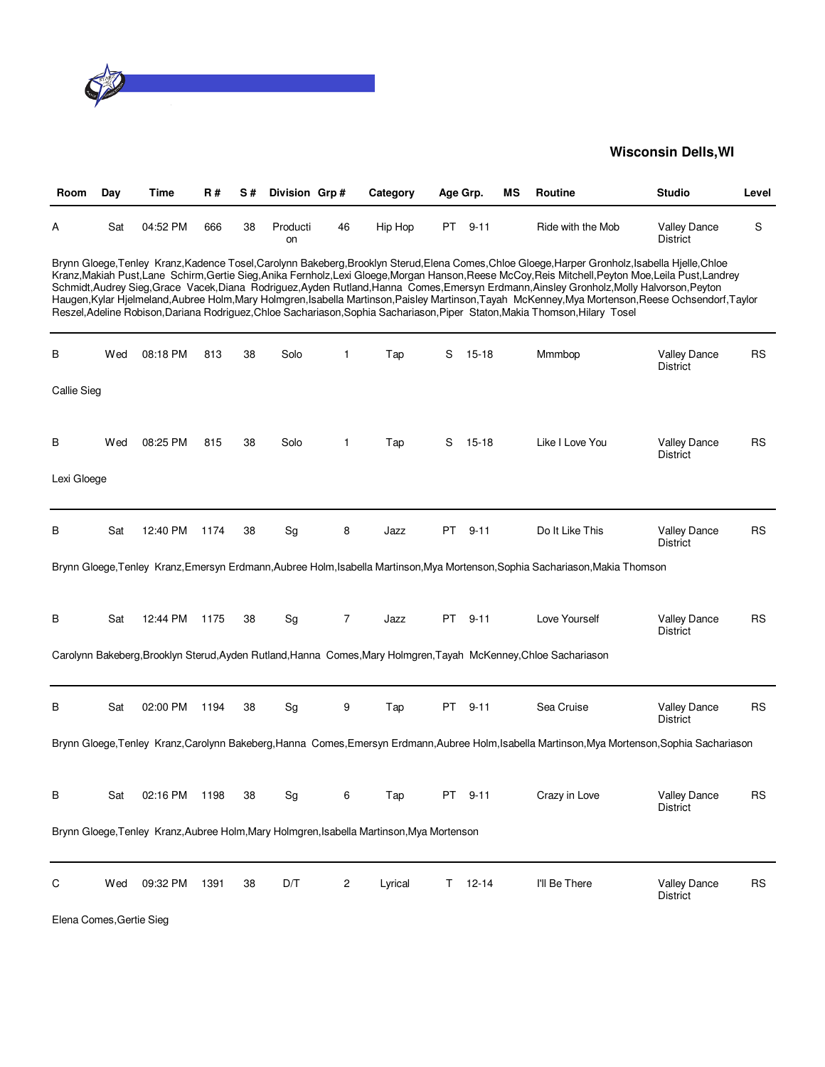**Wisconsin Dells,WI**

| Room | Day | Time | R # | S # | Division | Grp # | Category | Age Grp. | MS | Routine | Studio | Level |
|---|---|---|---|---|---|---|---|---|---|---|---|---|
| A | Sat | 04:52 PM | 666 | 38 | Production | 46 | Hip Hop | PT 9-11 | | Ride with the Mob | Valley Dance District | S |

Brynn Gloege,Tenley Kranz,Kadence Tosel,Carolynn Bakeberg,Brooklyn Sterud,Elena Comes,Chloe Gloege,Harper Gronholz,Isabella Hjelle,Chloe Kranz,Makiah Pust,Lane Schirm,Gertie Sieg,Anika Fernholz,Lexi Gloege,Morgan Hanson,Reese McCoy,Reis Mitchell,Peyton Moe,Leila Pust,Landrey Schmidt,Audrey Sieg,Grace Vacek,Diana Rodriguez,Ayden Rutland,Hanna Comes,Emersyn Erdmann,Ainsley Gronholz,Molly Halvorson,Peyton Haugen,Kylar Hjelmeland,Aubree Holm,Mary Holmgren,Isabella Martinson,Paisley Martinson,Tayah McKenney,Mya Mortenson,Reese Ochsendorf,Taylor Reszel,Adeline Robison,Dariana Rodriguez,Chloe Sachariason,Sophia Sachariason,Piper Staton,Makia Thomson,Hilary Tosel

| Room | Day | Time | R # | S # | Division | Grp # | Category | Age Grp. | MS | Routine | Studio | Level |
|---|---|---|---|---|---|---|---|---|---|---|---|---|
| B | Wed | 08:18 PM | 813 | 38 | Solo | 1 | Tap | S 15-18 | | Mmmbop | Valley Dance District | RS |

Callie Sieg

| Room | Day | Time | R # | S # | Division | Grp # | Category | Age Grp. | MS | Routine | Studio | Level |
|---|---|---|---|---|---|---|---|---|---|---|---|---|
| B | Wed | 08:25 PM | 815 | 38 | Solo | 1 | Tap | S 15-18 | | Like I Love You | Valley Dance District | RS |

Lexi Gloege

| Room | Day | Time | R # | S # | Division | Grp # | Category | Age Grp. | MS | Routine | Studio | Level |
|---|---|---|---|---|---|---|---|---|---|---|---|---|
| B | Sat | 12:40 PM | 1174 | 38 | Sg | 8 | Jazz | PT 9-11 | | Do It Like This | Valley Dance District | RS |

Brynn Gloege,Tenley Kranz,Emersyn Erdmann,Aubree Holm,Isabella Martinson,Mya Mortenson,Sophia Sachariason,Makia Thomson

| Room | Day | Time | R # | S # | Division | Grp # | Category | Age Grp. | MS | Routine | Studio | Level |
|---|---|---|---|---|---|---|---|---|---|---|---|---|
| B | Sat | 12:44 PM | 1175 | 38 | Sg | 7 | Jazz | PT 9-11 | | Love Yourself | Valley Dance District | RS |

Carolynn Bakeberg,Brooklyn Sterud,Ayden Rutland,Hanna Comes,Mary Holmgren,Tayah McKenney,Chloe Sachariason

| Room | Day | Time | R # | S # | Division | Grp # | Category | Age Grp. | MS | Routine | Studio | Level |
|---|---|---|---|---|---|---|---|---|---|---|---|---|
| B | Sat | 02:00 PM | 1194 | 38 | Sg | 9 | Tap | PT 9-11 | | Sea Cruise | Valley Dance District | RS |

Brynn Gloege,Tenley Kranz,Carolynn Bakeberg,Hanna Comes,Emersyn Erdmann,Aubree Holm,Isabella Martinson,Mya Mortenson,Sophia Sachariason

| Room | Day | Time | R # | S # | Division | Grp # | Category | Age Grp. | MS | Routine | Studio | Level |
|---|---|---|---|---|---|---|---|---|---|---|---|---|
| B | Sat | 02:16 PM | 1198 | 38 | Sg | 6 | Tap | PT 9-11 | | Crazy in Love | Valley Dance District | RS |

Brynn Gloege,Tenley Kranz,Aubree Holm,Mary Holmgren,Isabella Martinson,Mya Mortenson

| Room | Day | Time | R # | S # | Division | Grp # | Category | Age Grp. | MS | Routine | Studio | Level |
|---|---|---|---|---|---|---|---|---|---|---|---|---|
| C | Wed | 09:32 PM | 1391 | 38 | D/T | 2 | Lyrical | T 12-14 | | I'll Be There | Valley Dance District | RS |

Elena Comes,Gertie Sieg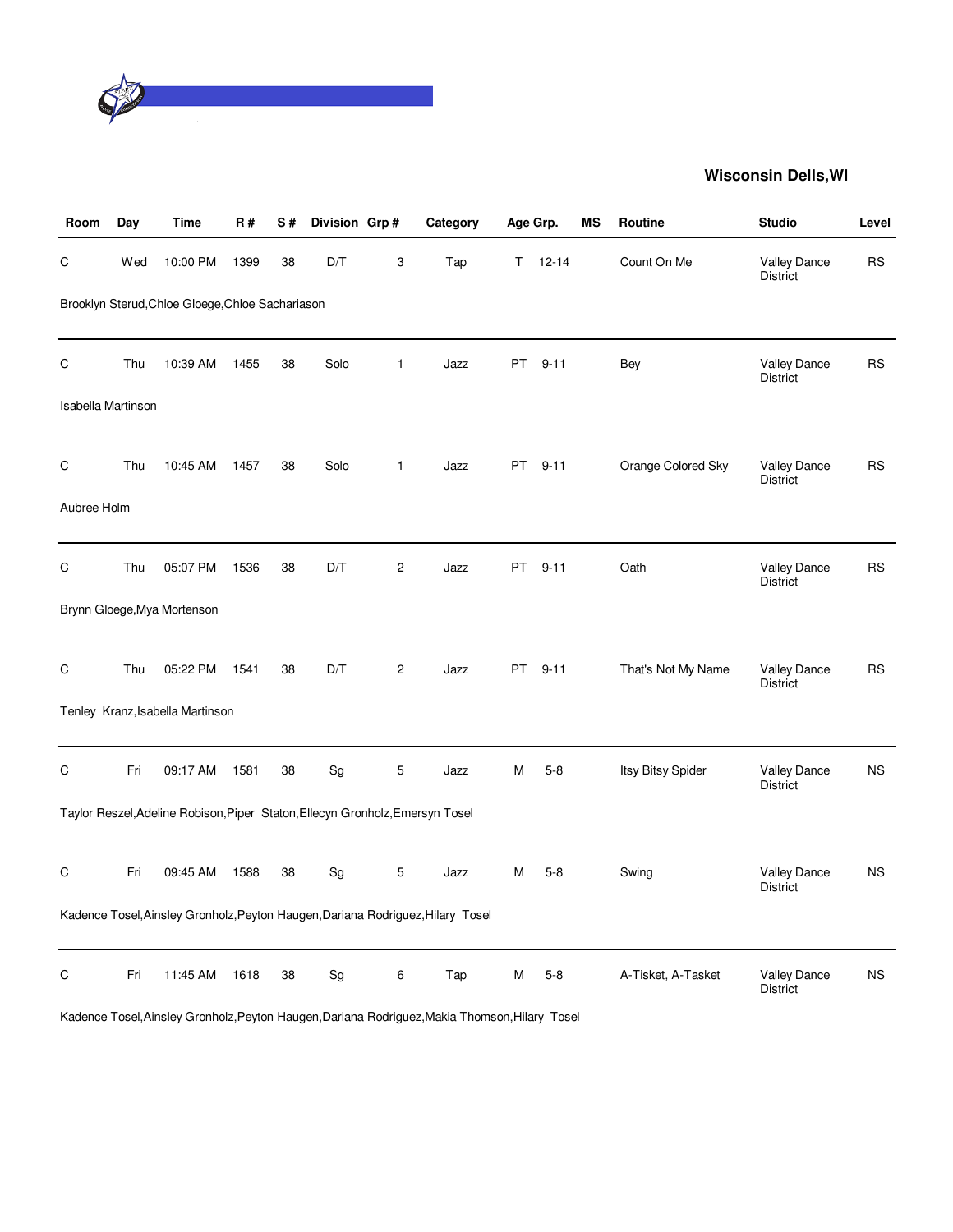**Wisconsin Dells,WI**

| Room | Day | Time | R # | S # | Division | Grp # | Category | Age Grp. | | MS | Routine | Studio | Level |
|---|---|---|---|---|---|---|---|---|---|---|---|---|---|
| C | Wed | 10:00 PM | 1399 | 38 | D/T | 3 | Tap | T | 12-14 | | Count On Me | Valley Dance District | RS |
| Brooklyn Sterud,Chloe Gloege,Chloe Sachariason | | | | | | | | | | | | | |
| C | Thu | 10:39 AM | 1455 | 38 | Solo | 1 | Jazz | PT | 9-11 | | Bey | Valley Dance District | RS |
| Isabella Martinson | | | | | | | | | | | | | |
| C | Thu | 10:45 AM | 1457 | 38 | Solo | 1 | Jazz | PT | 9-11 | | Orange Colored Sky | Valley Dance District | RS |
| Aubree Holm | | | | | | | | | | | | | |
| C | Thu | 05:07 PM | 1536 | 38 | D/T | 2 | Jazz | PT | 9-11 | | Oath | Valley Dance District | RS |
| Brynn Gloege,Mya Mortenson | | | | | | | | | | | | | |
| C | Thu | 05:22 PM | 1541 | 38 | D/T | 2 | Jazz | PT | 9-11 | | That's Not My Name | Valley Dance District | RS |
| Tenley Kranz,Isabella Martinson | | | | | | | | | | | | | |
| C | Fri | 09:17 AM | 1581 | 38 | Sg | 5 | Jazz | M | 5-8 | | Itsy Bitsy Spider | Valley Dance District | NS |
| Taylor Reszel,Adeline Robison,Piper Staton,Ellecyn Gronholz,Emersyn Tosel | | | | | | | | | | | | | |
| C | Fri | 09:45 AM | 1588 | 38 | Sg | 5 | Jazz | M | 5-8 | | Swing | Valley Dance District | NS |
| Kadence Tosel,Ainsley Gronholz,Peyton Haugen,Dariana Rodriguez,Hilary Tosel | | | | | | | | | | | | | |
| C | Fri | 11:45 AM | 1618 | 38 | Sg | 6 | Tap | M | 5-8 | | A-Tisket, A-Tasket | Valley Dance District | NS |
| Kadence Tosel,Ainsley Gronholz,Peyton Haugen,Dariana Rodriguez,Makia Thomson,Hilary Tosel | | | | | | | | | | | | | |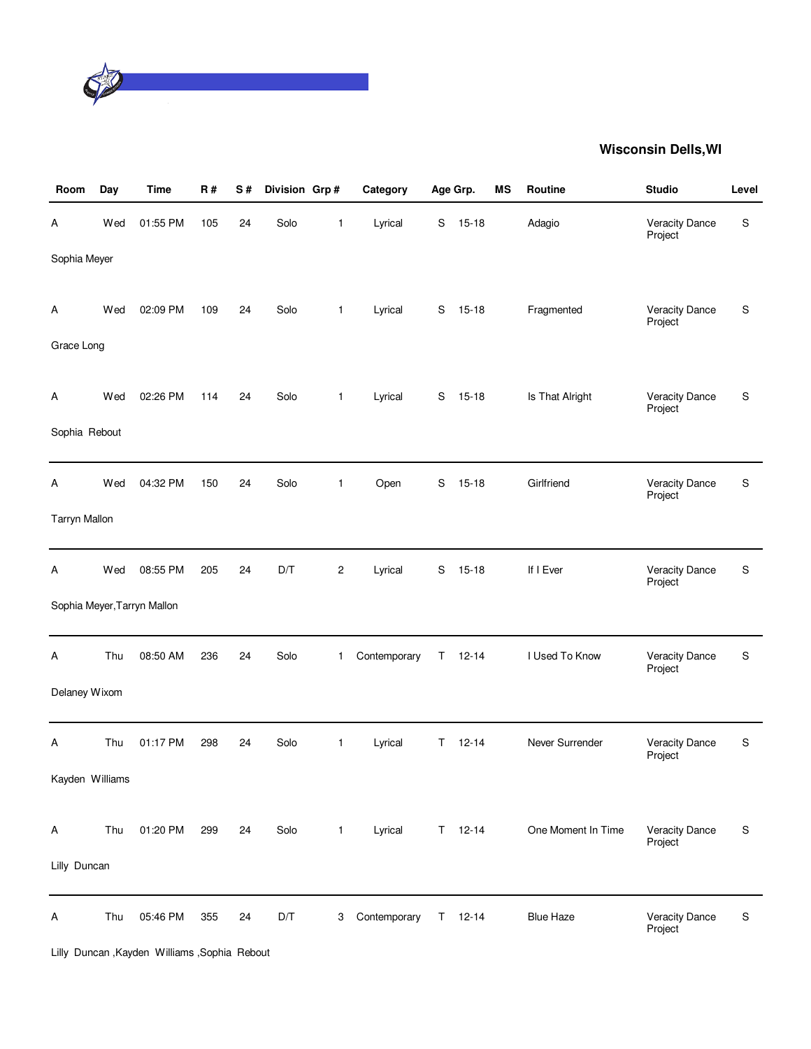## Wisconsin Dells,WI

| Room | Day | Time | R # | S # | Division | Grp # | Category | Age Grp. | | MS | Routine | Studio | Level |
|---|---|---|---|---|---|---|---|---|---|---|---|---|---|
| A | Wed | 01:55 PM | 105 | 24 | Solo | 1 | Lyrical | S | 15-18 | | Adagio | Veracity Dance Project | S |
| Sophia Meyer | | | | | | | | | | | | | |
| A | Wed | 02:09 PM | 109 | 24 | Solo | 1 | Lyrical | S | 15-18 | | Fragmented | Veracity Dance Project | S |
| Grace Long | | | | | | | | | | | | | |
| A | Wed | 02:26 PM | 114 | 24 | Solo | 1 | Lyrical | S | 15-18 | | Is That Alright | Veracity Dance Project | S |
| Sophia Rebout | | | | | | | | | | | | | |
| A | Wed | 04:32 PM | 150 | 24 | Solo | 1 | Open | S | 15-18 | | Girlfriend | Veracity Dance Project | S |
| Tarryn Mallon | | | | | | | | | | | | | |
| A | Wed | 08:55 PM | 205 | 24 | D/T | 2 | Lyrical | S | 15-18 | | If I Ever | Veracity Dance Project | S |
| Sophia Meyer,Tarryn Mallon | | | | | | | | | | | | | |
| A | Thu | 08:50 AM | 236 | 24 | Solo | 1 | Contemporary | T | 12-14 | | I Used To Know | Veracity Dance Project | S |
| Delaney Wixom | | | | | | | | | | | | | |
| A | Thu | 01:17 PM | 298 | 24 | Solo | 1 | Lyrical | T | 12-14 | | Never Surrender | Veracity Dance Project | S |
| Kayden Williams | | | | | | | | | | | | | |
| A | Thu | 01:20 PM | 299 | 24 | Solo | 1 | Lyrical | T | 12-14 | | One Moment In Time | Veracity Dance Project | S |
| Lilly Duncan | | | | | | | | | | | | | |
| A | Thu | 05:46 PM | 355 | 24 | D/T | 3 | Contemporary | T | 12-14 | | Blue Haze | Veracity Dance Project | S |
| Lilly Duncan ,Kayden Williams ,Sophia Rebout | | | | | | | | | | | | | |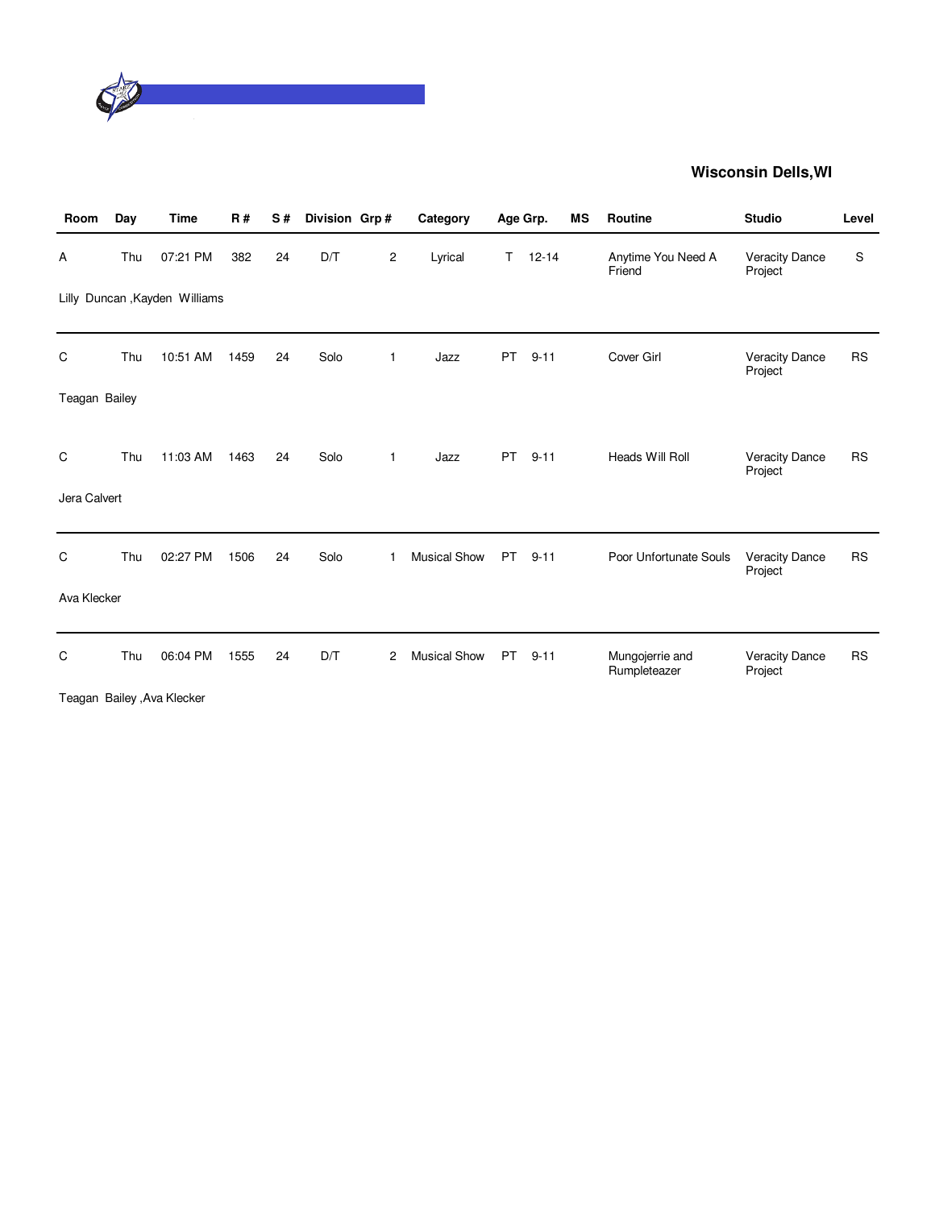**Wisconsin Dells,WI**

| Room | Day | Time | R # | S # | Division | Grp # | Category | Age Grp. | MS | Routine | Studio | Level |
|---|---|---|---|---|---|---|---|---|---|---|---|---|
| A | Thu | 07:21 PM | 382 | 24 | D/T | 2 | Lyrical | T 12-14 | | Anytime You Need A Friend | Veracity Dance Project | S |
| Lilly Duncan ,Kayden Williams | | | | | | | | | | | | |
| C | Thu | 10:51 AM | 1459 | 24 | Solo | 1 | Jazz | PT 9-11 | | Cover Girl | Veracity Dance Project | RS |
| Teagan Bailey | | | | | | | | | | | | |
| C | Thu | 11:03 AM | 1463 | 24 | Solo | 1 | Jazz | PT 9-11 | | Heads Will Roll | Veracity Dance Project | RS |
| Jera Calvert | | | | | | | | | | | | |
| C | Thu | 02:27 PM | 1506 | 24 | Solo | 1 | Musical Show | PT 9-11 | | Poor Unfortunate Souls | Veracity Dance Project | RS |
| Ava Klecker | | | | | | | | | | | | |
| C | Thu | 06:04 PM | 1555 | 24 | D/T | 2 | Musical Show | PT 9-11 | | Mungojerrie and Rumpleteazer | Veracity Dance Project | RS |
| Teagan Bailey ,Ava Klecker | | | | | | | | | | | | |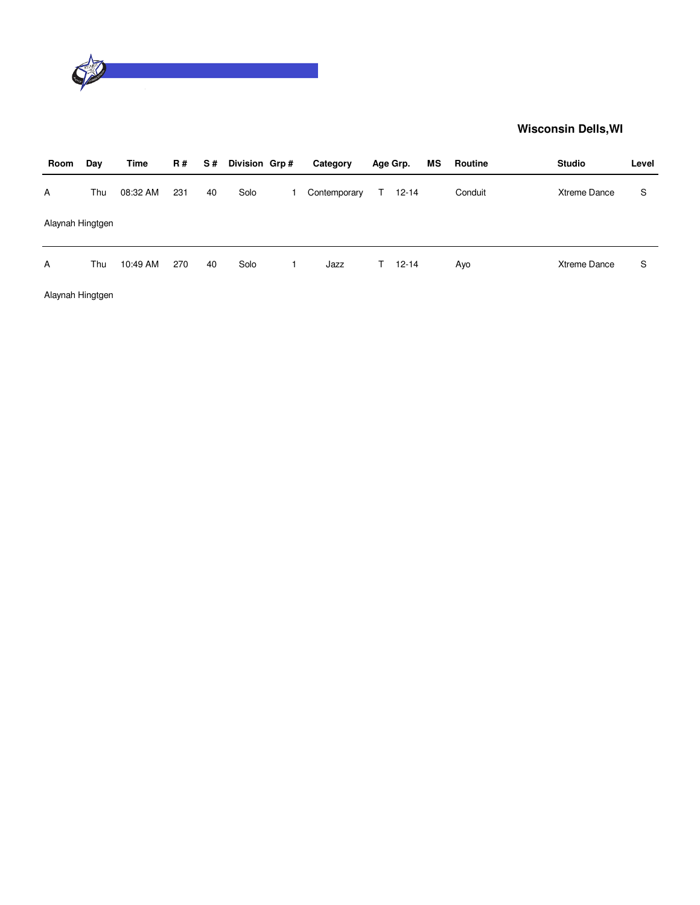**Wisconsin Dells,WI**

| Room | Day | Time | R # | S # | Division | Grp # | Category | Age Grp. | | MS | Routine | Studio | Level |
|---|---|---|---|---|---|---|---|---|---|---|---|---|---|
| A | Thu | 08:32 AM | 231 | 40 | Solo | 1 | Contemporary | T | 12-14 | | Conduit | Xtreme Dance | S |
| Alaynah Hingtgen | | | | | | | | | | | | | |
| A | Thu | 10:49 AM | 270 | 40 | Solo | 1 | Jazz | T | 12-14 | | Ayo | Xtreme Dance | S |
| Alaynah Hingtgen | | | | | | | | | | | | | |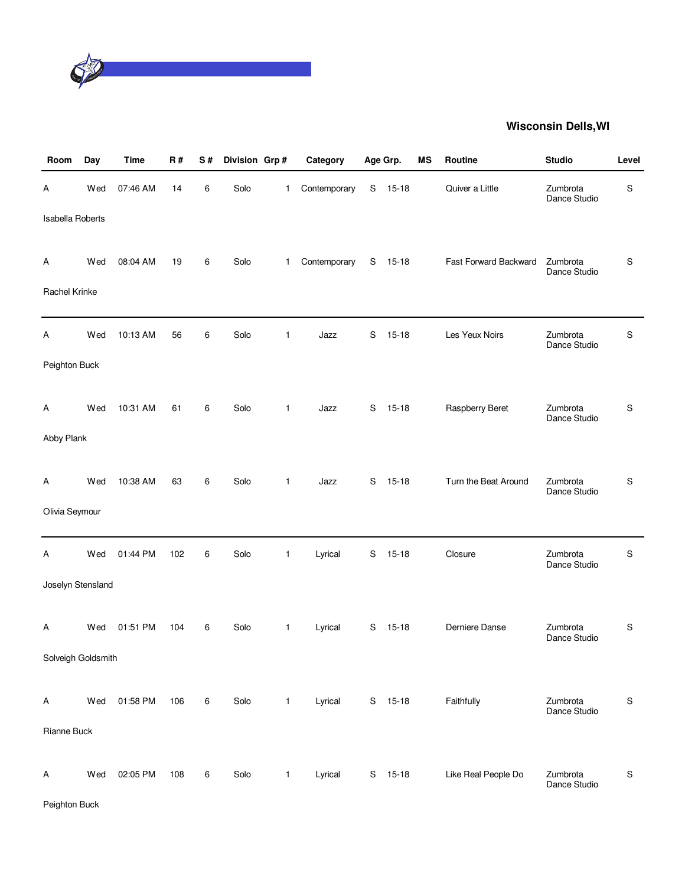## Wisconsin Dells,WI

| Room | Day | Time | R # | S # | Division | Grp # | Category | Age Grp. | | MS | Routine | Studio | Level |
|---|---|---|---|---|---|---|---|---|---|---|---|---|---|
| A | Wed | 07:46 AM | 14 | 6 | Solo | 1 | Contemporary | S | 15-18 | | Quiver a Little | Zumbrota Dance Studio | S |
| Isabella Roberts | | | | | | | | | | | | | |
| A | Wed | 08:04 AM | 19 | 6 | Solo | 1 | Contemporary | S | 15-18 | | Fast Forward Backward | Zumbrota Dance Studio | S |
| Rachel Krinke | | | | | | | | | | | | | |
| A | Wed | 10:13 AM | 56 | 6 | Solo | 1 | Jazz | S | 15-18 | | Les Yeux Noirs | Zumbrota Dance Studio | S |
| Peighton Buck | | | | | | | | | | | | | |
| A | Wed | 10:31 AM | 61 | 6 | Solo | 1 | Jazz | S | 15-18 | | Raspberry Beret | Zumbrota Dance Studio | S |
| Abby Plank | | | | | | | | | | | | | |
| A | Wed | 10:38 AM | 63 | 6 | Solo | 1 | Jazz | S | 15-18 | | Turn the Beat Around | Zumbrota Dance Studio | S |
| Olivia Seymour | | | | | | | | | | | | | |
| A | Wed | 01:44 PM | 102 | 6 | Solo | 1 | Lyrical | S | 15-18 | | Closure | Zumbrota Dance Studio | S |
| Joselyn Stensland | | | | | | | | | | | | | |
| A | Wed | 01:51 PM | 104 | 6 | Solo | 1 | Lyrical | S | 15-18 | | Derniere Danse | Zumbrota Dance Studio | S |
| Solveigh Goldsmith | | | | | | | | | | | | | |
| A | Wed | 01:58 PM | 106 | 6 | Solo | 1 | Lyrical | S | 15-18 | | Faithfully | Zumbrota Dance Studio | S |
| Rianne Buck | | | | | | | | | | | | | |
| A | Wed | 02:05 PM | 108 | 6 | Solo | 1 | Lyrical | S | 15-18 | | Like Real People Do | Zumbrota Dance Studio | S |
| Peighton Buck | | | | | | | | | | | | | |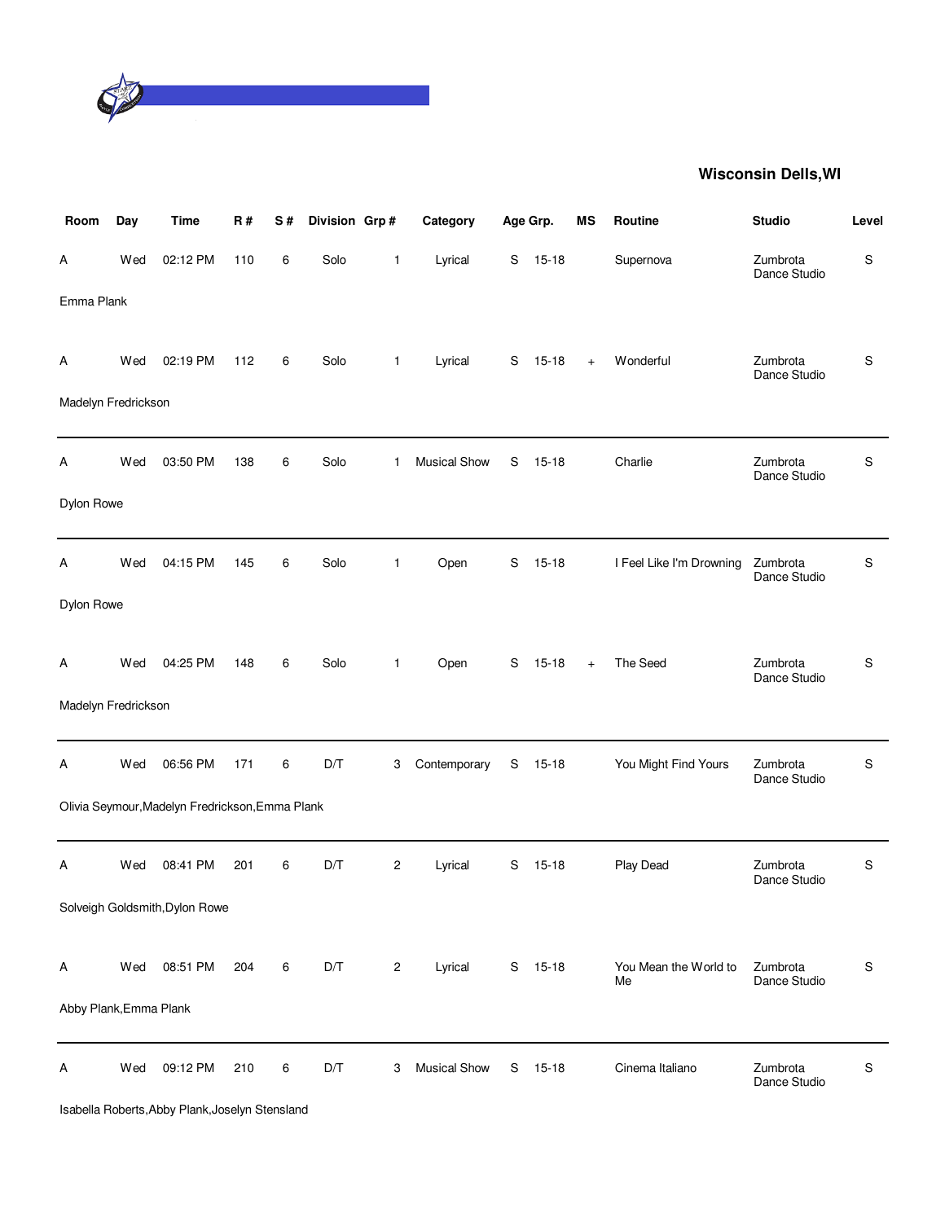## Wisconsin Dells,WI

| Room | Day | Time | R # | S # | Division | Grp # | Category | Age Grp. | | MS | Routine | Studio | Level |
|---|---|---|---|---|---|---|---|---|---|---|---|---|---|
| A | Wed | 02:12 PM | 110 | 6 | Solo | 1 | Lyrical | S | 15-18 | | Supernova | Zumbrota Dance Studio | S |
| Emma Plank | | | | | | | | | | | | | |
| A | Wed | 02:19 PM | 112 | 6 | Solo | 1 | Lyrical | S | 15-18 | + | Wonderful | Zumbrota Dance Studio | S |
| Madelyn Fredrickson | | | | | | | | | | | | | |
| A | Wed | 03:50 PM | 138 | 6 | Solo | 1 | Musical Show | S | 15-18 | | Charlie | Zumbrota Dance Studio | S |
| Dylon Rowe | | | | | | | | | | | | | |
| A | Wed | 04:15 PM | 145 | 6 | Solo | 1 | Open | S | 15-18 | | I Feel Like I'm Drowning | Zumbrota Dance Studio | S |
| Dylon Rowe | | | | | | | | | | | | | |
| A | Wed | 04:25 PM | 148 | 6 | Solo | 1 | Open | S | 15-18 | + | The Seed | Zumbrota Dance Studio | S |
| Madelyn Fredrickson | | | | | | | | | | | | | |
| A | Wed | 06:56 PM | 171 | 6 | D/T | 3 | Contemporary | S | 15-18 | | You Might Find Yours | Zumbrota Dance Studio | S |
| Olivia Seymour,Madelyn Fredrickson,Emma Plank | | | | | | | | | | | | | |
| A | Wed | 08:41 PM | 201 | 6 | D/T | 2 | Lyrical | S | 15-18 | | Play Dead | Zumbrota Dance Studio | S |
| Solveigh Goldsmith,Dylon Rowe | | | | | | | | | | | | | |
| A | Wed | 08:51 PM | 204 | 6 | D/T | 2 | Lyrical | S | 15-18 | | You Mean the World to Me | Zumbrota Dance Studio | S |
| Abby Plank,Emma Plank | | | | | | | | | | | | | |
| A | Wed | 09:12 PM | 210 | 6 | D/T | 3 | Musical Show | S | 15-18 | | Cinema Italiano | Zumbrota Dance Studio | S |
| Isabella Roberts,Abby Plank,Joselyn Stensland | | | | | | | | | | | | | |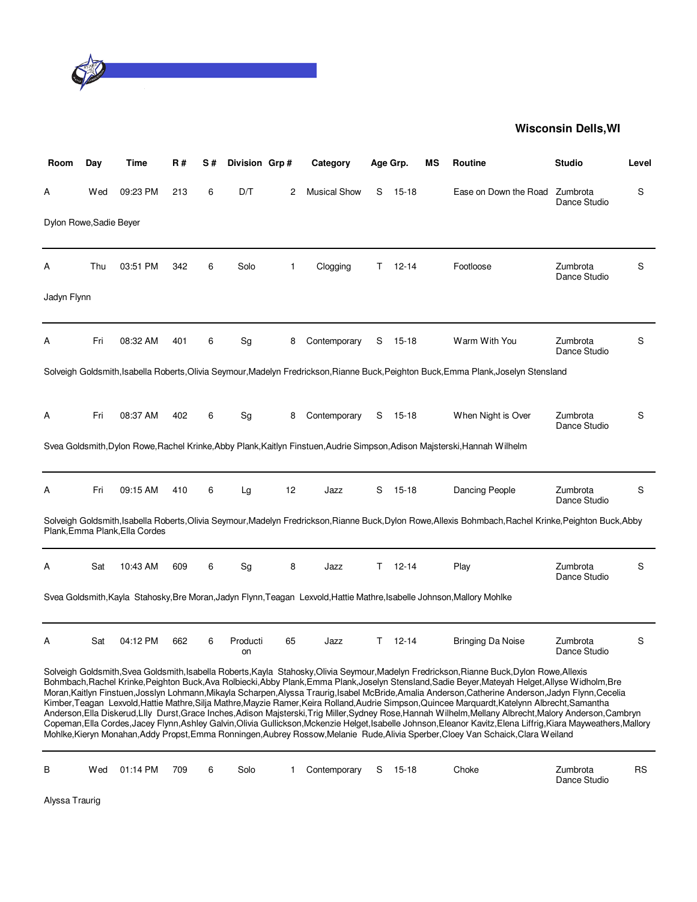**Wisconsin Dells,WI**

| Room | Day | Time | R # | S # | Division | Grp # | Category | Age Grp. | | MS | Routine | Studio | Level |
|---|---|---|---|---|---|---|---|---|---|---|---|---|---|
| A | Wed | 09:23 PM | 213 | 6 | D/T | 2 | Musical Show | S | 15-18 | | Ease on Down the Road | Zumbrota Dance Studio | S |

Dylon Rowe,Sadie Beyer

| Room | Day | Time | R # | S # | Division | Grp # | Category | Age Grp. | | MS | Routine | Studio | Level |
|---|---|---|---|---|---|---|---|---|---|---|---|---|---|
| A | Thu | 03:51 PM | 342 | 6 | Solo | 1 | Clogging | T | 12-14 | | Footloose | Zumbrota Dance Studio | S |

Jadyn Flynn

| Room | Day | Time | R # | S # | Division | Grp # | Category | Age Grp. | | MS | Routine | Studio | Level |
|---|---|---|---|---|---|---|---|---|---|---|---|---|---|
| A | Fri | 08:32 AM | 401 | 6 | Sg | 8 | Contemporary | S | 15-18 | | Warm With You | Zumbrota Dance Studio | S |

Solveigh Goldsmith,Isabella Roberts,Olivia Seymour,Madelyn Fredrickson,Rianne Buck,Peighton Buck,Emma Plank,Joselyn Stensland

| Room | Day | Time | R # | S # | Division | Grp # | Category | Age Grp. | | MS | Routine | Studio | Level |
|---|---|---|---|---|---|---|---|---|---|---|---|---|---|
| A | Fri | 08:37 AM | 402 | 6 | Sg | 8 | Contemporary | S | 15-18 | | When Night is Over | Zumbrota Dance Studio | S |

Svea Goldsmith,Dylon Rowe,Rachel Krinke,Abby Plank,Kaitlyn Finstuen,Audrie Simpson,Adison Majsterski,Hannah Wilhelm

| Room | Day | Time | R # | S # | Division | Grp # | Category | Age Grp. | | MS | Routine | Studio | Level |
|---|---|---|---|---|---|---|---|---|---|---|---|---|---|
| A | Fri | 09:15 AM | 410 | 6 | Lg | 12 | Jazz | S | 15-18 | | Dancing People | Zumbrota Dance Studio | S |

Solveigh Goldsmith,Isabella Roberts,Olivia Seymour,Madelyn Fredrickson,Rianne Buck,Dylon Rowe,Allexis Bohmbach,Rachel Krinke,Peighton Buck,Abby Plank,Emma Plank,Ella Cordes

| Room | Day | Time | R # | S # | Division | Grp # | Category | Age Grp. | | MS | Routine | Studio | Level |
|---|---|---|---|---|---|---|---|---|---|---|---|---|---|
| A | Sat | 10:43 AM | 609 | 6 | Sg | 8 | Jazz | T | 12-14 | | Play | Zumbrota Dance Studio | S |

Svea Goldsmith,Kayla Stahosky,Bre Moran,Jadyn Flynn,Teagan Lexvold,Hattie Mathre,Isabelle Johnson,Mallory Mohlke

| Room | Day | Time | R # | S # | Division | Grp # | Category | Age Grp. | | MS | Routine | Studio | Level |
|---|---|---|---|---|---|---|---|---|---|---|---|---|---|
| A | Sat | 04:12 PM | 662 | 6 | Production | 65 | Jazz | T | 12-14 | | Bringing Da Noise | Zumbrota Dance Studio | S |

Solveigh Goldsmith,Svea Goldsmith,Isabella Roberts,Kayla Stahosky,Olivia Seymour,Madelyn Fredrickson,Rianne Buck,Dylon Rowe,Allexis Bohmbach,Rachel Krinke,Peighton Buck,Ava Rolbiecki,Abby Plank,Emma Plank,Joselyn Stensland,Sadie Beyer,Mateyah Helget,Allyse Widholm,Bre Moran,Kaitlyn Finstuen,Josslyn Lohmann,Mikayla Scharpen,Alyssa Traurig,Isabel McBride,Amalia Anderson,Catherine Anderson,Jadyn Flynn,Cecelia Kimber,Teagan Lexvold,Hattie Mathre,Silja Mathre,Mayzie Ramer,Keira Rolland,Audrie Simpson,Quincee Marquardt,Katelynn Albrecht,Samantha Anderson,Ella Diskerud,LIly Durst,Grace Inches,Adison Majsterski,Trig Miller,Sydney Rose,Hannah Wilhelm,Mellany Albrecht,Malory Anderson,Cambryn Copeman,Ella Cordes,Jacey Flynn,Ashley Galvin,Olivia Gullickson,Mckenzie Helget,Isabelle Johnson,Eleanor Kavitz,Elena Liffrig,Kiara Mayweathers,Mallory Mohlke,Kieryn Monahan,Addy Propst,Emma Ronningen,Aubrey Rossow,Melanie Rude,Alivia Sperber,Cloey Van Schaick,Clara Weiland

| Room | Day | Time | R # | S # | Division | Grp # | Category | Age Grp. | | MS | Routine | Studio | Level |
|---|---|---|---|---|---|---|---|---|---|---|---|---|---|
| B | Wed | 01:14 PM | 709 | 6 | Solo | 1 | Contemporary | S | 15-18 | | Choke | Zumbrota Dance Studio | RS |

Alyssa Traurig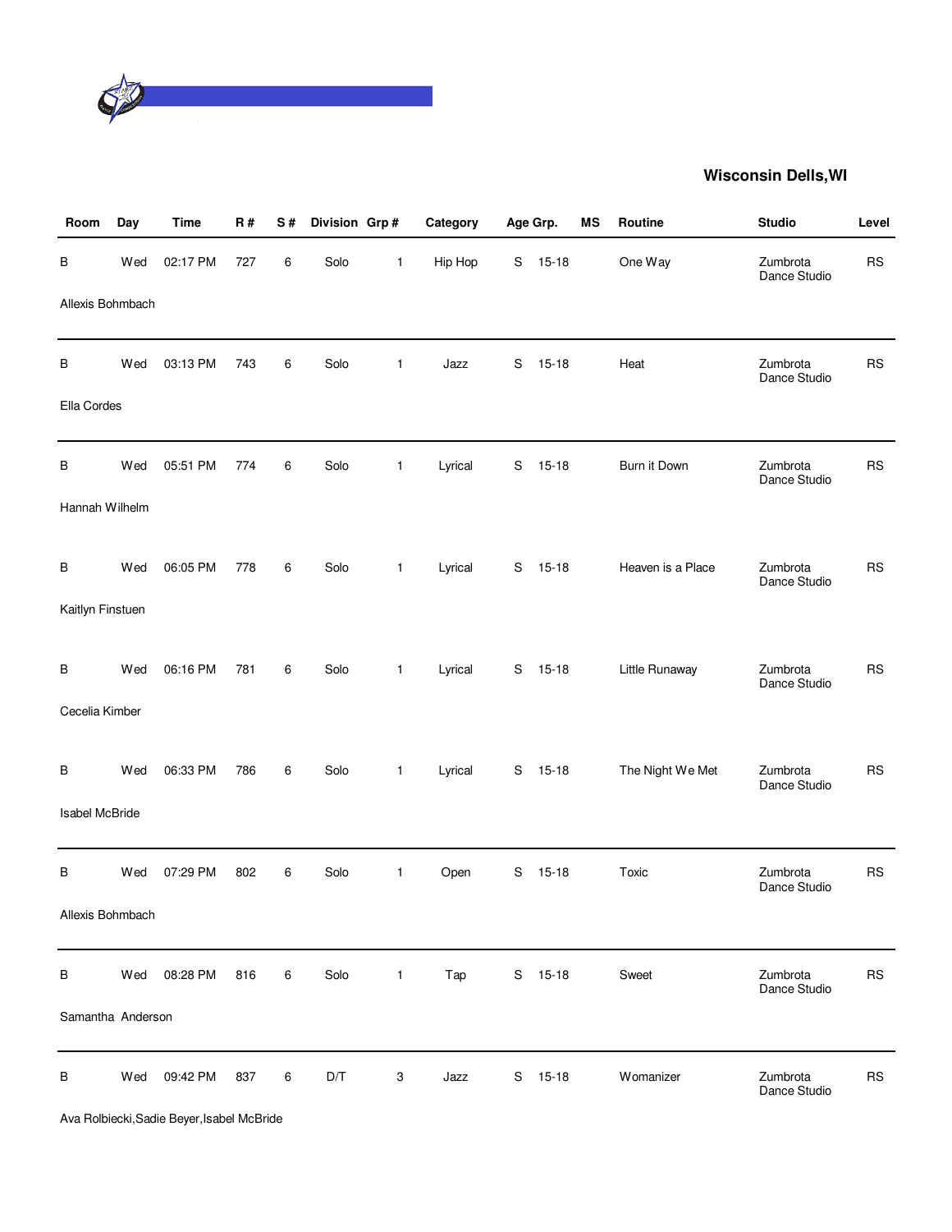## Wisconsin Dells,WI

| Room | Day | Time | R # | S # | Division | Grp # | Category | Age Grp. | | MS | Routine | Studio | Level |
|---|---|---|---|---|---|---|---|---|---|---|---|---|---|
| B | Wed | 02:17 PM | 727 | 6 | Solo | 1 | Hip Hop | S | 15-18 | | One Way | Zumbrota Dance Studio | RS |
| Allexis Bohmbach | | | | | | | | | | | | | |
| B | Wed | 03:13 PM | 743 | 6 | Solo | 1 | Jazz | S | 15-18 | | Heat | Zumbrota Dance Studio | RS |
| Ella Cordes | | | | | | | | | | | | | |
| B | Wed | 05:51 PM | 774 | 6 | Solo | 1 | Lyrical | S | 15-18 | | Burn it Down | Zumbrota Dance Studio | RS |
| Hannah Wilhelm | | | | | | | | | | | | | |
| B | Wed | 06:05 PM | 778 | 6 | Solo | 1 | Lyrical | S | 15-18 | | Heaven is a Place | Zumbrota Dance Studio | RS |
| Kaitlyn Finstuen | | | | | | | | | | | | | |
| B | Wed | 06:16 PM | 781 | 6 | Solo | 1 | Lyrical | S | 15-18 | | Little Runaway | Zumbrota Dance Studio | RS |
| Cecelia Kimber | | | | | | | | | | | | | |
| B | Wed | 06:33 PM | 786 | 6 | Solo | 1 | Lyrical | S | 15-18 | | The Night We Met | Zumbrota Dance Studio | RS |
| Isabel McBride | | | | | | | | | | | | | |
| B | Wed | 07:29 PM | 802 | 6 | Solo | 1 | Open | S | 15-18 | | Toxic | Zumbrota Dance Studio | RS |
| Allexis Bohmbach | | | | | | | | | | | | | |
| B | Wed | 08:28 PM | 816 | 6 | Solo | 1 | Tap | S | 15-18 | | Sweet | Zumbrota Dance Studio | RS |
| Samantha Anderson | | | | | | | | | | | | | |
| B | Wed | 09:42 PM | 837 | 6 | D/T | 3 | Jazz | S | 15-18 | | Womanizer | Zumbrota Dance Studio | RS |
| Ava Rolbiecki,Sadie Beyer,Isabel McBride | | | | | | | | | | | | | |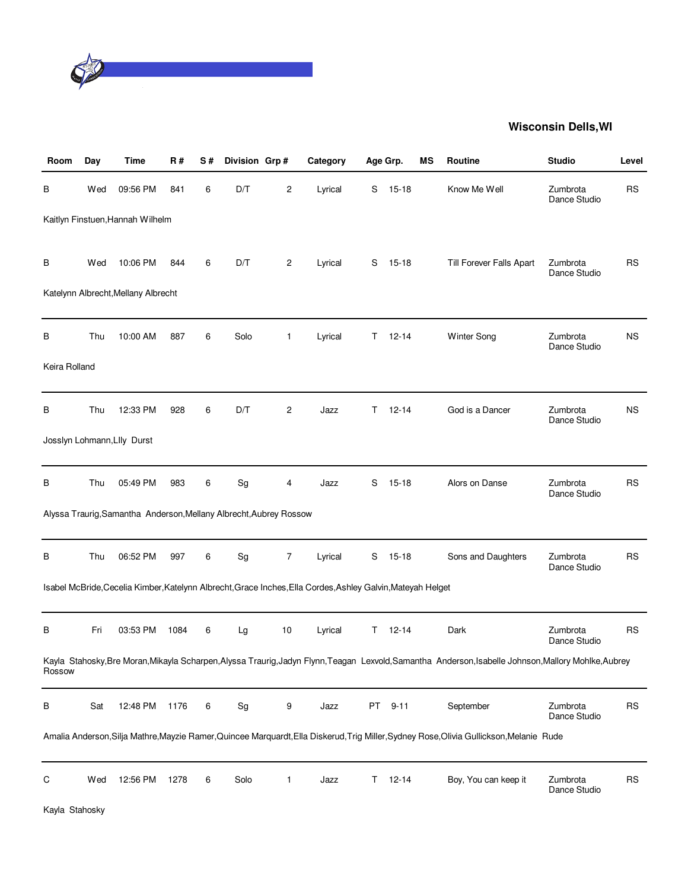## Wisconsin Dells,WI

| Room | Day | Time | R # | S # | Division | Grp # | Category | Age Grp. | | MS | Routine | Studio | Level |
|---|---|---|---|---|---|---|---|---|---|---|---|---|---|
| B | Wed | 09:56 PM | 841 | 6 | D/T | 2 | Lyrical | S | 15-18 | | Know Me Well | Zumbrota Dance Studio | RS |
| Kaitlyn Finstuen,Hannah Wilhelm | | | | | | | | | | | | | |
| B | Wed | 10:06 PM | 844 | 6 | D/T | 2 | Lyrical | S | 15-18 | | Till Forever Falls Apart | Zumbrota Dance Studio | RS |
| Katelynn Albrecht,Mellany Albrecht | | | | | | | | | | | | | |
| B | Thu | 10:00 AM | 887 | 6 | Solo | 1 | Lyrical | T | 12-14 | | Winter Song | Zumbrota Dance Studio | NS |
| Keira Rolland | | | | | | | | | | | | | |
| B | Thu | 12:33 PM | 928 | 6 | D/T | 2 | Jazz | T | 12-14 | | God is a Dancer | Zumbrota Dance Studio | NS |
| Josslyn Lohmann,LIly Durst | | | | | | | | | | | | | |
| B | Thu | 05:49 PM | 983 | 6 | Sg | 4 | Jazz | S | 15-18 | | Alors on Danse | Zumbrota Dance Studio | RS |
| Alyssa Traurig,Samantha Anderson,Mellany Albrecht,Aubrey Rossow | | | | | | | | | | | | | |
| B | Thu | 06:52 PM | 997 | 6 | Sg | 7 | Lyrical | S | 15-18 | | Sons and Daughters | Zumbrota Dance Studio | RS |
| Isabel McBride,Cecelia Kimber,Katelynn Albrecht,Grace Inches,Ella Cordes,Ashley Galvin,Mateyah Helget | | | | | | | | | | | | | |
| B | Fri | 03:53 PM | 1084 | 6 | Lg | 10 | Lyrical | T | 12-14 | | Dark | Zumbrota Dance Studio | RS |
| Kayla Stahosky,Bre Moran,Mikayla Scharpen,Alyssa Traurig,Jadyn Flynn,Teagan Lexvold,Samantha Anderson,Isabelle Johnson,Mallory Mohlke,Aubrey Rossow | | | | | | | | | | | | | |
| B | Sat | 12:48 PM | 1176 | 6 | Sg | 9 | Jazz | PT | 9-11 | | September | Zumbrota Dance Studio | RS |
| Amalia Anderson,Silja Mathre,Mayzie Ramer,Quincee Marquardt,Ella Diskerud,Trig Miller,Sydney Rose,Olivia Gullickson,Melanie Rude | | | | | | | | | | | | | |
| C | Wed | 12:56 PM | 1278 | 6 | Solo | 1 | Jazz | T | 12-14 | | Boy, You can keep it | Zumbrota Dance Studio | RS |
| Kayla Stahosky | | | | | | | | | | | | | |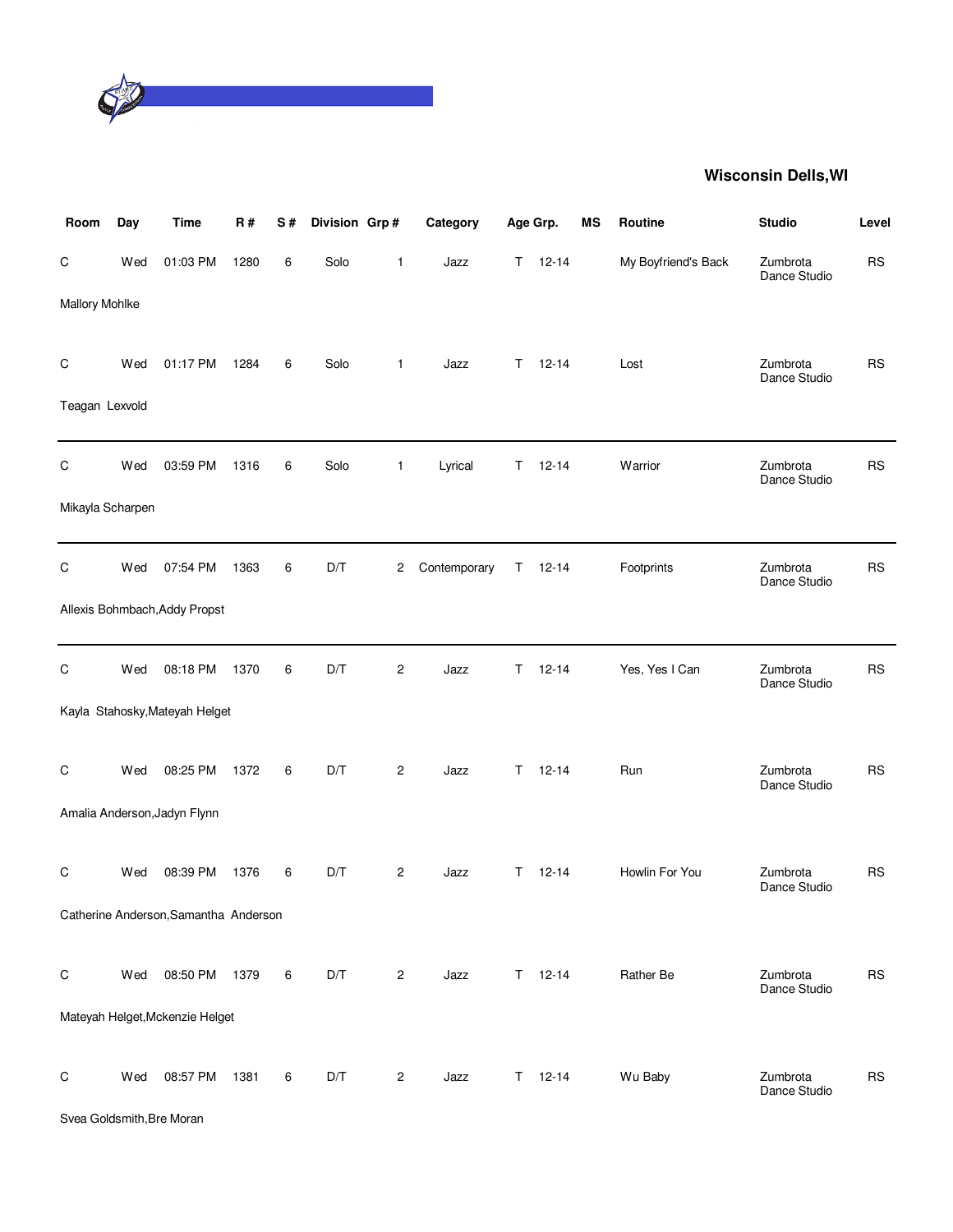**Wisconsin Dells,WI**

| Room | Day | Time | R # | S # | Division | Grp # | Category | Age Grp. | | MS | Routine | Studio | Level |
|---|---|---|---|---|---|---|---|---|---|---|---|---|---|
| C | Wed | 01:03 PM | 1280 | 6 | Solo | 1 | Jazz | T | 12-14 | | My Boyfriend's Back | Zumbrota Dance Studio | RS |
| Mallory Mohlke | | | | | | | | | | | | | |
| C | Wed | 01:17 PM | 1284 | 6 | Solo | 1 | Jazz | T | 12-14 | | Lost | Zumbrota Dance Studio | RS |
| Teagan Lexvold | | | | | | | | | | | | | |
| C | Wed | 03:59 PM | 1316 | 6 | Solo | 1 | Lyrical | T | 12-14 | | Warrior | Zumbrota Dance Studio | RS |
| Mikayla Scharpen | | | | | | | | | | | | | |
| C | Wed | 07:54 PM | 1363 | 6 | D/T | 2 | Contemporary | T | 12-14 | | Footprints | Zumbrota Dance Studio | RS |
| Allexis Bohmbach,Addy Propst | | | | | | | | | | | | | |
| C | Wed | 08:18 PM | 1370 | 6 | D/T | 2 | Jazz | T | 12-14 | | Yes, Yes I Can | Zumbrota Dance Studio | RS |
| Kayla Stahosky,Mateyah Helget | | | | | | | | | | | | | |
| C | Wed | 08:25 PM | 1372 | 6 | D/T | 2 | Jazz | T | 12-14 | | Run | Zumbrota Dance Studio | RS |
| Amalia Anderson,Jadyn Flynn | | | | | | | | | | | | | |
| C | Wed | 08:39 PM | 1376 | 6 | D/T | 2 | Jazz | T | 12-14 | | Howlin For You | Zumbrota Dance Studio | RS |
| Catherine Anderson,Samantha Anderson | | | | | | | | | | | | | |
| C | Wed | 08:50 PM | 1379 | 6 | D/T | 2 | Jazz | T | 12-14 | | Rather Be | Zumbrota Dance Studio | RS |
| Mateyah Helget,Mckenzie Helget | | | | | | | | | | | | | |
| C | Wed | 08:57 PM | 1381 | 6 | D/T | 2 | Jazz | T | 12-14 | | Wu Baby | Zumbrota Dance Studio | RS |
| Svea Goldsmith,Bre Moran | | | | | | | | | | | | | |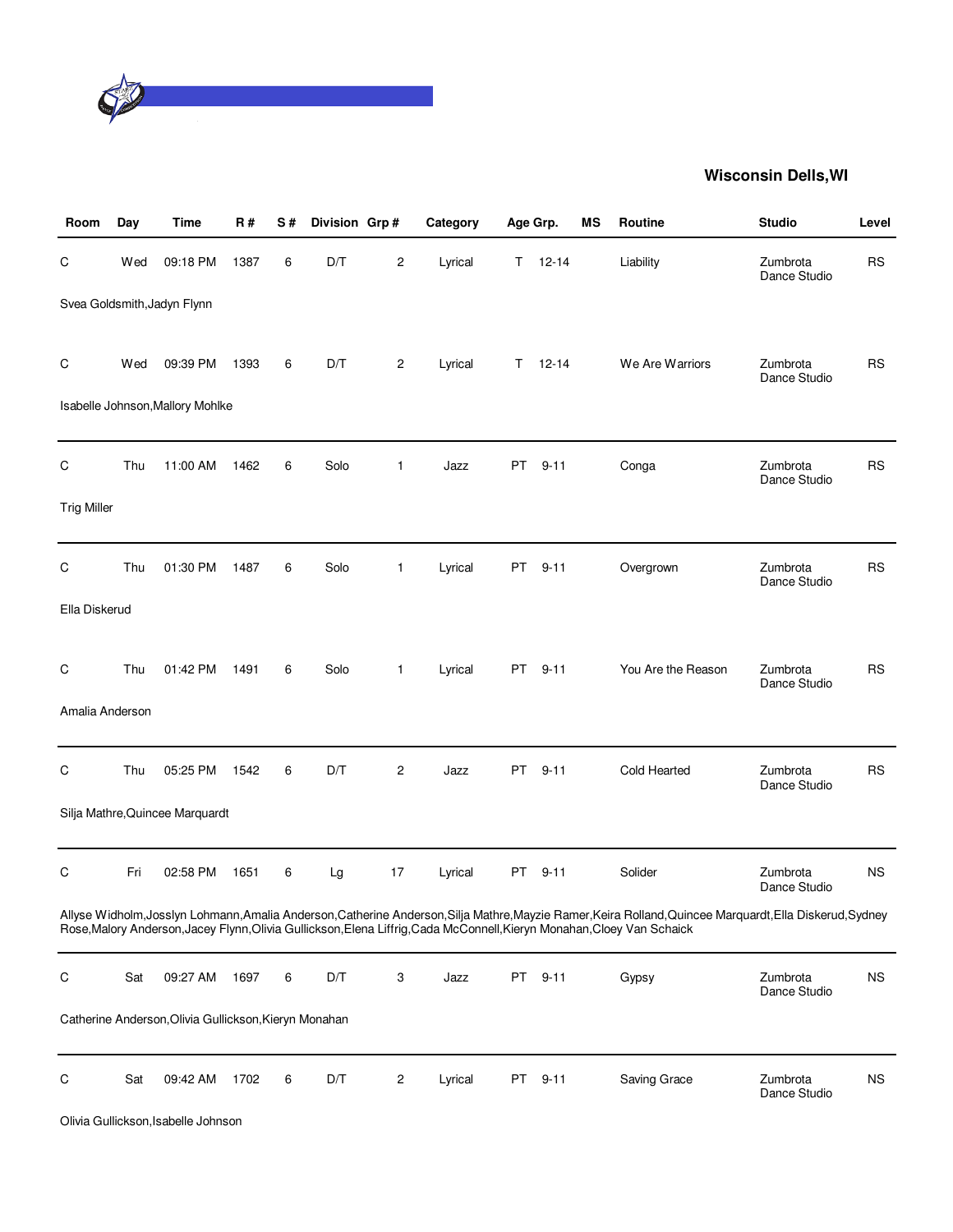## Wisconsin Dells,WI

| Room | Day | Time | R # | S # | Division | Grp # | Category | Age Grp. | | MS | Routine | Studio | Level |
|---|---|---|---|---|---|---|---|---|---|---|---|---|---|
| C | Wed | 09:18 PM | 1387 | 6 | D/T | 2 | Lyrical | T | 12-14 | | Liability | Zumbrota Dance Studio | RS |
| Svea Goldsmith,Jadyn Flynn | | | | | | | | | | | | | |
| C | Wed | 09:39 PM | 1393 | 6 | D/T | 2 | Lyrical | T | 12-14 | | We Are Warriors | Zumbrota Dance Studio | RS |
| Isabelle Johnson,Mallory Mohlke | | | | | | | | | | | | | |
| C | Thu | 11:00 AM | 1462 | 6 | Solo | 1 | Jazz | PT | 9-11 | | Conga | Zumbrota Dance Studio | RS |
| Trig Miller | | | | | | | | | | | | | |
| C | Thu | 01:30 PM | 1487 | 6 | Solo | 1 | Lyrical | PT | 9-11 | | Overgrown | Zumbrota Dance Studio | RS |
| Ella Diskerud | | | | | | | | | | | | | |
| C | Thu | 01:42 PM | 1491 | 6 | Solo | 1 | Lyrical | PT | 9-11 | | You Are the Reason | Zumbrota Dance Studio | RS |
| Amalia Anderson | | | | | | | | | | | | | |
| C | Thu | 05:25 PM | 1542 | 6 | D/T | 2 | Jazz | PT | 9-11 | | Cold Hearted | Zumbrota Dance Studio | RS |
| Silja Mathre,Quincee Marquardt | | | | | | | | | | | | | |
| C | Fri | 02:58 PM | 1651 | 6 | Lg | 17 | Lyrical | PT | 9-11 | | Solider | Zumbrota Dance Studio | NS |
| Allyse Widholm,Josslyn Lohmann,Amalia Anderson,Catherine Anderson,Silja Mathre,Mayzie Ramer,Keira Rolland,Quincee Marquardt,Ella Diskerud,Sydney Rose,Malory Anderson,Jacey Flynn,Olivia Gullickson,Elena Liffrig,Cada McConnell,Kieryn Monahan,Cloey Van Schaick | | | | | | | | | | | | | |
| C | Sat | 09:27 AM | 1697 | 6 | D/T | 3 | Jazz | PT | 9-11 | | Gypsy | Zumbrota Dance Studio | NS |
| Catherine Anderson,Olivia Gullickson,Kieryn Monahan | | | | | | | | | | | | | |
| C | Sat | 09:42 AM | 1702 | 6 | D/T | 2 | Lyrical | PT | 9-11 | | Saving Grace | Zumbrota Dance Studio | NS |
| Olivia Gullickson,Isabelle Johnson | | | | | | | | | | | | | |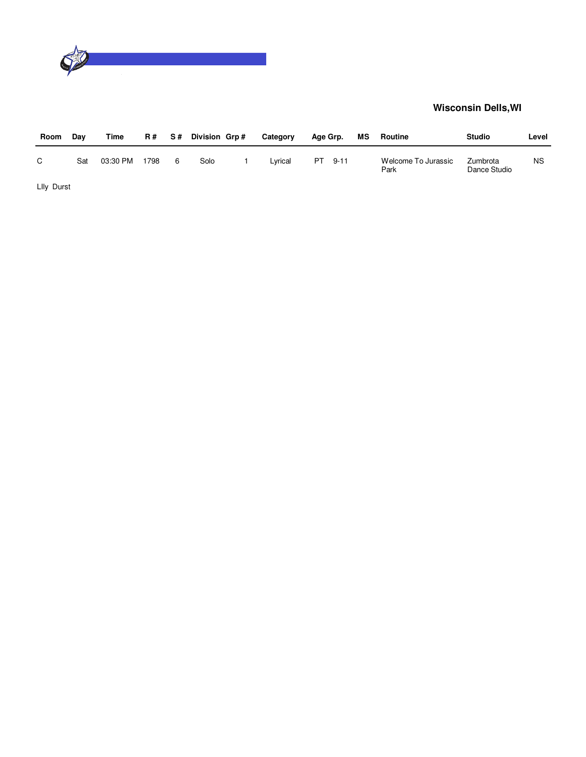**Wisconsin Dells,WI**

| Room | Day | Time | R # | S # | Division | Grp # | Category | Age Grp. | MS | Routine | Studio | Level |
|---|---|---|---|---|---|---|---|---|---|---|---|---|
| C | Sat | 03:30 PM | 1798 | 6 | Solo | 1 | Lyrical | PT 9-11 | | Welcome To Jurassic Park | Zumbrota Dance Studio | NS |

LIly Durst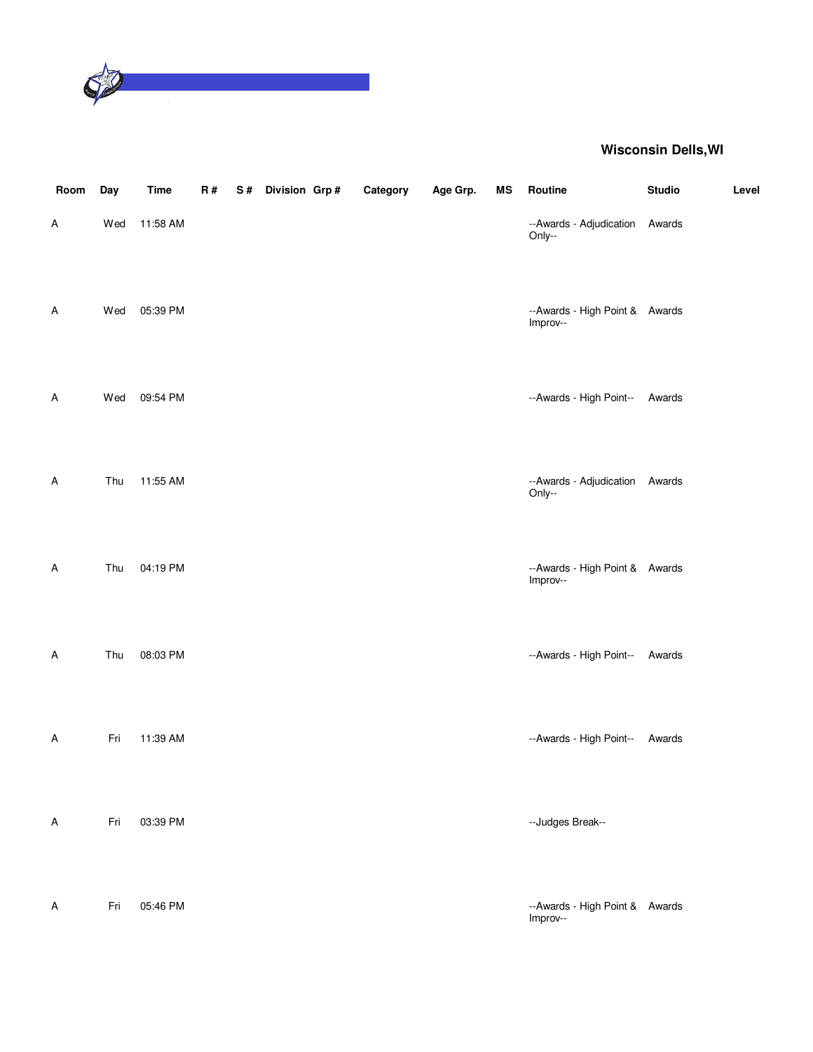**Wisconsin Dells,WI**

| Room | Day | Time | R # | S # | Division | Grp # | Category | Age Grp. | MS | Routine | Studio | Level |
|---|---|---|---|---|---|---|---|---|---|---|---|---|
| A | Wed | 11:58 AM | | | | | | | | --Awards - Adjudication Only-- | Awards | |
| A | Wed | 05:39 PM | | | | | | | | --Awards - High Point & Improv-- | Awards | |
| A | Wed | 09:54 PM | | | | | | | | --Awards - High Point-- | Awards | |
| A | Thu | 11:55 AM | | | | | | | | --Awards - Adjudication Only-- | Awards | |
| A | Thu | 04:19 PM | | | | | | | | --Awards - High Point & Improv-- | Awards | |
| A | Thu | 08:03 PM | | | | | | | | --Awards - High Point-- | Awards | |
| A | Fri | 11:39 AM | | | | | | | | --Awards - High Point-- | Awards | |
| A | Fri | 03:39 PM | | | | | | | | --Judges Break-- | | |
| A | Fri | 05:46 PM | | | | | | | | --Awards - High Point & Improv-- | Awards | |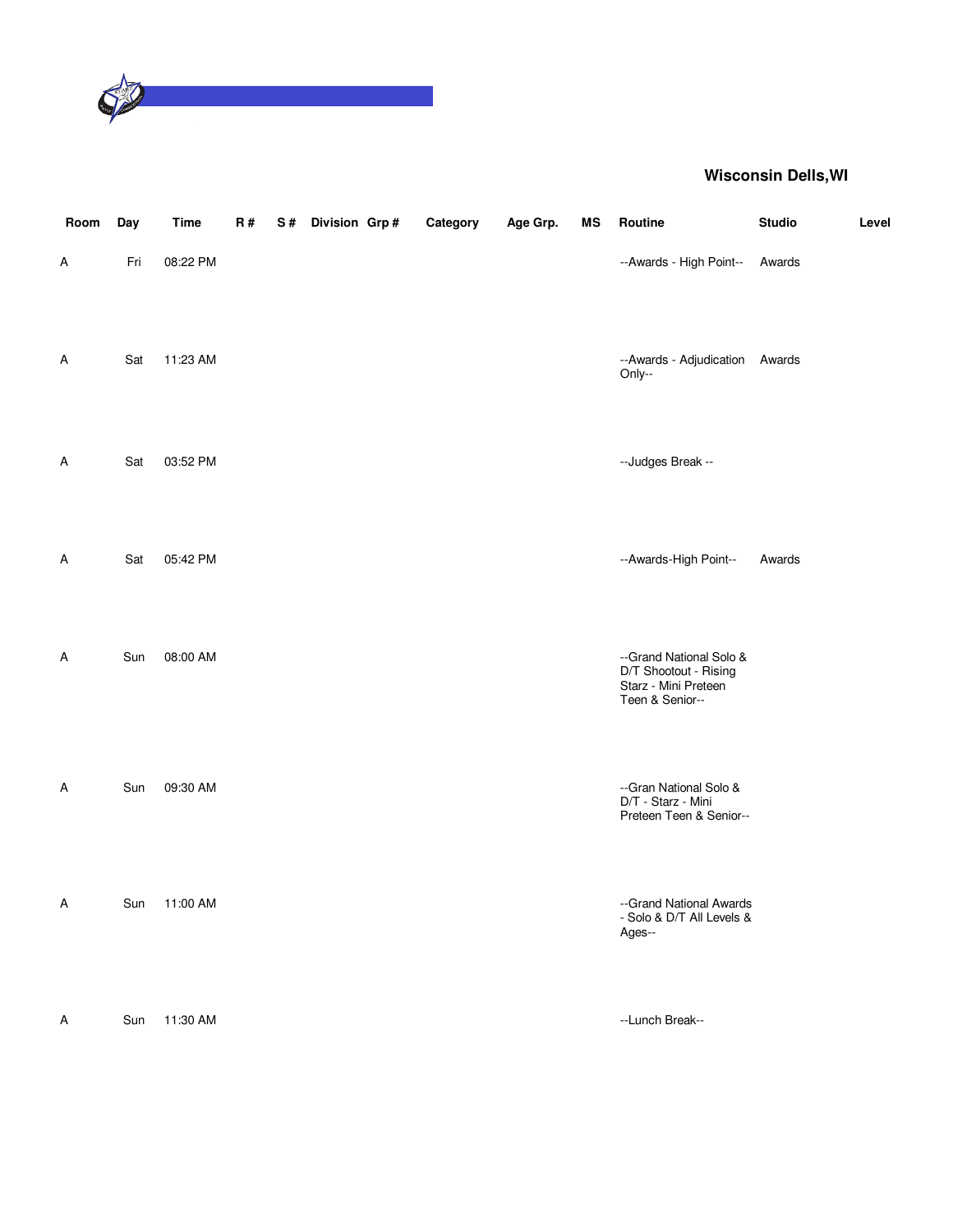**Wisconsin Dells,WI**

| Room | Day | Time | R # | S # | Division | Grp # | Category | Age Grp. | MS | Routine | Studio | Level |
|---|---|---|---|---|---|---|---|---|---|---|---|---|
| A | Fri | 08:22 PM | | | | | | | | --Awards - High Point-- | Awards | |
| A | Sat | 11:23 AM | | | | | | | | --Awards - Adjudication Only-- | Awards | |
| A | Sat | 03:52 PM | | | | | | | | --Judges Break -- | | |
| A | Sat | 05:42 PM | | | | | | | | --Awards-High Point-- | Awards | |
| A | Sun | 08:00 AM | | | | | | | | --Grand National Solo & D/T Shootout - Rising Starz - Mini Preteen Teen & Senior-- | | |
| A | Sun | 09:30 AM | | | | | | | | --Gran National Solo & D/T - Starz - Mini Preteen Teen & Senior-- | | |
| A | Sun | 11:00 AM | | | | | | | | --Grand National Awards - Solo & D/T All Levels & Ages-- | | |
| A | Sun | 11:30 AM | | | | | | | | --Lunch Break-- | | |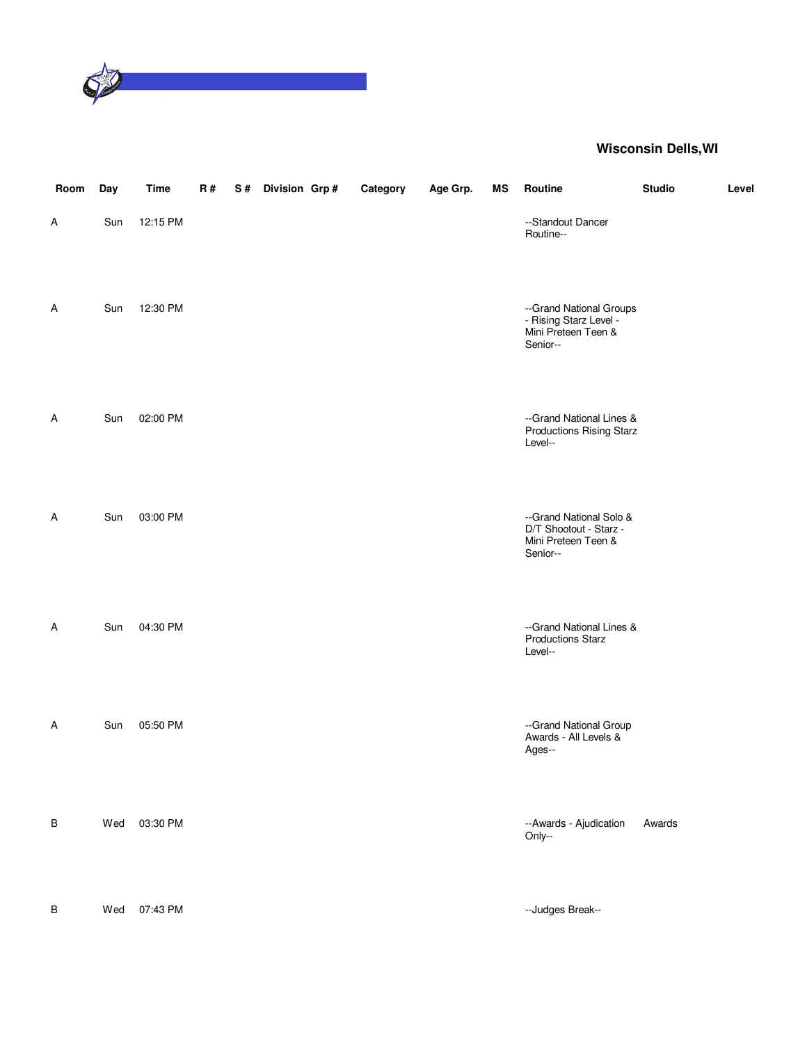**Wisconsin Dells,WI**

| Room | Day | Time | R # | S # | Division | Grp # | Category | Age Grp. | MS | Routine | Studio | Level |
|---|---|---|---|---|---|---|---|---|---|---|---|---|
| A | Sun | 12:15 PM | | | | | | | | --Standout Dancer Routine-- | | |
| A | Sun | 12:30 PM | | | | | | | | --Grand National Groups - Rising Starz Level - Mini Preteen Teen & Senior-- | | |
| A | Sun | 02:00 PM | | | | | | | | --Grand National Lines & Productions Rising Starz Level-- | | |
| A | Sun | 03:00 PM | | | | | | | | --Grand National Solo & D/T Shootout - Starz - Mini Preteen Teen & Senior-- | | |
| A | Sun | 04:30 PM | | | | | | | | --Grand National Lines & Productions Starz Level-- | | |
| A | Sun | 05:50 PM | | | | | | | | --Grand National Group Awards - All Levels & Ages-- | | |
| B | Wed | 03:30 PM | | | | | | | | --Awards - Ajudication Only-- | Awards | |
| B | Wed | 07:43 PM | | | | | | | | --Judges Break-- | | |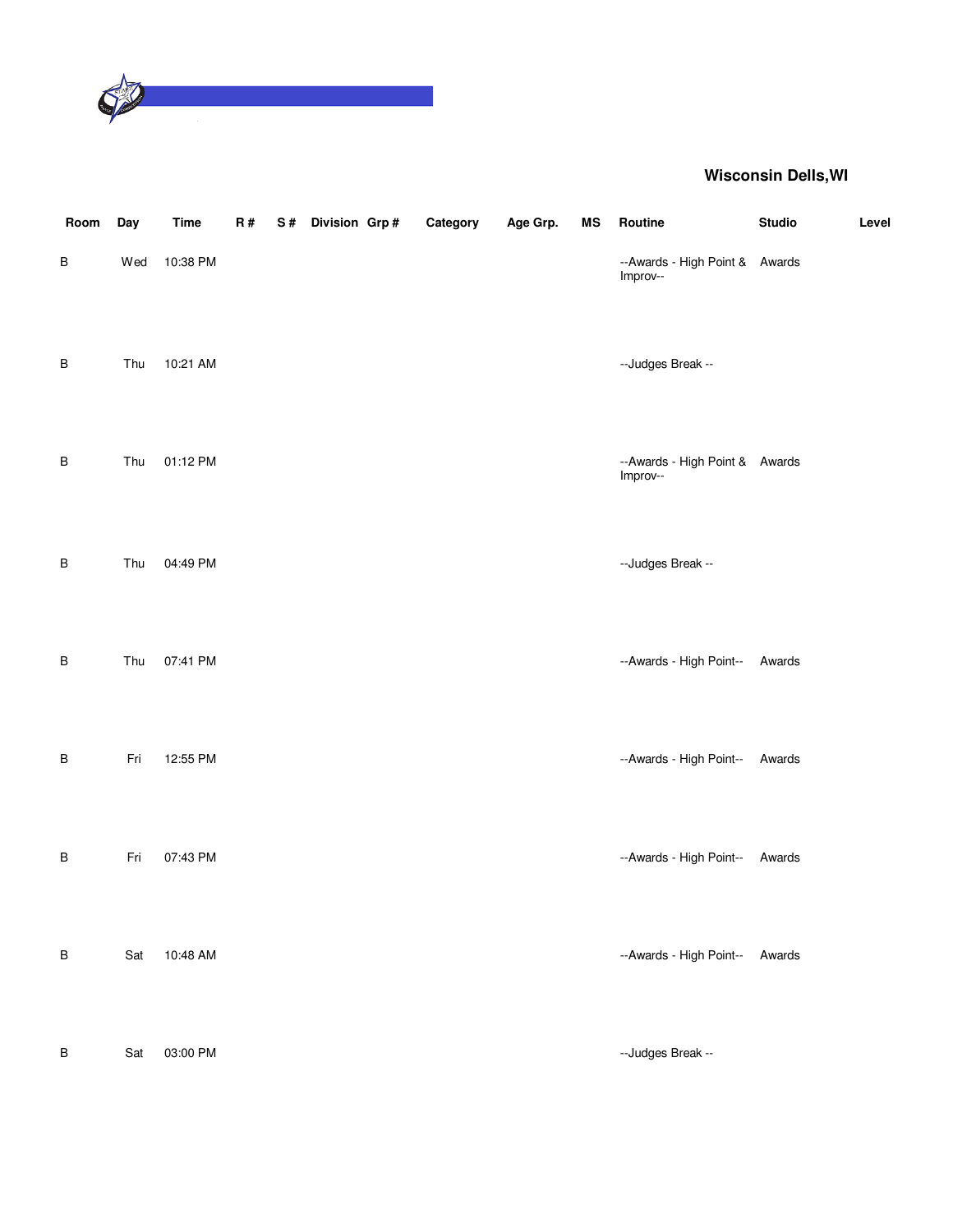**Wisconsin Dells,WI**

| Room | Day | Time | R # | S # | Division | Grp # | Category | Age Grp. | MS | Routine | Studio | Level |
|---|---|---|---|---|---|---|---|---|---|---|---|---|
| B | Wed | 10:38 PM | | | | | | | | --Awards - High Point & Improv-- | Awards | |
| B | Thu | 10:21 AM | | | | | | | | --Judges Break -- | | |
| B | Thu | 01:12 PM | | | | | | | | --Awards - High Point & Improv-- | Awards | |
| B | Thu | 04:49 PM | | | | | | | | --Judges Break -- | | |
| B | Thu | 07:41 PM | | | | | | | | --Awards - High Point-- | Awards | |
| B | Fri | 12:55 PM | | | | | | | | --Awards - High Point-- | Awards | |
| B | Fri | 07:43 PM | | | | | | | | --Awards - High Point-- | Awards | |
| B | Sat | 10:48 AM | | | | | | | | --Awards - High Point-- | Awards | |
| B | Sat | 03:00 PM | | | | | | | | --Judges Break -- | | |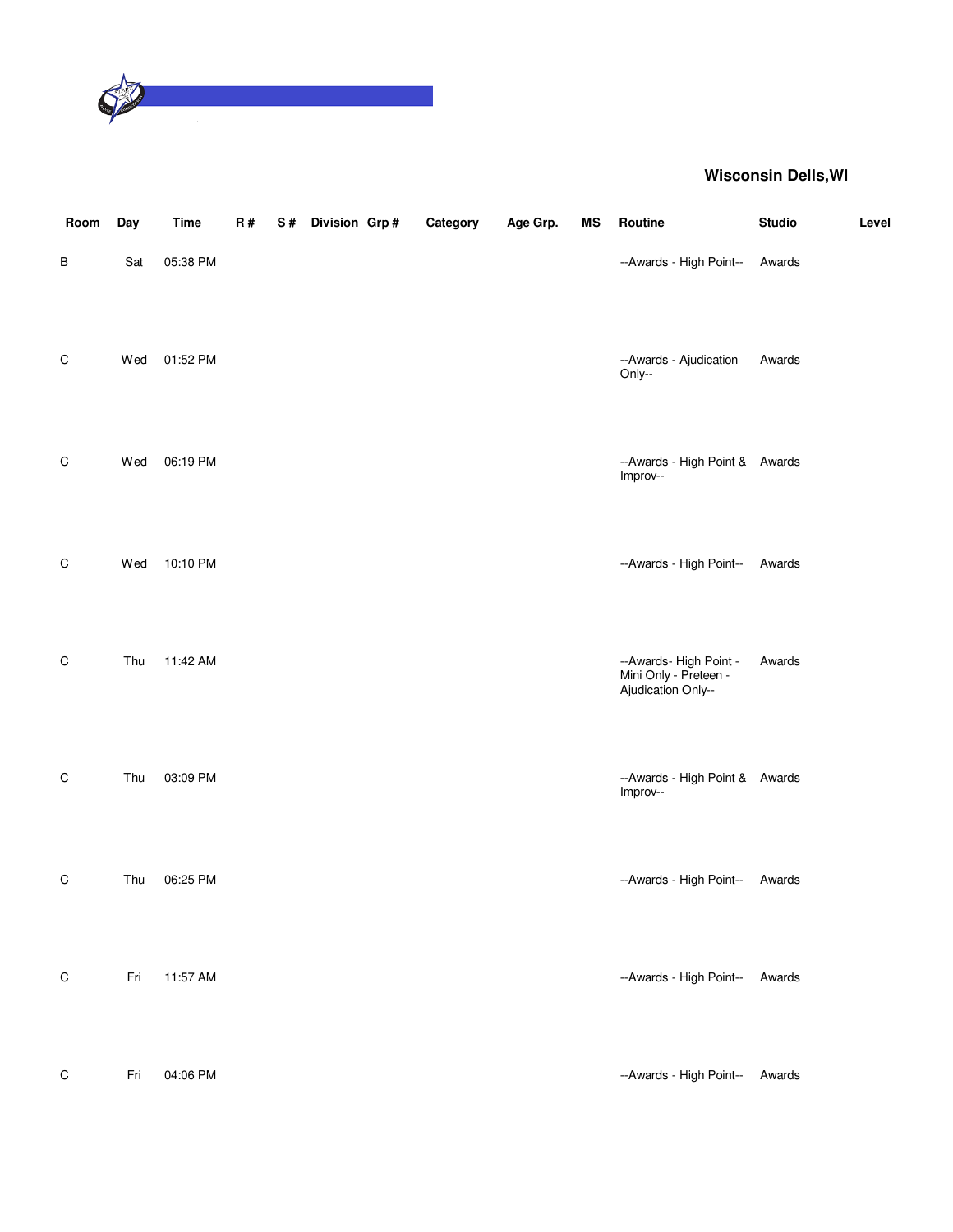**Wisconsin Dells,WI**

| Room | Day | Time | R # | S # | Division | Grp # | Category | Age Grp. | MS | Routine | Studio | Level |
|---|---|---|---|---|---|---|---|---|---|---|---|---|
| B | Sat | 05:38 PM | | | | | | | | --Awards - High Point-- | Awards | |
| C | Wed | 01:52 PM | | | | | | | | --Awards - Ajudication Only-- | Awards | |
| C | Wed | 06:19 PM | | | | | | | | --Awards - High Point & Improv-- | Awards | |
| C | Wed | 10:10 PM | | | | | | | | --Awards - High Point-- | Awards | |
| C | Thu | 11:42 AM | | | | | | | | --Awards- High Point - Mini Only - Preteen - Ajudication Only-- | Awards | |
| C | Thu | 03:09 PM | | | | | | | | --Awards - High Point & Improv-- | Awards | |
| C | Thu | 06:25 PM | | | | | | | | --Awards - High Point-- | Awards | |
| C | Fri | 11:57 AM | | | | | | | | --Awards - High Point-- | Awards | |
| C | Fri | 04:06 PM | | | | | | | | --Awards - High Point-- | Awards | |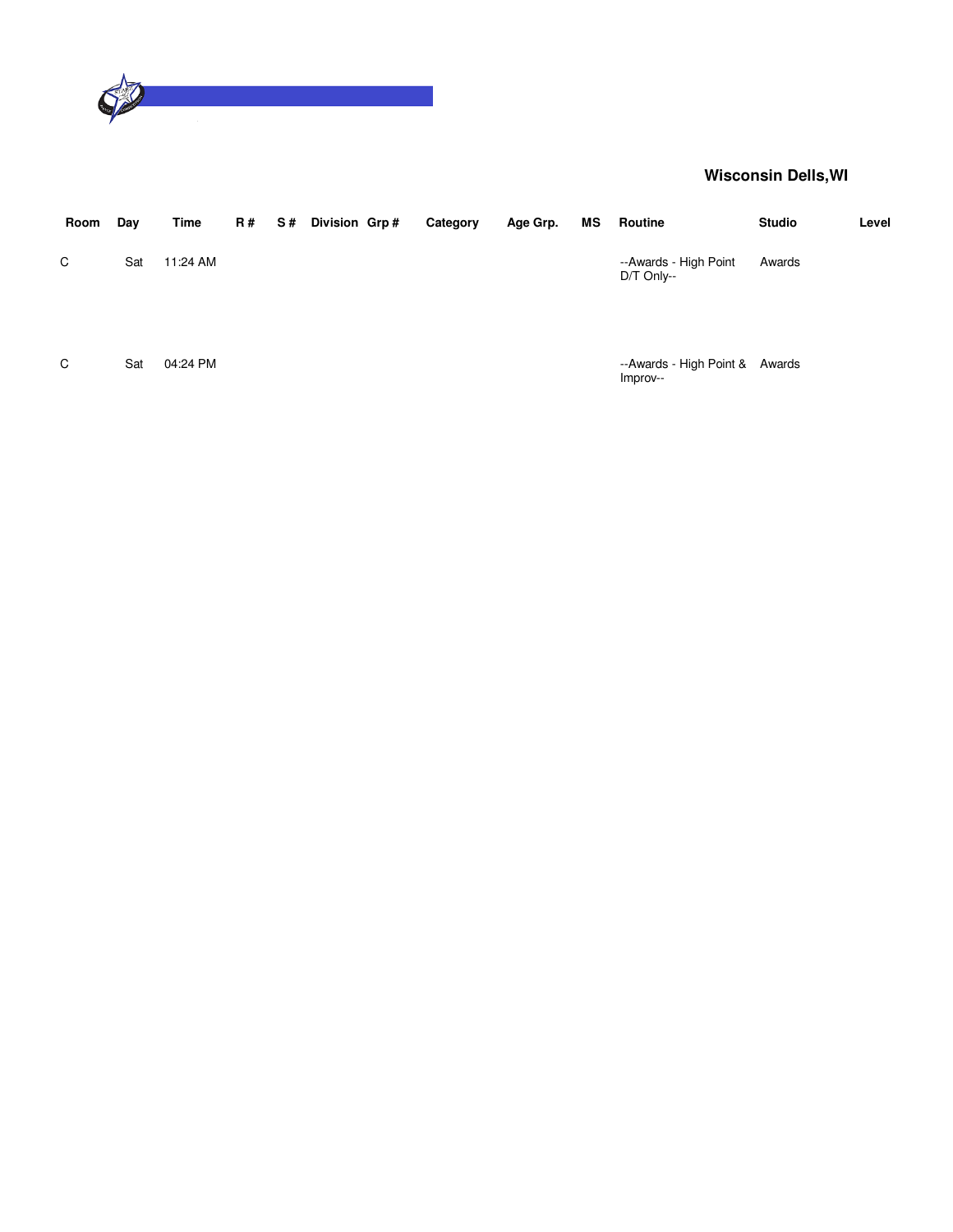**Wisconsin Dells,WI**

| Room | Day | Time | R # | S # | Division | Grp # | Category | Age Grp. | MS | Routine | Studio | Level |
|---|---|---|---|---|---|---|---|---|---|---|---|---|
| C | Sat | 11:24 AM | | | | | | | | --Awards - High Point D/T Only-- | Awards | |
| C | Sat | 04:24 PM | | | | | | | | --Awards - High Point & Improv-- | Awards | |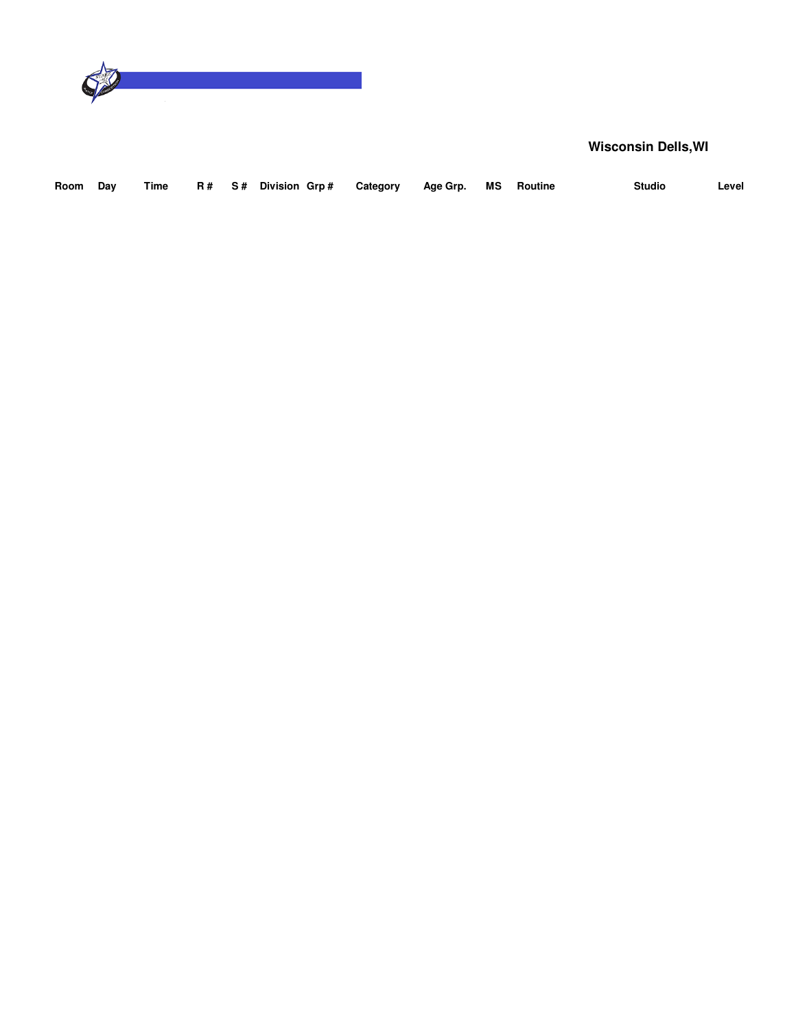Wisconsin Dells,WI

| Room | Day | Time | R # | S # | Division | Grp # | Category | Age Grp. | MS | Routine | Studio | Level |
|---|---|---|---|---|---|---|---|---|---|---|---|---|